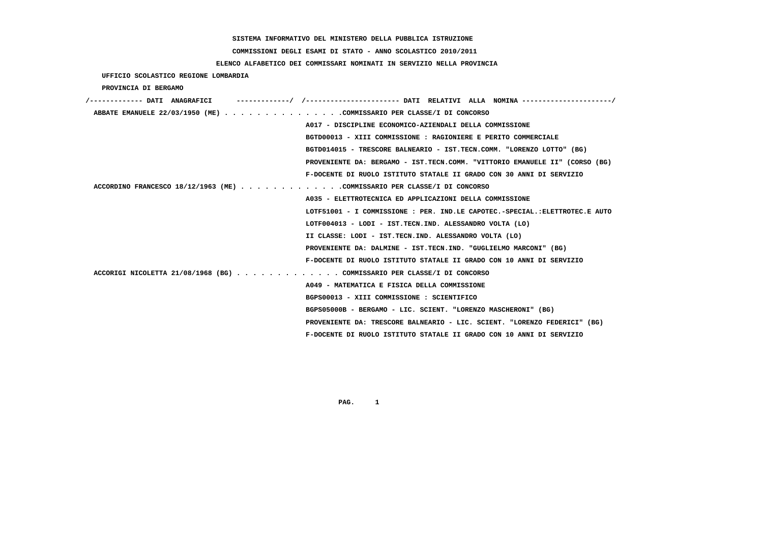**SISTEMA INFORMATIVO DEL MINISTERO DELLA PUBBLICA ISTRUZIONE**

**COMMISSIONI DEGLI ESAMI DI STATO - ANNO SCOLASTICO 2010/2011**

**ELENCO ALFABETICO DEI COMMISSARI NOMINATI IN SERVIZIO NELLA PROVINCIA**

**UFFICIO SCOLASTICO REGIONE LOMBARDIA**

**PROVINCIA DI BERGAMO**

| DATI ANAGRAFICI | DATI RELATIVI ALLA NOMINA |
|---|---|
| ABBATE EMANUELE 22/03/1950 (ME) | COMMISSARIO PER CLASSE/I DI CONCORSO |
| | A017 - DISCIPLINE ECONOMICO-AZIENDALI DELLA COMMISSIONE |
| | BGTD00013 - XIII COMMISSIONE : RAGIONIERE E PERITO COMMERCIALE |
| | BGTD014015 - TRESCORE BALNEARIO - IST.TECN.COMM. "LORENZO LOTTO" (BG) |
| | PROVENIENTE DA: BERGAMO - IST.TECN.COMM. "VITTORIO EMANUELE II" (CORSO (BG) |
| | F-DOCENTE DI RUOLO ISTITUTO STATALE II GRADO CON 30 ANNI DI SERVIZIO |
| ACCORDINO FRANCESCO 18/12/1963 (ME) | COMMISSARIO PER CLASSE/I DI CONCORSO |
| | A035 - ELETTROTECNICA ED APPLICAZIONI DELLA COMMISSIONE |
| | LOTF51001 - I COMMISSIONE : PER. IND.LE CAPOTEC.-SPECIAL.:ELETTROTEC.E AUTO |
| | LOTF004013 - LODI - IST.TECN.IND. ALESSANDRO VOLTA (LO) |
| | II CLASSE: LODI - IST.TECN.IND. ALESSANDRO VOLTA (LO) |
| | PROVENIENTE DA: DALMINE - IST.TECN.IND. "GUGLIELMO MARCONI" (BG) |
| | F-DOCENTE DI RUOLO ISTITUTO STATALE II GRADO CON 10 ANNI DI SERVIZIO |
| ACCORIGI NICOLETTA 21/08/1968 (BG) | COMMISSARIO PER CLASSE/I DI CONCORSO |
| | A049 - MATEMATICA E FISICA DELLA COMMISSIONE |
| | BGPS00013 - XIII COMMISSIONE : SCIENTIFICO |
| | BGPS05000B - BERGAMO - LIC. SCIENT. "LORENZO MASCHERONI" (BG) |
| | PROVENIENTE DA: TRESCORE BALNEARIO - LIC. SCIENT. "LORENZO FEDERICI" (BG) |
| | F-DOCENTE DI RUOLO ISTITUTO STATALE II GRADO CON 10 ANNI DI SERVIZIO |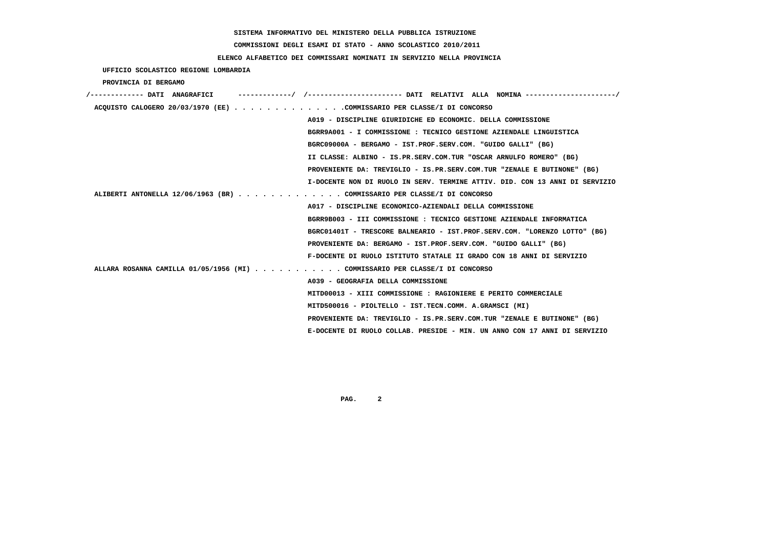SISTEMA INFORMATIVO DEL MINISTERO DELLA PUBBLICA ISTRUZIONE

COMMISSIONI DEGLI ESAMI DI STATO - ANNO SCOLASTICO 2010/2011

ELENCO ALFABETICO DEI COMMISSARI NOMINATI IN SERVIZIO NELLA PROVINCIA

UFFICIO SCOLASTICO REGIONE LOMBARDIA

PROVINCIA DI BERGAMO

/------------- DATI ANAGRAFICI -------------/ /---------------------- DATI RELATIVI ALLA NOMINA ---------------------/

ACQUISTO CALOGERO 20/03/1970 (EE) . . . . . . . . . . . . . .COMMISSARIO PER CLASSE/I DI CONCORSO
A019 - DISCIPLINE GIURIDICHE ED ECONOMIC. DELLA COMMISSIONE
BGRR9A001 - I COMMISSIONE : TECNICO GESTIONE AZIENDALE LINGUISTICA
BGRC09000A - BERGAMO - IST.PROF.SERV.COM. "GUIDO GALLI" (BG)
II CLASSE: ALBINO - IS.PR.SERV.COM.TUR "OSCAR ARNULFO ROMERO" (BG)
PROVENIENTE DA: TREVIGLIO - IS.PR.SERV.COM.TUR "ZENALE E BUTINONE" (BG)
I-DOCENTE NON DI RUOLO IN SERV. TERMINE ATTIV. DID. CON 13 ANNI DI SERVIZIO

ALIBERTI ANTONELLA 12/06/1963 (BR) . . . . . . . . . . . . . COMMISSARIO PER CLASSE/I DI CONCORSO
A017 - DISCIPLINE ECONOMICO-AZIENDALI DELLA COMMISSIONE
BGRR9B003 - III COMMISSIONE : TECNICO GESTIONE AZIENDALE INFORMATICA
BGRC01401T - TRESCORE BALNEARIO - IST.PROF.SERV.COM. "LORENZO LOTTO" (BG)
PROVENIENTE DA: BERGAMO - IST.PROF.SERV.COM. "GUIDO GALLI" (BG)
F-DOCENTE DI RUOLO ISTITUTO STATALE II GRADO CON 18 ANNI DI SERVIZIO

ALLARA ROSANNA CAMILLA 01/05/1956 (MI) . . . . . . . . . . . COMMISSARIO PER CLASSE/I DI CONCORSO
A039 - GEOGRAFIA DELLA COMMISSIONE
MITD00013 - XIII COMMISSIONE : RAGIONIERE E PERITO COMMERCIALE
MITD500016 - PIOLTELLO - IST.TECN.COMM. A.GRAMSCI (MI)
PROVENIENTE DA: TREVIGLIO - IS.PR.SERV.COM.TUR "ZENALE E BUTINONE" (BG)
E-DOCENTE DI RUOLO COLLAB. PRESIDE - MIN. UN ANNO CON 17 ANNI DI SERVIZIO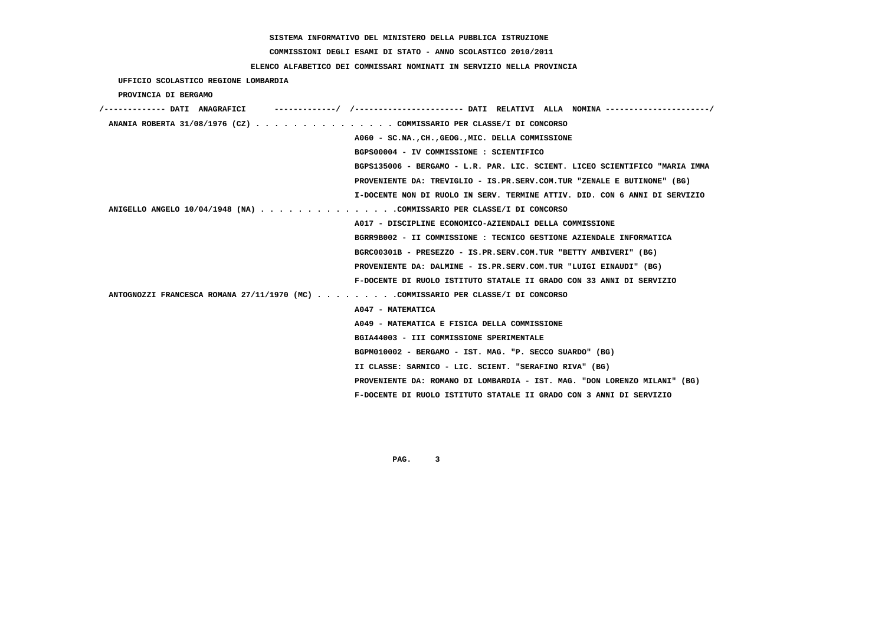SISTEMA INFORMATIVO DEL MINISTERO DELLA PUBBLICA ISTRUZIONE

COMMISSIONI DEGLI ESAMI DI STATO - ANNO SCOLASTICO 2010/2011

ELENCO ALFABETICO DEI COMMISSARI NOMINATI IN SERVIZIO NELLA PROVINCIA

UFFICIO SCOLASTICO REGIONE LOMBARDIA

PROVINCIA DI BERGAMO

| DATI ANAGRAFICI | DATI RELATIVI ALLA NOMINA |
|---|---|
| ANANIA ROBERTA 31/08/1976 (CZ) | COMMISSARIO PER CLASSE/I DI CONCORSO |
| | A060 - SC.NA.,CH.,GEOG.,MIC. DELLA COMMISSIONE |
| | BGPS00004 - IV COMMISSIONE : SCIENTIFICO |
| | BGPS135006 - BERGAMO - L.R. PAR. LIC. SCIENT. LICEO SCIENTIFICO "MARIA IMMA |
| | PROVENIENTE DA: TREVIGLIO - IS.PR.SERV.COM.TUR "ZENALE E BUTINONE" (BG) |
| | I-DOCENTE NON DI RUOLO IN SERV. TERMINE ATTIV. DID. CON 6 ANNI DI SERVIZIO |
| ANIGELLO ANGELO 10/04/1948 (NA) | COMMISSARIO PER CLASSE/I DI CONCORSO |
| | A017 - DISCIPLINE ECONOMICO-AZIENDALI DELLA COMMISSIONE |
| | BGRR9B002 - II COMMISSIONE : TECNICO GESTIONE AZIENDALE INFORMATICA |
| | BGRC00301B - PRESEZZO - IS.PR.SERV.COM.TUR "BETTY AMBIVERI" (BG) |
| | PROVENIENTE DA: DALMINE - IS.PR.SERV.COM.TUR "LUIGI EINAUDI" (BG) |
| | F-DOCENTE DI RUOLO ISTITUTO STATALE II GRADO CON 33 ANNI DI SERVIZIO |
| ANTOGNOZZI FRANCESCA ROMANA 27/11/1970 (MC) | COMMISSARIO PER CLASSE/I DI CONCORSO |
| | A047 - MATEMATICA |
| | A049 - MATEMATICA E FISICA DELLA COMMISSIONE |
| | BGIA44003 - III COMMISSIONE SPERIMENTALE |
| | BGPM010002 - BERGAMO - IST. MAG. "P. SECCO SUARDO" (BG) |
| | II CLASSE: SARNICO - LIC. SCIENT. "SERAFINO RIVA" (BG) |
| | PROVENIENTE DA: ROMANO DI LOMBARDIA - IST. MAG. "DON LORENZO MILANI" (BG) |
| | F-DOCENTE DI RUOLO ISTITUTO STATALE II GRADO CON 3 ANNI DI SERVIZIO |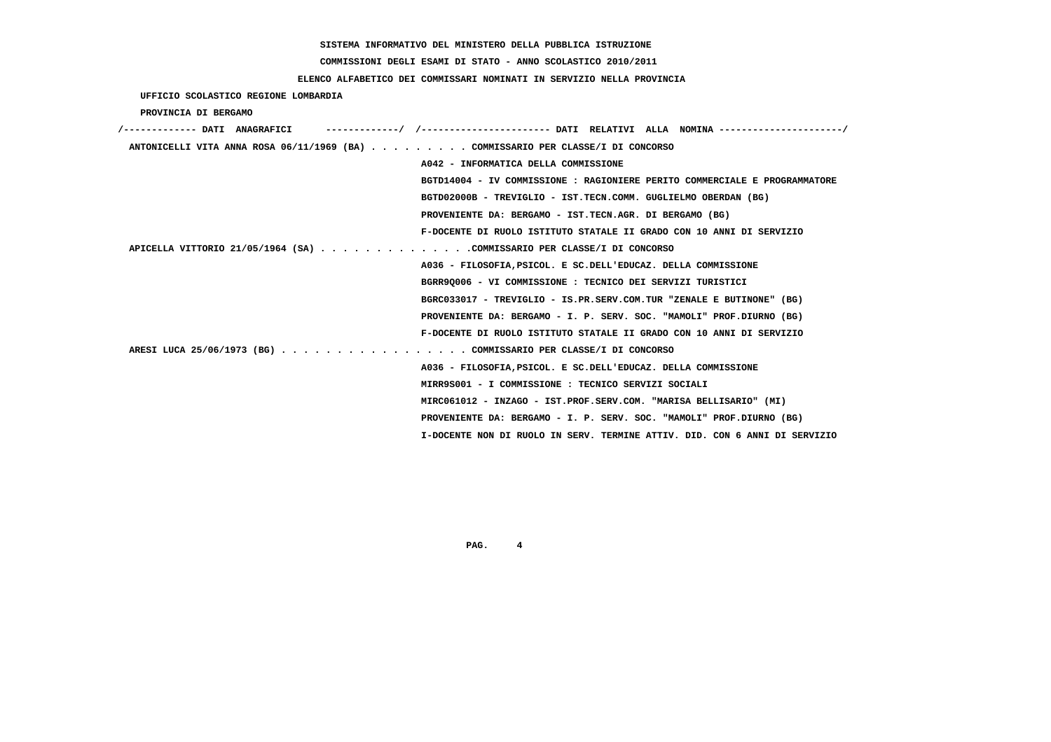SISTEMA INFORMATIVO DEL MINISTERO DELLA PUBBLICA ISTRUZIONE

COMMISSIONI DEGLI ESAMI DI STATO - ANNO SCOLASTICO 2010/2011

ELENCO ALFABETICO DEI COMMISSARI NOMINATI IN SERVIZIO NELLA PROVINCIA

UFFICIO SCOLASTICO REGIONE LOMBARDIA

PROVINCIA DI BERGAMO

/------------- DATI ANAGRAFICI -------------/ /---------------------- DATI RELATIVI ALLA NOMINA ---------------------/

**ANTONICELLI VITA ANNA ROSA 06/11/1969 (BA)** . . . . . . . . . COMMISSARIO PER CLASSE/I DI CONCORSO
A042 - INFORMATICA DELLA COMMISSIONE
BGTD14004 - IV COMMISSIONE : RAGIONIERE PERITO COMMERCIALE E PROGRAMMATORE
BGTD02000B - TREVIGLIO - IST.TECN.COMM. GUGLIELMO OBERDAN (BG)
PROVENIENTE DA: BERGAMO - IST.TECN.AGR. DI BERGAMO (BG)
F-DOCENTE DI RUOLO ISTITUTO STATALE II GRADO CON 10 ANNI DI SERVIZIO

**APICELLA VITTORIO 21/05/1964 (SA)** . . . . . . . . . . . . . .COMMISSARIO PER CLASSE/I DI CONCORSO
A036 - FILOSOFIA,PSICOL. E SC.DELL'EDUCAZ. DELLA COMMISSIONE
BGRR9Q006 - VI COMMISSIONE : TECNICO DEI SERVIZI TURISTICI
BGRC033017 - TREVIGLIO - IS.PR.SERV.COM.TUR "ZENALE E BUTINONE" (BG)
PROVENIENTE DA: BERGAMO - I. P. SERV. SOC. "MAMOLI" PROF.DIURNO (BG)
F-DOCENTE DI RUOLO ISTITUTO STATALE II GRADO CON 10 ANNI DI SERVIZIO

**ARESI LUCA 25/06/1973 (BG)** . . . . . . . . . . . . . . . . . COMMISSARIO PER CLASSE/I DI CONCORSO
A036 - FILOSOFIA,PSICOL. E SC.DELL'EDUCAZ. DELLA COMMISSIONE
MIRR9S001 - I COMMISSIONE : TECNICO SERVIZI SOCIALI
MIRC061012 - INZAGO - IST.PROF.SERV.COM. "MARISA BELLISARIO" (MI)
PROVENIENTE DA: BERGAMO - I. P. SERV. SOC. "MAMOLI" PROF.DIURNO (BG)
I-DOCENTE NON DI RUOLO IN SERV. TERMINE ATTIV. DID. CON 6 ANNI DI SERVIZIO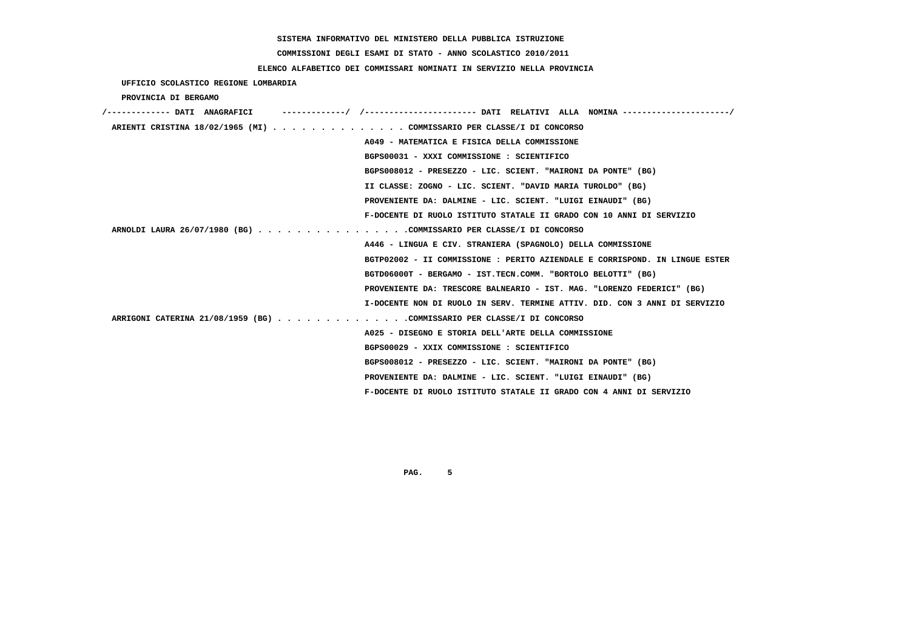SISTEMA INFORMATIVO DEL MINISTERO DELLA PUBBLICA ISTRUZIONE

COMMISSIONI DEGLI ESAMI DI STATO - ANNO SCOLASTICO 2010/2011

ELENCO ALFABETICO DEI COMMISSARI NOMINATI IN SERVIZIO NELLA PROVINCIA

UFFICIO SCOLASTICO REGIONE LOMBARDIA

PROVINCIA DI BERGAMO

| DATI ANAGRAFICI | DATI RELATIVI ALLA NOMINA |
|---|---|
| ARIENTI CRISTINA 18/02/1965 (MI) | COMMISSARIO PER CLASSE/I DI CONCORSO |
| | A049 - MATEMATICA E FISICA DELLA COMMISSIONE |
| | BGPS00031 - XXXI COMMISSIONE : SCIENTIFICO |
| | BGPS008012 - PRESEZZO - LIC. SCIENT. "MAIRONI DA PONTE" (BG) |
| | II CLASSE: ZOGNO - LIC. SCIENT. "DAVID MARIA TUROLDO" (BG) |
| | PROVENIENTE DA: DALMINE - LIC. SCIENT. "LUIGI EINAUDI" (BG) |
| | F-DOCENTE DI RUOLO ISTITUTO STATALE II GRADO CON 10 ANNI DI SERVIZIO |
| ARNOLDI LAURA 26/07/1980 (BG) | COMMISSARIO PER CLASSE/I DI CONCORSO |
| | A446 - LINGUA E CIV. STRANIERA (SPAGNOLO) DELLA COMMISSIONE |
| | BGTP02002 - II COMMISSIONE : PERITO AZIENDALE E CORRISPOND. IN LINGUE ESTER |
| | BGTD06000T - BERGAMO - IST.TECN.COMM. "BORTOLO BELOTTI" (BG) |
| | PROVENIENTE DA: TRESCORE BALNEARIO - IST. MAG. "LORENZO FEDERICI" (BG) |
| | I-DOCENTE NON DI RUOLO IN SERV. TERMINE ATTIV. DID. CON 3 ANNI DI SERVIZIO |
| ARRIGONI CATERINA 21/08/1959 (BG) | COMMISSARIO PER CLASSE/I DI CONCORSO |
| | A025 - DISEGNO E STORIA DELL'ARTE DELLA COMMISSIONE |
| | BGPS00029 - XXIX COMMISSIONE : SCIENTIFICO |
| | BGPS008012 - PRESEZZO - LIC. SCIENT. "MAIRONI DA PONTE" (BG) |
| | PROVENIENTE DA: DALMINE - LIC. SCIENT. "LUIGI EINAUDI" (BG) |
| | F-DOCENTE DI RUOLO ISTITUTO STATALE II GRADO CON 4 ANNI DI SERVIZIO |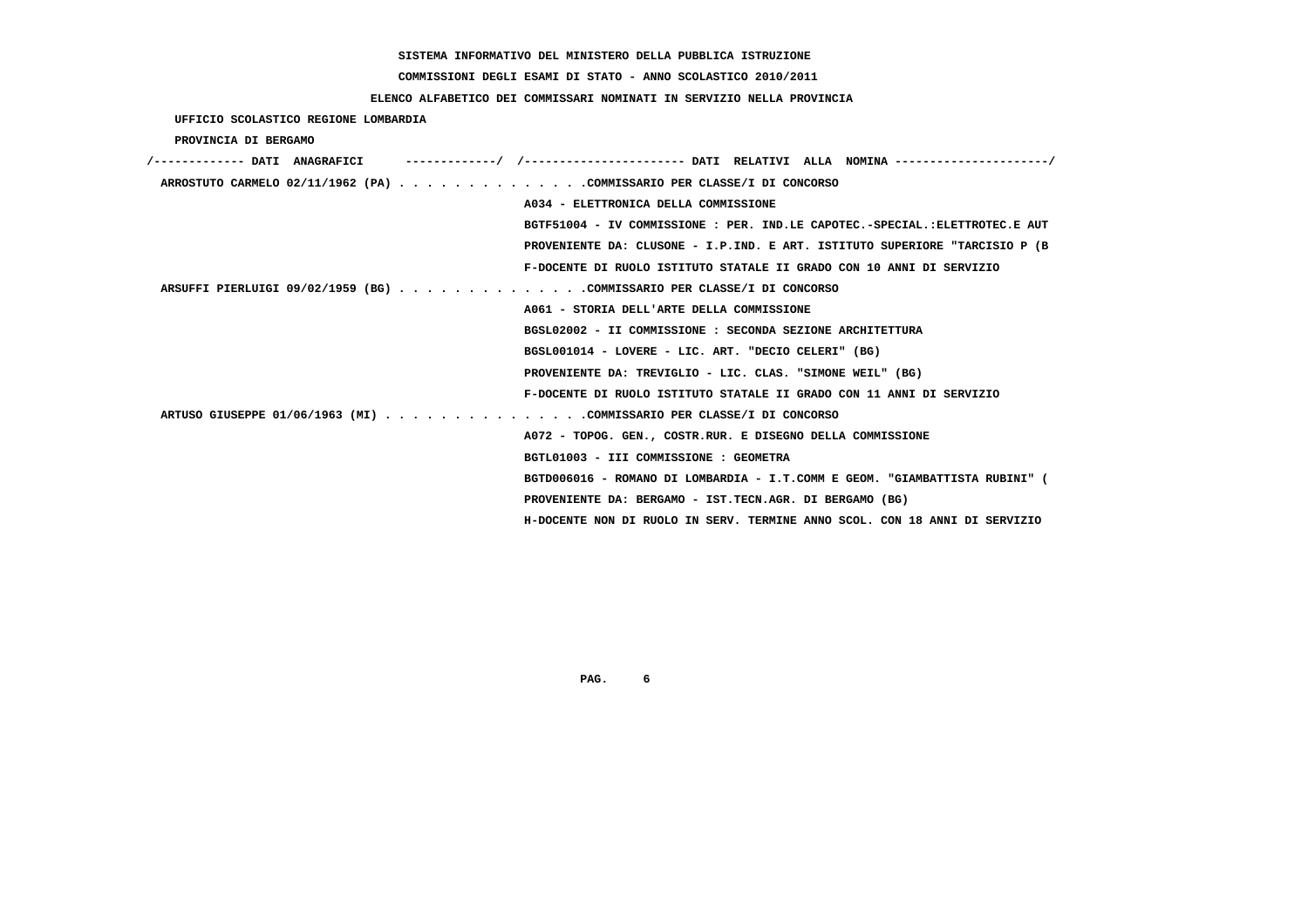SISTEMA INFORMATIVO DEL MINISTERO DELLA PUBBLICA ISTRUZIONE

COMMISSIONI DEGLI ESAMI DI STATO - ANNO SCOLASTICO 2010/2011

ELENCO ALFABETICO DEI COMMISSARI NOMINATI IN SERVIZIO NELLA PROVINCIA

UFFICIO SCOLASTICO REGIONE LOMBARDIA

PROVINCIA DI BERGAMO

| DATI ANAGRAFICI | DATI RELATIVI ALLA NOMINA |
|---|---|
| ARROSTUTO CARMELO 02/11/1962 (PA) | COMMISSARIO PER CLASSE/I DI CONCORSO |
| | A034 - ELETTRONICA DELLA COMMISSIONE |
| | BGTF51004 - IV COMMISSIONE : PER. IND.LE CAPOTEC.-SPECIAL.:ELETTROTEC.E AUT |
| | PROVENIENTE DA: CLUSONE - I.P.IND. E ART. ISTITUTO SUPERIORE "TARCISIO P (B |
| | F-DOCENTE DI RUOLO ISTITUTO STATALE II GRADO CON 10 ANNI DI SERVIZIO |
| ARSUFFI PIERLUIGI 09/02/1959 (BG) | COMMISSARIO PER CLASSE/I DI CONCORSO |
| | A061 - STORIA DELL'ARTE DELLA COMMISSIONE |
| | BGSL02002 - II COMMISSIONE : SECONDA SEZIONE ARCHITETTURA |
| | BGSL001014 - LOVERE - LIC. ART. "DECIO CELERI" (BG) |
| | PROVENIENTE DA: TREVIGLIO - LIC. CLAS. "SIMONE WEIL" (BG) |
| | F-DOCENTE DI RUOLO ISTITUTO STATALE II GRADO CON 11 ANNI DI SERVIZIO |
| ARTUSO GIUSEPPE 01/06/1963 (MI) | COMMISSARIO PER CLASSE/I DI CONCORSO |
| | A072 - TOPOG. GEN., COSTR.RUR. E DISEGNO DELLA COMMISSIONE |
| | BGTL01003 - III COMMISSIONE : GEOMETRA |
| | BGTD006016 - ROMANO DI LOMBARDIA - I.T.COMM E GEOM. "GIAMBATTISTA RUBINI" ( |
| | PROVENIENTE DA: BERGAMO - IST.TECN.AGR. DI BERGAMO (BG) |
| | H-DOCENTE NON DI RUOLO IN SERV. TERMINE ANNO SCOL. CON 18 ANNI DI SERVIZIO |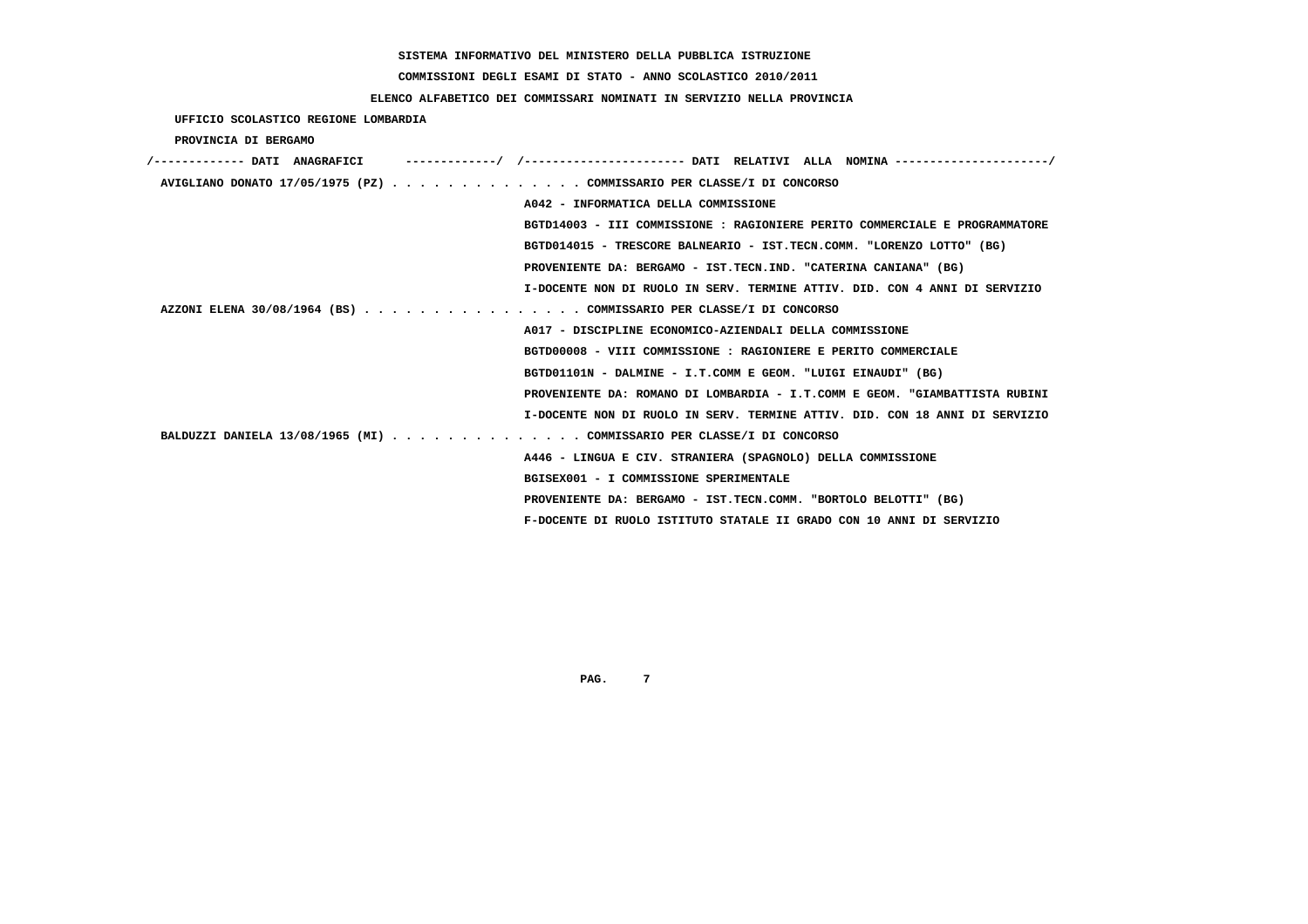SISTEMA INFORMATIVO DEL MINISTERO DELLA PUBBLICA ISTRUZIONE

COMMISSIONI DEGLI ESAMI DI STATO - ANNO SCOLASTICO 2010/2011

ELENCO ALFABETICO DEI COMMISSARI NOMINATI IN SERVIZIO NELLA PROVINCIA

UFFICIO SCOLASTICO REGIONE LOMBARDIA

PROVINCIA DI BERGAMO

```
/------------- DATI  ANAGRAFICI      -------------/  /---------------------- DATI  RELATIVI  ALLA  NOMINA ---------------------/
 AVIGLIANO DONATO 17/05/1975 (PZ) . . . . . . . . . . . . . . COMMISSARIO PER CLASSE/I DI CONCORSO
                                                    A042 - INFORMATICA DELLA COMMISSIONE
                                                    BGTD14003 - III COMMISSIONE : RAGIONIERE PERITO COMMERCIALE E PROGRAMMATORE
                                                    BGTD014015 - TRESCORE BALNEARIO - IST.TECN.COMM. "LORENZO LOTTO" (BG)
                                                    PROVENIENTE DA: BERGAMO - IST.TECN.IND. "CATERINA CANIANA" (BG)
                                                    I-DOCENTE NON DI RUOLO IN SERV. TERMINE ATTIV. DID. CON 4 ANNI DI SERVIZIO
 AZZONI ELENA 30/08/1964 (BS) . . . . . . . . . . . . . . . . COMMISSARIO PER CLASSE/I DI CONCORSO
                                                    A017 - DISCIPLINE ECONOMICO-AZIENDALI DELLA COMMISSIONE
                                                    BGTD00008 - VIII COMMISSIONE : RAGIONIERE E PERITO COMMERCIALE
                                                    BGTD01101N - DALMINE - I.T.COMM E GEOM. "LUIGI EINAUDI" (BG)
                                                    PROVENIENTE DA: ROMANO DI LOMBARDIA - I.T.COMM E GEOM. "GIAMBATTISTA RUBINI
                                                    I-DOCENTE NON DI RUOLO IN SERV. TERMINE ATTIV. DID. CON 18 ANNI DI SERVIZIO
 BALDUZZI DANIELA 13/08/1965 (MI) . . . . . . . . . . . . . . COMMISSARIO PER CLASSE/I DI CONCORSO
                                                    A446 - LINGUA E CIV. STRANIERA (SPAGNOLO) DELLA COMMISSIONE
                                                    BGISEX001 - I COMMISSIONE SPERIMENTALE
                                                    PROVENIENTE DA: BERGAMO - IST.TECN.COMM. "BORTOLO BELOTTI" (BG)
                                                    F-DOCENTE DI RUOLO ISTITUTO STATALE II GRADO CON 10 ANNI DI SERVIZIO
```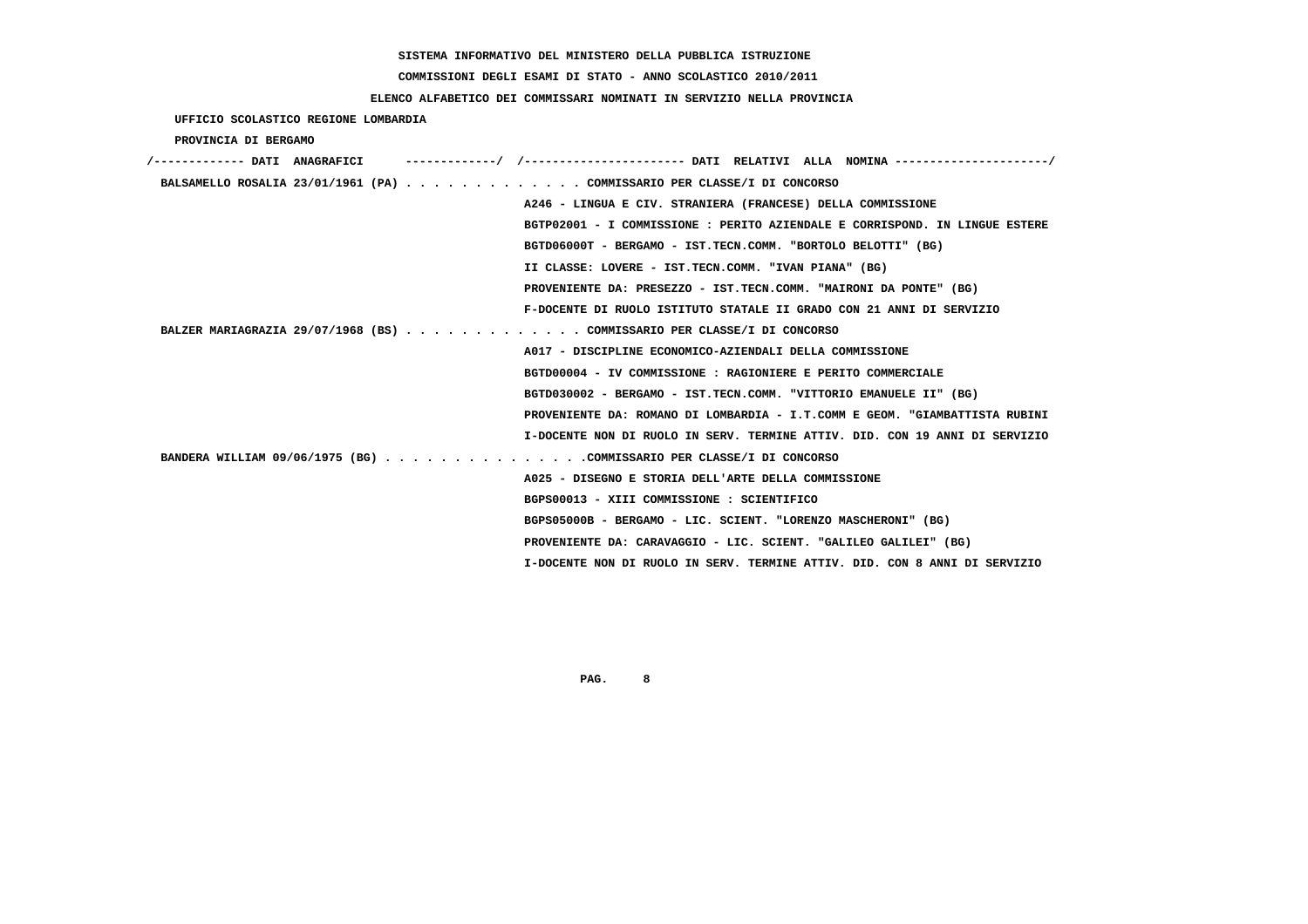SISTEMA INFORMATIVO DEL MINISTERO DELLA PUBBLICA ISTRUZIONE

COMMISSIONI DEGLI ESAMI DI STATO - ANNO SCOLASTICO 2010/2011

ELENCO ALFABETICO DEI COMMISSARI NOMINATI IN SERVIZIO NELLA PROVINCIA

UFFICIO SCOLASTICO REGIONE LOMBARDIA

PROVINCIA DI BERGAMO

| DATI ANAGRAFICI | DATI RELATIVI ALLA NOMINA |
|---|---|
| BALSAMELLO ROSALIA 23/01/1961 (PA) | COMMISSARIO PER CLASSE/I DI CONCORSO |
| | A246 - LINGUA E CIV. STRANIERA (FRANCESE) DELLA COMMISSIONE |
| | BGTP02001 - I COMMISSIONE : PERITO AZIENDALE E CORRISPOND. IN LINGUE ESTERE |
| | BGTD06000T - BERGAMO - IST.TECN.COMM. "BORTOLO BELOTTI" (BG) |
| | II CLASSE: LOVERE - IST.TECN.COMM. "IVAN PIANA" (BG) |
| | PROVENIENTE DA: PRESEZZO - IST.TECN.COMM. "MAIRONI DA PONTE" (BG) |
| | F-DOCENTE DI RUOLO ISTITUTO STATALE II GRADO CON 21 ANNI DI SERVIZIO |
| BALZER MARIAGRAZIA 29/07/1968 (BS) | COMMISSARIO PER CLASSE/I DI CONCORSO |
| | A017 - DISCIPLINE ECONOMICO-AZIENDALI DELLA COMMISSIONE |
| | BGTD00004 - IV COMMISSIONE : RAGIONIERE E PERITO COMMERCIALE |
| | BGTD030002 - BERGAMO - IST.TECN.COMM. "VITTORIO EMANUELE II" (BG) |
| | PROVENIENTE DA: ROMANO DI LOMBARDIA - I.T.COMM E GEOM. "GIAMBATTISTA RUBINI |
| | I-DOCENTE NON DI RUOLO IN SERV. TERMINE ATTIV. DID. CON 19 ANNI DI SERVIZIO |
| BANDERA WILLIAM 09/06/1975 (BG) | COMMISSARIO PER CLASSE/I DI CONCORSO |
| | A025 - DISEGNO E STORIA DELL'ARTE DELLA COMMISSIONE |
| | BGPS00013 - XIII COMMISSIONE : SCIENTIFICO |
| | BGPS05000B - BERGAMO - LIC. SCIENT. "LORENZO MASCHERONI" (BG) |
| | PROVENIENTE DA: CARAVAGGIO - LIC. SCIENT. "GALILEO GALILEI" (BG) |
| | I-DOCENTE NON DI RUOLO IN SERV. TERMINE ATTIV. DID. CON 8 ANNI DI SERVIZIO |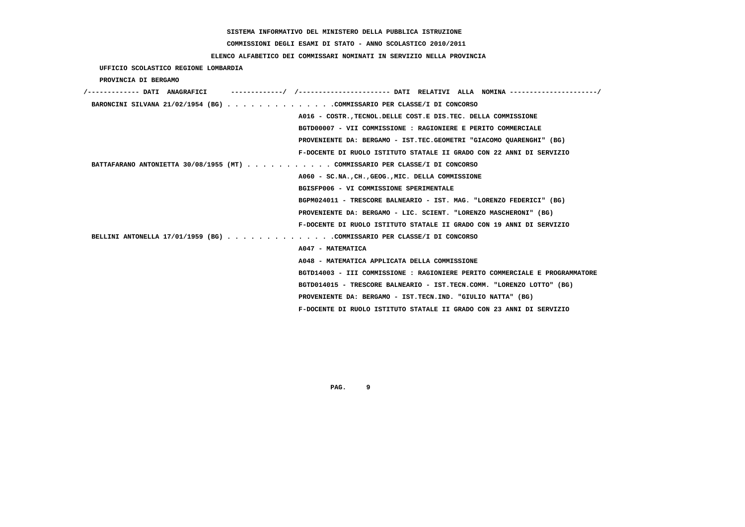SISTEMA INFORMATIVO DEL MINISTERO DELLA PUBBLICA ISTRUZIONE

COMMISSIONI DEGLI ESAMI DI STATO - ANNO SCOLASTICO 2010/2011

ELENCO ALFABETICO DEI COMMISSARI NOMINATI IN SERVIZIO NELLA PROVINCIA

UFFICIO SCOLASTICO REGIONE LOMBARDIA

PROVINCIA DI BERGAMO

```
/------------- DATI  ANAGRAFICI      -------------/  /----------------------- DATI  RELATIVI  ALLA  NOMINA ----------------------/
 BARONCINI SILVANA 21/02/1954 (BG) . . . . . . . . . . . . . .COMMISSARIO PER CLASSE/I DI CONCORSO
                                                     A016 - COSTR.,TECNOL.DELLE COST.E DIS.TEC. DELLA COMMISSIONE
                                                     BGTD00007 - VII COMMISSIONE : RAGIONIERE E PERITO COMMERCIALE
                                                     PROVENIENTE DA: BERGAMO - IST.TEC.GEOMETRI "GIACOMO QUARENGHI" (BG)
                                                     F-DOCENTE DI RUOLO ISTITUTO STATALE II GRADO CON 22 ANNI DI SERVIZIO
 BATTAFARANO ANTONIETTA 30/08/1955 (MT) . . . . . . . . . . . COMMISSARIO PER CLASSE/I DI CONCORSO
                                                     A060 - SC.NA.,CH.,GEOG.,MIC. DELLA COMMISSIONE
                                                     BGISFP006 - VI COMMISSIONE SPERIMENTALE
                                                     BGPM024011 - TRESCORE BALNEARIO - IST. MAG. "LORENZO FEDERICI" (BG)
                                                     PROVENIENTE DA: BERGAMO - LIC. SCIENT. "LORENZO MASCHERONI" (BG)
                                                     F-DOCENTE DI RUOLO ISTITUTO STATALE II GRADO CON 19 ANNI DI SERVIZIO
 BELLINI ANTONELLA 17/01/1959 (BG) . . . . . . . . . . . . . .COMMISSARIO PER CLASSE/I DI CONCORSO
                                                     A047 - MATEMATICA
                                                     A048 - MATEMATICA APPLICATA DELLA COMMISSIONE
                                                     BGTD14003 - III COMMISSIONE : RAGIONIERE PERITO COMMERCIALE E PROGRAMMATORE
                                                     BGTD014015 - TRESCORE BALNEARIO - IST.TECN.COMM. "LORENZO LOTTO" (BG)
                                                     PROVENIENTE DA: BERGAMO - IST.TECN.IND. "GIULIO NATTA" (BG)
                                                     F-DOCENTE DI RUOLO ISTITUTO STATALE II GRADO CON 23 ANNI DI SERVIZIO
```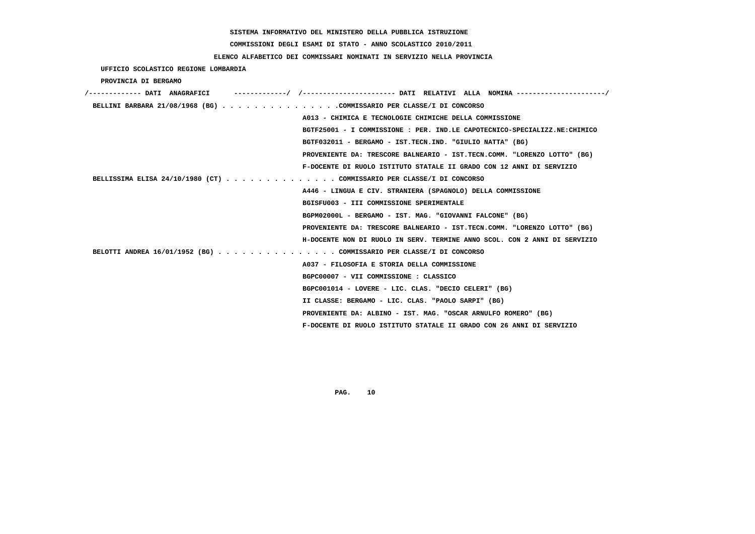SISTEMA INFORMATIVO DEL MINISTERO DELLA PUBBLICA ISTRUZIONE

COMMISSIONI DEGLI ESAMI DI STATO - ANNO SCOLASTICO 2010/2011

ELENCO ALFABETICO DEI COMMISSARI NOMINATI IN SERVIZIO NELLA PROVINCIA

UFFICIO SCOLASTICO REGIONE LOMBARDIA

PROVINCIA DI BERGAMO

/------------- DATI ANAGRAFICI -------------/ /---------------------- DATI RELATIVI ALLA NOMINA ---------------------/

BELLINI BARBARA 21/08/1968 (BG) . . . . . . . . . . . . . . .COMMISSARIO PER CLASSE/I DI CONCORSO

A013 - CHIMICA E TECNOLOGIE CHIMICHE DELLA COMMISSIONE

BGTF25001 - I COMMISSIONE : PER. IND.LE CAPOTECNICO-SPECIALIZZ.NE:CHIMICO

BGTF032011 - BERGAMO - IST.TECN.IND. "GIULIO NATTA" (BG)

PROVENIENTE DA: TRESCORE BALNEARIO - IST.TECN.COMM. "LORENZO LOTTO" (BG)

F-DOCENTE DI RUOLO ISTITUTO STATALE II GRADO CON 12 ANNI DI SERVIZIO

BELLISSIMA ELISA 24/10/1980 (CT) . . . . . . . . . . . . . . COMMISSARIO PER CLASSE/I DI CONCORSO

A446 - LINGUA E CIV. STRANIERA (SPAGNOLO) DELLA COMMISSIONE

BGISFU003 - III COMMISSIONE SPERIMENTALE

BGPM02000L - BERGAMO - IST. MAG. "GIOVANNI FALCONE" (BG)

PROVENIENTE DA: TRESCORE BALNEARIO - IST.TECN.COMM. "LORENZO LOTTO" (BG)

H-DOCENTE NON DI RUOLO IN SERV. TERMINE ANNO SCOL. CON 2 ANNI DI SERVIZIO

BELOTTI ANDREA 16/01/1952 (BG) . . . . . . . . . . . . . . . COMMISSARIO PER CLASSE/I DI CONCORSO

A037 - FILOSOFIA E STORIA DELLA COMMISSIONE

BGPC00007 - VII COMMISSIONE : CLASSICO

BGPC001014 - LOVERE - LIC. CLAS. "DECIO CELERI" (BG)

II CLASSE: BERGAMO - LIC. CLAS. "PAOLO SARPI" (BG)

PROVENIENTE DA: ALBINO - IST. MAG. "OSCAR ARNULFO ROMERO" (BG)

F-DOCENTE DI RUOLO ISTITUTO STATALE II GRADO CON 26 ANNI DI SERVIZIO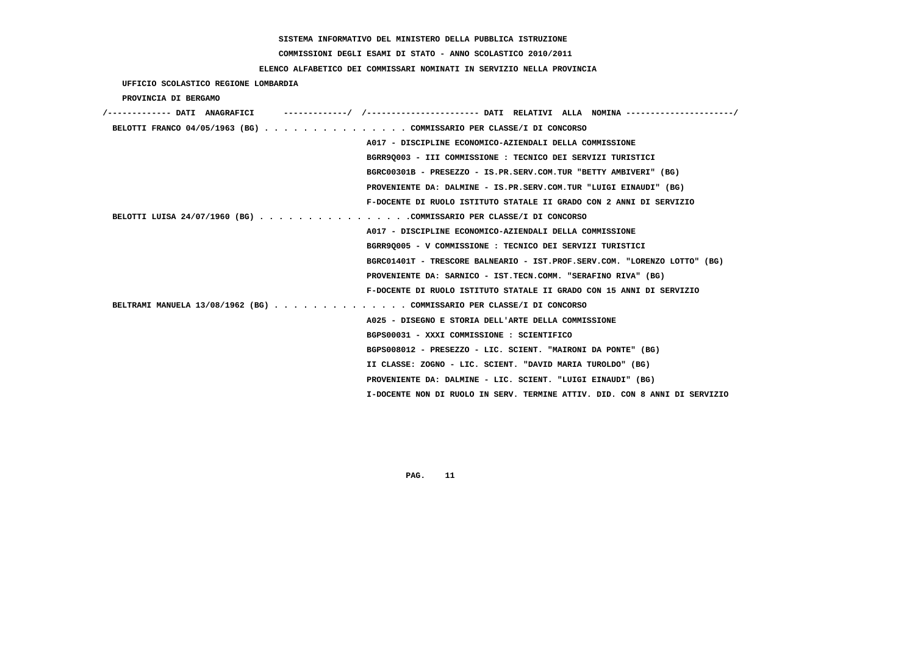SISTEMA INFORMATIVO DEL MINISTERO DELLA PUBBLICA ISTRUZIONE

COMMISSIONI DEGLI ESAMI DI STATO - ANNO SCOLASTICO 2010/2011

ELENCO ALFABETICO DEI COMMISSARI NOMINATI IN SERVIZIO NELLA PROVINCIA

UFFICIO SCOLASTICO REGIONE LOMBARDIA

PROVINCIA DI BERGAMO

| DATI ANAGRAFICI | DATI RELATIVI ALLA NOMINA |
|---|---|
| BELOTTI FRANCO 04/05/1963 (BG) | COMMISSARIO PER CLASSE/I DI CONCORSO |
| | A017 - DISCIPLINE ECONOMICO-AZIENDALI DELLA COMMISSIONE |
| | BGRR9Q003 - III COMMISSIONE : TECNICO DEI SERVIZI TURISTICI |
| | BGRC00301B - PRESEZZO - IS.PR.SERV.COM.TUR "BETTY AMBIVERI" (BG) |
| | PROVENIENTE DA: DALMINE - IS.PR.SERV.COM.TUR "LUIGI EINAUDI" (BG) |
| | F-DOCENTE DI RUOLO ISTITUTO STATALE II GRADO CON 2 ANNI DI SERVIZIO |
| BELOTTI LUISA 24/07/1960 (BG) | COMMISSARIO PER CLASSE/I DI CONCORSO |
| | A017 - DISCIPLINE ECONOMICO-AZIENDALI DELLA COMMISSIONE |
| | BGRR9Q005 - V COMMISSIONE : TECNICO DEI SERVIZI TURISTICI |
| | BGRC01401T - TRESCORE BALNEARIO - IST.PROF.SERV.COM. "LORENZO LOTTO" (BG) |
| | PROVENIENTE DA: SARNICO - IST.TECN.COMM. "SERAFINO RIVA" (BG) |
| | F-DOCENTE DI RUOLO ISTITUTO STATALE II GRADO CON 15 ANNI DI SERVIZIO |
| BELTRAMI MANUELA 13/08/1962 (BG) | COMMISSARIO PER CLASSE/I DI CONCORSO |
| | A025 - DISEGNO E STORIA DELL'ARTE DELLA COMMISSIONE |
| | BGPS00031 - XXXI COMMISSIONE : SCIENTIFICO |
| | BGPS008012 - PRESEZZO - LIC. SCIENT. "MAIRONI DA PONTE" (BG) |
| | II CLASSE: ZOGNO - LIC. SCIENT. "DAVID MARIA TUROLDO" (BG) |
| | PROVENIENTE DA: DALMINE - LIC. SCIENT. "LUIGI EINAUDI" (BG) |
| | I-DOCENTE NON DI RUOLO IN SERV. TERMINE ATTIV. DID. CON 8 ANNI DI SERVIZIO |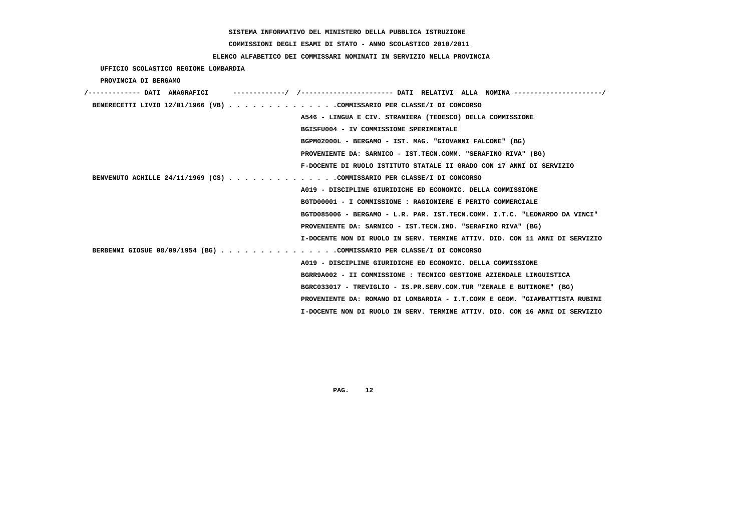SISTEMA INFORMATIVO DEL MINISTERO DELLA PUBBLICA ISTRUZIONE

COMMISSIONI DEGLI ESAMI DI STATO - ANNO SCOLASTICO 2010/2011

ELENCO ALFABETICO DEI COMMISSARI NOMINATI IN SERVIZIO NELLA PROVINCIA

UFFICIO SCOLASTICO REGIONE LOMBARDIA

PROVINCIA DI BERGAMO

```
/------------- DATI  ANAGRAFICI      ------------/  /---------------------- DATI  RELATIVI  ALLA  NOMINA ---------------------/
 BENERECETTI LIVIO 12/01/1966 (VB) . . . . . . . . . . . . . .COMMISSARIO PER CLASSE/I DI CONCORSO
                                                  A546 - LINGUA E CIV. STRANIERA (TEDESCO) DELLA COMMISSIONE
                                                  BGISFU004 - IV COMMISSIONE SPERIMENTALE
                                                  BGPM02000L - BERGAMO - IST. MAG. "GIOVANNI FALCONE" (BG)
                                                  PROVENIENTE DA: SARNICO - IST.TECN.COMM. "SERAFINO RIVA" (BG)
                                                  F-DOCENTE DI RUOLO ISTITUTO STATALE II GRADO CON 17 ANNI DI SERVIZIO
 BENVENUTO ACHILLE 24/11/1969 (CS) . . . . . . . . . . . . . .COMMISSARIO PER CLASSE/I DI CONCORSO
                                                  A019 - DISCIPLINE GIURIDICHE ED ECONOMIC. DELLA COMMISSIONE
                                                  BGTD00001 - I COMMISSIONE : RAGIONIERE E PERITO COMMERCIALE
                                                  BGTD085006 - BERGAMO - L.R. PAR. IST.TECN.COMM. I.T.C. "LEONARDO DA VINCI"
                                                  PROVENIENTE DA: SARNICO - IST.TECN.IND. "SERAFINO RIVA" (BG)
                                                  I-DOCENTE NON DI RUOLO IN SERV. TERMINE ATTIV. DID. CON 11 ANNI DI SERVIZIO
 BERBENNI GIOSUE 08/09/1954 (BG) . . . . . . . . . . . . . . .COMMISSARIO PER CLASSE/I DI CONCORSO
                                                  A019 - DISCIPLINE GIURIDICHE ED ECONOMIC. DELLA COMMISSIONE
                                                  BGRR9A002 - II COMMISSIONE : TECNICO GESTIONE AZIENDALE LINGUISTICA
                                                  BGRC033017 - TREVIGLIO - IS.PR.SERV.COM.TUR "ZENALE E BUTINONE" (BG)
                                                  PROVENIENTE DA: ROMANO DI LOMBARDIA - I.T.COMM E GEOM. "GIAMBATTISTA RUBINI
                                                  I-DOCENTE NON DI RUOLO IN SERV. TERMINE ATTIV. DID. CON 16 ANNI DI SERVIZIO
```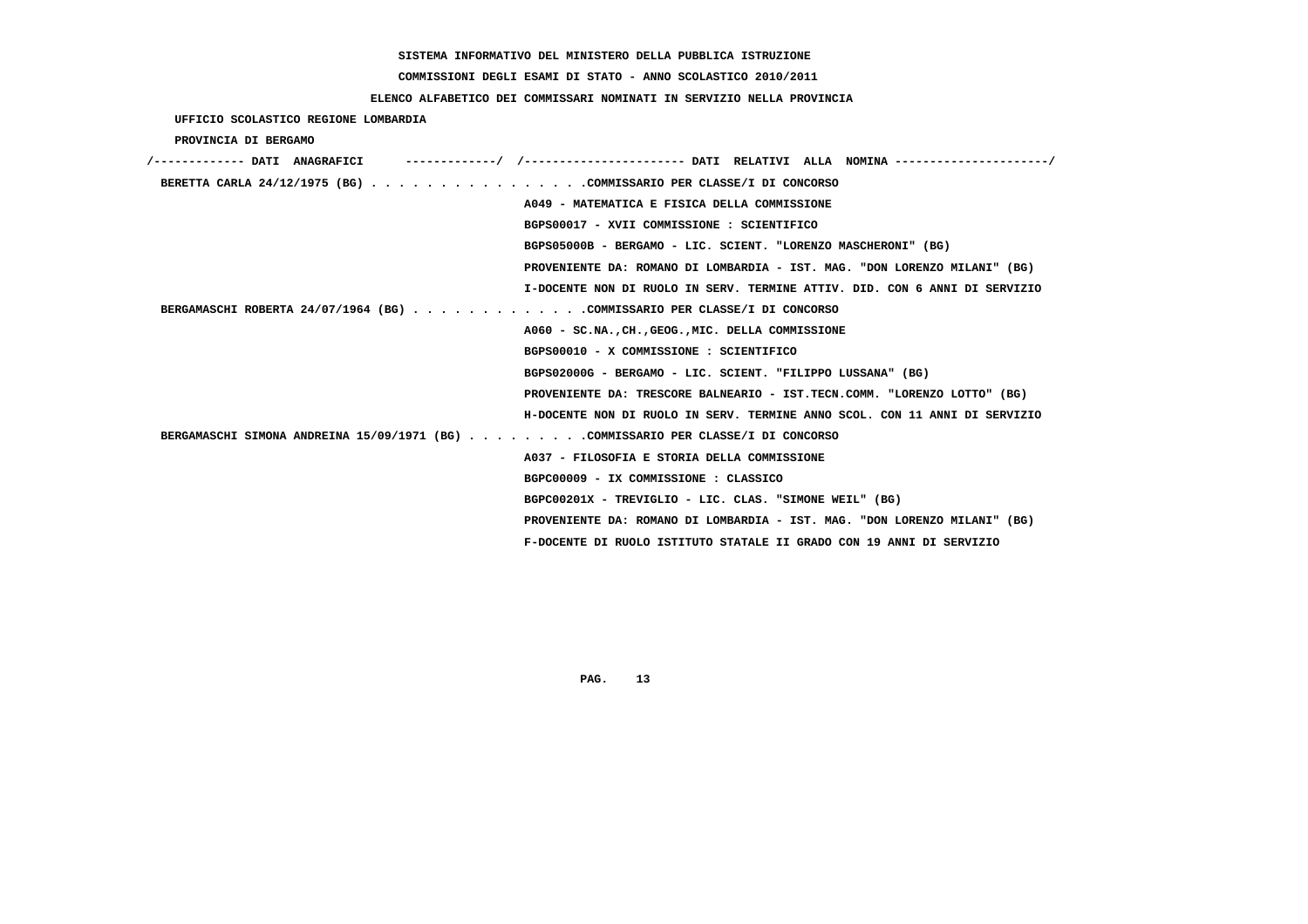SISTEMA INFORMATIVO DEL MINISTERO DELLA PUBBLICA ISTRUZIONE

COMMISSIONI DEGLI ESAMI DI STATO - ANNO SCOLASTICO 2010/2011

ELENCO ALFABETICO DEI COMMISSARI NOMINATI IN SERVIZIO NELLA PROVINCIA

UFFICIO SCOLASTICO REGIONE LOMBARDIA

PROVINCIA DI BERGAMO

/------------- DATI ANAGRAFICI -------------/ /---------------------- DATI RELATIVI ALLA NOMINA ---------------------/

BERETTA CARLA 24/12/1975 (BG) . . . . . . . . . . . . . . . .COMMISSARIO PER CLASSE/I DI CONCORSO
A049 - MATEMATICA E FISICA DELLA COMMISSIONE
BGPS00017 - XVII COMMISSIONE : SCIENTIFICO
BGPS05000B - BERGAMO - LIC. SCIENT. "LORENZO MASCHERONI" (BG)
PROVENIENTE DA: ROMANO DI LOMBARDIA - IST. MAG. "DON LORENZO MILANI" (BG)
I-DOCENTE NON DI RUOLO IN SERV. TERMINE ATTIV. DID. CON 6 ANNI DI SERVIZIO

BERGAMASCHI ROBERTA 24/07/1964 (BG) . . . . . . . . . . . . .COMMISSARIO PER CLASSE/I DI CONCORSO
A060 - SC.NA.,CH.,GEOG.,MIC. DELLA COMMISSIONE
BGPS00010 - X COMMISSIONE : SCIENTIFICO
BGPS02000G - BERGAMO - LIC. SCIENT. "FILIPPO LUSSANA" (BG)
PROVENIENTE DA: TRESCORE BALNEARIO - IST.TECN.COMM. "LORENZO LOTTO" (BG)
H-DOCENTE NON DI RUOLO IN SERV. TERMINE ANNO SCOL. CON 11 ANNI DI SERVIZIO

BERGAMASCHI SIMONA ANDREINA 15/09/1971 (BG) . . . . . . . . .COMMISSARIO PER CLASSE/I DI CONCORSO
A037 - FILOSOFIA E STORIA DELLA COMMISSIONE
BGPC00009 - IX COMMISSIONE : CLASSICO
BGPC00201X - TREVIGLIO - LIC. CLAS. "SIMONE WEIL" (BG)
PROVENIENTE DA: ROMANO DI LOMBARDIA - IST. MAG. "DON LORENZO MILANI" (BG)
F-DOCENTE DI RUOLO ISTITUTO STATALE II GRADO CON 19 ANNI DI SERVIZIO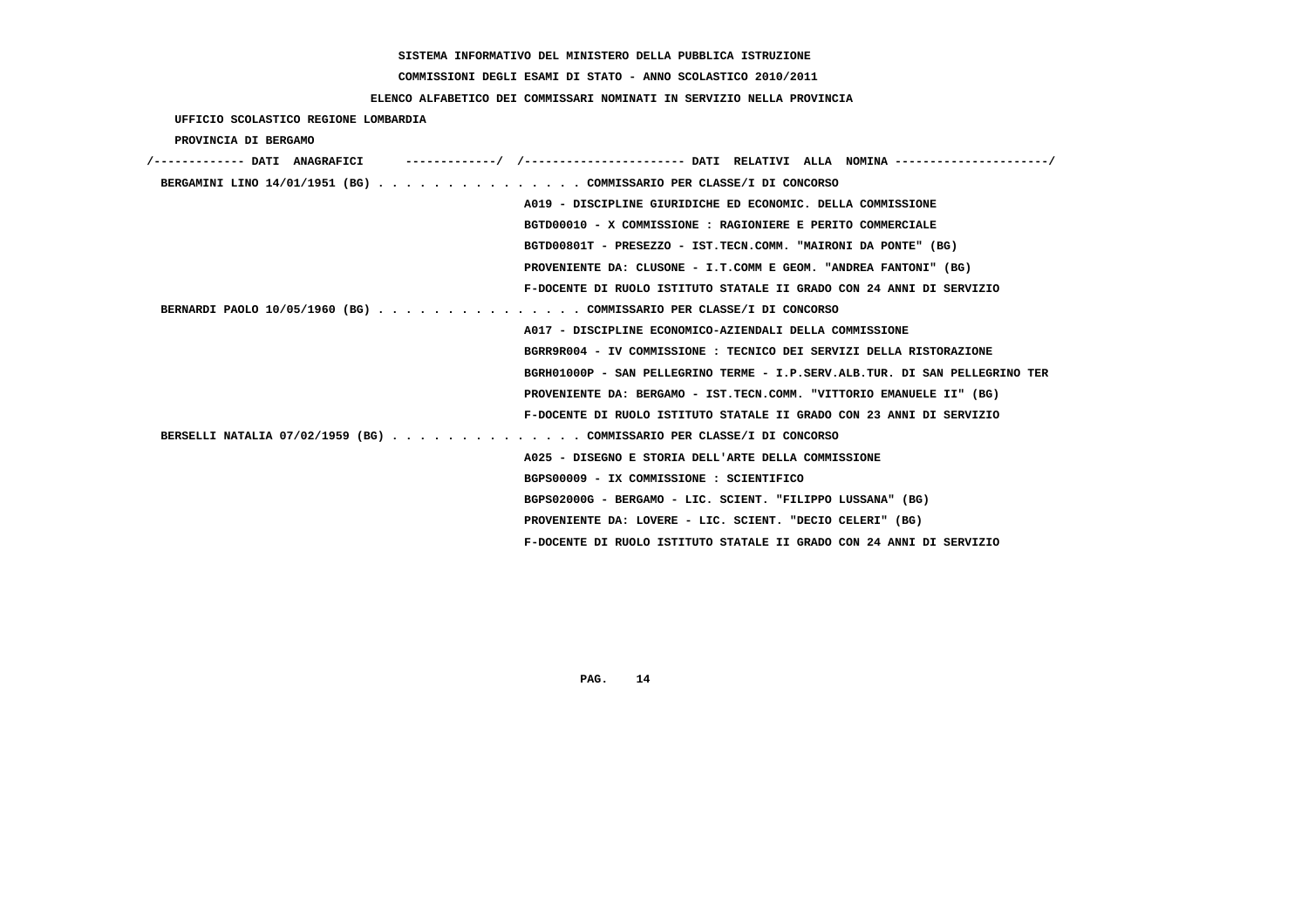SISTEMA INFORMATIVO DEL MINISTERO DELLA PUBBLICA ISTRUZIONE

COMMISSIONI DEGLI ESAMI DI STATO - ANNO SCOLASTICO 2010/2011

ELENCO ALFABETICO DEI COMMISSARI NOMINATI IN SERVIZIO NELLA PROVINCIA

UFFICIO SCOLASTICO REGIONE LOMBARDIA

PROVINCIA DI BERGAMO

/------------- DATI ANAGRAFICI -------------/ /---------------------- DATI RELATIVI ALLA NOMINA ---------------------/

BERGAMINI LINO 14/01/1951 (BG) . . . . . . . . . . . . . . . COMMISSARIO PER CLASSE/I DI CONCORSO
A019 - DISCIPLINE GIURIDICHE ED ECONOMIC. DELLA COMMISSIONE
BGTD00010 - X COMMISSIONE : RAGIONIERE E PERITO COMMERCIALE
BGTD00801T - PRESEZZO - IST.TECN.COMM. "MAIRONI DA PONTE" (BG)
PROVENIENTE DA: CLUSONE - I.T.COMM E GEOM. "ANDREA FANTONI" (BG)
F-DOCENTE DI RUOLO ISTITUTO STATALE II GRADO CON 24 ANNI DI SERVIZIO

BERNARDI PAOLO 10/05/1960 (BG) . . . . . . . . . . . . . . . COMMISSARIO PER CLASSE/I DI CONCORSO
A017 - DISCIPLINE ECONOMICO-AZIENDALI DELLA COMMISSIONE
BGRR9R004 - IV COMMISSIONE : TECNICO DEI SERVIZI DELLA RISTORAZIONE
BGRH01000P - SAN PELLEGRINO TERME - I.P.SERV.ALB.TUR. DI SAN PELLEGRINO TER
PROVENIENTE DA: BERGAMO - IST.TECN.COMM. "VITTORIO EMANUELE II" (BG)
F-DOCENTE DI RUOLO ISTITUTO STATALE II GRADO CON 23 ANNI DI SERVIZIO

BERSELLI NATALIA 07/02/1959 (BG) . . . . . . . . . . . . . . COMMISSARIO PER CLASSE/I DI CONCORSO
A025 - DISEGNO E STORIA DELL'ARTE DELLA COMMISSIONE
BGPS00009 - IX COMMISSIONE : SCIENTIFICO
BGPS02000G - BERGAMO - LIC. SCIENT. "FILIPPO LUSSANA" (BG)
PROVENIENTE DA: LOVERE - LIC. SCIENT. "DECIO CELERI" (BG)
F-DOCENTE DI RUOLO ISTITUTO STATALE II GRADO CON 24 ANNI DI SERVIZIO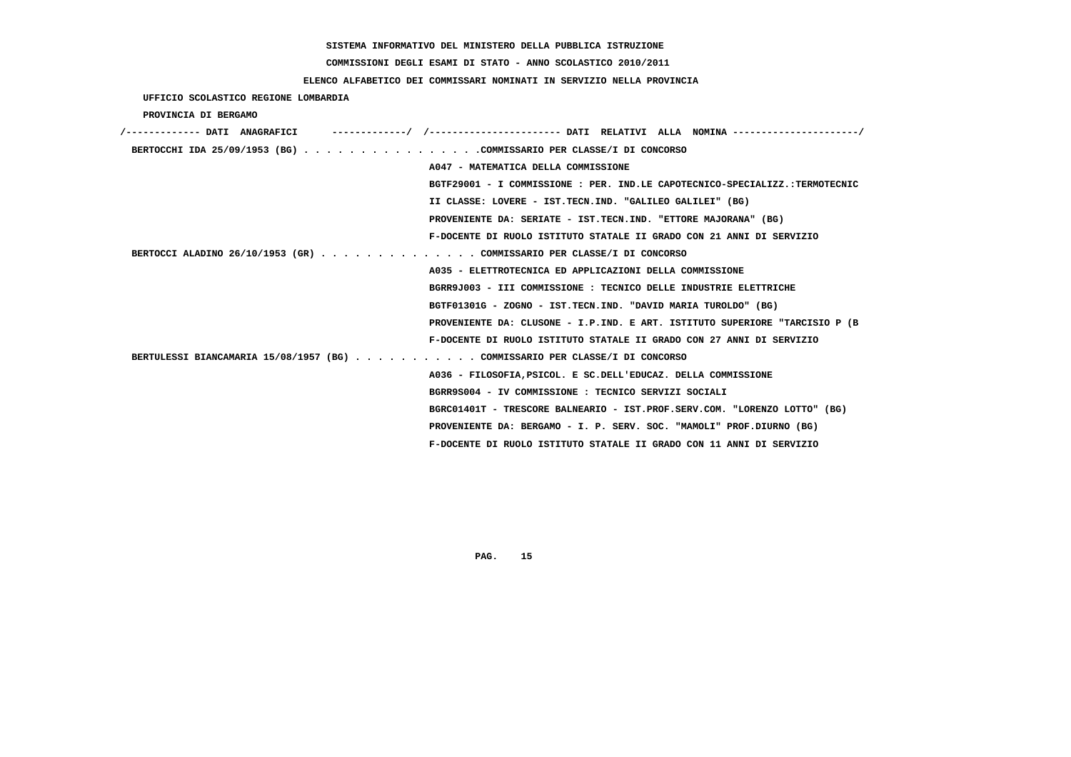**SISTEMA INFORMATIVO DEL MINISTERO DELLA PUBBLICA ISTRUZIONE**

**COMMISSIONI DEGLI ESAMI DI STATO - ANNO SCOLASTICO 2010/2011**

**ELENCO ALFABETICO DEI COMMISSARI NOMINATI IN SERVIZIO NELLA PROVINCIA**

**UFFICIO SCOLASTICO REGIONE LOMBARDIA**

**PROVINCIA DI BERGAMO**

/------------- DATI ANAGRAFICI -------------/ /---------------------- DATI RELATIVI ALLA NOMINA ---------------------/

**BERTOCCHI IDA 25/09/1953 (BG)** . . . . . . . . . . . . . . . .COMMISSARIO PER CLASSE/I DI CONCORSO

A047 - MATEMATICA DELLA COMMISSIONE

BGTF29001 - I COMMISSIONE : PER. IND.LE CAPOTECNICO-SPECIALIZZ.:TERMOTECNIC

II CLASSE: LOVERE - IST.TECN.IND. "GALILEO GALILEI" (BG)

PROVENIENTE DA: SERIATE - IST.TECN.IND. "ETTORE MAJORANA" (BG)

F-DOCENTE DI RUOLO ISTITUTO STATALE II GRADO CON 21 ANNI DI SERVIZIO

**BERTOCCI ALADINO 26/10/1953 (GR)** . . . . . . . . . . . . . . COMMISSARIO PER CLASSE/I DI CONCORSO

A035 - ELETTROTECNICA ED APPLICAZIONI DELLA COMMISSIONE

BGRR9J003 - III COMMISSIONE : TECNICO DELLE INDUSTRIE ELETTRICHE

BGTF01301G - ZOGNO - IST.TECN.IND. "DAVID MARIA TUROLDO" (BG)

PROVENIENTE DA: CLUSONE - I.P.IND. E ART. ISTITUTO SUPERIORE "TARCISIO P (B

F-DOCENTE DI RUOLO ISTITUTO STATALE II GRADO CON 27 ANNI DI SERVIZIO

**BERTULESSI BIANCAMARIA 15/08/1957 (BG)** . . . . . . . . . . . COMMISSARIO PER CLASSE/I DI CONCORSO

A036 - FILOSOFIA,PSICOL. E SC.DELL'EDUCAZ. DELLA COMMISSIONE

BGRR9S004 - IV COMMISSIONE : TECNICO SERVIZI SOCIALI

BGRC01401T - TRESCORE BALNEARIO - IST.PROF.SERV.COM. "LORENZO LOTTO" (BG)

PROVENIENTE DA: BERGAMO - I. P. SERV. SOC. "MAMOLI" PROF.DIURNO (BG)

F-DOCENTE DI RUOLO ISTITUTO STATALE II GRADO CON 11 ANNI DI SERVIZIO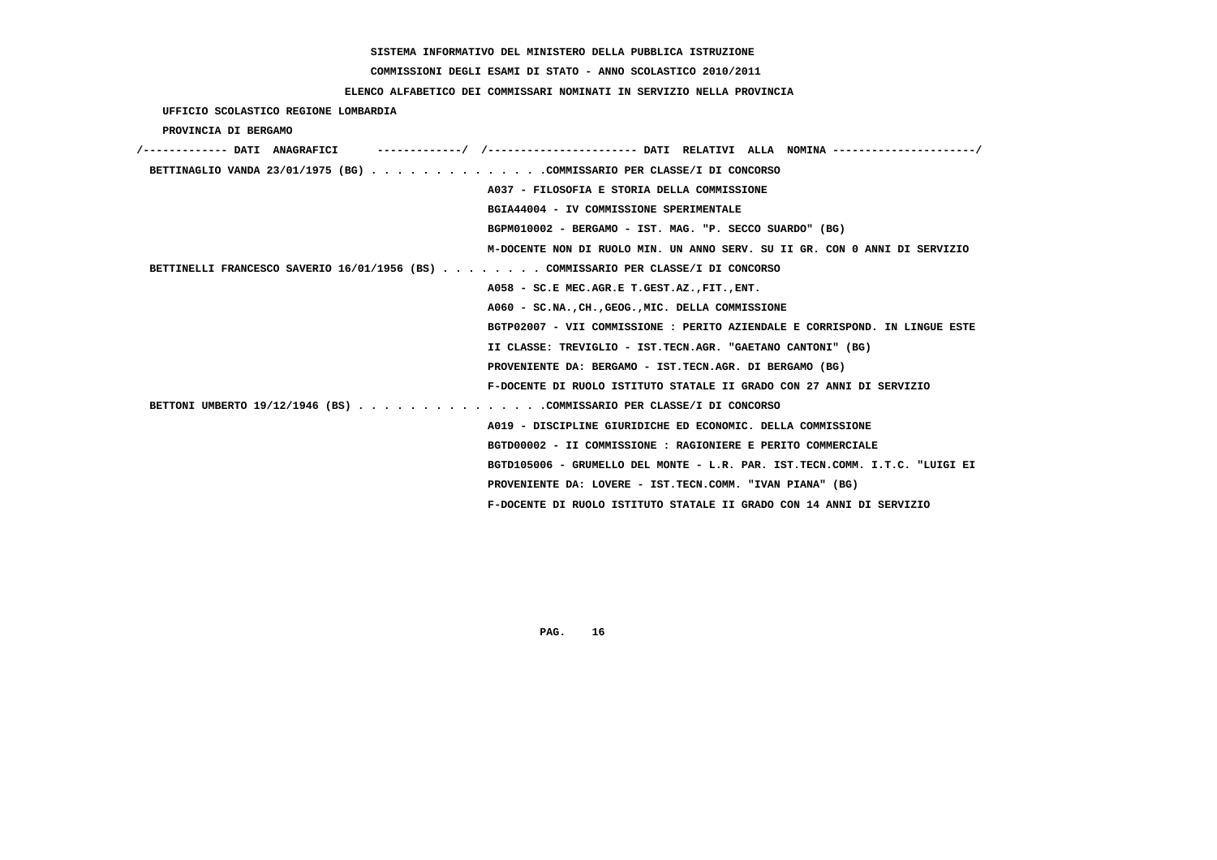SISTEMA INFORMATIVO DEL MINISTERO DELLA PUBBLICA ISTRUZIONE

COMMISSIONI DEGLI ESAMI DI STATO - ANNO SCOLASTICO 2010/2011

ELENCO ALFABETICO DEI COMMISSARI NOMINATI IN SERVIZIO NELLA PROVINCIA

UFFICIO SCOLASTICO REGIONE LOMBARDIA

PROVINCIA DI BERGAMO

/------------- DATI ANAGRAFICI -------------/ /---------------------- DATI RELATIVI ALLA NOMINA ---------------------/

BETTINAGLIO VANDA 23/01/1975 (BG) . . . . . . . . . . . . . .COMMISSARIO PER CLASSE/I DI CONCORSO

A037 - FILOSOFIA E STORIA DELLA COMMISSIONE

BGIA44004 - IV COMMISSIONE SPERIMENTALE

BGPM010002 - BERGAMO - IST. MAG. "P. SECCO SUARDO" (BG)

M-DOCENTE NON DI RUOLO MIN. UN ANNO SERV. SU II GR. CON 0 ANNI DI SERVIZIO

BETTINELLI FRANCESCO SAVERIO 16/01/1956 (BS) . . . . . . . . COMMISSARIO PER CLASSE/I DI CONCORSO

A058 - SC.E MEC.AGR.E T.GEST.AZ.,FIT.,ENT.

A060 - SC.NA.,CH.,GEOG.,MIC. DELLA COMMISSIONE

BGTP02007 - VII COMMISSIONE : PERITO AZIENDALE E CORRISPOND. IN LINGUE ESTE

II CLASSE: TREVIGLIO - IST.TECN.AGR. "GAETANO CANTONI" (BG)

PROVENIENTE DA: BERGAMO - IST.TECN.AGR. DI BERGAMO (BG)

F-DOCENTE DI RUOLO ISTITUTO STATALE II GRADO CON 27 ANNI DI SERVIZIO

BETTONI UMBERTO 19/12/1946 (BS) . . . . . . . . . . . . . . .COMMISSARIO PER CLASSE/I DI CONCORSO

A019 - DISCIPLINE GIURIDICHE ED ECONOMIC. DELLA COMMISSIONE

BGTD00002 - II COMMISSIONE : RAGIONIERE E PERITO COMMERCIALE

BGTD105006 - GRUMELLO DEL MONTE - L.R. PAR. IST.TECN.COMM. I.T.C. "LUIGI EI

PROVENIENTE DA: LOVERE - IST.TECN.COMM. "IVAN PIANA" (BG)

F-DOCENTE DI RUOLO ISTITUTO STATALE II GRADO CON 14 ANNI DI SERVIZIO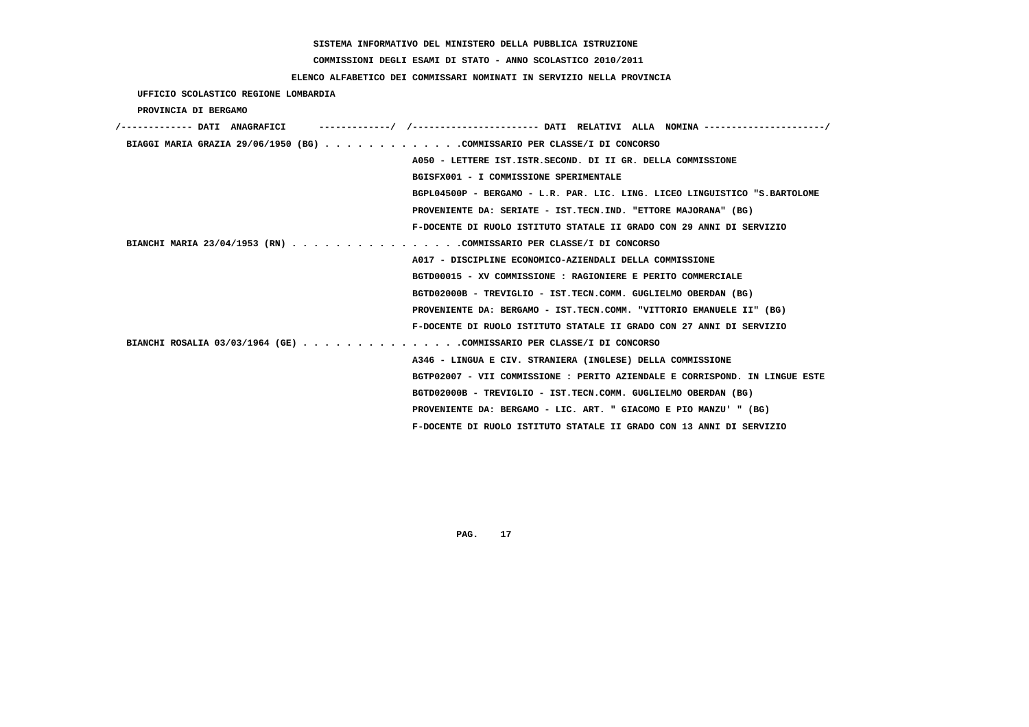**SISTEMA INFORMATIVO DEL MINISTERO DELLA PUBBLICA ISTRUZIONE**

**COMMISSIONI DEGLI ESAMI DI STATO - ANNO SCOLASTICO 2010/2011**

**ELENCO ALFABETICO DEI COMMISSARI NOMINATI IN SERVIZIO NELLA PROVINCIA**

**UFFICIO SCOLASTICO REGIONE LOMBARDIA**

**PROVINCIA DI BERGAMO**

/------------- DATI ANAGRAFICI -------------/ /---------------------- DATI RELATIVI ALLA NOMINA ---------------------/

**BIAGGI MARIA GRAZIA 29/06/1950 (BG)** . . . . . . . . . . . . .COMMISSARIO PER CLASSE/I DI CONCORSO

A050 - LETTERE IST.ISTR.SECOND. DI II GR. DELLA COMMISSIONE

BGISFX001 - I COMMISSIONE SPERIMENTALE

BGPL04500P - BERGAMO - L.R. PAR. LIC. LING. LICEO LINGUISTICO "S.BARTOLOME

PROVENIENTE DA: SERIATE - IST.TECN.IND. "ETTORE MAJORANA" (BG)

F-DOCENTE DI RUOLO ISTITUTO STATALE II GRADO CON 29 ANNI DI SERVIZIO

**BIANCHI MARIA 23/04/1953 (RN)** . . . . . . . . . . . . . . . .COMMISSARIO PER CLASSE/I DI CONCORSO

A017 - DISCIPLINE ECONOMICO-AZIENDALI DELLA COMMISSIONE

BGTD00015 - XV COMMISSIONE : RAGIONIERE E PERITO COMMERCIALE

BGTD02000B - TREVIGLIO - IST.TECN.COMM. GUGLIELMO OBERDAN (BG)

PROVENIENTE DA: BERGAMO - IST.TECN.COMM. "VITTORIO EMANUELE II" (BG)

F-DOCENTE DI RUOLO ISTITUTO STATALE II GRADO CON 27 ANNI DI SERVIZIO

**BIANCHI ROSALIA 03/03/1964 (GE)** . . . . . . . . . . . . . . .COMMISSARIO PER CLASSE/I DI CONCORSO

A346 - LINGUA E CIV. STRANIERA (INGLESE) DELLA COMMISSIONE

BGTP02007 - VII COMMISSIONE : PERITO AZIENDALE E CORRISPOND. IN LINGUE ESTE

BGTD02000B - TREVIGLIO - IST.TECN.COMM. GUGLIELMO OBERDAN (BG)

PROVENIENTE DA: BERGAMO - LIC. ART. " GIACOMO E PIO MANZU' " (BG)

F-DOCENTE DI RUOLO ISTITUTO STATALE II GRADO CON 13 ANNI DI SERVIZIO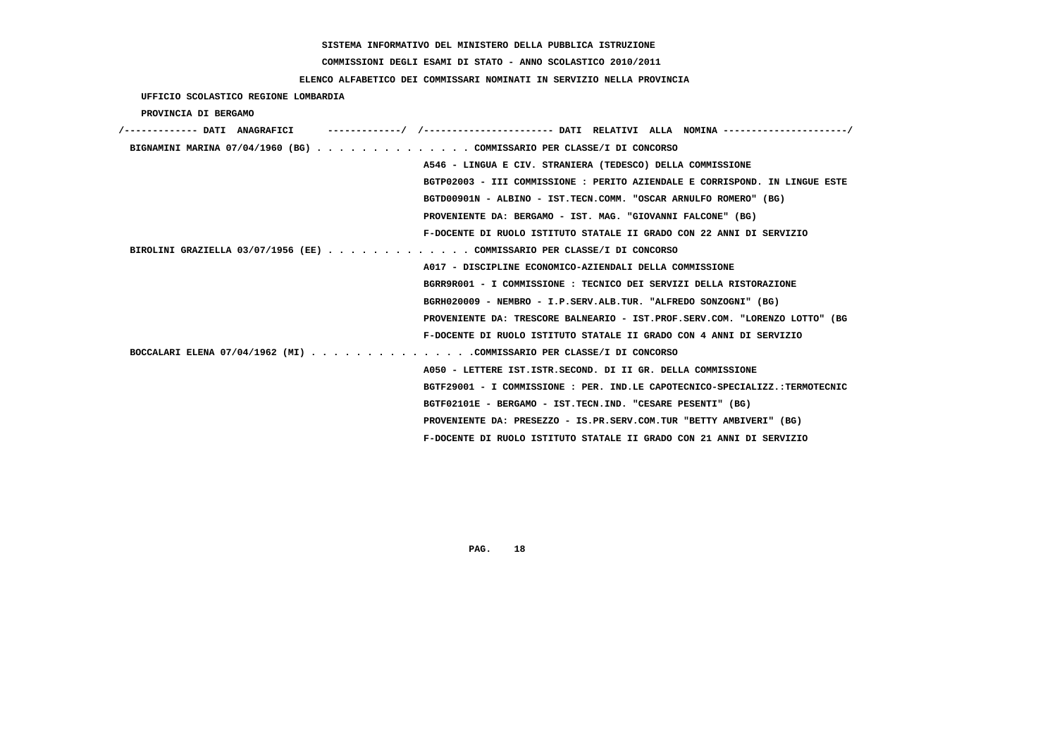SISTEMA INFORMATIVO DEL MINISTERO DELLA PUBBLICA ISTRUZIONE

COMMISSIONI DEGLI ESAMI DI STATO - ANNO SCOLASTICO 2010/2011

ELENCO ALFABETICO DEI COMMISSARI NOMINATI IN SERVIZIO NELLA PROVINCIA

UFFICIO SCOLASTICO REGIONE LOMBARDIA

PROVINCIA DI BERGAMO

```
/------------- DATI  ANAGRAFICI      -------------/  /----------------------- DATI  RELATIVI  ALLA  NOMINA ---------------------/
 BIGNAMINI MARINA 07/04/1960 (BG) . . . . . . . . . . . . . . COMMISSARIO PER CLASSE/I DI CONCORSO
                                                    A546 - LINGUA E CIV. STRANIERA (TEDESCO) DELLA COMMISSIONE
                                                    BGTP02003 - III COMMISSIONE : PERITO AZIENDALE E CORRISPOND. IN LINGUE ESTE
                                                    BGTD00901N - ALBINO - IST.TECN.COMM. "OSCAR ARNULFO ROMERO" (BG)
                                                    PROVENIENTE DA: BERGAMO - IST. MAG. "GIOVANNI FALCONE" (BG)
                                                    F-DOCENTE DI RUOLO ISTITUTO STATALE II GRADO CON 22 ANNI DI SERVIZIO
 BIROLINI GRAZIELLA 03/07/1956 (EE) . . . . . . . . . . . . . COMMISSARIO PER CLASSE/I DI CONCORSO
                                                    A017 - DISCIPLINE ECONOMICO-AZIENDALI DELLA COMMISSIONE
                                                    BGRR9R001 - I COMMISSIONE : TECNICO DEI SERVIZI DELLA RISTORAZIONE
                                                    BGRH020009 - NEMBRO - I.P.SERV.ALB.TUR. "ALFREDO SONZOGNI" (BG)
                                                    PROVENIENTE DA: TRESCORE BALNEARIO - IST.PROF.SERV.COM. "LORENZO LOTTO" (BG
                                                    F-DOCENTE DI RUOLO ISTITUTO STATALE II GRADO CON 4 ANNI DI SERVIZIO
 BOCCALARI ELENA 07/04/1962 (MI) . . . . . . . . . . . . . . .COMMISSARIO PER CLASSE/I DI CONCORSO
                                                    A050 - LETTERE IST.ISTR.SECOND. DI II GR. DELLA COMMISSIONE
                                                    BGTF29001 - I COMMISSIONE : PER. IND.LE CAPOTECNICO-SPECIALIZZ.:TERMOTECNIC
                                                    BGTF02101E - BERGAMO - IST.TECN.IND. "CESARE PESENTI" (BG)
                                                    PROVENIENTE DA: PRESEZZO - IS.PR.SERV.COM.TUR "BETTY AMBIVERI" (BG)
                                                    F-DOCENTE DI RUOLO ISTITUTO STATALE II GRADO CON 21 ANNI DI SERVIZIO
```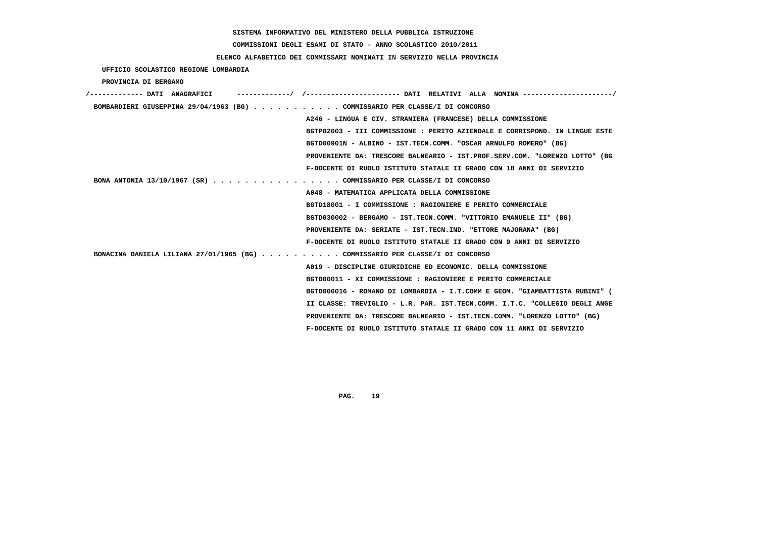SISTEMA INFORMATIVO DEL MINISTERO DELLA PUBBLICA ISTRUZIONE

COMMISSIONI DEGLI ESAMI DI STATO - ANNO SCOLASTICO 2010/2011

ELENCO ALFABETICO DEI COMMISSARI NOMINATI IN SERVIZIO NELLA PROVINCIA

UFFICIO SCOLASTICO REGIONE LOMBARDIA

PROVINCIA DI BERGAMO

```
/------------- DATI  ANAGRAFICI      -------------/  /----------------------- DATI  RELATIVI  ALLA  NOMINA ----------------------/
 BOMBARDIERI GIUSEPPINA 29/04/1963 (BG) . . . . . . . . . . . COMMISSARIO PER CLASSE/I DI CONCORSO
                                                     A246 - LINGUA E CIV. STRANIERA (FRANCESE) DELLA COMMISSIONE
                                                     BGTP02003 - III COMMISSIONE : PERITO AZIENDALE E CORRISPOND. IN LINGUE ESTE
                                                     BGTD00901N - ALBINO - IST.TECN.COMM. "OSCAR ARNULFO ROMERO" (BG)
                                                     PROVENIENTE DA: TRESCORE BALNEARIO - IST.PROF.SERV.COM. "LORENZO LOTTO" (BG
                                                     F-DOCENTE DI RUOLO ISTITUTO STATALE II GRADO CON 18 ANNI DI SERVIZIO
 BONA ANTONIA 13/10/1967 (SR) . . . . . . . . . . . . . . . . COMMISSARIO PER CLASSE/I DI CONCORSO
                                                     A048 - MATEMATICA APPLICATA DELLA COMMISSIONE
                                                     BGTD18001 - I COMMISSIONE : RAGIONIERE E PERITO COMMERCIALE
                                                     BGTD030002 - BERGAMO - IST.TECN.COMM. "VITTORIO EMANUELE II" (BG)
                                                     PROVENIENTE DA: SERIATE - IST.TECN.IND. "ETTORE MAJORANA" (BG)
                                                     F-DOCENTE DI RUOLO ISTITUTO STATALE II GRADO CON 9 ANNI DI SERVIZIO
 BONACINA DANIELA LILIANA 27/01/1965 (BG) . . . . . . . . . . COMMISSARIO PER CLASSE/I DI CONCORSO
                                                     A019 - DISCIPLINE GIURIDICHE ED ECONOMIC. DELLA COMMISSIONE
                                                     BGTD00011 - XI COMMISSIONE : RAGIONIERE E PERITO COMMERCIALE
                                                     BGTD006016 - ROMANO DI LOMBARDIA - I.T.COMM E GEOM. "GIAMBATTISTA RUBINI" (
                                                     II CLASSE: TREVIGLIO - L.R. PAR. IST.TECN.COMM. I.T.C. "COLLEGIO DEGLI ANGE
                                                     PROVENIENTE DA: TRESCORE BALNEARIO - IST.TECN.COMM. "LORENZO LOTTO" (BG)
                                                     F-DOCENTE DI RUOLO ISTITUTO STATALE II GRADO CON 11 ANNI DI SERVIZIO
```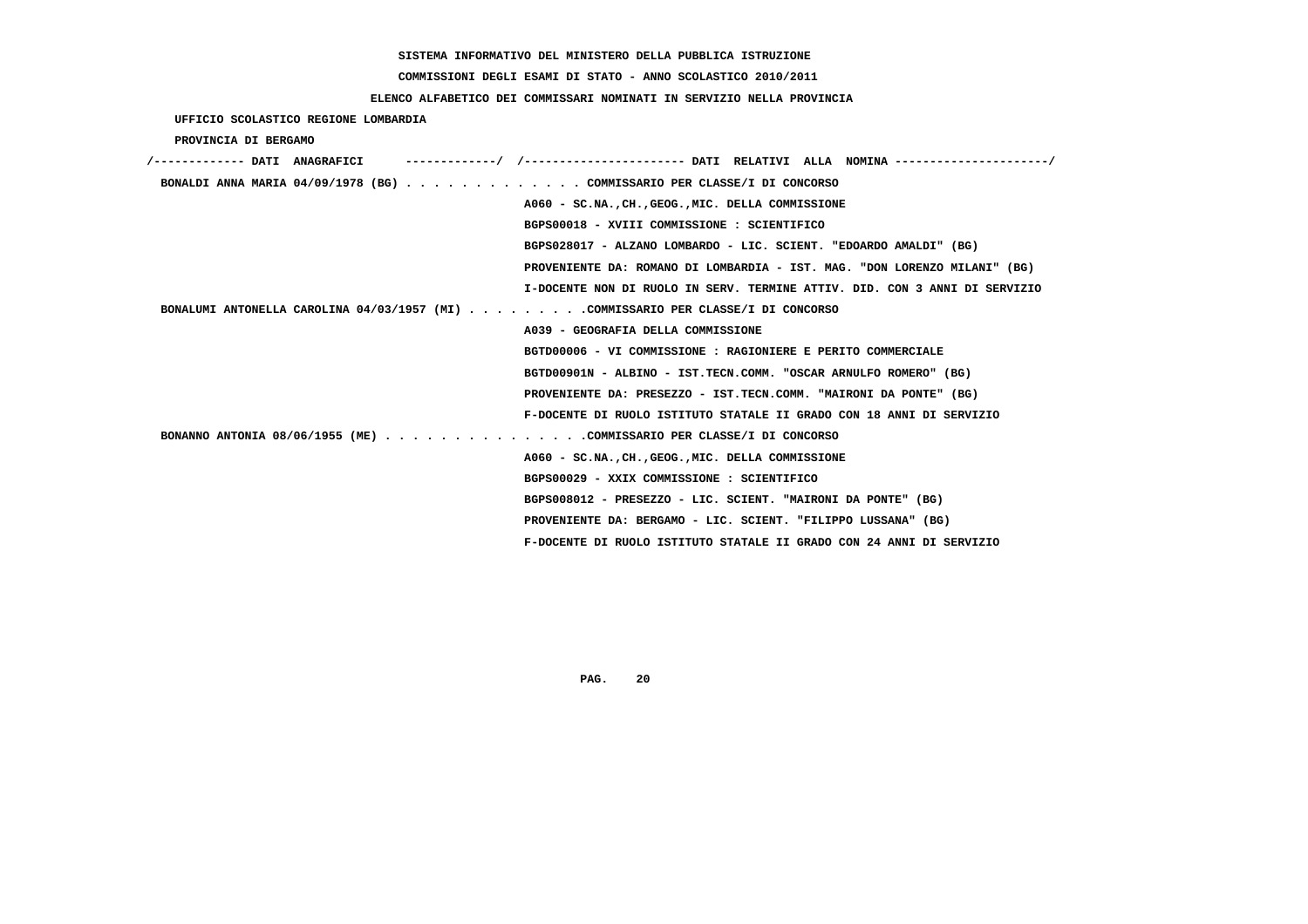SISTEMA INFORMATIVO DEL MINISTERO DELLA PUBBLICA ISTRUZIONE

COMMISSIONI DEGLI ESAMI DI STATO - ANNO SCOLASTICO 2010/2011

ELENCO ALFABETICO DEI COMMISSARI NOMINATI IN SERVIZIO NELLA PROVINCIA

UFFICIO SCOLASTICO REGIONE LOMBARDIA

PROVINCIA DI BERGAMO

/------------- DATI ANAGRAFICI -------------/ /---------------------- DATI RELATIVI ALLA NOMINA ---------------------/

BONALDI ANNA MARIA 04/09/1978 (BG) . . . . . . . . . . . . . COMMISSARIO PER CLASSE/I DI CONCORSO
A060 - SC.NA.,CH.,GEOG.,MIC. DELLA COMMISSIONE
BGPS00018 - XVIII COMMISSIONE : SCIENTIFICO
BGPS028017 - ALZANO LOMBARDO - LIC. SCIENT. "EDOARDO AMALDI" (BG)
PROVENIENTE DA: ROMANO DI LOMBARDIA - IST. MAG. "DON LORENZO MILANI" (BG)
I-DOCENTE NON DI RUOLO IN SERV. TERMINE ATTIV. DID. CON 3 ANNI DI SERVIZIO

BONALUMI ANTONELLA CAROLINA 04/03/1957 (MI) . . . . . . . . .COMMISSARIO PER CLASSE/I DI CONCORSO
A039 - GEOGRAFIA DELLA COMMISSIONE
BGTD00006 - VI COMMISSIONE : RAGIONIERE E PERITO COMMERCIALE
BGTD00901N - ALBINO - IST.TECN.COMM. "OSCAR ARNULFO ROMERO" (BG)
PROVENIENTE DA: PRESEZZO - IST.TECN.COMM. "MAIRONI DA PONTE" (BG)
F-DOCENTE DI RUOLO ISTITUTO STATALE II GRADO CON 18 ANNI DI SERVIZIO

BONANNO ANTONIA 08/06/1955 (ME) . . . . . . . . . . . . . . .COMMISSARIO PER CLASSE/I DI CONCORSO
A060 - SC.NA.,CH.,GEOG.,MIC. DELLA COMMISSIONE
BGPS00029 - XXIX COMMISSIONE : SCIENTIFICO
BGPS008012 - PRESEZZO - LIC. SCIENT. "MAIRONI DA PONTE" (BG)
PROVENIENTE DA: BERGAMO - LIC. SCIENT. "FILIPPO LUSSANA" (BG)
F-DOCENTE DI RUOLO ISTITUTO STATALE II GRADO CON 24 ANNI DI SERVIZIO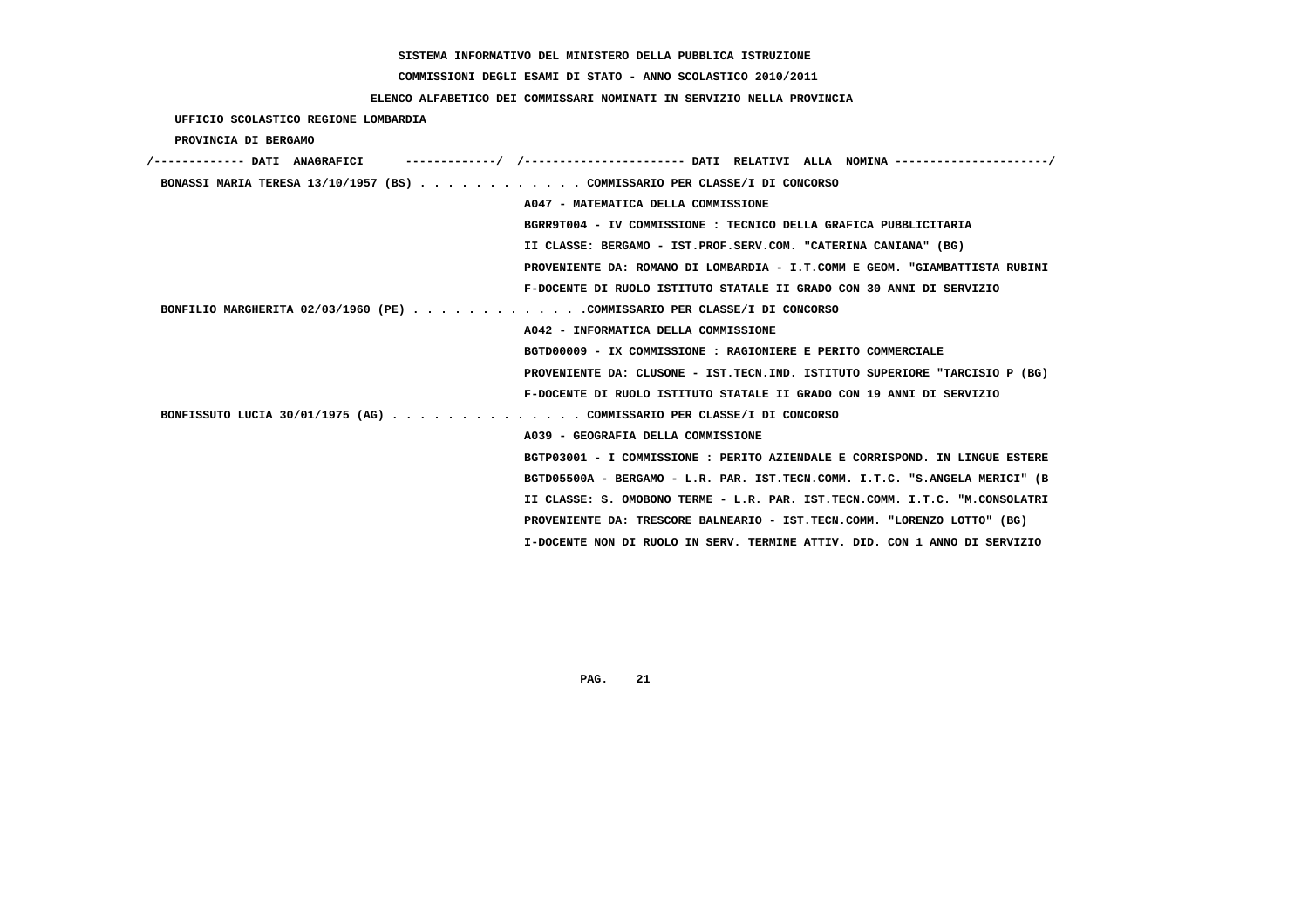SISTEMA INFORMATIVO DEL MINISTERO DELLA PUBBLICA ISTRUZIONE

COMMISSIONI DEGLI ESAMI DI STATO - ANNO SCOLASTICO 2010/2011

ELENCO ALFABETICO DEI COMMISSARI NOMINATI IN SERVIZIO NELLA PROVINCIA

UFFICIO SCOLASTICO REGIONE LOMBARDIA

PROVINCIA DI BERGAMO

/------------- DATI ANAGRAFICI -------------/ /---------------------- DATI RELATIVI ALLA NOMINA ---------------------/

BONASSI MARIA TERESA 13/10/1957 (BS) . . . . . . . . . . . . COMMISSARIO PER CLASSE/I DI CONCORSO
A047 - MATEMATICA DELLA COMMISSIONE
BGRR9T004 - IV COMMISSIONE : TECNICO DELLA GRAFICA PUBBLICITARIA
II CLASSE: BERGAMO - IST.PROF.SERV.COM. "CATERINA CANIANA" (BG)
PROVENIENTE DA: ROMANO DI LOMBARDIA - I.T.COMM E GEOM. "GIAMBATTISTA RUBINI
F-DOCENTE DI RUOLO ISTITUTO STATALE II GRADO CON 30 ANNI DI SERVIZIO

BONFILIO MARGHERITA 02/03/1960 (PE) . . . . . . . . . . . . .COMMISSARIO PER CLASSE/I DI CONCORSO
A042 - INFORMATICA DELLA COMMISSIONE
BGTD00009 - IX COMMISSIONE : RAGIONIERE E PERITO COMMERCIALE
PROVENIENTE DA: CLUSONE - IST.TECN.IND. ISTITUTO SUPERIORE "TARCISIO P (BG)
F-DOCENTE DI RUOLO ISTITUTO STATALE II GRADO CON 19 ANNI DI SERVIZIO

BONFISSUTO LUCIA 30/01/1975 (AG) . . . . . . . . . . . . . . COMMISSARIO PER CLASSE/I DI CONCORSO
A039 - GEOGRAFIA DELLA COMMISSIONE
BGTP03001 - I COMMISSIONE : PERITO AZIENDALE E CORRISPOND. IN LINGUE ESTERE
BGTD05500A - BERGAMO - L.R. PAR. IST.TECN.COMM. I.T.C. "S.ANGELA MERICI" (B
II CLASSE: S. OMOBONO TERME - L.R. PAR. IST.TECN.COMM. I.T.C. "M.CONSOLATRI
PROVENIENTE DA: TRESCORE BALNEARIO - IST.TECN.COMM. "LORENZO LOTTO" (BG)
I-DOCENTE NON DI RUOLO IN SERV. TERMINE ATTIV. DID. CON 1 ANNO DI SERVIZIO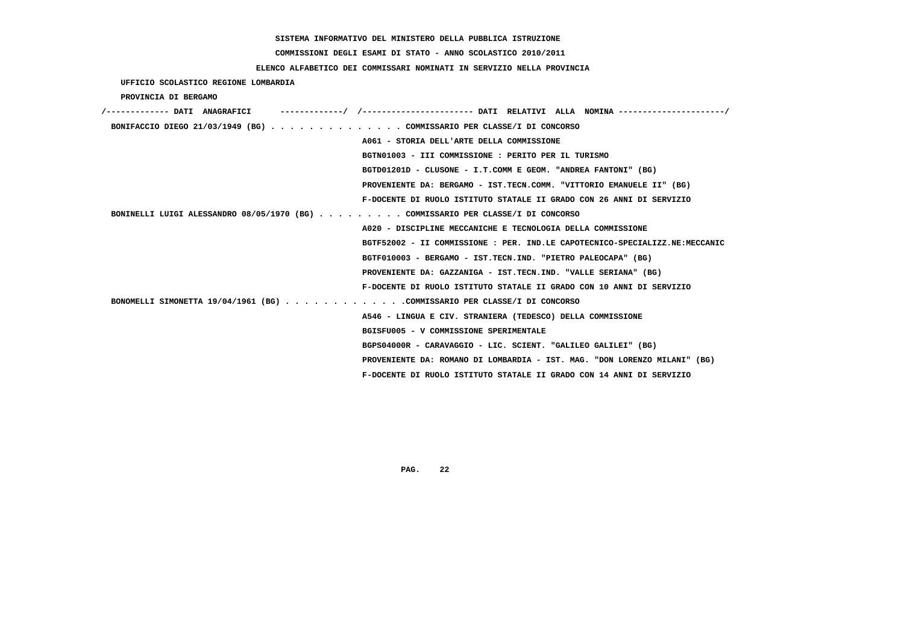SISTEMA INFORMATIVO DEL MINISTERO DELLA PUBBLICA ISTRUZIONE

COMMISSIONI DEGLI ESAMI DI STATO - ANNO SCOLASTICO 2010/2011

ELENCO ALFABETICO DEI COMMISSARI NOMINATI IN SERVIZIO NELLA PROVINCIA

UFFICIO SCOLASTICO REGIONE LOMBARDIA

PROVINCIA DI BERGAMO

/------------- DATI ANAGRAFICI -------------/ /---------------------- DATI RELATIVI ALLA NOMINA ---------------------/

BONIFACCIO DIEGO 21/03/1949 (BG) . . . . . . . . . . . . . . COMMISSARIO PER CLASSE/I DI CONCORSO
A061 - STORIA DELL'ARTE DELLA COMMISSIONE
BGTN01003 - III COMMISSIONE : PERITO PER IL TURISMO
BGTD01201D - CLUSONE - I.T.COMM E GEOM. "ANDREA FANTONI" (BG)
PROVENIENTE DA: BERGAMO - IST.TECN.COMM. "VITTORIO EMANUELE II" (BG)
F-DOCENTE DI RUOLO ISTITUTO STATALE II GRADO CON 26 ANNI DI SERVIZIO

BONINELLI LUIGI ALESSANDRO 08/05/1970 (BG) . . . . . . . . . COMMISSARIO PER CLASSE/I DI CONCORSO
A020 - DISCIPLINE MECCANICHE E TECNOLOGIA DELLA COMMISSIONE
BGTF52002 - II COMMISSIONE : PER. IND.LE CAPOTECNICO-SPECIALIZZ.NE:MECCANIC
BGTF010003 - BERGAMO - IST.TECN.IND. "PIETRO PALEOCAPA" (BG)
PROVENIENTE DA: GAZZANIGA - IST.TECN.IND. "VALLE SERIANA" (BG)
F-DOCENTE DI RUOLO ISTITUTO STATALE II GRADO CON 10 ANNI DI SERVIZIO

BONOMELLI SIMONETTA 19/04/1961 (BG) . . . . . . . . . . . . .COMMISSARIO PER CLASSE/I DI CONCORSO
A546 - LINGUA E CIV. STRANIERA (TEDESCO) DELLA COMMISSIONE
BGISFU005 - V COMMISSIONE SPERIMENTALE
BGPS04000R - CARAVAGGIO - LIC. SCIENT. "GALILEO GALILEI" (BG)
PROVENIENTE DA: ROMANO DI LOMBARDIA - IST. MAG. "DON LORENZO MILANI" (BG)
F-DOCENTE DI RUOLO ISTITUTO STATALE II GRADO CON 14 ANNI DI SERVIZIO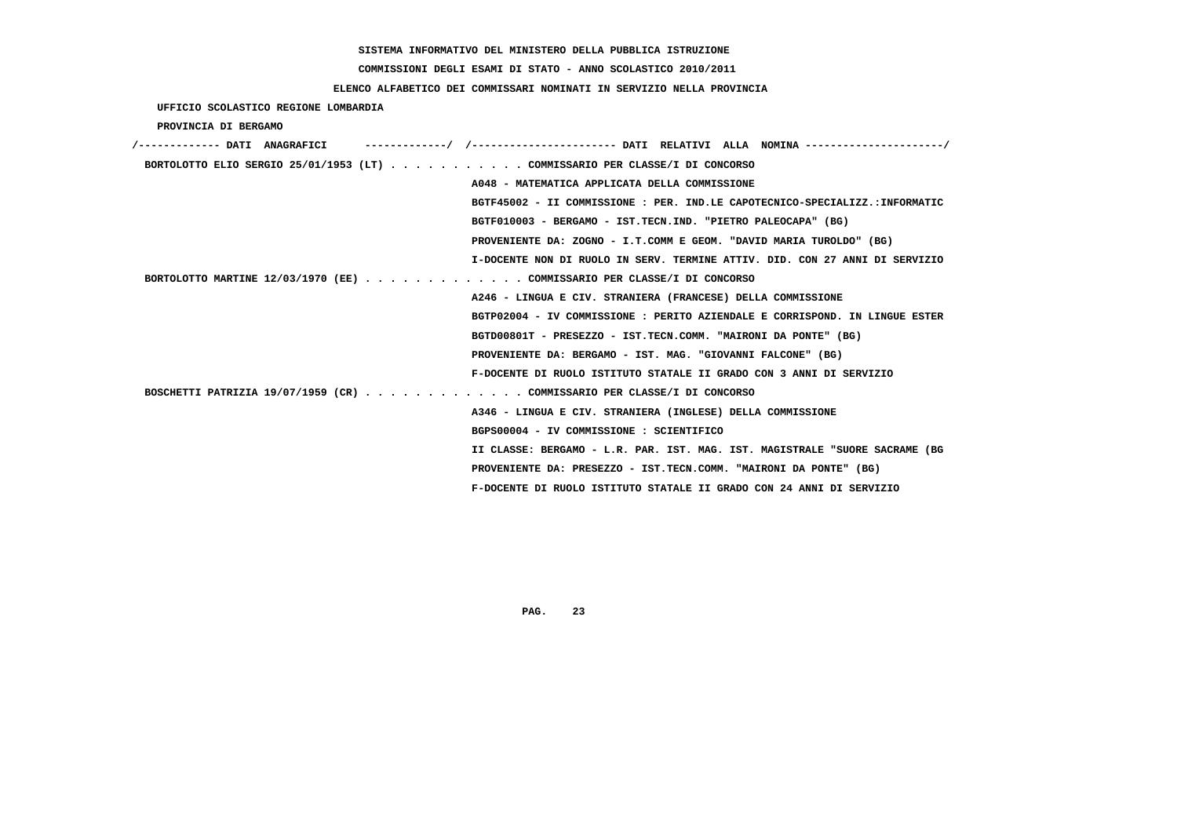SISTEMA INFORMATIVO DEL MINISTERO DELLA PUBBLICA ISTRUZIONE

COMMISSIONI DEGLI ESAMI DI STATO - ANNO SCOLASTICO 2010/2011

ELENCO ALFABETICO DEI COMMISSARI NOMINATI IN SERVIZIO NELLA PROVINCIA

UFFICIO SCOLASTICO REGIONE LOMBARDIA

PROVINCIA DI BERGAMO

/------------- DATI ANAGRAFICI -------------/ /---------------------- DATI RELATIVI ALLA NOMINA ---------------------/

BORTOLOTTO ELIO SERGIO 25/01/1953 (LT) . . . . . . . . . . . COMMISSARIO PER CLASSE/I DI CONCORSO
A048 - MATEMATICA APPLICATA DELLA COMMISSIONE
BGTF45002 - II COMMISSIONE : PER. IND.LE CAPOTECNICO-SPECIALIZZ.:INFORMATIC
BGTF010003 - BERGAMO - IST.TECN.IND. "PIETRO PALEOCAPA" (BG)
PROVENIENTE DA: ZOGNO - I.T.COMM E GEOM. "DAVID MARIA TUROLDO" (BG)
I-DOCENTE NON DI RUOLO IN SERV. TERMINE ATTIV. DID. CON 27 ANNI DI SERVIZIO

BORTOLOTTO MARTINE 12/03/1970 (EE) . . . . . . . . . . . . . COMMISSARIO PER CLASSE/I DI CONCORSO
A246 - LINGUA E CIV. STRANIERA (FRANCESE) DELLA COMMISSIONE
BGTP02004 - IV COMMISSIONE : PERITO AZIENDALE E CORRISPOND. IN LINGUE ESTER
BGTD00801T - PRESEZZO - IST.TECN.COMM. "MAIRONI DA PONTE" (BG)
PROVENIENTE DA: BERGAMO - IST. MAG. "GIOVANNI FALCONE" (BG)
F-DOCENTE DI RUOLO ISTITUTO STATALE II GRADO CON 3 ANNI DI SERVIZIO

BOSCHETTI PATRIZIA 19/07/1959 (CR) . . . . . . . . . . . . . COMMISSARIO PER CLASSE/I DI CONCORSO
A346 - LINGUA E CIV. STRANIERA (INGLESE) DELLA COMMISSIONE
BGPS00004 - IV COMMISSIONE : SCIENTIFICO
II CLASSE: BERGAMO - L.R. PAR. IST. MAG. IST. MAGISTRALE "SUORE SACRAME (BG
PROVENIENTE DA: PRESEZZO - IST.TECN.COMM. "MAIRONI DA PONTE" (BG)
F-DOCENTE DI RUOLO ISTITUTO STATALE II GRADO CON 24 ANNI DI SERVIZIO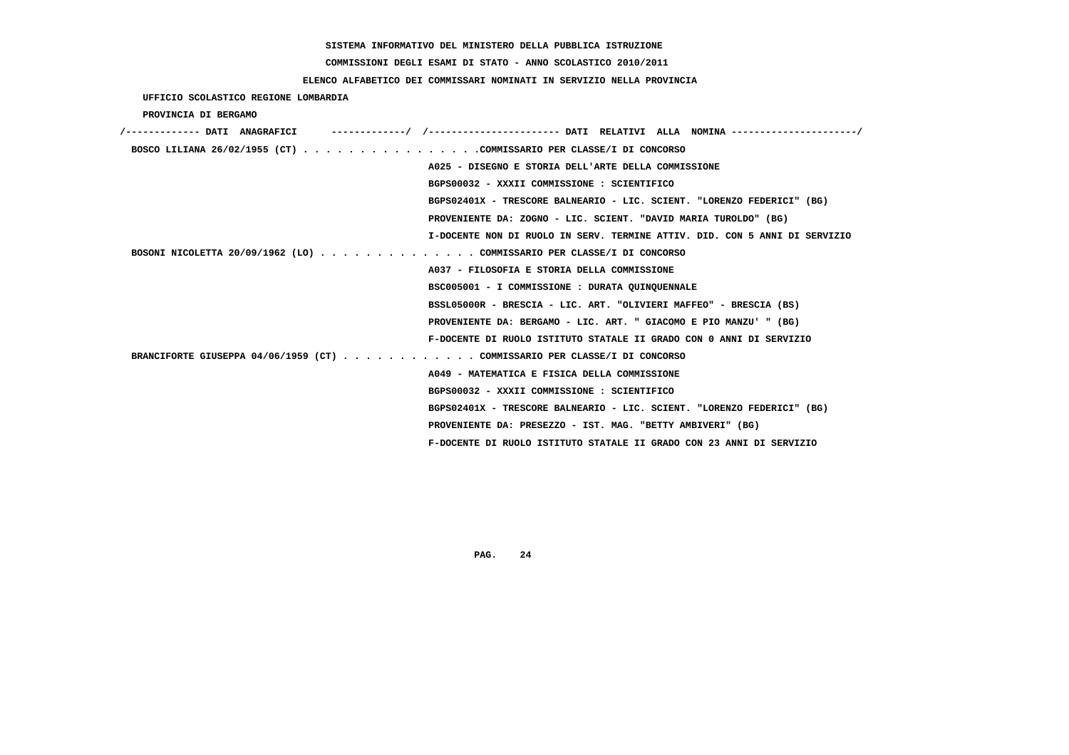SISTEMA INFORMATIVO DEL MINISTERO DELLA PUBBLICA ISTRUZIONE

COMMISSIONI DEGLI ESAMI DI STATO - ANNO SCOLASTICO 2010/2011

ELENCO ALFABETICO DEI COMMISSARI NOMINATI IN SERVIZIO NELLA PROVINCIA

UFFICIO SCOLASTICO REGIONE LOMBARDIA

PROVINCIA DI BERGAMO

/------------- DATI ANAGRAFICI -------------/ /---------------------- DATI RELATIVI ALLA NOMINA ---------------------/

BOSCO LILIANA 26/02/1955 (CT) . . . . . . . . . . . . . . . .COMMISSARIO PER CLASSE/I DI CONCORSO
A025 - DISEGNO E STORIA DELL'ARTE DELLA COMMISSIONE
BGPS00032 - XXXII COMMISSIONE : SCIENTIFICO
BGPS02401X - TRESCORE BALNEARIO - LIC. SCIENT. "LORENZO FEDERICI" (BG)
PROVENIENTE DA: ZOGNO - LIC. SCIENT. "DAVID MARIA TUROLDO" (BG)
I-DOCENTE NON DI RUOLO IN SERV. TERMINE ATTIV. DID. CON 5 ANNI DI SERVIZIO

BOSONI NICOLETTA 20/09/1962 (LO) . . . . . . . . . . . . . . COMMISSARIO PER CLASSE/I DI CONCORSO
A037 - FILOSOFIA E STORIA DELLA COMMISSIONE
BSC005001 - I COMMISSIONE : DURATA QUINQUENNALE
BSSL05000R - BRESCIA - LIC. ART. "OLIVIERI MAFFEO" - BRESCIA (BS)
PROVENIENTE DA: BERGAMO - LIC. ART. " GIACOMO E PIO MANZU' " (BG)
F-DOCENTE DI RUOLO ISTITUTO STATALE II GRADO CON 0 ANNI DI SERVIZIO

BRANCIFORTE GIUSEPPA 04/06/1959 (CT) . . . . . . . . . . . . COMMISSARIO PER CLASSE/I DI CONCORSO
A049 - MATEMATICA E FISICA DELLA COMMISSIONE
BGPS00032 - XXXII COMMISSIONE : SCIENTIFICO
BGPS02401X - TRESCORE BALNEARIO - LIC. SCIENT. "LORENZO FEDERICI" (BG)
PROVENIENTE DA: PRESEZZO - IST. MAG. "BETTY AMBIVERI" (BG)
F-DOCENTE DI RUOLO ISTITUTO STATALE II GRADO CON 23 ANNI DI SERVIZIO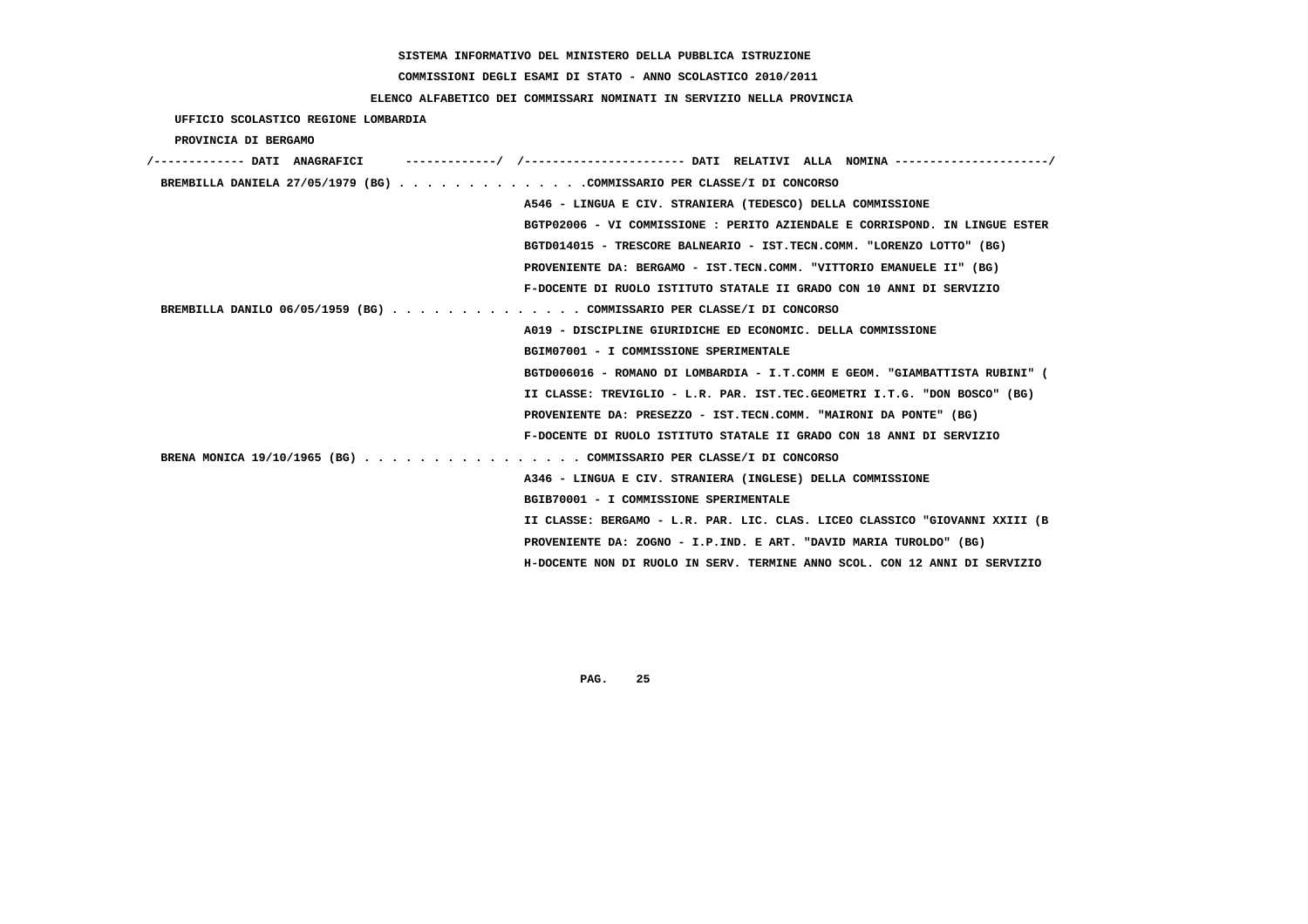SISTEMA INFORMATIVO DEL MINISTERO DELLA PUBBLICA ISTRUZIONE

COMMISSIONI DEGLI ESAMI DI STATO - ANNO SCOLASTICO 2010/2011

ELENCO ALFABETICO DEI COMMISSARI NOMINATI IN SERVIZIO NELLA PROVINCIA

UFFICIO SCOLASTICO REGIONE LOMBARDIA

PROVINCIA DI BERGAMO

```
/------------- DATI  ANAGRAFICI      -------------/  /----------------------- DATI  RELATIVI  ALLA  NOMINA ----------------------/
 BREMBILLA DANIELA 27/05/1979 (BG) . . . . . . . . . . . . . .COMMISSARIO PER CLASSE/I DI CONCORSO
                                                    A546 - LINGUA E CIV. STRANIERA (TEDESCO) DELLA COMMISSIONE
                                                    BGTP02006 - VI COMMISSIONE : PERITO AZIENDALE E CORRISPOND. IN LINGUE ESTER
                                                    BGTD014015 - TRESCORE BALNEARIO - IST.TECN.COMM. "LORENZO LOTTO" (BG)
                                                    PROVENIENTE DA: BERGAMO - IST.TECN.COMM. "VITTORIO EMANUELE II" (BG)
                                                    F-DOCENTE DI RUOLO ISTITUTO STATALE II GRADO CON 10 ANNI DI SERVIZIO
 BREMBILLA DANILO 06/05/1959 (BG) . . . . . . . . . . . . . . COMMISSARIO PER CLASSE/I DI CONCORSO
                                                    A019 - DISCIPLINE GIURIDICHE ED ECONOMIC. DELLA COMMISSIONE
                                                    BGIM07001 - I COMMISSIONE SPERIMENTALE
                                                    BGTD006016 - ROMANO DI LOMBARDIA - I.T.COMM E GEOM. "GIAMBATTISTA RUBINI" (
                                                    II CLASSE: TREVIGLIO - L.R. PAR. IST.TEC.GEOMETRI I.T.G. "DON BOSCO" (BG)
                                                    PROVENIENTE DA: PRESEZZO - IST.TECN.COMM. "MAIRONI DA PONTE" (BG)
                                                    F-DOCENTE DI RUOLO ISTITUTO STATALE II GRADO CON 18 ANNI DI SERVIZIO
 BRENA MONICA 19/10/1965 (BG) . . . . . . . . . . . . . . . . COMMISSARIO PER CLASSE/I DI CONCORSO
                                                    A346 - LINGUA E CIV. STRANIERA (INGLESE) DELLA COMMISSIONE
                                                    BGIB70001 - I COMMISSIONE SPERIMENTALE
                                                    II CLASSE: BERGAMO - L.R. PAR. LIC. CLAS. LICEO CLASSICO "GIOVANNI XXIII (B
                                                    PROVENIENTE DA: ZOGNO - I.P.IND. E ART. "DAVID MARIA TUROLDO" (BG)
                                                    H-DOCENTE NON DI RUOLO IN SERV. TERMINE ANNO SCOL. CON 12 ANNI DI SERVIZIO
```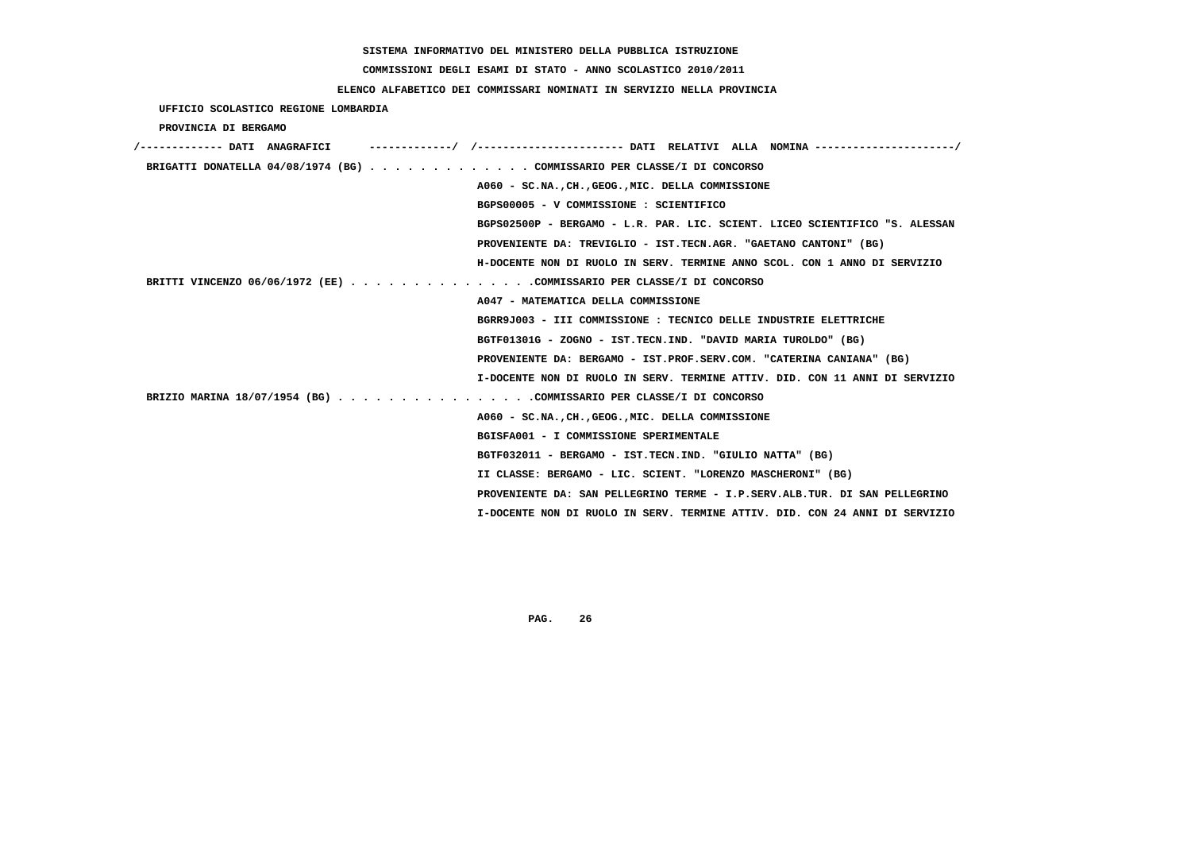SISTEMA INFORMATIVO DEL MINISTERO DELLA PUBBLICA ISTRUZIONE

COMMISSIONI DEGLI ESAMI DI STATO - ANNO SCOLASTICO 2010/2011

ELENCO ALFABETICO DEI COMMISSARI NOMINATI IN SERVIZIO NELLA PROVINCIA

UFFICIO SCOLASTICO REGIONE LOMBARDIA

PROVINCIA DI BERGAMO

| DATI ANAGRAFICI | DATI RELATIVI ALLA NOMINA |
|---|---|
| BRIGATTI DONATELLA 04/08/1974 (BG) | COMMISSARIO PER CLASSE/I DI CONCORSO |
| | A060 - SC.NA.,CH.,GEOG.,MIC. DELLA COMMISSIONE |
| | BGPS00005 - V COMMISSIONE : SCIENTIFICO |
| | BGPS02500P - BERGAMO - L.R. PAR. LIC. SCIENT. LICEO SCIENTIFICO "S. ALESSAN |
| | PROVENIENTE DA: TREVIGLIO - IST.TECN.AGR. "GAETANO CANTONI" (BG) |
| | H-DOCENTE NON DI RUOLO IN SERV. TERMINE ANNO SCOL. CON 1 ANNO DI SERVIZIO |
| BRITTI VINCENZO 06/06/1972 (EE) | COMMISSARIO PER CLASSE/I DI CONCORSO |
| | A047 - MATEMATICA DELLA COMMISSIONE |
| | BGRR9J003 - III COMMISSIONE : TECNICO DELLE INDUSTRIE ELETTRICHE |
| | BGTF01301G - ZOGNO - IST.TECN.IND. "DAVID MARIA TUROLDO" (BG) |
| | PROVENIENTE DA: BERGAMO - IST.PROF.SERV.COM. "CATERINA CANIANA" (BG) |
| | I-DOCENTE NON DI RUOLO IN SERV. TERMINE ATTIV. DID. CON 11 ANNI DI SERVIZIO |
| BRIZIO MARINA 18/07/1954 (BG) | COMMISSARIO PER CLASSE/I DI CONCORSO |
| | A060 - SC.NA.,CH.,GEOG.,MIC. DELLA COMMISSIONE |
| | BGISFA001 - I COMMISSIONE SPERIMENTALE |
| | BGTF032011 - BERGAMO - IST.TECN.IND. "GIULIO NATTA" (BG) |
| | II CLASSE: BERGAMO - LIC. SCIENT. "LORENZO MASCHERONI" (BG) |
| | PROVENIENTE DA: SAN PELLEGRINO TERME - I.P.SERV.ALB.TUR. DI SAN PELLEGRINO |
| | I-DOCENTE NON DI RUOLO IN SERV. TERMINE ATTIV. DID. CON 24 ANNI DI SERVIZIO |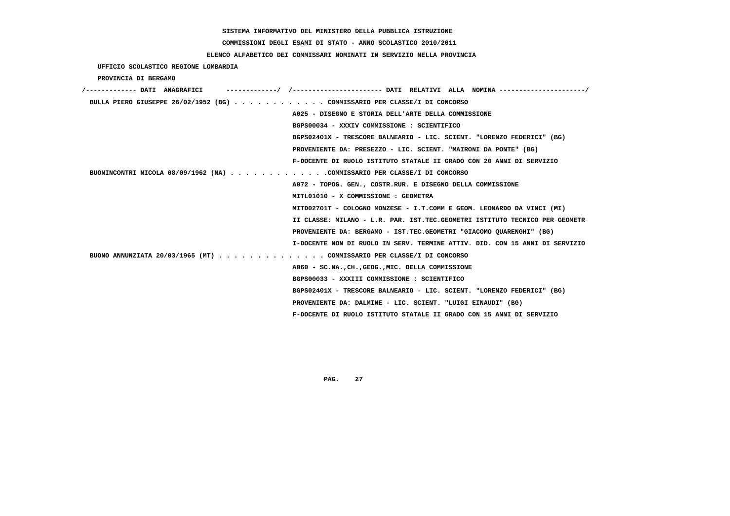SISTEMA INFORMATIVO DEL MINISTERO DELLA PUBBLICA ISTRUZIONE

COMMISSIONI DEGLI ESAMI DI STATO - ANNO SCOLASTICO 2010/2011

ELENCO ALFABETICO DEI COMMISSARI NOMINATI IN SERVIZIO NELLA PROVINCIA

UFFICIO SCOLASTICO REGIONE LOMBARDIA

PROVINCIA DI BERGAMO

/------------- DATI ANAGRAFICI -------------/ /---------------------- DATI RELATIVI ALLA NOMINA ---------------------/

BULLA PIERO GIUSEPPE 26/02/1952 (BG) . . . . . . . . . . . . COMMISSARIO PER CLASSE/I DI CONCORSO
A025 - DISEGNO E STORIA DELL'ARTE DELLA COMMISSIONE
BGPS00034 - XXXIV COMMISSIONE : SCIENTIFICO
BGPS02401X - TRESCORE BALNEARIO - LIC. SCIENT. "LORENZO FEDERICI" (BG)
PROVENIENTE DA: PRESEZZO - LIC. SCIENT. "MAIRONI DA PONTE" (BG)
F-DOCENTE DI RUOLO ISTITUTO STATALE II GRADO CON 20 ANNI DI SERVIZIO

BUONINCONTRI NICOLA 08/09/1962 (NA) . . . . . . . . . . . . .COMMISSARIO PER CLASSE/I DI CONCORSO
A072 - TOPOG. GEN., COSTR.RUR. E DISEGNO DELLA COMMISSIONE
MITL01010 - X COMMISSIONE : GEOMETRA
MITD02701T - COLOGNO MONZESE - I.T.COMM E GEOM. LEONARDO DA VINCI (MI)
II CLASSE: MILANO - L.R. PAR. IST.TEC.GEOMETRI ISTITUTO TECNICO PER GEOMETR
PROVENIENTE DA: BERGAMO - IST.TEC.GEOMETRI "GIACOMO QUARENGHI" (BG)
I-DOCENTE NON DI RUOLO IN SERV. TERMINE ATTIV. DID. CON 15 ANNI DI SERVIZIO

BUONO ANNUNZIATA 20/03/1965 (MT) . . . . . . . . . . . . . . COMMISSARIO PER CLASSE/I DI CONCORSO
A060 - SC.NA.,CH.,GEOG.,MIC. DELLA COMMISSIONE
BGPS00033 - XXXIII COMMISSIONE : SCIENTIFICO
BGPS02401X - TRESCORE BALNEARIO - LIC. SCIENT. "LORENZO FEDERICI" (BG)
PROVENIENTE DA: DALMINE - LIC. SCIENT. "LUIGI EINAUDI" (BG)
F-DOCENTE DI RUOLO ISTITUTO STATALE II GRADO CON 15 ANNI DI SERVIZIO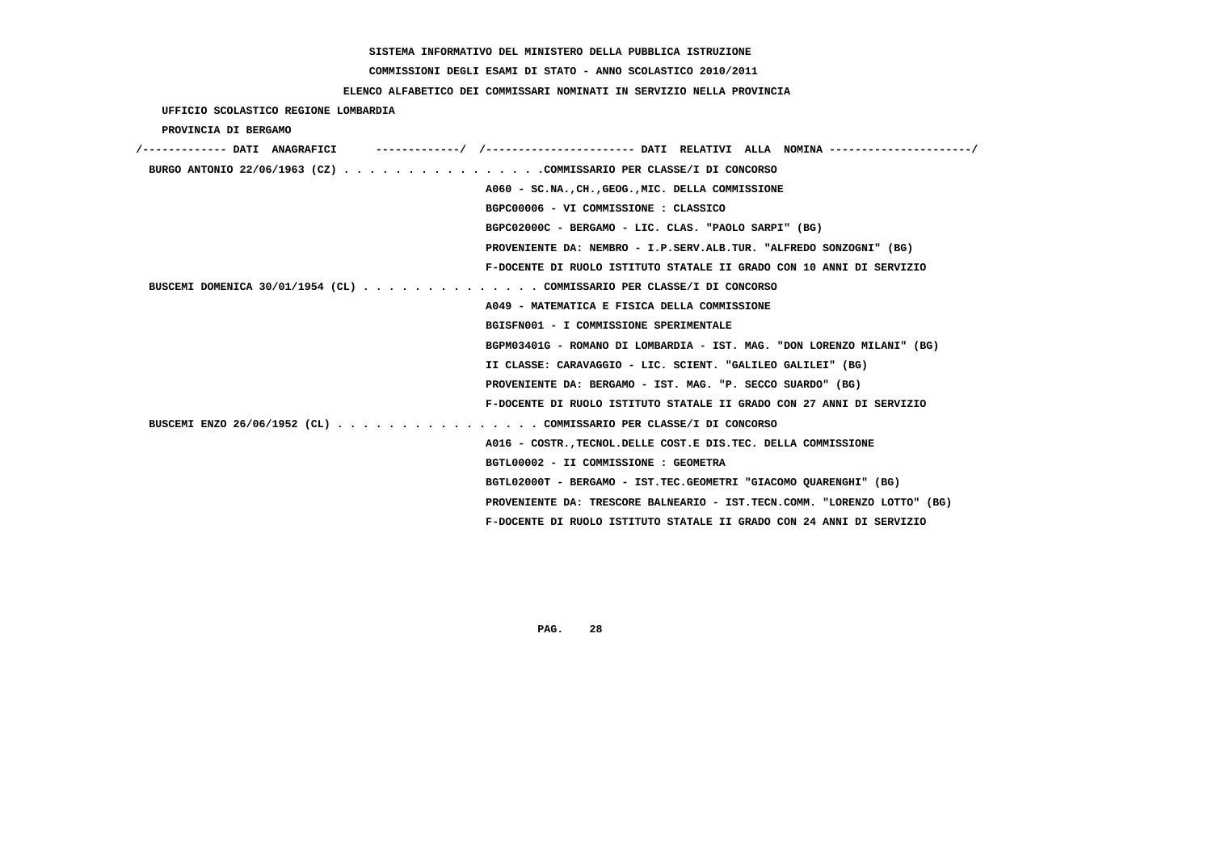SISTEMA INFORMATIVO DEL MINISTERO DELLA PUBBLICA ISTRUZIONE

COMMISSIONI DEGLI ESAMI DI STATO - ANNO SCOLASTICO 2010/2011

ELENCO ALFABETICO DEI COMMISSARI NOMINATI IN SERVIZIO NELLA PROVINCIA

UFFICIO SCOLASTICO REGIONE LOMBARDIA

PROVINCIA DI BERGAMO

/------------- DATI ANAGRAFICI -------------/ /---------------------- DATI RELATIVI ALLA NOMINA ---------------------/

BURGO ANTONIO 22/06/1963 (CZ) . . . . . . . . . . . . . . . .COMMISSARIO PER CLASSE/I DI CONCORSO
A060 - SC.NA.,CH.,GEOG.,MIC. DELLA COMMISSIONE
BGPC00006 - VI COMMISSIONE : CLASSICO
BGPC02000C - BERGAMO - LIC. CLAS. "PAOLO SARPI" (BG)
PROVENIENTE DA: NEMBRO - I.P.SERV.ALB.TUR. "ALFREDO SONZOGNI" (BG)
F-DOCENTE DI RUOLO ISTITUTO STATALE II GRADO CON 10 ANNI DI SERVIZIO

BUSCEMI DOMENICA 30/01/1954 (CL) . . . . . . . . . . . . . . COMMISSARIO PER CLASSE/I DI CONCORSO
A049 - MATEMATICA E FISICA DELLA COMMISSIONE
BGISFN001 - I COMMISSIONE SPERIMENTALE
BGPM03401G - ROMANO DI LOMBARDIA - IST. MAG. "DON LORENZO MILANI" (BG)
II CLASSE: CARAVAGGIO - LIC. SCIENT. "GALILEO GALILEI" (BG)
PROVENIENTE DA: BERGAMO - IST. MAG. "P. SECCO SUARDO" (BG)
F-DOCENTE DI RUOLO ISTITUTO STATALE II GRADO CON 27 ANNI DI SERVIZIO

BUSCEMI ENZO 26/06/1952 (CL) . . . . . . . . . . . . . . . . COMMISSARIO PER CLASSE/I DI CONCORSO
A016 - COSTR.,TECNOL.DELLE COST.E DIS.TEC. DELLA COMMISSIONE
BGTL00002 - II COMMISSIONE : GEOMETRA
BGTL02000T - BERGAMO - IST.TEC.GEOMETRI "GIACOMO QUARENGHI" (BG)
PROVENIENTE DA: TRESCORE BALNEARIO - IST.TECN.COMM. "LORENZO LOTTO" (BG)
F-DOCENTE DI RUOLO ISTITUTO STATALE II GRADO CON 24 ANNI DI SERVIZIO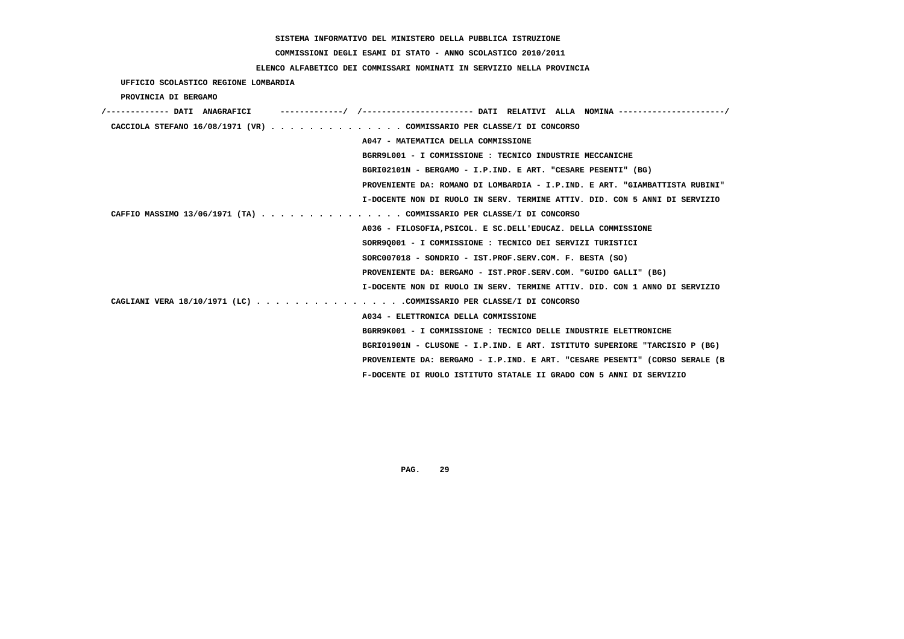SISTEMA INFORMATIVO DEL MINISTERO DELLA PUBBLICA ISTRUZIONE

COMMISSIONI DEGLI ESAMI DI STATO - ANNO SCOLASTICO 2010/2011

ELENCO ALFABETICO DEI COMMISSARI NOMINATI IN SERVIZIO NELLA PROVINCIA

UFFICIO SCOLASTICO REGIONE LOMBARDIA

PROVINCIA DI BERGAMO

/------------- DATI ANAGRAFICI ------------/ /---------------------- DATI RELATIVI ALLA NOMINA ---------------------/

CACCIOLA STEFANO 16/08/1971 (VR) . . . . . . . . . . . . . . COMMISSARIO PER CLASSE/I DI CONCORSO
A047 - MATEMATICA DELLA COMMISSIONE
BGRR9L001 - I COMMISSIONE : TECNICO INDUSTRIE MECCANICHE
BGRI02101N - BERGAMO - I.P.IND. E ART. "CESARE PESENTI" (BG)
PROVENIENTE DA: ROMANO DI LOMBARDIA - I.P.IND. E ART. "GIAMBATTISTA RUBINI"
I-DOCENTE NON DI RUOLO IN SERV. TERMINE ATTIV. DID. CON 5 ANNI DI SERVIZIO

CAFFIO MASSIMO 13/06/1971 (TA) . . . . . . . . . . . . . . . COMMISSARIO PER CLASSE/I DI CONCORSO
A036 - FILOSOFIA,PSICOL. E SC.DELL'EDUCAZ. DELLA COMMISSIONE
SORR9Q001 - I COMMISSIONE : TECNICO DEI SERVIZI TURISTICI
SORC007018 - SONDRIO - IST.PROF.SERV.COM. F. BESTA (SO)
PROVENIENTE DA: BERGAMO - IST.PROF.SERV.COM. "GUIDO GALLI" (BG)
I-DOCENTE NON DI RUOLO IN SERV. TERMINE ATTIV. DID. CON 1 ANNO DI SERVIZIO

CAGLIANI VERA 18/10/1971 (LC) . . . . . . . . . . . . . . . .COMMISSARIO PER CLASSE/I DI CONCORSO
A034 - ELETTRONICA DELLA COMMISSIONE
BGRR9K001 - I COMMISSIONE : TECNICO DELLE INDUSTRIE ELETTRONICHE
BGRI01901N - CLUSONE - I.P.IND. E ART. ISTITUTO SUPERIORE "TARCISIO P (BG)
PROVENIENTE DA: BERGAMO - I.P.IND. E ART. "CESARE PESENTI" (CORSO SERALE (B
F-DOCENTE DI RUOLO ISTITUTO STATALE II GRADO CON 5 ANNI DI SERVIZIO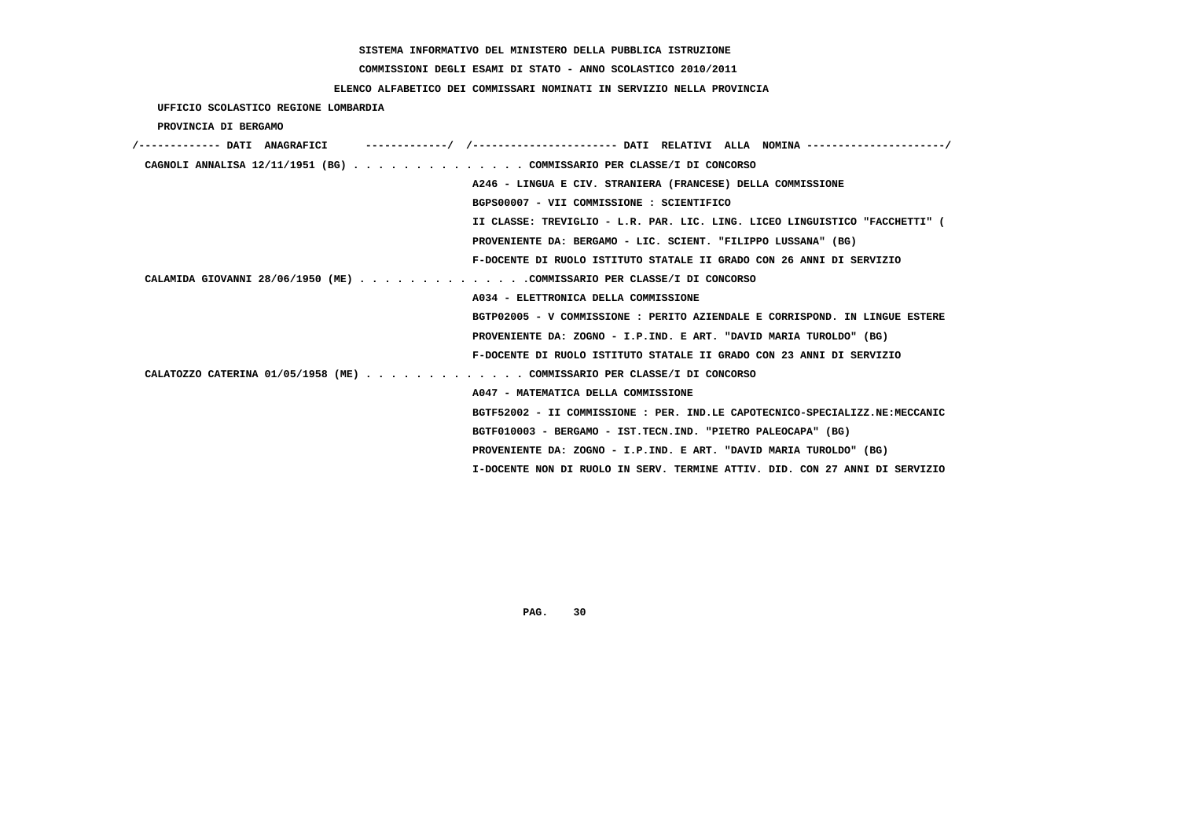SISTEMA INFORMATIVO DEL MINISTERO DELLA PUBBLICA ISTRUZIONE

COMMISSIONI DEGLI ESAMI DI STATO - ANNO SCOLASTICO 2010/2011

ELENCO ALFABETICO DEI COMMISSARI NOMINATI IN SERVIZIO NELLA PROVINCIA

UFFICIO SCOLASTICO REGIONE LOMBARDIA

PROVINCIA DI BERGAMO

| DATI ANAGRAFICI | DATI RELATIVI ALLA NOMINA |
|---|---|
| CAGNOLI ANNALISA 12/11/1951 (BG) | COMMISSARIO PER CLASSE/I DI CONCORSO |
| | A246 - LINGUA E CIV. STRANIERA (FRANCESE) DELLA COMMISSIONE |
| | BGPS00007 - VII COMMISSIONE : SCIENTIFICO |
| | II CLASSE: TREVIGLIO - L.R. PAR. LIC. LING. LICEO LINGUISTICO "FACCHETTI" ( |
| | PROVENIENTE DA: BERGAMO - LIC. SCIENT. "FILIPPO LUSSANA" (BG) |
| | F-DOCENTE DI RUOLO ISTITUTO STATALE II GRADO CON 26 ANNI DI SERVIZIO |
| CALAMIDA GIOVANNI 28/06/1950 (ME) | COMMISSARIO PER CLASSE/I DI CONCORSO |
| | A034 - ELETTRONICA DELLA COMMISSIONE |
| | BGTP02005 - V COMMISSIONE : PERITO AZIENDALE E CORRISPOND. IN LINGUE ESTERE |
| | PROVENIENTE DA: ZOGNO - I.P.IND. E ART. "DAVID MARIA TUROLDO" (BG) |
| | F-DOCENTE DI RUOLO ISTITUTO STATALE II GRADO CON 23 ANNI DI SERVIZIO |
| CALATOZZO CATERINA 01/05/1958 (ME) | COMMISSARIO PER CLASSE/I DI CONCORSO |
| | A047 - MATEMATICA DELLA COMMISSIONE |
| | BGTF52002 - II COMMISSIONE : PER. IND.LE CAPOTECNICO-SPECIALIZZ.NE:MECCANIC |
| | BGTF010003 - BERGAMO - IST.TECN.IND. "PIETRO PALEOCAPA" (BG) |
| | PROVENIENTE DA: ZOGNO - I.P.IND. E ART. "DAVID MARIA TUROLDO" (BG) |
| | I-DOCENTE NON DI RUOLO IN SERV. TERMINE ATTIV. DID. CON 27 ANNI DI SERVIZIO |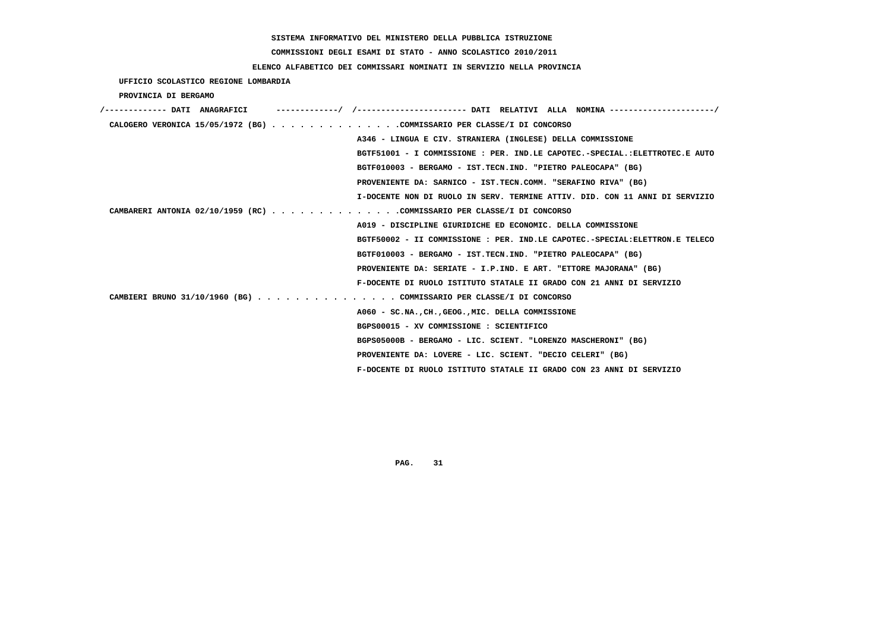SISTEMA INFORMATIVO DEL MINISTERO DELLA PUBBLICA ISTRUZIONE

COMMISSIONI DEGLI ESAMI DI STATO - ANNO SCOLASTICO 2010/2011

ELENCO ALFABETICO DEI COMMISSARI NOMINATI IN SERVIZIO NELLA PROVINCIA

UFFICIO SCOLASTICO REGIONE LOMBARDIA

PROVINCIA DI BERGAMO

```
/------------- DATI  ANAGRAFICI      -------------/  /----------------------- DATI  RELATIVI  ALLA  NOMINA ----------------------/
 CALOGERO VERONICA 15/05/1972 (BG) . . . . . . . . . . . . . .COMMISSARIO PER CLASSE/I DI CONCORSO
                                                    A346 - LINGUA E CIV. STRANIERA (INGLESE) DELLA COMMISSIONE
                                                    BGTF51001 - I COMMISSIONE : PER. IND.LE CAPOTEC.-SPECIAL.:ELETTROTEC.E AUTO
                                                    BGTF010003 - BERGAMO - IST.TECN.IND. "PIETRO PALEOCAPA" (BG)
                                                    PROVENIENTE DA: SARNICO - IST.TECN.COMM. "SERAFINO RIVA" (BG)
                                                    I-DOCENTE NON DI RUOLO IN SERV. TERMINE ATTIV. DID. CON 11 ANNI DI SERVIZIO
 CAMBARERI ANTONIA 02/10/1959 (RC) . . . . . . . . . . . . . .COMMISSARIO PER CLASSE/I DI CONCORSO
                                                    A019 - DISCIPLINE GIURIDICHE ED ECONOMIC. DELLA COMMISSIONE
                                                    BGTF50002 - II COMMISSIONE : PER. IND.LE CAPOTEC.-SPECIAL:ELETTRON.E TELECO
                                                    BGTF010003 - BERGAMO - IST.TECN.IND. "PIETRO PALEOCAPA" (BG)
                                                    PROVENIENTE DA: SERIATE - I.P.IND. E ART. "ETTORE MAJORANA" (BG)
                                                    F-DOCENTE DI RUOLO ISTITUTO STATALE II GRADO CON 21 ANNI DI SERVIZIO
 CAMBIERI BRUNO 31/10/1960 (BG) . . . . . . . . . . . . . . . COMMISSARIO PER CLASSE/I DI CONCORSO
                                                    A060 - SC.NA.,CH.,GEOG.,MIC. DELLA COMMISSIONE
                                                    BGPS00015 - XV COMMISSIONE : SCIENTIFICO
                                                    BGPS05000B - BERGAMO - LIC. SCIENT. "LORENZO MASCHERONI" (BG)
                                                    PROVENIENTE DA: LOVERE - LIC. SCIENT. "DECIO CELERI" (BG)
                                                    F-DOCENTE DI RUOLO ISTITUTO STATALE II GRADO CON 23 ANNI DI SERVIZIO
```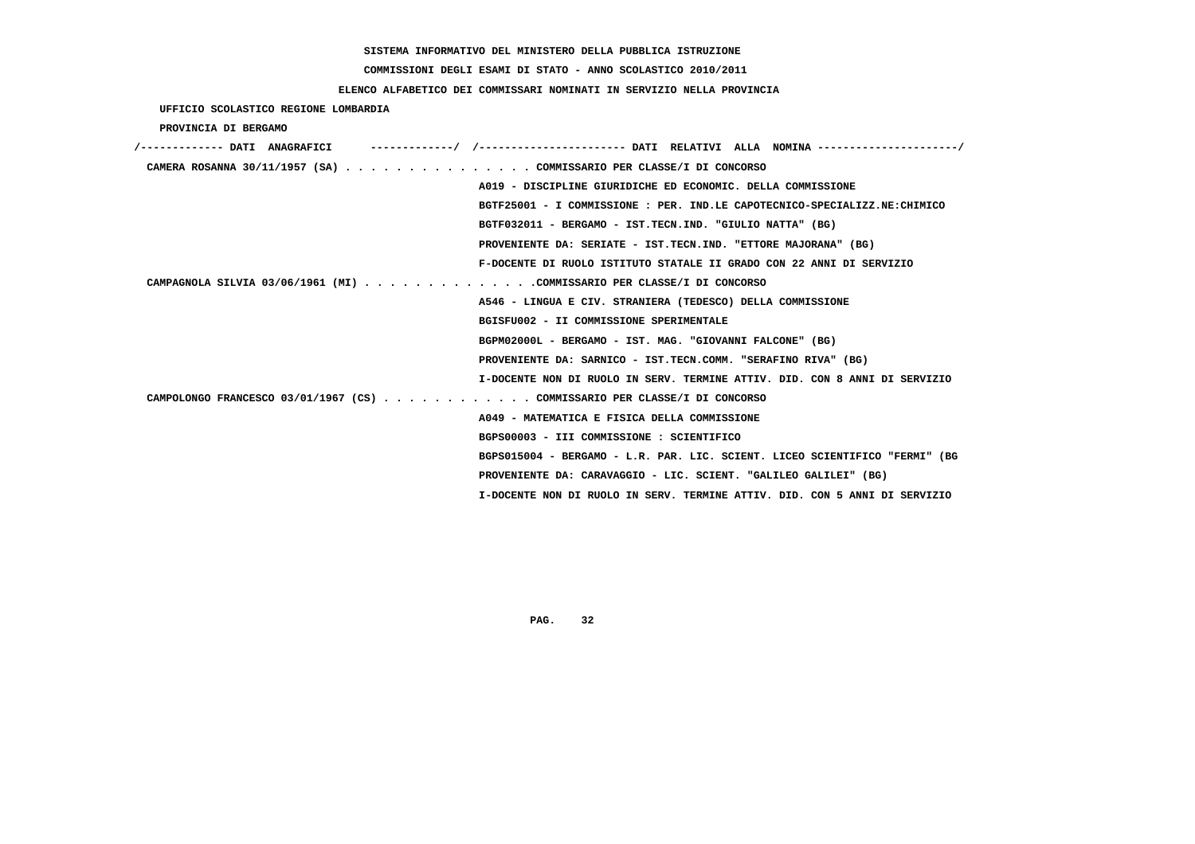SISTEMA INFORMATIVO DEL MINISTERO DELLA PUBBLICA ISTRUZIONE

COMMISSIONI DEGLI ESAMI DI STATO - ANNO SCOLASTICO 2010/2011

ELENCO ALFABETICO DEI COMMISSARI NOMINATI IN SERVIZIO NELLA PROVINCIA

UFFICIO SCOLASTICO REGIONE LOMBARDIA

PROVINCIA DI BERGAMO

```
/------------- DATI  ANAGRAFICI      -------------/  /----------------------- DATI  RELATIVI  ALLA  NOMINA ---------------------/
 CAMERA ROSANNA 30/11/1957 (SA) . . . . . . . . . . . . . . . COMMISSARIO PER CLASSE/I DI CONCORSO
                                                    A019 - DISCIPLINE GIURIDICHE ED ECONOMIC. DELLA COMMISSIONE
                                                    BGTF25001 - I COMMISSIONE : PER. IND.LE CAPOTECNICO-SPECIALIZZ.NE:CHIMICO
                                                    BGTF032011 - BERGAMO - IST.TECN.IND. "GIULIO NATTA" (BG)
                                                    PROVENIENTE DA: SERIATE - IST.TECN.IND. "ETTORE MAJORANA" (BG)
                                                    F-DOCENTE DI RUOLO ISTITUTO STATALE II GRADO CON 22 ANNI DI SERVIZIO
 CAMPAGNOLA SILVIA 03/06/1961 (MI) . . . . . . . . . . . . . .COMMISSARIO PER CLASSE/I DI CONCORSO
                                                    A546 - LINGUA E CIV. STRANIERA (TEDESCO) DELLA COMMISSIONE
                                                    BGISFU002 - II COMMISSIONE SPERIMENTALE
                                                    BGPM02000L - BERGAMO - IST. MAG. "GIOVANNI FALCONE" (BG)
                                                    PROVENIENTE DA: SARNICO - IST.TECN.COMM. "SERAFINO RIVA" (BG)
                                                    I-DOCENTE NON DI RUOLO IN SERV. TERMINE ATTIV. DID. CON 8 ANNI DI SERVIZIO
 CAMPOLONGO FRANCESCO 03/01/1967 (CS) . . . . . . . . . . . . COMMISSARIO PER CLASSE/I DI CONCORSO
                                                    A049 - MATEMATICA E FISICA DELLA COMMISSIONE
                                                    BGPS00003 - III COMMISSIONE : SCIENTIFICO
                                                    BGPS015004 - BERGAMO - L.R. PAR. LIC. SCIENT. LICEO SCIENTIFICO "FERMI" (BG
                                                    PROVENIENTE DA: CARAVAGGIO - LIC. SCIENT. "GALILEO GALILEI" (BG)
                                                    I-DOCENTE NON DI RUOLO IN SERV. TERMINE ATTIV. DID. CON 5 ANNI DI SERVIZIO
```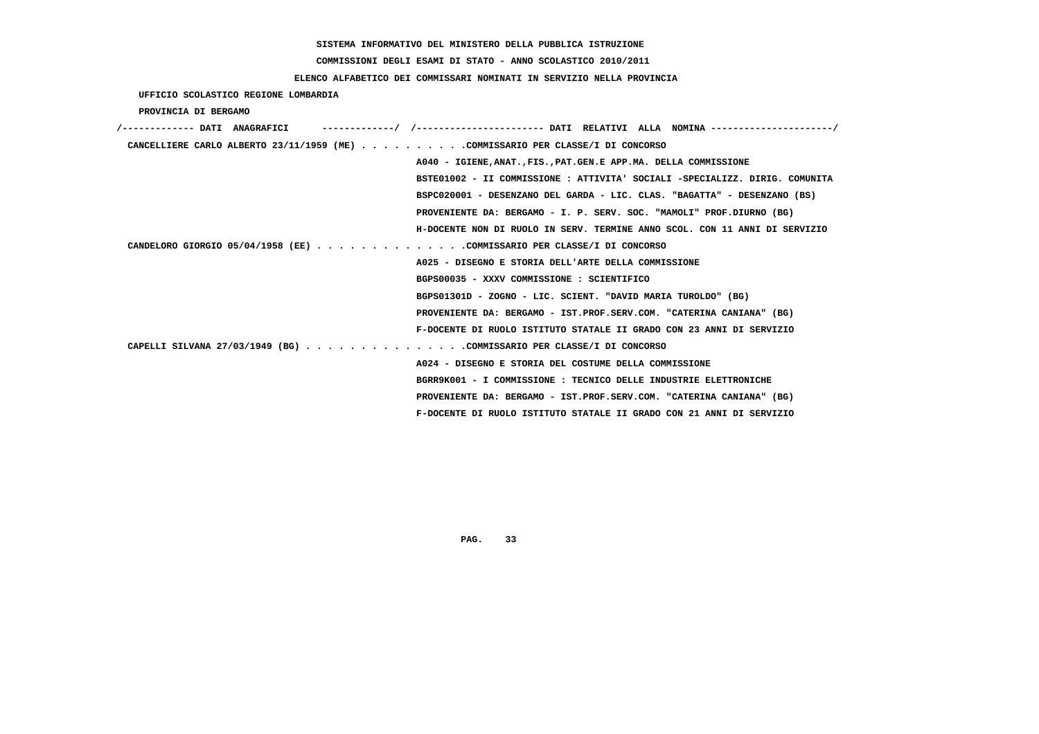**SISTEMA INFORMATIVO DEL MINISTERO DELLA PUBBLICA ISTRUZIONE**

**COMMISSIONI DEGLI ESAMI DI STATO - ANNO SCOLASTICO 2010/2011**

**ELENCO ALFABETICO DEI COMMISSARI NOMINATI IN SERVIZIO NELLA PROVINCIA**

**UFFICIO SCOLASTICO REGIONE LOMBARDIA**

**PROVINCIA DI BERGAMO**

```
/------------- DATI  ANAGRAFICI      -------------/  /----------------------- DATI  RELATIVI  ALLA  NOMINA ---------------------/
 CANCELLIERE CARLO ALBERTO 23/11/1959 (ME) . . . . . . . . . .COMMISSARIO PER CLASSE/I DI CONCORSO
                                                    A040 - IGIENE,ANAT.,FIS.,PAT.GEN.E APP.MA. DELLA COMMISSIONE
                                                    BSTE01002 - II COMMISSIONE : ATTIVITA' SOCIALI -SPECIALIZZ. DIRIG. COMUNITA
                                                    BSPC020001 - DESENZANO DEL GARDA - LIC. CLAS. "BAGATTA" - DESENZANO (BS)
                                                    PROVENIENTE DA: BERGAMO - I. P. SERV. SOC. "MAMOLI" PROF.DIURNO (BG)
                                                    H-DOCENTE NON DI RUOLO IN SERV. TERMINE ANNO SCOL. CON 11 ANNI DI SERVIZIO
 CANDELORO GIORGIO 05/04/1958 (EE) . . . . . . . . . . . . . .COMMISSARIO PER CLASSE/I DI CONCORSO
                                                    A025 - DISEGNO E STORIA DELL'ARTE DELLA COMMISSIONE
                                                    BGPS00035 - XXXV COMMISSIONE : SCIENTIFICO
                                                    BGPS01301D - ZOGNO - LIC. SCIENT. "DAVID MARIA TUROLDO" (BG)
                                                    PROVENIENTE DA: BERGAMO - IST.PROF.SERV.COM. "CATERINA CANIANA" (BG)
                                                    F-DOCENTE DI RUOLO ISTITUTO STATALE II GRADO CON 23 ANNI DI SERVIZIO
 CAPELLI SILVANA 27/03/1949 (BG) . . . . . . . . . . . . . . .COMMISSARIO PER CLASSE/I DI CONCORSO
                                                    A024 - DISEGNO E STORIA DEL COSTUME DELLA COMMISSIONE
                                                    BGRR9K001 - I COMMISSIONE : TECNICO DELLE INDUSTRIE ELETTRONICHE
                                                    PROVENIENTE DA: BERGAMO - IST.PROF.SERV.COM. "CATERINA CANIANA" (BG)
                                                    F-DOCENTE DI RUOLO ISTITUTO STATALE II GRADO CON 21 ANNI DI SERVIZIO
```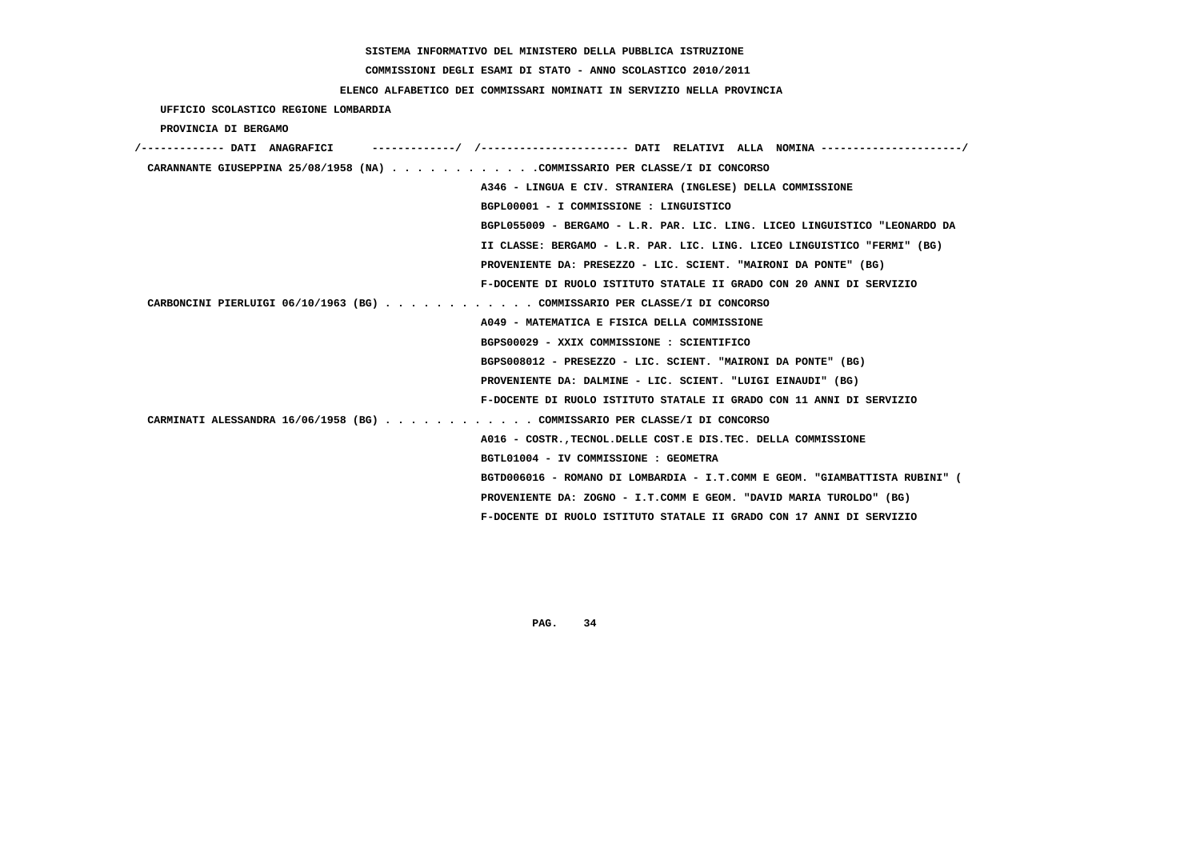SISTEMA INFORMATIVO DEL MINISTERO DELLA PUBBLICA ISTRUZIONE

COMMISSIONI DEGLI ESAMI DI STATO - ANNO SCOLASTICO 2010/2011

ELENCO ALFABETICO DEI COMMISSARI NOMINATI IN SERVIZIO NELLA PROVINCIA

UFFICIO SCOLASTICO REGIONE LOMBARDIA

PROVINCIA DI BERGAMO

/------------- DATI ANAGRAFICI -------------/ /---------------------- DATI RELATIVI ALLA NOMINA ---------------------/

CARANNANTE GIUSEPPINA 25/08/1958 (NA) . . . . . . . . . . . .COMMISSARIO PER CLASSE/I DI CONCORSO
A346 - LINGUA E CIV. STRANIERA (INGLESE) DELLA COMMISSIONE
BGPL00001 - I COMMISSIONE : LINGUISTICO
BGPL055009 - BERGAMO - L.R. PAR. LIC. LING. LICEO LINGUISTICO "LEONARDO DA
II CLASSE: BERGAMO - L.R. PAR. LIC. LING. LICEO LINGUISTICO "FERMI" (BG)
PROVENIENTE DA: PRESEZZO - LIC. SCIENT. "MAIRONI DA PONTE" (BG)
F-DOCENTE DI RUOLO ISTITUTO STATALE II GRADO CON 20 ANNI DI SERVIZIO

CARBONCINI PIERLUIGI 06/10/1963 (BG) . . . . . . . . . . . . COMMISSARIO PER CLASSE/I DI CONCORSO
A049 - MATEMATICA E FISICA DELLA COMMISSIONE
BGPS00029 - XXIX COMMISSIONE : SCIENTIFICO
BGPS008012 - PRESEZZO - LIC. SCIENT. "MAIRONI DA PONTE" (BG)
PROVENIENTE DA: DALMINE - LIC. SCIENT. "LUIGI EINAUDI" (BG)
F-DOCENTE DI RUOLO ISTITUTO STATALE II GRADO CON 11 ANNI DI SERVIZIO

CARMINATI ALESSANDRA 16/06/1958 (BG) . . . . . . . . . . . . COMMISSARIO PER CLASSE/I DI CONCORSO
A016 - COSTR.,TECNOL.DELLE COST.E DIS.TEC. DELLA COMMISSIONE
BGTL01004 - IV COMMISSIONE : GEOMETRA
BGTD006016 - ROMANO DI LOMBARDIA - I.T.COMM E GEOM. "GIAMBATTISTA RUBINI" (
PROVENIENTE DA: ZOGNO - I.T.COMM E GEOM. "DAVID MARIA TUROLDO" (BG)
F-DOCENTE DI RUOLO ISTITUTO STATALE II GRADO CON 17 ANNI DI SERVIZIO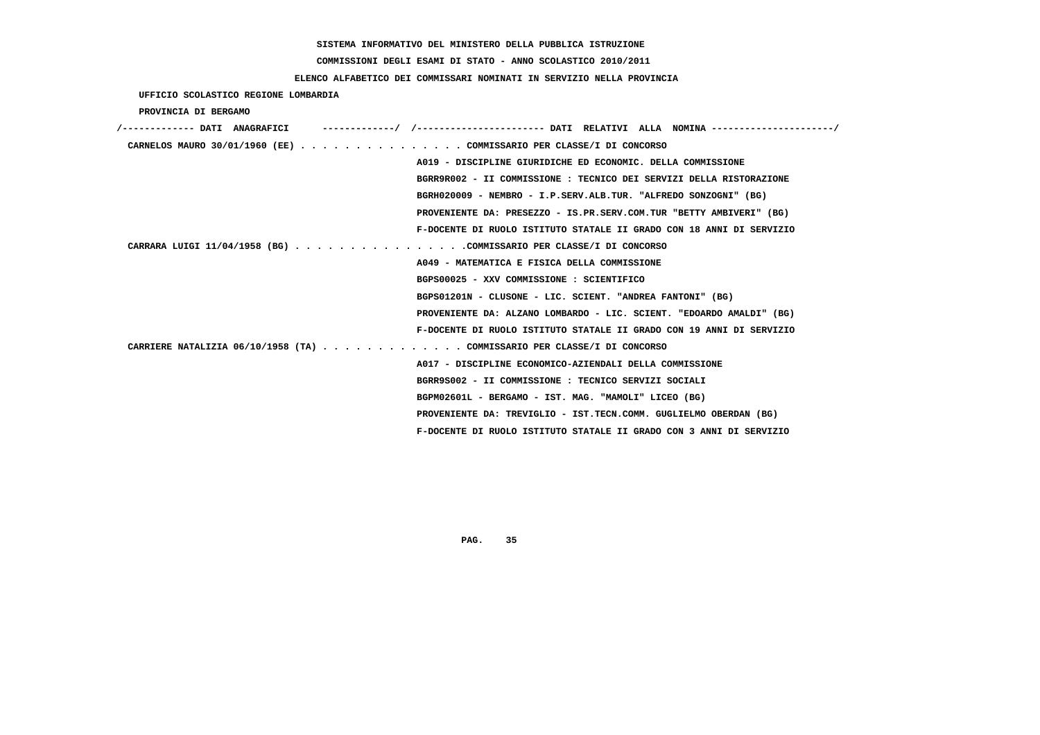SISTEMA INFORMATIVO DEL MINISTERO DELLA PUBBLICA ISTRUZIONE

COMMISSIONI DEGLI ESAMI DI STATO - ANNO SCOLASTICO 2010/2011

ELENCO ALFABETICO DEI COMMISSARI NOMINATI IN SERVIZIO NELLA PROVINCIA

UFFICIO SCOLASTICO REGIONE LOMBARDIA

PROVINCIA DI BERGAMO

| DATI ANAGRAFICI | DATI RELATIVI ALLA NOMINA |
|---|---|
| CARNELOS MAURO 30/01/1960 (EE) | COMMISSARIO PER CLASSE/I DI CONCORSO |
| | A019 - DISCIPLINE GIURIDICHE ED ECONOMIC. DELLA COMMISSIONE |
| | BGRR9R002 - II COMMISSIONE : TECNICO DEI SERVIZI DELLA RISTORAZIONE |
| | BGRH020009 - NEMBRO - I.P.SERV.ALB.TUR. "ALFREDO SONZOGNI" (BG) |
| | PROVENIENTE DA: PRESEZZO - IS.PR.SERV.COM.TUR "BETTY AMBIVERI" (BG) |
| | F-DOCENTE DI RUOLO ISTITUTO STATALE II GRADO CON 18 ANNI DI SERVIZIO |
| CARRARA LUIGI 11/04/1958 (BG) | COMMISSARIO PER CLASSE/I DI CONCORSO |
| | A049 - MATEMATICA E FISICA DELLA COMMISSIONE |
| | BGPS00025 - XXV COMMISSIONE : SCIENTIFICO |
| | BGPS01201N - CLUSONE - LIC. SCIENT. "ANDREA FANTONI" (BG) |
| | PROVENIENTE DA: ALZANO LOMBARDO - LIC. SCIENT. "EDOARDO AMALDI" (BG) |
| | F-DOCENTE DI RUOLO ISTITUTO STATALE II GRADO CON 19 ANNI DI SERVIZIO |
| CARRIERE NATALIZIA 06/10/1958 (TA) | COMMISSARIO PER CLASSE/I DI CONCORSO |
| | A017 - DISCIPLINE ECONOMICO-AZIENDALI DELLA COMMISSIONE |
| | BGRR9S002 - II COMMISSIONE : TECNICO SERVIZI SOCIALI |
| | BGPM02601L - BERGAMO - IST. MAG. "MAMOLI" LICEO (BG) |
| | PROVENIENTE DA: TREVIGLIO - IST.TECN.COMM. GUGLIELMO OBERDAN (BG) |
| | F-DOCENTE DI RUOLO ISTITUTO STATALE II GRADO CON 3 ANNI DI SERVIZIO |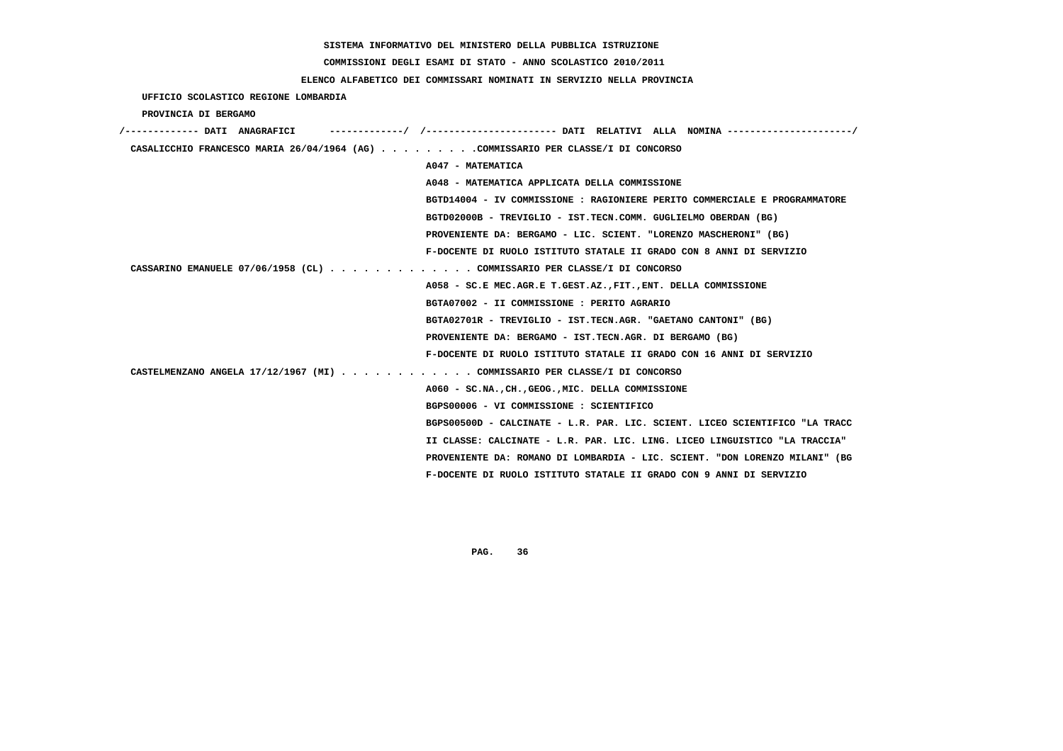SISTEMA INFORMATIVO DEL MINISTERO DELLA PUBBLICA ISTRUZIONE

COMMISSIONI DEGLI ESAMI DI STATO - ANNO SCOLASTICO 2010/2011

ELENCO ALFABETICO DEI COMMISSARI NOMINATI IN SERVIZIO NELLA PROVINCIA

UFFICIO SCOLASTICO REGIONE LOMBARDIA

PROVINCIA DI BERGAMO

/------------- DATI ANAGRAFICI -------------/ /---------------------- DATI RELATIVI ALLA NOMINA ---------------------/

CASALICCHIO FRANCESCO MARIA 26/04/1964 (AG) . . . . . . . . .COMMISSARIO PER CLASSE/I DI CONCORSO

A047 - MATEMATICA

A048 - MATEMATICA APPLICATA DELLA COMMISSIONE

BGTD14004 - IV COMMISSIONE : RAGIONIERE PERITO COMMERCIALE E PROGRAMMATORE

BGTD02000B - TREVIGLIO - IST.TECN.COMM. GUGLIELMO OBERDAN (BG)

PROVENIENTE DA: BERGAMO - LIC. SCIENT. "LORENZO MASCHERONI" (BG)

F-DOCENTE DI RUOLO ISTITUTO STATALE II GRADO CON 8 ANNI DI SERVIZIO

CASSARINO EMANUELE 07/06/1958 (CL) . . . . . . . . . . . . . COMMISSARIO PER CLASSE/I DI CONCORSO

A058 - SC.E MEC.AGR.E T.GEST.AZ.,FIT.,ENT. DELLA COMMISSIONE

BGTA07002 - II COMMISSIONE : PERITO AGRARIO

BGTA02701R - TREVIGLIO - IST.TECN.AGR. "GAETANO CANTONI" (BG)

PROVENIENTE DA: BERGAMO - IST.TECN.AGR. DI BERGAMO (BG)

F-DOCENTE DI RUOLO ISTITUTO STATALE II GRADO CON 16 ANNI DI SERVIZIO

CASTELMENZANO ANGELA 17/12/1967 (MI) . . . . . . . . . . . . COMMISSARIO PER CLASSE/I DI CONCORSO

A060 - SC.NA.,CH.,GEOG.,MIC. DELLA COMMISSIONE

BGPS00006 - VI COMMISSIONE : SCIENTIFICO

BGPS00500D - CALCINATE - L.R. PAR. LIC. SCIENT. LICEO SCIENTIFICO "LA TRACC

II CLASSE: CALCINATE - L.R. PAR. LIC. LING. LICEO LINGUISTICO "LA TRACCIA"

PROVENIENTE DA: ROMANO DI LOMBARDIA - LIC. SCIENT. "DON LORENZO MILANI" (BG

F-DOCENTE DI RUOLO ISTITUTO STATALE II GRADO CON 9 ANNI DI SERVIZIO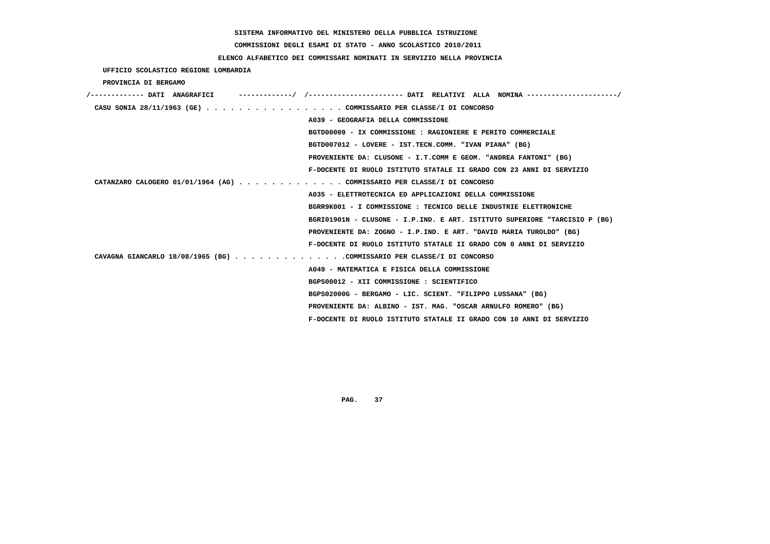SISTEMA INFORMATIVO DEL MINISTERO DELLA PUBBLICA ISTRUZIONE

COMMISSIONI DEGLI ESAMI DI STATO - ANNO SCOLASTICO 2010/2011

ELENCO ALFABETICO DEI COMMISSARI NOMINATI IN SERVIZIO NELLA PROVINCIA

UFFICIO SCOLASTICO REGIONE LOMBARDIA

PROVINCIA DI BERGAMO

/------------- DATI ANAGRAFICI -------------/ /---------------------- DATI RELATIVI ALLA NOMINA ---------------------/

**CASU SONIA 28/11/1963 (GE)** . . . . . . . . . . . . . . . . . COMMISSARIO PER CLASSE/I DI CONCORSO
- A039 - GEOGRAFIA DELLA COMMISSIONE
- BGTD00009 - IX COMMISSIONE : RAGIONIERE E PERITO COMMERCIALE
- BGTD007012 - LOVERE - IST.TECN.COMM. "IVAN PIANA" (BG)
- PROVENIENTE DA: CLUSONE - I.T.COMM E GEOM. "ANDREA FANTONI" (BG)
- F-DOCENTE DI RUOLO ISTITUTO STATALE II GRADO CON 23 ANNI DI SERVIZIO

**CATANZARO CALOGERO 01/01/1964 (AG)** . . . . . . . . . . . . . COMMISSARIO PER CLASSE/I DI CONCORSO
- A035 - ELETTROTECNICA ED APPLICAZIONI DELLA COMMISSIONE
- BGRR9K001 - I COMMISSIONE : TECNICO DELLE INDUSTRIE ELETTRONICHE
- BGRI01901N - CLUSONE - I.P.IND. E ART. ISTITUTO SUPERIORE "TARCISIO P (BG)
- PROVENIENTE DA: ZOGNO - I.P.IND. E ART. "DAVID MARIA TUROLDO" (BG)
- F-DOCENTE DI RUOLO ISTITUTO STATALE II GRADO CON 0 ANNI DI SERVIZIO

**CAVAGNA GIANCARLO 18/08/1965 (BG)** . . . . . . . . . . . . . .COMMISSARIO PER CLASSE/I DI CONCORSO
- A049 - MATEMATICA E FISICA DELLA COMMISSIONE
- BGPS00012 - XII COMMISSIONE : SCIENTIFICO
- BGPS02000G - BERGAMO - LIC. SCIENT. "FILIPPO LUSSANA" (BG)
- PROVENIENTE DA: ALBINO - IST. MAG. "OSCAR ARNULFO ROMERO" (BG)
- F-DOCENTE DI RUOLO ISTITUTO STATALE II GRADO CON 10 ANNI DI SERVIZIO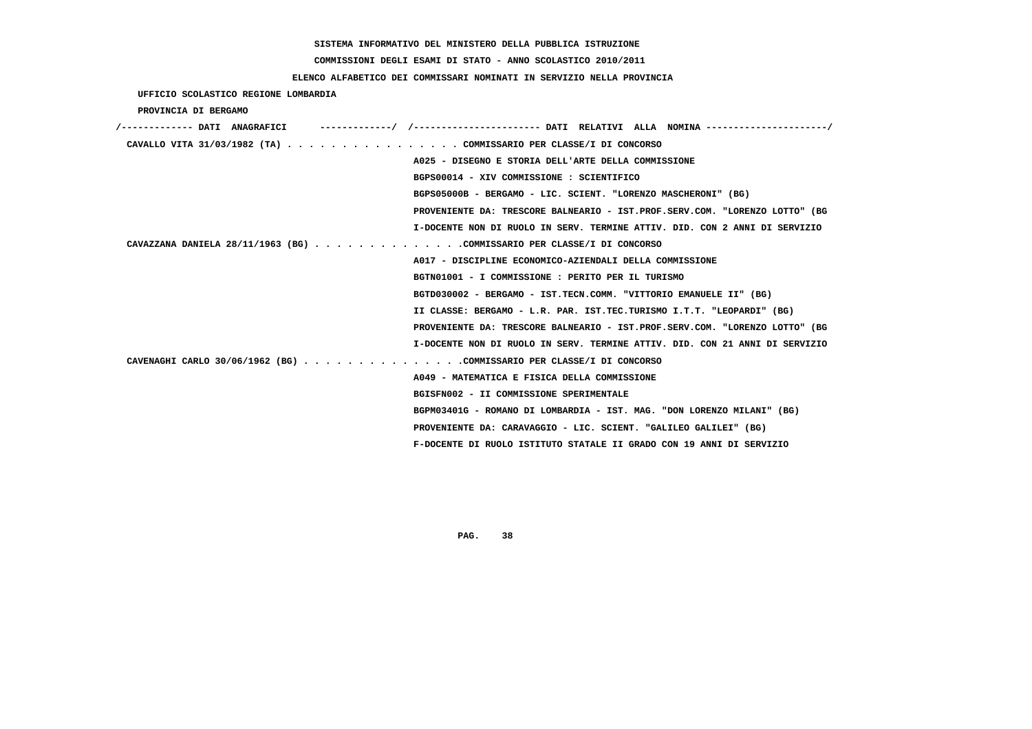SISTEMA INFORMATIVO DEL MINISTERO DELLA PUBBLICA ISTRUZIONE

COMMISSIONI DEGLI ESAMI DI STATO - ANNO SCOLASTICO 2010/2011

ELENCO ALFABETICO DEI COMMISSARI NOMINATI IN SERVIZIO NELLA PROVINCIA

UFFICIO SCOLASTICO REGIONE LOMBARDIA

PROVINCIA DI BERGAMO

/------------- DATI ANAGRAFICI -------------/ /---------------------- DATI RELATIVI ALLA NOMINA ---------------------/

CAVALLO VITA 31/03/1982 (TA) . . . . . . . . . . . . . . . . COMMISSARIO PER CLASSE/I DI CONCORSO
A025 - DISEGNO E STORIA DELL'ARTE DELLA COMMISSIONE
BGPS00014 - XIV COMMISSIONE : SCIENTIFICO
BGPS05000B - BERGAMO - LIC. SCIENT. "LORENZO MASCHERONI" (BG)
PROVENIENTE DA: TRESCORE BALNEARIO - IST.PROF.SERV.COM. "LORENZO LOTTO" (BG
I-DOCENTE NON DI RUOLO IN SERV. TERMINE ATTIV. DID. CON 2 ANNI DI SERVIZIO

CAVAZZANA DANIELA 28/11/1963 (BG) . . . . . . . . . . . . . .COMMISSARIO PER CLASSE/I DI CONCORSO
A017 - DISCIPLINE ECONOMICO-AZIENDALI DELLA COMMISSIONE
BGTN01001 - I COMMISSIONE : PERITO PER IL TURISMO
BGTD030002 - BERGAMO - IST.TECN.COMM. "VITTORIO EMANUELE II" (BG)
II CLASSE: BERGAMO - L.R. PAR. IST.TEC.TURISMO I.T.T. "LEOPARDI" (BG)
PROVENIENTE DA: TRESCORE BALNEARIO - IST.PROF.SERV.COM. "LORENZO LOTTO" (BG
I-DOCENTE NON DI RUOLO IN SERV. TERMINE ATTIV. DID. CON 21 ANNI DI SERVIZIO

CAVENAGHI CARLO 30/06/1962 (BG) . . . . . . . . . . . . . . .COMMISSARIO PER CLASSE/I DI CONCORSO
A049 - MATEMATICA E FISICA DELLA COMMISSIONE
BGISFN002 - II COMMISSIONE SPERIMENTALE
BGPM03401G - ROMANO DI LOMBARDIA - IST. MAG. "DON LORENZO MILANI" (BG)
PROVENIENTE DA: CARAVAGGIO - LIC. SCIENT. "GALILEO GALILEI" (BG)
F-DOCENTE DI RUOLO ISTITUTO STATALE II GRADO CON 19 ANNI DI SERVIZIO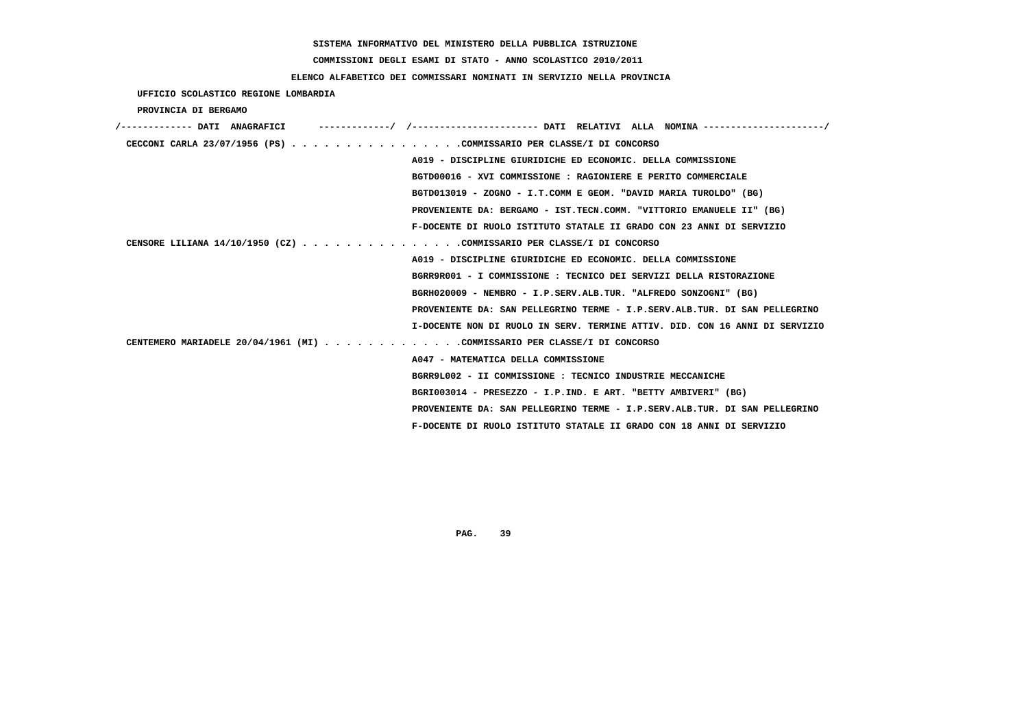SISTEMA INFORMATIVO DEL MINISTERO DELLA PUBBLICA ISTRUZIONE

COMMISSIONI DEGLI ESAMI DI STATO - ANNO SCOLASTICO 2010/2011

ELENCO ALFABETICO DEI COMMISSARI NOMINATI IN SERVIZIO NELLA PROVINCIA

UFFICIO SCOLASTICO REGIONE LOMBARDIA

PROVINCIA DI BERGAMO

```
/------------- DATI  ANAGRAFICI      ------------/  /---------------------- DATI  RELATIVI  ALLA  NOMINA ---------------------/
 CECCONI CARLA 23/07/1956 (PS) . . . . . . . . . . . . . . . .COMMISSARIO PER CLASSE/I DI CONCORSO
                                                  A019 - DISCIPLINE GIURIDICHE ED ECONOMIC. DELLA COMMISSIONE
                                                  BGTD00016 - XVI COMMISSIONE : RAGIONIERE E PERITO COMMERCIALE
                                                  BGTD013019 - ZOGNO - I.T.COMM E GEOM. "DAVID MARIA TUROLDO" (BG)
                                                  PROVENIENTE DA: BERGAMO - IST.TECN.COMM. "VITTORIO EMANUELE II" (BG)
                                                  F-DOCENTE DI RUOLO ISTITUTO STATALE II GRADO CON 23 ANNI DI SERVIZIO
 CENSORE LILIANA 14/10/1950 (CZ) . . . . . . . . . . . . . . .COMMISSARIO PER CLASSE/I DI CONCORSO
                                                  A019 - DISCIPLINE GIURIDICHE ED ECONOMIC. DELLA COMMISSIONE
                                                  BGRR9R001 - I COMMISSIONE : TECNICO DEI SERVIZI DELLA RISTORAZIONE
                                                  BGRH020009 - NEMBRO - I.P.SERV.ALB.TUR. "ALFREDO SONZOGNI" (BG)
                                                  PROVENIENTE DA: SAN PELLEGRINO TERME - I.P.SERV.ALB.TUR. DI SAN PELLEGRINO
                                                  I-DOCENTE NON DI RUOLO IN SERV. TERMINE ATTIV. DID. CON 16 ANNI DI SERVIZIO
 CENTEMERO MARIADELE 20/04/1961 (MI) . . . . . . . . . . . . .COMMISSARIO PER CLASSE/I DI CONCORSO
                                                  A047 - MATEMATICA DELLA COMMISSIONE
                                                  BGRR9L002 - II COMMISSIONE : TECNICO INDUSTRIE MECCANICHE
                                                  BGRI003014 - PRESEZZO - I.P.IND. E ART. "BETTY AMBIVERI" (BG)
                                                  PROVENIENTE DA: SAN PELLEGRINO TERME - I.P.SERV.ALB.TUR. DI SAN PELLEGRINO
                                                  F-DOCENTE DI RUOLO ISTITUTO STATALE II GRADO CON 18 ANNI DI SERVIZIO
```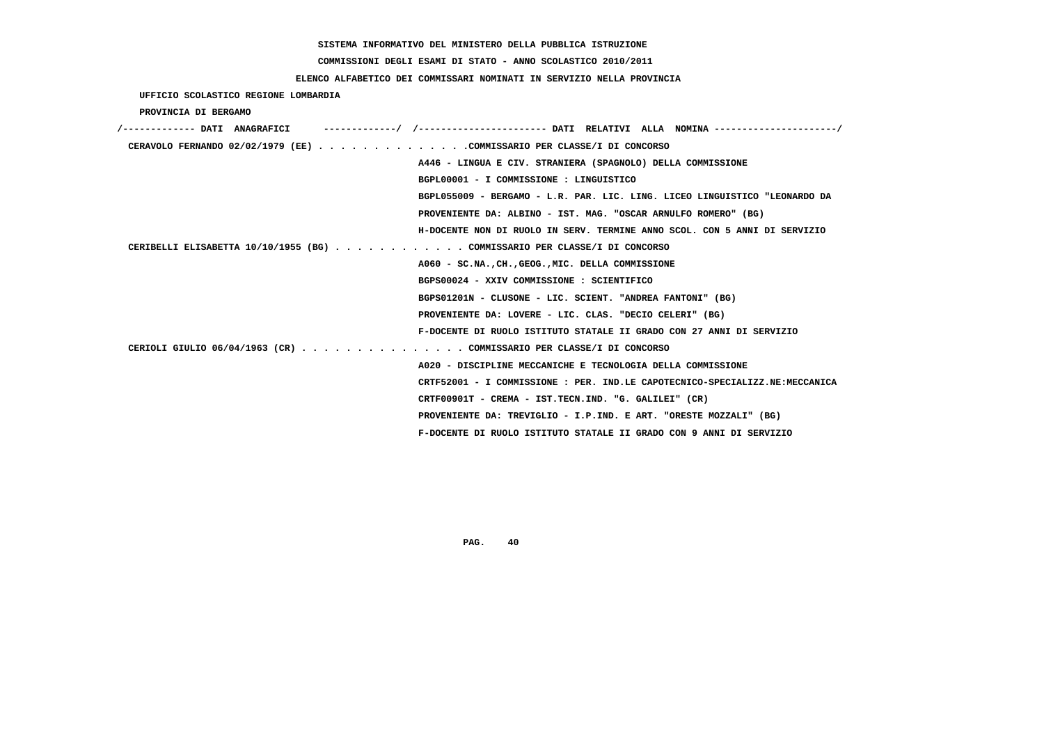SISTEMA INFORMATIVO DEL MINISTERO DELLA PUBBLICA ISTRUZIONE

COMMISSIONI DEGLI ESAMI DI STATO - ANNO SCOLASTICO 2010/2011

ELENCO ALFABETICO DEI COMMISSARI NOMINATI IN SERVIZIO NELLA PROVINCIA

UFFICIO SCOLASTICO REGIONE LOMBARDIA

PROVINCIA DI BERGAMO

/------------- DATI ANAGRAFICI -------------/ /---------------------- DATI RELATIVI ALLA NOMINA ---------------------/

CERAVOLO FERNANDO 02/02/1979 (EE) . . . . . . . . . . . . . .COMMISSARIO PER CLASSE/I DI CONCORSO
A446 - LINGUA E CIV. STRANIERA (SPAGNOLO) DELLA COMMISSIONE
BGPL00001 - I COMMISSIONE : LINGUISTICO
BGPL055009 - BERGAMO - L.R. PAR. LIC. LING. LICEO LINGUISTICO "LEONARDO DA
PROVENIENTE DA: ALBINO - IST. MAG. "OSCAR ARNULFO ROMERO" (BG)
H-DOCENTE NON DI RUOLO IN SERV. TERMINE ANNO SCOL. CON 5 ANNI DI SERVIZIO

CERIBELLI ELISABETTA 10/10/1955 (BG) . . . . . . . . . . . . COMMISSARIO PER CLASSE/I DI CONCORSO
A060 - SC.NA.,CH.,GEOG.,MIC. DELLA COMMISSIONE
BGPS00024 - XXIV COMMISSIONE : SCIENTIFICO
BGPS01201N - CLUSONE - LIC. SCIENT. "ANDREA FANTONI" (BG)
PROVENIENTE DA: LOVERE - LIC. CLAS. "DECIO CELERI" (BG)
F-DOCENTE DI RUOLO ISTITUTO STATALE II GRADO CON 27 ANNI DI SERVIZIO

CERIOLI GIULIO 06/04/1963 (CR) . . . . . . . . . . . . . . . COMMISSARIO PER CLASSE/I DI CONCORSO
A020 - DISCIPLINE MECCANICHE E TECNOLOGIA DELLA COMMISSIONE
CRTF52001 - I COMMISSIONE : PER. IND.LE CAPOTECNICO-SPECIALIZZ.NE:MECCANICA
CRTF00901T - CREMA - IST.TECN.IND. "G. GALILEI" (CR)
PROVENIENTE DA: TREVIGLIO - I.P.IND. E ART. "ORESTE MOZZALI" (BG)
F-DOCENTE DI RUOLO ISTITUTO STATALE II GRADO CON 9 ANNI DI SERVIZIO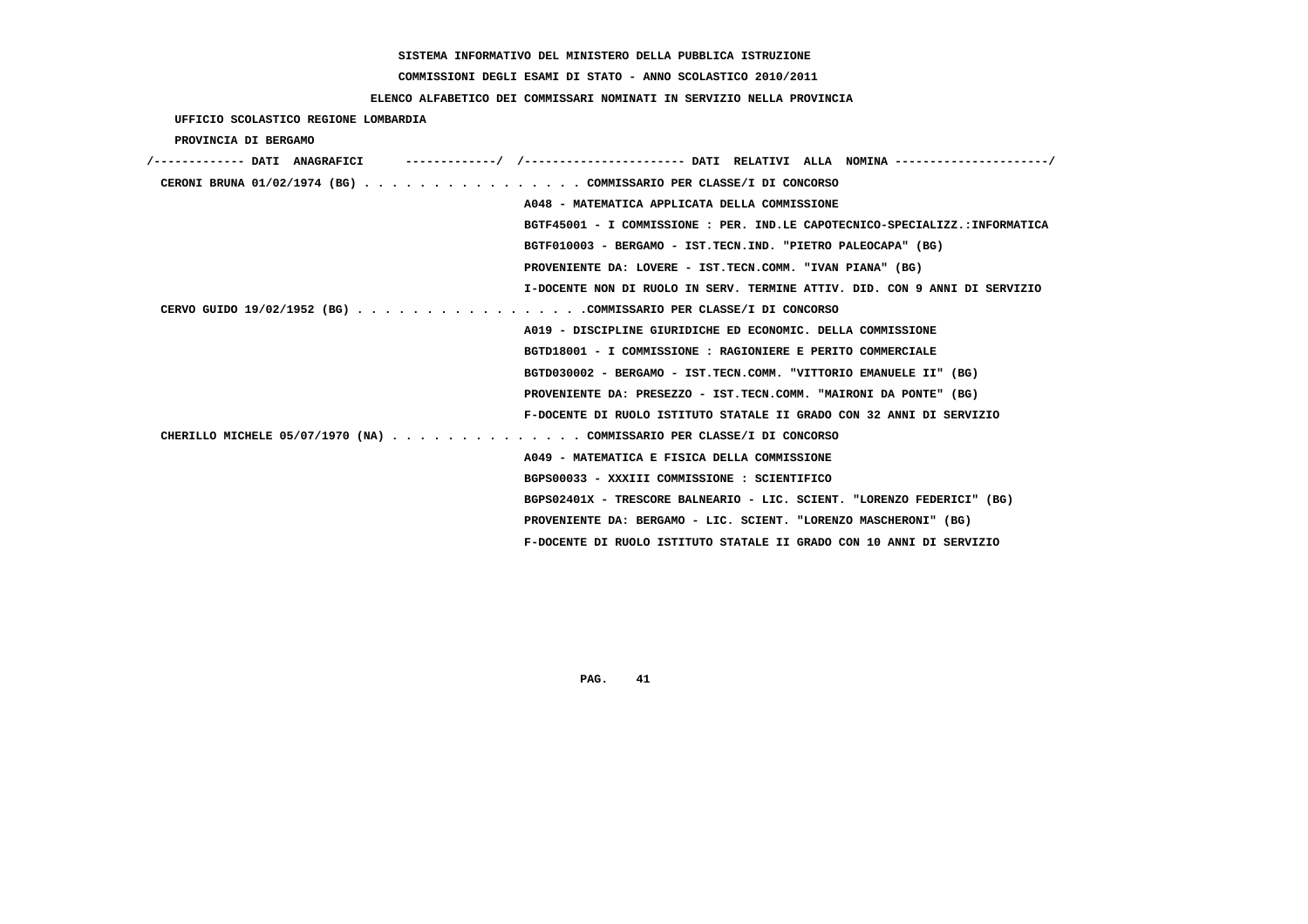SISTEMA INFORMATIVO DEL MINISTERO DELLA PUBBLICA ISTRUZIONE

COMMISSIONI DEGLI ESAMI DI STATO - ANNO SCOLASTICO 2010/2011

ELENCO ALFABETICO DEI COMMISSARI NOMINATI IN SERVIZIO NELLA PROVINCIA

UFFICIO SCOLASTICO REGIONE LOMBARDIA

PROVINCIA DI BERGAMO

/------------- DATI ANAGRAFICI -------------/ /---------------------- DATI RELATIVI ALLA NOMINA ---------------------/

CERONI BRUNA 01/02/1974 (BG) . . . . . . . . . . . . . . . . COMMISSARIO PER CLASSE/I DI CONCORSO
A048 - MATEMATICA APPLICATA DELLA COMMISSIONE
BGTF45001 - I COMMISSIONE : PER. IND.LE CAPOTECNICO-SPECIALIZZ.:INFORMATICA
BGTF010003 - BERGAMO - IST.TECN.IND. "PIETRO PALEOCAPA" (BG)
PROVENIENTE DA: LOVERE - IST.TECN.COMM. "IVAN PIANA" (BG)
I-DOCENTE NON DI RUOLO IN SERV. TERMINE ATTIV. DID. CON 9 ANNI DI SERVIZIO

CERVO GUIDO 19/02/1952 (BG) . . . . . . . . . . . . . . . . .COMMISSARIO PER CLASSE/I DI CONCORSO
A019 - DISCIPLINE GIURIDICHE ED ECONOMIC. DELLA COMMISSIONE
BGTD18001 - I COMMISSIONE : RAGIONIERE E PERITO COMMERCIALE
BGTD030002 - BERGAMO - IST.TECN.COMM. "VITTORIO EMANUELE II" (BG)
PROVENIENTE DA: PRESEZZO - IST.TECN.COMM. "MAIRONI DA PONTE" (BG)
F-DOCENTE DI RUOLO ISTITUTO STATALE II GRADO CON 32 ANNI DI SERVIZIO

CHERILLO MICHELE 05/07/1970 (NA) . . . . . . . . . . . . . . COMMISSARIO PER CLASSE/I DI CONCORSO
A049 - MATEMATICA E FISICA DELLA COMMISSIONE
BGPS00033 - XXXIII COMMISSIONE : SCIENTIFICO
BGPS02401X - TRESCORE BALNEARIO - LIC. SCIENT. "LORENZO FEDERICI" (BG)
PROVENIENTE DA: BERGAMO - LIC. SCIENT. "LORENZO MASCHERONI" (BG)
F-DOCENTE DI RUOLO ISTITUTO STATALE II GRADO CON 10 ANNI DI SERVIZIO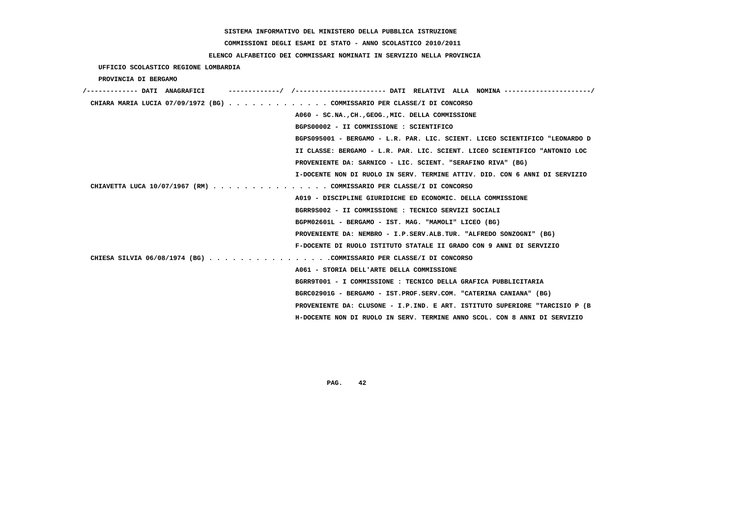SISTEMA INFORMATIVO DEL MINISTERO DELLA PUBBLICA ISTRUZIONE

COMMISSIONI DEGLI ESAMI DI STATO - ANNO SCOLASTICO 2010/2011

ELENCO ALFABETICO DEI COMMISSARI NOMINATI IN SERVIZIO NELLA PROVINCIA

UFFICIO SCOLASTICO REGIONE LOMBARDIA

PROVINCIA DI BERGAMO

```
/------------- DATI  ANAGRAFICI      -------------/  /---------------------- DATI  RELATIVI  ALLA  NOMINA ---------------------/
 CHIARA MARIA LUCIA 07/09/1972 (BG) . . . . . . . . . . . . . COMMISSARIO PER CLASSE/I DI CONCORSO
                                                     A060 - SC.NA.,CH.,GEOG.,MIC. DELLA COMMISSIONE
                                                     BGPS00002 - II COMMISSIONE : SCIENTIFICO
                                                     BGPS095001 - BERGAMO - L.R. PAR. LIC. SCIENT. LICEO SCIENTIFICO "LEONARDO D
                                                     II CLASSE: BERGAMO - L.R. PAR. LIC. SCIENT. LICEO SCIENTIFICO "ANTONIO LOC
                                                     PROVENIENTE DA: SARNICO - LIC. SCIENT. "SERAFINO RIVA" (BG)
                                                     I-DOCENTE NON DI RUOLO IN SERV. TERMINE ATTIV. DID. CON 6 ANNI DI SERVIZIO
 CHIAVETTA LUCA 10/07/1967 (RM) . . . . . . . . . . . . . . . COMMISSARIO PER CLASSE/I DI CONCORSO
                                                     A019 - DISCIPLINE GIURIDICHE ED ECONOMIC. DELLA COMMISSIONE
                                                     BGRR9S002 - II COMMISSIONE : TECNICO SERVIZI SOCIALI
                                                     BGPM02601L - BERGAMO - IST. MAG. "MAMOLI" LICEO (BG)
                                                     PROVENIENTE DA: NEMBRO - I.P.SERV.ALB.TUR. "ALFREDO SONZOGNI" (BG)
                                                     F-DOCENTE DI RUOLO ISTITUTO STATALE II GRADO CON 9 ANNI DI SERVIZIO
 CHIESA SILVIA 06/08/1974 (BG) . . . . . . . . . . . . . . . .COMMISSARIO PER CLASSE/I DI CONCORSO
                                                     A061 - STORIA DELL'ARTE DELLA COMMISSIONE
                                                     BGRR9T001 - I COMMISSIONE : TECNICO DELLA GRAFICA PUBBLICITARIA
                                                     BGRC02901G - BERGAMO - IST.PROF.SERV.COM. "CATERINA CANIANA" (BG)
                                                     PROVENIENTE DA: CLUSONE - I.P.IND. E ART. ISTITUTO SUPERIORE "TARCISIO P (B
                                                     H-DOCENTE NON DI RUOLO IN SERV. TERMINE ANNO SCOL. CON 8 ANNI DI SERVIZIO
```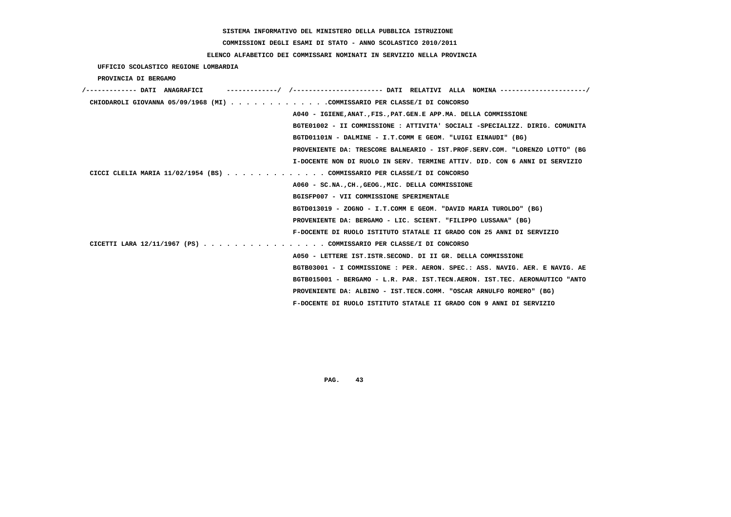SISTEMA INFORMATIVO DEL MINISTERO DELLA PUBBLICA ISTRUZIONE

COMMISSIONI DEGLI ESAMI DI STATO - ANNO SCOLASTICO 2010/2011

ELENCO ALFABETICO DEI COMMISSARI NOMINATI IN SERVIZIO NELLA PROVINCIA

UFFICIO SCOLASTICO REGIONE LOMBARDIA

PROVINCIA DI BERGAMO

```
/------------- DATI  ANAGRAFICI      ------------/  /---------------------- DATI  RELATIVI  ALLA  NOMINA ---------------------/
 CHIODAROLI GIOVANNA 05/09/1968 (MI) . . . . . . . . . . . . .COMMISSARIO PER CLASSE/I DI CONCORSO
                                                   A040 - IGIENE,ANAT.,FIS.,PAT.GEN.E APP.MA. DELLA COMMISSIONE
                                                   BGTE01002 - II COMMISSIONE : ATTIVITA' SOCIALI -SPECIALIZZ. DIRIG. COMUNITA
                                                   BGTD01101N - DALMINE - I.T.COMM E GEOM. "LUIGI EINAUDI" (BG)
                                                   PROVENIENTE DA: TRESCORE BALNEARIO - IST.PROF.SERV.COM. "LORENZO LOTTO" (BG
                                                   I-DOCENTE NON DI RUOLO IN SERV. TERMINE ATTIV. DID. CON 6 ANNI DI SERVIZIO
 CICCI CLELIA MARIA 11/02/1954 (BS) . . . . . . . . . . . . . COMMISSARIO PER CLASSE/I DI CONCORSO
                                                   A060 - SC.NA.,CH.,GEOG.,MIC. DELLA COMMISSIONE
                                                   BGISFP007 - VII COMMISSIONE SPERIMENTALE
                                                   BGTD013019 - ZOGNO - I.T.COMM E GEOM. "DAVID MARIA TUROLDO" (BG)
                                                   PROVENIENTE DA: BERGAMO - LIC. SCIENT. "FILIPPO LUSSANA" (BG)
                                                   F-DOCENTE DI RUOLO ISTITUTO STATALE II GRADO CON 25 ANNI DI SERVIZIO
 CICETTI LARA 12/11/1967 (PS) . . . . . . . . . . . . . . . . COMMISSARIO PER CLASSE/I DI CONCORSO
                                                   A050 - LETTERE IST.ISTR.SECOND. DI II GR. DELLA COMMISSIONE
                                                   BGTB03001 - I COMMISSIONE : PER. AERON. SPEC.: ASS. NAVIG. AER. E NAVIG. AE
                                                   BGTB015001 - BERGAMO - L.R. PAR. IST.TECN.AERON. IST.TEC. AERONAUTICO "ANTO
                                                   PROVENIENTE DA: ALBINO - IST.TECN.COMM. "OSCAR ARNULFO ROMERO" (BG)
                                                   F-DOCENTE DI RUOLO ISTITUTO STATALE II GRADO CON 9 ANNI DI SERVIZIO
```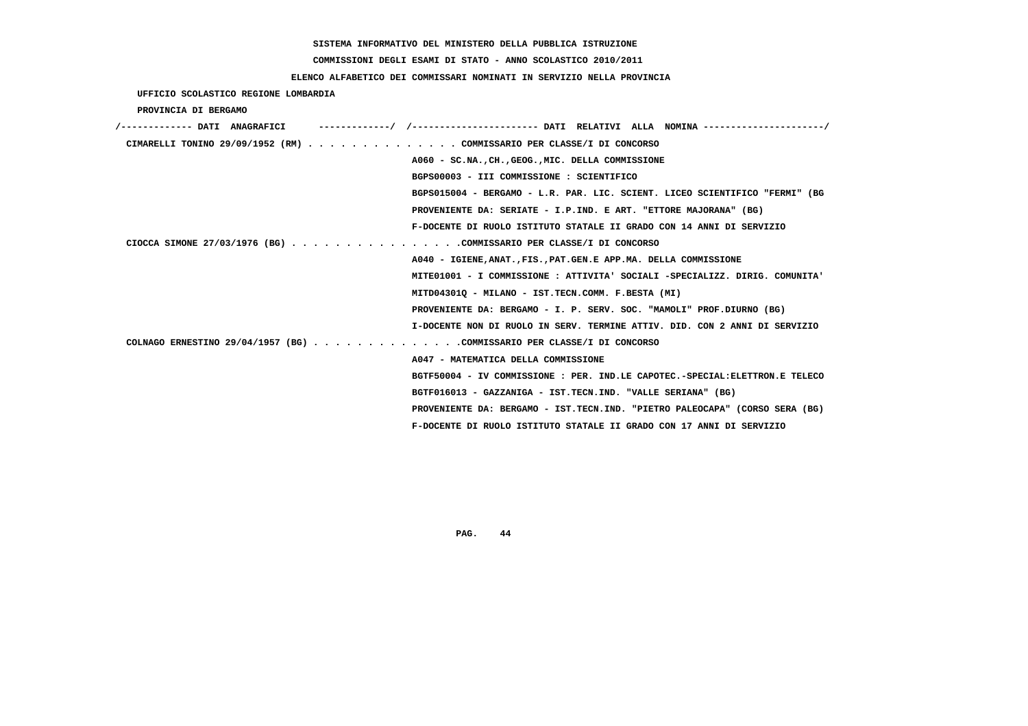SISTEMA INFORMATIVO DEL MINISTERO DELLA PUBBLICA ISTRUZIONE

COMMISSIONI DEGLI ESAMI DI STATO - ANNO SCOLASTICO 2010/2011

ELENCO ALFABETICO DEI COMMISSARI NOMINATI IN SERVIZIO NELLA PROVINCIA

UFFICIO SCOLASTICO REGIONE LOMBARDIA

PROVINCIA DI BERGAMO

```
/------------- DATI  ANAGRAFICI      -------------/  /----------------------- DATI  RELATIVI  ALLA  NOMINA ----------------------/
 CIMARELLI TONINO 29/09/1952 (RM) . . . . . . . . . . . . . . COMMISSARIO PER CLASSE/I DI CONCORSO
                                                    A060 - SC.NA.,CH.,GEOG.,MIC. DELLA COMMISSIONE
                                                    BGPS00003 - III COMMISSIONE : SCIENTIFICO
                                                    BGPS015004 - BERGAMO - L.R. PAR. LIC. SCIENT. LICEO SCIENTIFICO "FERMI" (BG
                                                    PROVENIENTE DA: SERIATE - I.P.IND. E ART. "ETTORE MAJORANA" (BG)
                                                    F-DOCENTE DI RUOLO ISTITUTO STATALE II GRADO CON 14 ANNI DI SERVIZIO
 CIOCCA SIMONE 27/03/1976 (BG) . . . . . . . . . . . . . . . .COMMISSARIO PER CLASSE/I DI CONCORSO
                                                    A040 - IGIENE,ANAT.,FIS.,PAT.GEN.E APP.MA. DELLA COMMISSIONE
                                                    MITE01001 - I COMMISSIONE : ATTIVITA' SOCIALI -SPECIALIZZ. DIRIG. COMUNITA'
                                                    MITD04301Q - MILANO - IST.TECN.COMM. F.BESTA (MI)
                                                    PROVENIENTE DA: BERGAMO - I. P. SERV. SOC. "MAMOLI" PROF.DIURNO (BG)
                                                    I-DOCENTE NON DI RUOLO IN SERV. TERMINE ATTIV. DID. CON 2 ANNI DI SERVIZIO
 COLNAGO ERNESTINO 29/04/1957 (BG) . . . . . . . . . . . . . .COMMISSARIO PER CLASSE/I DI CONCORSO
                                                    A047 - MATEMATICA DELLA COMMISSIONE
                                                    BGTF50004 - IV COMMISSIONE : PER. IND.LE CAPOTEC.-SPECIAL:ELETTRON.E TELECO
                                                    BGTF016013 - GAZZANIGA - IST.TECN.IND. "VALLE SERIANA" (BG)
                                                    PROVENIENTE DA: BERGAMO - IST.TECN.IND. "PIETRO PALEOCAPA" (CORSO SERA (BG)
                                                    F-DOCENTE DI RUOLO ISTITUTO STATALE II GRADO CON 17 ANNI DI SERVIZIO
```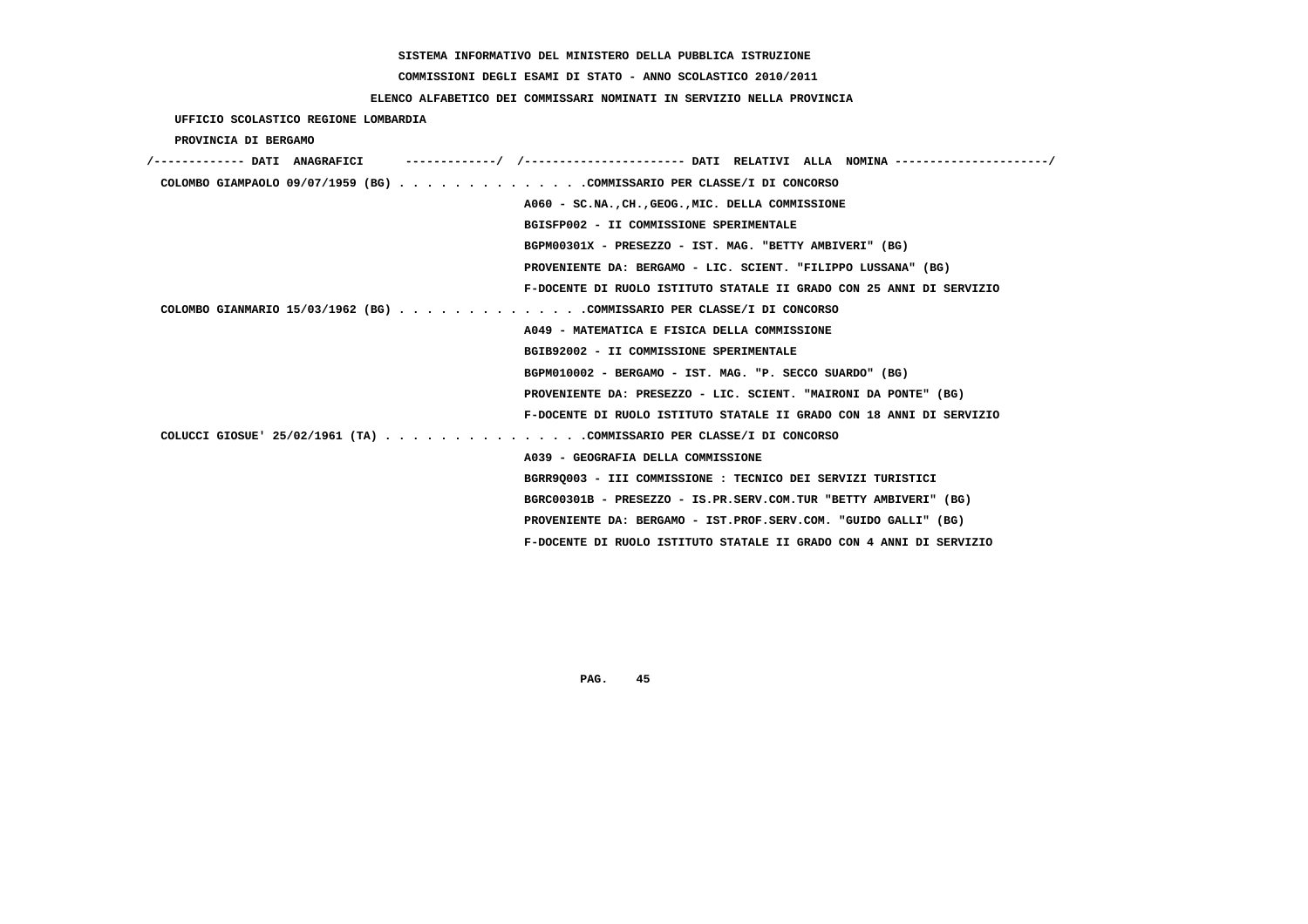SISTEMA INFORMATIVO DEL MINISTERO DELLA PUBBLICA ISTRUZIONE

COMMISSIONI DEGLI ESAMI DI STATO - ANNO SCOLASTICO 2010/2011

ELENCO ALFABETICO DEI COMMISSARI NOMINATI IN SERVIZIO NELLA PROVINCIA

UFFICIO SCOLASTICO REGIONE LOMBARDIA

PROVINCIA DI BERGAMO

/------------- DATI ANAGRAFICI -------------/ /---------------------- DATI RELATIVI ALLA NOMINA ---------------------/

COLOMBO GIAMPAOLO 09/07/1959 (BG) . . . . . . . . . . . . . .COMMISSARIO PER CLASSE/I DI CONCORSO
A060 - SC.NA.,CH.,GEOG.,MIC. DELLA COMMISSIONE
BGISFP002 - II COMMISSIONE SPERIMENTALE
BGPM00301X - PRESEZZO - IST. MAG. "BETTY AMBIVERI" (BG)
PROVENIENTE DA: BERGAMO - LIC. SCIENT. "FILIPPO LUSSANA" (BG)
F-DOCENTE DI RUOLO ISTITUTO STATALE II GRADO CON 25 ANNI DI SERVIZIO

COLOMBO GIANMARIO 15/03/1962 (BG) . . . . . . . . . . . . . .COMMISSARIO PER CLASSE/I DI CONCORSO
A049 - MATEMATICA E FISICA DELLA COMMISSIONE
BGIB92002 - II COMMISSIONE SPERIMENTALE
BGPM010002 - BERGAMO - IST. MAG. "P. SECCO SUARDO" (BG)
PROVENIENTE DA: PRESEZZO - LIC. SCIENT. "MAIRONI DA PONTE" (BG)
F-DOCENTE DI RUOLO ISTITUTO STATALE II GRADO CON 18 ANNI DI SERVIZIO

COLUCCI GIOSUE' 25/02/1961 (TA) . . . . . . . . . . . . . . .COMMISSARIO PER CLASSE/I DI CONCORSO
A039 - GEOGRAFIA DELLA COMMISSIONE
BGRR9Q003 - III COMMISSIONE : TECNICO DEI SERVIZI TURISTICI
BGRC00301B - PRESEZZO - IS.PR.SERV.COM.TUR "BETTY AMBIVERI" (BG)
PROVENIENTE DA: BERGAMO - IST.PROF.SERV.COM. "GUIDO GALLI" (BG)
F-DOCENTE DI RUOLO ISTITUTO STATALE II GRADO CON 4 ANNI DI SERVIZIO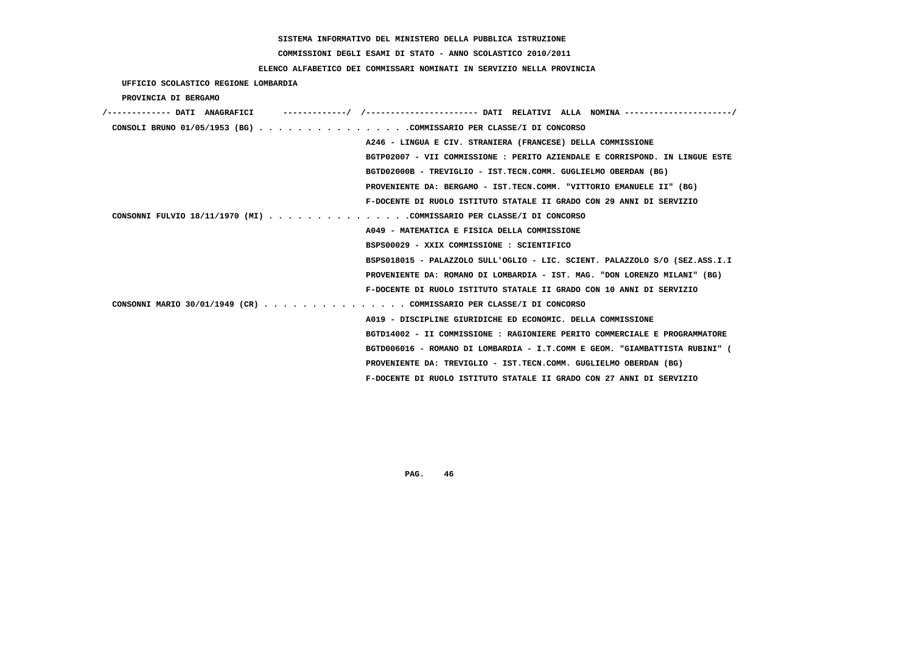SISTEMA INFORMATIVO DEL MINISTERO DELLA PUBBLICA ISTRUZIONE

COMMISSIONI DEGLI ESAMI DI STATO - ANNO SCOLASTICO 2010/2011

ELENCO ALFABETICO DEI COMMISSARI NOMINATI IN SERVIZIO NELLA PROVINCIA

UFFICIO SCOLASTICO REGIONE LOMBARDIA

PROVINCIA DI BERGAMO

```
/------------- DATI  ANAGRAFICI      ------------/  /---------------------- DATI  RELATIVI  ALLA  NOMINA ---------------------/
 CONSOLI BRUNO 01/05/1953 (BG) . . . . . . . . . . . . . . . .COMMISSARIO PER CLASSE/I DI CONCORSO
                                                  A246 - LINGUA E CIV. STRANIERA (FRANCESE) DELLA COMMISSIONE
                                                  BGTP02007 - VII COMMISSIONE : PERITO AZIENDALE E CORRISPOND. IN LINGUE ESTE
                                                  BGTD02000B - TREVIGLIO - IST.TECN.COMM. GUGLIELMO OBERDAN (BG)
                                                  PROVENIENTE DA: BERGAMO - IST.TECN.COMM. "VITTORIO EMANUELE II" (BG)
                                                  F-DOCENTE DI RUOLO ISTITUTO STATALE II GRADO CON 29 ANNI DI SERVIZIO
 CONSONNI FULVIO 18/11/1970 (MI) . . . . . . . . . . . . . . .COMMISSARIO PER CLASSE/I DI CONCORSO
                                                  A049 - MATEMATICA E FISICA DELLA COMMISSIONE
                                                  BSPS00029 - XXIX COMMISSIONE : SCIENTIFICO
                                                  BSPS018015 - PALAZZOLO SULL'OGLIO - LIC. SCIENT. PALAZZOLO S/O (SEZ.ASS.I.I
                                                  PROVENIENTE DA: ROMANO DI LOMBARDIA - IST. MAG. "DON LORENZO MILANI" (BG)
                                                  F-DOCENTE DI RUOLO ISTITUTO STATALE II GRADO CON 10 ANNI DI SERVIZIO
 CONSONNI MARIO 30/01/1949 (CR) . . . . . . . . . . . . . . . COMMISSARIO PER CLASSE/I DI CONCORSO
                                                  A019 - DISCIPLINE GIURIDICHE ED ECONOMIC. DELLA COMMISSIONE
                                                  BGTD14002 - II COMMISSIONE : RAGIONIERE PERITO COMMERCIALE E PROGRAMMATORE
                                                  BGTD006016 - ROMANO DI LOMBARDIA - I.T.COMM E GEOM. "GIAMBATTISTA RUBINI" (
                                                  PROVENIENTE DA: TREVIGLIO - IST.TECN.COMM. GUGLIELMO OBERDAN (BG)
                                                  F-DOCENTE DI RUOLO ISTITUTO STATALE II GRADO CON 27 ANNI DI SERVIZIO
```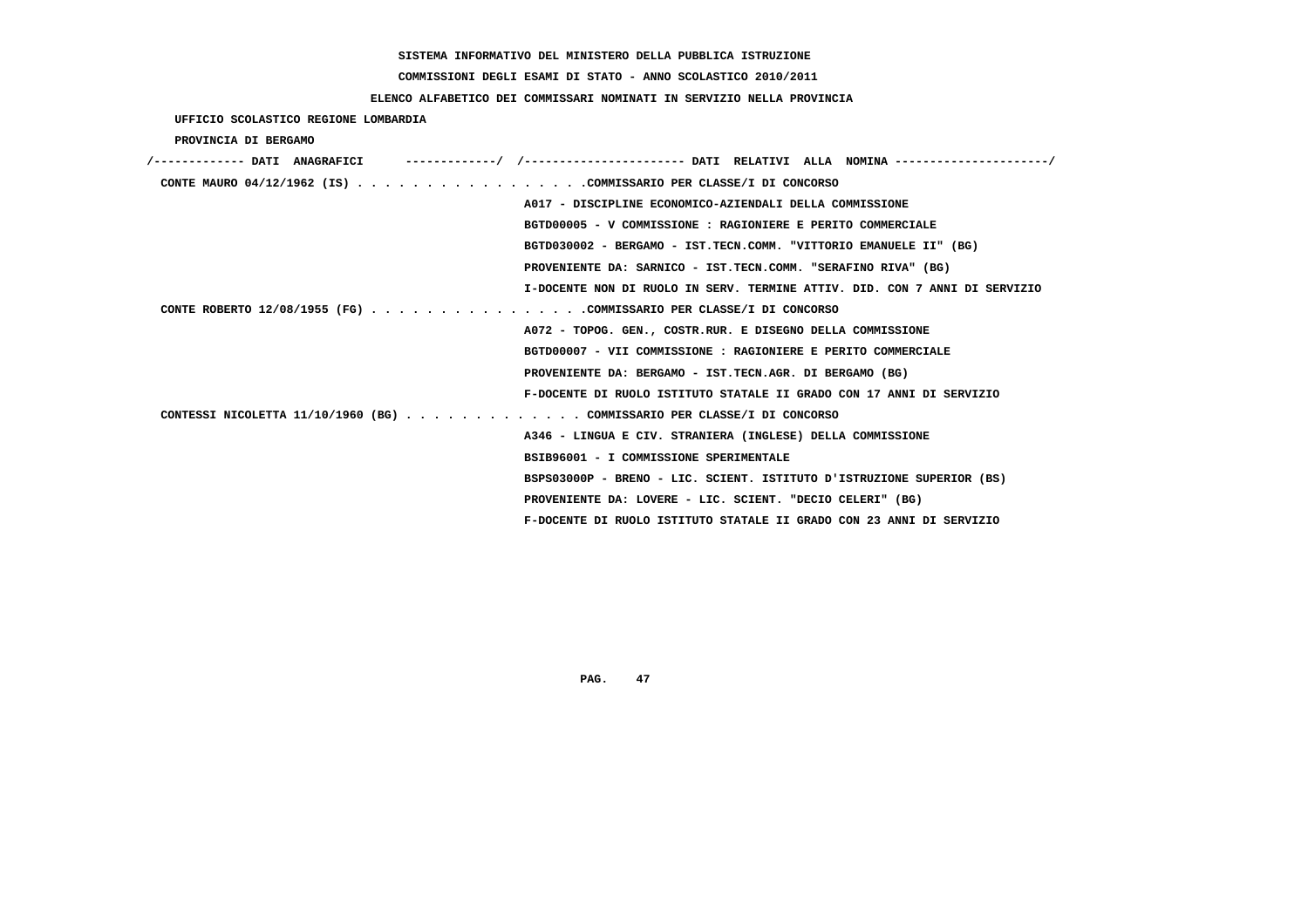**SISTEMA INFORMATIVO DEL MINISTERO DELLA PUBBLICA ISTRUZIONE**

**COMMISSIONI DEGLI ESAMI DI STATO - ANNO SCOLASTICO 2010/2011**

**ELENCO ALFABETICO DEI COMMISSARI NOMINATI IN SERVIZIO NELLA PROVINCIA**

**UFFICIO SCOLASTICO REGIONE LOMBARDIA**

**PROVINCIA DI BERGAMO**

```
/------------- DATI  ANAGRAFICI      ------------/  /---------------------- DATI  RELATIVI  ALLA  NOMINA ---------------------/
 CONTE MAURO 04/12/1962 (IS) . . . . . . . . . . . . . . . . .COMMISSARIO PER CLASSE/I DI CONCORSO
                                                  A017 - DISCIPLINE ECONOMICO-AZIENDALI DELLA COMMISSIONE
                                                  BGTD00005 - V COMMISSIONE : RAGIONIERE E PERITO COMMERCIALE
                                                  BGTD030002 - BERGAMO - IST.TECN.COMM. "VITTORIO EMANUELE II" (BG)
                                                  PROVENIENTE DA: SARNICO - IST.TECN.COMM. "SERAFINO RIVA" (BG)
                                                  I-DOCENTE NON DI RUOLO IN SERV. TERMINE ATTIV. DID. CON 7 ANNI DI SERVIZIO
 CONTE ROBERTO 12/08/1955 (FG) . . . . . . . . . . . . . . . .COMMISSARIO PER CLASSE/I DI CONCORSO
                                                  A072 - TOPOG. GEN., COSTR.RUR. E DISEGNO DELLA COMMISSIONE
                                                  BGTD00007 - VII COMMISSIONE : RAGIONIERE E PERITO COMMERCIALE
                                                  PROVENIENTE DA: BERGAMO - IST.TECN.AGR. DI BERGAMO (BG)
                                                  F-DOCENTE DI RUOLO ISTITUTO STATALE II GRADO CON 17 ANNI DI SERVIZIO
 CONTESSI NICOLETTA 11/10/1960 (BG) . . . . . . . . . . . . . COMMISSARIO PER CLASSE/I DI CONCORSO
                                                  A346 - LINGUA E CIV. STRANIERA (INGLESE) DELLA COMMISSIONE
                                                  BSIB96001 - I COMMISSIONE SPERIMENTALE
                                                  BSPS03000P - BRENO - LIC. SCIENT. ISTITUTO D'ISTRUZIONE SUPERIOR (BS)
                                                  PROVENIENTE DA: LOVERE - LIC. SCIENT. "DECIO CELERI" (BG)
                                                  F-DOCENTE DI RUOLO ISTITUTO STATALE II GRADO CON 23 ANNI DI SERVIZIO
```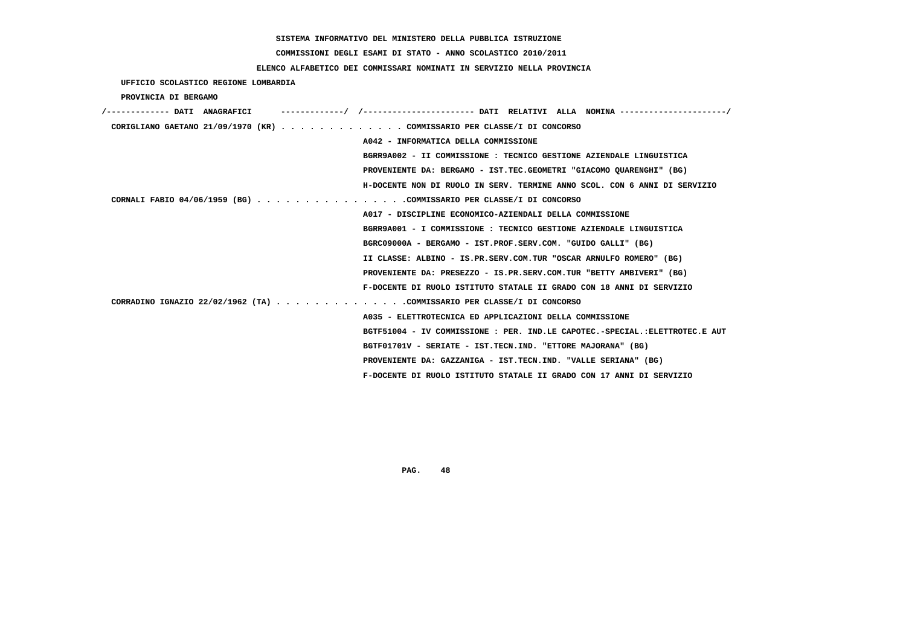SISTEMA INFORMATIVO DEL MINISTERO DELLA PUBBLICA ISTRUZIONE

COMMISSIONI DEGLI ESAMI DI STATO - ANNO SCOLASTICO 2010/2011

ELENCO ALFABETICO DEI COMMISSARI NOMINATI IN SERVIZIO NELLA PROVINCIA

UFFICIO SCOLASTICO REGIONE LOMBARDIA

PROVINCIA DI BERGAMO

/------------- DATI ANAGRAFICI -------------/ /----------------------- DATI RELATIVI ALLA NOMINA ----------------------/

CORIGLIANO GAETANO 21/09/1970 (KR) . . . . . . . . . . . . . COMMISSARIO PER CLASSE/I DI CONCORSO

A042 - INFORMATICA DELLA COMMISSIONE

BGRR9A002 - II COMMISSIONE : TECNICO GESTIONE AZIENDALE LINGUISTICA

PROVENIENTE DA: BERGAMO - IST.TEC.GEOMETRI "GIACOMO QUARENGHI" (BG)

H-DOCENTE NON DI RUOLO IN SERV. TERMINE ANNO SCOL. CON 6 ANNI DI SERVIZIO

CORNALI FABIO 04/06/1959 (BG) . . . . . . . . . . . . . . . .COMMISSARIO PER CLASSE/I DI CONCORSO

A017 - DISCIPLINE ECONOMICO-AZIENDALI DELLA COMMISSIONE

BGRR9A001 - I COMMISSIONE : TECNICO GESTIONE AZIENDALE LINGUISTICA

BGRC09000A - BERGAMO - IST.PROF.SERV.COM. "GUIDO GALLI" (BG)

II CLASSE: ALBINO - IS.PR.SERV.COM.TUR "OSCAR ARNULFO ROMERO" (BG)

PROVENIENTE DA: PRESEZZO - IS.PR.SERV.COM.TUR "BETTY AMBIVERI" (BG)

F-DOCENTE DI RUOLO ISTITUTO STATALE II GRADO CON 18 ANNI DI SERVIZIO

CORRADINO IGNAZIO 22/02/1962 (TA) . . . . . . . . . . . . . .COMMISSARIO PER CLASSE/I DI CONCORSO

A035 - ELETTROTECNICA ED APPLICAZIONI DELLA COMMISSIONE

BGTF51004 - IV COMMISSIONE : PER. IND.LE CAPOTEC.-SPECIAL.:ELETTROTEC.E AUT

BGTF01701V - SERIATE - IST.TECN.IND. "ETTORE MAJORANA" (BG)

PROVENIENTE DA: GAZZANIGA - IST.TECN.IND. "VALLE SERIANA" (BG)

F-DOCENTE DI RUOLO ISTITUTO STATALE II GRADO CON 17 ANNI DI SERVIZIO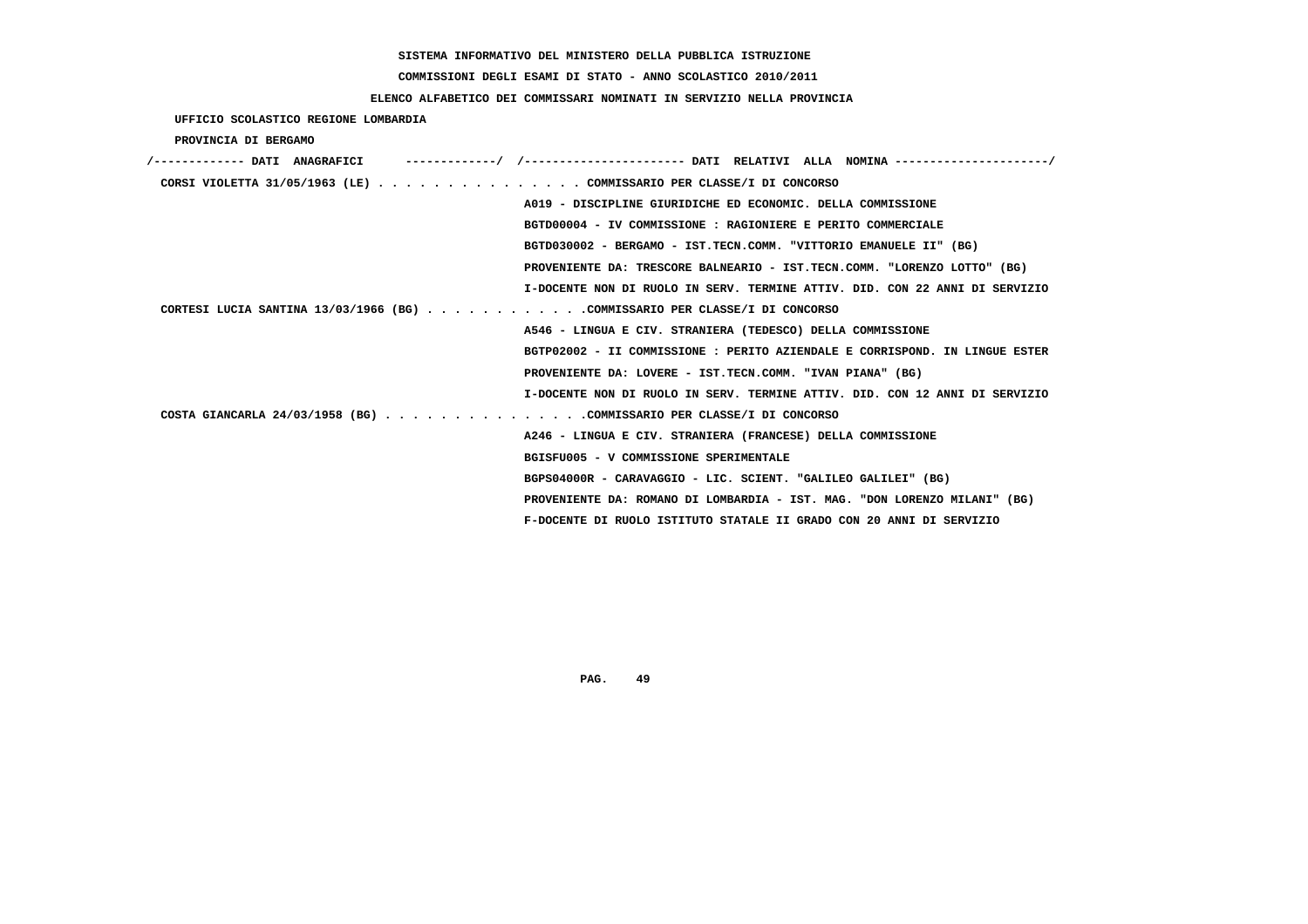SISTEMA INFORMATIVO DEL MINISTERO DELLA PUBBLICA ISTRUZIONE

COMMISSIONI DEGLI ESAMI DI STATO - ANNO SCOLASTICO 2010/2011

ELENCO ALFABETICO DEI COMMISSARI NOMINATI IN SERVIZIO NELLA PROVINCIA

UFFICIO SCOLASTICO REGIONE LOMBARDIA

PROVINCIA DI BERGAMO

| DATI ANAGRAFICI | DATI RELATIVI ALLA NOMINA |
|---|---|
| CORSI VIOLETTA 31/05/1963 (LE) | COMMISSARIO PER CLASSE/I DI CONCORSO |
| | A019 - DISCIPLINE GIURIDICHE ED ECONOMIC. DELLA COMMISSIONE |
| | BGTD00004 - IV COMMISSIONE : RAGIONIERE E PERITO COMMERCIALE |
| | BGTD030002 - BERGAMO - IST.TECN.COMM. "VITTORIO EMANUELE II" (BG) |
| | PROVENIENTE DA: TRESCORE BALNEARIO - IST.TECN.COMM. "LORENZO LOTTO" (BG) |
| | I-DOCENTE NON DI RUOLO IN SERV. TERMINE ATTIV. DID. CON 22 ANNI DI SERVIZIO |
| CORTESI LUCIA SANTINA 13/03/1966 (BG) | COMMISSARIO PER CLASSE/I DI CONCORSO |
| | A546 - LINGUA E CIV. STRANIERA (TEDESCO) DELLA COMMISSIONE |
| | BGTP02002 - II COMMISSIONE : PERITO AZIENDALE E CORRISPOND. IN LINGUE ESTER |
| | PROVENIENTE DA: LOVERE - IST.TECN.COMM. "IVAN PIANA" (BG) |
| | I-DOCENTE NON DI RUOLO IN SERV. TERMINE ATTIV. DID. CON 12 ANNI DI SERVIZIO |
| COSTA GIANCARLA 24/03/1958 (BG) | COMMISSARIO PER CLASSE/I DI CONCORSO |
| | A246 - LINGUA E CIV. STRANIERA (FRANCESE) DELLA COMMISSIONE |
| | BGISFU005 - V COMMISSIONE SPERIMENTALE |
| | BGPS04000R - CARAVAGGIO - LIC. SCIENT. "GALILEO GALILEI" (BG) |
| | PROVENIENTE DA: ROMANO DI LOMBARDIA - IST. MAG. "DON LORENZO MILANI" (BG) |
| | F-DOCENTE DI RUOLO ISTITUTO STATALE II GRADO CON 20 ANNI DI SERVIZIO |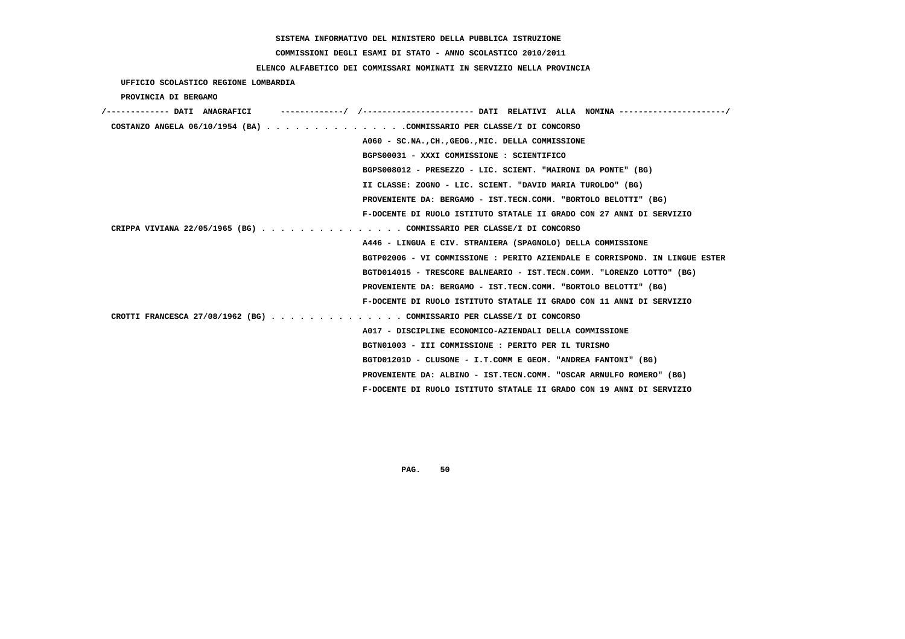SISTEMA INFORMATIVO DEL MINISTERO DELLA PUBBLICA ISTRUZIONE

COMMISSIONI DEGLI ESAMI DI STATO - ANNO SCOLASTICO 2010/2011

ELENCO ALFABETICO DEI COMMISSARI NOMINATI IN SERVIZIO NELLA PROVINCIA

UFFICIO SCOLASTICO REGIONE LOMBARDIA

PROVINCIA DI BERGAMO

| DATI ANAGRAFICI | DATI RELATIVI ALLA NOMINA |
|---|---|
| COSTANZO ANGELA 06/10/1954 (BA) | COMMISSARIO PER CLASSE/I DI CONCORSO |
| | A060 - SC.NA.,CH.,GEOG.,MIC. DELLA COMMISSIONE |
| | BGPS00031 - XXXI COMMISSIONE : SCIENTIFICO |
| | BGPS008012 - PRESEZZO - LIC. SCIENT. "MAIRONI DA PONTE" (BG) |
| | II CLASSE: ZOGNO - LIC. SCIENT. "DAVID MARIA TUROLDO" (BG) |
| | PROVENIENTE DA: BERGAMO - IST.TECN.COMM. "BORTOLO BELOTTI" (BG) |
| | F-DOCENTE DI RUOLO ISTITUTO STATALE II GRADO CON 27 ANNI DI SERVIZIO |
| CRIPPA VIVIANA 22/05/1965 (BG) | COMMISSARIO PER CLASSE/I DI CONCORSO |
| | A446 - LINGUA E CIV. STRANIERA (SPAGNOLO) DELLA COMMISSIONE |
| | BGTP02006 - VI COMMISSIONE : PERITO AZIENDALE E CORRISPOND. IN LINGUE ESTER |
| | BGTD014015 - TRESCORE BALNEARIO - IST.TECN.COMM. "LORENZO LOTTO" (BG) |
| | PROVENIENTE DA: BERGAMO - IST.TECN.COMM. "BORTOLO BELOTTI" (BG) |
| | F-DOCENTE DI RUOLO ISTITUTO STATALE II GRADO CON 11 ANNI DI SERVIZIO |
| CROTTI FRANCESCA 27/08/1962 (BG) | COMMISSARIO PER CLASSE/I DI CONCORSO |
| | A017 - DISCIPLINE ECONOMICO-AZIENDALI DELLA COMMISSIONE |
| | BGTN01003 - III COMMISSIONE : PERITO PER IL TURISMO |
| | BGTD01201D - CLUSONE - I.T.COMM E GEOM. "ANDREA FANTONI" (BG) |
| | PROVENIENTE DA: ALBINO - IST.TECN.COMM. "OSCAR ARNULFO ROMERO" (BG) |
| | F-DOCENTE DI RUOLO ISTITUTO STATALE II GRADO CON 19 ANNI DI SERVIZIO |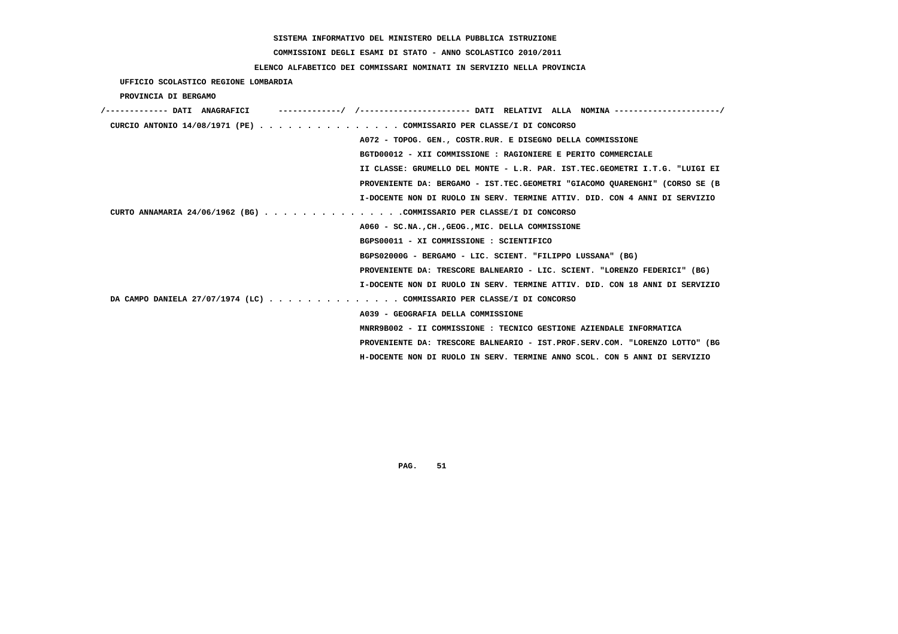SISTEMA INFORMATIVO DEL MINISTERO DELLA PUBBLICA ISTRUZIONE

COMMISSIONI DEGLI ESAMI DI STATO - ANNO SCOLASTICO 2010/2011

ELENCO ALFABETICO DEI COMMISSARI NOMINATI IN SERVIZIO NELLA PROVINCIA

UFFICIO SCOLASTICO REGIONE LOMBARDIA

PROVINCIA DI BERGAMO

/------------- DATI ANAGRAFICI -------------/ /---------------------- DATI RELATIVI ALLA NOMINA ---------------------/

CURCIO ANTONIO 14/08/1971 (PE) . . . . . . . . . . . . . . . COMMISSARIO PER CLASSE/I DI CONCORSO
A072 - TOPOG. GEN., COSTR.RUR. E DISEGNO DELLA COMMISSIONE
BGTD00012 - XII COMMISSIONE : RAGIONIERE E PERITO COMMERCIALE
II CLASSE: GRUMELLO DEL MONTE - L.R. PAR. IST.TEC.GEOMETRI I.T.G. "LUIGI EI
PROVENIENTE DA: BERGAMO - IST.TEC.GEOMETRI "GIACOMO QUARENGHI" (CORSO SE (B
I-DOCENTE NON DI RUOLO IN SERV. TERMINE ATTIV. DID. CON 4 ANNI DI SERVIZIO

CURTO ANNAMARIA 24/06/1962 (BG) . . . . . . . . . . . . . . .COMMISSARIO PER CLASSE/I DI CONCORSO
A060 - SC.NA.,CH.,GEOG.,MIC. DELLA COMMISSIONE
BGPS00011 - XI COMMISSIONE : SCIENTIFICO
BGPS02000G - BERGAMO - LIC. SCIENT. "FILIPPO LUSSANA" (BG)
PROVENIENTE DA: TRESCORE BALNEARIO - LIC. SCIENT. "LORENZO FEDERICI" (BG)
I-DOCENTE NON DI RUOLO IN SERV. TERMINE ATTIV. DID. CON 18 ANNI DI SERVIZIO

DA CAMPO DANIELA 27/07/1974 (LC) . . . . . . . . . . . . . . COMMISSARIO PER CLASSE/I DI CONCORSO
A039 - GEOGRAFIA DELLA COMMISSIONE
MNRR9B002 - II COMMISSIONE : TECNICO GESTIONE AZIENDALE INFORMATICA
PROVENIENTE DA: TRESCORE BALNEARIO - IST.PROF.SERV.COM. "LORENZO LOTTO" (BG
H-DOCENTE NON DI RUOLO IN SERV. TERMINE ANNO SCOL. CON 5 ANNI DI SERVIZIO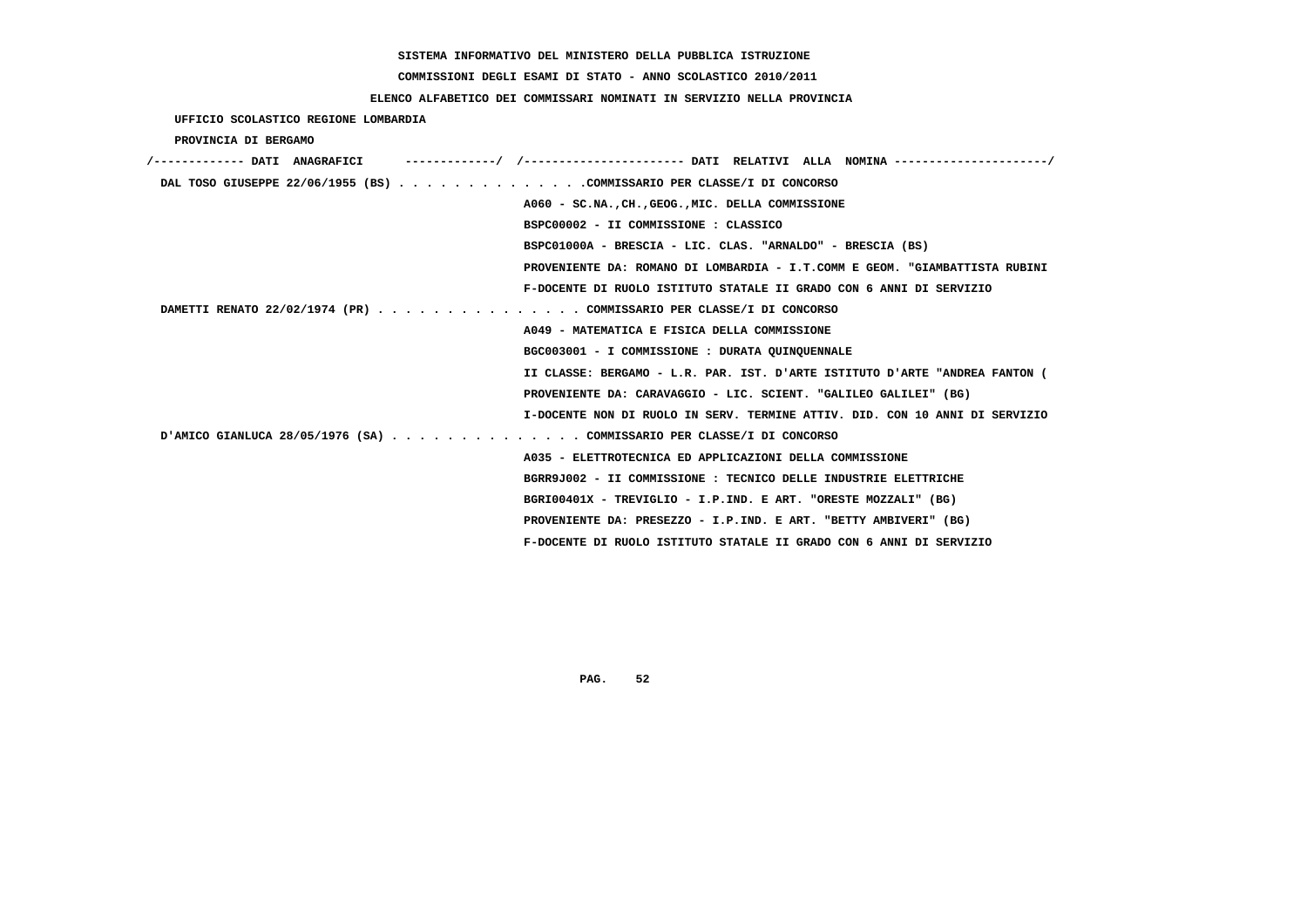SISTEMA INFORMATIVO DEL MINISTERO DELLA PUBBLICA ISTRUZIONE

COMMISSIONI DEGLI ESAMI DI STATO - ANNO SCOLASTICO 2010/2011

ELENCO ALFABETICO DEI COMMISSARI NOMINATI IN SERVIZIO NELLA PROVINCIA

UFFICIO SCOLASTICO REGIONE LOMBARDIA

PROVINCIA DI BERGAMO

```
/------------- DATI  ANAGRAFICI      -------------/  /----------------------- DATI  RELATIVI  ALLA  NOMINA ----------------------/
 DAL TOSO GIUSEPPE 22/06/1955 (BS) . . . . . . . . . . . . . .COMMISSARIO PER CLASSE/I DI CONCORSO
                                                    A060 - SC.NA.,CH.,GEOG.,MIC. DELLA COMMISSIONE
                                                    BSPC00002 - II COMMISSIONE : CLASSICO
                                                    BSPC01000A - BRESCIA - LIC. CLAS. "ARNALDO" - BRESCIA (BS)
                                                    PROVENIENTE DA: ROMANO DI LOMBARDIA - I.T.COMM E GEOM. "GIAMBATTISTA RUBINI
                                                    F-DOCENTE DI RUOLO ISTITUTO STATALE II GRADO CON 6 ANNI DI SERVIZIO
 DAMETTI RENATO 22/02/1974 (PR) . . . . . . . . . . . . . . . COMMISSARIO PER CLASSE/I DI CONCORSO
                                                    A049 - MATEMATICA E FISICA DELLA COMMISSIONE
                                                    BGC003001 - I COMMISSIONE : DURATA QUINQUENNALE
                                                    II CLASSE: BERGAMO - L.R. PAR. IST. D'ARTE ISTITUTO D'ARTE "ANDREA FANTON (
                                                    PROVENIENTE DA: CARAVAGGIO - LIC. SCIENT. "GALILEO GALILEI" (BG)
                                                    I-DOCENTE NON DI RUOLO IN SERV. TERMINE ATTIV. DID. CON 10 ANNI DI SERVIZIO
 D'AMICO GIANLUCA 28/05/1976 (SA) . . . . . . . . . . . . . . COMMISSARIO PER CLASSE/I DI CONCORSO
                                                    A035 - ELETTROTECNICA ED APPLICAZIONI DELLA COMMISSIONE
                                                    BGRR9J002 - II COMMISSIONE : TECNICO DELLE INDUSTRIE ELETTRICHE
                                                    BGRI00401X - TREVIGLIO - I.P.IND. E ART. "ORESTE MOZZALI" (BG)
                                                    PROVENIENTE DA: PRESEZZO - I.P.IND. E ART. "BETTY AMBIVERI" (BG)
                                                    F-DOCENTE DI RUOLO ISTITUTO STATALE II GRADO CON 6 ANNI DI SERVIZIO
```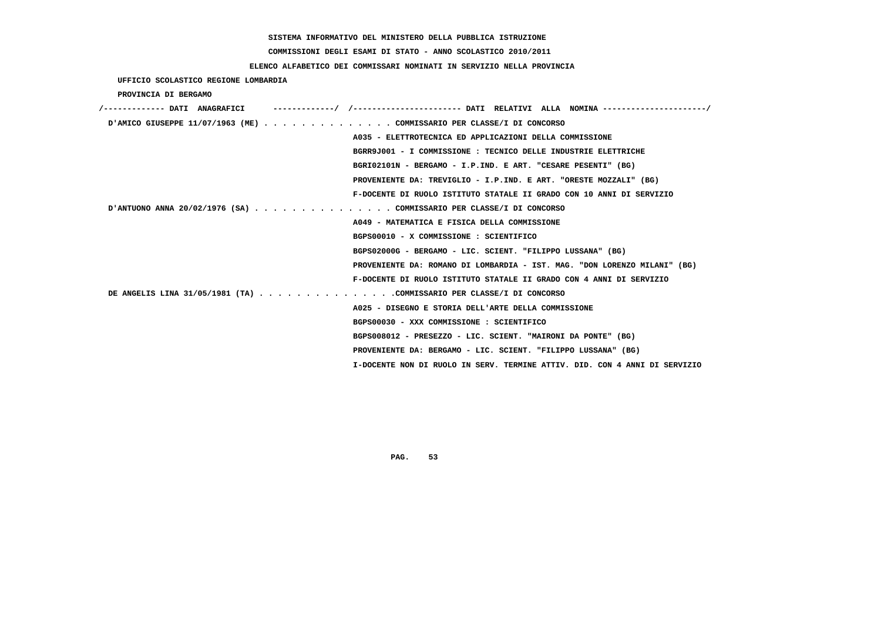SISTEMA INFORMATIVO DEL MINISTERO DELLA PUBBLICA ISTRUZIONE

COMMISSIONI DEGLI ESAMI DI STATO - ANNO SCOLASTICO 2010/2011

ELENCO ALFABETICO DEI COMMISSARI NOMINATI IN SERVIZIO NELLA PROVINCIA

UFFICIO SCOLASTICO REGIONE LOMBARDIA

PROVINCIA DI BERGAMO

/------------- DATI ANAGRAFICI -------------/ /---------------------- DATI RELATIVI ALLA NOMINA ---------------------/

D'AMICO GIUSEPPE 11/07/1963 (ME) . . . . . . . . . . . . . . COMMISSARIO PER CLASSE/I DI CONCORSO
A035 - ELETTROTECNICA ED APPLICAZIONI DELLA COMMISSIONE
BGRR9J001 - I COMMISSIONE : TECNICO DELLE INDUSTRIE ELETTRICHE
BGRI02101N - BERGAMO - I.P.IND. E ART. "CESARE PESENTI" (BG)
PROVENIENTE DA: TREVIGLIO - I.P.IND. E ART. "ORESTE MOZZALI" (BG)
F-DOCENTE DI RUOLO ISTITUTO STATALE II GRADO CON 10 ANNI DI SERVIZIO

D'ANTUONO ANNA 20/02/1976 (SA) . . . . . . . . . . . . . . . COMMISSARIO PER CLASSE/I DI CONCORSO
A049 - MATEMATICA E FISICA DELLA COMMISSIONE
BGPS00010 - X COMMISSIONE : SCIENTIFICO
BGPS02000G - BERGAMO - LIC. SCIENT. "FILIPPO LUSSANA" (BG)
PROVENIENTE DA: ROMANO DI LOMBARDIA - IST. MAG. "DON LORENZO MILANI" (BG)
F-DOCENTE DI RUOLO ISTITUTO STATALE II GRADO CON 4 ANNI DI SERVIZIO

DE ANGELIS LINA 31/05/1981 (TA) . . . . . . . . . . . . . . .COMMISSARIO PER CLASSE/I DI CONCORSO
A025 - DISEGNO E STORIA DELL'ARTE DELLA COMMISSIONE
BGPS00030 - XXX COMMISSIONE : SCIENTIFICO
BGPS008012 - PRESEZZO - LIC. SCIENT. "MAIRONI DA PONTE" (BG)
PROVENIENTE DA: BERGAMO - LIC. SCIENT. "FILIPPO LUSSANA" (BG)
I-DOCENTE NON DI RUOLO IN SERV. TERMINE ATTIV. DID. CON 4 ANNI DI SERVIZIO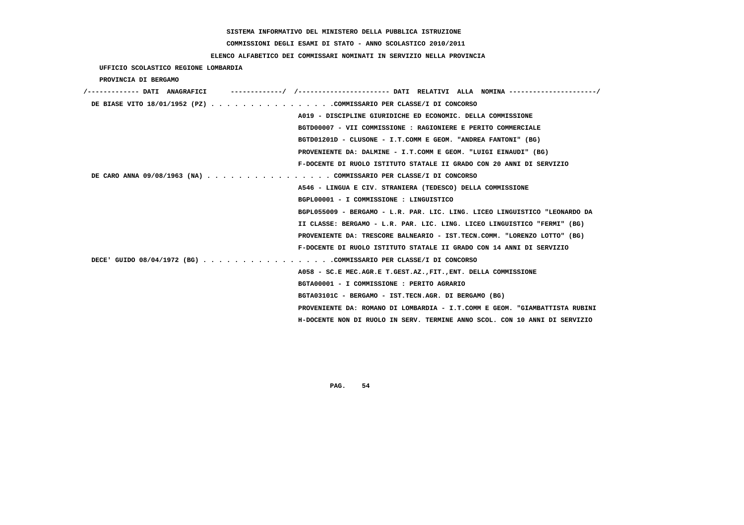SISTEMA INFORMATIVO DEL MINISTERO DELLA PUBBLICA ISTRUZIONE

COMMISSIONI DEGLI ESAMI DI STATO - ANNO SCOLASTICO 2010/2011

ELENCO ALFABETICO DEI COMMISSARI NOMINATI IN SERVIZIO NELLA PROVINCIA

UFFICIO SCOLASTICO REGIONE LOMBARDIA

PROVINCIA DI BERGAMO

```
/------------- DATI  ANAGRAFICI      -------------/  /----------------------- DATI  RELATIVI  ALLA  NOMINA ---------------------/
 DE BIASE VITO 18/01/1952 (PZ) . . . . . . . . . . . . . . . .COMMISSARIO PER CLASSE/I DI CONCORSO
                                                    A019 - DISCIPLINE GIURIDICHE ED ECONOMIC. DELLA COMMISSIONE
                                                    BGTD00007 - VII COMMISSIONE : RAGIONIERE E PERITO COMMERCIALE
                                                    BGTD01201D - CLUSONE - I.T.COMM E GEOM. "ANDREA FANTONI" (BG)
                                                    PROVENIENTE DA: DALMINE - I.T.COMM E GEOM. "LUIGI EINAUDI" (BG)
                                                    F-DOCENTE DI RUOLO ISTITUTO STATALE II GRADO CON 20 ANNI DI SERVIZIO
 DE CARO ANNA 09/08/1963 (NA) . . . . . . . . . . . . . . . . COMMISSARIO PER CLASSE/I DI CONCORSO
                                                    A546 - LINGUA E CIV. STRANIERA (TEDESCO) DELLA COMMISSIONE
                                                    BGPL00001 - I COMMISSIONE : LINGUISTICO
                                                    BGPL055009 - BERGAMO - L.R. PAR. LIC. LING. LICEO LINGUISTICO "LEONARDO DA
                                                    II CLASSE: BERGAMO - L.R. PAR. LIC. LING. LICEO LINGUISTICO "FERMI" (BG)
                                                    PROVENIENTE DA: TRESCORE BALNEARIO - IST.TECN.COMM. "LORENZO LOTTO" (BG)
                                                    F-DOCENTE DI RUOLO ISTITUTO STATALE II GRADO CON 14 ANNI DI SERVIZIO
 DECE' GUIDO 08/04/1972 (BG) . . . . . . . . . . . . . . . . .COMMISSARIO PER CLASSE/I DI CONCORSO
                                                    A058 - SC.E MEC.AGR.E T.GEST.AZ.,FIT.,ENT. DELLA COMMISSIONE
                                                    BGTA00001 - I COMMISSIONE : PERITO AGRARIO
                                                    BGTA03101C - BERGAMO - IST.TECN.AGR. DI BERGAMO (BG)
                                                    PROVENIENTE DA: ROMANO DI LOMBARDIA - I.T.COMM E GEOM. "GIAMBATTISTA RUBINI
                                                    H-DOCENTE NON DI RUOLO IN SERV. TERMINE ANNO SCOL. CON 10 ANNI DI SERVIZIO
```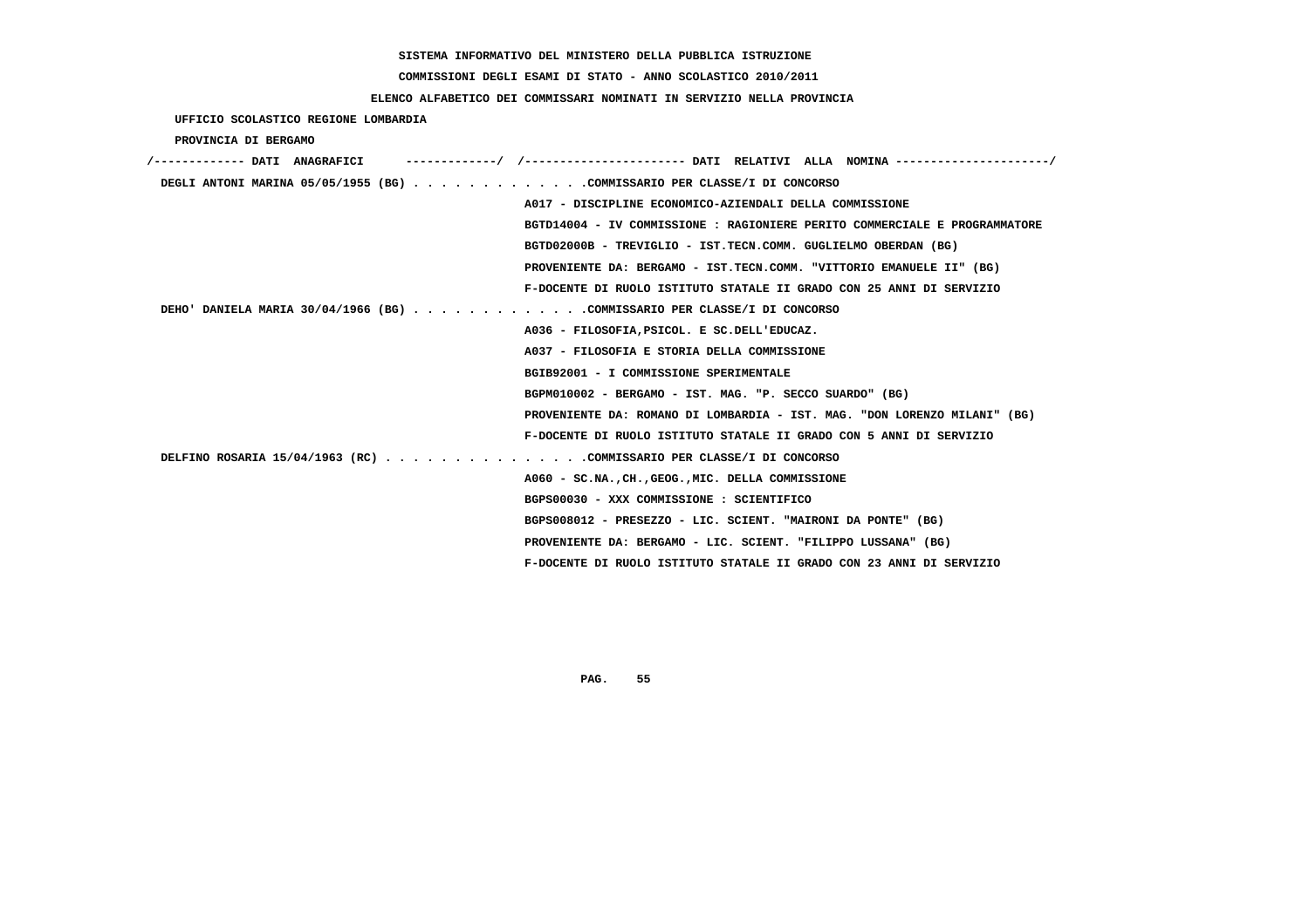SISTEMA INFORMATIVO DEL MINISTERO DELLA PUBBLICA ISTRUZIONE

COMMISSIONI DEGLI ESAMI DI STATO - ANNO SCOLASTICO 2010/2011

ELENCO ALFABETICO DEI COMMISSARI NOMINATI IN SERVIZIO NELLA PROVINCIA

UFFICIO SCOLASTICO REGIONE LOMBARDIA

PROVINCIA DI BERGAMO

```
/------------- DATI  ANAGRAFICI      ------------/  /---------------------- DATI  RELATIVI  ALLA  NOMINA ---------------------/
 DEGLI ANTONI MARINA 05/05/1955 (BG) . . . . . . . . . . . . .COMMISSARIO PER CLASSE/I DI CONCORSO
                                                    A017 - DISCIPLINE ECONOMICO-AZIENDALI DELLA COMMISSIONE
                                                    BGTD14004 - IV COMMISSIONE : RAGIONIERE PERITO COMMERCIALE E PROGRAMMATORE
                                                    BGTD02000B - TREVIGLIO - IST.TECN.COMM. GUGLIELMO OBERDAN (BG)
                                                    PROVENIENTE DA: BERGAMO - IST.TECN.COMM. "VITTORIO EMANUELE II" (BG)
                                                    F-DOCENTE DI RUOLO ISTITUTO STATALE II GRADO CON 25 ANNI DI SERVIZIO
 DEHO' DANIELA MARIA 30/04/1966 (BG) . . . . . . . . . . . . .COMMISSARIO PER CLASSE/I DI CONCORSO
                                                    A036 - FILOSOFIA,PSICOL. E SC.DELL'EDUCAZ.
                                                    A037 - FILOSOFIA E STORIA DELLA COMMISSIONE
                                                    BGIB92001 - I COMMISSIONE SPERIMENTALE
                                                    BGPM010002 - BERGAMO - IST. MAG. "P. SECCO SUARDO" (BG)
                                                    PROVENIENTE DA: ROMANO DI LOMBARDIA - IST. MAG. "DON LORENZO MILANI" (BG)
                                                    F-DOCENTE DI RUOLO ISTITUTO STATALE II GRADO CON 5 ANNI DI SERVIZIO
 DELFINO ROSARIA 15/04/1963 (RC) . . . . . . . . . . . . . . .COMMISSARIO PER CLASSE/I DI CONCORSO
                                                    A060 - SC.NA.,CH.,GEOG.,MIC. DELLA COMMISSIONE
                                                    BGPS00030 - XXX COMMISSIONE : SCIENTIFICO
                                                    BGPS008012 - PRESEZZO - LIC. SCIENT. "MAIRONI DA PONTE" (BG)
                                                    PROVENIENTE DA: BERGAMO - LIC. SCIENT. "FILIPPO LUSSANA" (BG)
                                                    F-DOCENTE DI RUOLO ISTITUTO STATALE II GRADO CON 23 ANNI DI SERVIZIO
```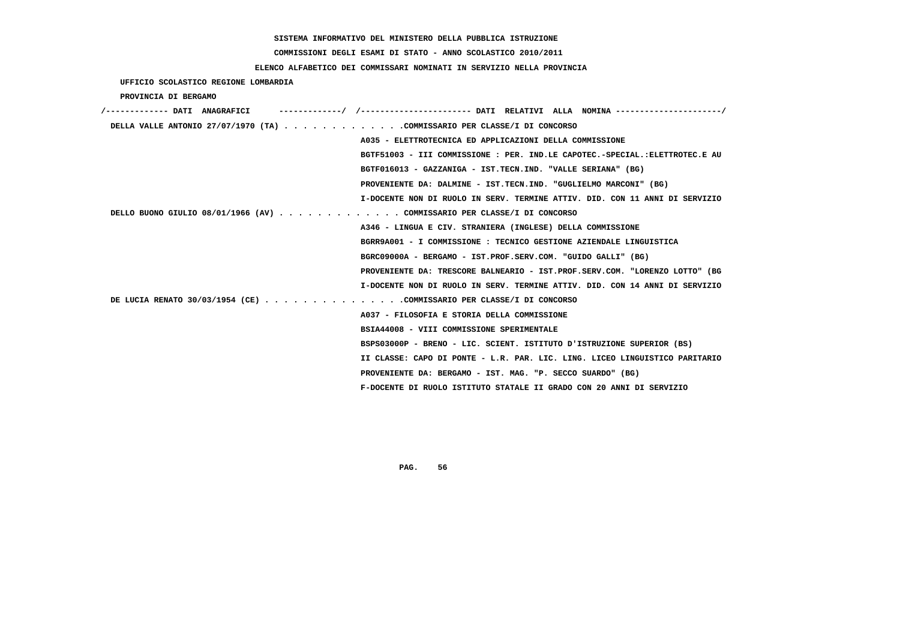SISTEMA INFORMATIVO DEL MINISTERO DELLA PUBBLICA ISTRUZIONE

COMMISSIONI DEGLI ESAMI DI STATO - ANNO SCOLASTICO 2010/2011

ELENCO ALFABETICO DEI COMMISSARI NOMINATI IN SERVIZIO NELLA PROVINCIA

UFFICIO SCOLASTICO REGIONE LOMBARDIA

PROVINCIA DI BERGAMO

```
/------------- DATI  ANAGRAFICI      -------------/  /----------------------- DATI  RELATIVI  ALLA  NOMINA ---------------------/
 DELLA VALLE ANTONIO 27/07/1970 (TA) . . . . . . . . . . . . .COMMISSARIO PER CLASSE/I DI CONCORSO
                                                    A035 - ELETTROTECNICA ED APPLICAZIONI DELLA COMMISSIONE
                                                    BGTF51003 - III COMMISSIONE : PER. IND.LE CAPOTEC.-SPECIAL.:ELETTROTEC.E AU
                                                    BGTF016013 - GAZZANIGA - IST.TECN.IND. "VALLE SERIANA" (BG)
                                                    PROVENIENTE DA: DALMINE - IST.TECN.IND. "GUGLIELMO MARCONI" (BG)
                                                    I-DOCENTE NON DI RUOLO IN SERV. TERMINE ATTIV. DID. CON 11 ANNI DI SERVIZIO
 DELLO BUONO GIULIO 08/01/1966 (AV) . . . . . . . . . . . . . COMMISSARIO PER CLASSE/I DI CONCORSO
                                                    A346 - LINGUA E CIV. STRANIERA (INGLESE) DELLA COMMISSIONE
                                                    BGRR9A001 - I COMMISSIONE : TECNICO GESTIONE AZIENDALE LINGUISTICA
                                                    BGRC09000A - BERGAMO - IST.PROF.SERV.COM. "GUIDO GALLI" (BG)
                                                    PROVENIENTE DA: TRESCORE BALNEARIO - IST.PROF.SERV.COM. "LORENZO LOTTO" (BG
                                                    I-DOCENTE NON DI RUOLO IN SERV. TERMINE ATTIV. DID. CON 14 ANNI DI SERVIZIO
 DE LUCIA RENATO 30/03/1954 (CE) . . . . . . . . . . . . . . .COMMISSARIO PER CLASSE/I DI CONCORSO
                                                    A037 - FILOSOFIA E STORIA DELLA COMMISSIONE
                                                    BSIA44008 - VIII COMMISSIONE SPERIMENTALE
                                                    BSPS03000P - BRENO - LIC. SCIENT. ISTITUTO D'ISTRUZIONE SUPERIOR (BS)
                                                    II CLASSE: CAPO DI PONTE - L.R. PAR. LIC. LING. LICEO LINGUISTICO PARITARIO
                                                    PROVENIENTE DA: BERGAMO - IST. MAG. "P. SECCO SUARDO" (BG)
                                                    F-DOCENTE DI RUOLO ISTITUTO STATALE II GRADO CON 20 ANNI DI SERVIZIO
```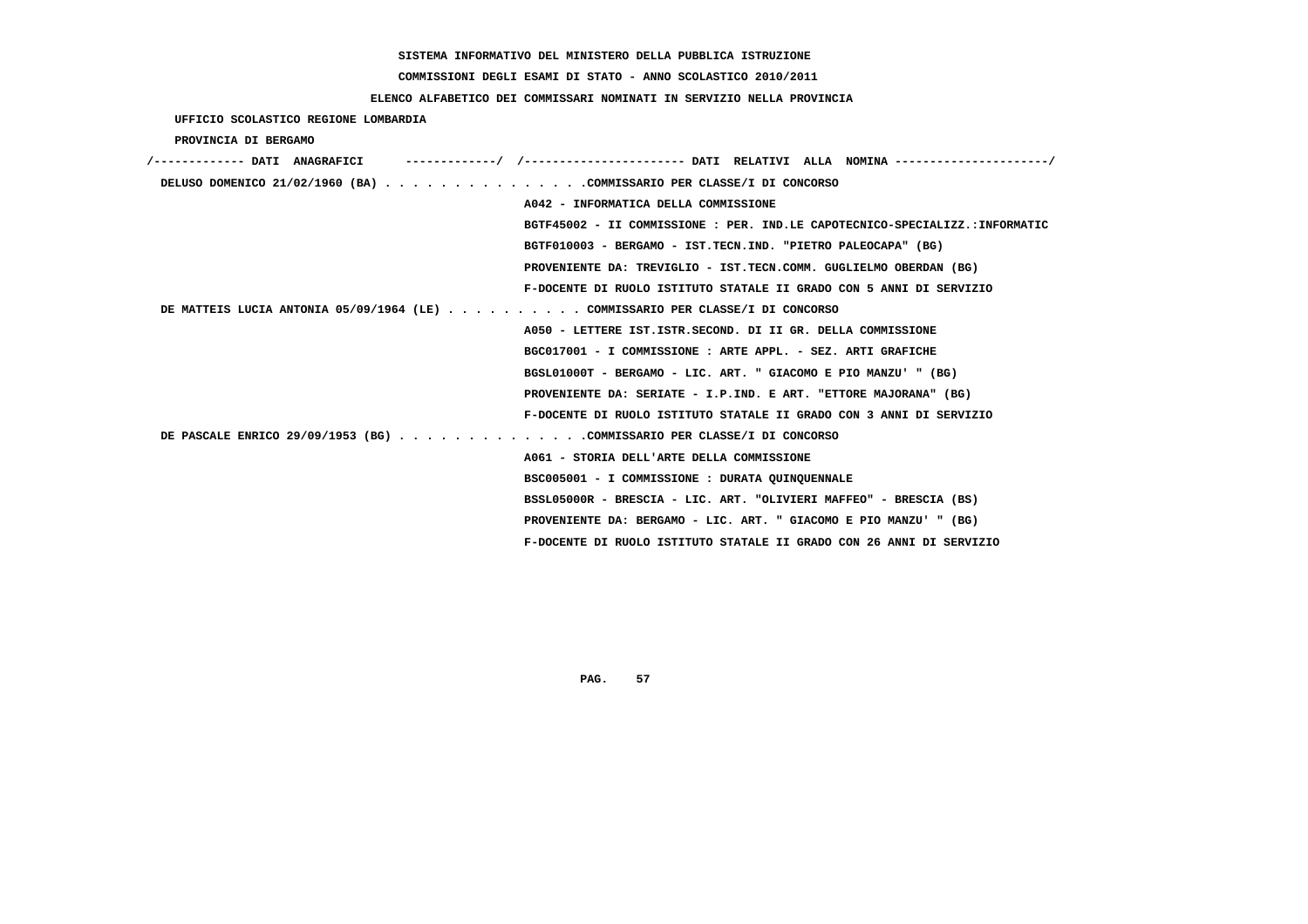SISTEMA INFORMATIVO DEL MINISTERO DELLA PUBBLICA ISTRUZIONE

COMMISSIONI DEGLI ESAMI DI STATO - ANNO SCOLASTICO 2010/2011

ELENCO ALFABETICO DEI COMMISSARI NOMINATI IN SERVIZIO NELLA PROVINCIA

UFFICIO SCOLASTICO REGIONE LOMBARDIA

PROVINCIA DI BERGAMO

```
/------------- DATI  ANAGRAFICI      -------------/  /----------------------- DATI  RELATIVI  ALLA  NOMINA ---------------------/
 DELUSO DOMENICO 21/02/1960 (BA) . . . . . . . . . . . . . . .COMMISSARIO PER CLASSE/I DI CONCORSO
                                                      A042 - INFORMATICA DELLA COMMISSIONE
                                                      BGTF45002 - II COMMISSIONE : PER. IND.LE CAPOTECNICO-SPECIALIZZ.:INFORMATIC
                                                      BGTF010003 - BERGAMO - IST.TECN.IND. "PIETRO PALEOCAPA" (BG)
                                                      PROVENIENTE DA: TREVIGLIO - IST.TECN.COMM. GUGLIELMO OBERDAN (BG)
                                                      F-DOCENTE DI RUOLO ISTITUTO STATALE II GRADO CON 5 ANNI DI SERVIZIO
 DE MATTEIS LUCIA ANTONIA 05/09/1964 (LE) . . . . . . . . . . COMMISSARIO PER CLASSE/I DI CONCORSO
                                                      A050 - LETTERE IST.ISTR.SECOND. DI II GR. DELLA COMMISSIONE
                                                      BGC017001 - I COMMISSIONE : ARTE APPL. - SEZ. ARTI GRAFICHE
                                                      BGSL01000T - BERGAMO - LIC. ART. " GIACOMO E PIO MANZU' " (BG)
                                                      PROVENIENTE DA: SERIATE - I.P.IND. E ART. "ETTORE MAJORANA" (BG)
                                                      F-DOCENTE DI RUOLO ISTITUTO STATALE II GRADO CON 3 ANNI DI SERVIZIO
 DE PASCALE ENRICO 29/09/1953 (BG) . . . . . . . . . . . . . .COMMISSARIO PER CLASSE/I DI CONCORSO
                                                      A061 - STORIA DELL'ARTE DELLA COMMISSIONE
                                                      BSC005001 - I COMMISSIONE : DURATA QUINQUENNALE
                                                      BSSL05000R - BRESCIA - LIC. ART. "OLIVIERI MAFFEO" - BRESCIA (BS)
                                                      PROVENIENTE DA: BERGAMO - LIC. ART. " GIACOMO E PIO MANZU' " (BG)
                                                      F-DOCENTE DI RUOLO ISTITUTO STATALE II GRADO CON 26 ANNI DI SERVIZIO
```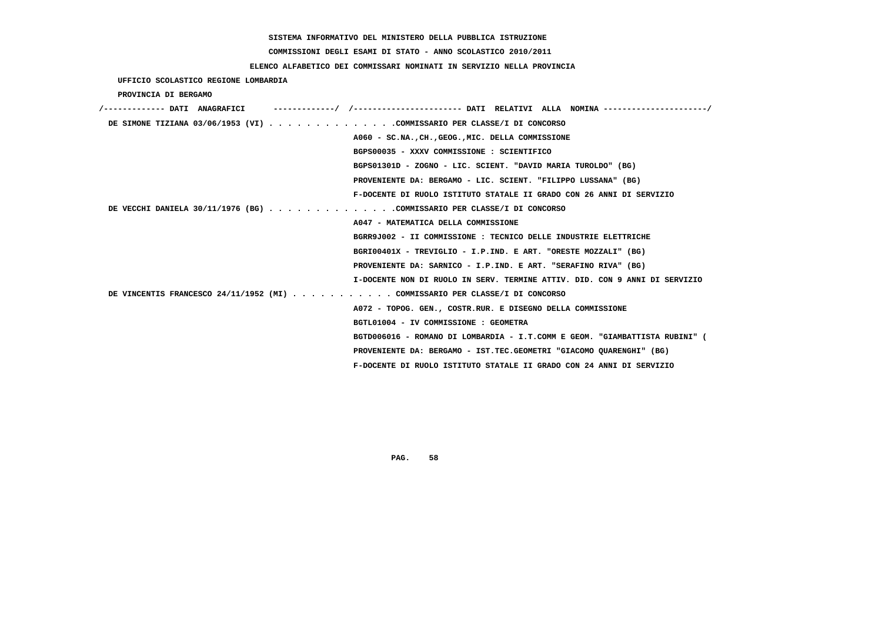SISTEMA INFORMATIVO DEL MINISTERO DELLA PUBBLICA ISTRUZIONE

COMMISSIONI DEGLI ESAMI DI STATO - ANNO SCOLASTICO 2010/2011

ELENCO ALFABETICO DEI COMMISSARI NOMINATI IN SERVIZIO NELLA PROVINCIA

UFFICIO SCOLASTICO REGIONE LOMBARDIA

PROVINCIA DI BERGAMO

```
/------------- DATI  ANAGRAFICI      -------------/  /----------------------- DATI  RELATIVI  ALLA  NOMINA ---------------------/
 DE SIMONE TIZIANA 03/06/1953 (VI) . . . . . . . . . . . . . .COMMISSARIO PER CLASSE/I DI CONCORSO
                                                      A060 - SC.NA.,CH.,GEOG.,MIC. DELLA COMMISSIONE
                                                      BGPS00035 - XXXV COMMISSIONE : SCIENTIFICO
                                                      BGPS01301D - ZOGNO - LIC. SCIENT. "DAVID MARIA TUROLDO" (BG)
                                                      PROVENIENTE DA: BERGAMO - LIC. SCIENT. "FILIPPO LUSSANA" (BG)
                                                      F-DOCENTE DI RUOLO ISTITUTO STATALE II GRADO CON 26 ANNI DI SERVIZIO
 DE VECCHI DANIELA 30/11/1976 (BG) . . . . . . . . . . . . . .COMMISSARIO PER CLASSE/I DI CONCORSO
                                                      A047 - MATEMATICA DELLA COMMISSIONE
                                                      BGRR9J002 - II COMMISSIONE : TECNICO DELLE INDUSTRIE ELETTRICHE
                                                      BGRI00401X - TREVIGLIO - I.P.IND. E ART. "ORESTE MOZZALI" (BG)
                                                      PROVENIENTE DA: SARNICO - I.P.IND. E ART. "SERAFINO RIVA" (BG)
                                                      I-DOCENTE NON DI RUOLO IN SERV. TERMINE ATTIV. DID. CON 9 ANNI DI SERVIZIO
 DE VINCENTIS FRANCESCO 24/11/1952 (MI) . . . . . . . . . . . COMMISSARIO PER CLASSE/I DI CONCORSO
                                                      A072 - TOPOG. GEN., COSTR.RUR. E DISEGNO DELLA COMMISSIONE
                                                      BGTL01004 - IV COMMISSIONE : GEOMETRA
                                                      BGTD006016 - ROMANO DI LOMBARDIA - I.T.COMM E GEOM. "GIAMBATTISTA RUBINI" (
                                                      PROVENIENTE DA: BERGAMO - IST.TEC.GEOMETRI "GIACOMO QUARENGHI" (BG)
                                                      F-DOCENTE DI RUOLO ISTITUTO STATALE II GRADO CON 24 ANNI DI SERVIZIO
```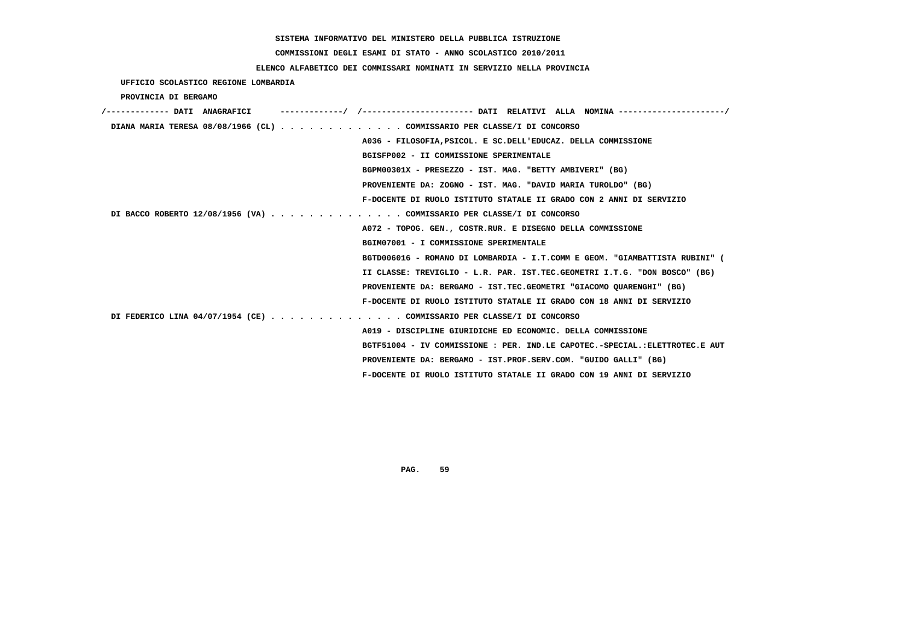SISTEMA INFORMATIVO DEL MINISTERO DELLA PUBBLICA ISTRUZIONE

COMMISSIONI DEGLI ESAMI DI STATO - ANNO SCOLASTICO 2010/2011

ELENCO ALFABETICO DEI COMMISSARI NOMINATI IN SERVIZIO NELLA PROVINCIA

UFFICIO SCOLASTICO REGIONE LOMBARDIA

PROVINCIA DI BERGAMO

```
/------------- DATI  ANAGRAFICI      -------------/  /---------------------- DATI  RELATIVI  ALLA  NOMINA ---------------------/
 DIANA MARIA TERESA 08/08/1966 (CL) . . . . . . . . . . . . . COMMISSARIO PER CLASSE/I DI CONCORSO
                                                     A036 - FILOSOFIA,PSICOL. E SC.DELL'EDUCAZ. DELLA COMMISSIONE
                                                     BGISFP002 - II COMMISSIONE SPERIMENTALE
                                                     BGPM00301X - PRESEZZO - IST. MAG. "BETTY AMBIVERI" (BG)
                                                     PROVENIENTE DA: ZOGNO - IST. MAG. "DAVID MARIA TUROLDO" (BG)
                                                     F-DOCENTE DI RUOLO ISTITUTO STATALE II GRADO CON 2 ANNI DI SERVIZIO
 DI BACCO ROBERTO 12/08/1956 (VA) . . . . . . . . . . . . . . COMMISSARIO PER CLASSE/I DI CONCORSO
                                                     A072 - TOPOG. GEN., COSTR.RUR. E DISEGNO DELLA COMMISSIONE
                                                     BGIM07001 - I COMMISSIONE SPERIMENTALE
                                                     BGTD006016 - ROMANO DI LOMBARDIA - I.T.COMM E GEOM. "GIAMBATTISTA RUBINI" (
                                                     II CLASSE: TREVIGLIO - L.R. PAR. IST.TEC.GEOMETRI I.T.G. "DON BOSCO" (BG)
                                                     PROVENIENTE DA: BERGAMO - IST.TEC.GEOMETRI "GIACOMO QUARENGHI" (BG)
                                                     F-DOCENTE DI RUOLO ISTITUTO STATALE II GRADO CON 18 ANNI DI SERVIZIO
 DI FEDERICO LINA 04/07/1954 (CE) . . . . . . . . . . . . . . COMMISSARIO PER CLASSE/I DI CONCORSO
                                                     A019 - DISCIPLINE GIURIDICHE ED ECONOMIC. DELLA COMMISSIONE
                                                     BGTF51004 - IV COMMISSIONE : PER. IND.LE CAPOTEC.-SPECIAL.:ELETTROTEC.E AUT
                                                     PROVENIENTE DA: BERGAMO - IST.PROF.SERV.COM. "GUIDO GALLI" (BG)
                                                     F-DOCENTE DI RUOLO ISTITUTO STATALE II GRADO CON 19 ANNI DI SERVIZIO
```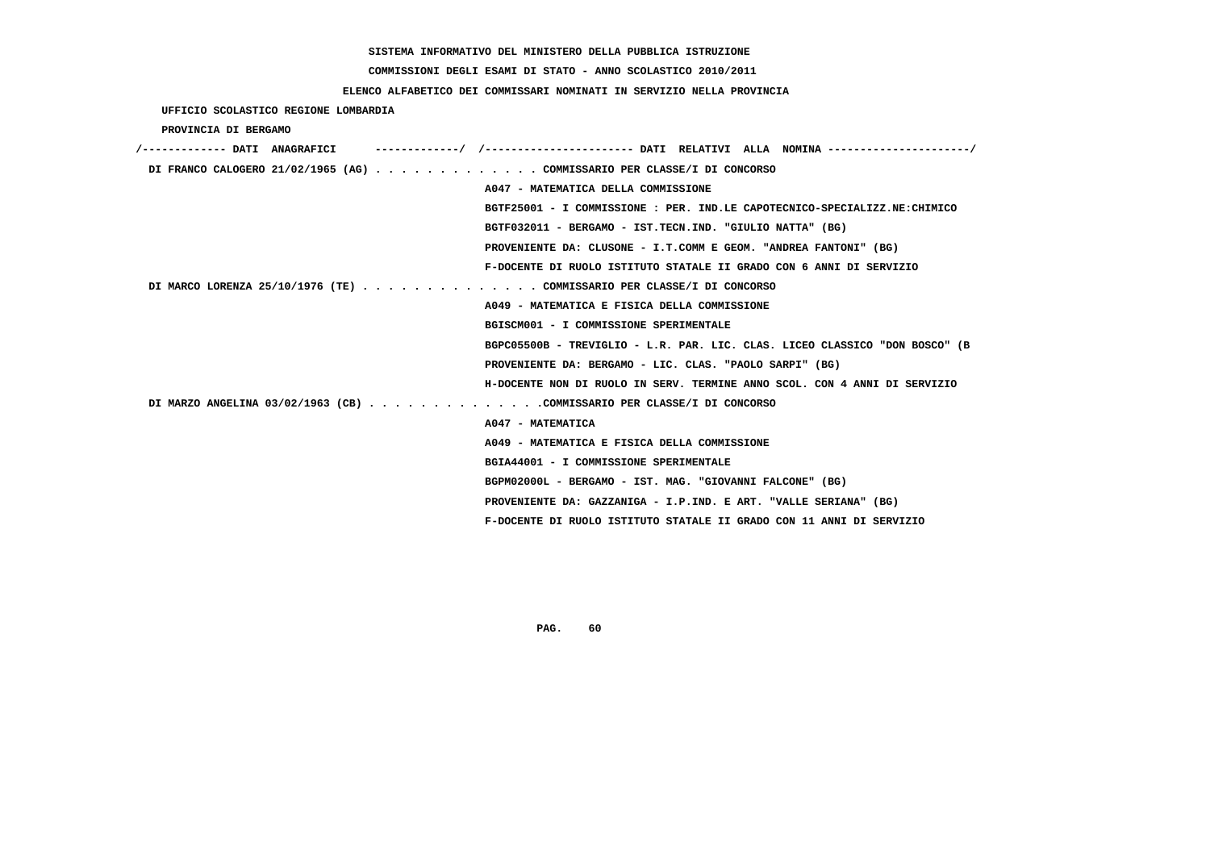SISTEMA INFORMATIVO DEL MINISTERO DELLA PUBBLICA ISTRUZIONE

COMMISSIONI DEGLI ESAMI DI STATO - ANNO SCOLASTICO 2010/2011

ELENCO ALFABETICO DEI COMMISSARI NOMINATI IN SERVIZIO NELLA PROVINCIA

UFFICIO SCOLASTICO REGIONE LOMBARDIA

PROVINCIA DI BERGAMO

```
/------------- DATI  ANAGRAFICI      -------------/  /----------------------- DATI  RELATIVI  ALLA  NOMINA ---------------------/
 DI FRANCO CALOGERO 21/02/1965 (AG) . . . . . . . . . . . . . COMMISSARIO PER CLASSE/I DI CONCORSO
                                                    A047 - MATEMATICA DELLA COMMISSIONE
                                                    BGTF25001 - I COMMISSIONE : PER. IND.LE CAPOTECNICO-SPECIALIZZ.NE:CHIMICO
                                                    BGTF032011 - BERGAMO - IST.TECN.IND. "GIULIO NATTA" (BG)
                                                    PROVENIENTE DA: CLUSONE - I.T.COMM E GEOM. "ANDREA FANTONI" (BG)
                                                    F-DOCENTE DI RUOLO ISTITUTO STATALE II GRADO CON 6 ANNI DI SERVIZIO
 DI MARCO LORENZA 25/10/1976 (TE) . . . . . . . . . . . . . . COMMISSARIO PER CLASSE/I DI CONCORSO
                                                    A049 - MATEMATICA E FISICA DELLA COMMISSIONE
                                                    BGISCM001 - I COMMISSIONE SPERIMENTALE
                                                    BGPC05500B - TREVIGLIO - L.R. PAR. LIC. CLAS. LICEO CLASSICO "DON BOSCO" (B
                                                    PROVENIENTE DA: BERGAMO - LIC. CLAS. "PAOLO SARPI" (BG)
                                                    H-DOCENTE NON DI RUOLO IN SERV. TERMINE ANNO SCOL. CON 4 ANNI DI SERVIZIO
 DI MARZO ANGELINA 03/02/1963 (CB) . . . . . . . . . . . . . .COMMISSARIO PER CLASSE/I DI CONCORSO
                                                    A047 - MATEMATICA
                                                    A049 - MATEMATICA E FISICA DELLA COMMISSIONE
                                                    BGIA44001 - I COMMISSIONE SPERIMENTALE
                                                    BGPM02000L - BERGAMO - IST. MAG. "GIOVANNI FALCONE" (BG)
                                                    PROVENIENTE DA: GAZZANIGA - I.P.IND. E ART. "VALLE SERIANA" (BG)
                                                    F-DOCENTE DI RUOLO ISTITUTO STATALE II GRADO CON 11 ANNI DI SERVIZIO
```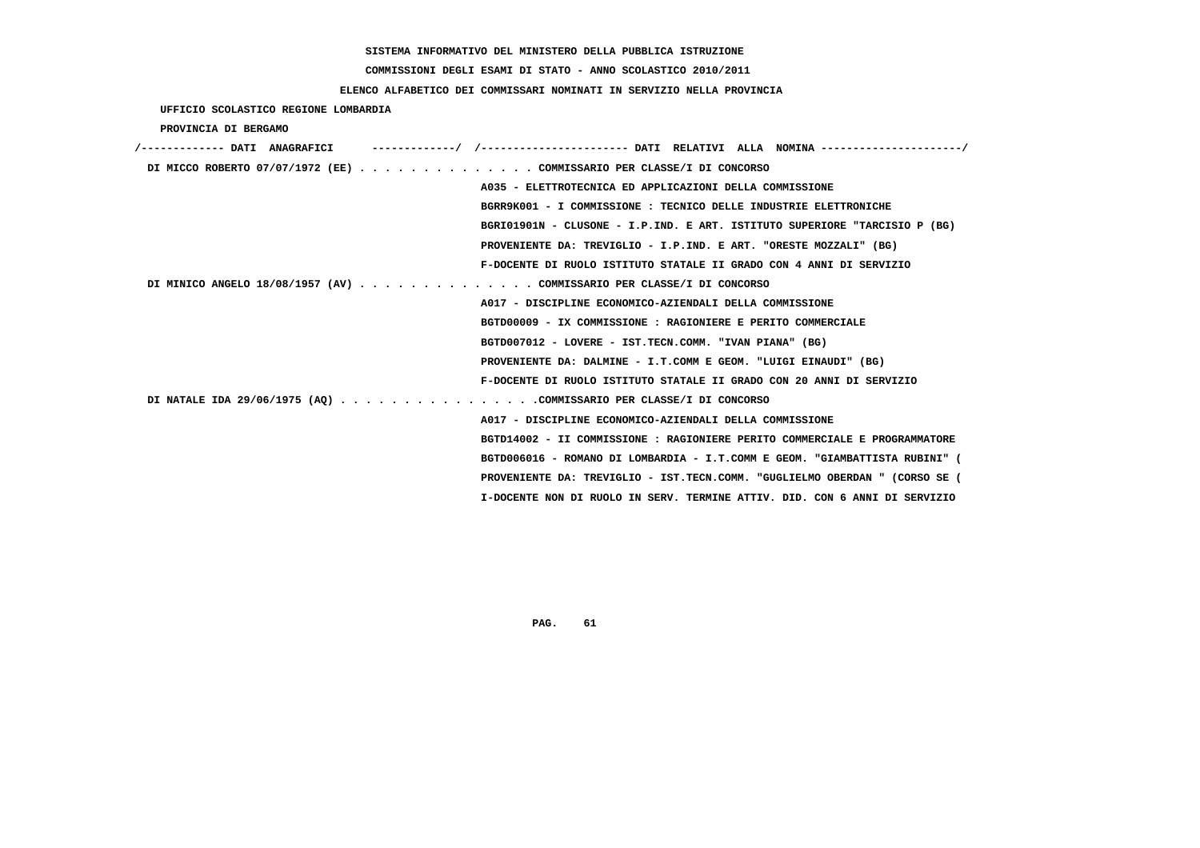SISTEMA INFORMATIVO DEL MINISTERO DELLA PUBBLICA ISTRUZIONE

COMMISSIONI DEGLI ESAMI DI STATO - ANNO SCOLASTICO 2010/2011

ELENCO ALFABETICO DEI COMMISSARI NOMINATI IN SERVIZIO NELLA PROVINCIA

UFFICIO SCOLASTICO REGIONE LOMBARDIA

PROVINCIA DI BERGAMO

/------------- DATI ANAGRAFICI -------------/ /---------------------- DATI RELATIVI ALLA NOMINA ---------------------/

DI MICCO ROBERTO 07/07/1972 (EE) . . . . . . . . . . . . . . COMMISSARIO PER CLASSE/I DI CONCORSO

A035 - ELETTROTECNICA ED APPLICAZIONI DELLA COMMISSIONE

BGRR9K001 - I COMMISSIONE : TECNICO DELLE INDUSTRIE ELETTRONICHE

BGRI01901N - CLUSONE - I.P.IND. E ART. ISTITUTO SUPERIORE "TARCISIO P (BG)

PROVENIENTE DA: TREVIGLIO - I.P.IND. E ART. "ORESTE MOZZALI" (BG)

F-DOCENTE DI RUOLO ISTITUTO STATALE II GRADO CON 4 ANNI DI SERVIZIO

DI MINICO ANGELO 18/08/1957 (AV) . . . . . . . . . . . . . . COMMISSARIO PER CLASSE/I DI CONCORSO

A017 - DISCIPLINE ECONOMICO-AZIENDALI DELLA COMMISSIONE

BGTD00009 - IX COMMISSIONE : RAGIONIERE E PERITO COMMERCIALE

BGTD007012 - LOVERE - IST.TECN.COMM. "IVAN PIANA" (BG)

PROVENIENTE DA: DALMINE - I.T.COMM E GEOM. "LUIGI EINAUDI" (BG)

F-DOCENTE DI RUOLO ISTITUTO STATALE II GRADO CON 20 ANNI DI SERVIZIO

DI NATALE IDA 29/06/1975 (AQ) . . . . . . . . . . . . . . . .COMMISSARIO PER CLASSE/I DI CONCORSO

A017 - DISCIPLINE ECONOMICO-AZIENDALI DELLA COMMISSIONE

BGTD14002 - II COMMISSIONE : RAGIONIERE PERITO COMMERCIALE E PROGRAMMATORE

BGTD006016 - ROMANO DI LOMBARDIA - I.T.COMM E GEOM. "GIAMBATTISTA RUBINI" (

PROVENIENTE DA: TREVIGLIO - IST.TECN.COMM. "GUGLIELMO OBERDAN " (CORSO SE (

I-DOCENTE NON DI RUOLO IN SERV. TERMINE ATTIV. DID. CON 6 ANNI DI SERVIZIO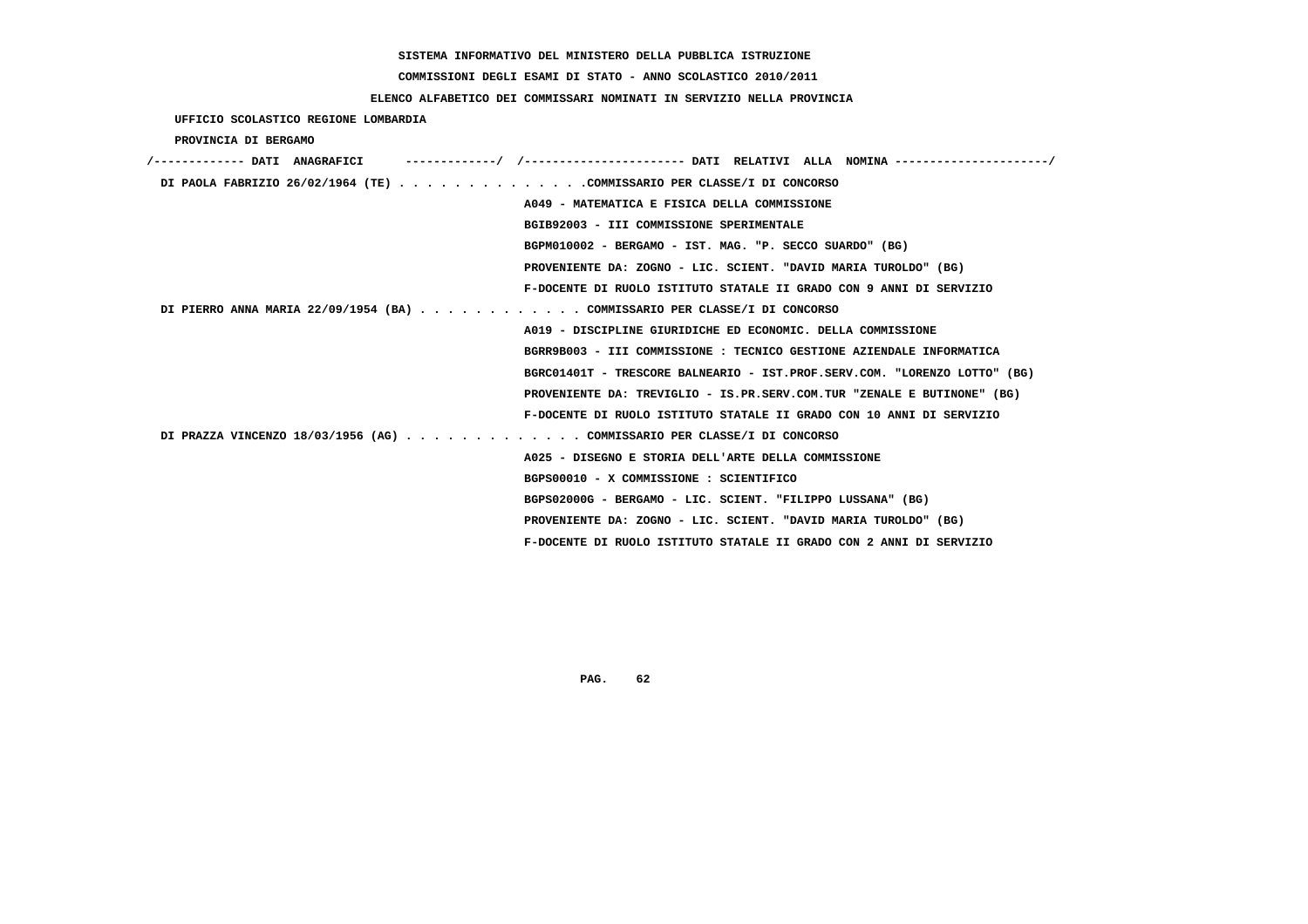SISTEMA INFORMATIVO DEL MINISTERO DELLA PUBBLICA ISTRUZIONE

COMMISSIONI DEGLI ESAMI DI STATO - ANNO SCOLASTICO 2010/2011

ELENCO ALFABETICO DEI COMMISSARI NOMINATI IN SERVIZIO NELLA PROVINCIA

UFFICIO SCOLASTICO REGIONE LOMBARDIA

PROVINCIA DI BERGAMO

/------------- DATI ANAGRAFICI -------------/ /---------------------- DATI RELATIVI ALLA NOMINA ---------------------/

DI PAOLA FABRIZIO 26/02/1964 (TE) . . . . . . . . . . . . . .COMMISSARIO PER CLASSE/I DI CONCORSO

A049 - MATEMATICA E FISICA DELLA COMMISSIONE

BGIB92003 - III COMMISSIONE SPERIMENTALE

BGPM010002 - BERGAMO - IST. MAG. "P. SECCO SUARDO" (BG)

PROVENIENTE DA: ZOGNO - LIC. SCIENT. "DAVID MARIA TUROLDO" (BG)

F-DOCENTE DI RUOLO ISTITUTO STATALE II GRADO CON 9 ANNI DI SERVIZIO

DI PIERRO ANNA MARIA 22/09/1954 (BA) . . . . . . . . . . . . COMMISSARIO PER CLASSE/I DI CONCORSO

A019 - DISCIPLINE GIURIDICHE ED ECONOMIC. DELLA COMMISSIONE

BGRR9B003 - III COMMISSIONE : TECNICO GESTIONE AZIENDALE INFORMATICA

BGRC01401T - TRESCORE BALNEARIO - IST.PROF.SERV.COM. "LORENZO LOTTO" (BG)

PROVENIENTE DA: TREVIGLIO - IS.PR.SERV.COM.TUR "ZENALE E BUTINONE" (BG)

F-DOCENTE DI RUOLO ISTITUTO STATALE II GRADO CON 10 ANNI DI SERVIZIO

DI PRAZZA VINCENZO 18/03/1956 (AG) . . . . . . . . . . . . . COMMISSARIO PER CLASSE/I DI CONCORSO

A025 - DISEGNO E STORIA DELL'ARTE DELLA COMMISSIONE

BGPS00010 - X COMMISSIONE : SCIENTIFICO

BGPS02000G - BERGAMO - LIC. SCIENT. "FILIPPO LUSSANA" (BG)

PROVENIENTE DA: ZOGNO - LIC. SCIENT. "DAVID MARIA TUROLDO" (BG)

F-DOCENTE DI RUOLO ISTITUTO STATALE II GRADO CON 2 ANNI DI SERVIZIO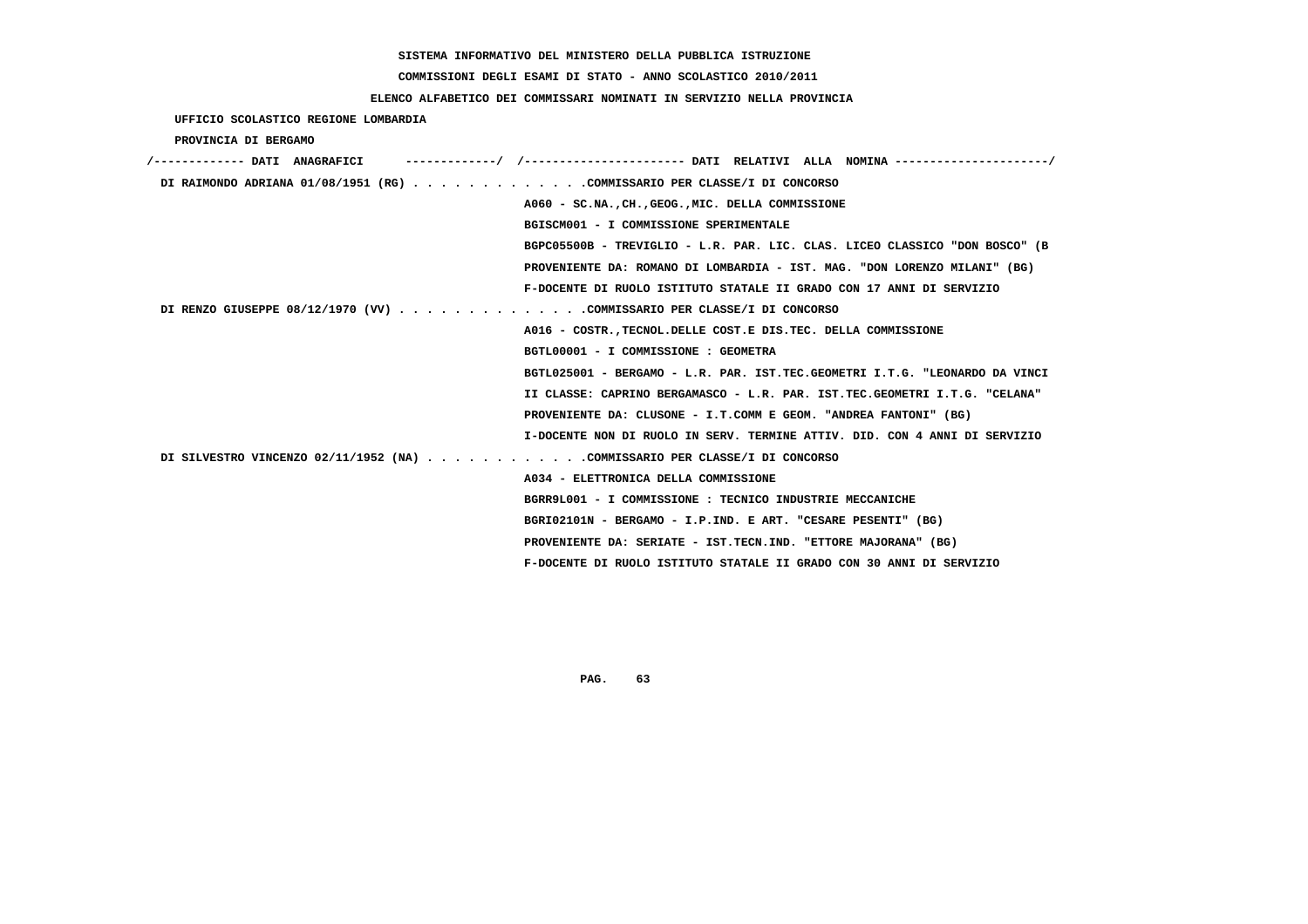SISTEMA INFORMATIVO DEL MINISTERO DELLA PUBBLICA ISTRUZIONE

COMMISSIONI DEGLI ESAMI DI STATO - ANNO SCOLASTICO 2010/2011

ELENCO ALFABETICO DEI COMMISSARI NOMINATI IN SERVIZIO NELLA PROVINCIA

UFFICIO SCOLASTICO REGIONE LOMBARDIA

PROVINCIA DI BERGAMO

```
/------------- DATI  ANAGRAFICI      -------------/  /----------------------- DATI  RELATIVI  ALLA  NOMINA ---------------------/
 DI RAIMONDO ADRIANA 01/08/1951 (RG) . . . . . . . . . . . . .COMMISSARIO PER CLASSE/I DI CONCORSO
                                                     A060 - SC.NA.,CH.,GEOG.,MIC. DELLA COMMISSIONE
                                                     BGISCM001 - I COMMISSIONE SPERIMENTALE
                                                     BGPC05500B - TREVIGLIO - L.R. PAR. LIC. CLAS. LICEO CLASSICO "DON BOSCO" (B
                                                     PROVENIENTE DA: ROMANO DI LOMBARDIA - IST. MAG. "DON LORENZO MILANI" (BG)
                                                     F-DOCENTE DI RUOLO ISTITUTO STATALE II GRADO CON 17 ANNI DI SERVIZIO
 DI RENZO GIUSEPPE 08/12/1970 (VV) . . . . . . . . . . . . . .COMMISSARIO PER CLASSE/I DI CONCORSO
                                                     A016 - COSTR.,TECNOL.DELLE COST.E DIS.TEC. DELLA COMMISSIONE
                                                     BGTL00001 - I COMMISSIONE : GEOMETRA
                                                     BGTL025001 - BERGAMO - L.R. PAR. IST.TEC.GEOMETRI I.T.G. "LEONARDO DA VINCI
                                                     II CLASSE: CAPRINO BERGAMASCO - L.R. PAR. IST.TEC.GEOMETRI I.T.G. "CELANA"
                                                     PROVENIENTE DA: CLUSONE - I.T.COMM E GEOM. "ANDREA FANTONI" (BG)
                                                     I-DOCENTE NON DI RUOLO IN SERV. TERMINE ATTIV. DID. CON 4 ANNI DI SERVIZIO
 DI SILVESTRO VINCENZO 02/11/1952 (NA) . . . . . . . . . . . .COMMISSARIO PER CLASSE/I DI CONCORSO
                                                     A034 - ELETTRONICA DELLA COMMISSIONE
                                                     BGRR9L001 - I COMMISSIONE : TECNICO INDUSTRIE MECCANICHE
                                                     BGRI02101N - BERGAMO - I.P.IND. E ART. "CESARE PESENTI" (BG)
                                                     PROVENIENTE DA: SERIATE - IST.TECN.IND. "ETTORE MAJORANA" (BG)
                                                     F-DOCENTE DI RUOLO ISTITUTO STATALE II GRADO CON 30 ANNI DI SERVIZIO
```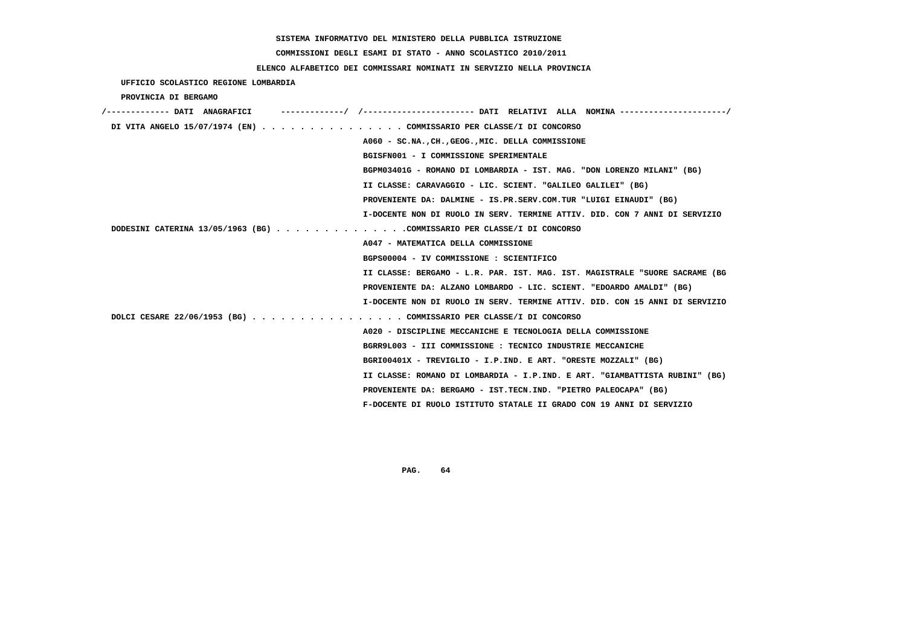SISTEMA INFORMATIVO DEL MINISTERO DELLA PUBBLICA ISTRUZIONE

COMMISSIONI DEGLI ESAMI DI STATO - ANNO SCOLASTICO 2010/2011

ELENCO ALFABETICO DEI COMMISSARI NOMINATI IN SERVIZIO NELLA PROVINCIA

UFFICIO SCOLASTICO REGIONE LOMBARDIA

PROVINCIA DI BERGAMO

| DATI ANAGRAFICI | DATI RELATIVI ALLA NOMINA |
|---|---|
| DI VITA ANGELO 15/07/1974 (EN) | COMMISSARIO PER CLASSE/I DI CONCORSO |
| | A060 - SC.NA.,CH.,GEOG.,MIC. DELLA COMMISSIONE |
| | BGISFN001 - I COMMISSIONE SPERIMENTALE |
| | BGPM03401G - ROMANO DI LOMBARDIA - IST. MAG. "DON LORENZO MILANI" (BG) |
| | II CLASSE: CARAVAGGIO - LIC. SCIENT. "GALILEO GALILEI" (BG) |
| | PROVENIENTE DA: DALMINE - IS.PR.SERV.COM.TUR "LUIGI EINAUDI" (BG) |
| | I-DOCENTE NON DI RUOLO IN SERV. TERMINE ATTIV. DID. CON 7 ANNI DI SERVIZIO |
| DODESINI CATERINA 13/05/1963 (BG) | COMMISSARIO PER CLASSE/I DI CONCORSO |
| | A047 - MATEMATICA DELLA COMMISSIONE |
| | BGPS00004 - IV COMMISSIONE : SCIENTIFICO |
| | II CLASSE: BERGAMO - L.R. PAR. IST. MAG. IST. MAGISTRALE "SUORE SACRAME (BG |
| | PROVENIENTE DA: ALZANO LOMBARDO - LIC. SCIENT. "EDOARDO AMALDI" (BG) |
| | I-DOCENTE NON DI RUOLO IN SERV. TERMINE ATTIV. DID. CON 15 ANNI DI SERVIZIO |
| DOLCI CESARE 22/06/1953 (BG) | COMMISSARIO PER CLASSE/I DI CONCORSO |
| | A020 - DISCIPLINE MECCANICHE E TECNOLOGIA DELLA COMMISSIONE |
| | BGRR9L003 - III COMMISSIONE : TECNICO INDUSTRIE MECCANICHE |
| | BGRI00401X - TREVIGLIO - I.P.IND. E ART. "ORESTE MOZZALI" (BG) |
| | II CLASSE: ROMANO DI LOMBARDIA - I.P.IND. E ART. "GIAMBATTISTA RUBINI" (BG) |
| | PROVENIENTE DA: BERGAMO - IST.TECN.IND. "PIETRO PALEOCAPA" (BG) |
| | F-DOCENTE DI RUOLO ISTITUTO STATALE II GRADO CON 19 ANNI DI SERVIZIO |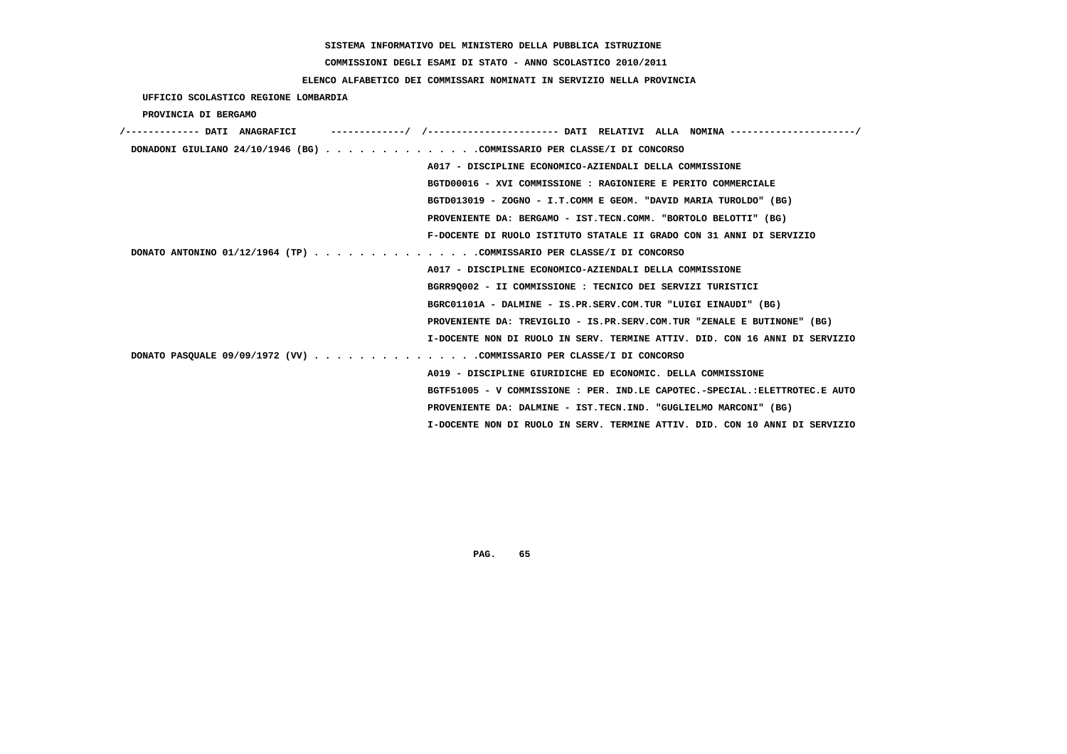SISTEMA INFORMATIVO DEL MINISTERO DELLA PUBBLICA ISTRUZIONE

COMMISSIONI DEGLI ESAMI DI STATO - ANNO SCOLASTICO 2010/2011

ELENCO ALFABETICO DEI COMMISSARI NOMINATI IN SERVIZIO NELLA PROVINCIA

UFFICIO SCOLASTICO REGIONE LOMBARDIA

PROVINCIA DI BERGAMO

```
/------------- DATI  ANAGRAFICI      ------------/  /---------------------- DATI  RELATIVI  ALLA  NOMINA ---------------------/
 DONADONI GIULIANO 24/10/1946 (BG) . . . . . . . . . . . . . .COMMISSARIO PER CLASSE/I DI CONCORSO
                                                   A017 - DISCIPLINE ECONOMICO-AZIENDALI DELLA COMMISSIONE
                                                   BGTD00016 - XVI COMMISSIONE : RAGIONIERE E PERITO COMMERCIALE
                                                   BGTD013019 - ZOGNO - I.T.COMM E GEOM. "DAVID MARIA TUROLDO" (BG)
                                                   PROVENIENTE DA: BERGAMO - IST.TECN.COMM. "BORTOLO BELOTTI" (BG)
                                                   F-DOCENTE DI RUOLO ISTITUTO STATALE II GRADO CON 31 ANNI DI SERVIZIO
 DONATO ANTONINO 01/12/1964 (TP) . . . . . . . . . . . . . . .COMMISSARIO PER CLASSE/I DI CONCORSO
                                                   A017 - DISCIPLINE ECONOMICO-AZIENDALI DELLA COMMISSIONE
                                                   BGRR9Q002 - II COMMISSIONE : TECNICO DEI SERVIZI TURISTICI
                                                   BGRC01101A - DALMINE - IS.PR.SERV.COM.TUR "LUIGI EINAUDI" (BG)
                                                   PROVENIENTE DA: TREVIGLIO - IS.PR.SERV.COM.TUR "ZENALE E BUTINONE" (BG)
                                                   I-DOCENTE NON DI RUOLO IN SERV. TERMINE ATTIV. DID. CON 16 ANNI DI SERVIZIO
 DONATO PASQUALE 09/09/1972 (VV) . . . . . . . . . . . . . . .COMMISSARIO PER CLASSE/I DI CONCORSO
                                                   A019 - DISCIPLINE GIURIDICHE ED ECONOMIC. DELLA COMMISSIONE
                                                   BGTF51005 - V COMMISSIONE : PER. IND.LE CAPOTEC.-SPECIAL.:ELETTROTEC.E AUTO
                                                   PROVENIENTE DA: DALMINE - IST.TECN.IND. "GUGLIELMO MARCONI" (BG)
                                                   I-DOCENTE NON DI RUOLO IN SERV. TERMINE ATTIV. DID. CON 10 ANNI DI SERVIZIO
```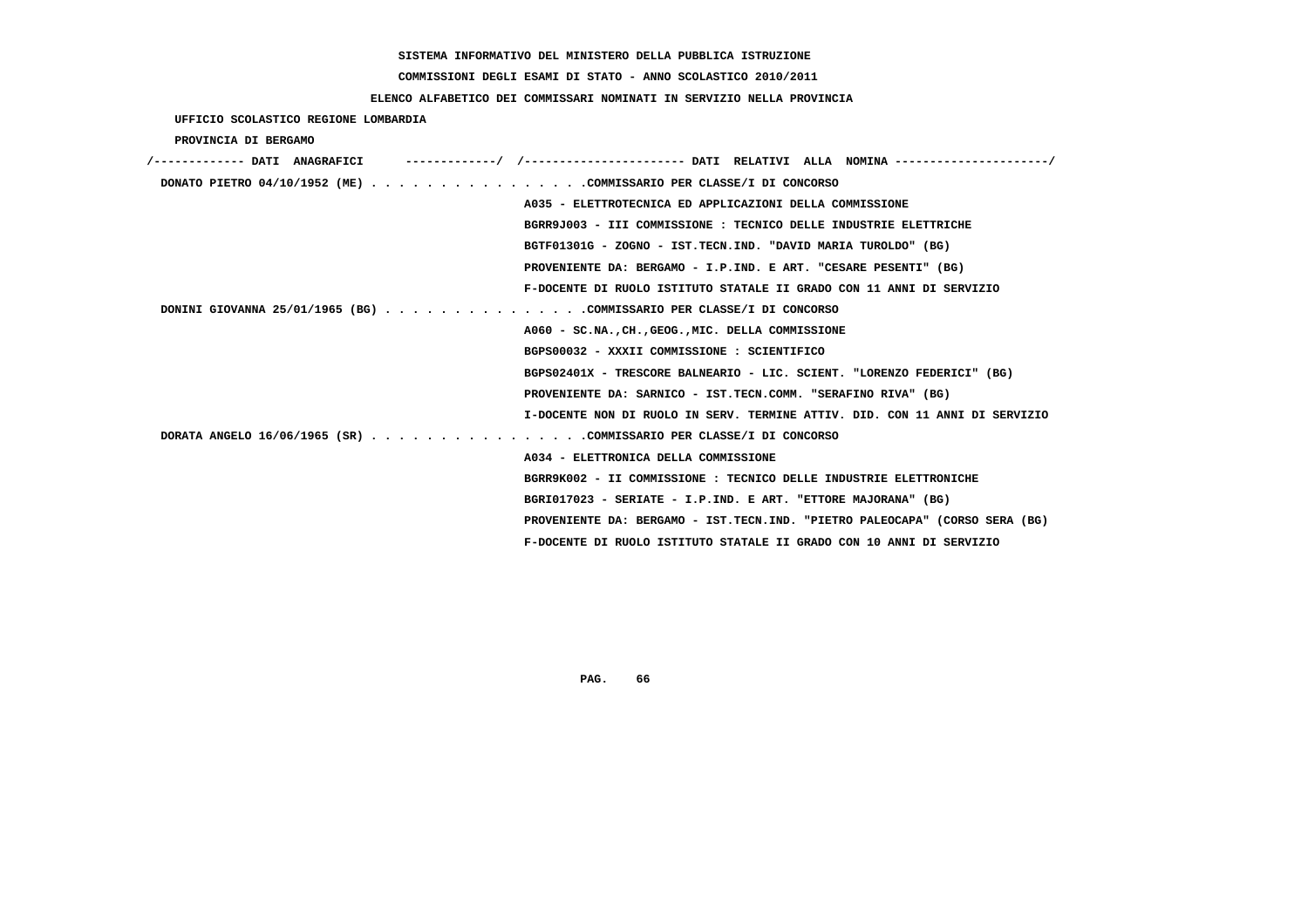SISTEMA INFORMATIVO DEL MINISTERO DELLA PUBBLICA ISTRUZIONE

COMMISSIONI DEGLI ESAMI DI STATO - ANNO SCOLASTICO 2010/2011

ELENCO ALFABETICO DEI COMMISSARI NOMINATI IN SERVIZIO NELLA PROVINCIA

UFFICIO SCOLASTICO REGIONE LOMBARDIA

PROVINCIA DI BERGAMO

| DATI ANAGRAFICI | DATI RELATIVI ALLA NOMINA |
|---|---|
| DONATO PIETRO 04/10/1952 (ME) | COMMISSARIO PER CLASSE/I DI CONCORSO |
| | A035 - ELETTROTECNICA ED APPLICAZIONI DELLA COMMISSIONE |
| | BGRR9J003 - III COMMISSIONE : TECNICO DELLE INDUSTRIE ELETTRICHE |
| | BGTF01301G - ZOGNO - IST.TECN.IND. "DAVID MARIA TUROLDO" (BG) |
| | PROVENIENTE DA: BERGAMO - I.P.IND. E ART. "CESARE PESENTI" (BG) |
| | F-DOCENTE DI RUOLO ISTITUTO STATALE II GRADO CON 11 ANNI DI SERVIZIO |
| DONINI GIOVANNA 25/01/1965 (BG) | COMMISSARIO PER CLASSE/I DI CONCORSO |
| | A060 - SC.NA.,CH.,GEOG.,MIC. DELLA COMMISSIONE |
| | BGPS00032 - XXXII COMMISSIONE : SCIENTIFICO |
| | BGPS02401X - TRESCORE BALNEARIO - LIC. SCIENT. "LORENZO FEDERICI" (BG) |
| | PROVENIENTE DA: SARNICO - IST.TECN.COMM. "SERAFINO RIVA" (BG) |
| | I-DOCENTE NON DI RUOLO IN SERV. TERMINE ATTIV. DID. CON 11 ANNI DI SERVIZIO |
| DORATA ANGELO 16/06/1965 (SR) | COMMISSARIO PER CLASSE/I DI CONCORSO |
| | A034 - ELETTRONICA DELLA COMMISSIONE |
| | BGRR9K002 - II COMMISSIONE : TECNICO DELLE INDUSTRIE ELETTRONICHE |
| | BGRI017023 - SERIATE - I.P.IND. E ART. "ETTORE MAJORANA" (BG) |
| | PROVENIENTE DA: BERGAMO - IST.TECN.IND. "PIETRO PALEOCAPA" (CORSO SERA (BG) |
| | F-DOCENTE DI RUOLO ISTITUTO STATALE II GRADO CON 10 ANNI DI SERVIZIO |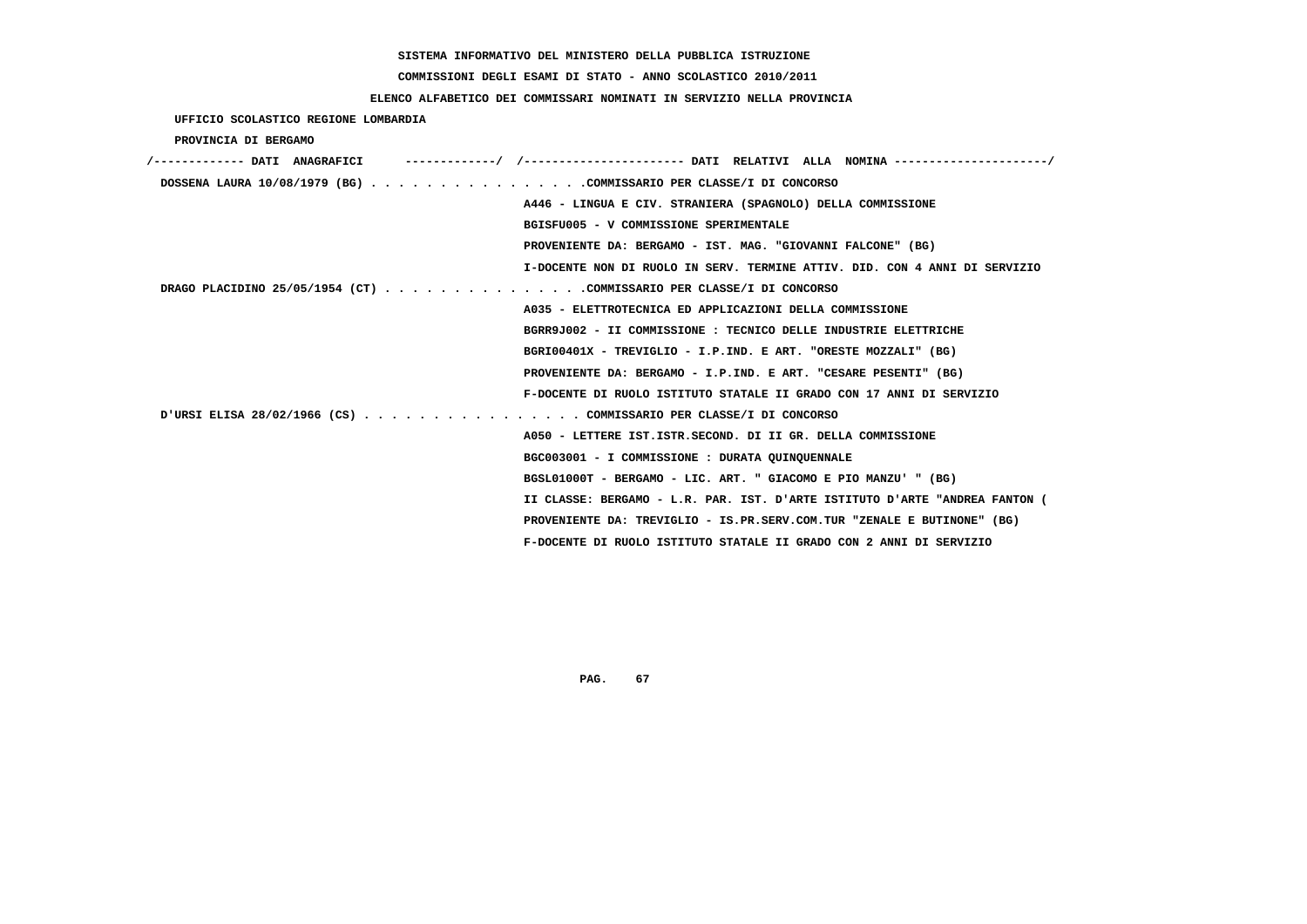SISTEMA INFORMATIVO DEL MINISTERO DELLA PUBBLICA ISTRUZIONE

COMMISSIONI DEGLI ESAMI DI STATO - ANNO SCOLASTICO 2010/2011

ELENCO ALFABETICO DEI COMMISSARI NOMINATI IN SERVIZIO NELLA PROVINCIA

UFFICIO SCOLASTICO REGIONE LOMBARDIA

PROVINCIA DI BERGAMO

/------------- DATI ANAGRAFICI -------------/ /---------------------- DATI RELATIVI ALLA NOMINA ---------------------/

DOSSENA LAURA 10/08/1979 (BG) . . . . . . . . . . . . . . . .COMMISSARIO PER CLASSE/I DI CONCORSO
A446 - LINGUA E CIV. STRANIERA (SPAGNOLO) DELLA COMMISSIONE
BGISFU005 - V COMMISSIONE SPERIMENTALE
PROVENIENTE DA: BERGAMO - IST. MAG. "GIOVANNI FALCONE" (BG)
I-DOCENTE NON DI RUOLO IN SERV. TERMINE ATTIV. DID. CON 4 ANNI DI SERVIZIO

DRAGO PLACIDINO 25/05/1954 (CT) . . . . . . . . . . . . . . .COMMISSARIO PER CLASSE/I DI CONCORSO
A035 - ELETTROTECNICA ED APPLICAZIONI DELLA COMMISSIONE
BGRR9J002 - II COMMISSIONE : TECNICO DELLE INDUSTRIE ELETTRICHE
BGRI00401X - TREVIGLIO - I.P.IND. E ART. "ORESTE MOZZALI" (BG)
PROVENIENTE DA: BERGAMO - I.P.IND. E ART. "CESARE PESENTI" (BG)
F-DOCENTE DI RUOLO ISTITUTO STATALE II GRADO CON 17 ANNI DI SERVIZIO

D'URSI ELISA 28/02/1966 (CS) . . . . . . . . . . . . . . . . COMMISSARIO PER CLASSE/I DI CONCORSO
A050 - LETTERE IST.ISTR.SECOND. DI II GR. DELLA COMMISSIONE
BGC003001 - I COMMISSIONE : DURATA QUINQUENNALE
BGSL01000T - BERGAMO - LIC. ART. " GIACOMO E PIO MANZU' " (BG)
II CLASSE: BERGAMO - L.R. PAR. IST. D'ARTE ISTITUTO D'ARTE "ANDREA FANTON (
PROVENIENTE DA: TREVIGLIO - IS.PR.SERV.COM.TUR "ZENALE E BUTINONE" (BG)
F-DOCENTE DI RUOLO ISTITUTO STATALE II GRADO CON 2 ANNI DI SERVIZIO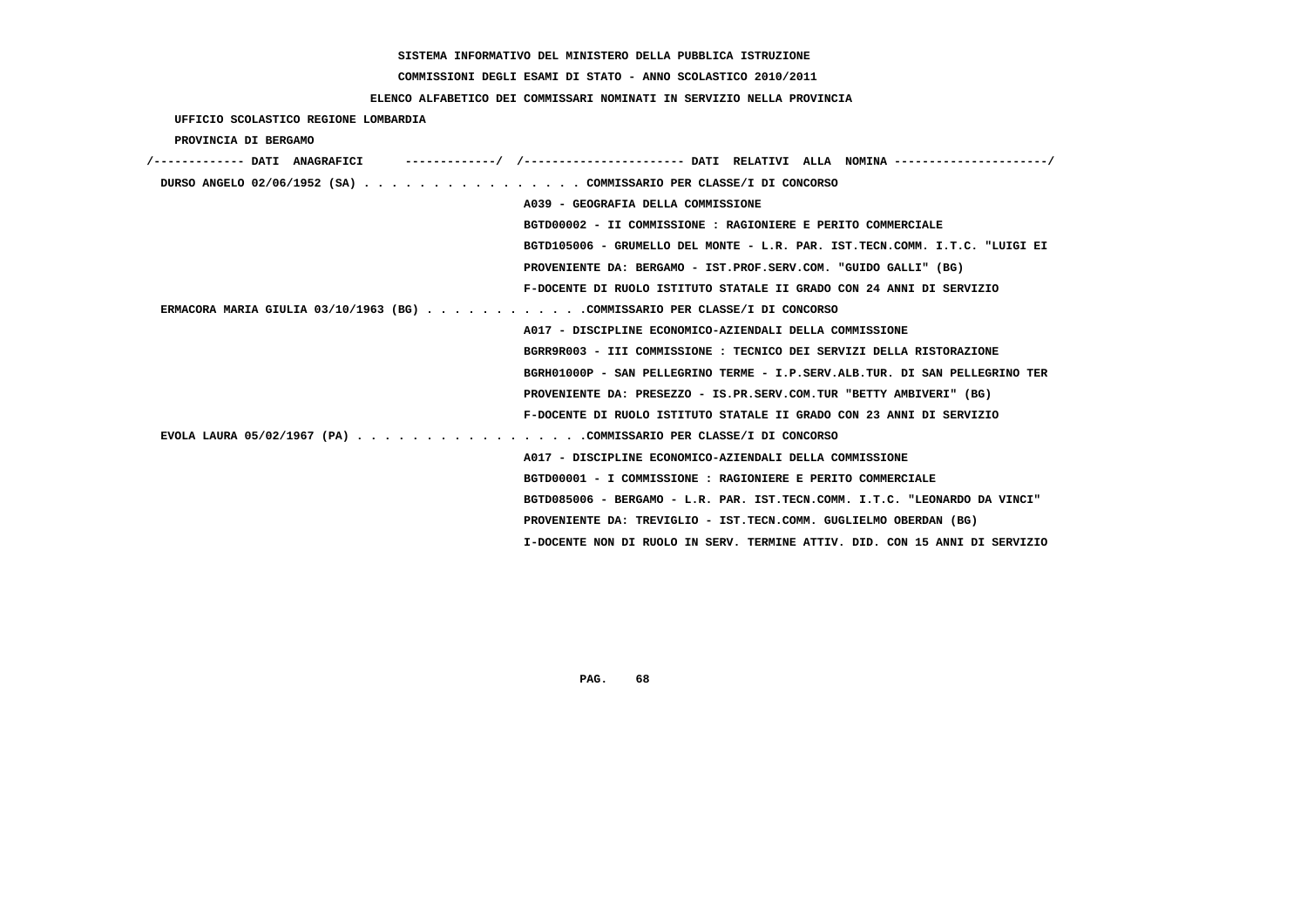SISTEMA INFORMATIVO DEL MINISTERO DELLA PUBBLICA ISTRUZIONE

COMMISSIONI DEGLI ESAMI DI STATO - ANNO SCOLASTICO 2010/2011

ELENCO ALFABETICO DEI COMMISSARI NOMINATI IN SERVIZIO NELLA PROVINCIA

UFFICIO SCOLASTICO REGIONE LOMBARDIA

PROVINCIA DI BERGAMO

/------------- DATI ANAGRAFICI -------------/ /---------------------- DATI RELATIVI ALLA NOMINA ---------------------/

DURSO ANGELO 02/06/1952 (SA) . . . . . . . . . . . . . . . . COMMISSARIO PER CLASSE/I DI CONCORSO
A039 - GEOGRAFIA DELLA COMMISSIONE
BGTD00002 - II COMMISSIONE : RAGIONIERE E PERITO COMMERCIALE
BGTD105006 - GRUMELLO DEL MONTE - L.R. PAR. IST.TECN.COMM. I.T.C. "LUIGI EI
PROVENIENTE DA: BERGAMO - IST.PROF.SERV.COM. "GUIDO GALLI" (BG)
F-DOCENTE DI RUOLO ISTITUTO STATALE II GRADO CON 24 ANNI DI SERVIZIO

ERMACORA MARIA GIULIA 03/10/1963 (BG) . . . . . . . . . . . .COMMISSARIO PER CLASSE/I DI CONCORSO
A017 - DISCIPLINE ECONOMICO-AZIENDALI DELLA COMMISSIONE
BGRR9R003 - III COMMISSIONE : TECNICO DEI SERVIZI DELLA RISTORAZIONE
BGRH01000P - SAN PELLEGRINO TERME - I.P.SERV.ALB.TUR. DI SAN PELLEGRINO TER
PROVENIENTE DA: PRESEZZO - IS.PR.SERV.COM.TUR "BETTY AMBIVERI" (BG)
F-DOCENTE DI RUOLO ISTITUTO STATALE II GRADO CON 23 ANNI DI SERVIZIO

EVOLA LAURA 05/02/1967 (PA) . . . . . . . . . . . . . . . . .COMMISSARIO PER CLASSE/I DI CONCORSO
A017 - DISCIPLINE ECONOMICO-AZIENDALI DELLA COMMISSIONE
BGTD00001 - I COMMISSIONE : RAGIONIERE E PERITO COMMERCIALE
BGTD085006 - BERGAMO - L.R. PAR. IST.TECN.COMM. I.T.C. "LEONARDO DA VINCI"
PROVENIENTE DA: TREVIGLIO - IST.TECN.COMM. GUGLIELMO OBERDAN (BG)
I-DOCENTE NON DI RUOLO IN SERV. TERMINE ATTIV. DID. CON 15 ANNI DI SERVIZIO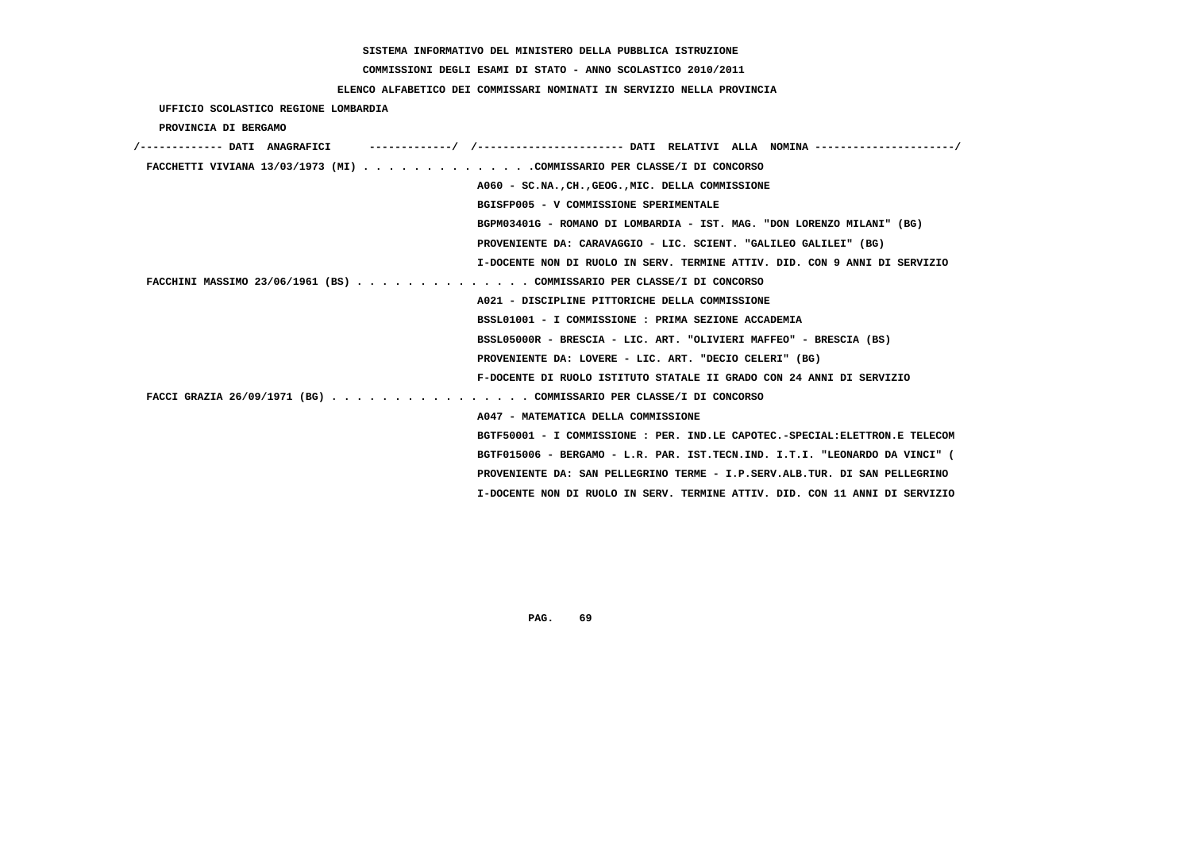SISTEMA INFORMATIVO DEL MINISTERO DELLA PUBBLICA ISTRUZIONE

COMMISSIONI DEGLI ESAMI DI STATO - ANNO SCOLASTICO 2010/2011

ELENCO ALFABETICO DEI COMMISSARI NOMINATI IN SERVIZIO NELLA PROVINCIA

UFFICIO SCOLASTICO REGIONE LOMBARDIA

PROVINCIA DI BERGAMO

```
/------------- DATI  ANAGRAFICI      -------------/  /----------------------- DATI  RELATIVI  ALLA  NOMINA ---------------------/
 FACCHETTI VIVIANA 13/03/1973 (MI) . . . . . . . . . . . . . .COMMISSARIO PER CLASSE/I DI CONCORSO
                                                    A060 - SC.NA.,CH.,GEOG.,MIC. DELLA COMMISSIONE
                                                    BGISFP005 - V COMMISSIONE SPERIMENTALE
                                                    BGPM03401G - ROMANO DI LOMBARDIA - IST. MAG. "DON LORENZO MILANI" (BG)
                                                    PROVENIENTE DA: CARAVAGGIO - LIC. SCIENT. "GALILEO GALILEI" (BG)
                                                    I-DOCENTE NON DI RUOLO IN SERV. TERMINE ATTIV. DID. CON 9 ANNI DI SERVIZIO
 FACCHINI MASSIMO 23/06/1961 (BS) . . . . . . . . . . . . . . COMMISSARIO PER CLASSE/I DI CONCORSO
                                                    A021 - DISCIPLINE PITTORICHE DELLA COMMISSIONE
                                                    BSSL01001 - I COMMISSIONE : PRIMA SEZIONE ACCADEMIA
                                                    BSSL05000R - BRESCIA - LIC. ART. "OLIVIERI MAFFEO" - BRESCIA (BS)
                                                    PROVENIENTE DA: LOVERE - LIC. ART. "DECIO CELERI" (BG)
                                                    F-DOCENTE DI RUOLO ISTITUTO STATALE II GRADO CON 24 ANNI DI SERVIZIO
 FACCI GRAZIA 26/09/1971 (BG) . . . . . . . . . . . . . . . . COMMISSARIO PER CLASSE/I DI CONCORSO
                                                    A047 - MATEMATICA DELLA COMMISSIONE
                                                    BGTF50001 - I COMMISSIONE : PER. IND.LE CAPOTEC.-SPECIAL:ELETTRON.E TELECOM
                                                    BGTF015006 - BERGAMO - L.R. PAR. IST.TECN.IND. I.T.I. "LEONARDO DA VINCI" (
                                                    PROVENIENTE DA: SAN PELLEGRINO TERME - I.P.SERV.ALB.TUR. DI SAN PELLEGRINO
                                                    I-DOCENTE NON DI RUOLO IN SERV. TERMINE ATTIV. DID. CON 11 ANNI DI SERVIZIO
```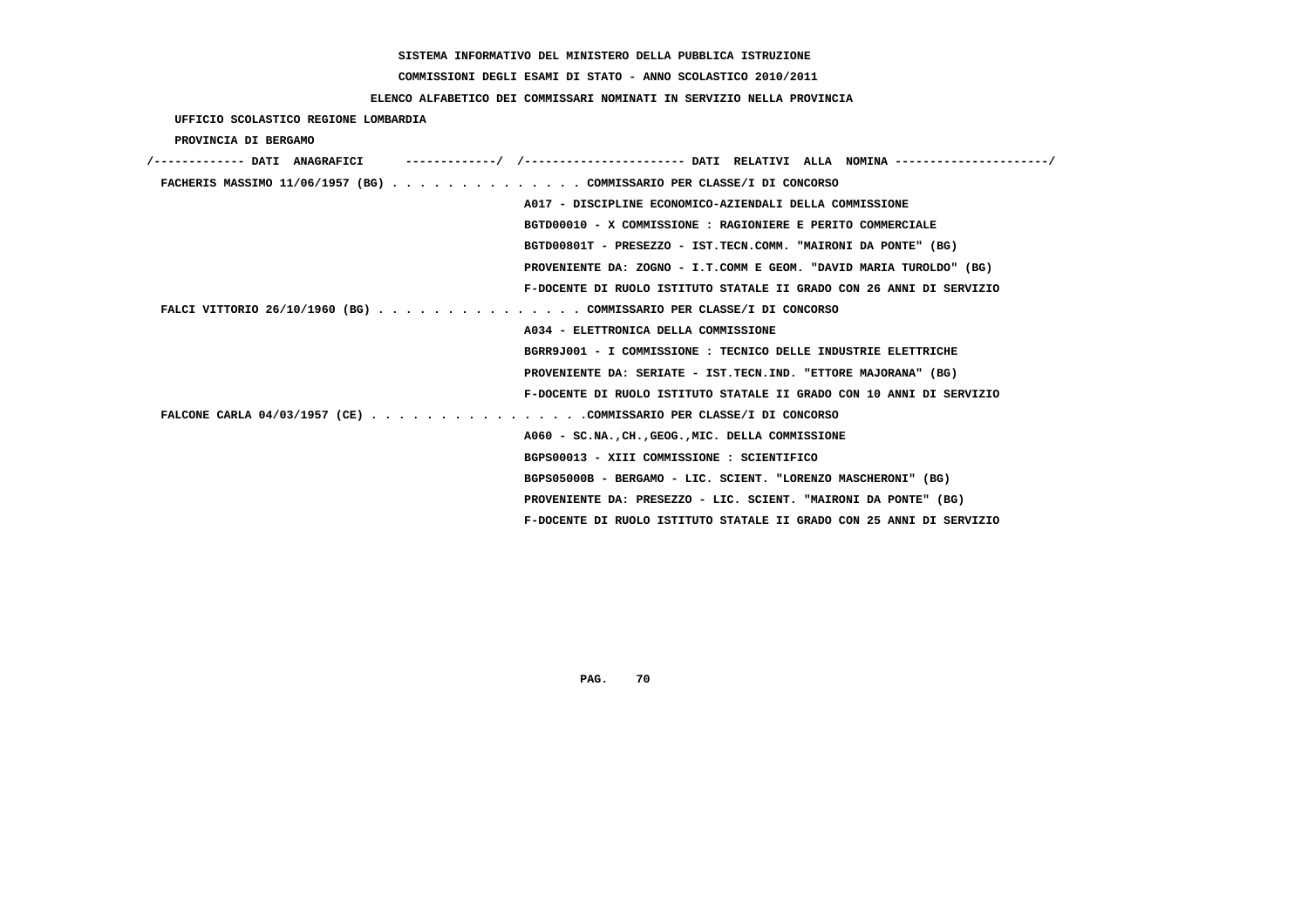SISTEMA INFORMATIVO DEL MINISTERO DELLA PUBBLICA ISTRUZIONE

COMMISSIONI DEGLI ESAMI DI STATO - ANNO SCOLASTICO 2010/2011

ELENCO ALFABETICO DEI COMMISSARI NOMINATI IN SERVIZIO NELLA PROVINCIA

UFFICIO SCOLASTICO REGIONE LOMBARDIA

PROVINCIA DI BERGAMO

/------------- DATI ANAGRAFICI -------------/ /---------------------- DATI RELATIVI ALLA NOMINA ---------------------/

FACHERIS MASSIMO 11/06/1957 (BG) . . . . . . . . . . . . . . COMMISSARIO PER CLASSE/I DI CONCORSO

A017 - DISCIPLINE ECONOMICO-AZIENDALI DELLA COMMISSIONE

BGTD00010 - X COMMISSIONE : RAGIONIERE E PERITO COMMERCIALE

BGTD00801T - PRESEZZO - IST.TECN.COMM. "MAIRONI DA PONTE" (BG)

PROVENIENTE DA: ZOGNO - I.T.COMM E GEOM. "DAVID MARIA TUROLDO" (BG)

F-DOCENTE DI RUOLO ISTITUTO STATALE II GRADO CON 26 ANNI DI SERVIZIO

FALCI VITTORIO 26/10/1960 (BG) . . . . . . . . . . . . . . . COMMISSARIO PER CLASSE/I DI CONCORSO

A034 - ELETTRONICA DELLA COMMISSIONE

BGRR9J001 - I COMMISSIONE : TECNICO DELLE INDUSTRIE ELETTRICHE

PROVENIENTE DA: SERIATE - IST.TECN.IND. "ETTORE MAJORANA" (BG)

F-DOCENTE DI RUOLO ISTITUTO STATALE II GRADO CON 10 ANNI DI SERVIZIO

FALCONE CARLA 04/03/1957 (CE) . . . . . . . . . . . . . . . .COMMISSARIO PER CLASSE/I DI CONCORSO

A060 - SC.NA.,CH.,GEOG.,MIC. DELLA COMMISSIONE

BGPS00013 - XIII COMMISSIONE : SCIENTIFICO

BGPS05000B - BERGAMO - LIC. SCIENT. "LORENZO MASCHERONI" (BG)

PROVENIENTE DA: PRESEZZO - LIC. SCIENT. "MAIRONI DA PONTE" (BG)

F-DOCENTE DI RUOLO ISTITUTO STATALE II GRADO CON 25 ANNI DI SERVIZIO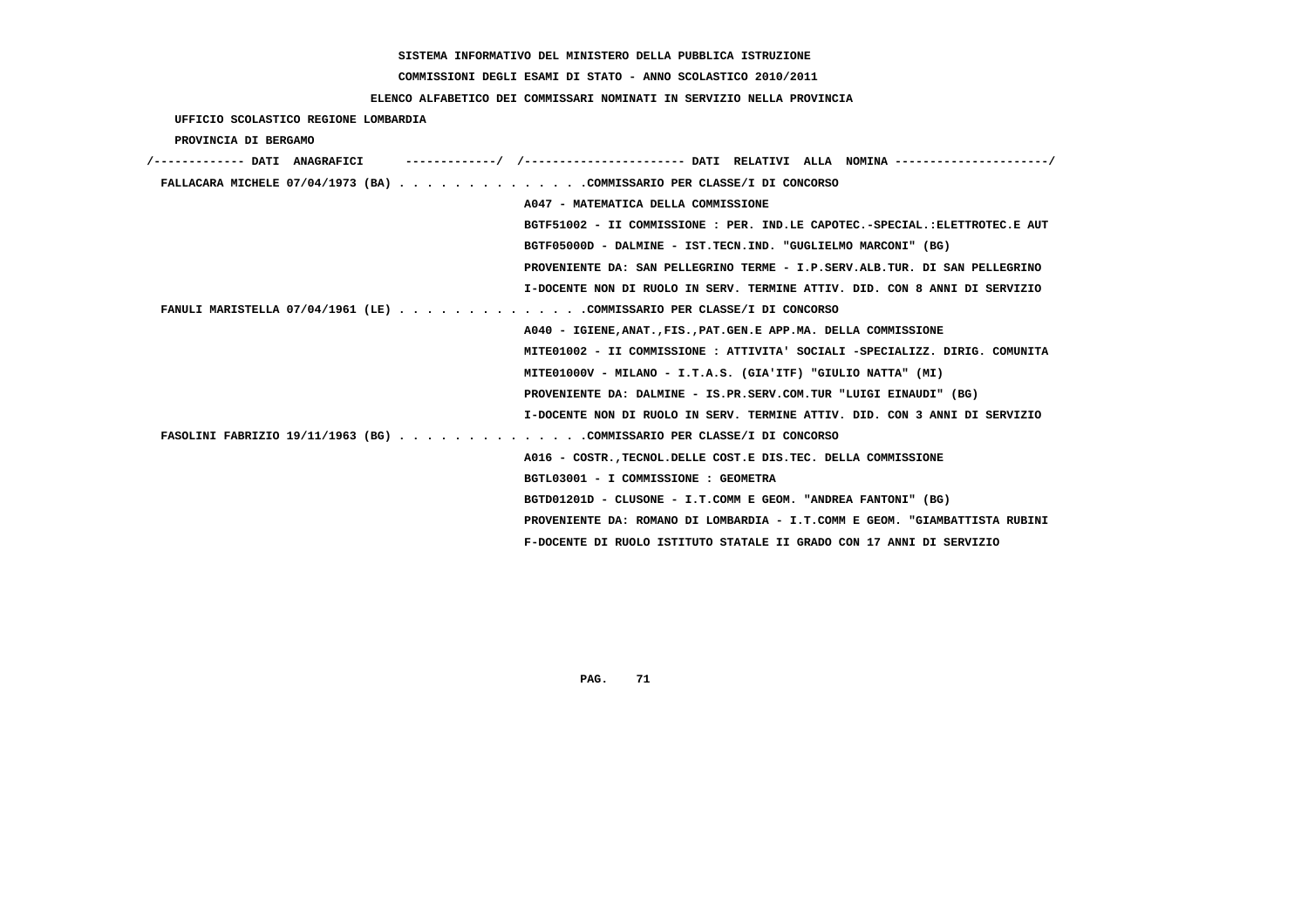SISTEMA INFORMATIVO DEL MINISTERO DELLA PUBBLICA ISTRUZIONE

COMMISSIONI DEGLI ESAMI DI STATO - ANNO SCOLASTICO 2010/2011

ELENCO ALFABETICO DEI COMMISSARI NOMINATI IN SERVIZIO NELLA PROVINCIA

UFFICIO SCOLASTICO REGIONE LOMBARDIA

PROVINCIA DI BERGAMO

```
/------------- DATI  ANAGRAFICI      ------------/  /----------------------- DATI  RELATIVI  ALLA  NOMINA ---------------------/
 FALLACARA MICHELE 07/04/1973 (BA) . . . . . . . . . . . . . .COMMISSARIO PER CLASSE/I DI CONCORSO
                                                    A047 - MATEMATICA DELLA COMMISSIONE
                                                    BGTF51002 - II COMMISSIONE : PER. IND.LE CAPOTEC.-SPECIAL.:ELETTROTEC.E AUT
                                                    BGTF05000D - DALMINE - IST.TECN.IND. "GUGLIELMO MARCONI" (BG)
                                                    PROVENIENTE DA: SAN PELLEGRINO TERME - I.P.SERV.ALB.TUR. DI SAN PELLEGRINO
                                                    I-DOCENTE NON DI RUOLO IN SERV. TERMINE ATTIV. DID. CON 8 ANNI DI SERVIZIO
 FANULI MARISTELLA 07/04/1961 (LE) . . . . . . . . . . . . . .COMMISSARIO PER CLASSE/I DI CONCORSO
                                                    A040 - IGIENE,ANAT.,FIS.,PAT.GEN.E APP.MA. DELLA COMMISSIONE
                                                    MITE01002 - II COMMISSIONE : ATTIVITA' SOCIALI -SPECIALIZZ. DIRIG. COMUNITA
                                                    MITE01000V - MILANO - I.T.A.S. (GIA'ITF) "GIULIO NATTA" (MI)
                                                    PROVENIENTE DA: DALMINE - IS.PR.SERV.COM.TUR "LUIGI EINAUDI" (BG)
                                                    I-DOCENTE NON DI RUOLO IN SERV. TERMINE ATTIV. DID. CON 3 ANNI DI SERVIZIO
 FASOLINI FABRIZIO 19/11/1963 (BG) . . . . . . . . . . . . . .COMMISSARIO PER CLASSE/I DI CONCORSO
                                                    A016 - COSTR.,TECNOL.DELLE COST.E DIS.TEC. DELLA COMMISSIONE
                                                    BGTL03001 - I COMMISSIONE : GEOMETRA
                                                    BGTD01201D - CLUSONE - I.T.COMM E GEOM. "ANDREA FANTONI" (BG)
                                                    PROVENIENTE DA: ROMANO DI LOMBARDIA - I.T.COMM E GEOM. "GIAMBATTISTA RUBINI
                                                    F-DOCENTE DI RUOLO ISTITUTO STATALE II GRADO CON 17 ANNI DI SERVIZIO
```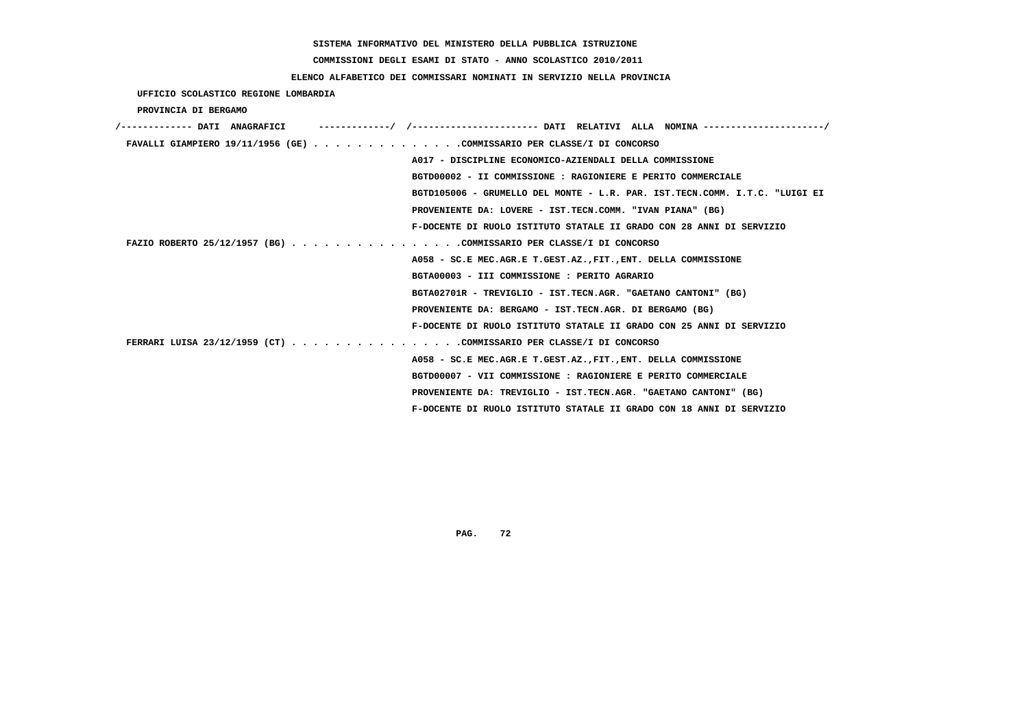SISTEMA INFORMATIVO DEL MINISTERO DELLA PUBBLICA ISTRUZIONE

COMMISSIONI DEGLI ESAMI DI STATO - ANNO SCOLASTICO 2010/2011

ELENCO ALFABETICO DEI COMMISSARI NOMINATI IN SERVIZIO NELLA PROVINCIA

UFFICIO SCOLASTICO REGIONE LOMBARDIA

PROVINCIA DI BERGAMO

/------------- DATI ANAGRAFICI -------------/ /---------------------- DATI RELATIVI ALLA NOMINA ---------------------/

FAVALLI GIAMPIERO 19/11/1956 (GE) . . . . . . . . . . . . . .COMMISSARIO PER CLASSE/I DI CONCORSO
A017 - DISCIPLINE ECONOMICO-AZIENDALI DELLA COMMISSIONE
BGTD00002 - II COMMISSIONE : RAGIONIERE E PERITO COMMERCIALE
BGTD105006 - GRUMELLO DEL MONTE - L.R. PAR. IST.TECN.COMM. I.T.C. "LUIGI EI
PROVENIENTE DA: LOVERE - IST.TECN.COMM. "IVAN PIANA" (BG)
F-DOCENTE DI RUOLO ISTITUTO STATALE II GRADO CON 28 ANNI DI SERVIZIO

FAZIO ROBERTO 25/12/1957 (BG) . . . . . . . . . . . . . . . .COMMISSARIO PER CLASSE/I DI CONCORSO
A058 - SC.E MEC.AGR.E T.GEST.AZ.,FIT.,ENT. DELLA COMMISSIONE
BGTA00003 - III COMMISSIONE : PERITO AGRARIO
BGTA02701R - TREVIGLIO - IST.TECN.AGR. "GAETANO CANTONI" (BG)
PROVENIENTE DA: BERGAMO - IST.TECN.AGR. DI BERGAMO (BG)
F-DOCENTE DI RUOLO ISTITUTO STATALE II GRADO CON 25 ANNI DI SERVIZIO

FERRARI LUISA 23/12/1959 (CT) . . . . . . . . . . . . . . . .COMMISSARIO PER CLASSE/I DI CONCORSO
A058 - SC.E MEC.AGR.E T.GEST.AZ.,FIT.,ENT. DELLA COMMISSIONE
BGTD00007 - VII COMMISSIONE : RAGIONIERE E PERITO COMMERCIALE
PROVENIENTE DA: TREVIGLIO - IST.TECN.AGR. "GAETANO CANTONI" (BG)
F-DOCENTE DI RUOLO ISTITUTO STATALE II GRADO CON 18 ANNI DI SERVIZIO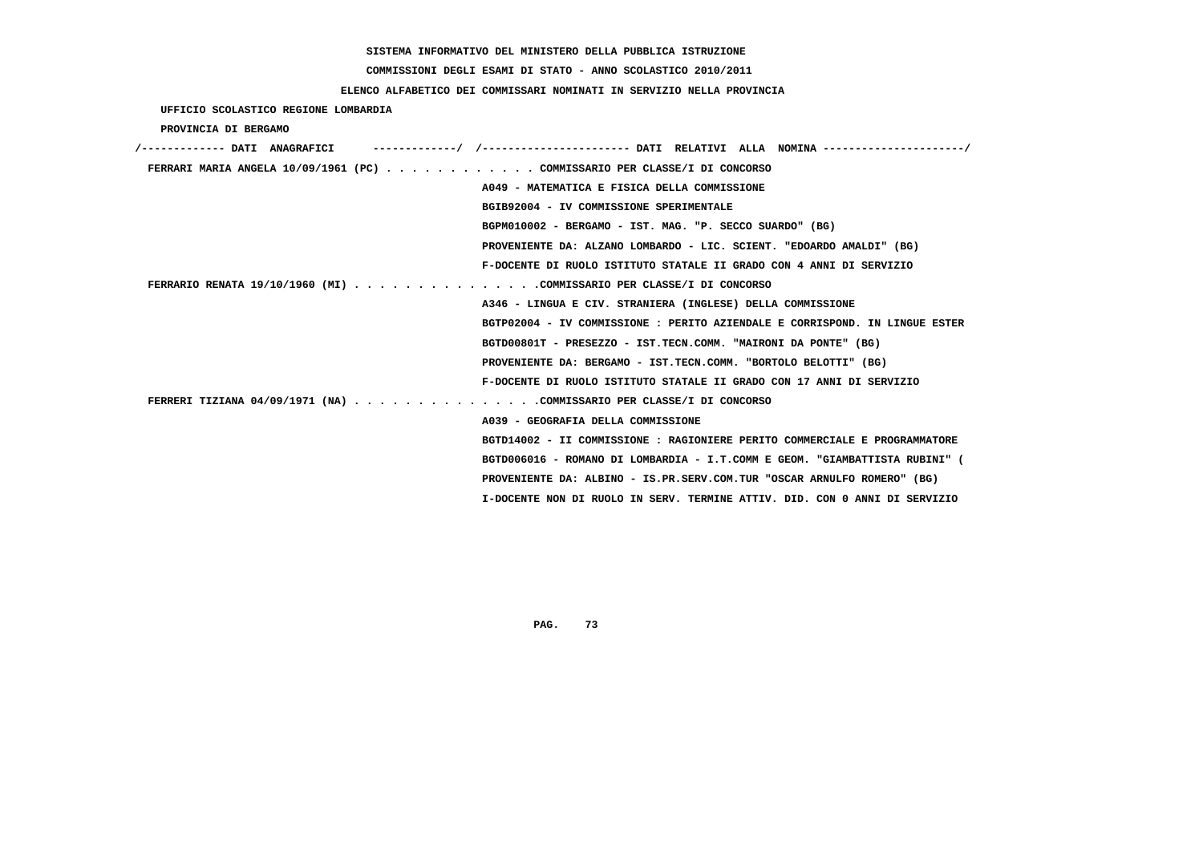SISTEMA INFORMATIVO DEL MINISTERO DELLA PUBBLICA ISTRUZIONE

COMMISSIONI DEGLI ESAMI DI STATO - ANNO SCOLASTICO 2010/2011

ELENCO ALFABETICO DEI COMMISSARI NOMINATI IN SERVIZIO NELLA PROVINCIA

UFFICIO SCOLASTICO REGIONE LOMBARDIA

PROVINCIA DI BERGAMO

| DATI ANAGRAFICI | DATI RELATIVI ALLA NOMINA |
|---|---|
| FERRARI MARIA ANGELA 10/09/1961 (PC) | COMMISSARIO PER CLASSE/I DI CONCORSO |
| | A049 - MATEMATICA E FISICA DELLA COMMISSIONE |
| | BGIB92004 - IV COMMISSIONE SPERIMENTALE |
| | BGPM010002 - BERGAMO - IST. MAG. "P. SECCO SUARDO" (BG) |
| | PROVENIENTE DA: ALZANO LOMBARDO - LIC. SCIENT. "EDOARDO AMALDI" (BG) |
| | F-DOCENTE DI RUOLO ISTITUTO STATALE II GRADO CON 4 ANNI DI SERVIZIO |
| FERRARIO RENATA 19/10/1960 (MI) | COMMISSARIO PER CLASSE/I DI CONCORSO |
| | A346 - LINGUA E CIV. STRANIERA (INGLESE) DELLA COMMISSIONE |
| | BGTP02004 - IV COMMISSIONE : PERITO AZIENDALE E CORRISPOND. IN LINGUE ESTER |
| | BGTD00801T - PRESEZZO - IST.TECN.COMM. "MAIRONI DA PONTE" (BG) |
| | PROVENIENTE DA: BERGAMO - IST.TECN.COMM. "BORTOLO BELOTTI" (BG) |
| | F-DOCENTE DI RUOLO ISTITUTO STATALE II GRADO CON 17 ANNI DI SERVIZIO |
| FERRERI TIZIANA 04/09/1971 (NA) | COMMISSARIO PER CLASSE/I DI CONCORSO |
| | A039 - GEOGRAFIA DELLA COMMISSIONE |
| | BGTD14002 - II COMMISSIONE : RAGIONIERE PERITO COMMERCIALE E PROGRAMMATORE |
| | BGTD006016 - ROMANO DI LOMBARDIA - I.T.COMM E GEOM. "GIAMBATTISTA RUBINI" ( |
| | PROVENIENTE DA: ALBINO - IS.PR.SERV.COM.TUR "OSCAR ARNULFO ROMERO" (BG) |
| | I-DOCENTE NON DI RUOLO IN SERV. TERMINE ATTIV. DID. CON 0 ANNI DI SERVIZIO |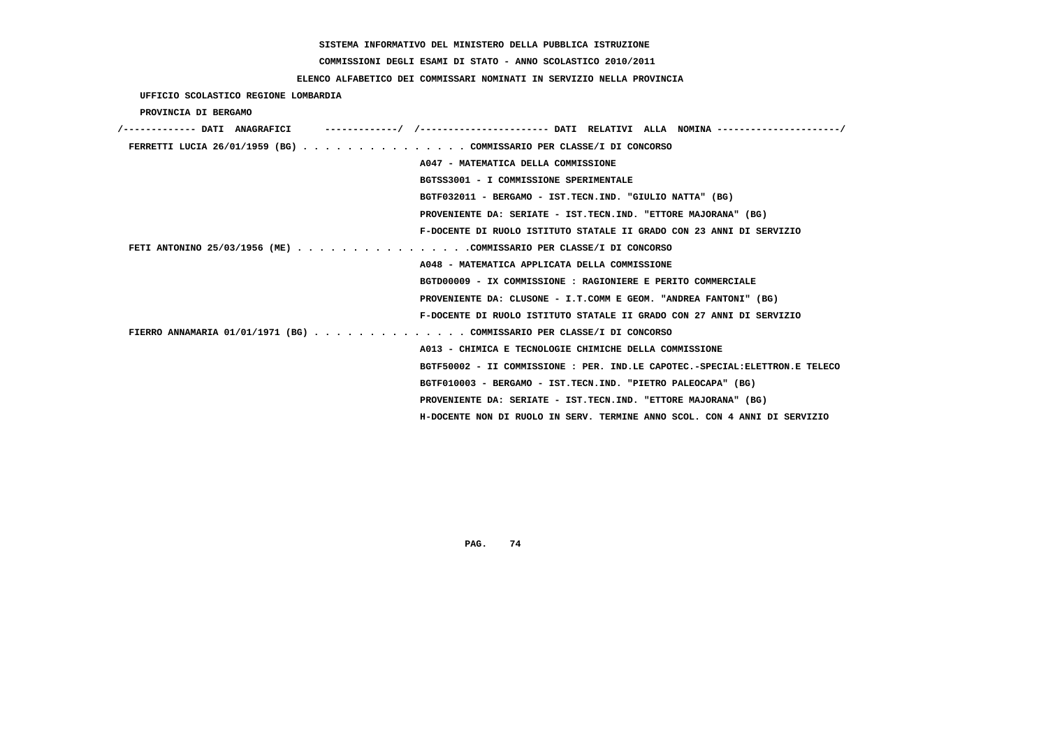**SISTEMA INFORMATIVO DEL MINISTERO DELLA PUBBLICA ISTRUZIONE**

**COMMISSIONI DEGLI ESAMI DI STATO - ANNO SCOLASTICO 2010/2011**

**ELENCO ALFABETICO DEI COMMISSARI NOMINATI IN SERVIZIO NELLA PROVINCIA**

**UFFICIO SCOLASTICO REGIONE LOMBARDIA**

**PROVINCIA DI BERGAMO**

| DATI ANAGRAFICI | DATI RELATIVI ALLA NOMINA |
|---|---|
| FERRETTI LUCIA 26/01/1959 (BG) | COMMISSARIO PER CLASSE/I DI CONCORSO |
| | A047 - MATEMATICA DELLA COMMISSIONE |
| | BGTSS3001 - I COMMISSIONE SPERIMENTALE |
| | BGTF032011 - BERGAMO - IST.TECN.IND. "GIULIO NATTA" (BG) |
| | PROVENIENTE DA: SERIATE - IST.TECN.IND. "ETTORE MAJORANA" (BG) |
| | F-DOCENTE DI RUOLO ISTITUTO STATALE II GRADO CON 23 ANNI DI SERVIZIO |
| FETI ANTONINO 25/03/1956 (ME) | COMMISSARIO PER CLASSE/I DI CONCORSO |
| | A048 - MATEMATICA APPLICATA DELLA COMMISSIONE |
| | BGTD00009 - IX COMMISSIONE : RAGIONIERE E PERITO COMMERCIALE |
| | PROVENIENTE DA: CLUSONE - I.T.COMM E GEOM. "ANDREA FANTONI" (BG) |
| | F-DOCENTE DI RUOLO ISTITUTO STATALE II GRADO CON 27 ANNI DI SERVIZIO |
| FIERRO ANNAMARIA 01/01/1971 (BG) | COMMISSARIO PER CLASSE/I DI CONCORSO |
| | A013 - CHIMICA E TECNOLOGIE CHIMICHE DELLA COMMISSIONE |
| | BGTF50002 - II COMMISSIONE : PER. IND.LE CAPOTEC.-SPECIAL:ELETTRON.E TELECO |
| | BGTF010003 - BERGAMO - IST.TECN.IND. "PIETRO PALEOCAPA" (BG) |
| | PROVENIENTE DA: SERIATE - IST.TECN.IND. "ETTORE MAJORANA" (BG) |
| | H-DOCENTE NON DI RUOLO IN SERV. TERMINE ANNO SCOL. CON 4 ANNI DI SERVIZIO |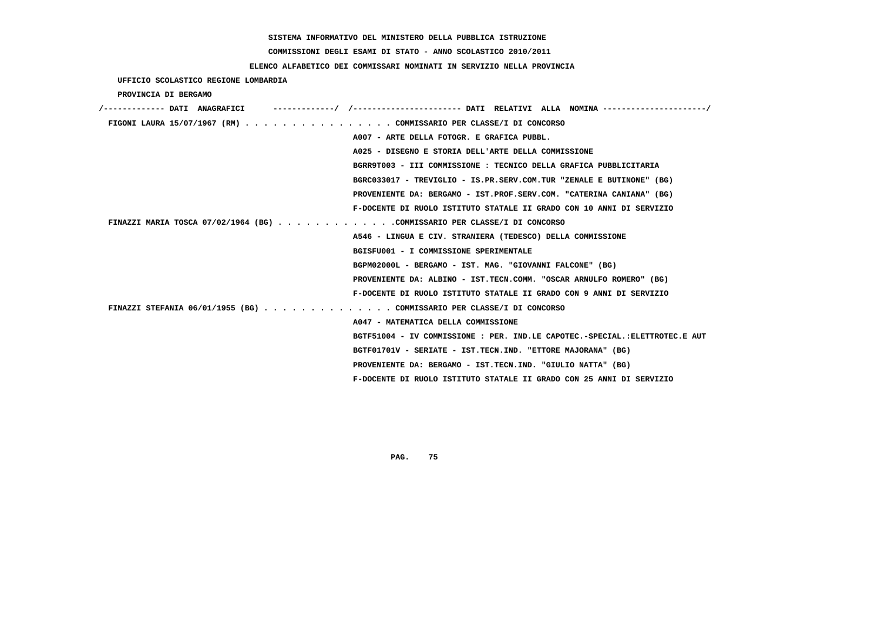**SISTEMA INFORMATIVO DEL MINISTERO DELLA PUBBLICA ISTRUZIONE**

**COMMISSIONI DEGLI ESAMI DI STATO - ANNO SCOLASTICO 2010/2011**

**ELENCO ALFABETICO DEI COMMISSARI NOMINATI IN SERVIZIO NELLA PROVINCIA**

**UFFICIO SCOLASTICO REGIONE LOMBARDIA**

**PROVINCIA DI BERGAMO**

| DATI ANAGRAFICI | DATI RELATIVI ALLA NOMINA |
|---|---|
| FIGONI LAURA 15/07/1967 (RM) | COMMISSARIO PER CLASSE/I DI CONCORSO |
| | A007 - ARTE DELLA FOTOGR. E GRAFICA PUBBL. |
| | A025 - DISEGNO E STORIA DELL'ARTE DELLA COMMISSIONE |
| | BGRR9T003 - III COMMISSIONE : TECNICO DELLA GRAFICA PUBBLICITARIA |
| | BGRC033017 - TREVIGLIO - IS.PR.SERV.COM.TUR "ZENALE E BUTINONE" (BG) |
| | PROVENIENTE DA: BERGAMO - IST.PROF.SERV.COM. "CATERINA CANIANA" (BG) |
| | F-DOCENTE DI RUOLO ISTITUTO STATALE II GRADO CON 10 ANNI DI SERVIZIO |
| FINAZZI MARIA TOSCA 07/02/1964 (BG) | COMMISSARIO PER CLASSE/I DI CONCORSO |
| | A546 - LINGUA E CIV. STRANIERA (TEDESCO) DELLA COMMISSIONE |
| | BGISFU001 - I COMMISSIONE SPERIMENTALE |
| | BGPM02000L - BERGAMO - IST. MAG. "GIOVANNI FALCONE" (BG) |
| | PROVENIENTE DA: ALBINO - IST.TECN.COMM. "OSCAR ARNULFO ROMERO" (BG) |
| | F-DOCENTE DI RUOLO ISTITUTO STATALE II GRADO CON 9 ANNI DI SERVIZIO |
| FINAZZI STEFANIA 06/01/1955 (BG) | COMMISSARIO PER CLASSE/I DI CONCORSO |
| | A047 - MATEMATICA DELLA COMMISSIONE |
| | BGTF51004 - IV COMMISSIONE : PER. IND.LE CAPOTEC.-SPECIAL.:ELETTROTEC.E AUT |
| | BGTF01701V - SERIATE - IST.TECN.IND. "ETTORE MAJORANA" (BG) |
| | PROVENIENTE DA: BERGAMO - IST.TECN.IND. "GIULIO NATTA" (BG) |
| | F-DOCENTE DI RUOLO ISTITUTO STATALE II GRADO CON 25 ANNI DI SERVIZIO |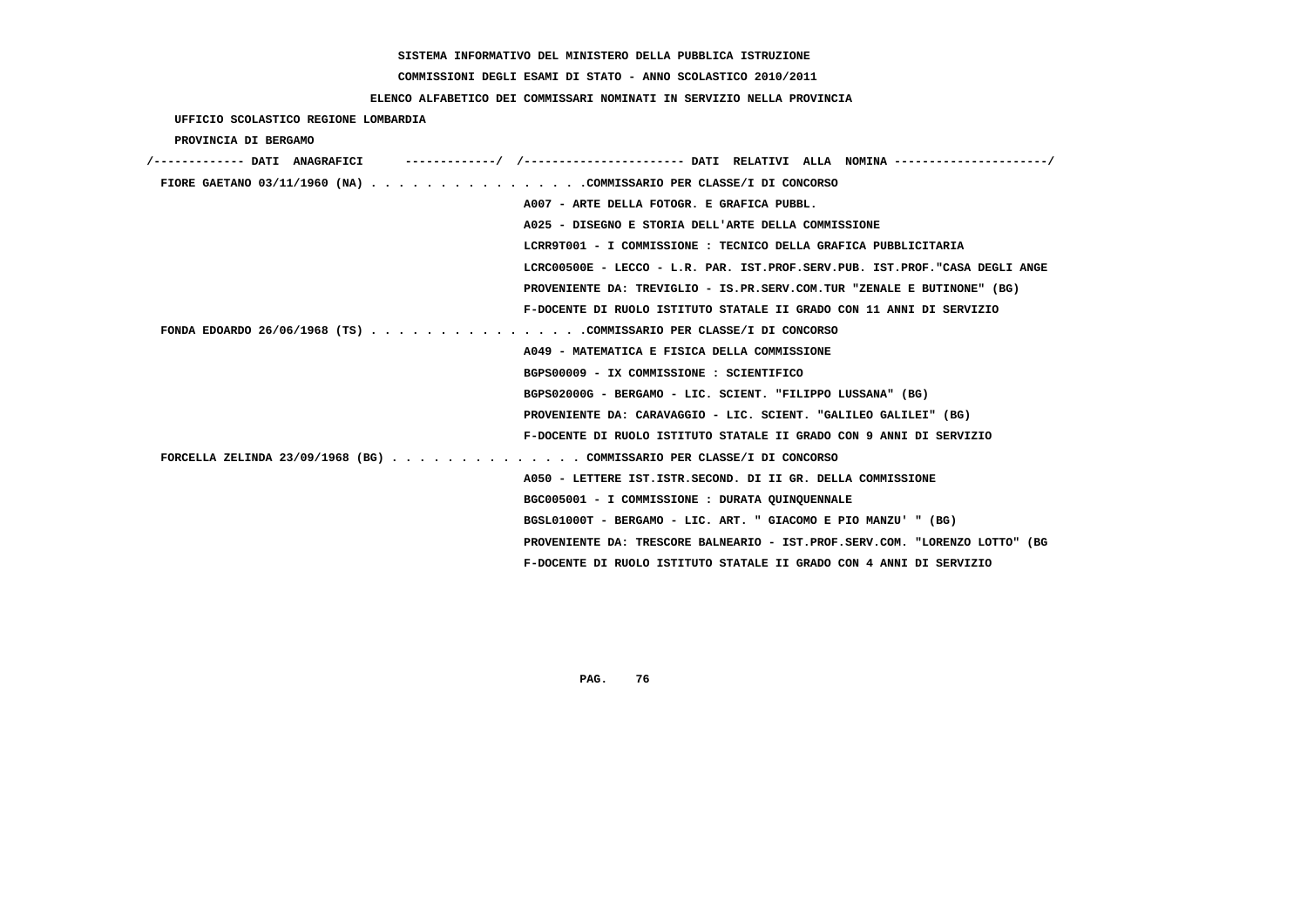SISTEMA INFORMATIVO DEL MINISTERO DELLA PUBBLICA ISTRUZIONE

COMMISSIONI DEGLI ESAMI DI STATO - ANNO SCOLASTICO 2010/2011

ELENCO ALFABETICO DEI COMMISSARI NOMINATI IN SERVIZIO NELLA PROVINCIA

UFFICIO SCOLASTICO REGIONE LOMBARDIA

PROVINCIA DI BERGAMO

/------------- DATI ANAGRAFICI -------------/ /---------------------- DATI RELATIVI ALLA NOMINA ---------------------/

FIORE GAETANO 03/11/1960 (NA) . . . . . . . . . . . . . . . .COMMISSARIO PER CLASSE/I DI CONCORSO

A007 - ARTE DELLA FOTOGR. E GRAFICA PUBBL.

A025 - DISEGNO E STORIA DELL'ARTE DELLA COMMISSIONE

LCRR9T001 - I COMMISSIONE : TECNICO DELLA GRAFICA PUBBLICITARIA

LCRC00500E - LECCO - L.R. PAR. IST.PROF.SERV.PUB. IST.PROF."CASA DEGLI ANGE

PROVENIENTE DA: TREVIGLIO - IS.PR.SERV.COM.TUR "ZENALE E BUTINONE" (BG)

F-DOCENTE DI RUOLO ISTITUTO STATALE II GRADO CON 11 ANNI DI SERVIZIO

FONDA EDOARDO 26/06/1968 (TS) . . . . . . . . . . . . . . . .COMMISSARIO PER CLASSE/I DI CONCORSO

A049 - MATEMATICA E FISICA DELLA COMMISSIONE

BGPS00009 - IX COMMISSIONE : SCIENTIFICO

BGPS02000G - BERGAMO - LIC. SCIENT. "FILIPPO LUSSANA" (BG)

PROVENIENTE DA: CARAVAGGIO - LIC. SCIENT. "GALILEO GALILEI" (BG)

F-DOCENTE DI RUOLO ISTITUTO STATALE II GRADO CON 9 ANNI DI SERVIZIO

FORCELLA ZELINDA 23/09/1968 (BG) . . . . . . . . . . . . . . COMMISSARIO PER CLASSE/I DI CONCORSO

A050 - LETTERE IST.ISTR.SECOND. DI II GR. DELLA COMMISSIONE

BGC005001 - I COMMISSIONE : DURATA QUINQUENNALE

BGSL01000T - BERGAMO - LIC. ART. " GIACOMO E PIO MANZU' " (BG)

PROVENIENTE DA: TRESCORE BALNEARIO - IST.PROF.SERV.COM. "LORENZO LOTTO" (BG

F-DOCENTE DI RUOLO ISTITUTO STATALE II GRADO CON 4 ANNI DI SERVIZIO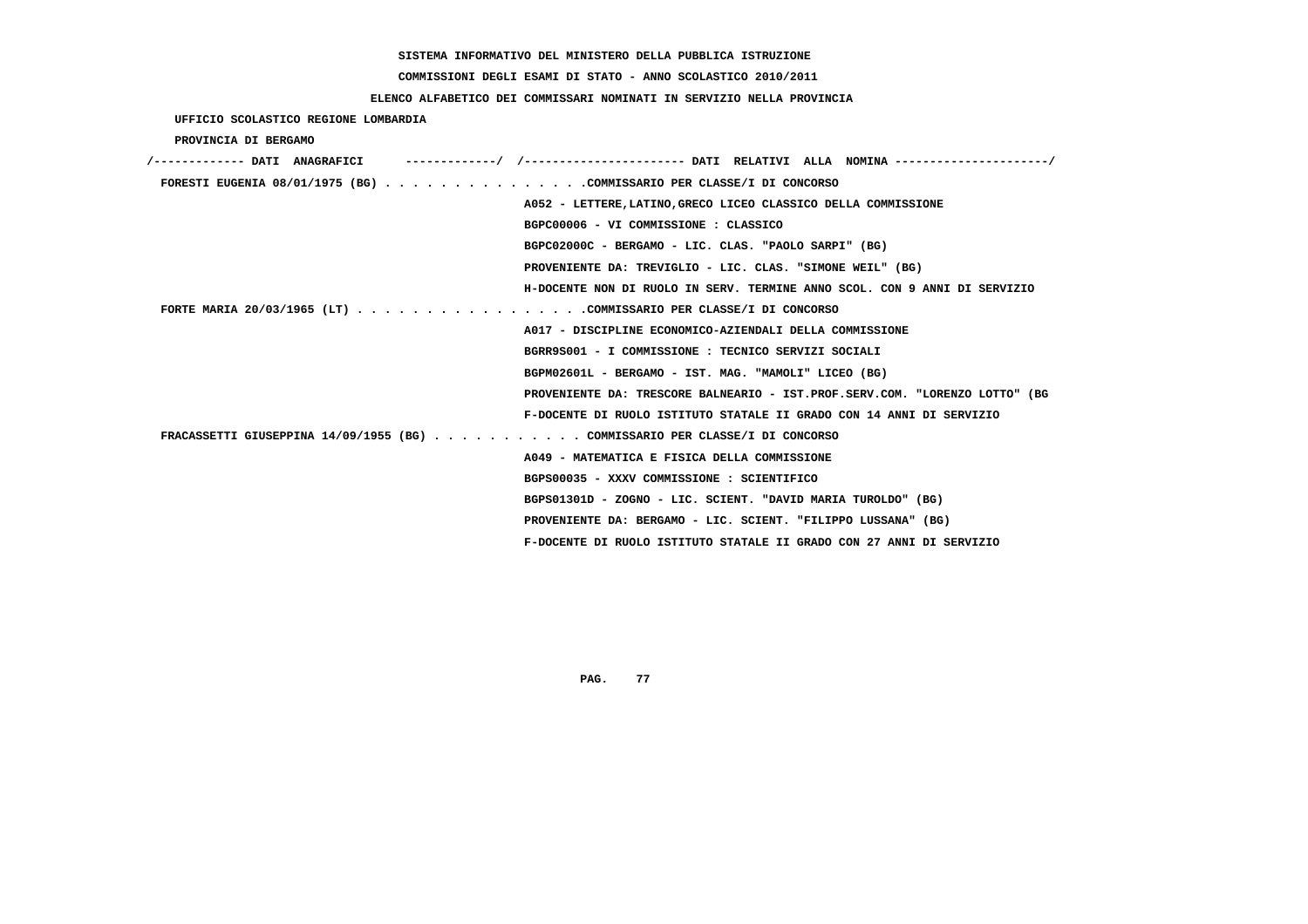SISTEMA INFORMATIVO DEL MINISTERO DELLA PUBBLICA ISTRUZIONE

COMMISSIONI DEGLI ESAMI DI STATO - ANNO SCOLASTICO 2010/2011

ELENCO ALFABETICO DEI COMMISSARI NOMINATI IN SERVIZIO NELLA PROVINCIA

UFFICIO SCOLASTICO REGIONE LOMBARDIA

PROVINCIA DI BERGAMO

| DATI ANAGRAFICI | DATI RELATIVI ALLA NOMINA |
|---|---|
| FORESTI EUGENIA 08/01/1975 (BG) | COMMISSARIO PER CLASSE/I DI CONCORSO |
| | A052 - LETTERE,LATINO,GRECO LICEO CLASSICO DELLA COMMISSIONE |
| | BGPC00006 - VI COMMISSIONE : CLASSICO |
| | BGPC02000C - BERGAMO - LIC. CLAS. "PAOLO SARPI" (BG) |
| | PROVENIENTE DA: TREVIGLIO - LIC. CLAS. "SIMONE WEIL" (BG) |
| | H-DOCENTE NON DI RUOLO IN SERV. TERMINE ANNO SCOL. CON 9 ANNI DI SERVIZIO |
| FORTE MARIA 20/03/1965 (LT) | COMMISSARIO PER CLASSE/I DI CONCORSO |
| | A017 - DISCIPLINE ECONOMICO-AZIENDALI DELLA COMMISSIONE |
| | BGRR9S001 - I COMMISSIONE : TECNICO SERVIZI SOCIALI |
| | BGPM02601L - BERGAMO - IST. MAG. "MAMOLI" LICEO (BG) |
| | PROVENIENTE DA: TRESCORE BALNEARIO - IST.PROF.SERV.COM. "LORENZO LOTTO" (BG |
| | F-DOCENTE DI RUOLO ISTITUTO STATALE II GRADO CON 14 ANNI DI SERVIZIO |
| FRACASSETTI GIUSEPPINA 14/09/1955 (BG) | COMMISSARIO PER CLASSE/I DI CONCORSO |
| | A049 - MATEMATICA E FISICA DELLA COMMISSIONE |
| | BGPS00035 - XXXV COMMISSIONE : SCIENTIFICO |
| | BGPS01301D - ZOGNO - LIC. SCIENT. "DAVID MARIA TUROLDO" (BG) |
| | PROVENIENTE DA: BERGAMO - LIC. SCIENT. "FILIPPO LUSSANA" (BG) |
| | F-DOCENTE DI RUOLO ISTITUTO STATALE II GRADO CON 27 ANNI DI SERVIZIO |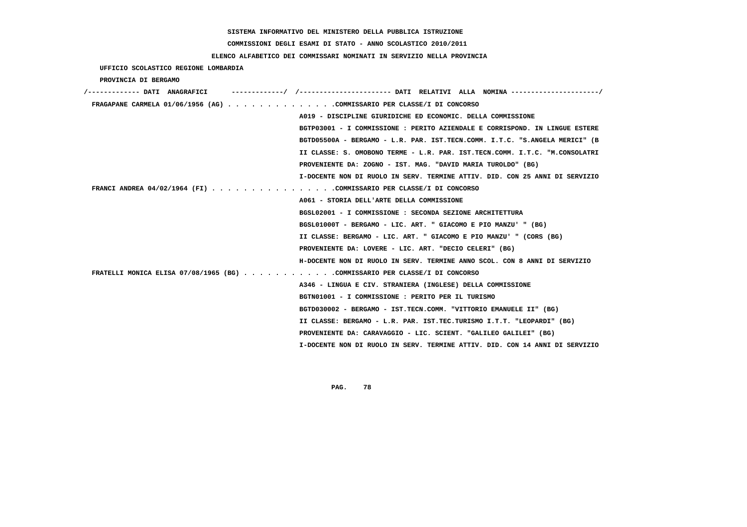SISTEMA INFORMATIVO DEL MINISTERO DELLA PUBBLICA ISTRUZIONE

COMMISSIONI DEGLI ESAMI DI STATO - ANNO SCOLASTICO 2010/2011

ELENCO ALFABETICO DEI COMMISSARI NOMINATI IN SERVIZIO NELLA PROVINCIA

UFFICIO SCOLASTICO REGIONE LOMBARDIA

PROVINCIA DI BERGAMO

/------------- DATI ANAGRAFICI -------------/ /---------------------- DATI RELATIVI ALLA NOMINA ---------------------/

**FRAGAPANE CARMELA 01/06/1956 (AG)** . . . . . . . . . . . . . .COMMISSARIO PER CLASSE/I DI CONCORSO

A019 - DISCIPLINE GIURIDICHE ED ECONOMIC. DELLA COMMISSIONE
BGTP03001 - I COMMISSIONE : PERITO AZIENDALE E CORRISPOND. IN LINGUE ESTERE
BGTD05500A - BERGAMO - L.R. PAR. IST.TECN.COMM. I.T.C. "S.ANGELA MERICI" (B
II CLASSE: S. OMOBONO TERME - L.R. PAR. IST.TECN.COMM. I.T.C. "M.CONSOLATRI
PROVENIENTE DA: ZOGNO - IST. MAG. "DAVID MARIA TUROLDO" (BG)
I-DOCENTE NON DI RUOLO IN SERV. TERMINE ATTIV. DID. CON 25 ANNI DI SERVIZIO

**FRANCI ANDREA 04/02/1964 (FI)** . . . . . . . . . . . . . . . .COMMISSARIO PER CLASSE/I DI CONCORSO

A061 - STORIA DELL'ARTE DELLA COMMISSIONE
BGSL02001 - I COMMISSIONE : SECONDA SEZIONE ARCHITETTURA
BGSL01000T - BERGAMO - LIC. ART. " GIACOMO E PIO MANZU' " (BG)
II CLASSE: BERGAMO - LIC. ART. " GIACOMO E PIO MANZU' " (CORS (BG)
PROVENIENTE DA: LOVERE - LIC. ART. "DECIO CELERI" (BG)
H-DOCENTE NON DI RUOLO IN SERV. TERMINE ANNO SCOL. CON 8 ANNI DI SERVIZIO

**FRATELLI MONICA ELISA 07/08/1965 (BG)** . . . . . . . . . . . .COMMISSARIO PER CLASSE/I DI CONCORSO

A346 - LINGUA E CIV. STRANIERA (INGLESE) DELLA COMMISSIONE
BGTN01001 - I COMMISSIONE : PERITO PER IL TURISMO
BGTD030002 - BERGAMO - IST.TECN.COMM. "VITTORIO EMANUELE II" (BG)
II CLASSE: BERGAMO - L.R. PAR. IST.TEC.TURISMO I.T.T. "LEOPARDI" (BG)
PROVENIENTE DA: CARAVAGGIO - LIC. SCIENT. "GALILEO GALILEI" (BG)
I-DOCENTE NON DI RUOLO IN SERV. TERMINE ATTIV. DID. CON 14 ANNI DI SERVIZIO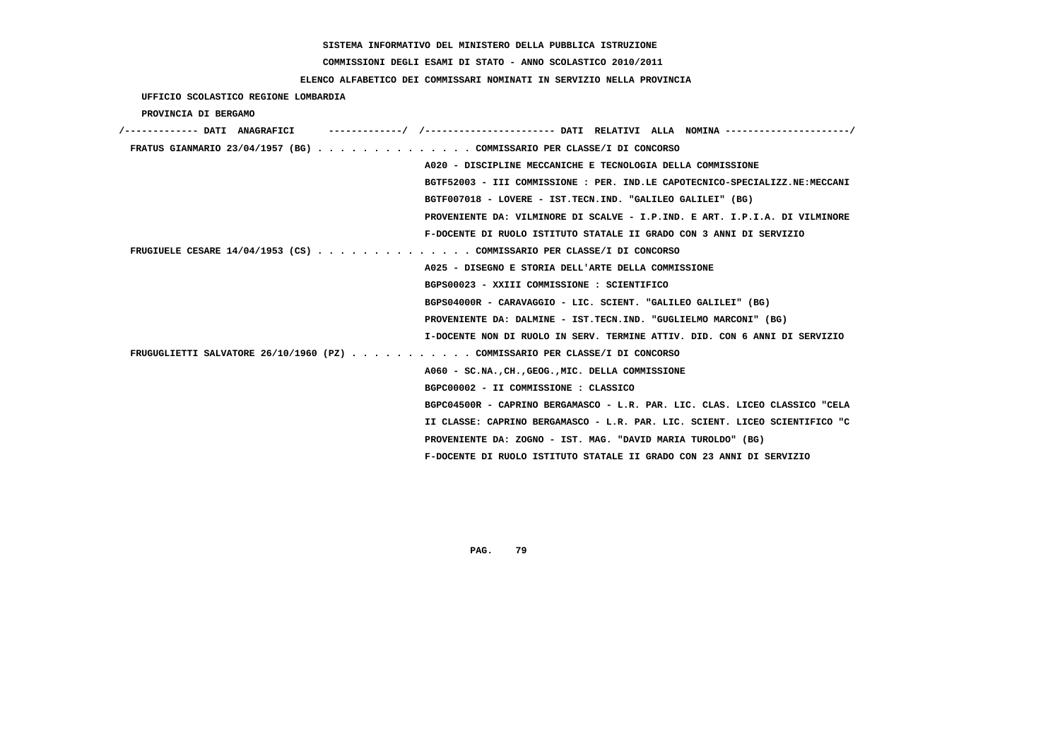SISTEMA INFORMATIVO DEL MINISTERO DELLA PUBBLICA ISTRUZIONE

COMMISSIONI DEGLI ESAMI DI STATO - ANNO SCOLASTICO 2010/2011

ELENCO ALFABETICO DEI COMMISSARI NOMINATI IN SERVIZIO NELLA PROVINCIA

UFFICIO SCOLASTICO REGIONE LOMBARDIA

PROVINCIA DI BERGAMO

```
/------------- DATI  ANAGRAFICI      -------------/  /----------------------- DATI  RELATIVI  ALLA  NOMINA ---------------------/
 FRATUS GIANMARIO 23/04/1957 (BG) . . . . . . . . . . . . . . COMMISSARIO PER CLASSE/I DI CONCORSO
                                                    A020 - DISCIPLINE MECCANICHE E TECNOLOGIA DELLA COMMISSIONE
                                                    BGTF52003 - III COMMISSIONE : PER. IND.LE CAPOTECNICO-SPECIALIZZ.NE:MECCANI
                                                    BGTF007018 - LOVERE - IST.TECN.IND. "GALILEO GALILEI" (BG)
                                                    PROVENIENTE DA: VILMINORE DI SCALVE - I.P.IND. E ART. I.P.I.A. DI VILMINORE
                                                    F-DOCENTE DI RUOLO ISTITUTO STATALE II GRADO CON 3 ANNI DI SERVIZIO
 FRUGIUELE CESARE 14/04/1953 (CS) . . . . . . . . . . . . . . COMMISSARIO PER CLASSE/I DI CONCORSO
                                                    A025 - DISEGNO E STORIA DELL'ARTE DELLA COMMISSIONE
                                                    BGPS00023 - XXIII COMMISSIONE : SCIENTIFICO
                                                    BGPS04000R - CARAVAGGIO - LIC. SCIENT. "GALILEO GALILEI" (BG)
                                                    PROVENIENTE DA: DALMINE - IST.TECN.IND. "GUGLIELMO MARCONI" (BG)
                                                    I-DOCENTE NON DI RUOLO IN SERV. TERMINE ATTIV. DID. CON 6 ANNI DI SERVIZIO
 FRUGUGLIETTI SALVATORE 26/10/1960 (PZ) . . . . . . . . . . . COMMISSARIO PER CLASSE/I DI CONCORSO
                                                    A060 - SC.NA.,CH.,GEOG.,MIC. DELLA COMMISSIONE
                                                    BGPC00002 - II COMMISSIONE : CLASSICO
                                                    BGPC04500R - CAPRINO BERGAMASCO - L.R. PAR. LIC. CLAS. LICEO CLASSICO "CELA
                                                    II CLASSE: CAPRINO BERGAMASCO - L.R. PAR. LIC. SCIENT. LICEO SCIENTIFICO "C
                                                    PROVENIENTE DA: ZOGNO - IST. MAG. "DAVID MARIA TUROLDO" (BG)
                                                    F-DOCENTE DI RUOLO ISTITUTO STATALE II GRADO CON 23 ANNI DI SERVIZIO
```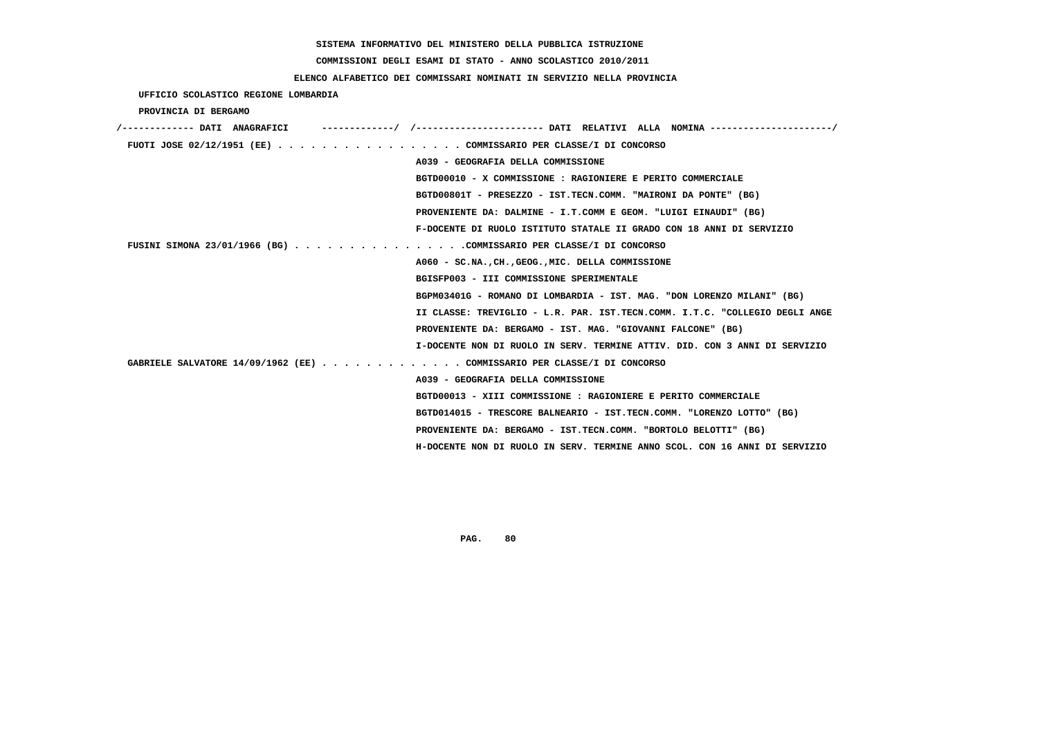SISTEMA INFORMATIVO DEL MINISTERO DELLA PUBBLICA ISTRUZIONE

COMMISSIONI DEGLI ESAMI DI STATO - ANNO SCOLASTICO 2010/2011

ELENCO ALFABETICO DEI COMMISSARI NOMINATI IN SERVIZIO NELLA PROVINCIA

UFFICIO SCOLASTICO REGIONE LOMBARDIA

PROVINCIA DI BERGAMO

/------------- DATI ANAGRAFICI -------------/ /---------------------- DATI RELATIVI ALLA NOMINA ---------------------/

FUOTI JOSE 02/12/1951 (EE) . . . . . . . . . . . . . . . . . COMMISSARIO PER CLASSE/I DI CONCORSO
A039 - GEOGRAFIA DELLA COMMISSIONE
BGTD00010 - X COMMISSIONE : RAGIONIERE E PERITO COMMERCIALE
BGTD00801T - PRESEZZO - IST.TECN.COMM. "MAIRONI DA PONTE" (BG)
PROVENIENTE DA: DALMINE - I.T.COMM E GEOM. "LUIGI EINAUDI" (BG)
F-DOCENTE DI RUOLO ISTITUTO STATALE II GRADO CON 18 ANNI DI SERVIZIO

FUSINI SIMONA 23/01/1966 (BG) . . . . . . . . . . . . . . . .COMMISSARIO PER CLASSE/I DI CONCORSO
A060 - SC.NA.,CH.,GEOG.,MIC. DELLA COMMISSIONE
BGISFP003 - III COMMISSIONE SPERIMENTALE
BGPM03401G - ROMANO DI LOMBARDIA - IST. MAG. "DON LORENZO MILANI" (BG)
II CLASSE: TREVIGLIO - L.R. PAR. IST.TECN.COMM. I.T.C. "COLLEGIO DEGLI ANGE
PROVENIENTE DA: BERGAMO - IST. MAG. "GIOVANNI FALCONE" (BG)
I-DOCENTE NON DI RUOLO IN SERV. TERMINE ATTIV. DID. CON 3 ANNI DI SERVIZIO

GABRIELE SALVATORE 14/09/1962 (EE) . . . . . . . . . . . . . COMMISSARIO PER CLASSE/I DI CONCORSO
A039 - GEOGRAFIA DELLA COMMISSIONE
BGTD00013 - XIII COMMISSIONE : RAGIONIERE E PERITO COMMERCIALE
BGTD014015 - TRESCORE BALNEARIO - IST.TECN.COMM. "LORENZO LOTTO" (BG)
PROVENIENTE DA: BERGAMO - IST.TECN.COMM. "BORTOLO BELOTTI" (BG)
H-DOCENTE NON DI RUOLO IN SERV. TERMINE ANNO SCOL. CON 16 ANNI DI SERVIZIO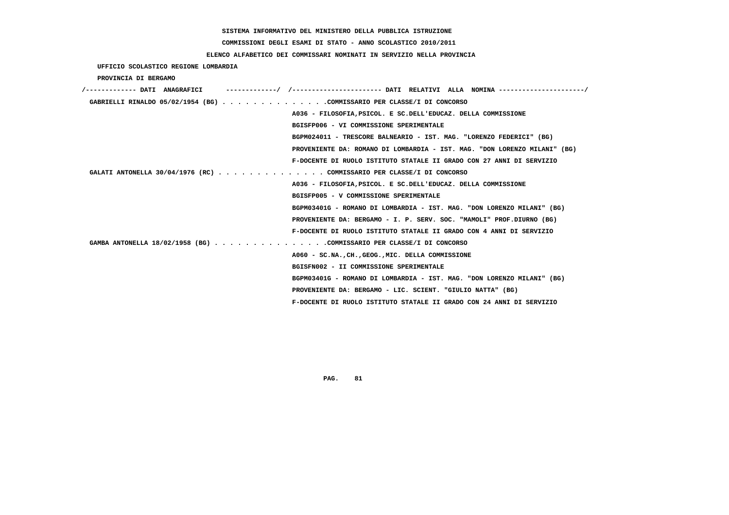SISTEMA INFORMATIVO DEL MINISTERO DELLA PUBBLICA ISTRUZIONE

COMMISSIONI DEGLI ESAMI DI STATO - ANNO SCOLASTICO 2010/2011

ELENCO ALFABETICO DEI COMMISSARI NOMINATI IN SERVIZIO NELLA PROVINCIA

UFFICIO SCOLASTICO REGIONE LOMBARDIA

PROVINCIA DI BERGAMO

/------------- DATI ANAGRAFICI -------------/ /---------------------- DATI RELATIVI ALLA NOMINA ---------------------/

GABRIELLI RINALDO 05/02/1954 (BG) . . . . . . . . . . . . . .COMMISSARIO PER CLASSE/I DI CONCORSO
A036 - FILOSOFIA,PSICOL. E SC.DELL'EDUCAZ. DELLA COMMISSIONE
BGISFP006 - VI COMMISSIONE SPERIMENTALE
BGPM024011 - TRESCORE BALNEARIO - IST. MAG. "LORENZO FEDERICI" (BG)
PROVENIENTE DA: ROMANO DI LOMBARDIA - IST. MAG. "DON LORENZO MILANI" (BG)
F-DOCENTE DI RUOLO ISTITUTO STATALE II GRADO CON 27 ANNI DI SERVIZIO

GALATI ANTONELLA 30/04/1976 (RC) . . . . . . . . . . . . . . COMMISSARIO PER CLASSE/I DI CONCORSO
A036 - FILOSOFIA,PSICOL. E SC.DELL'EDUCAZ. DELLA COMMISSIONE
BGISFP005 - V COMMISSIONE SPERIMENTALE
BGPM03401G - ROMANO DI LOMBARDIA - IST. MAG. "DON LORENZO MILANI" (BG)
PROVENIENTE DA: BERGAMO - I. P. SERV. SOC. "MAMOLI" PROF.DIURNO (BG)
F-DOCENTE DI RUOLO ISTITUTO STATALE II GRADO CON 4 ANNI DI SERVIZIO

GAMBA ANTONELLA 18/02/1958 (BG) . . . . . . . . . . . . . . .COMMISSARIO PER CLASSE/I DI CONCORSO
A060 - SC.NA.,CH.,GEOG.,MIC. DELLA COMMISSIONE
BGISFN002 - II COMMISSIONE SPERIMENTALE
BGPM03401G - ROMANO DI LOMBARDIA - IST. MAG. "DON LORENZO MILANI" (BG)
PROVENIENTE DA: BERGAMO - LIC. SCIENT. "GIULIO NATTA" (BG)
F-DOCENTE DI RUOLO ISTITUTO STATALE II GRADO CON 24 ANNI DI SERVIZIO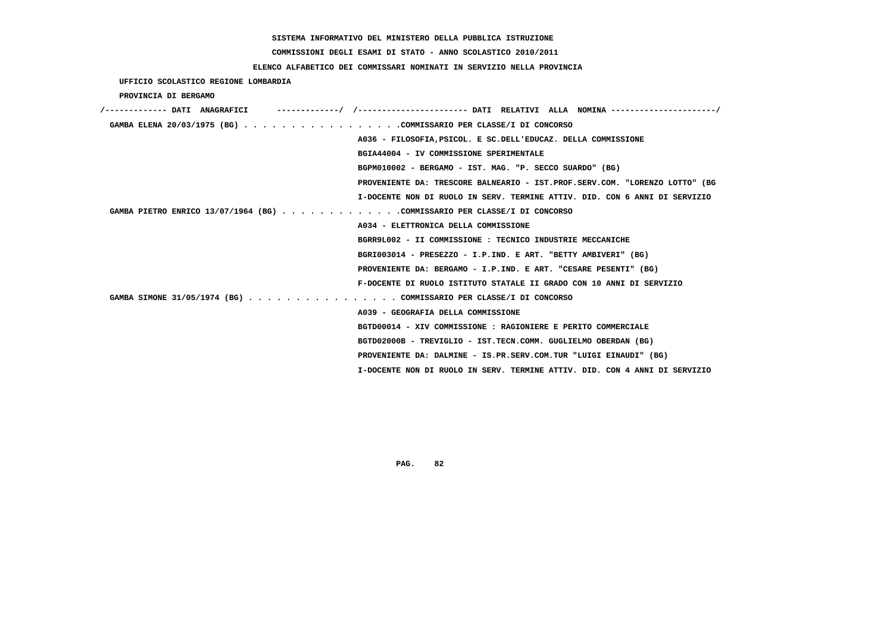SISTEMA INFORMATIVO DEL MINISTERO DELLA PUBBLICA ISTRUZIONE

COMMISSIONI DEGLI ESAMI DI STATO - ANNO SCOLASTICO 2010/2011

ELENCO ALFABETICO DEI COMMISSARI NOMINATI IN SERVIZIO NELLA PROVINCIA

UFFICIO SCOLASTICO REGIONE LOMBARDIA

PROVINCIA DI BERGAMO

| DATI ANAGRAFICI | DATI RELATIVI ALLA NOMINA |
|---|---|
| GAMBA ELENA 20/03/1975 (BG) | COMMISSARIO PER CLASSE/I DI CONCORSO |
| | A036 - FILOSOFIA,PSICOL. E SC.DELL'EDUCAZ. DELLA COMMISSIONE |
| | BGIA44004 - IV COMMISSIONE SPERIMENTALE |
| | BGPM010002 - BERGAMO - IST. MAG. "P. SECCO SUARDO" (BG) |
| | PROVENIENTE DA: TRESCORE BALNEARIO - IST.PROF.SERV.COM. "LORENZO LOTTO" (BG |
| | I-DOCENTE NON DI RUOLO IN SERV. TERMINE ATTIV. DID. CON 6 ANNI DI SERVIZIO |
| GAMBA PIETRO ENRICO 13/07/1964 (BG) | COMMISSARIO PER CLASSE/I DI CONCORSO |
| | A034 - ELETTRONICA DELLA COMMISSIONE |
| | BGRR9L002 - II COMMISSIONE : TECNICO INDUSTRIE MECCANICHE |
| | BGRI003014 - PRESEZZO - I.P.IND. E ART. "BETTY AMBIVERI" (BG) |
| | PROVENIENTE DA: BERGAMO - I.P.IND. E ART. "CESARE PESENTI" (BG) |
| | F-DOCENTE DI RUOLO ISTITUTO STATALE II GRADO CON 10 ANNI DI SERVIZIO |
| GAMBA SIMONE 31/05/1974 (BG) | COMMISSARIO PER CLASSE/I DI CONCORSO |
| | A039 - GEOGRAFIA DELLA COMMISSIONE |
| | BGTD00014 - XIV COMMISSIONE : RAGIONIERE E PERITO COMMERCIALE |
| | BGTD02000B - TREVIGLIO - IST.TECN.COMM. GUGLIELMO OBERDAN (BG) |
| | PROVENIENTE DA: DALMINE - IS.PR.SERV.COM.TUR "LUIGI EINAUDI" (BG) |
| | I-DOCENTE NON DI RUOLO IN SERV. TERMINE ATTIV. DID. CON 4 ANNI DI SERVIZIO |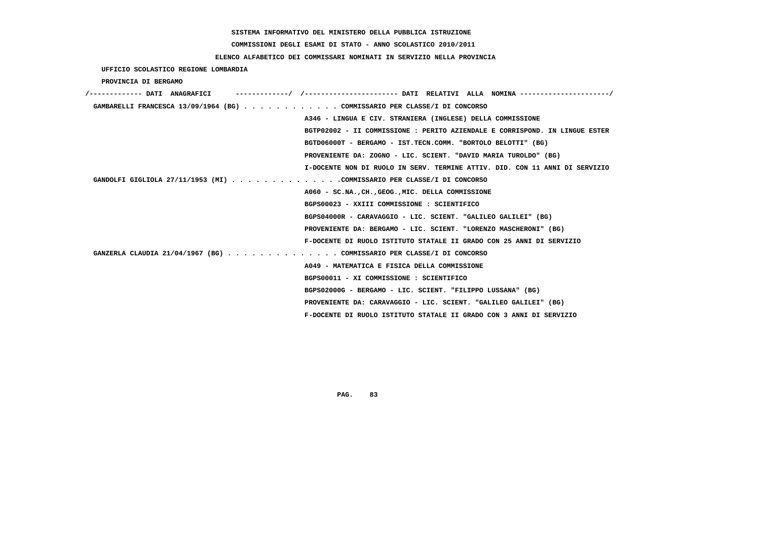SISTEMA INFORMATIVO DEL MINISTERO DELLA PUBBLICA ISTRUZIONE

COMMISSIONI DEGLI ESAMI DI STATO - ANNO SCOLASTICO 2010/2011

ELENCO ALFABETICO DEI COMMISSARI NOMINATI IN SERVIZIO NELLA PROVINCIA

UFFICIO SCOLASTICO REGIONE LOMBARDIA

PROVINCIA DI BERGAMO

| DATI ANAGRAFICI | DATI RELATIVI ALLA NOMINA |
|---|---|
| GAMBARELLI FRANCESCA 13/09/1964 (BG) | COMMISSARIO PER CLASSE/I DI CONCORSO |
| | A346 - LINGUA E CIV. STRANIERA (INGLESE) DELLA COMMISSIONE |
| | BGTP02002 - II COMMISSIONE : PERITO AZIENDALE E CORRISPOND. IN LINGUE ESTER |
| | BGTD06000T - BERGAMO - IST.TECN.COMM. "BORTOLO BELOTTI" (BG) |
| | PROVENIENTE DA: ZOGNO - LIC. SCIENT. "DAVID MARIA TUROLDO" (BG) |
| | I-DOCENTE NON DI RUOLO IN SERV. TERMINE ATTIV. DID. CON 11 ANNI DI SERVIZIO |
| GANDOLFI GIGLIOLA 27/11/1953 (MI) | COMMISSARIO PER CLASSE/I DI CONCORSO |
| | A060 - SC.NA.,CH.,GEOG.,MIC. DELLA COMMISSIONE |
| | BGPS00023 - XXIII COMMISSIONE : SCIENTIFICO |
| | BGPS04000R - CARAVAGGIO - LIC. SCIENT. "GALILEO GALILEI" (BG) |
| | PROVENIENTE DA: BERGAMO - LIC. SCIENT. "LORENZO MASCHERONI" (BG) |
| | F-DOCENTE DI RUOLO ISTITUTO STATALE II GRADO CON 25 ANNI DI SERVIZIO |
| GANZERLA CLAUDIA 21/04/1967 (BG) | COMMISSARIO PER CLASSE/I DI CONCORSO |
| | A049 - MATEMATICA E FISICA DELLA COMMISSIONE |
| | BGPS00011 - XI COMMISSIONE : SCIENTIFICO |
| | BGPS02000G - BERGAMO - LIC. SCIENT. "FILIPPO LUSSANA" (BG) |
| | PROVENIENTE DA: CARAVAGGIO - LIC. SCIENT. "GALILEO GALILEI" (BG) |
| | F-DOCENTE DI RUOLO ISTITUTO STATALE II GRADO CON 3 ANNI DI SERVIZIO |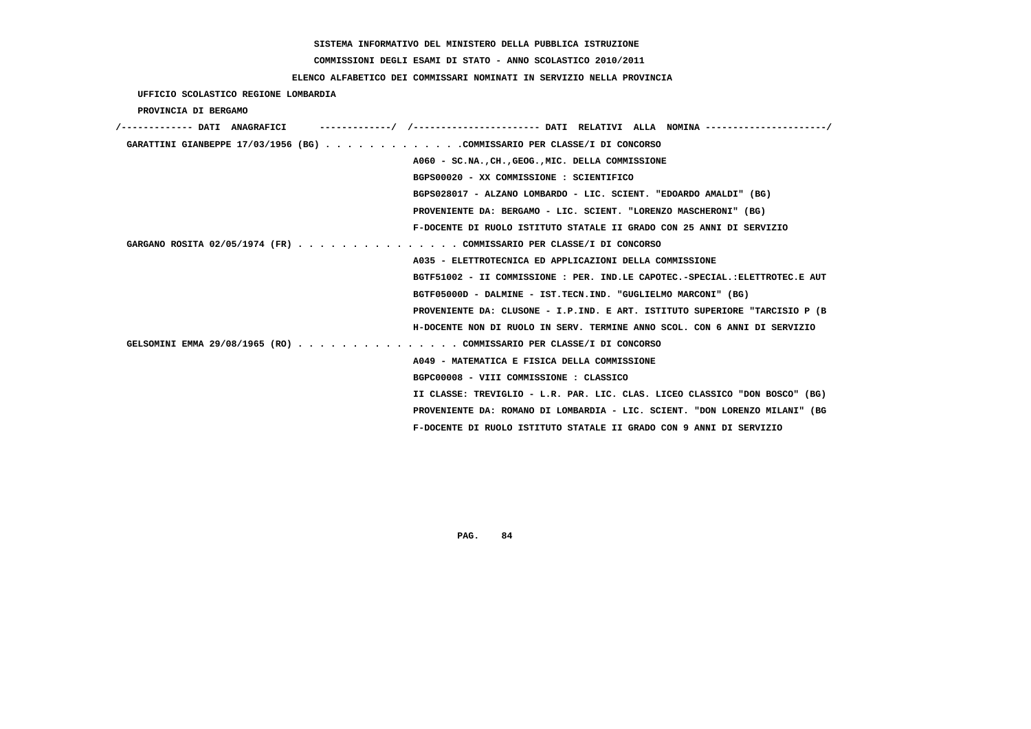**SISTEMA INFORMATIVO DEL MINISTERO DELLA PUBBLICA ISTRUZIONE**

**COMMISSIONI DEGLI ESAMI DI STATO - ANNO SCOLASTICO 2010/2011**

**ELENCO ALFABETICO DEI COMMISSARI NOMINATI IN SERVIZIO NELLA PROVINCIA**

**UFFICIO SCOLASTICO REGIONE LOMBARDIA**

**PROVINCIA DI BERGAMO**

```
/------------- DATI  ANAGRAFICI      -------------/  /----------------------- DATI  RELATIVI  ALLA  NOMINA ---------------------/
 GARATTINI GIANBEPPE 17/03/1956 (BG) . . . . . . . . . . . . .COMMISSARIO PER CLASSE/I DI CONCORSO
                                                    A060 - SC.NA.,CH.,GEOG.,MIC. DELLA COMMISSIONE
                                                    BGPS00020 - XX COMMISSIONE : SCIENTIFICO
                                                    BGPS028017 - ALZANO LOMBARDO - LIC. SCIENT. "EDOARDO AMALDI" (BG)
                                                    PROVENIENTE DA: BERGAMO - LIC. SCIENT. "LORENZO MASCHERONI" (BG)
                                                    F-DOCENTE DI RUOLO ISTITUTO STATALE II GRADO CON 25 ANNI DI SERVIZIO
 GARGANO ROSITA 02/05/1974 (FR) . . . . . . . . . . . . . . . COMMISSARIO PER CLASSE/I DI CONCORSO
                                                    A035 - ELETTROTECNICA ED APPLICAZIONI DELLA COMMISSIONE
                                                    BGTF51002 - II COMMISSIONE : PER. IND.LE CAPOTEC.-SPECIAL.:ELETTROTEC.E AUT
                                                    BGTF05000D - DALMINE - IST.TECN.IND. "GUGLIELMO MARCONI" (BG)
                                                    PROVENIENTE DA: CLUSONE - I.P.IND. E ART. ISTITUTO SUPERIORE "TARCISIO P (B
                                                    H-DOCENTE NON DI RUOLO IN SERV. TERMINE ANNO SCOL. CON 6 ANNI DI SERVIZIO
 GELSOMINI EMMA 29/08/1965 (RO) . . . . . . . . . . . . . . . COMMISSARIO PER CLASSE/I DI CONCORSO
                                                    A049 - MATEMATICA E FISICA DELLA COMMISSIONE
                                                    BGPC00008 - VIII COMMISSIONE : CLASSICO
                                                    II CLASSE: TREVIGLIO - L.R. PAR. LIC. CLAS. LICEO CLASSICO "DON BOSCO" (BG)
                                                    PROVENIENTE DA: ROMANO DI LOMBARDIA - LIC. SCIENT. "DON LORENZO MILANI" (BG
                                                    F-DOCENTE DI RUOLO ISTITUTO STATALE II GRADO CON 9 ANNI DI SERVIZIO
```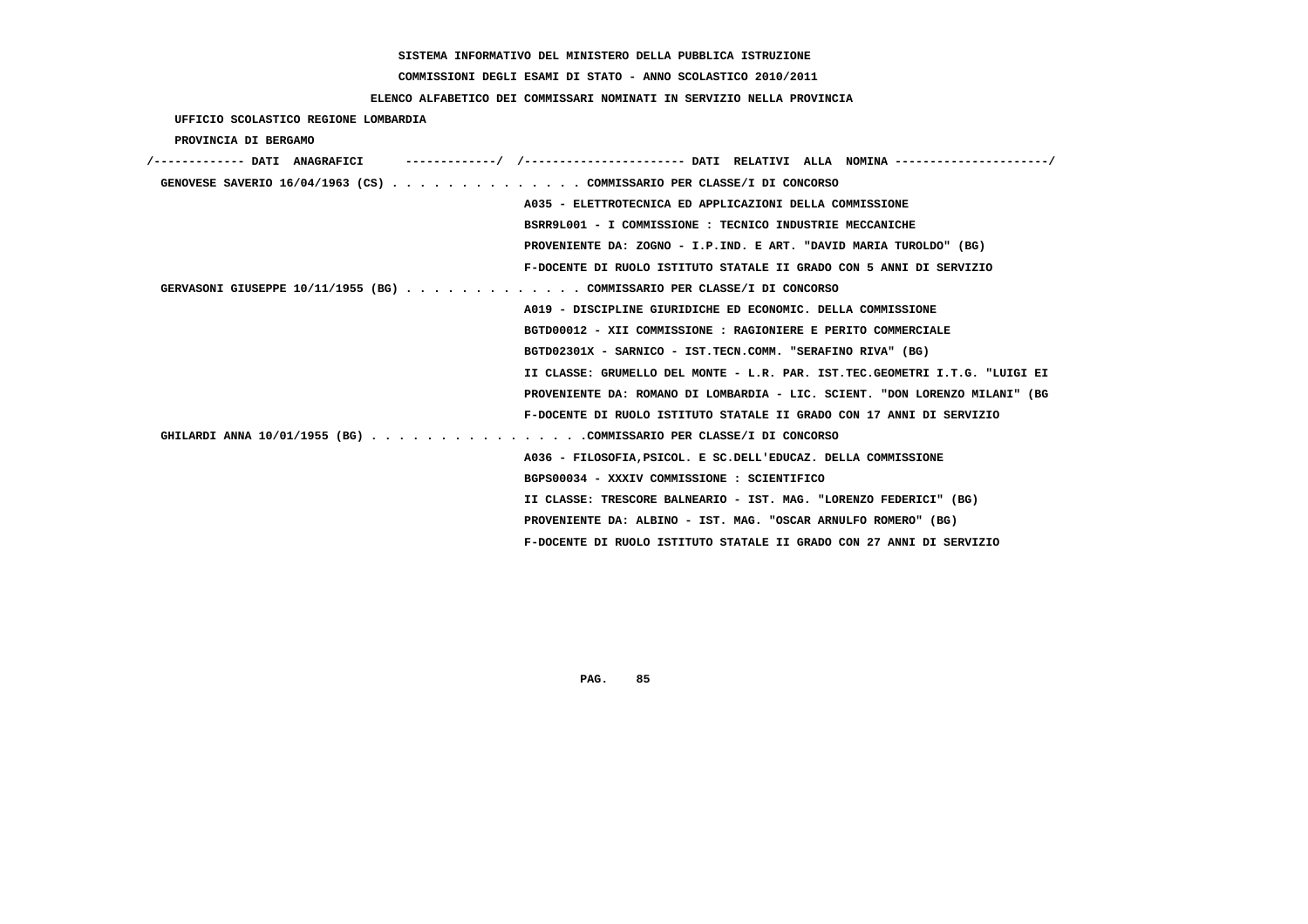SISTEMA INFORMATIVO DEL MINISTERO DELLA PUBBLICA ISTRUZIONE

COMMISSIONI DEGLI ESAMI DI STATO - ANNO SCOLASTICO 2010/2011

ELENCO ALFABETICO DEI COMMISSARI NOMINATI IN SERVIZIO NELLA PROVINCIA

UFFICIO SCOLASTICO REGIONE LOMBARDIA

PROVINCIA DI BERGAMO

```
/------------- DATI  ANAGRAFICI      -------------/  /----------------------- DATI  RELATIVI  ALLA  NOMINA ---------------------/
 GENOVESE SAVERIO 16/04/1963 (CS) . . . . . . . . . . . . . . COMMISSARIO PER CLASSE/I DI CONCORSO
                                                    A035 - ELETTROTECNICA ED APPLICAZIONI DELLA COMMISSIONE
                                                    BSRR9L001 - I COMMISSIONE : TECNICO INDUSTRIE MECCANICHE
                                                    PROVENIENTE DA: ZOGNO - I.P.IND. E ART. "DAVID MARIA TUROLDO" (BG)
                                                    F-DOCENTE DI RUOLO ISTITUTO STATALE II GRADO CON 5 ANNI DI SERVIZIO
 GERVASONI GIUSEPPE 10/11/1955 (BG) . . . . . . . . . . . . . COMMISSARIO PER CLASSE/I DI CONCORSO
                                                    A019 - DISCIPLINE GIURIDICHE ED ECONOMIC. DELLA COMMISSIONE
                                                    BGTD00012 - XII COMMISSIONE : RAGIONIERE E PERITO COMMERCIALE
                                                    BGTD02301X - SARNICO - IST.TECN.COMM. "SERAFINO RIVA" (BG)
                                                    II CLASSE: GRUMELLO DEL MONTE - L.R. PAR. IST.TEC.GEOMETRI I.T.G. "LUIGI EI
                                                    PROVENIENTE DA: ROMANO DI LOMBARDIA - LIC. SCIENT. "DON LORENZO MILANI" (BG
                                                    F-DOCENTE DI RUOLO ISTITUTO STATALE II GRADO CON 17 ANNI DI SERVIZIO
 GHILARDI ANNA 10/01/1955 (BG) . . . . . . . . . . . . . . . .COMMISSARIO PER CLASSE/I DI CONCORSO
                                                    A036 - FILOSOFIA,PSICOL. E SC.DELL'EDUCAZ. DELLA COMMISSIONE
                                                    BGPS00034 - XXXIV COMMISSIONE : SCIENTIFICO
                                                    II CLASSE: TRESCORE BALNEARIO - IST. MAG. "LORENZO FEDERICI" (BG)
                                                    PROVENIENTE DA: ALBINO - IST. MAG. "OSCAR ARNULFO ROMERO" (BG)
                                                    F-DOCENTE DI RUOLO ISTITUTO STATALE II GRADO CON 27 ANNI DI SERVIZIO
```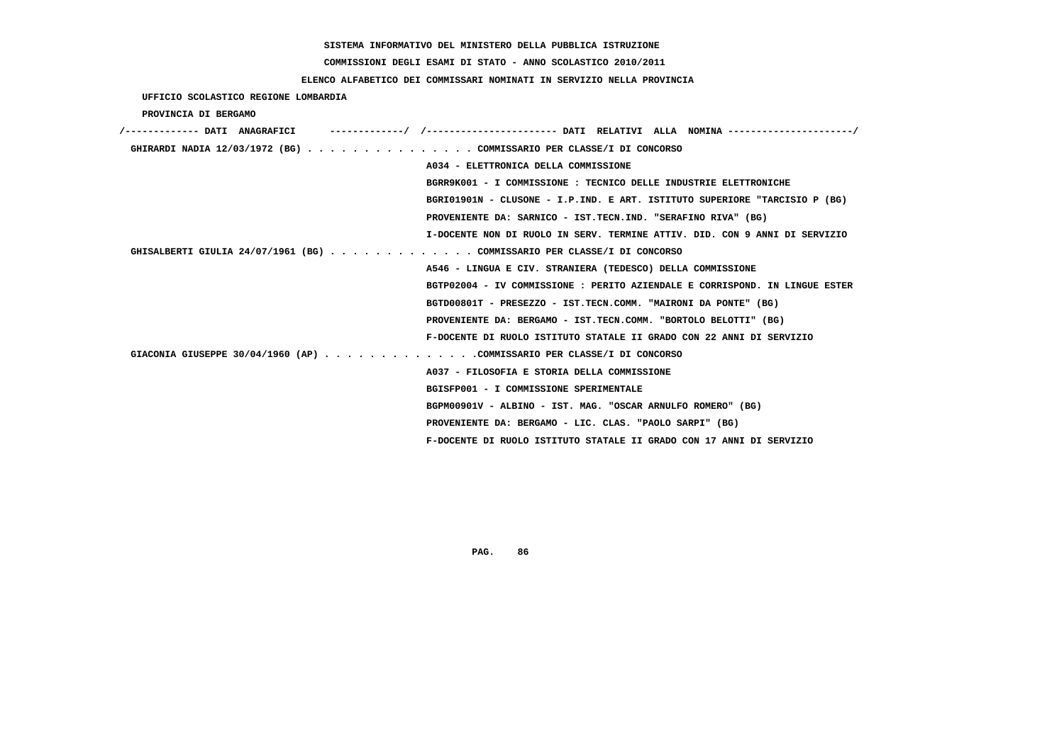SISTEMA INFORMATIVO DEL MINISTERO DELLA PUBBLICA ISTRUZIONE

COMMISSIONI DEGLI ESAMI DI STATO - ANNO SCOLASTICO 2010/2011

ELENCO ALFABETICO DEI COMMISSARI NOMINATI IN SERVIZIO NELLA PROVINCIA

UFFICIO SCOLASTICO REGIONE LOMBARDIA

PROVINCIA DI BERGAMO

| DATI ANAGRAFICI | DATI RELATIVI ALLA NOMINA |
|---|---|
| GHIRARDI NADIA 12/03/1972 (BG) | COMMISSARIO PER CLASSE/I DI CONCORSO |
| | A034 - ELETTRONICA DELLA COMMISSIONE |
| | BGRR9K001 - I COMMISSIONE : TECNICO DELLE INDUSTRIE ELETTRONICHE |
| | BGRI01901N - CLUSONE - I.P.IND. E ART. ISTITUTO SUPERIORE "TARCISIO P (BG) |
| | PROVENIENTE DA: SARNICO - IST.TECN.IND. "SERAFINO RIVA" (BG) |
| | I-DOCENTE NON DI RUOLO IN SERV. TERMINE ATTIV. DID. CON 9 ANNI DI SERVIZIO |
| GHISALBERTI GIULIA 24/07/1961 (BG) | COMMISSARIO PER CLASSE/I DI CONCORSO |
| | A546 - LINGUA E CIV. STRANIERA (TEDESCO) DELLA COMMISSIONE |
| | BGTP02004 - IV COMMISSIONE : PERITO AZIENDALE E CORRISPOND. IN LINGUE ESTER |
| | BGTD00801T - PRESEZZO - IST.TECN.COMM. "MAIRONI DA PONTE" (BG) |
| | PROVENIENTE DA: BERGAMO - IST.TECN.COMM. "BORTOLO BELOTTI" (BG) |
| | F-DOCENTE DI RUOLO ISTITUTO STATALE II GRADO CON 22 ANNI DI SERVIZIO |
| GIACONIA GIUSEPPE 30/04/1960 (AP) | COMMISSARIO PER CLASSE/I DI CONCORSO |
| | A037 - FILOSOFIA E STORIA DELLA COMMISSIONE |
| | BGISFP001 - I COMMISSIONE SPERIMENTALE |
| | BGPM00901V - ALBINO - IST. MAG. "OSCAR ARNULFO ROMERO" (BG) |
| | PROVENIENTE DA: BERGAMO - LIC. CLAS. "PAOLO SARPI" (BG) |
| | F-DOCENTE DI RUOLO ISTITUTO STATALE II GRADO CON 17 ANNI DI SERVIZIO |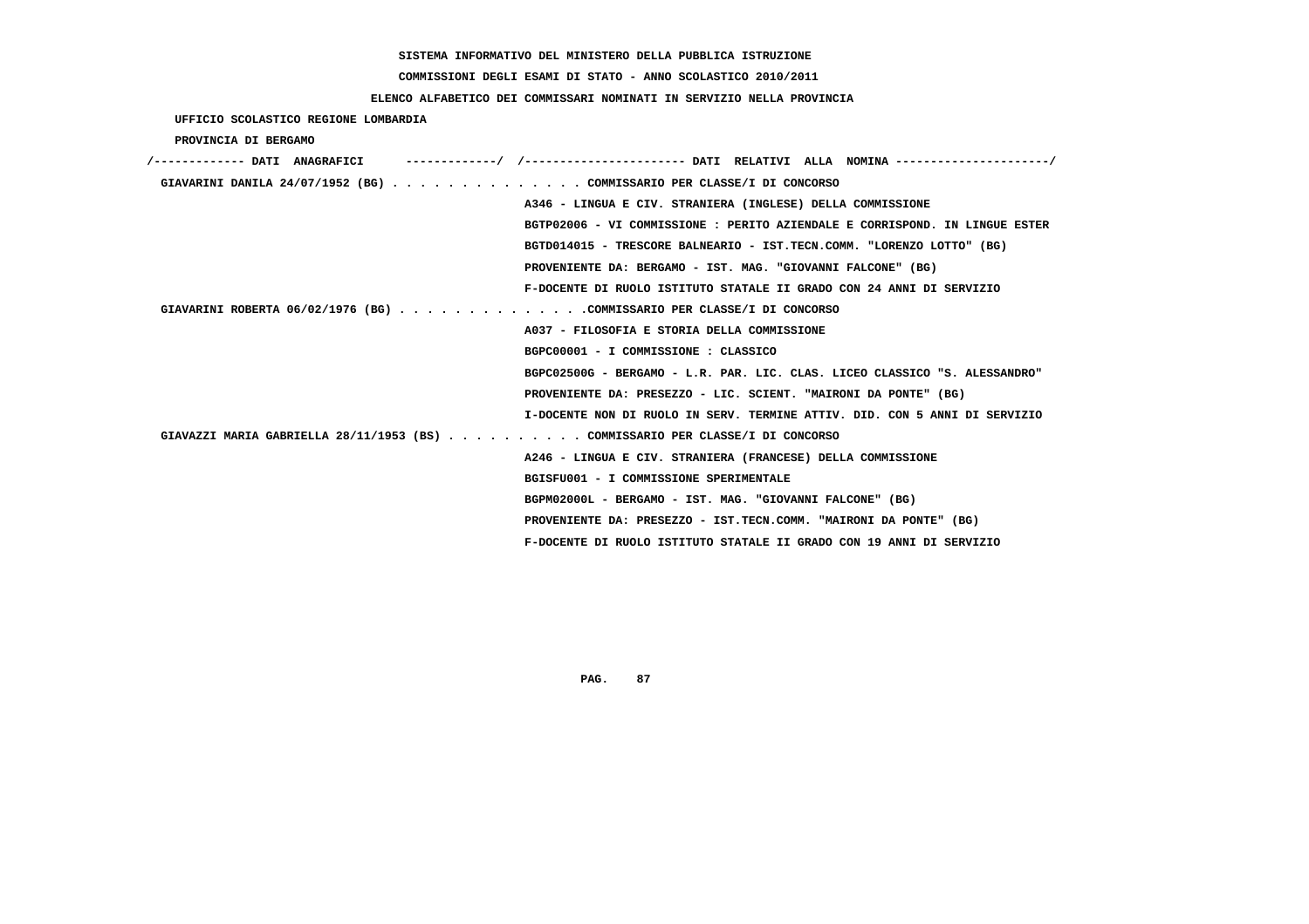SISTEMA INFORMATIVO DEL MINISTERO DELLA PUBBLICA ISTRUZIONE

COMMISSIONI DEGLI ESAMI DI STATO - ANNO SCOLASTICO 2010/2011

ELENCO ALFABETICO DEI COMMISSARI NOMINATI IN SERVIZIO NELLA PROVINCIA

UFFICIO SCOLASTICO REGIONE LOMBARDIA

PROVINCIA DI BERGAMO

```
/------------- DATI  ANAGRAFICI      -------------/  /----------------------- DATI  RELATIVI  ALLA  NOMINA ----------------------/
 GIAVARINI DANILA 24/07/1952 (BG) . . . . . . . . . . . . . . COMMISSARIO PER CLASSE/I DI CONCORSO
                                                    A346 - LINGUA E CIV. STRANIERA (INGLESE) DELLA COMMISSIONE
                                                    BGTP02006 - VI COMMISSIONE : PERITO AZIENDALE E CORRISPOND. IN LINGUE ESTER
                                                    BGTD014015 - TRESCORE BALNEARIO - IST.TECN.COMM. "LORENZO LOTTO" (BG)
                                                    PROVENIENTE DA: BERGAMO - IST. MAG. "GIOVANNI FALCONE" (BG)
                                                    F-DOCENTE DI RUOLO ISTITUTO STATALE II GRADO CON 24 ANNI DI SERVIZIO
 GIAVARINI ROBERTA 06/02/1976 (BG) . . . . . . . . . . . . . .COMMISSARIO PER CLASSE/I DI CONCORSO
                                                    A037 - FILOSOFIA E STORIA DELLA COMMISSIONE
                                                    BGPC00001 - I COMMISSIONE : CLASSICO
                                                    BGPC02500G - BERGAMO - L.R. PAR. LIC. CLAS. LICEO CLASSICO "S. ALESSANDRO"
                                                    PROVENIENTE DA: PRESEZZO - LIC. SCIENT. "MAIRONI DA PONTE" (BG)
                                                    I-DOCENTE NON DI RUOLO IN SERV. TERMINE ATTIV. DID. CON 5 ANNI DI SERVIZIO
 GIAVAZZI MARIA GABRIELLA 28/11/1953 (BS) . . . . . . . . . . COMMISSARIO PER CLASSE/I DI CONCORSO
                                                    A246 - LINGUA E CIV. STRANIERA (FRANCESE) DELLA COMMISSIONE
                                                    BGISFU001 - I COMMISSIONE SPERIMENTALE
                                                    BGPM02000L - BERGAMO - IST. MAG. "GIOVANNI FALCONE" (BG)
                                                    PROVENIENTE DA: PRESEZZO - IST.TECN.COMM. "MAIRONI DA PONTE" (BG)
                                                    F-DOCENTE DI RUOLO ISTITUTO STATALE II GRADO CON 19 ANNI DI SERVIZIO
```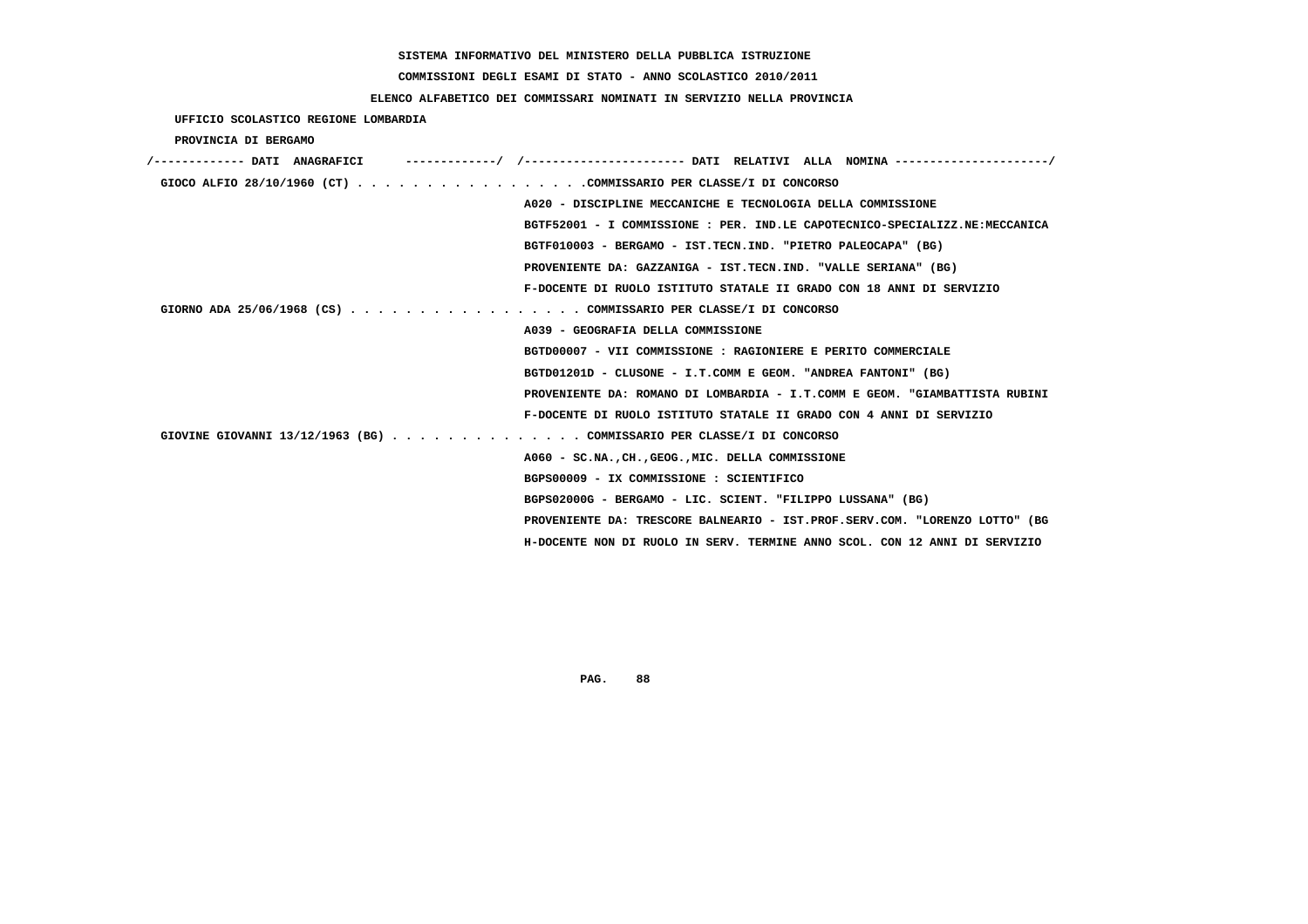SISTEMA INFORMATIVO DEL MINISTERO DELLA PUBBLICA ISTRUZIONE

COMMISSIONI DEGLI ESAMI DI STATO - ANNO SCOLASTICO 2010/2011

ELENCO ALFABETICO DEI COMMISSARI NOMINATI IN SERVIZIO NELLA PROVINCIA

UFFICIO SCOLASTICO REGIONE LOMBARDIA

PROVINCIA DI BERGAMO

```
/------------- DATI  ANAGRAFICI      -------------/  /----------------------- DATI  RELATIVI  ALLA  NOMINA ----------------------/
 GIOCO ALFIO 28/10/1960 (CT) . . . . . . . . . . . . . . . . .COMMISSARIO PER CLASSE/I DI CONCORSO
                                                  A020 - DISCIPLINE MECCANICHE E TECNOLOGIA DELLA COMMISSIONE
                                                  BGTF52001 - I COMMISSIONE : PER. IND.LE CAPOTECNICO-SPECIALIZZ.NE:MECCANICA
                                                  BGTF010003 - BERGAMO - IST.TECN.IND. "PIETRO PALEOCAPA" (BG)
                                                  PROVENIENTE DA: GAZZANIGA - IST.TECN.IND. "VALLE SERIANA" (BG)
                                                  F-DOCENTE DI RUOLO ISTITUTO STATALE II GRADO CON 18 ANNI DI SERVIZIO
 GIORNO ADA 25/06/1968 (CS) . . . . . . . . . . . . . . . . . COMMISSARIO PER CLASSE/I DI CONCORSO
                                                  A039 - GEOGRAFIA DELLA COMMISSIONE
                                                  BGTD00007 - VII COMMISSIONE : RAGIONIERE E PERITO COMMERCIALE
                                                  BGTD01201D - CLUSONE - I.T.COMM E GEOM. "ANDREA FANTONI" (BG)
                                                  PROVENIENTE DA: ROMANO DI LOMBARDIA - I.T.COMM E GEOM. "GIAMBATTISTA RUBINI
                                                  F-DOCENTE DI RUOLO ISTITUTO STATALE II GRADO CON 4 ANNI DI SERVIZIO
 GIOVINE GIOVANNI 13/12/1963 (BG) . . . . . . . . . . . . . . COMMISSARIO PER CLASSE/I DI CONCORSO
                                                  A060 - SC.NA.,CH.,GEOG.,MIC. DELLA COMMISSIONE
                                                  BGPS00009 - IX COMMISSIONE : SCIENTIFICO
                                                  BGPS02000G - BERGAMO - LIC. SCIENT. "FILIPPO LUSSANA" (BG)
                                                  PROVENIENTE DA: TRESCORE BALNEARIO - IST.PROF.SERV.COM. "LORENZO LOTTO" (BG
                                                  H-DOCENTE NON DI RUOLO IN SERV. TERMINE ANNO SCOL. CON 12 ANNI DI SERVIZIO
```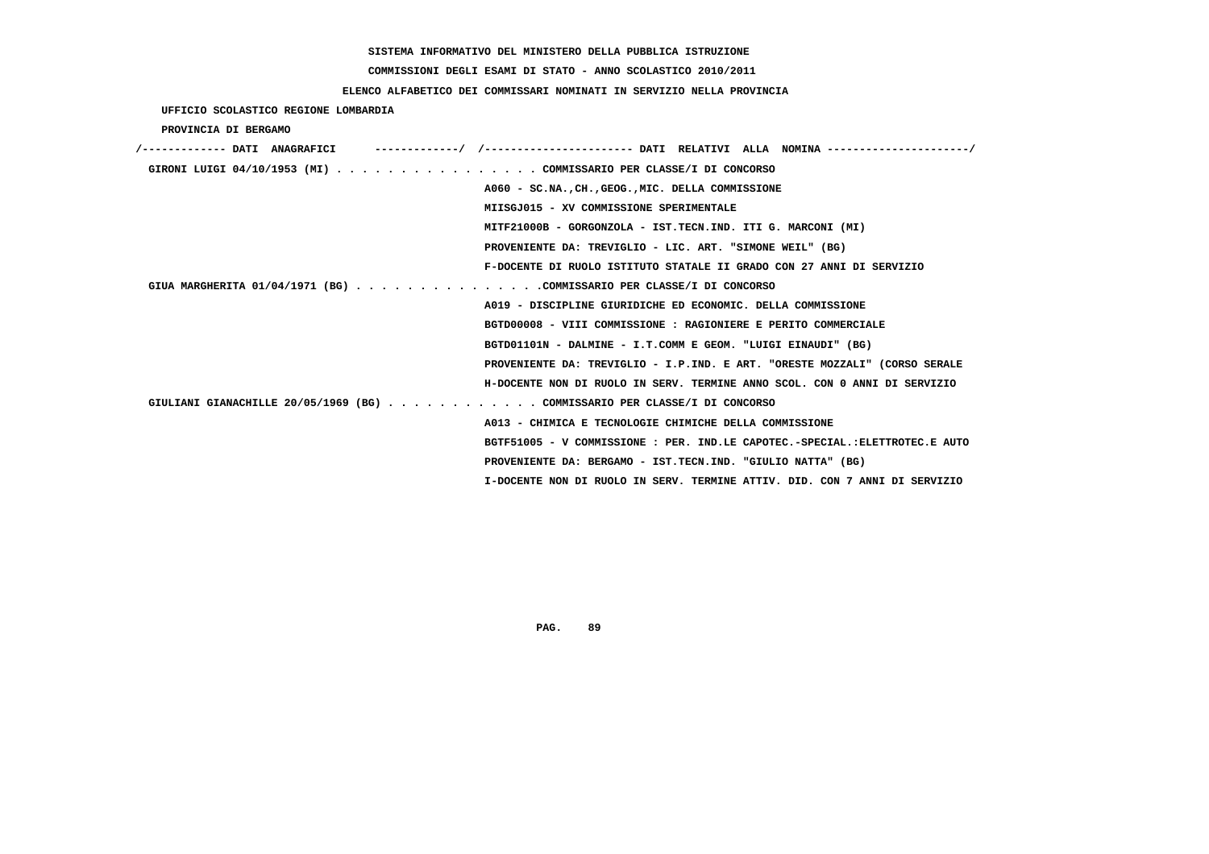SISTEMA INFORMATIVO DEL MINISTERO DELLA PUBBLICA ISTRUZIONE

COMMISSIONI DEGLI ESAMI DI STATO - ANNO SCOLASTICO 2010/2011

ELENCO ALFABETICO DEI COMMISSARI NOMINATI IN SERVIZIO NELLA PROVINCIA

UFFICIO SCOLASTICO REGIONE LOMBARDIA

PROVINCIA DI BERGAMO

```
/------------- DATI  ANAGRAFICI      -------------/  /----------------------- DATI  RELATIVI  ALLA  NOMINA ---------------------/
 GIRONI LUIGI 04/10/1953 (MI) . . . . . . . . . . . . . . . . COMMISSARIO PER CLASSE/I DI CONCORSO
                                                   A060 - SC.NA.,CH.,GEOG.,MIC. DELLA COMMISSIONE
                                                   MIISGJ015 - XV COMMISSIONE SPERIMENTALE
                                                   MITF21000B - GORGONZOLA - IST.TECN.IND. ITI G. MARCONI (MI)
                                                   PROVENIENTE DA: TREVIGLIO - LIC. ART. "SIMONE WEIL" (BG)
                                                   F-DOCENTE DI RUOLO ISTITUTO STATALE II GRADO CON 27 ANNI DI SERVIZIO
 GIUA MARGHERITA 01/04/1971 (BG) . . . . . . . . . . . . . . .COMMISSARIO PER CLASSE/I DI CONCORSO
                                                   A019 - DISCIPLINE GIURIDICHE ED ECONOMIC. DELLA COMMISSIONE
                                                   BGTD00008 - VIII COMMISSIONE : RAGIONIERE E PERITO COMMERCIALE
                                                   BGTD01101N - DALMINE - I.T.COMM E GEOM. "LUIGI EINAUDI" (BG)
                                                   PROVENIENTE DA: TREVIGLIO - I.P.IND. E ART. "ORESTE MOZZALI" (CORSO SERALE
                                                   H-DOCENTE NON DI RUOLO IN SERV. TERMINE ANNO SCOL. CON 0 ANNI DI SERVIZIO
 GIULIANI GIANACHILLE 20/05/1969 (BG) . . . . . . . . . . . . COMMISSARIO PER CLASSE/I DI CONCORSO
                                                   A013 - CHIMICA E TECNOLOGIE CHIMICHE DELLA COMMISSIONE
                                                   BGTF51005 - V COMMISSIONE : PER. IND.LE CAPOTEC.-SPECIAL.:ELETTROTEC.E AUTO
                                                   PROVENIENTE DA: BERGAMO - IST.TECN.IND. "GIULIO NATTA" (BG)
                                                   I-DOCENTE NON DI RUOLO IN SERV. TERMINE ATTIV. DID. CON 7 ANNI DI SERVIZIO
```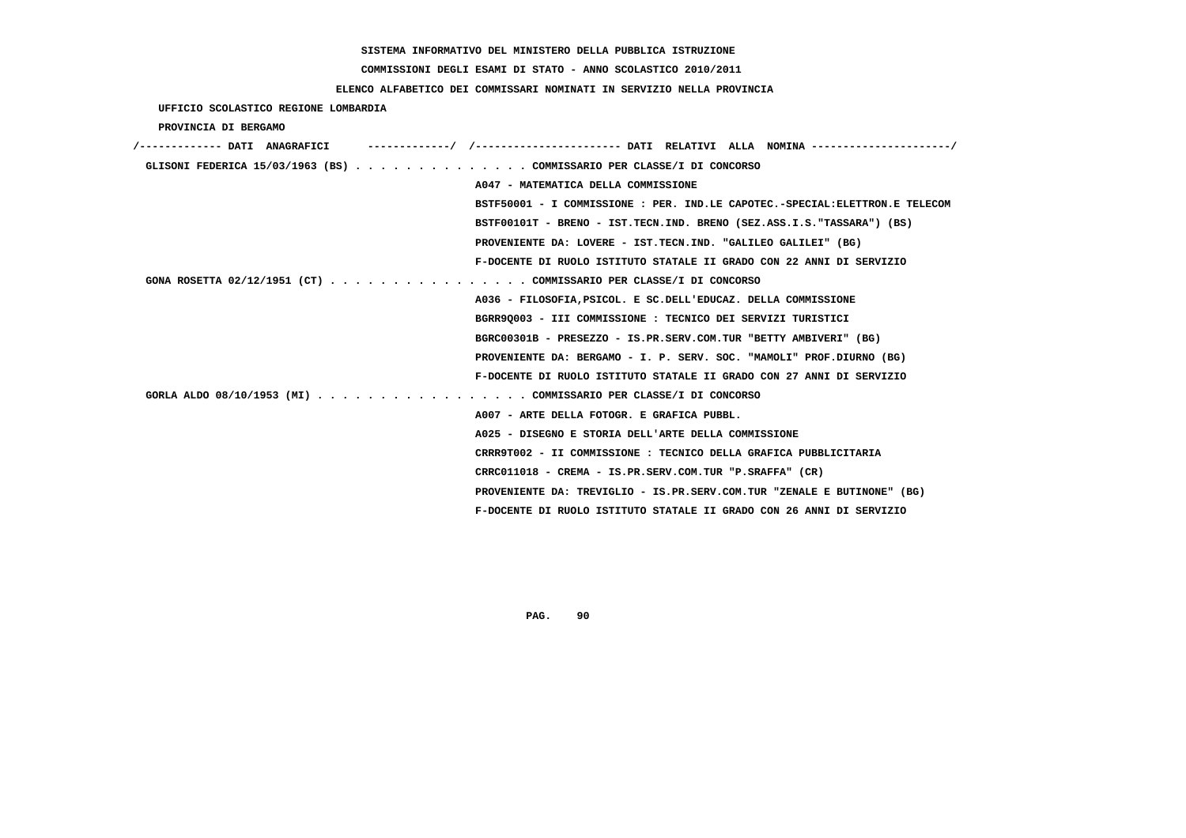SISTEMA INFORMATIVO DEL MINISTERO DELLA PUBBLICA ISTRUZIONE

COMMISSIONI DEGLI ESAMI DI STATO - ANNO SCOLASTICO 2010/2011

ELENCO ALFABETICO DEI COMMISSARI NOMINATI IN SERVIZIO NELLA PROVINCIA

UFFICIO SCOLASTICO REGIONE LOMBARDIA

PROVINCIA DI BERGAMO

```
/------------- DATI  ANAGRAFICI      -------------/  /---------------------- DATI  RELATIVI  ALLA  NOMINA ---------------------/
 GLISONI FEDERICA 15/03/1963 (BS) . . . . . . . . . . . . . . COMMISSARIO PER CLASSE/I DI CONCORSO
                                                    A047 - MATEMATICA DELLA COMMISSIONE
                                                    BSTF50001 - I COMMISSIONE : PER. IND.LE CAPOTEC.-SPECIAL:ELETTRON.E TELECOM
                                                    BSTF00101T - BRENO - IST.TECN.IND. BRENO (SEZ.ASS.I.S."TASSARA") (BS)
                                                    PROVENIENTE DA: LOVERE - IST.TECN.IND. "GALILEO GALILEI" (BG)
                                                    F-DOCENTE DI RUOLO ISTITUTO STATALE II GRADO CON 22 ANNI DI SERVIZIO
 GONA ROSETTA 02/12/1951 (CT) . . . . . . . . . . . . . . . . COMMISSARIO PER CLASSE/I DI CONCORSO
                                                    A036 - FILOSOFIA,PSICOL. E SC.DELL'EDUCAZ. DELLA COMMISSIONE
                                                    BGRR9Q003 - III COMMISSIONE : TECNICO DEI SERVIZI TURISTICI
                                                    BGRC00301B - PRESEZZO - IS.PR.SERV.COM.TUR "BETTY AMBIVERI" (BG)
                                                    PROVENIENTE DA: BERGAMO - I. P. SERV. SOC. "MAMOLI" PROF.DIURNO (BG)
                                                    F-DOCENTE DI RUOLO ISTITUTO STATALE II GRADO CON 27 ANNI DI SERVIZIO
 GORLA ALDO 08/10/1953 (MI) . . . . . . . . . . . . . . . . . COMMISSARIO PER CLASSE/I DI CONCORSO
                                                    A007 - ARTE DELLA FOTOGR. E GRAFICA PUBBL.
                                                    A025 - DISEGNO E STORIA DELL'ARTE DELLA COMMISSIONE
                                                    CRRR9T002 - II COMMISSIONE : TECNICO DELLA GRAFICA PUBBLICITARIA
                                                    CRRC011018 - CREMA - IS.PR.SERV.COM.TUR "P.SRAFFA" (CR)
                                                    PROVENIENTE DA: TREVIGLIO - IS.PR.SERV.COM.TUR "ZENALE E BUTINONE" (BG)
                                                    F-DOCENTE DI RUOLO ISTITUTO STATALE II GRADO CON 26 ANNI DI SERVIZIO
```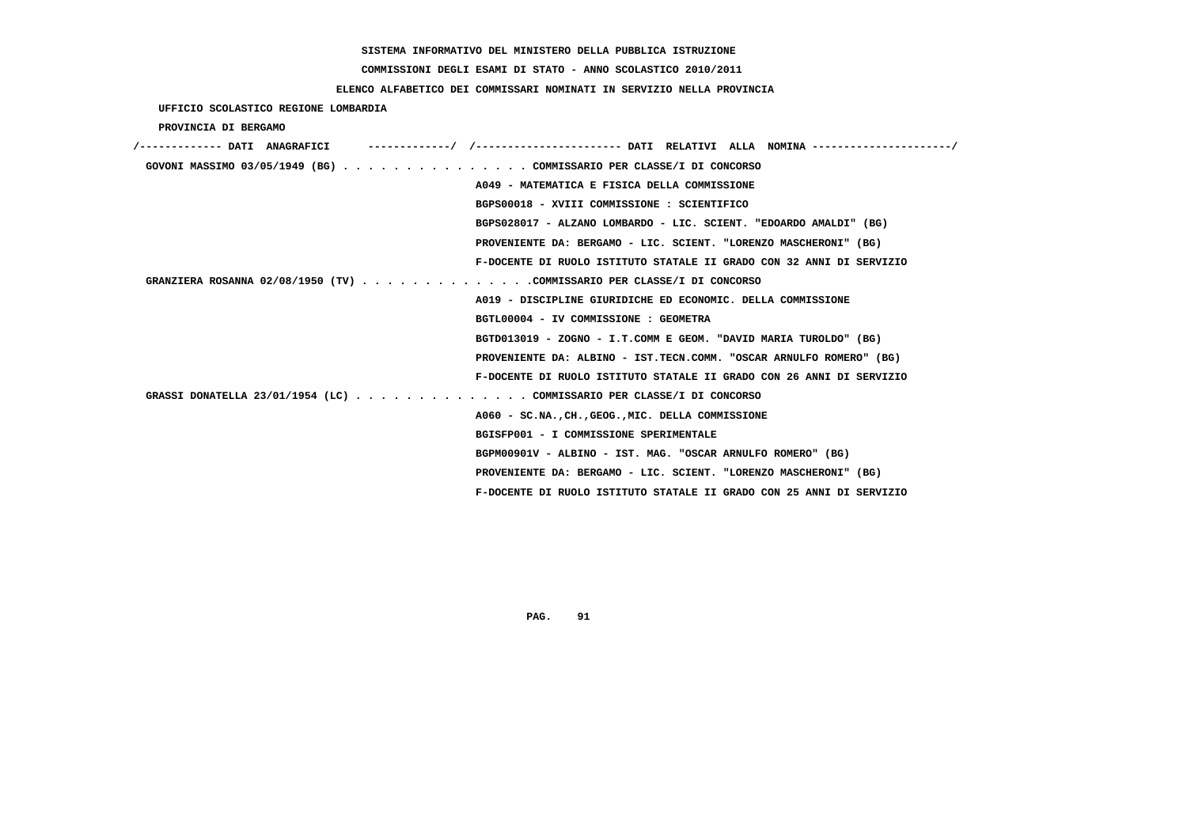**SISTEMA INFORMATIVO DEL MINISTERO DELLA PUBBLICA ISTRUZIONE**

**COMMISSIONI DEGLI ESAMI DI STATO - ANNO SCOLASTICO 2010/2011**

**ELENCO ALFABETICO DEI COMMISSARI NOMINATI IN SERVIZIO NELLA PROVINCIA**

**UFFICIO SCOLASTICO REGIONE LOMBARDIA**

**PROVINCIA DI BERGAMO**

| DATI ANAGRAFICI | DATI RELATIVI ALLA NOMINA |
|---|---|
| GOVONI MASSIMO 03/05/1949 (BG) | COMMISSARIO PER CLASSE/I DI CONCORSO |
| | A049 - MATEMATICA E FISICA DELLA COMMISSIONE |
| | BGPS00018 - XVIII COMMISSIONE : SCIENTIFICO |
| | BGPS028017 - ALZANO LOMBARDO - LIC. SCIENT. "EDOARDO AMALDI" (BG) |
| | PROVENIENTE DA: BERGAMO - LIC. SCIENT. "LORENZO MASCHERONI" (BG) |
| | F-DOCENTE DI RUOLO ISTITUTO STATALE II GRADO CON 32 ANNI DI SERVIZIO |
| GRANZIERA ROSANNA 02/08/1950 (TV) | COMMISSARIO PER CLASSE/I DI CONCORSO |
| | A019 - DISCIPLINE GIURIDICHE ED ECONOMIC. DELLA COMMISSIONE |
| | BGTL00004 - IV COMMISSIONE : GEOMETRA |
| | BGTD013019 - ZOGNO - I.T.COMM E GEOM. "DAVID MARIA TUROLDO" (BG) |
| | PROVENIENTE DA: ALBINO - IST.TECN.COMM. "OSCAR ARNULFO ROMERO" (BG) |
| | F-DOCENTE DI RUOLO ISTITUTO STATALE II GRADO CON 26 ANNI DI SERVIZIO |
| GRASSI DONATELLA 23/01/1954 (LC) | COMMISSARIO PER CLASSE/I DI CONCORSO |
| | A060 - SC.NA.,CH.,GEOG.,MIC. DELLA COMMISSIONE |
| | BGISFP001 - I COMMISSIONE SPERIMENTALE |
| | BGPM00901V - ALBINO - IST. MAG. "OSCAR ARNULFO ROMERO" (BG) |
| | PROVENIENTE DA: BERGAMO - LIC. SCIENT. "LORENZO MASCHERONI" (BG) |
| | F-DOCENTE DI RUOLO ISTITUTO STATALE II GRADO CON 25 ANNI DI SERVIZIO |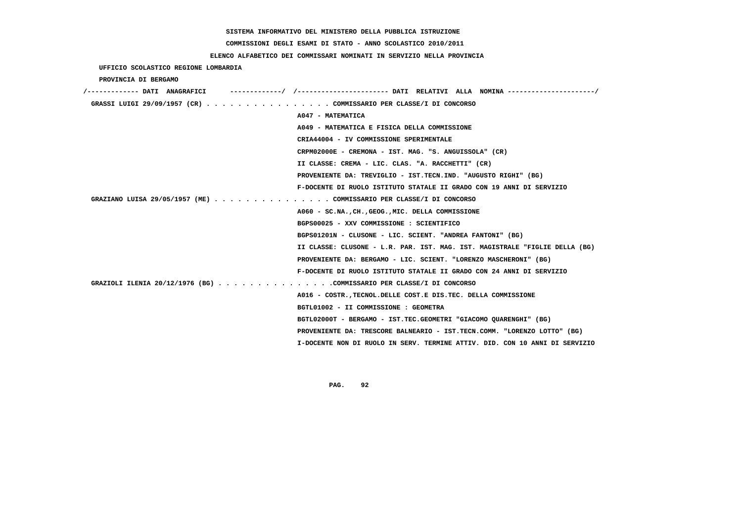SISTEMA INFORMATIVO DEL MINISTERO DELLA PUBBLICA ISTRUZIONE

COMMISSIONI DEGLI ESAMI DI STATO - ANNO SCOLASTICO 2010/2011

ELENCO ALFABETICO DEI COMMISSARI NOMINATI IN SERVIZIO NELLA PROVINCIA

UFFICIO SCOLASTICO REGIONE LOMBARDIA

PROVINCIA DI BERGAMO

/------------- DATI ANAGRAFICI -------------/ /---------------------- DATI RELATIVI ALLA NOMINA ---------------------/

GRASSI LUIGI 29/09/1957 (CR) . . . . . . . . . . . . . . . . COMMISSARIO PER CLASSE/I DI CONCORSO
A047 - MATEMATICA
A049 - MATEMATICA E FISICA DELLA COMMISSIONE
CRIA44004 - IV COMMISSIONE SPERIMENTALE
CRPM02000E - CREMONA - IST. MAG. "S. ANGUISSOLA" (CR)
II CLASSE: CREMA - LIC. CLAS. "A. RACCHETTI" (CR)
PROVENIENTE DA: TREVIGLIO - IST.TECN.IND. "AUGUSTO RIGHI" (BG)
F-DOCENTE DI RUOLO ISTITUTO STATALE II GRADO CON 19 ANNI DI SERVIZIO

GRAZIANO LUISA 29/05/1957 (ME) . . . . . . . . . . . . . . . COMMISSARIO PER CLASSE/I DI CONCORSO
A060 - SC.NA.,CH.,GEOG.,MIC. DELLA COMMISSIONE
BGPS00025 - XXV COMMISSIONE : SCIENTIFICO
BGPS01201N - CLUSONE - LIC. SCIENT. "ANDREA FANTONI" (BG)
II CLASSE: CLUSONE - L.R. PAR. IST. MAG. IST. MAGISTRALE "FIGLIE DELLA (BG)
PROVENIENTE DA: BERGAMO - LIC. SCIENT. "LORENZO MASCHERONI" (BG)
F-DOCENTE DI RUOLO ISTITUTO STATALE II GRADO CON 24 ANNI DI SERVIZIO

GRAZIOLI ILENIA 20/12/1976 (BG) . . . . . . . . . . . . . . .COMMISSARIO PER CLASSE/I DI CONCORSO
A016 - COSTR.,TECNOL.DELLE COST.E DIS.TEC. DELLA COMMISSIONE
BGTL01002 - II COMMISSIONE : GEOMETRA
BGTL02000T - BERGAMO - IST.TEC.GEOMETRI "GIACOMO QUARENGHI" (BG)
PROVENIENTE DA: TRESCORE BALNEARIO - IST.TECN.COMM. "LORENZO LOTTO" (BG)
I-DOCENTE NON DI RUOLO IN SERV. TERMINE ATTIV. DID. CON 10 ANNI DI SERVIZIO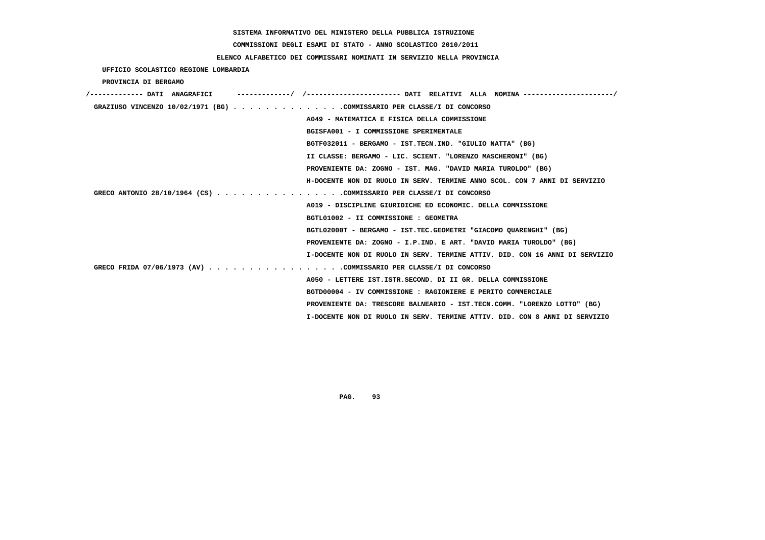SISTEMA INFORMATIVO DEL MINISTERO DELLA PUBBLICA ISTRUZIONE

COMMISSIONI DEGLI ESAMI DI STATO - ANNO SCOLASTICO 2010/2011

ELENCO ALFABETICO DEI COMMISSARI NOMINATI IN SERVIZIO NELLA PROVINCIA

UFFICIO SCOLASTICO REGIONE LOMBARDIA

PROVINCIA DI BERGAMO

```
/------------- DATI  ANAGRAFICI      -------------/  /----------------------- DATI  RELATIVI  ALLA  NOMINA ---------------------/
 GRAZIUSO VINCENZO 10/02/1971 (BG) . . . . . . . . . . . . . .COMMISSARIO PER CLASSE/I DI CONCORSO
                                                    A049 - MATEMATICA E FISICA DELLA COMMISSIONE
                                                    BGISFA001 - I COMMISSIONE SPERIMENTALE
                                                    BGTF032011 - BERGAMO - IST.TECN.IND. "GIULIO NATTA" (BG)
                                                    II CLASSE: BERGAMO - LIC. SCIENT. "LORENZO MASCHERONI" (BG)
                                                    PROVENIENTE DA: ZOGNO - IST. MAG. "DAVID MARIA TUROLDO" (BG)
                                                    H-DOCENTE NON DI RUOLO IN SERV. TERMINE ANNO SCOL. CON 7 ANNI DI SERVIZIO
 GRECO ANTONIO 28/10/1964 (CS) . . . . . . . . . . . . . . . .COMMISSARIO PER CLASSE/I DI CONCORSO
                                                    A019 - DISCIPLINE GIURIDICHE ED ECONOMIC. DELLA COMMISSIONE
                                                    BGTL01002 - II COMMISSIONE : GEOMETRA
                                                    BGTL02000T - BERGAMO - IST.TEC.GEOMETRI "GIACOMO QUARENGHI" (BG)
                                                    PROVENIENTE DA: ZOGNO - I.P.IND. E ART. "DAVID MARIA TUROLDO" (BG)
                                                    I-DOCENTE NON DI RUOLO IN SERV. TERMINE ATTIV. DID. CON 16 ANNI DI SERVIZIO
 GRECO FRIDA 07/06/1973 (AV) . . . . . . . . . . . . . . . . .COMMISSARIO PER CLASSE/I DI CONCORSO
                                                    A050 - LETTERE IST.ISTR.SECOND. DI II GR. DELLA COMMISSIONE
                                                    BGTD00004 - IV COMMISSIONE : RAGIONIERE E PERITO COMMERCIALE
                                                    PROVENIENTE DA: TRESCORE BALNEARIO - IST.TECN.COMM. "LORENZO LOTTO" (BG)
                                                    I-DOCENTE NON DI RUOLO IN SERV. TERMINE ATTIV. DID. CON 8 ANNI DI SERVIZIO
```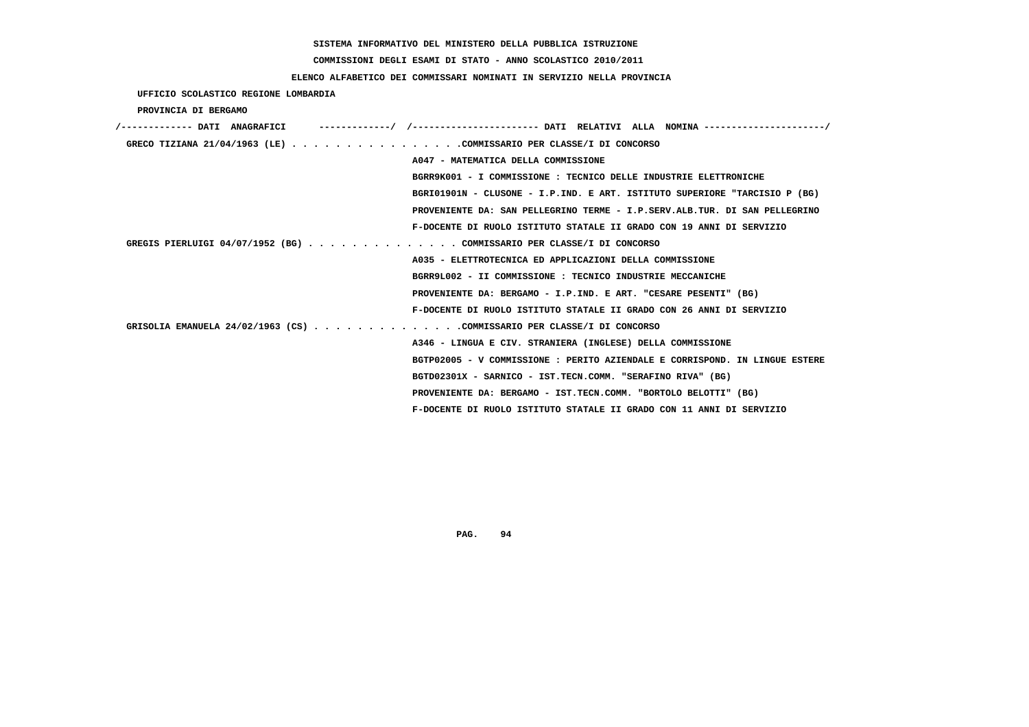**SISTEMA INFORMATIVO DEL MINISTERO DELLA PUBBLICA ISTRUZIONE**

**COMMISSIONI DEGLI ESAMI DI STATO - ANNO SCOLASTICO 2010/2011**

**ELENCO ALFABETICO DEI COMMISSARI NOMINATI IN SERVIZIO NELLA PROVINCIA**

**UFFICIO SCOLASTICO REGIONE LOMBARDIA**

**PROVINCIA DI BERGAMO**

| DATI ANAGRAFICI | DATI RELATIVI ALLA NOMINA |
|---|---|
| GRECO TIZIANA 21/04/1963 (LE) | COMMISSARIO PER CLASSE/I DI CONCORSO |
| | A047 - MATEMATICA DELLA COMMISSIONE |
| | BGRR9K001 - I COMMISSIONE : TECNICO DELLE INDUSTRIE ELETTRONICHE |
| | BGRI01901N - CLUSONE - I.P.IND. E ART. ISTITUTO SUPERIORE "TARCISIO P (BG) |
| | PROVENIENTE DA: SAN PELLEGRINO TERME - I.P.SERV.ALB.TUR. DI SAN PELLEGRINO |
| | F-DOCENTE DI RUOLO ISTITUTO STATALE II GRADO CON 19 ANNI DI SERVIZIO |
| GREGIS PIERLUIGI 04/07/1952 (BG) | COMMISSARIO PER CLASSE/I DI CONCORSO |
| | A035 - ELETTROTECNICA ED APPLICAZIONI DELLA COMMISSIONE |
| | BGRR9L002 - II COMMISSIONE : TECNICO INDUSTRIE MECCANICHE |
| | PROVENIENTE DA: BERGAMO - I.P.IND. E ART. "CESARE PESENTI" (BG) |
| | F-DOCENTE DI RUOLO ISTITUTO STATALE II GRADO CON 26 ANNI DI SERVIZIO |
| GRISOLIA EMANUELA 24/02/1963 (CS) | COMMISSARIO PER CLASSE/I DI CONCORSO |
| | A346 - LINGUA E CIV. STRANIERA (INGLESE) DELLA COMMISSIONE |
| | BGTP02005 - V COMMISSIONE : PERITO AZIENDALE E CORRISPOND. IN LINGUE ESTERE |
| | BGTD02301X - SARNICO - IST.TECN.COMM. "SERAFINO RIVA" (BG) |
| | PROVENIENTE DA: BERGAMO - IST.TECN.COMM. "BORTOLO BELOTTI" (BG) |
| | F-DOCENTE DI RUOLO ISTITUTO STATALE II GRADO CON 11 ANNI DI SERVIZIO |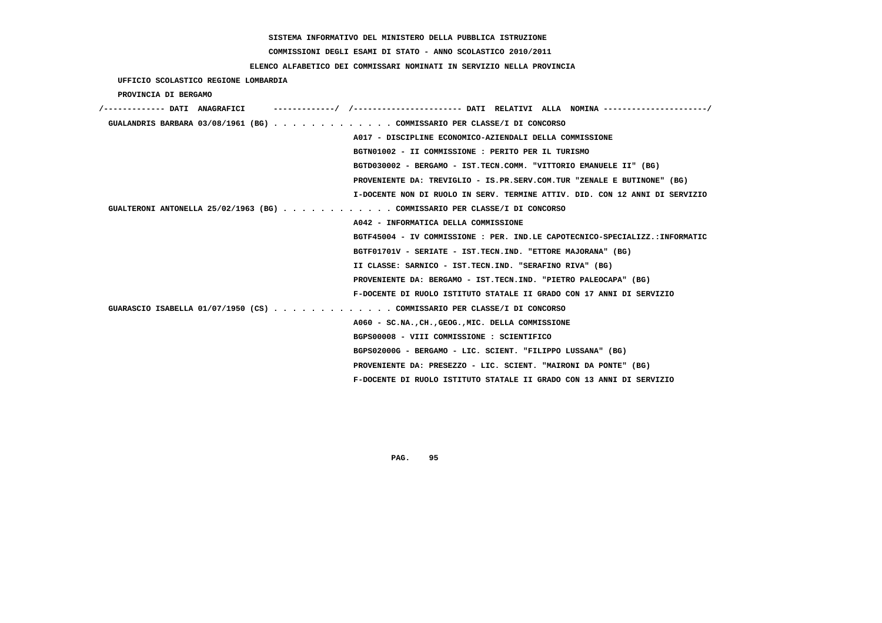SISTEMA INFORMATIVO DEL MINISTERO DELLA PUBBLICA ISTRUZIONE

COMMISSIONI DEGLI ESAMI DI STATO - ANNO SCOLASTICO 2010/2011

ELENCO ALFABETICO DEI COMMISSARI NOMINATI IN SERVIZIO NELLA PROVINCIA

UFFICIO SCOLASTICO REGIONE LOMBARDIA

PROVINCIA DI BERGAMO

```
/------------- DATI  ANAGRAFICI      -------------/  /----------------------- DATI  RELATIVI  ALLA  NOMINA ---------------------/
 GUALANDRIS BARBARA 03/08/1961 (BG) . . . . . . . . . . . . . COMMISSARIO PER CLASSE/I DI CONCORSO
                                                    A017 - DISCIPLINE ECONOMICO-AZIENDALI DELLA COMMISSIONE
                                                    BGTN01002 - II COMMISSIONE : PERITO PER IL TURISMO
                                                    BGTD030002 - BERGAMO - IST.TECN.COMM. "VITTORIO EMANUELE II" (BG)
                                                    PROVENIENTE DA: TREVIGLIO - IS.PR.SERV.COM.TUR "ZENALE E BUTINONE" (BG)
                                                    I-DOCENTE NON DI RUOLO IN SERV. TERMINE ATTIV. DID. CON 12 ANNI DI SERVIZIO
 GUALTERONI ANTONELLA 25/02/1963 (BG) . . . . . . . . . . . . COMMISSARIO PER CLASSE/I DI CONCORSO
                                                    A042 - INFORMATICA DELLA COMMISSIONE
                                                    BGTF45004 - IV COMMISSIONE : PER. IND.LE CAPOTECNICO-SPECIALIZZ.:INFORMATIC
                                                    BGTF01701V - SERIATE - IST.TECN.IND. "ETTORE MAJORANA" (BG)
                                                    II CLASSE: SARNICO - IST.TECN.IND. "SERAFINO RIVA" (BG)
                                                    PROVENIENTE DA: BERGAMO - IST.TECN.IND. "PIETRO PALEOCAPA" (BG)
                                                    F-DOCENTE DI RUOLO ISTITUTO STATALE II GRADO CON 17 ANNI DI SERVIZIO
 GUARASCIO ISABELLA 01/07/1950 (CS) . . . . . . . . . . . . . COMMISSARIO PER CLASSE/I DI CONCORSO
                                                    A060 - SC.NA.,CH.,GEOG.,MIC. DELLA COMMISSIONE
                                                    BGPS00008 - VIII COMMISSIONE : SCIENTIFICO
                                                    BGPS02000G - BERGAMO - LIC. SCIENT. "FILIPPO LUSSANA" (BG)
                                                    PROVENIENTE DA: PRESEZZO - LIC. SCIENT. "MAIRONI DA PONTE" (BG)
                                                    F-DOCENTE DI RUOLO ISTITUTO STATALE II GRADO CON 13 ANNI DI SERVIZIO
```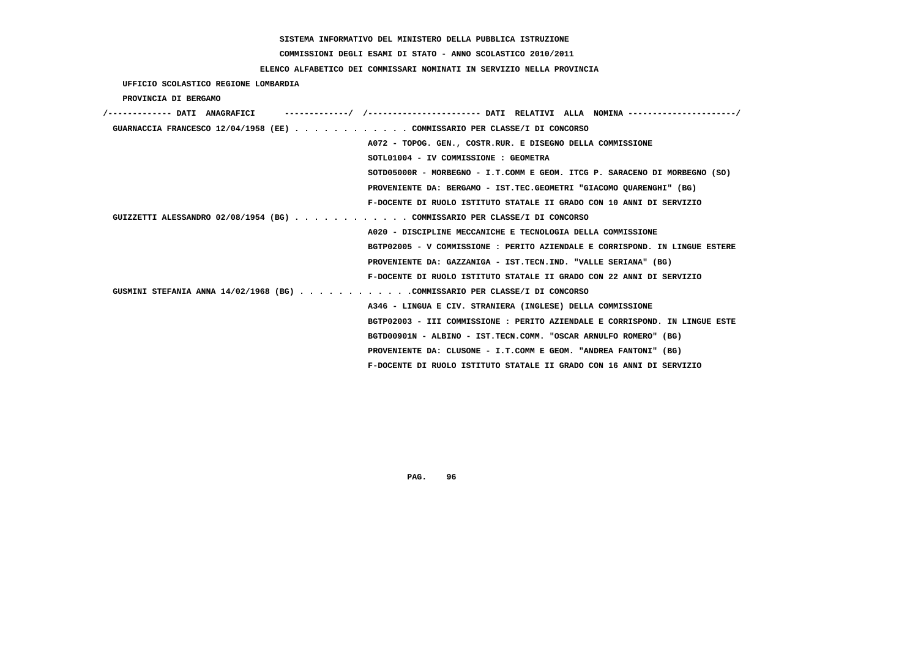SISTEMA INFORMATIVO DEL MINISTERO DELLA PUBBLICA ISTRUZIONE

COMMISSIONI DEGLI ESAMI DI STATO - ANNO SCOLASTICO 2010/2011

ELENCO ALFABETICO DEI COMMISSARI NOMINATI IN SERVIZIO NELLA PROVINCIA

UFFICIO SCOLASTICO REGIONE LOMBARDIA

PROVINCIA DI BERGAMO

/------------- DATI ANAGRAFICI -------------/ /---------------------- DATI RELATIVI ALLA NOMINA ---------------------/

GUARNACCIA FRANCESCO 12/04/1958 (EE) . . . . . . . . . . . . COMMISSARIO PER CLASSE/I DI CONCORSO

A072 - TOPOG. GEN., COSTR.RUR. E DISEGNO DELLA COMMISSIONE

SOTL01004 - IV COMMISSIONE : GEOMETRA

SOTD05000R - MORBEGNO - I.T.COMM E GEOM. ITCG P. SARACENO DI MORBEGNO (SO)

PROVENIENTE DA: BERGAMO - IST.TEC.GEOMETRI "GIACOMO QUARENGHI" (BG)

F-DOCENTE DI RUOLO ISTITUTO STATALE II GRADO CON 10 ANNI DI SERVIZIO

GUIZZETTI ALESSANDRO 02/08/1954 (BG) . . . . . . . . . . . . COMMISSARIO PER CLASSE/I DI CONCORSO

A020 - DISCIPLINE MECCANICHE E TECNOLOGIA DELLA COMMISSIONE

BGTP02005 - V COMMISSIONE : PERITO AZIENDALE E CORRISPOND. IN LINGUE ESTERE

PROVENIENTE DA: GAZZANIGA - IST.TECN.IND. "VALLE SERIANA" (BG)

F-DOCENTE DI RUOLO ISTITUTO STATALE II GRADO CON 22 ANNI DI SERVIZIO

GUSMINI STEFANIA ANNA 14/02/1968 (BG) . . . . . . . . . . . .COMMISSARIO PER CLASSE/I DI CONCORSO

A346 - LINGUA E CIV. STRANIERA (INGLESE) DELLA COMMISSIONE

BGTP02003 - III COMMISSIONE : PERITO AZIENDALE E CORRISPOND. IN LINGUE ESTE

BGTD00901N - ALBINO - IST.TECN.COMM. "OSCAR ARNULFO ROMERO" (BG)

PROVENIENTE DA: CLUSONE - I.T.COMM E GEOM. "ANDREA FANTONI" (BG)

F-DOCENTE DI RUOLO ISTITUTO STATALE II GRADO CON 16 ANNI DI SERVIZIO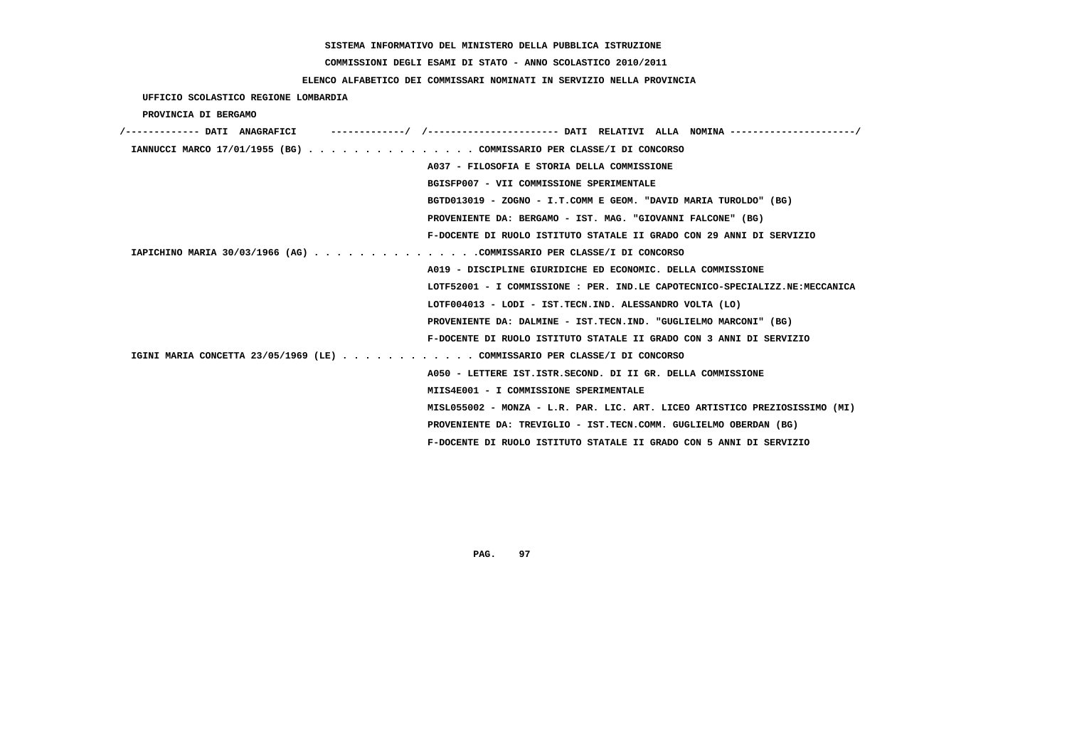SISTEMA INFORMATIVO DEL MINISTERO DELLA PUBBLICA ISTRUZIONE

COMMISSIONI DEGLI ESAMI DI STATO - ANNO SCOLASTICO 2010/2011

ELENCO ALFABETICO DEI COMMISSARI NOMINATI IN SERVIZIO NELLA PROVINCIA

UFFICIO SCOLASTICO REGIONE LOMBARDIA

PROVINCIA DI BERGAMO

/------------- DATI ANAGRAFICI -------------/ /---------------------- DATI RELATIVI ALLA NOMINA ---------------------/

IANNUCCI MARCO 17/01/1955 (BG) . . . . . . . . . . . . . . . COMMISSARIO PER CLASSE/I DI CONCORSO

A037 - FILOSOFIA E STORIA DELLA COMMISSIONE

BGISFP007 - VII COMMISSIONE SPERIMENTALE

BGTD013019 - ZOGNO - I.T.COMM E GEOM. "DAVID MARIA TUROLDO" (BG)

PROVENIENTE DA: BERGAMO - IST. MAG. "GIOVANNI FALCONE" (BG)

F-DOCENTE DI RUOLO ISTITUTO STATALE II GRADO CON 29 ANNI DI SERVIZIO

IAPICHINO MARIA 30/03/1966 (AG) . . . . . . . . . . . . . . .COMMISSARIO PER CLASSE/I DI CONCORSO

A019 - DISCIPLINE GIURIDICHE ED ECONOMIC. DELLA COMMISSIONE

LOTF52001 - I COMMISSIONE : PER. IND.LE CAPOTECNICO-SPECIALIZZ.NE:MECCANICA

LOTF004013 - LODI - IST.TECN.IND. ALESSANDRO VOLTA (LO)

PROVENIENTE DA: DALMINE - IST.TECN.IND. "GUGLIELMO MARCONI" (BG)

F-DOCENTE DI RUOLO ISTITUTO STATALE II GRADO CON 3 ANNI DI SERVIZIO

IGINI MARIA CONCETTA 23/05/1969 (LE) . . . . . . . . . . . . COMMISSARIO PER CLASSE/I DI CONCORSO

A050 - LETTERE IST.ISTR.SECOND. DI II GR. DELLA COMMISSIONE

MIIS4E001 - I COMMISSIONE SPERIMENTALE

MISL055002 - MONZA - L.R. PAR. LIC. ART. LICEO ARTISTICO PREZIOSISSIMO (MI)

PROVENIENTE DA: TREVIGLIO - IST.TECN.COMM. GUGLIELMO OBERDAN (BG)

F-DOCENTE DI RUOLO ISTITUTO STATALE II GRADO CON 5 ANNI DI SERVIZIO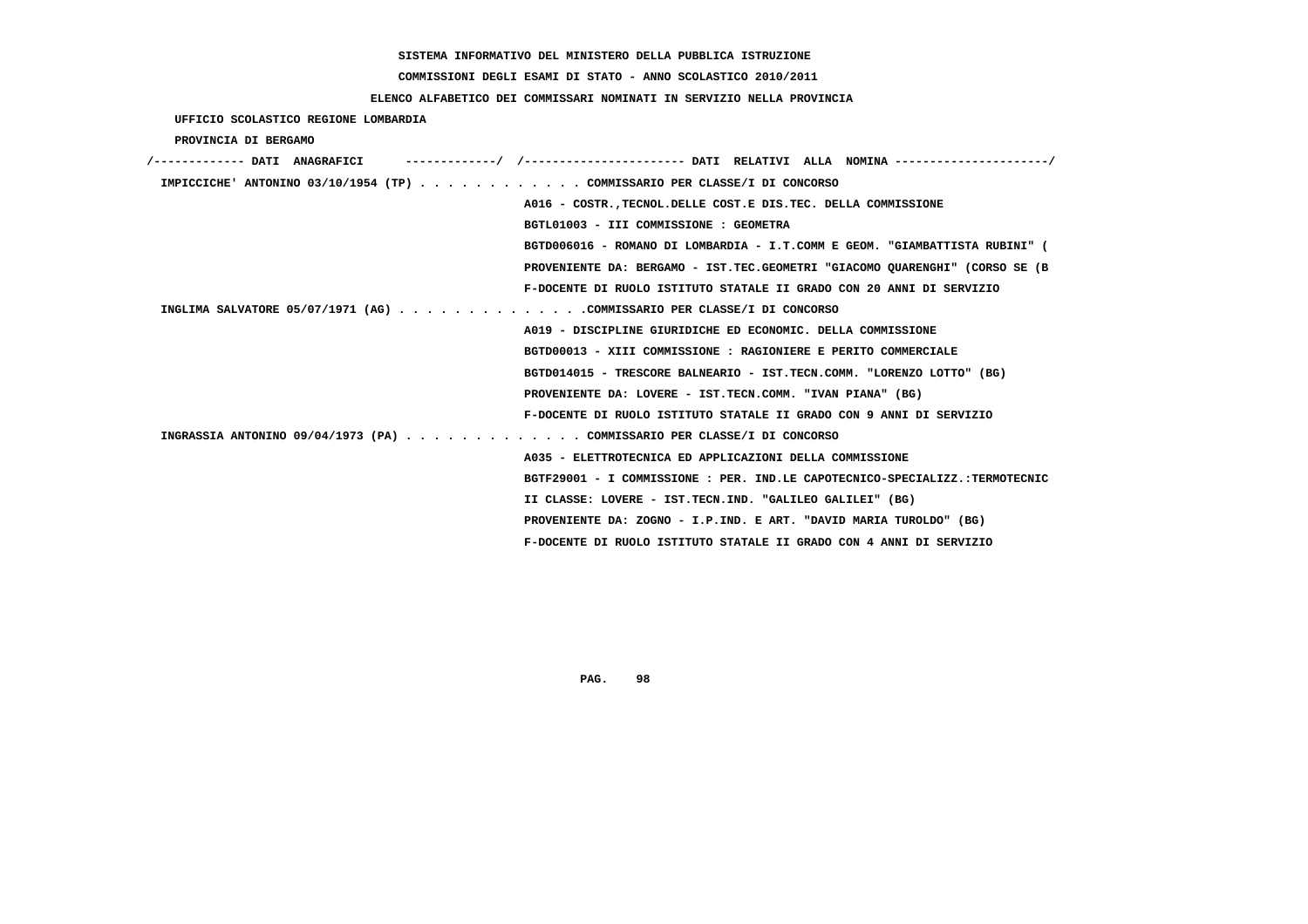SISTEMA INFORMATIVO DEL MINISTERO DELLA PUBBLICA ISTRUZIONE

COMMISSIONI DEGLI ESAMI DI STATO - ANNO SCOLASTICO 2010/2011

ELENCO ALFABETICO DEI COMMISSARI NOMINATI IN SERVIZIO NELLA PROVINCIA

UFFICIO SCOLASTICO REGIONE LOMBARDIA

PROVINCIA DI BERGAMO

/------------- DATI ANAGRAFICI -------------/ /---------------------- DATI RELATIVI ALLA NOMINA ---------------------/

IMPICCICHE' ANTONINO 03/10/1954 (TP) . . . . . . . . . . . . COMMISSARIO PER CLASSE/I DI CONCORSO
A016 - COSTR.,TECNOL.DELLE COST.E DIS.TEC. DELLA COMMISSIONE
BGTL01003 - III COMMISSIONE : GEOMETRA
BGTD006016 - ROMANO DI LOMBARDIA - I.T.COMM E GEOM. "GIAMBATTISTA RUBINI" (
PROVENIENTE DA: BERGAMO - IST.TEC.GEOMETRI "GIACOMO QUARENGHI" (CORSO SE (B
F-DOCENTE DI RUOLO ISTITUTO STATALE II GRADO CON 20 ANNI DI SERVIZIO

INGLIMA SALVATORE 05/07/1971 (AG) . . . . . . . . . . . . . .COMMISSARIO PER CLASSE/I DI CONCORSO
A019 - DISCIPLINE GIURIDICHE ED ECONOMIC. DELLA COMMISSIONE
BGTD00013 - XIII COMMISSIONE : RAGIONIERE E PERITO COMMERCIALE
BGTD014015 - TRESCORE BALNEARIO - IST.TECN.COMM. "LORENZO LOTTO" (BG)
PROVENIENTE DA: LOVERE - IST.TECN.COMM. "IVAN PIANA" (BG)
F-DOCENTE DI RUOLO ISTITUTO STATALE II GRADO CON 9 ANNI DI SERVIZIO

INGRASSIA ANTONINO 09/04/1973 (PA) . . . . . . . . . . . . . COMMISSARIO PER CLASSE/I DI CONCORSO
A035 - ELETTROTECNICA ED APPLICAZIONI DELLA COMMISSIONE
BGTF29001 - I COMMISSIONE : PER. IND.LE CAPOTECNICO-SPECIALIZZ.:TERMOTECNIC
II CLASSE: LOVERE - IST.TECN.IND. "GALILEO GALILEI" (BG)
PROVENIENTE DA: ZOGNO - I.P.IND. E ART. "DAVID MARIA TUROLDO" (BG)
F-DOCENTE DI RUOLO ISTITUTO STATALE II GRADO CON 4 ANNI DI SERVIZIO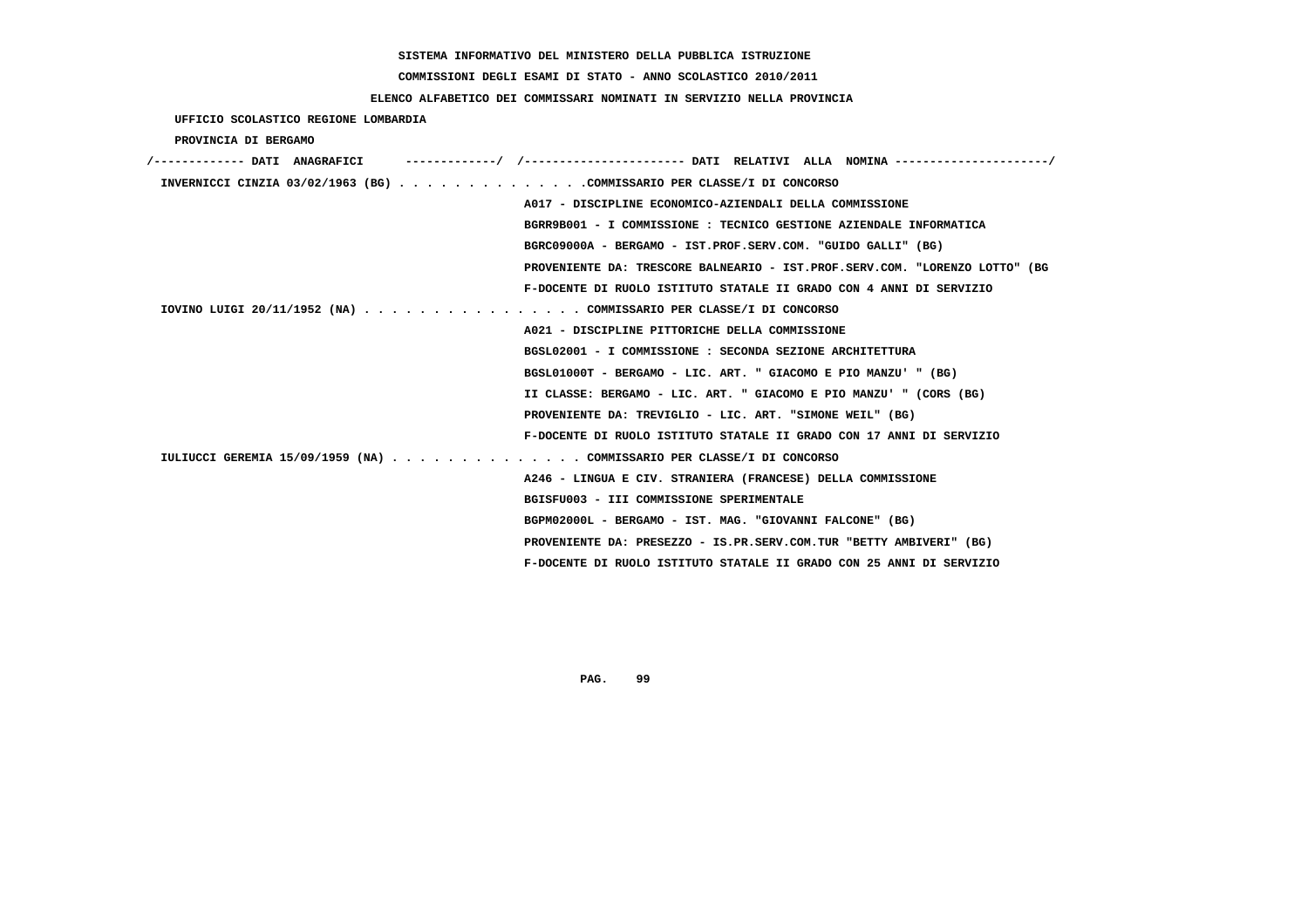SISTEMA INFORMATIVO DEL MINISTERO DELLA PUBBLICA ISTRUZIONE

COMMISSIONI DEGLI ESAMI DI STATO - ANNO SCOLASTICO 2010/2011

ELENCO ALFABETICO DEI COMMISSARI NOMINATI IN SERVIZIO NELLA PROVINCIA

UFFICIO SCOLASTICO REGIONE LOMBARDIA

PROVINCIA DI BERGAMO

/------------- DATI ANAGRAFICI -------------/ /---------------------- DATI RELATIVI ALLA NOMINA ---------------------/

**INVERNICCI CINZIA 03/02/1963 (BG)** . . . . . . . . . . . . . .COMMISSARIO PER CLASSE/I DI CONCORSO

A017 - DISCIPLINE ECONOMICO-AZIENDALI DELLA COMMISSIONE
BGRR9B001 - I COMMISSIONE : TECNICO GESTIONE AZIENDALE INFORMATICA
BGRC09000A - BERGAMO - IST.PROF.SERV.COM. "GUIDO GALLI" (BG)
PROVENIENTE DA: TRESCORE BALNEARIO - IST.PROF.SERV.COM. "LORENZO LOTTO" (BG
F-DOCENTE DI RUOLO ISTITUTO STATALE II GRADO CON 4 ANNI DI SERVIZIO

**IOVINO LUIGI 20/11/1952 (NA)** . . . . . . . . . . . . . . . . COMMISSARIO PER CLASSE/I DI CONCORSO

A021 - DISCIPLINE PITTORICHE DELLA COMMISSIONE
BGSL02001 - I COMMISSIONE : SECONDA SEZIONE ARCHITETTURA
BGSL01000T - BERGAMO - LIC. ART. " GIACOMO E PIO MANZU' " (BG)
II CLASSE: BERGAMO - LIC. ART. " GIACOMO E PIO MANZU' " (CORS (BG)
PROVENIENTE DA: TREVIGLIO - LIC. ART. "SIMONE WEIL" (BG)
F-DOCENTE DI RUOLO ISTITUTO STATALE II GRADO CON 17 ANNI DI SERVIZIO

**IULIUCCI GEREMIA 15/09/1959 (NA)** . . . . . . . . . . . . . . COMMISSARIO PER CLASSE/I DI CONCORSO

A246 - LINGUA E CIV. STRANIERA (FRANCESE) DELLA COMMISSIONE
BGISFU003 - III COMMISSIONE SPERIMENTALE
BGPM02000L - BERGAMO - IST. MAG. "GIOVANNI FALCONE" (BG)
PROVENIENTE DA: PRESEZZO - IS.PR.SERV.COM.TUR "BETTY AMBIVERI" (BG)
F-DOCENTE DI RUOLO ISTITUTO STATALE II GRADO CON 25 ANNI DI SERVIZIO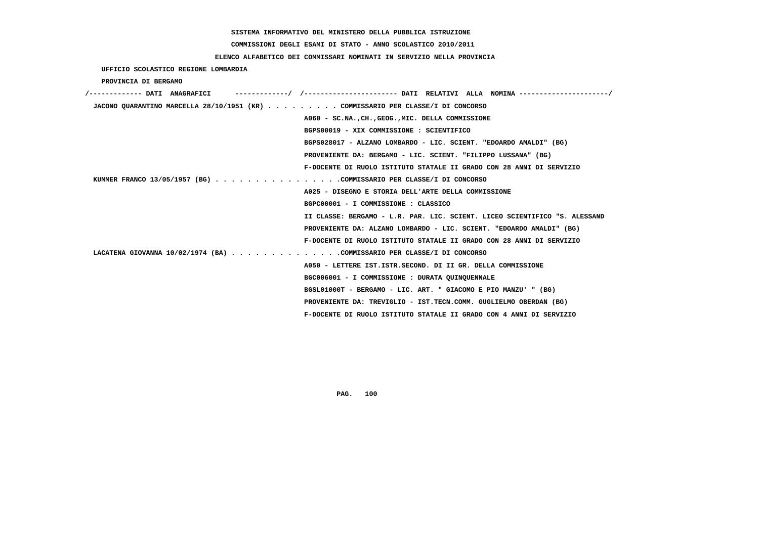SISTEMA INFORMATIVO DEL MINISTERO DELLA PUBBLICA ISTRUZIONE

COMMISSIONI DEGLI ESAMI DI STATO - ANNO SCOLASTICO 2010/2011

ELENCO ALFABETICO DEI COMMISSARI NOMINATI IN SERVIZIO NELLA PROVINCIA

UFFICIO SCOLASTICO REGIONE LOMBARDIA

PROVINCIA DI BERGAMO

```
/------------- DATI  ANAGRAFICI      -------------/  /---------------------- DATI  RELATIVI  ALLA  NOMINA ---------------------/
 JACONO QUARANTINO MARCELLA 28/10/1951 (KR) . . . . . . . . . COMMISSARIO PER CLASSE/I DI CONCORSO
                                                      A060 - SC.NA.,CH.,GEOG.,MIC. DELLA COMMISSIONE
                                                      BGPS00019 - XIX COMMISSIONE : SCIENTIFICO
                                                      BGPS028017 - ALZANO LOMBARDO - LIC. SCIENT. "EDOARDO AMALDI" (BG)
                                                      PROVENIENTE DA: BERGAMO - LIC. SCIENT. "FILIPPO LUSSANA" (BG)
                                                      F-DOCENTE DI RUOLO ISTITUTO STATALE II GRADO CON 28 ANNI DI SERVIZIO
 KUMMER FRANCO 13/05/1957 (BG) . . . . . . . . . . . . . . . .COMMISSARIO PER CLASSE/I DI CONCORSO
                                                      A025 - DISEGNO E STORIA DELL'ARTE DELLA COMMISSIONE
                                                      BGPC00001 - I COMMISSIONE : CLASSICO
                                                      II CLASSE: BERGAMO - L.R. PAR. LIC. SCIENT. LICEO SCIENTIFICO "S. ALESSAND
                                                      PROVENIENTE DA: ALZANO LOMBARDO - LIC. SCIENT. "EDOARDO AMALDI" (BG)
                                                      F-DOCENTE DI RUOLO ISTITUTO STATALE II GRADO CON 28 ANNI DI SERVIZIO
 LACATENA GIOVANNA 10/02/1974 (BA) . . . . . . . . . . . . . .COMMISSARIO PER CLASSE/I DI CONCORSO
                                                      A050 - LETTERE IST.ISTR.SECOND. DI II GR. DELLA COMMISSIONE
                                                      BGC006001 - I COMMISSIONE : DURATA QUINQUENNALE
                                                      BGSL01000T - BERGAMO - LIC. ART. " GIACOMO E PIO MANZU' " (BG)
                                                      PROVENIENTE DA: TREVIGLIO - IST.TECN.COMM. GUGLIELMO OBERDAN (BG)
                                                      F-DOCENTE DI RUOLO ISTITUTO STATALE II GRADO CON 4 ANNI DI SERVIZIO
```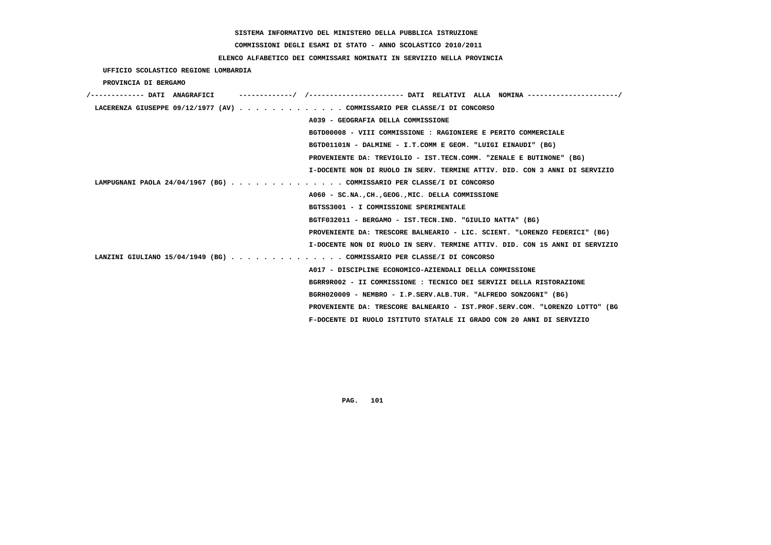SISTEMA INFORMATIVO DEL MINISTERO DELLA PUBBLICA ISTRUZIONE

COMMISSIONI DEGLI ESAMI DI STATO - ANNO SCOLASTICO 2010/2011

ELENCO ALFABETICO DEI COMMISSARI NOMINATI IN SERVIZIO NELLA PROVINCIA

UFFICIO SCOLASTICO REGIONE LOMBARDIA

PROVINCIA DI BERGAMO

/------------- DATI ANAGRAFICI -------------/ /---------------------- DATI RELATIVI ALLA NOMINA ---------------------/

LACERENZA GIUSEPPE 09/12/1977 (AV) . . . . . . . . . . . . . COMMISSARIO PER CLASSE/I DI CONCORSO
A039 - GEOGRAFIA DELLA COMMISSIONE
BGTD00008 - VIII COMMISSIONE : RAGIONIERE E PERITO COMMERCIALE
BGTD01101N - DALMINE - I.T.COMM E GEOM. "LUIGI EINAUDI" (BG)
PROVENIENTE DA: TREVIGLIO - IST.TECN.COMM. "ZENALE E BUTINONE" (BG)
I-DOCENTE NON DI RUOLO IN SERV. TERMINE ATTIV. DID. CON 3 ANNI DI SERVIZIO

LAMPUGNANI PAOLA 24/04/1967 (BG) . . . . . . . . . . . . . COMMISSARIO PER CLASSE/I DI CONCORSO
A060 - SC.NA.,CH.,GEOG.,MIC. DELLA COMMISSIONE
BGTSS3001 - I COMMISSIONE SPERIMENTALE
BGTF032011 - BERGAMO - IST.TECN.IND. "GIULIO NATTA" (BG)
PROVENIENTE DA: TRESCORE BALNEARIO - LIC. SCIENT. "LORENZO FEDERICI" (BG)
I-DOCENTE NON DI RUOLO IN SERV. TERMINE ATTIV. DID. CON 15 ANNI DI SERVIZIO

LANZINI GIULIANO 15/04/1949 (BG) . . . . . . . . . . . . . COMMISSARIO PER CLASSE/I DI CONCORSO
A017 - DISCIPLINE ECONOMICO-AZIENDALI DELLA COMMISSIONE
BGRR9R002 - II COMMISSIONE : TECNICO DEI SERVIZI DELLA RISTORAZIONE
BGRH020009 - NEMBRO - I.P.SERV.ALB.TUR. "ALFREDO SONZOGNI" (BG)
PROVENIENTE DA: TRESCORE BALNEARIO - IST.PROF.SERV.COM. "LORENZO LOTTO" (BG
F-DOCENTE DI RUOLO ISTITUTO STATALE II GRADO CON 20 ANNI DI SERVIZIO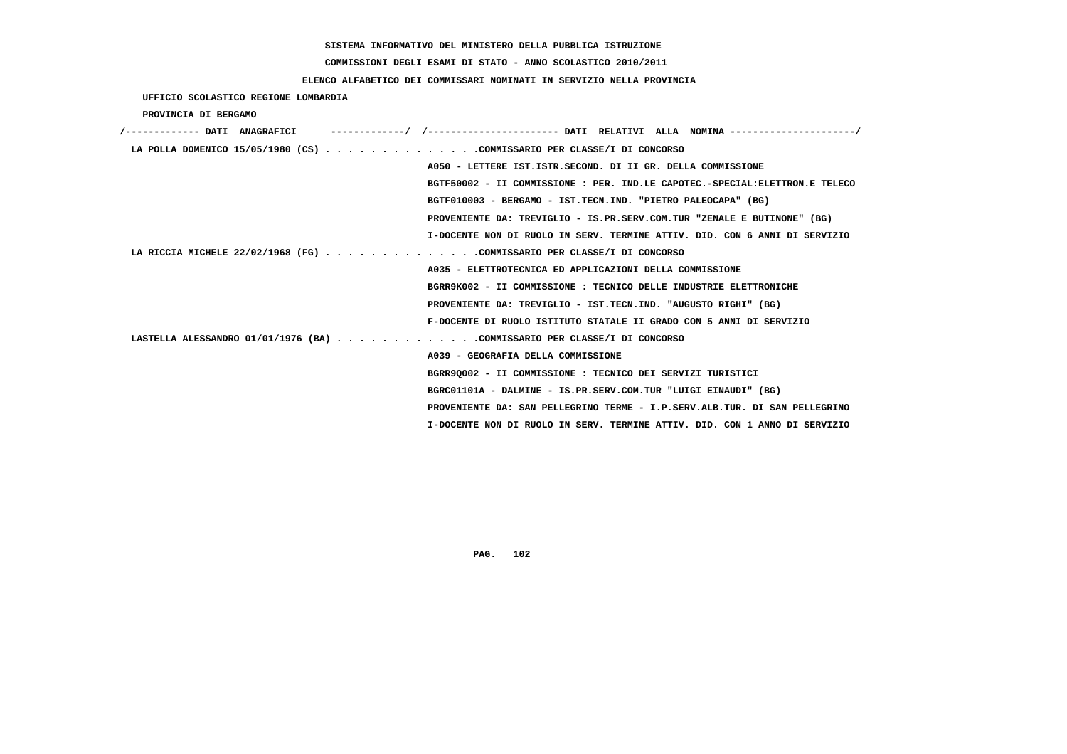SISTEMA INFORMATIVO DEL MINISTERO DELLA PUBBLICA ISTRUZIONE

COMMISSIONI DEGLI ESAMI DI STATO - ANNO SCOLASTICO 2010/2011

ELENCO ALFABETICO DEI COMMISSARI NOMINATI IN SERVIZIO NELLA PROVINCIA

UFFICIO SCOLASTICO REGIONE LOMBARDIA

PROVINCIA DI BERGAMO

/------------- DATI ANAGRAFICI -------------/ /---------------------- DATI RELATIVI ALLA NOMINA ---------------------/

LA POLLA DOMENICO 15/05/1980 (CS) . . . . . . . . . . . . . .COMMISSARIO PER CLASSE/I DI CONCORSO
A050 - LETTERE IST.ISTR.SECOND. DI II GR. DELLA COMMISSIONE
BGTF50002 - II COMMISSIONE : PER. IND.LE CAPOTEC.-SPECIAL:ELETTRON.E TELECO
BGTF010003 - BERGAMO - IST.TECN.IND. "PIETRO PALEOCAPA" (BG)
PROVENIENTE DA: TREVIGLIO - IS.PR.SERV.COM.TUR "ZENALE E BUTINONE" (BG)
I-DOCENTE NON DI RUOLO IN SERV. TERMINE ATTIV. DID. CON 6 ANNI DI SERVIZIO

LA RICCIA MICHELE 22/02/1968 (FG) . . . . . . . . . . . . . .COMMISSARIO PER CLASSE/I DI CONCORSO
A035 - ELETTROTECNICA ED APPLICAZIONI DELLA COMMISSIONE
BGRR9K002 - II COMMISSIONE : TECNICO DELLE INDUSTRIE ELETTRONICHE
PROVENIENTE DA: TREVIGLIO - IST.TECN.IND. "AUGUSTO RIGHI" (BG)
F-DOCENTE DI RUOLO ISTITUTO STATALE II GRADO CON 5 ANNI DI SERVIZIO

LASTELLA ALESSANDRO 01/01/1976 (BA) . . . . . . . . . . . . .COMMISSARIO PER CLASSE/I DI CONCORSO
A039 - GEOGRAFIA DELLA COMMISSIONE
BGRR9Q002 - II COMMISSIONE : TECNICO DEI SERVIZI TURISTICI
BGRC01101A - DALMINE - IS.PR.SERV.COM.TUR "LUIGI EINAUDI" (BG)
PROVENIENTE DA: SAN PELLEGRINO TERME - I.P.SERV.ALB.TUR. DI SAN PELLEGRINO
I-DOCENTE NON DI RUOLO IN SERV. TERMINE ATTIV. DID. CON 1 ANNO DI SERVIZIO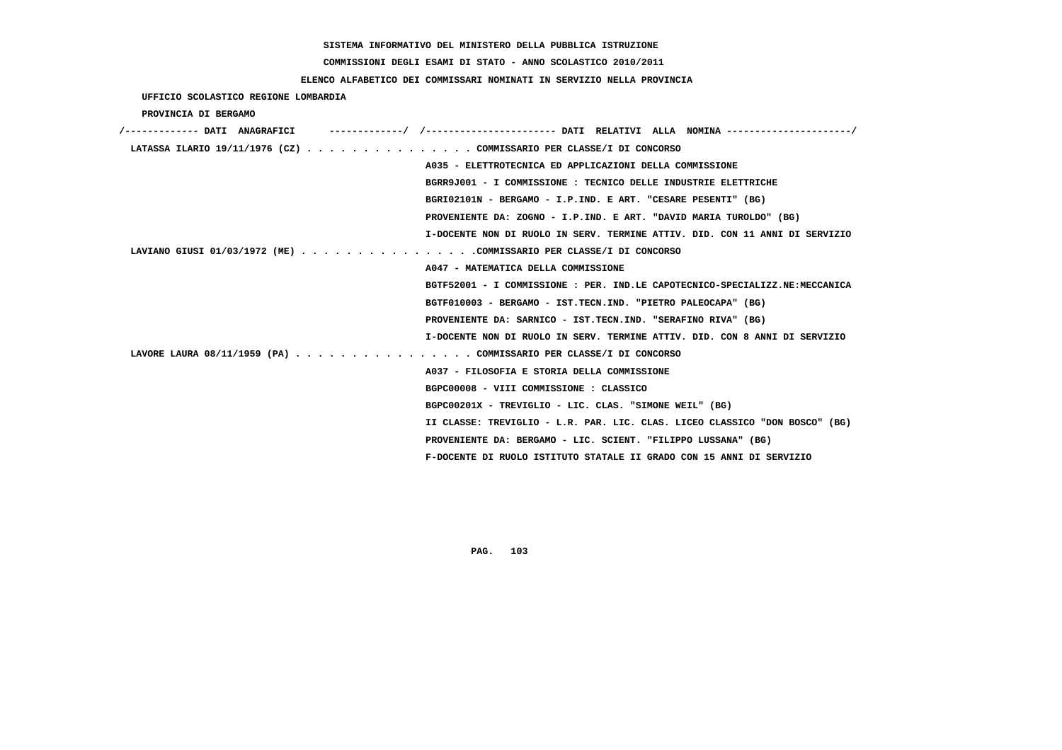**SISTEMA INFORMATIVO DEL MINISTERO DELLA PUBBLICA ISTRUZIONE**

**COMMISSIONI DEGLI ESAMI DI STATO - ANNO SCOLASTICO 2010/2011**

**ELENCO ALFABETICO DEI COMMISSARI NOMINATI IN SERVIZIO NELLA PROVINCIA**

**UFFICIO SCOLASTICO REGIONE LOMBARDIA**

**PROVINCIA DI BERGAMO**

```
/------------- DATI  ANAGRAFICI      -------------/  /---------------------- DATI  RELATIVI  ALLA  NOMINA ---------------------/
 LATASSA ILARIO 19/11/1976 (CZ) . . . . . . . . . . . . . . . COMMISSARIO PER CLASSE/I DI CONCORSO
                                                  A035 - ELETTROTECNICA ED APPLICAZIONI DELLA COMMISSIONE
                                                  BGRR9J001 - I COMMISSIONE : TECNICO DELLE INDUSTRIE ELETTRICHE
                                                  BGRI02101N - BERGAMO - I.P.IND. E ART. "CESARE PESENTI" (BG)
                                                  PROVENIENTE DA: ZOGNO - I.P.IND. E ART. "DAVID MARIA TUROLDO" (BG)
                                                  I-DOCENTE NON DI RUOLO IN SERV. TERMINE ATTIV. DID. CON 11 ANNI DI SERVIZIO
 LAVIANO GIUSI 01/03/1972 (ME) . . . . . . . . . . . . . . . .COMMISSARIO PER CLASSE/I DI CONCORSO
                                                  A047 - MATEMATICA DELLA COMMISSIONE
                                                  BGTF52001 - I COMMISSIONE : PER. IND.LE CAPOTECNICO-SPECIALIZZ.NE:MECCANICA
                                                  BGTF010003 - BERGAMO - IST.TECN.IND. "PIETRO PALEOCAPA" (BG)
                                                  PROVENIENTE DA: SARNICO - IST.TECN.IND. "SERAFINO RIVA" (BG)
                                                  I-DOCENTE NON DI RUOLO IN SERV. TERMINE ATTIV. DID. CON 8 ANNI DI SERVIZIO
 LAVORE LAURA 08/11/1959 (PA) . . . . . . . . . . . . . . . . COMMISSARIO PER CLASSE/I DI CONCORSO
                                                  A037 - FILOSOFIA E STORIA DELLA COMMISSIONE
                                                  BGPC00008 - VIII COMMISSIONE : CLASSICO
                                                  BGPC00201X - TREVIGLIO - LIC. CLAS. "SIMONE WEIL" (BG)
                                                  II CLASSE: TREVIGLIO - L.R. PAR. LIC. CLAS. LICEO CLASSICO "DON BOSCO" (BG)
                                                  PROVENIENTE DA: BERGAMO - LIC. SCIENT. "FILIPPO LUSSANA" (BG)
                                                  F-DOCENTE DI RUOLO ISTITUTO STATALE II GRADO CON 15 ANNI DI SERVIZIO
```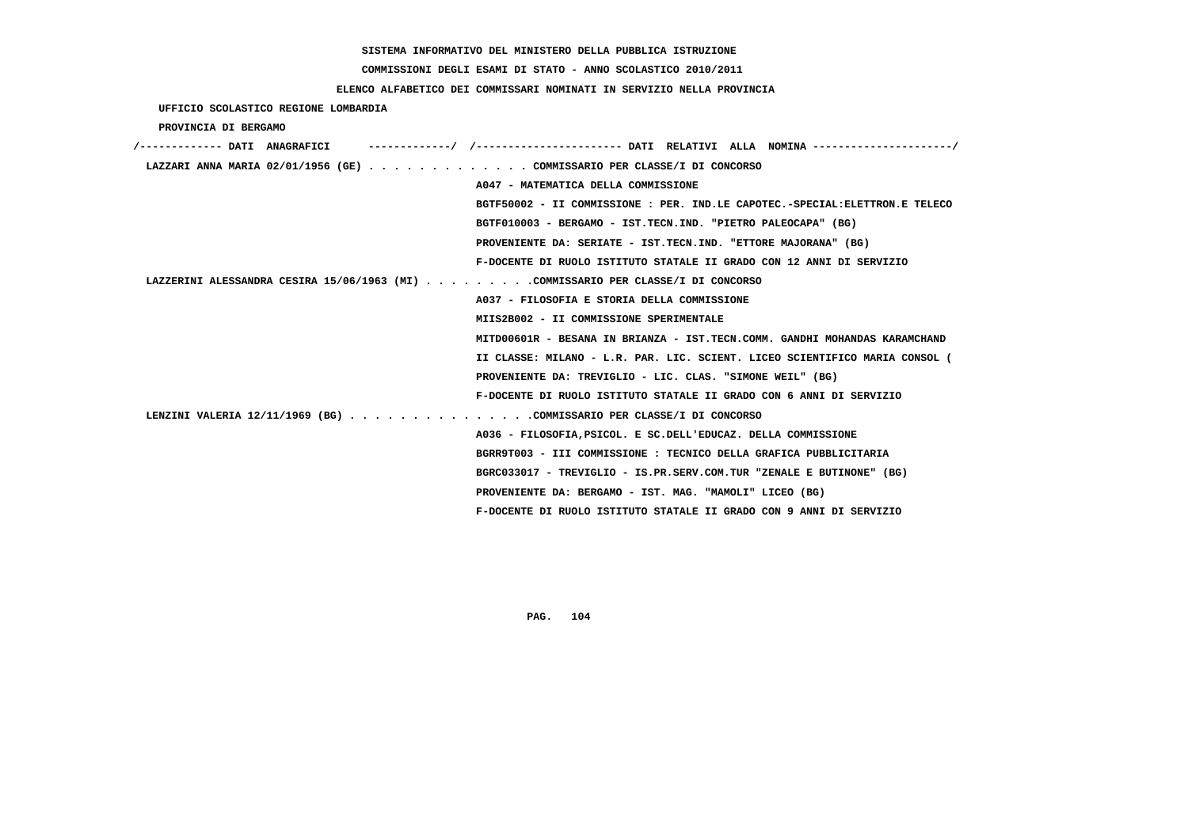SISTEMA INFORMATIVO DEL MINISTERO DELLA PUBBLICA ISTRUZIONE

COMMISSIONI DEGLI ESAMI DI STATO - ANNO SCOLASTICO 2010/2011

ELENCO ALFABETICO DEI COMMISSARI NOMINATI IN SERVIZIO NELLA PROVINCIA

UFFICIO SCOLASTICO REGIONE LOMBARDIA

PROVINCIA DI BERGAMO

/------------- DATI ANAGRAFICI -------------/ /---------------------- DATI RELATIVI ALLA NOMINA ---------------------/

LAZZARI ANNA MARIA 02/01/1956 (GE) . . . . . . . . . . . . . COMMISSARIO PER CLASSE/I DI CONCORSO
A047 - MATEMATICA DELLA COMMISSIONE
BGTF50002 - II COMMISSIONE : PER. IND.LE CAPOTEC.-SPECIAL:ELETTRON.E TELECO
BGTF010003 - BERGAMO - IST.TECN.IND. "PIETRO PALEOCAPA" (BG)
PROVENIENTE DA: SERIATE - IST.TECN.IND. "ETTORE MAJORANA" (BG)
F-DOCENTE DI RUOLO ISTITUTO STATALE II GRADO CON 12 ANNI DI SERVIZIO

LAZZERINI ALESSANDRA CESIRA 15/06/1963 (MI) . . . . . . . . .COMMISSARIO PER CLASSE/I DI CONCORSO
A037 - FILOSOFIA E STORIA DELLA COMMISSIONE
MIIS2B002 - II COMMISSIONE SPERIMENTALE
MITD00601R - BESANA IN BRIANZA - IST.TECN.COMM. GANDHI MOHANDAS KARAMCHAND
II CLASSE: MILANO - L.R. PAR. LIC. SCIENT. LICEO SCIENTIFICO MARIA CONSOL (
PROVENIENTE DA: TREVIGLIO - LIC. CLAS. "SIMONE WEIL" (BG)
F-DOCENTE DI RUOLO ISTITUTO STATALE II GRADO CON 6 ANNI DI SERVIZIO

LENZINI VALERIA 12/11/1969 (BG) . . . . . . . . . . . . . . .COMMISSARIO PER CLASSE/I DI CONCORSO
A036 - FILOSOFIA,PSICOL. E SC.DELL'EDUCAZ. DELLA COMMISSIONE
BGRR9T003 - III COMMISSIONE : TECNICO DELLA GRAFICA PUBBLICITARIA
BGRC033017 - TREVIGLIO - IS.PR.SERV.COM.TUR "ZENALE E BUTINONE" (BG)
PROVENIENTE DA: BERGAMO - IST. MAG. "MAMOLI" LICEO (BG)
F-DOCENTE DI RUOLO ISTITUTO STATALE II GRADO CON 9 ANNI DI SERVIZIO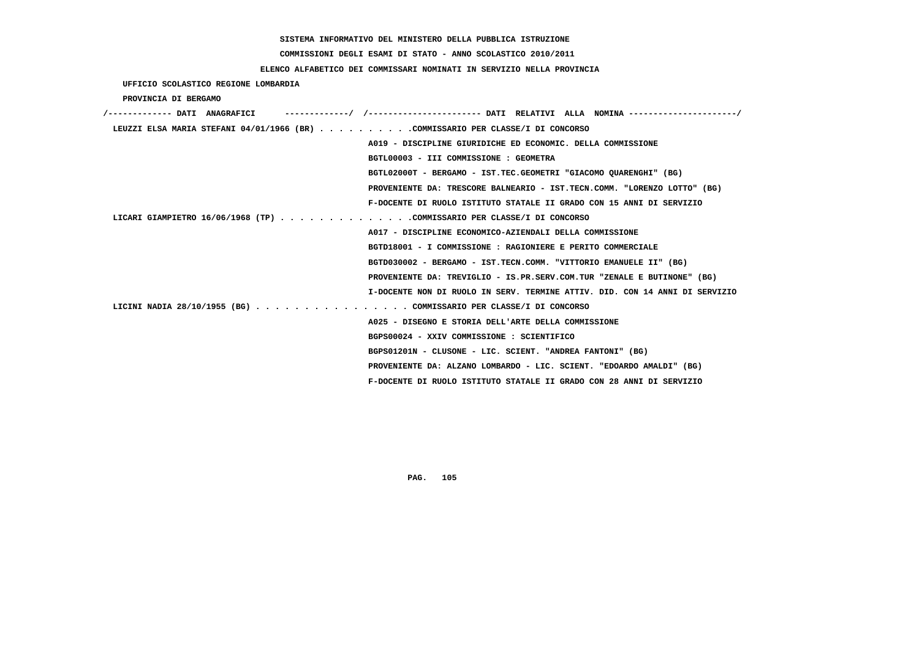SISTEMA INFORMATIVO DEL MINISTERO DELLA PUBBLICA ISTRUZIONE

COMMISSIONI DEGLI ESAMI DI STATO - ANNO SCOLASTICO 2010/2011

ELENCO ALFABETICO DEI COMMISSARI NOMINATI IN SERVIZIO NELLA PROVINCIA

UFFICIO SCOLASTICO REGIONE LOMBARDIA

PROVINCIA DI BERGAMO

/------------- DATI ANAGRAFICI -------------/ /----------------------- DATI RELATIVI ALLA NOMINA ----------------------/

LEUZZI ELSA MARIA STEFANI 04/01/1966 (BR) . . . . . . . . . .COMMISSARIO PER CLASSE/I DI CONCORSO
A019 - DISCIPLINE GIURIDICHE ED ECONOMIC. DELLA COMMISSIONE
BGTL00003 - III COMMISSIONE : GEOMETRA
BGTL02000T - BERGAMO - IST.TEC.GEOMETRI "GIACOMO QUARENGHI" (BG)
PROVENIENTE DA: TRESCORE BALNEARIO - IST.TECN.COMM. "LORENZO LOTTO" (BG)
F-DOCENTE DI RUOLO ISTITUTO STATALE II GRADO CON 15 ANNI DI SERVIZIO

LICARI GIAMPIETRO 16/06/1968 (TP) . . . . . . . . . . . . . .COMMISSARIO PER CLASSE/I DI CONCORSO
A017 - DISCIPLINE ECONOMICO-AZIENDALI DELLA COMMISSIONE
BGTD18001 - I COMMISSIONE : RAGIONIERE E PERITO COMMERCIALE
BGTD030002 - BERGAMO - IST.TECN.COMM. "VITTORIO EMANUELE II" (BG)
PROVENIENTE DA: TREVIGLIO - IS.PR.SERV.COM.TUR "ZENALE E BUTINONE" (BG)
I-DOCENTE NON DI RUOLO IN SERV. TERMINE ATTIV. DID. CON 14 ANNI DI SERVIZIO

LICINI NADIA 28/10/1955 (BG) . . . . . . . . . . . . . . . . COMMISSARIO PER CLASSE/I DI CONCORSO
A025 - DISEGNO E STORIA DELL'ARTE DELLA COMMISSIONE
BGPS00024 - XXIV COMMISSIONE : SCIENTIFICO
BGPS01201N - CLUSONE - LIC. SCIENT. "ANDREA FANTONI" (BG)
PROVENIENTE DA: ALZANO LOMBARDO - LIC. SCIENT. "EDOARDO AMALDI" (BG)
F-DOCENTE DI RUOLO ISTITUTO STATALE II GRADO CON 28 ANNI DI SERVIZIO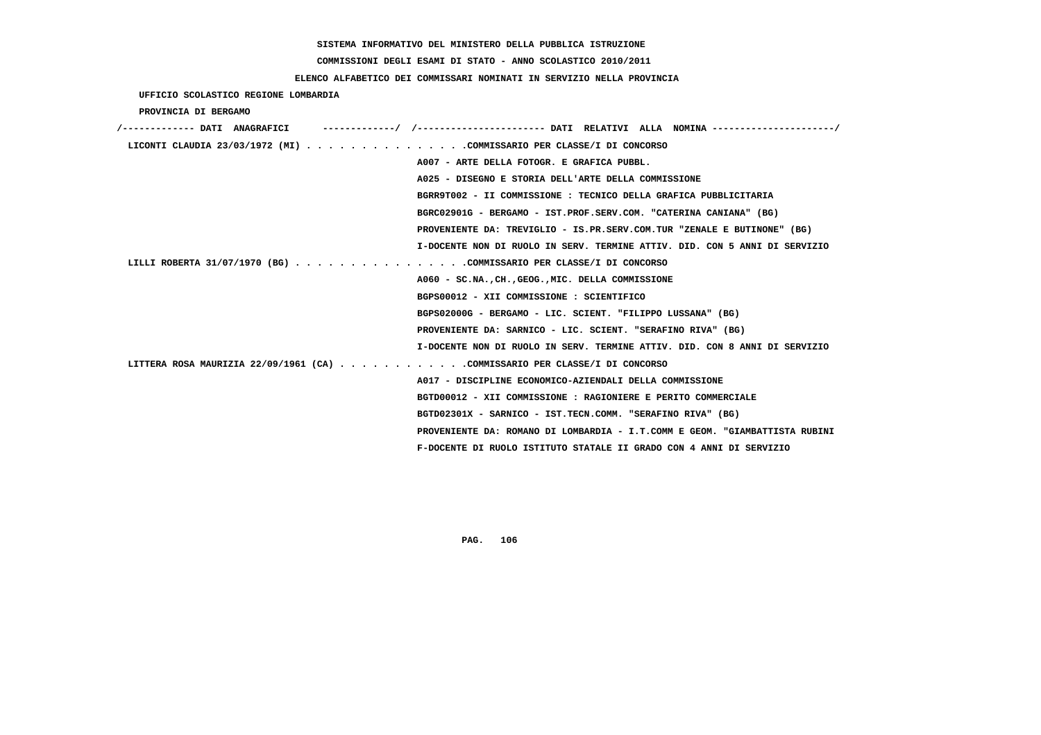SISTEMA INFORMATIVO DEL MINISTERO DELLA PUBBLICA ISTRUZIONE

COMMISSIONI DEGLI ESAMI DI STATO - ANNO SCOLASTICO 2010/2011

ELENCO ALFABETICO DEI COMMISSARI NOMINATI IN SERVIZIO NELLA PROVINCIA

UFFICIO SCOLASTICO REGIONE LOMBARDIA

PROVINCIA DI BERGAMO

```
/------------- DATI  ANAGRAFICI      -------------/  /----------------------- DATI  RELATIVI  ALLA  NOMINA ---------------------/
 LICONTI CLAUDIA 23/03/1972 (MI) . . . . . . . . . . . . . . .COMMISSARIO PER CLASSE/I DI CONCORSO
                                                    A007 - ARTE DELLA FOTOGR. E GRAFICA PUBBL.
                                                    A025 - DISEGNO E STORIA DELL'ARTE DELLA COMMISSIONE
                                                    BGRR9T002 - II COMMISSIONE : TECNICO DELLA GRAFICA PUBBLICITARIA
                                                    BGRC02901G - BERGAMO - IST.PROF.SERV.COM. "CATERINA CANIANA" (BG)
                                                    PROVENIENTE DA: TREVIGLIO - IS.PR.SERV.COM.TUR "ZENALE E BUTINONE" (BG)
                                                    I-DOCENTE NON DI RUOLO IN SERV. TERMINE ATTIV. DID. CON 5 ANNI DI SERVIZIO
 LILLI ROBERTA 31/07/1970 (BG) . . . . . . . . . . . . . . . .COMMISSARIO PER CLASSE/I DI CONCORSO
                                                    A060 - SC.NA.,CH.,GEOG.,MIC. DELLA COMMISSIONE
                                                    BGPS00012 - XII COMMISSIONE : SCIENTIFICO
                                                    BGPS02000G - BERGAMO - LIC. SCIENT. "FILIPPO LUSSANA" (BG)
                                                    PROVENIENTE DA: SARNICO - LIC. SCIENT. "SERAFINO RIVA" (BG)
                                                    I-DOCENTE NON DI RUOLO IN SERV. TERMINE ATTIV. DID. CON 8 ANNI DI SERVIZIO
 LITTERA ROSA MAURIZIA 22/09/1961 (CA) . . . . . . . . . . . .COMMISSARIO PER CLASSE/I DI CONCORSO
                                                    A017 - DISCIPLINE ECONOMICO-AZIENDALI DELLA COMMISSIONE
                                                    BGTD00012 - XII COMMISSIONE : RAGIONIERE E PERITO COMMERCIALE
                                                    BGTD02301X - SARNICO - IST.TECN.COMM. "SERAFINO RIVA" (BG)
                                                    PROVENIENTE DA: ROMANO DI LOMBARDIA - I.T.COMM E GEOM. "GIAMBATTISTA RUBINI
                                                    F-DOCENTE DI RUOLO ISTITUTO STATALE II GRADO CON 4 ANNI DI SERVIZIO
```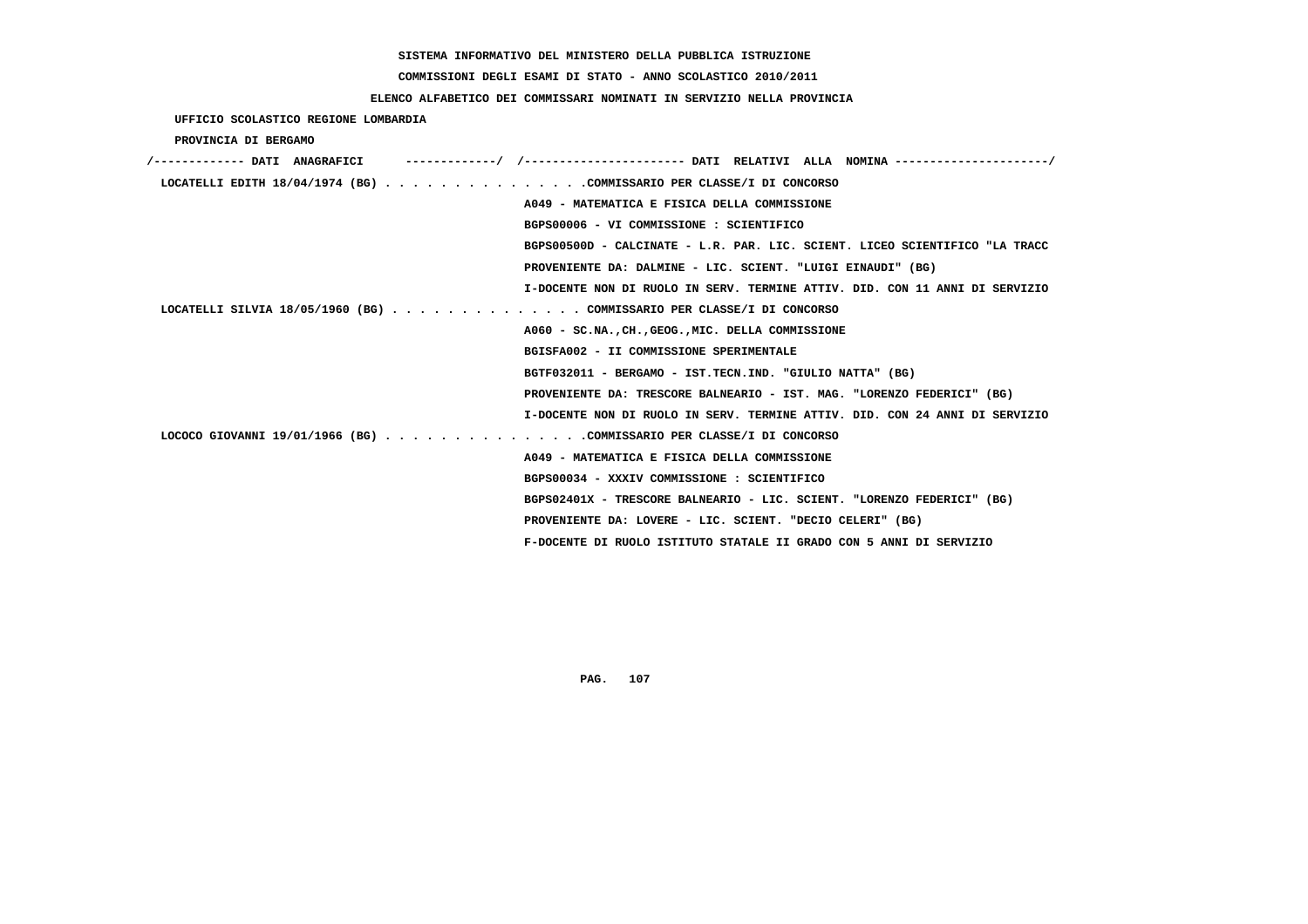SISTEMA INFORMATIVO DEL MINISTERO DELLA PUBBLICA ISTRUZIONE

COMMISSIONI DEGLI ESAMI DI STATO - ANNO SCOLASTICO 2010/2011

ELENCO ALFABETICO DEI COMMISSARI NOMINATI IN SERVIZIO NELLA PROVINCIA

UFFICIO SCOLASTICO REGIONE LOMBARDIA

PROVINCIA DI BERGAMO

/------------- DATI ANAGRAFICI -------------/ /---------------------- DATI RELATIVI ALLA NOMINA ---------------------/

LOCATELLI EDITH 18/04/1974 (BG) . . . . . . . . . . . . . . .COMMISSARIO PER CLASSE/I DI CONCORSO
A049 - MATEMATICA E FISICA DELLA COMMISSIONE
BGPS00006 - VI COMMISSIONE : SCIENTIFICO
BGPS00500D - CALCINATE - L.R. PAR. LIC. SCIENT. LICEO SCIENTIFICO "LA TRACC
PROVENIENTE DA: DALMINE - LIC. SCIENT. "LUIGI EINAUDI" (BG)
I-DOCENTE NON DI RUOLO IN SERV. TERMINE ATTIV. DID. CON 11 ANNI DI SERVIZIO

LOCATELLI SILVIA 18/05/1960 (BG) . . . . . . . . . . . . . . COMMISSARIO PER CLASSE/I DI CONCORSO
A060 - SC.NA.,CH.,GEOG.,MIC. DELLA COMMISSIONE
BGISFA002 - II COMMISSIONE SPERIMENTALE
BGTF032011 - BERGAMO - IST.TECN.IND. "GIULIO NATTA" (BG)
PROVENIENTE DA: TRESCORE BALNEARIO - IST. MAG. "LORENZO FEDERICI" (BG)
I-DOCENTE NON DI RUOLO IN SERV. TERMINE ATTIV. DID. CON 24 ANNI DI SERVIZIO

LOCOCO GIOVANNI 19/01/1966 (BG) . . . . . . . . . . . . . . .COMMISSARIO PER CLASSE/I DI CONCORSO
A049 - MATEMATICA E FISICA DELLA COMMISSIONE
BGPS00034 - XXXIV COMMISSIONE : SCIENTIFICO
BGPS02401X - TRESCORE BALNEARIO - LIC. SCIENT. "LORENZO FEDERICI" (BG)
PROVENIENTE DA: LOVERE - LIC. SCIENT. "DECIO CELERI" (BG)
F-DOCENTE DI RUOLO ISTITUTO STATALE II GRADO CON 5 ANNI DI SERVIZIO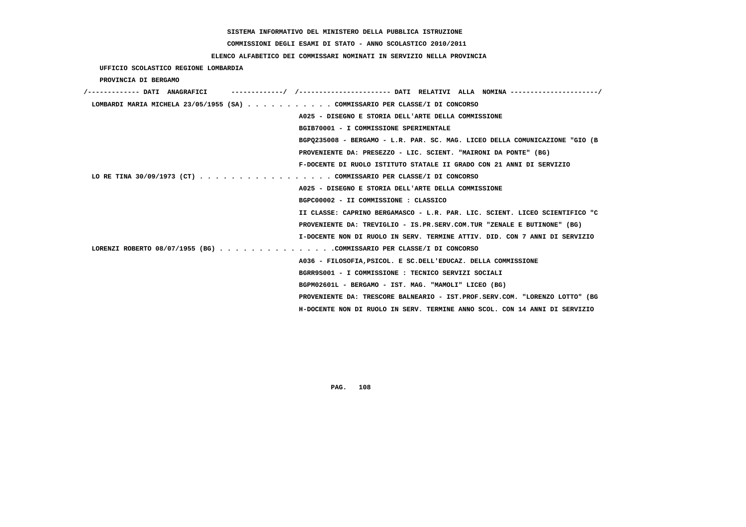SISTEMA INFORMATIVO DEL MINISTERO DELLA PUBBLICA ISTRUZIONE

COMMISSIONI DEGLI ESAMI DI STATO - ANNO SCOLASTICO 2010/2011

ELENCO ALFABETICO DEI COMMISSARI NOMINATI IN SERVIZIO NELLA PROVINCIA

UFFICIO SCOLASTICO REGIONE LOMBARDIA

PROVINCIA DI BERGAMO

```
/------------- DATI  ANAGRAFICI      ------------/  /---------------------- DATI  RELATIVI  ALLA  NOMINA ---------------------/
 LOMBARDI MARIA MICHELA 23/05/1955 (SA) . . . . . . . . . . . COMMISSARIO PER CLASSE/I DI CONCORSO
                                                     A025 - DISEGNO E STORIA DELL'ARTE DELLA COMMISSIONE
                                                     BGIB70001 - I COMMISSIONE SPERIMENTALE
                                                     BGPQ235008 - BERGAMO - L.R. PAR. SC. MAG. LICEO DELLA COMUNICAZIONE "GIO (B
                                                     PROVENIENTE DA: PRESEZZO - LIC. SCIENT. "MAIRONI DA PONTE" (BG)
                                                     F-DOCENTE DI RUOLO ISTITUTO STATALE II GRADO CON 21 ANNI DI SERVIZIO
 LO RE TINA 30/09/1973 (CT) . . . . . . . . . . . . . . . . . COMMISSARIO PER CLASSE/I DI CONCORSO
                                                     A025 - DISEGNO E STORIA DELL'ARTE DELLA COMMISSIONE
                                                     BGPC00002 - II COMMISSIONE : CLASSICO
                                                     II CLASSE: CAPRINO BERGAMASCO - L.R. PAR. LIC. SCIENT. LICEO SCIENTIFICO "C
                                                     PROVENIENTE DA: TREVIGLIO - IS.PR.SERV.COM.TUR "ZENALE E BUTINONE" (BG)
                                                     I-DOCENTE NON DI RUOLO IN SERV. TERMINE ATTIV. DID. CON 7 ANNI DI SERVIZIO
 LORENZI ROBERTO 08/07/1955 (BG) . . . . . . . . . . . . . . .COMMISSARIO PER CLASSE/I DI CONCORSO
                                                     A036 - FILOSOFIA,PSICOL. E SC.DELL'EDUCAZ. DELLA COMMISSIONE
                                                     BGRR9S001 - I COMMISSIONE : TECNICO SERVIZI SOCIALI
                                                     BGPM02601L - BERGAMO - IST. MAG. "MAMOLI" LICEO (BG)
                                                     PROVENIENTE DA: TRESCORE BALNEARIO - IST.PROF.SERV.COM. "LORENZO LOTTO" (BG
                                                     H-DOCENTE NON DI RUOLO IN SERV. TERMINE ANNO SCOL. CON 14 ANNI DI SERVIZIO
```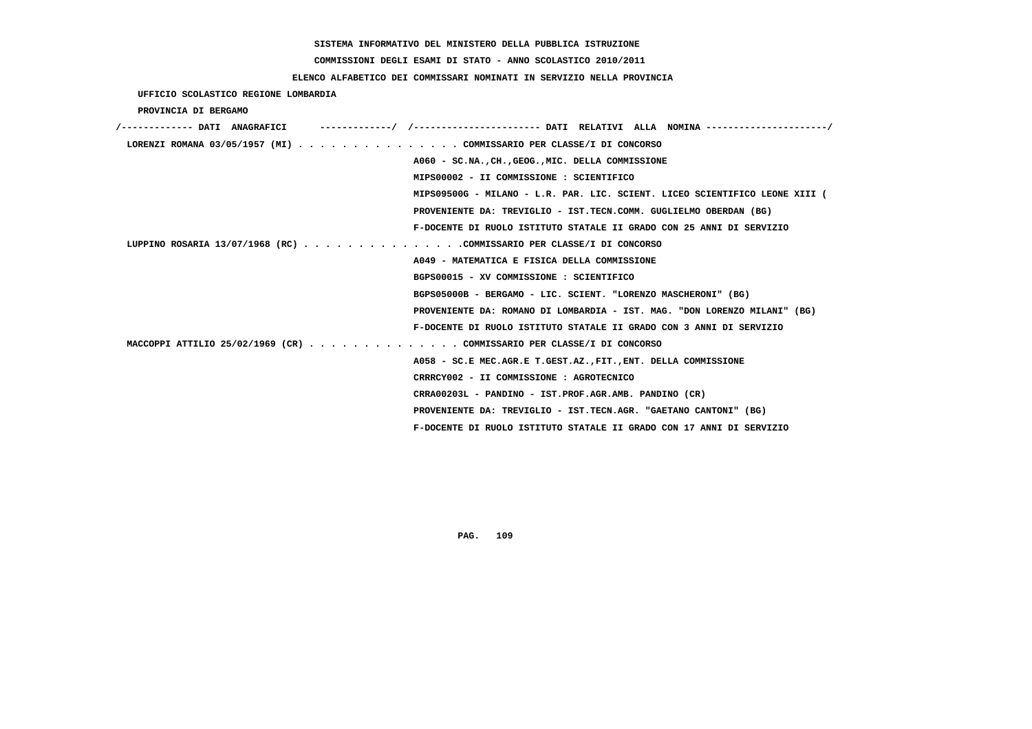SISTEMA INFORMATIVO DEL MINISTERO DELLA PUBBLICA ISTRUZIONE

COMMISSIONI DEGLI ESAMI DI STATO - ANNO SCOLASTICO 2010/2011

ELENCO ALFABETICO DEI COMMISSARI NOMINATI IN SERVIZIO NELLA PROVINCIA

UFFICIO SCOLASTICO REGIONE LOMBARDIA

PROVINCIA DI BERGAMO

```
/------------- DATI  ANAGRAFICI      -------------/  /----------------------- DATI  RELATIVI  ALLA  NOMINA ----------------------/
 LORENZI ROMANA 03/05/1957 (MI) . . . . . . . . . . . . . . . COMMISSARIO PER CLASSE/I DI CONCORSO
                                                   A060 - SC.NA.,CH.,GEOG.,MIC. DELLA COMMISSIONE
                                                   MIPS00002 - II COMMISSIONE : SCIENTIFICO
                                                   MIPS09500G - MILANO - L.R. PAR. LIC. SCIENT. LICEO SCIENTIFICO LEONE XIII (
                                                   PROVENIENTE DA: TREVIGLIO - IST.TECN.COMM. GUGLIELMO OBERDAN (BG)
                                                   F-DOCENTE DI RUOLO ISTITUTO STATALE II GRADO CON 25 ANNI DI SERVIZIO
 LUPPINO ROSARIA 13/07/1968 (RC) . . . . . . . . . . . . . . .COMMISSARIO PER CLASSE/I DI CONCORSO
                                                   A049 - MATEMATICA E FISICA DELLA COMMISSIONE
                                                   BGPS00015 - XV COMMISSIONE : SCIENTIFICO
                                                   BGPS05000B - BERGAMO - LIC. SCIENT. "LORENZO MASCHERONI" (BG)
                                                   PROVENIENTE DA: ROMANO DI LOMBARDIA - IST. MAG. "DON LORENZO MILANI" (BG)
                                                   F-DOCENTE DI RUOLO ISTITUTO STATALE II GRADO CON 3 ANNI DI SERVIZIO
 MACCOPPI ATTILIO 25/02/1969 (CR) . . . . . . . . . . . . . . COMMISSARIO PER CLASSE/I DI CONCORSO
                                                   A058 - SC.E MEC.AGR.E T.GEST.AZ.,FIT.,ENT. DELLA COMMISSIONE
                                                   CRRRCY002 - II COMMISSIONE : AGROTECNICO
                                                   CRRA00203L - PANDINO - IST.PROF.AGR.AMB. PANDINO (CR)
                                                   PROVENIENTE DA: TREVIGLIO - IST.TECN.AGR. "GAETANO CANTONI" (BG)
                                                   F-DOCENTE DI RUOLO ISTITUTO STATALE II GRADO CON 17 ANNI DI SERVIZIO
```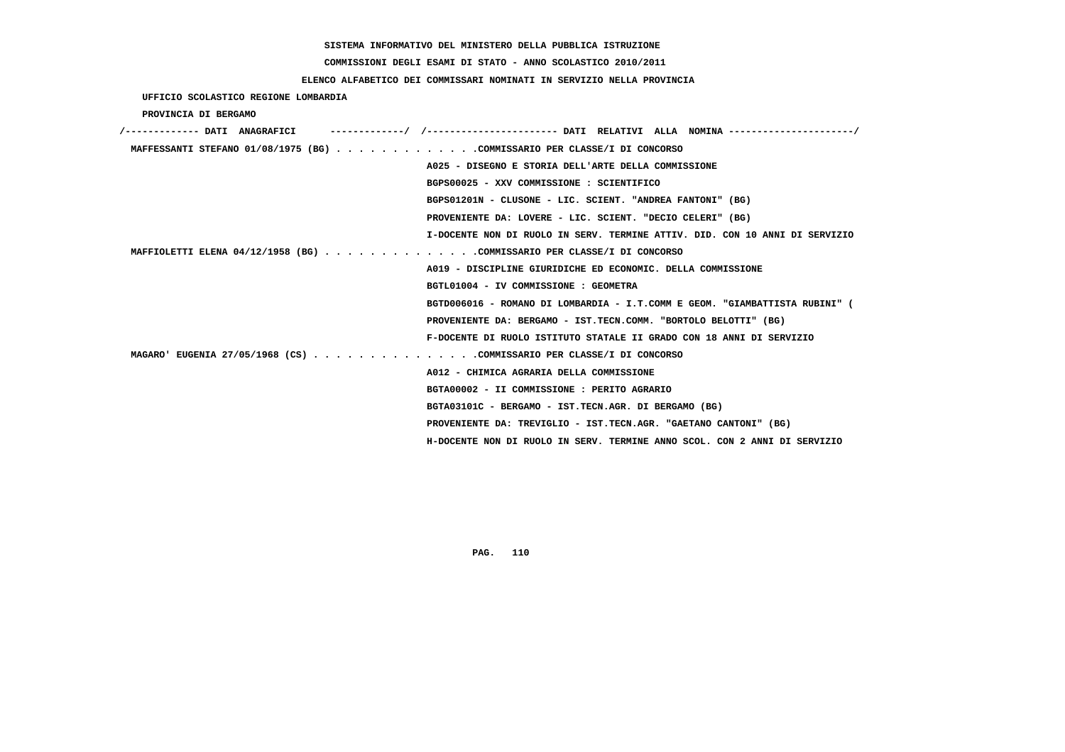SISTEMA INFORMATIVO DEL MINISTERO DELLA PUBBLICA ISTRUZIONE

COMMISSIONI DEGLI ESAMI DI STATO - ANNO SCOLASTICO 2010/2011

ELENCO ALFABETICO DEI COMMISSARI NOMINATI IN SERVIZIO NELLA PROVINCIA

UFFICIO SCOLASTICO REGIONE LOMBARDIA

PROVINCIA DI BERGAMO

```
/------------- DATI  ANAGRAFICI      -------------/  /---------------------- DATI  RELATIVI  ALLA  NOMINA ---------------------/
 MAFFESSANTI STEFANO 01/08/1975 (BG) . . . . . . . . . . . . .COMMISSARIO PER CLASSE/I DI CONCORSO
                                                      A025 - DISEGNO E STORIA DELL'ARTE DELLA COMMISSIONE
                                                      BGPS00025 - XXV COMMISSIONE : SCIENTIFICO
                                                      BGPS01201N - CLUSONE - LIC. SCIENT. "ANDREA FANTONI" (BG)
                                                      PROVENIENTE DA: LOVERE - LIC. SCIENT. "DECIO CELERI" (BG)
                                                      I-DOCENTE NON DI RUOLO IN SERV. TERMINE ATTIV. DID. CON 10 ANNI DI SERVIZIO
 MAFFIOLETTI ELENA 04/12/1958 (BG) . . . . . . . . . . . . . .COMMISSARIO PER CLASSE/I DI CONCORSO
                                                      A019 - DISCIPLINE GIURIDICHE ED ECONOMIC. DELLA COMMISSIONE
                                                      BGTL01004 - IV COMMISSIONE : GEOMETRA
                                                      BGTD006016 - ROMANO DI LOMBARDIA - I.T.COMM E GEOM. "GIAMBATTISTA RUBINI" (
                                                      PROVENIENTE DA: BERGAMO - IST.TECN.COMM. "BORTOLO BELOTTI" (BG)
                                                      F-DOCENTE DI RUOLO ISTITUTO STATALE II GRADO CON 18 ANNI DI SERVIZIO
 MAGARO' EUGENIA 27/05/1968 (CS) . . . . . . . . . . . . . . .COMMISSARIO PER CLASSE/I DI CONCORSO
                                                      A012 - CHIMICA AGRARIA DELLA COMMISSIONE
                                                      BGTA00002 - II COMMISSIONE : PERITO AGRARIO
                                                      BGTA03101C - BERGAMO - IST.TECN.AGR. DI BERGAMO (BG)
                                                      PROVENIENTE DA: TREVIGLIO - IST.TECN.AGR. "GAETANO CANTONI" (BG)
                                                      H-DOCENTE NON DI RUOLO IN SERV. TERMINE ANNO SCOL. CON 2 ANNI DI SERVIZIO
```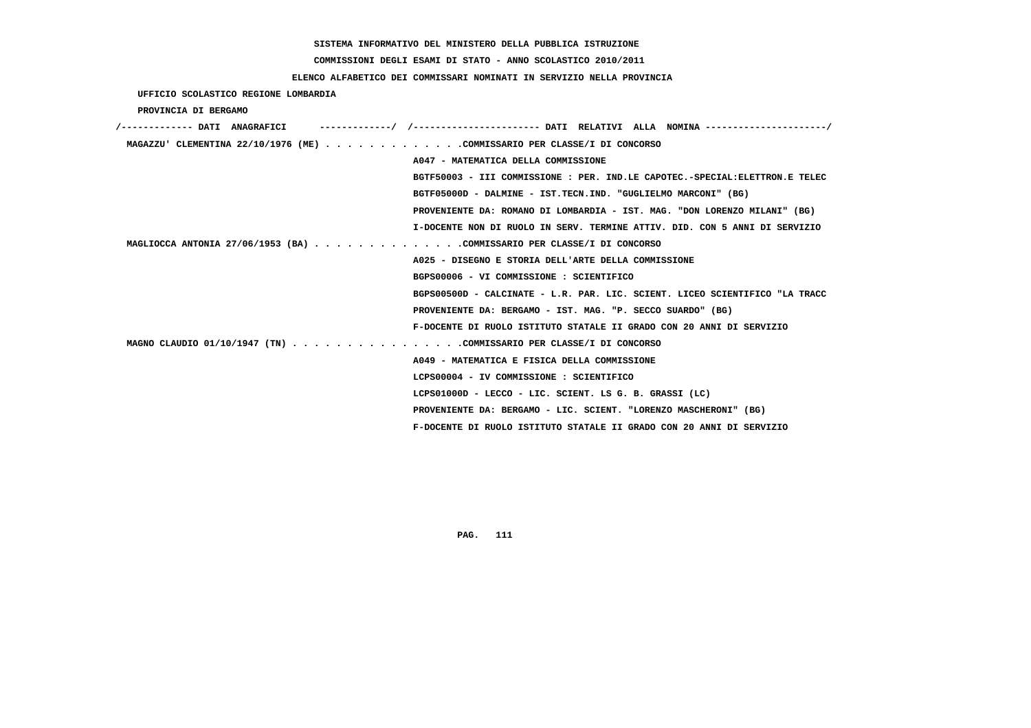SISTEMA INFORMATIVO DEL MINISTERO DELLA PUBBLICA ISTRUZIONE

COMMISSIONI DEGLI ESAMI DI STATO - ANNO SCOLASTICO 2010/2011

ELENCO ALFABETICO DEI COMMISSARI NOMINATI IN SERVIZIO NELLA PROVINCIA

UFFICIO SCOLASTICO REGIONE LOMBARDIA

PROVINCIA DI BERGAMO

```
/------------- DATI  ANAGRAFICI      -------------/  /----------------------- DATI  RELATIVI  ALLA  NOMINA ---------------------/
 MAGAZZU' CLEMENTINA 22/10/1976 (ME) . . . . . . . . . . . . .COMMISSARIO PER CLASSE/I DI CONCORSO
                                                    A047 - MATEMATICA DELLA COMMISSIONE
                                                    BGTF50003 - III COMMISSIONE : PER. IND.LE CAPOTEC.-SPECIAL:ELETTRON.E TELEC
                                                    BGTF05000D - DALMINE - IST.TECN.IND. "GUGLIELMO MARCONI" (BG)
                                                    PROVENIENTE DA: ROMANO DI LOMBARDIA - IST. MAG. "DON LORENZO MILANI" (BG)
                                                    I-DOCENTE NON DI RUOLO IN SERV. TERMINE ATTIV. DID. CON 5 ANNI DI SERVIZIO
 MAGLIOCCA ANTONIA 27/06/1953 (BA) . . . . . . . . . . . . . .COMMISSARIO PER CLASSE/I DI CONCORSO
                                                    A025 - DISEGNO E STORIA DELL'ARTE DELLA COMMISSIONE
                                                    BGPS00006 - VI COMMISSIONE : SCIENTIFICO
                                                    BGPS00500D - CALCINATE - L.R. PAR. LIC. SCIENT. LICEO SCIENTIFICO "LA TRACC
                                                    PROVENIENTE DA: BERGAMO - IST. MAG. "P. SECCO SUARDO" (BG)
                                                    F-DOCENTE DI RUOLO ISTITUTO STATALE II GRADO CON 20 ANNI DI SERVIZIO
 MAGNO CLAUDIO 01/10/1947 (TN) . . . . . . . . . . . . . . . .COMMISSARIO PER CLASSE/I DI CONCORSO
                                                    A049 - MATEMATICA E FISICA DELLA COMMISSIONE
                                                    LCPS00004 - IV COMMISSIONE : SCIENTIFICO
                                                    LCPS01000D - LECCO - LIC. SCIENT. LS G. B. GRASSI (LC)
                                                    PROVENIENTE DA: BERGAMO - LIC. SCIENT. "LORENZO MASCHERONI" (BG)
                                                    F-DOCENTE DI RUOLO ISTITUTO STATALE II GRADO CON 20 ANNI DI SERVIZIO
```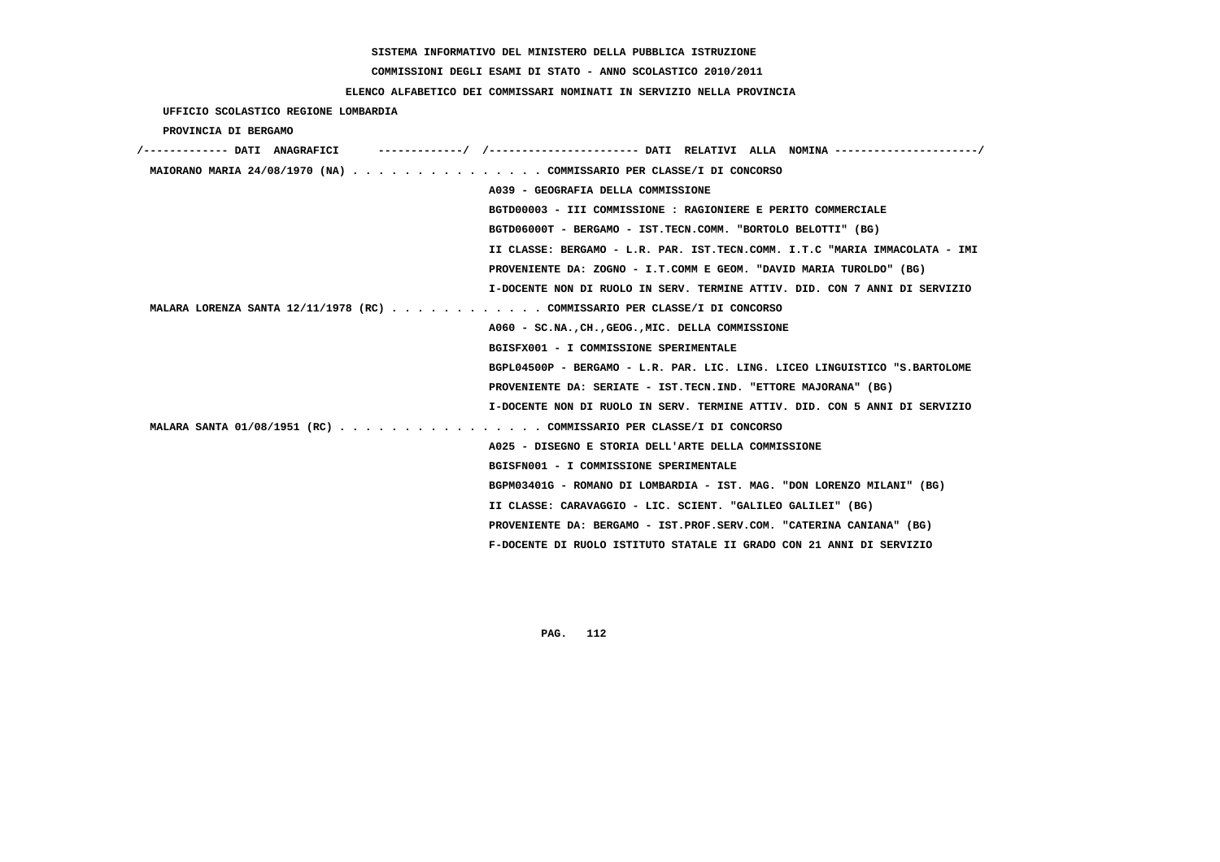SISTEMA INFORMATIVO DEL MINISTERO DELLA PUBBLICA ISTRUZIONE

COMMISSIONI DEGLI ESAMI DI STATO - ANNO SCOLASTICO 2010/2011

ELENCO ALFABETICO DEI COMMISSARI NOMINATI IN SERVIZIO NELLA PROVINCIA

UFFICIO SCOLASTICO REGIONE LOMBARDIA

PROVINCIA DI BERGAMO

/------------- DATI ANAGRAFICI -------------/ /---------------------- DATI RELATIVI ALLA NOMINA ---------------------/

MAIORANO MARIA 24/08/1970 (NA) . . . . . . . . . . . . . . . COMMISSARIO PER CLASSE/I DI CONCORSO
A039 - GEOGRAFIA DELLA COMMISSIONE
BGTD00003 - III COMMISSIONE : RAGIONIERE E PERITO COMMERCIALE
BGTD06000T - BERGAMO - IST.TECN.COMM. "BORTOLO BELOTTI" (BG)
II CLASSE: BERGAMO - L.R. PAR. IST.TECN.COMM. I.T.C "MARIA IMMACOLATA - IMI
PROVENIENTE DA: ZOGNO - I.T.COMM E GEOM. "DAVID MARIA TUROLDO" (BG)
I-DOCENTE NON DI RUOLO IN SERV. TERMINE ATTIV. DID. CON 7 ANNI DI SERVIZIO

MALARA LORENZA SANTA 12/11/1978 (RC) . . . . . . . . . . . . COMMISSARIO PER CLASSE/I DI CONCORSO
A060 - SC.NA.,CH.,GEOG.,MIC. DELLA COMMISSIONE
BGISFX001 - I COMMISSIONE SPERIMENTALE
BGPL04500P - BERGAMO - L.R. PAR. LIC. LING. LICEO LINGUISTICO "S.BARTOLOME
PROVENIENTE DA: SERIATE - IST.TECN.IND. "ETTORE MAJORANA" (BG)
I-DOCENTE NON DI RUOLO IN SERV. TERMINE ATTIV. DID. CON 5 ANNI DI SERVIZIO

MALARA SANTA 01/08/1951 (RC) . . . . . . . . . . . . . . . . COMMISSARIO PER CLASSE/I DI CONCORSO
A025 - DISEGNO E STORIA DELL'ARTE DELLA COMMISSIONE
BGISFN001 - I COMMISSIONE SPERIMENTALE
BGPM03401G - ROMANO DI LOMBARDIA - IST. MAG. "DON LORENZO MILANI" (BG)
II CLASSE: CARAVAGGIO - LIC. SCIENT. "GALILEO GALILEI" (BG)
PROVENIENTE DA: BERGAMO - IST.PROF.SERV.COM. "CATERINA CANIANA" (BG)
F-DOCENTE DI RUOLO ISTITUTO STATALE II GRADO CON 21 ANNI DI SERVIZIO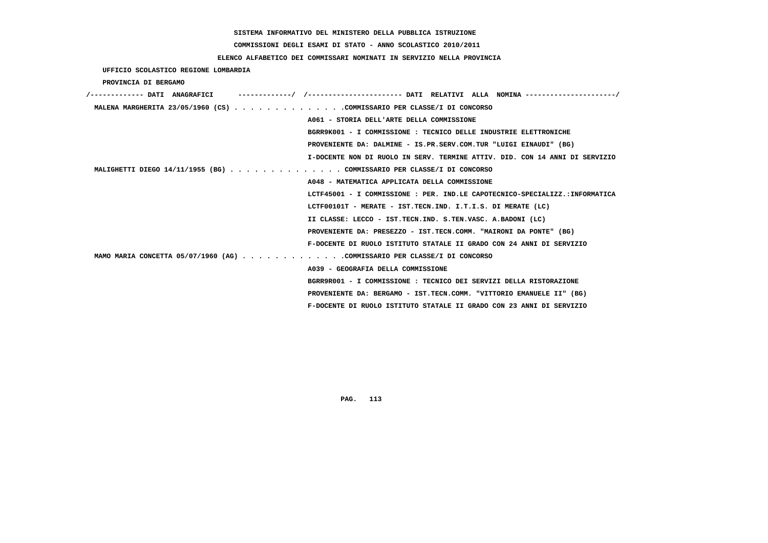SISTEMA INFORMATIVO DEL MINISTERO DELLA PUBBLICA ISTRUZIONE

COMMISSIONI DEGLI ESAMI DI STATO - ANNO SCOLASTICO 2010/2011

ELENCO ALFABETICO DEI COMMISSARI NOMINATI IN SERVIZIO NELLA PROVINCIA

UFFICIO SCOLASTICO REGIONE LOMBARDIA

PROVINCIA DI BERGAMO

/------------- DATI ANAGRAFICI ------------/ /---------------------- DATI RELATIVI ALLA NOMINA ---------------------/

MALENA MARGHERITA 23/05/1960 (CS) . . . . . . . . . . . . . .COMMISSARIO PER CLASSE/I DI CONCORSO

A061 - STORIA DELL'ARTE DELLA COMMISSIONE

BGRR9K001 - I COMMISSIONE : TECNICO DELLE INDUSTRIE ELETTRONICHE

PROVENIENTE DA: DALMINE - IS.PR.SERV.COM.TUR "LUIGI EINAUDI" (BG)

I-DOCENTE NON DI RUOLO IN SERV. TERMINE ATTIV. DID. CON 14 ANNI DI SERVIZIO

MALIGHETTI DIEGO 14/11/1955 (BG) . . . . . . . . . . . . . . COMMISSARIO PER CLASSE/I DI CONCORSO

A048 - MATEMATICA APPLICATA DELLA COMMISSIONE

LCTF45001 - I COMMISSIONE : PER. IND.LE CAPOTECNICO-SPECIALIZZ.:INFORMATICA

LCTF00101T - MERATE - IST.TECN.IND. I.T.I.S. DI MERATE (LC)

II CLASSE: LECCO - IST.TECN.IND. S.TEN.VASC. A.BADONI (LC)

PROVENIENTE DA: PRESEZZO - IST.TECN.COMM. "MAIRONI DA PONTE" (BG)

F-DOCENTE DI RUOLO ISTITUTO STATALE II GRADO CON 24 ANNI DI SERVIZIO

MAMO MARIA CONCETTA 05/07/1960 (AG) . . . . . . . . . . . . .COMMISSARIO PER CLASSE/I DI CONCORSO

A039 - GEOGRAFIA DELLA COMMISSIONE

BGRR9R001 - I COMMISSIONE : TECNICO DEI SERVIZI DELLA RISTORAZIONE

PROVENIENTE DA: BERGAMO - IST.TECN.COMM. "VITTORIO EMANUELE II" (BG)

F-DOCENTE DI RUOLO ISTITUTO STATALE II GRADO CON 23 ANNI DI SERVIZIO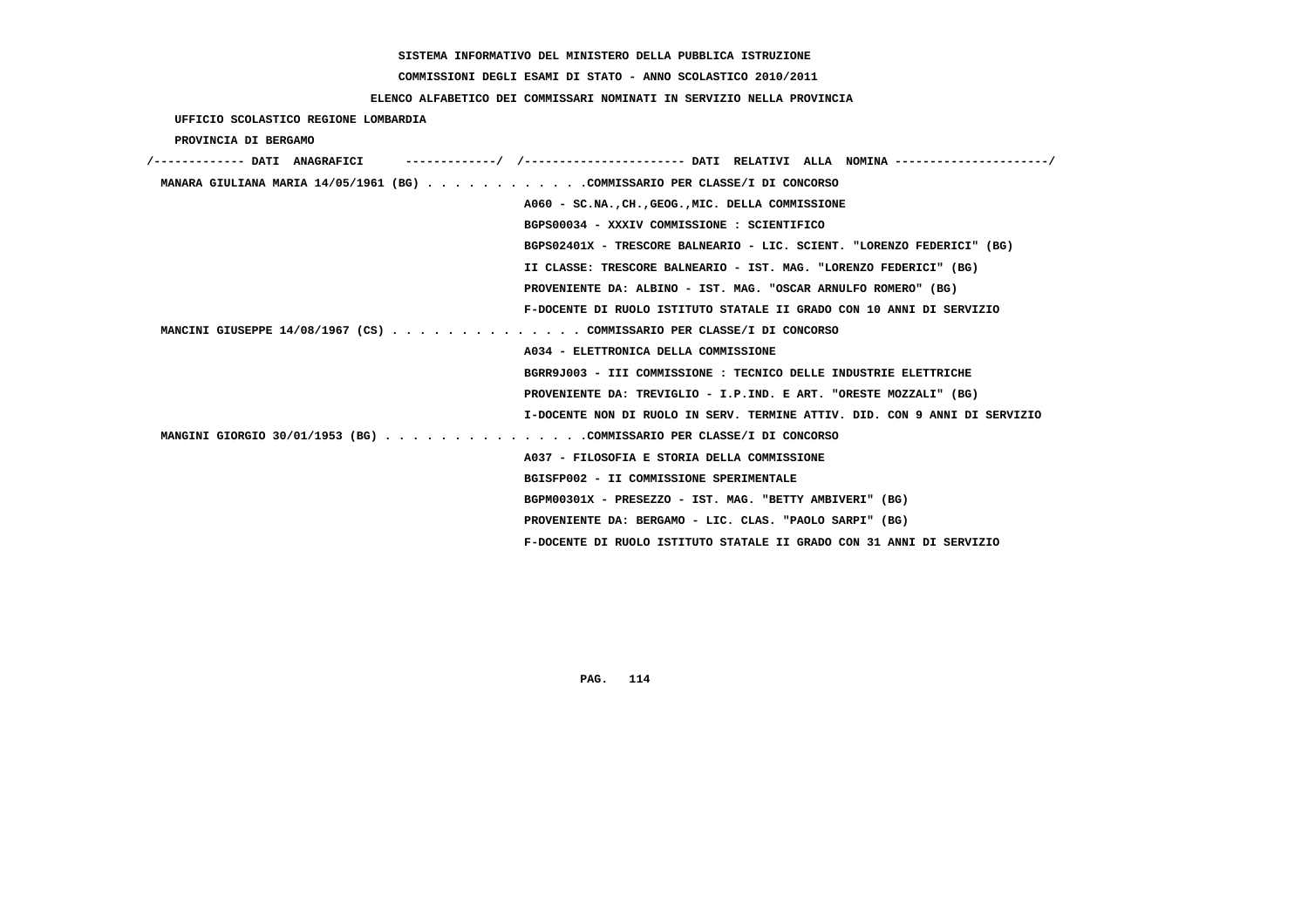SISTEMA INFORMATIVO DEL MINISTERO DELLA PUBBLICA ISTRUZIONE

COMMISSIONI DEGLI ESAMI DI STATO - ANNO SCOLASTICO 2010/2011

ELENCO ALFABETICO DEI COMMISSARI NOMINATI IN SERVIZIO NELLA PROVINCIA

UFFICIO SCOLASTICO REGIONE LOMBARDIA

PROVINCIA DI BERGAMO

/------------- DATI ANAGRAFICI -------------/ /---------------------- DATI RELATIVI ALLA NOMINA ---------------------/

MANARA GIULIANA MARIA 14/05/1961 (BG) . . . . . . . . . . . .COMMISSARIO PER CLASSE/I DI CONCORSO
A060 - SC.NA.,CH.,GEOG.,MIC. DELLA COMMISSIONE
BGPS00034 - XXXIV COMMISSIONE : SCIENTIFICO
BGPS02401X - TRESCORE BALNEARIO - LIC. SCIENT. "LORENZO FEDERICI" (BG)
II CLASSE: TRESCORE BALNEARIO - IST. MAG. "LORENZO FEDERICI" (BG)
PROVENIENTE DA: ALBINO - IST. MAG. "OSCAR ARNULFO ROMERO" (BG)
F-DOCENTE DI RUOLO ISTITUTO STATALE II GRADO CON 10 ANNI DI SERVIZIO

MANCINI GIUSEPPE 14/08/1967 (CS) . . . . . . . . . . . . . . COMMISSARIO PER CLASSE/I DI CONCORSO
A034 - ELETTRONICA DELLA COMMISSIONE
BGRR9J003 - III COMMISSIONE : TECNICO DELLE INDUSTRIE ELETTRICHE
PROVENIENTE DA: TREVIGLIO - I.P.IND. E ART. "ORESTE MOZZALI" (BG)
I-DOCENTE NON DI RUOLO IN SERV. TERMINE ATTIV. DID. CON 9 ANNI DI SERVIZIO

MANGINI GIORGIO 30/01/1953 (BG) . . . . . . . . . . . . . . .COMMISSARIO PER CLASSE/I DI CONCORSO
A037 - FILOSOFIA E STORIA DELLA COMMISSIONE
BGISFP002 - II COMMISSIONE SPERIMENTALE
BGPM00301X - PRESEZZO - IST. MAG. "BETTY AMBIVERI" (BG)
PROVENIENTE DA: BERGAMO - LIC. CLAS. "PAOLO SARPI" (BG)
F-DOCENTE DI RUOLO ISTITUTO STATALE II GRADO CON 31 ANNI DI SERVIZIO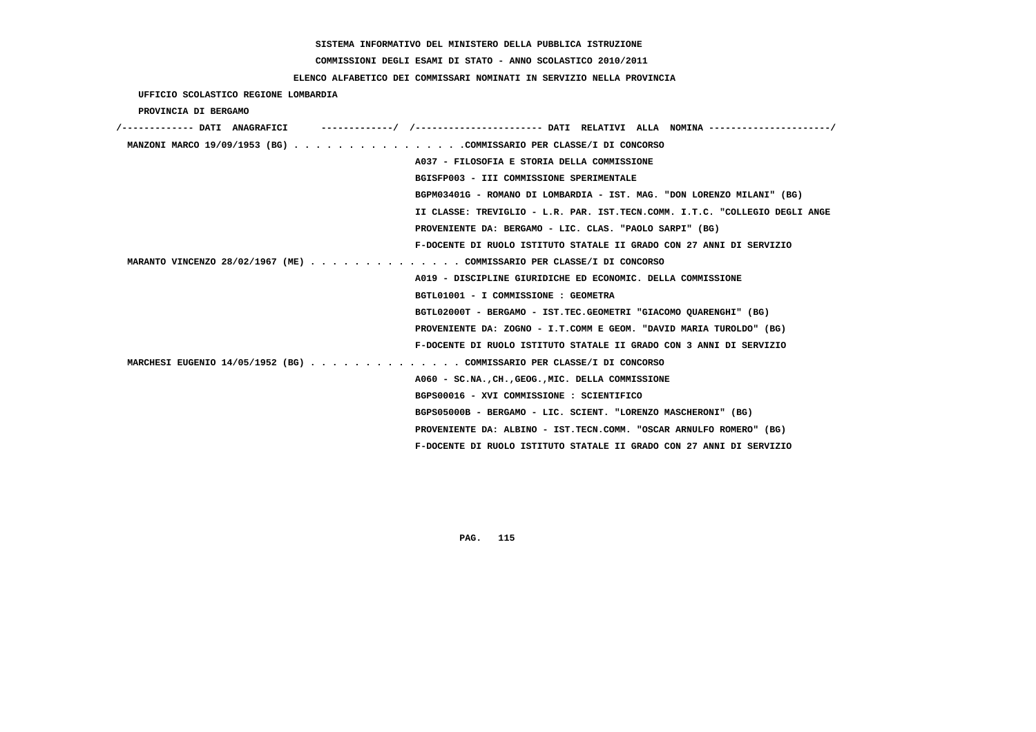SISTEMA INFORMATIVO DEL MINISTERO DELLA PUBBLICA ISTRUZIONE

COMMISSIONI DEGLI ESAMI DI STATO - ANNO SCOLASTICO 2010/2011

ELENCO ALFABETICO DEI COMMISSARI NOMINATI IN SERVIZIO NELLA PROVINCIA

UFFICIO SCOLASTICO REGIONE LOMBARDIA

PROVINCIA DI BERGAMO

| DATI ANAGRAFICI | DATI RELATIVI ALLA NOMINA |
|---|---|
| MANZONI MARCO 19/09/1953 (BG) | COMMISSARIO PER CLASSE/I DI CONCORSO |
| | A037 - FILOSOFIA E STORIA DELLA COMMISSIONE |
| | BGISFP003 - III COMMISSIONE SPERIMENTALE |
| | BGPM03401G - ROMANO DI LOMBARDIA - IST. MAG. "DON LORENZO MILANI" (BG) |
| | II CLASSE: TREVIGLIO - L.R. PAR. IST.TECN.COMM. I.T.C. "COLLEGIO DEGLI ANGE |
| | PROVENIENTE DA: BERGAMO - LIC. CLAS. "PAOLO SARPI" (BG) |
| | F-DOCENTE DI RUOLO ISTITUTO STATALE II GRADO CON 27 ANNI DI SERVIZIO |
| MARANTO VINCENZO 28/02/1967 (ME) | COMMISSARIO PER CLASSE/I DI CONCORSO |
| | A019 - DISCIPLINE GIURIDICHE ED ECONOMIC. DELLA COMMISSIONE |
| | BGTL01001 - I COMMISSIONE : GEOMETRA |
| | BGTL02000T - BERGAMO - IST.TEC.GEOMETRI "GIACOMO QUARENGHI" (BG) |
| | PROVENIENTE DA: ZOGNO - I.T.COMM E GEOM. "DAVID MARIA TUROLDO" (BG) |
| | F-DOCENTE DI RUOLO ISTITUTO STATALE II GRADO CON 3 ANNI DI SERVIZIO |
| MARCHESI EUGENIO 14/05/1952 (BG) | COMMISSARIO PER CLASSE/I DI CONCORSO |
| | A060 - SC.NA.,CH.,GEOG.,MIC. DELLA COMMISSIONE |
| | BGPS00016 - XVI COMMISSIONE : SCIENTIFICO |
| | BGPS05000B - BERGAMO - LIC. SCIENT. "LORENZO MASCHERONI" (BG) |
| | PROVENIENTE DA: ALBINO - IST.TECN.COMM. "OSCAR ARNULFO ROMERO" (BG) |
| | F-DOCENTE DI RUOLO ISTITUTO STATALE II GRADO CON 27 ANNI DI SERVIZIO |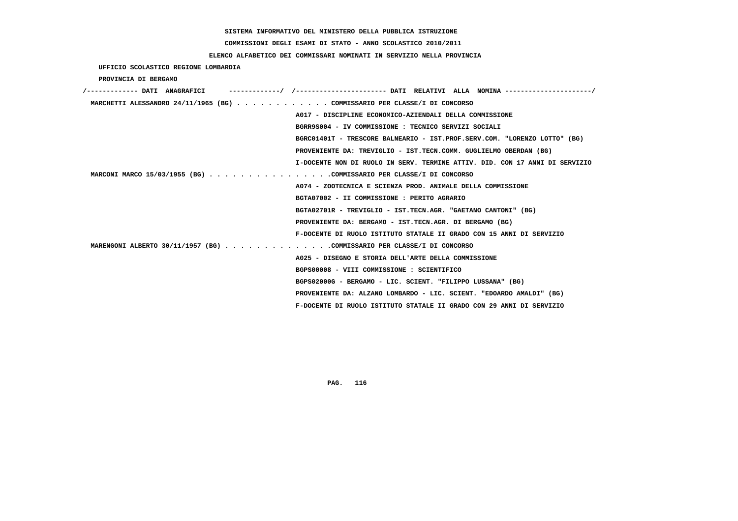SISTEMA INFORMATIVO DEL MINISTERO DELLA PUBBLICA ISTRUZIONE

COMMISSIONI DEGLI ESAMI DI STATO - ANNO SCOLASTICO 2010/2011

ELENCO ALFABETICO DEI COMMISSARI NOMINATI IN SERVIZIO NELLA PROVINCIA

UFFICIO SCOLASTICO REGIONE LOMBARDIA

PROVINCIA DI BERGAMO

/------------- DATI ANAGRAFICI -------------/ /---------------------- DATI RELATIVI ALLA NOMINA ---------------------/

MARCHETTI ALESSANDRO 24/11/1965 (BG) . . . . . . . . . . . . COMMISSARIO PER CLASSE/I DI CONCORSO

A017 - DISCIPLINE ECONOMICO-AZIENDALI DELLA COMMISSIONE

BGRR9S004 - IV COMMISSIONE : TECNICO SERVIZI SOCIALI

BGRC01401T - TRESCORE BALNEARIO - IST.PROF.SERV.COM. "LORENZO LOTTO" (BG)

PROVENIENTE DA: TREVIGLIO - IST.TECN.COMM. GUGLIELMO OBERDAN (BG)

I-DOCENTE NON DI RUOLO IN SERV. TERMINE ATTIV. DID. CON 17 ANNI DI SERVIZIO

MARCONI MARCO 15/03/1955 (BG) . . . . . . . . . . . . . . . .COMMISSARIO PER CLASSE/I DI CONCORSO

A074 - ZOOTECNICA E SCIENZA PROD. ANIMALE DELLA COMMISSIONE

BGTA07002 - II COMMISSIONE : PERITO AGRARIO

BGTA02701R - TREVIGLIO - IST.TECN.AGR. "GAETANO CANTONI" (BG)

PROVENIENTE DA: BERGAMO - IST.TECN.AGR. DI BERGAMO (BG)

F-DOCENTE DI RUOLO ISTITUTO STATALE II GRADO CON 15 ANNI DI SERVIZIO

MARENGONI ALBERTO 30/11/1957 (BG) . . . . . . . . . . . . . .COMMISSARIO PER CLASSE/I DI CONCORSO

A025 - DISEGNO E STORIA DELL'ARTE DELLA COMMISSIONE

BGPS00008 - VIII COMMISSIONE : SCIENTIFICO

BGPS02000G - BERGAMO - LIC. SCIENT. "FILIPPO LUSSANA" (BG)

PROVENIENTE DA: ALZANO LOMBARDO - LIC. SCIENT. "EDOARDO AMALDI" (BG)

F-DOCENTE DI RUOLO ISTITUTO STATALE II GRADO CON 29 ANNI DI SERVIZIO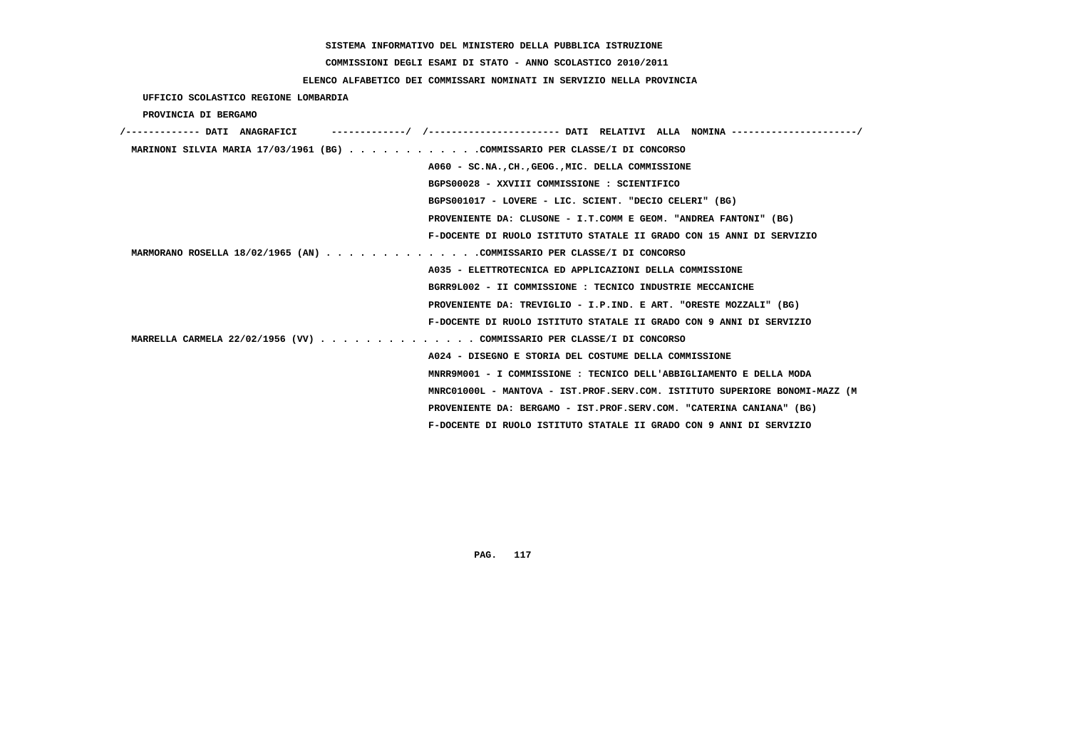SISTEMA INFORMATIVO DEL MINISTERO DELLA PUBBLICA ISTRUZIONE

COMMISSIONI DEGLI ESAMI DI STATO - ANNO SCOLASTICO 2010/2011

ELENCO ALFABETICO DEI COMMISSARI NOMINATI IN SERVIZIO NELLA PROVINCIA

UFFICIO SCOLASTICO REGIONE LOMBARDIA

PROVINCIA DI BERGAMO

/------------- DATI ANAGRAFICI ------------/ /---------------------- DATI RELATIVI ALLA NOMINA ---------------------/

MARINONI SILVIA MARIA 17/03/1961 (BG) . . . . . . . . . . . .COMMISSARIO PER CLASSE/I DI CONCORSO
A060 - SC.NA.,CH.,GEOG.,MIC. DELLA COMMISSIONE
BGPS00028 - XXVIII COMMISSIONE : SCIENTIFICO
BGPS001017 - LOVERE - LIC. SCIENT. "DECIO CELERI" (BG)
PROVENIENTE DA: CLUSONE - I.T.COMM E GEOM. "ANDREA FANTONI" (BG)
F-DOCENTE DI RUOLO ISTITUTO STATALE II GRADO CON 15 ANNI DI SERVIZIO

MARMORANO ROSELLA 18/02/1965 (AN) . . . . . . . . . . . . . .COMMISSARIO PER CLASSE/I DI CONCORSO
A035 - ELETTROTECNICA ED APPLICAZIONI DELLA COMMISSIONE
BGRR9L002 - II COMMISSIONE : TECNICO INDUSTRIE MECCANICHE
PROVENIENTE DA: TREVIGLIO - I.P.IND. E ART. "ORESTE MOZZALI" (BG)
F-DOCENTE DI RUOLO ISTITUTO STATALE II GRADO CON 9 ANNI DI SERVIZIO

MARRELLA CARMELA 22/02/1956 (VV) . . . . . . . . . . . . . . COMMISSARIO PER CLASSE/I DI CONCORSO
A024 - DISEGNO E STORIA DEL COSTUME DELLA COMMISSIONE
MNRR9M001 - I COMMISSIONE : TECNICO DELL'ABBIGLIAMENTO E DELLA MODA
MNRC01000L - MANTOVA - IST.PROF.SERV.COM. ISTITUTO SUPERIORE BONOMI-MAZZ (M
PROVENIENTE DA: BERGAMO - IST.PROF.SERV.COM. "CATERINA CANIANA" (BG)
F-DOCENTE DI RUOLO ISTITUTO STATALE II GRADO CON 9 ANNI DI SERVIZIO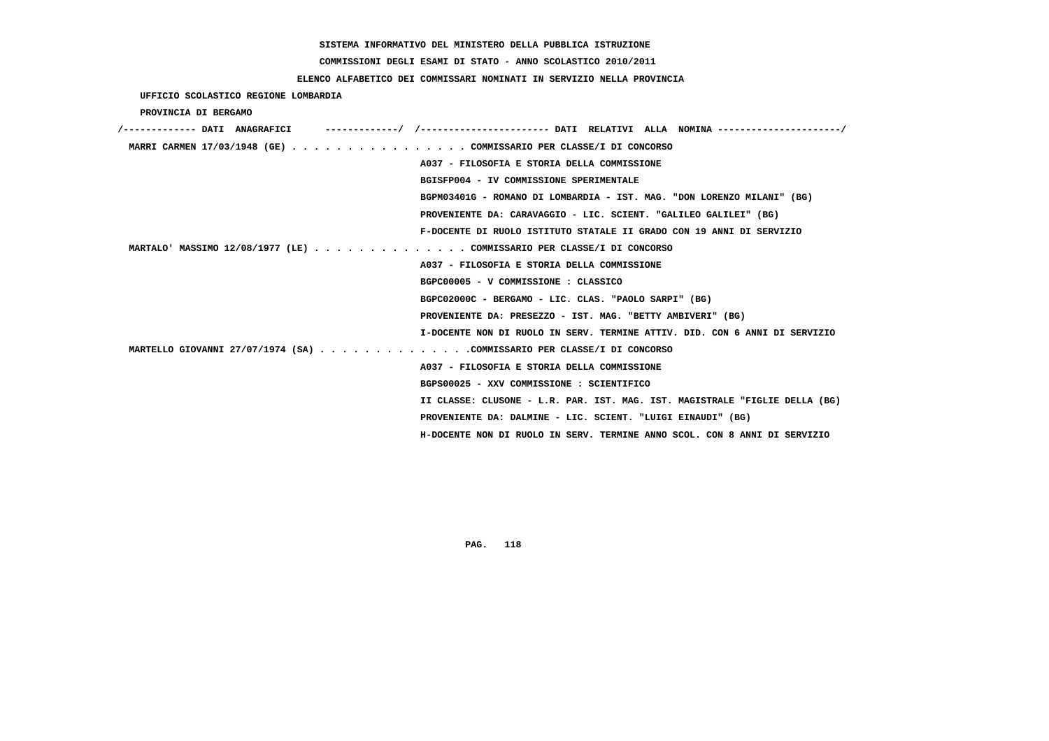SISTEMA INFORMATIVO DEL MINISTERO DELLA PUBBLICA ISTRUZIONE

COMMISSIONI DEGLI ESAMI DI STATO - ANNO SCOLASTICO 2010/2011

ELENCO ALFABETICO DEI COMMISSARI NOMINATI IN SERVIZIO NELLA PROVINCIA

UFFICIO SCOLASTICO REGIONE LOMBARDIA

PROVINCIA DI BERGAMO

/------------- DATI ANAGRAFICI -------------/ /---------------------- DATI RELATIVI ALLA NOMINA ---------------------/

MARRI CARMEN 17/03/1948 (GE) . . . . . . . . . . . . . . . . COMMISSARIO PER CLASSE/I DI CONCORSO
A037 - FILOSOFIA E STORIA DELLA COMMISSIONE
BGISFP004 - IV COMMISSIONE SPERIMENTALE
BGPM03401G - ROMANO DI LOMBARDIA - IST. MAG. "DON LORENZO MILANI" (BG)
PROVENIENTE DA: CARAVAGGIO - LIC. SCIENT. "GALILEO GALILEI" (BG)
F-DOCENTE DI RUOLO ISTITUTO STATALE II GRADO CON 19 ANNI DI SERVIZIO

MARTALO' MASSIMO 12/08/1977 (LE) . . . . . . . . . . . . . . COMMISSARIO PER CLASSE/I DI CONCORSO
A037 - FILOSOFIA E STORIA DELLA COMMISSIONE
BGPC00005 - V COMMISSIONE : CLASSICO
BGPC02000C - BERGAMO - LIC. CLAS. "PAOLO SARPI" (BG)
PROVENIENTE DA: PRESEZZO - IST. MAG. "BETTY AMBIVERI" (BG)
I-DOCENTE NON DI RUOLO IN SERV. TERMINE ATTIV. DID. CON 6 ANNI DI SERVIZIO

MARTELLO GIOVANNI 27/07/1974 (SA) . . . . . . . . . . . . . .COMMISSARIO PER CLASSE/I DI CONCORSO
A037 - FILOSOFIA E STORIA DELLA COMMISSIONE
BGPS00025 - XXV COMMISSIONE : SCIENTIFICO
II CLASSE: CLUSONE - L.R. PAR. IST. MAG. IST. MAGISTRALE "FIGLIE DELLA (BG)
PROVENIENTE DA: DALMINE - LIC. SCIENT. "LUIGI EINAUDI" (BG)
H-DOCENTE NON DI RUOLO IN SERV. TERMINE ANNO SCOL. CON 8 ANNI DI SERVIZIO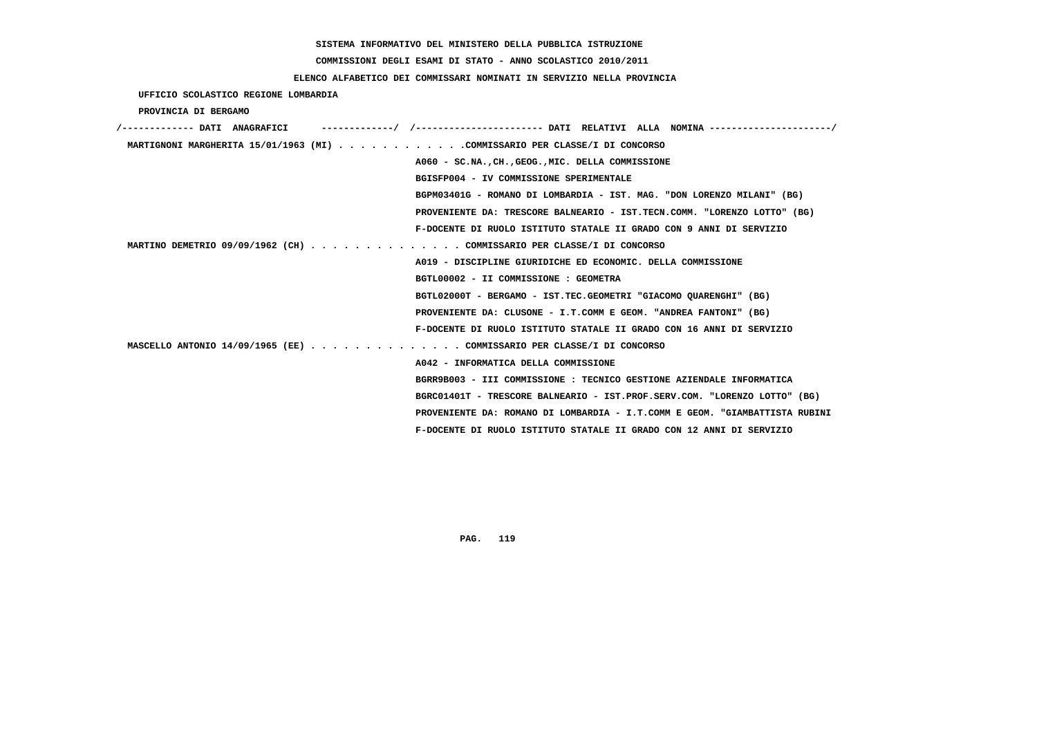SISTEMA INFORMATIVO DEL MINISTERO DELLA PUBBLICA ISTRUZIONE

COMMISSIONI DEGLI ESAMI DI STATO - ANNO SCOLASTICO 2010/2011

ELENCO ALFABETICO DEI COMMISSARI NOMINATI IN SERVIZIO NELLA PROVINCIA

UFFICIO SCOLASTICO REGIONE LOMBARDIA

PROVINCIA DI BERGAMO

```
/------------- DATI  ANAGRAFICI      ------------/  /---------------------- DATI  RELATIVI  ALLA  NOMINA ---------------------/
 MARTIGNONI MARGHERITA 15/01/1963 (MI) . . . . . . . . . . . .COMMISSARIO PER CLASSE/I DI CONCORSO
                                                    A060 - SC.NA.,CH.,GEOG.,MIC. DELLA COMMISSIONE
                                                    BGISFP004 - IV COMMISSIONE SPERIMENTALE
                                                    BGPM03401G - ROMANO DI LOMBARDIA - IST. MAG. "DON LORENZO MILANI" (BG)
                                                    PROVENIENTE DA: TRESCORE BALNEARIO - IST.TECN.COMM. "LORENZO LOTTO" (BG)
                                                    F-DOCENTE DI RUOLO ISTITUTO STATALE II GRADO CON 9 ANNI DI SERVIZIO
 MARTINO DEMETRIO 09/09/1962 (CH) . . . . . . . . . . . . . . COMMISSARIO PER CLASSE/I DI CONCORSO
                                                    A019 - DISCIPLINE GIURIDICHE ED ECONOMIC. DELLA COMMISSIONE
                                                    BGTL00002 - II COMMISSIONE : GEOMETRA
                                                    BGTL02000T - BERGAMO - IST.TEC.GEOMETRI "GIACOMO QUARENGHI" (BG)
                                                    PROVENIENTE DA: CLUSONE - I.T.COMM E GEOM. "ANDREA FANTONI" (BG)
                                                    F-DOCENTE DI RUOLO ISTITUTO STATALE II GRADO CON 16 ANNI DI SERVIZIO
 MASCELLO ANTONIO 14/09/1965 (EE) . . . . . . . . . . . . . . COMMISSARIO PER CLASSE/I DI CONCORSO
                                                    A042 - INFORMATICA DELLA COMMISSIONE
                                                    BGRR9B003 - III COMMISSIONE : TECNICO GESTIONE AZIENDALE INFORMATICA
                                                    BGRC01401T - TRESCORE BALNEARIO - IST.PROF.SERV.COM. "LORENZO LOTTO" (BG)
                                                    PROVENIENTE DA: ROMANO DI LOMBARDIA - I.T.COMM E GEOM. "GIAMBATTISTA RUBINI
                                                    F-DOCENTE DI RUOLO ISTITUTO STATALE II GRADO CON 12 ANNI DI SERVIZIO
```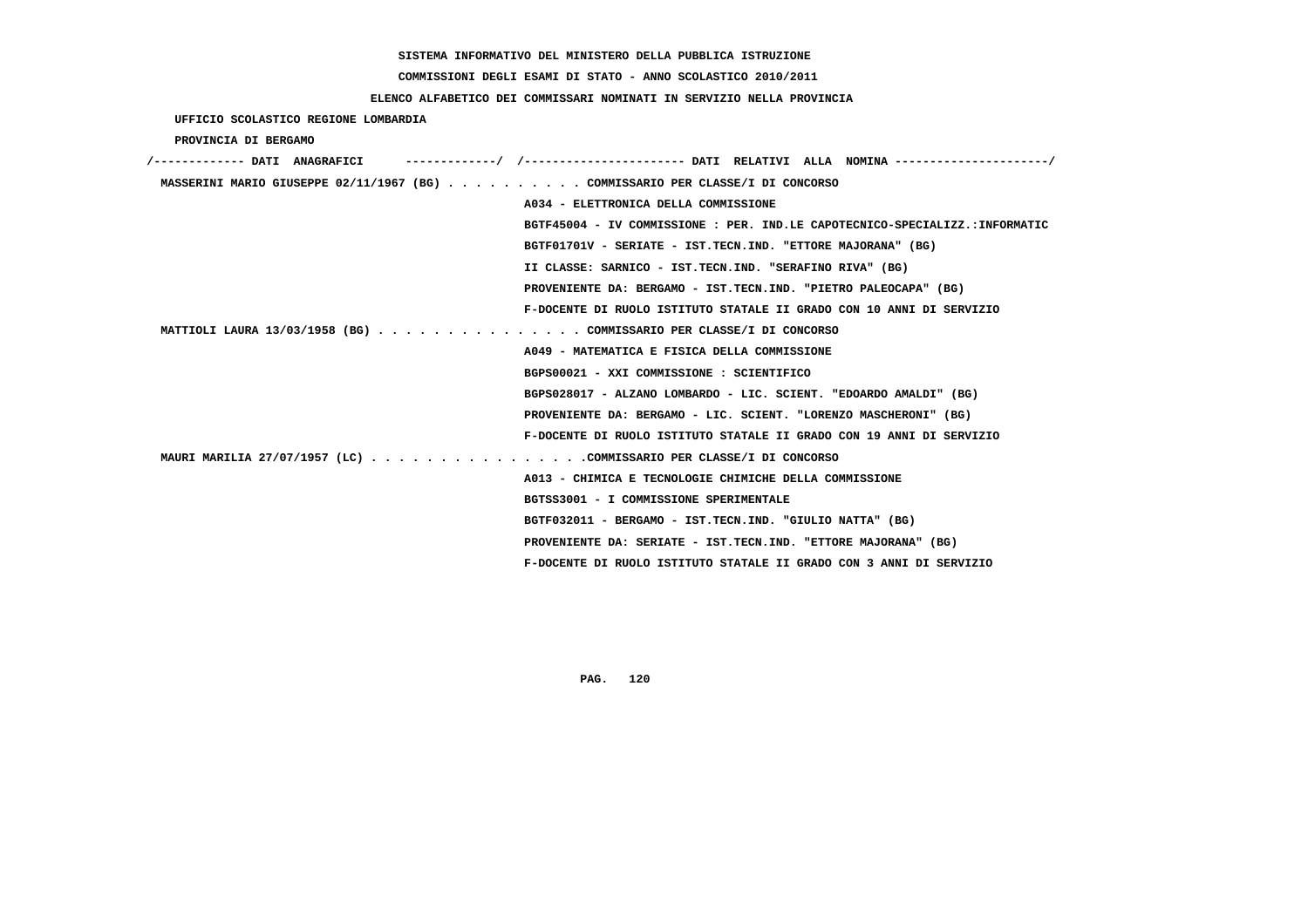SISTEMA INFORMATIVO DEL MINISTERO DELLA PUBBLICA ISTRUZIONE

COMMISSIONI DEGLI ESAMI DI STATO - ANNO SCOLASTICO 2010/2011

ELENCO ALFABETICO DEI COMMISSARI NOMINATI IN SERVIZIO NELLA PROVINCIA

UFFICIO SCOLASTICO REGIONE LOMBARDIA

PROVINCIA DI BERGAMO

```
/------------- DATI  ANAGRAFICI      -------------/  /----------------------- DATI  RELATIVI  ALLA  NOMINA ---------------------/
 MASSERINI MARIO GIUSEPPE 02/11/1967 (BG) . . . . . . . . . . COMMISSARIO PER CLASSE/I DI CONCORSO
                                                       A034 - ELETTRONICA DELLA COMMISSIONE
                                                       BGTF45004 - IV COMMISSIONE : PER. IND.LE CAPOTECNICO-SPECIALIZZ.:INFORMATIC
                                                       BGTF01701V - SERIATE - IST.TECN.IND. "ETTORE MAJORANA" (BG)
                                                       II CLASSE: SARNICO - IST.TECN.IND. "SERAFINO RIVA" (BG)
                                                       PROVENIENTE DA: BERGAMO - IST.TECN.IND. "PIETRO PALEOCAPA" (BG)
                                                       F-DOCENTE DI RUOLO ISTITUTO STATALE II GRADO CON 10 ANNI DI SERVIZIO
 MATTIOLI LAURA 13/03/1958 (BG) . . . . . . . . . . . . . . . COMMISSARIO PER CLASSE/I DI CONCORSO
                                                       A049 - MATEMATICA E FISICA DELLA COMMISSIONE
                                                       BGPS00021 - XXI COMMISSIONE : SCIENTIFICO
                                                       BGPS028017 - ALZANO LOMBARDO - LIC. SCIENT. "EDOARDO AMALDI" (BG)
                                                       PROVENIENTE DA: BERGAMO - LIC. SCIENT. "LORENZO MASCHERONI" (BG)
                                                       F-DOCENTE DI RUOLO ISTITUTO STATALE II GRADO CON 19 ANNI DI SERVIZIO
 MAURI MARILIA 27/07/1957 (LC) . . . . . . . . . . . . . . . .COMMISSARIO PER CLASSE/I DI CONCORSO
                                                       A013 - CHIMICA E TECNOLOGIE CHIMICHE DELLA COMMISSIONE
                                                       BGTSS3001 - I COMMISSIONE SPERIMENTALE
                                                       BGTF032011 - BERGAMO - IST.TECN.IND. "GIULIO NATTA" (BG)
                                                       PROVENIENTE DA: SERIATE - IST.TECN.IND. "ETTORE MAJORANA" (BG)
                                                       F-DOCENTE DI RUOLO ISTITUTO STATALE II GRADO CON 3 ANNI DI SERVIZIO
```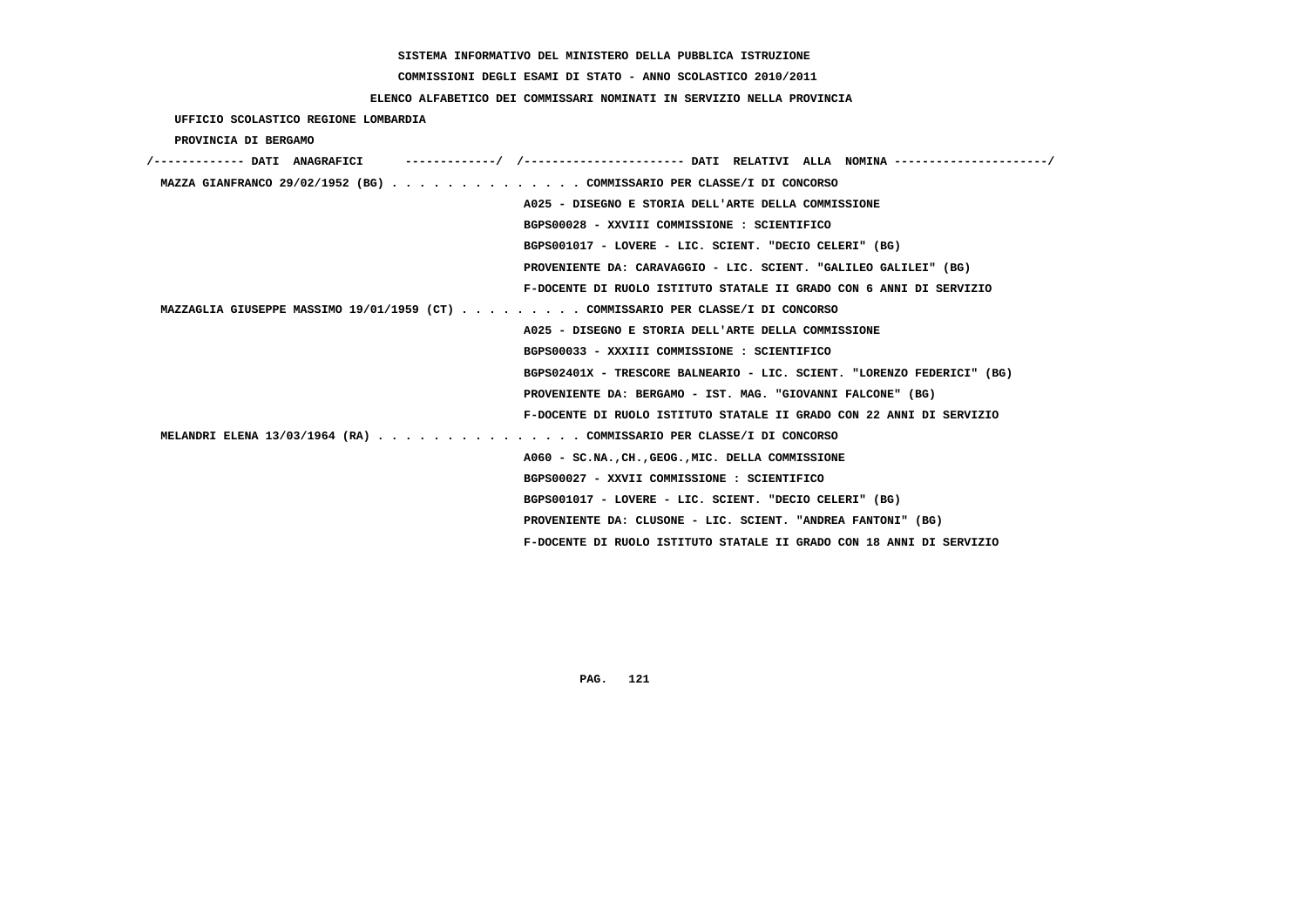SISTEMA INFORMATIVO DEL MINISTERO DELLA PUBBLICA ISTRUZIONE

COMMISSIONI DEGLI ESAMI DI STATO - ANNO SCOLASTICO 2010/2011

ELENCO ALFABETICO DEI COMMISSARI NOMINATI IN SERVIZIO NELLA PROVINCIA

UFFICIO SCOLASTICO REGIONE LOMBARDIA

PROVINCIA DI BERGAMO

/------------- DATI ANAGRAFICI -------------/ /---------------------- DATI RELATIVI ALLA NOMINA ---------------------/

MAZZA GIANFRANCO 29/02/1952 (BG) . . . . . . . . . . . . . . COMMISSARIO PER CLASSE/I DI CONCORSO
A025 - DISEGNO E STORIA DELL'ARTE DELLA COMMISSIONE
BGPS00028 - XXVIII COMMISSIONE : SCIENTIFICO
BGPS001017 - LOVERE - LIC. SCIENT. "DECIO CELERI" (BG)
PROVENIENTE DA: CARAVAGGIO - LIC. SCIENT. "GALILEO GALILEI" (BG)
F-DOCENTE DI RUOLO ISTITUTO STATALE II GRADO CON 6 ANNI DI SERVIZIO

MAZZAGLIA GIUSEPPE MASSIMO 19/01/1959 (CT) . . . . . . . . . COMMISSARIO PER CLASSE/I DI CONCORSO
A025 - DISEGNO E STORIA DELL'ARTE DELLA COMMISSIONE
BGPS00033 - XXXIII COMMISSIONE : SCIENTIFICO
BGPS02401X - TRESCORE BALNEARIO - LIC. SCIENT. "LORENZO FEDERICI" (BG)
PROVENIENTE DA: BERGAMO - IST. MAG. "GIOVANNI FALCONE" (BG)
F-DOCENTE DI RUOLO ISTITUTO STATALE II GRADO CON 22 ANNI DI SERVIZIO

MELANDRI ELENA 13/03/1964 (RA) . . . . . . . . . . . . . . . COMMISSARIO PER CLASSE/I DI CONCORSO
A060 - SC.NA.,CH.,GEOG.,MIC. DELLA COMMISSIONE
BGPS00027 - XXVII COMMISSIONE : SCIENTIFICO
BGPS001017 - LOVERE - LIC. SCIENT. "DECIO CELERI" (BG)
PROVENIENTE DA: CLUSONE - LIC. SCIENT. "ANDREA FANTONI" (BG)
F-DOCENTE DI RUOLO ISTITUTO STATALE II GRADO CON 18 ANNI DI SERVIZIO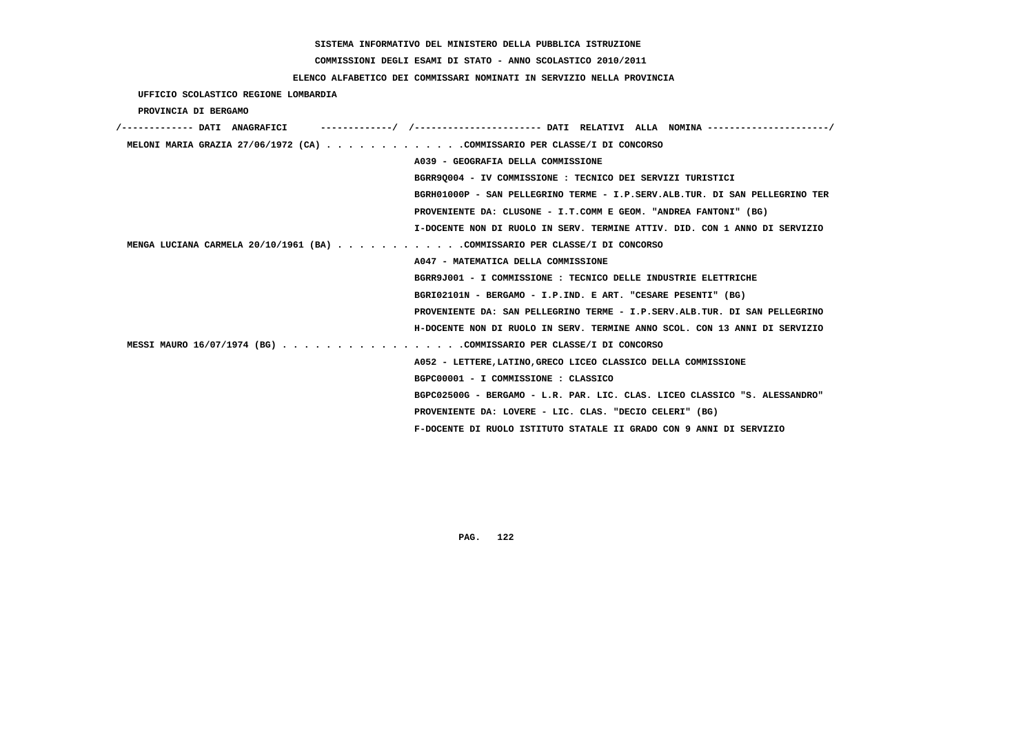SISTEMA INFORMATIVO DEL MINISTERO DELLA PUBBLICA ISTRUZIONE

COMMISSIONI DEGLI ESAMI DI STATO - ANNO SCOLASTICO 2010/2011

ELENCO ALFABETICO DEI COMMISSARI NOMINATI IN SERVIZIO NELLA PROVINCIA

UFFICIO SCOLASTICO REGIONE LOMBARDIA

PROVINCIA DI BERGAMO

/------------- DATI ANAGRAFICI -------------/ /---------------------- DATI RELATIVI ALLA NOMINA ---------------------/

MELONI MARIA GRAZIA 27/06/1972 (CA) . . . . . . . . . . . . .COMMISSARIO PER CLASSE/I DI CONCORSO
A039 - GEOGRAFIA DELLA COMMISSIONE
BGRR9Q004 - IV COMMISSIONE : TECNICO DEI SERVIZI TURISTICI
BGRH01000P - SAN PELLEGRINO TERME - I.P.SERV.ALB.TUR. DI SAN PELLEGRINO TER
PROVENIENTE DA: CLUSONE - I.T.COMM E GEOM. "ANDREA FANTONI" (BG)
I-DOCENTE NON DI RUOLO IN SERV. TERMINE ATTIV. DID. CON 1 ANNO DI SERVIZIO

MENGA LUCIANA CARMELA 20/10/1961 (BA) . . . . . . . . . . . .COMMISSARIO PER CLASSE/I DI CONCORSO
A047 - MATEMATICA DELLA COMMISSIONE
BGRR9J001 - I COMMISSIONE : TECNICO DELLE INDUSTRIE ELETTRICHE
BGRI02101N - BERGAMO - I.P.IND. E ART. "CESARE PESENTI" (BG)
PROVENIENTE DA: SAN PELLEGRINO TERME - I.P.SERV.ALB.TUR. DI SAN PELLEGRINO
H-DOCENTE NON DI RUOLO IN SERV. TERMINE ANNO SCOL. CON 13 ANNI DI SERVIZIO

MESSI MAURO 16/07/1974 (BG) . . . . . . . . . . . . . . . . .COMMISSARIO PER CLASSE/I DI CONCORSO
A052 - LETTERE,LATINO,GRECO LICEO CLASSICO DELLA COMMISSIONE
BGPC00001 - I COMMISSIONE : CLASSICO
BGPC02500G - BERGAMO - L.R. PAR. LIC. CLAS. LICEO CLASSICO "S. ALESSANDRO"
PROVENIENTE DA: LOVERE - LIC. CLAS. "DECIO CELERI" (BG)
F-DOCENTE DI RUOLO ISTITUTO STATALE II GRADO CON 9 ANNI DI SERVIZIO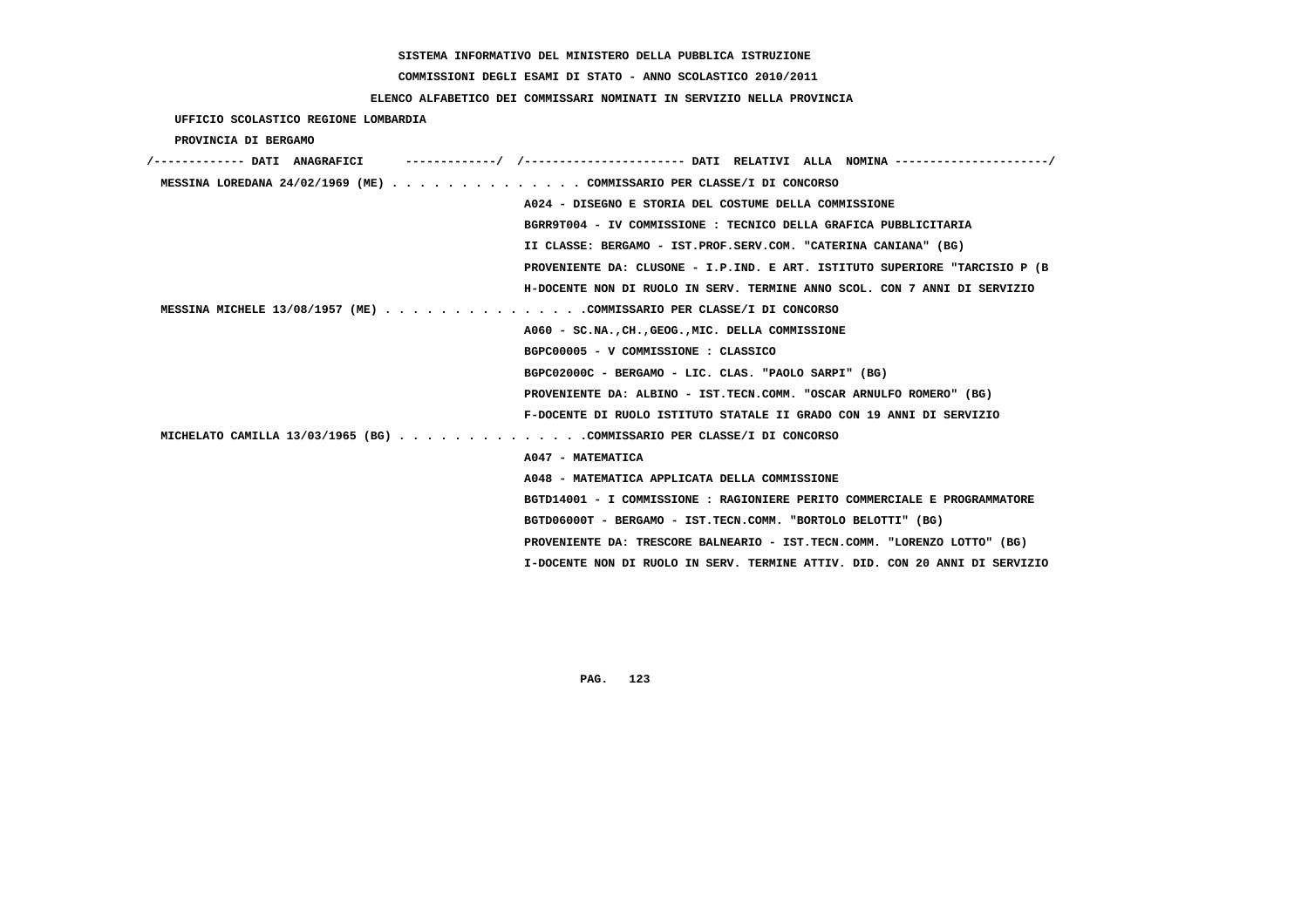SISTEMA INFORMATIVO DEL MINISTERO DELLA PUBBLICA ISTRUZIONE

COMMISSIONI DEGLI ESAMI DI STATO - ANNO SCOLASTICO 2010/2011

ELENCO ALFABETICO DEI COMMISSARI NOMINATI IN SERVIZIO NELLA PROVINCIA

UFFICIO SCOLASTICO REGIONE LOMBARDIA

PROVINCIA DI BERGAMO

```
/------------- DATI  ANAGRAFICI      -------------/  /----------------------- DATI  RELATIVI  ALLA  NOMINA ---------------------/
 MESSINA LOREDANA 24/02/1969 (ME) . . . . . . . . . . . . . . COMMISSARIO PER CLASSE/I DI CONCORSO
                                                    A024 - DISEGNO E STORIA DEL COSTUME DELLA COMMISSIONE
                                                    BGRR9T004 - IV COMMISSIONE : TECNICO DELLA GRAFICA PUBBLICITARIA
                                                    II CLASSE: BERGAMO - IST.PROF.SERV.COM. "CATERINA CANIANA" (BG)
                                                    PROVENIENTE DA: CLUSONE - I.P.IND. E ART. ISTITUTO SUPERIORE "TARCISIO P (B
                                                    H-DOCENTE NON DI RUOLO IN SERV. TERMINE ANNO SCOL. CON 7 ANNI DI SERVIZIO
 MESSINA MICHELE 13/08/1957 (ME) . . . . . . . . . . . . . . .COMMISSARIO PER CLASSE/I DI CONCORSO
                                                    A060 - SC.NA.,CH.,GEOG.,MIC. DELLA COMMISSIONE
                                                    BGPC00005 - V COMMISSIONE : CLASSICO
                                                    BGPC02000C - BERGAMO - LIC. CLAS. "PAOLO SARPI" (BG)
                                                    PROVENIENTE DA: ALBINO - IST.TECN.COMM. "OSCAR ARNULFO ROMERO" (BG)
                                                    F-DOCENTE DI RUOLO ISTITUTO STATALE II GRADO CON 19 ANNI DI SERVIZIO
 MICHELATO CAMILLA 13/03/1965 (BG) . . . . . . . . . . . . . .COMMISSARIO PER CLASSE/I DI CONCORSO
                                                    A047 - MATEMATICA
                                                    A048 - MATEMATICA APPLICATA DELLA COMMISSIONE
                                                    BGTD14001 - I COMMISSIONE : RAGIONIERE PERITO COMMERCIALE E PROGRAMMATORE
                                                    BGTD06000T - BERGAMO - IST.TECN.COMM. "BORTOLO BELOTTI" (BG)
                                                    PROVENIENTE DA: TRESCORE BALNEARIO - IST.TECN.COMM. "LORENZO LOTTO" (BG)
                                                    I-DOCENTE NON DI RUOLO IN SERV. TERMINE ATTIV. DID. CON 20 ANNI DI SERVIZIO
```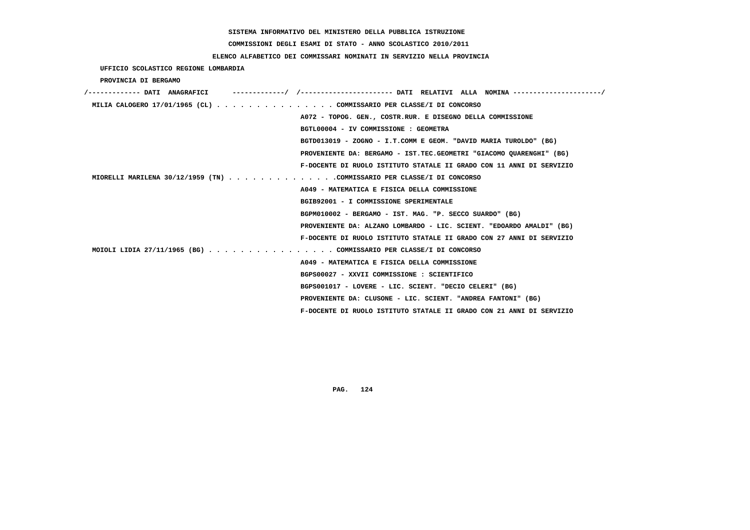SISTEMA INFORMATIVO DEL MINISTERO DELLA PUBBLICA ISTRUZIONE

COMMISSIONI DEGLI ESAMI DI STATO - ANNO SCOLASTICO 2010/2011

ELENCO ALFABETICO DEI COMMISSARI NOMINATI IN SERVIZIO NELLA PROVINCIA

UFFICIO SCOLASTICO REGIONE LOMBARDIA

PROVINCIA DI BERGAMO

/------------- DATI ANAGRAFICI -------------/ /---------------------- DATI RELATIVI ALLA NOMINA ---------------------/

MILIA CALOGERO 17/01/1965 (CL) . . . . . . . . . . . . . . . COMMISSARIO PER CLASSE/I DI CONCORSO
A072 - TOPOG. GEN., COSTR.RUR. E DISEGNO DELLA COMMISSIONE
BGTL00004 - IV COMMISSIONE : GEOMETRA
BGTD013019 - ZOGNO - I.T.COMM E GEOM. "DAVID MARIA TUROLDO" (BG)
PROVENIENTE DA: BERGAMO - IST.TEC.GEOMETRI "GIACOMO QUARENGHI" (BG)
F-DOCENTE DI RUOLO ISTITUTO STATALE II GRADO CON 11 ANNI DI SERVIZIO

MIORELLI MARILENA 30/12/1959 (TN) . . . . . . . . . . . . . .COMMISSARIO PER CLASSE/I DI CONCORSO
A049 - MATEMATICA E FISICA DELLA COMMISSIONE
BGIB92001 - I COMMISSIONE SPERIMENTALE
BGPM010002 - BERGAMO - IST. MAG. "P. SECCO SUARDO" (BG)
PROVENIENTE DA: ALZANO LOMBARDO - LIC. SCIENT. "EDOARDO AMALDI" (BG)
F-DOCENTE DI RUOLO ISTITUTO STATALE II GRADO CON 27 ANNI DI SERVIZIO

MOIOLI LIDIA 27/11/1965 (BG) . . . . . . . . . . . . . . . . COMMISSARIO PER CLASSE/I DI CONCORSO
A049 - MATEMATICA E FISICA DELLA COMMISSIONE
BGPS00027 - XXVII COMMISSIONE : SCIENTIFICO
BGPS001017 - LOVERE - LIC. SCIENT. "DECIO CELERI" (BG)
PROVENIENTE DA: CLUSONE - LIC. SCIENT. "ANDREA FANTONI" (BG)
F-DOCENTE DI RUOLO ISTITUTO STATALE II GRADO CON 21 ANNI DI SERVIZIO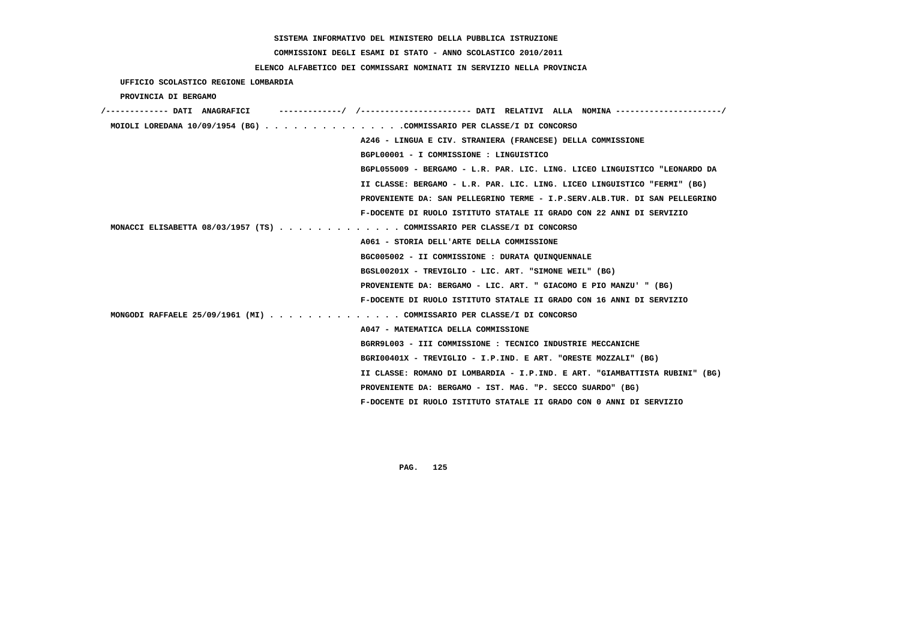SISTEMA INFORMATIVO DEL MINISTERO DELLA PUBBLICA ISTRUZIONE

COMMISSIONI DEGLI ESAMI DI STATO - ANNO SCOLASTICO 2010/2011

ELENCO ALFABETICO DEI COMMISSARI NOMINATI IN SERVIZIO NELLA PROVINCIA

UFFICIO SCOLASTICO REGIONE LOMBARDIA

PROVINCIA DI BERGAMO

/------------- DATI ANAGRAFICI -------------/ /---------------------- DATI RELATIVI ALLA NOMINA ---------------------/

MOIOLI LOREDANA 10/09/1954 (BG) . . . . . . . . . . . . . . .COMMISSARIO PER CLASSE/I DI CONCORSO
A246 - LINGUA E CIV. STRANIERA (FRANCESE) DELLA COMMISSIONE
BGPL00001 - I COMMISSIONE : LINGUISTICO
BGPL055009 - BERGAMO - L.R. PAR. LIC. LING. LICEO LINGUISTICO "LEONARDO DA
II CLASSE: BERGAMO - L.R. PAR. LIC. LING. LICEO LINGUISTICO "FERMI" (BG)
PROVENIENTE DA: SAN PELLEGRINO TERME - I.P.SERV.ALB.TUR. DI SAN PELLEGRINO
F-DOCENTE DI RUOLO ISTITUTO STATALE II GRADO CON 22 ANNI DI SERVIZIO

MONACCI ELISABETTA 08/03/1957 (TS) . . . . . . . . . . . . . COMMISSARIO PER CLASSE/I DI CONCORSO
A061 - STORIA DELL'ARTE DELLA COMMISSIONE
BGC005002 - II COMMISSIONE : DURATA QUINQUENNALE
BGSL00201X - TREVIGLIO - LIC. ART. "SIMONE WEIL" (BG)
PROVENIENTE DA: BERGAMO - LIC. ART. " GIACOMO E PIO MANZU' " (BG)
F-DOCENTE DI RUOLO ISTITUTO STATALE II GRADO CON 16 ANNI DI SERVIZIO

MONGODI RAFFAELE 25/09/1961 (MI) . . . . . . . . . . . . . . COMMISSARIO PER CLASSE/I DI CONCORSO
A047 - MATEMATICA DELLA COMMISSIONE
BGRR9L003 - III COMMISSIONE : TECNICO INDUSTRIE MECCANICHE
BGRI00401X - TREVIGLIO - I.P.IND. E ART. "ORESTE MOZZALI" (BG)
II CLASSE: ROMANO DI LOMBARDIA - I.P.IND. E ART. "GIAMBATTISTA RUBINI" (BG)
PROVENIENTE DA: BERGAMO - IST. MAG. "P. SECCO SUARDO" (BG)
F-DOCENTE DI RUOLO ISTITUTO STATALE II GRADO CON 0 ANNI DI SERVIZIO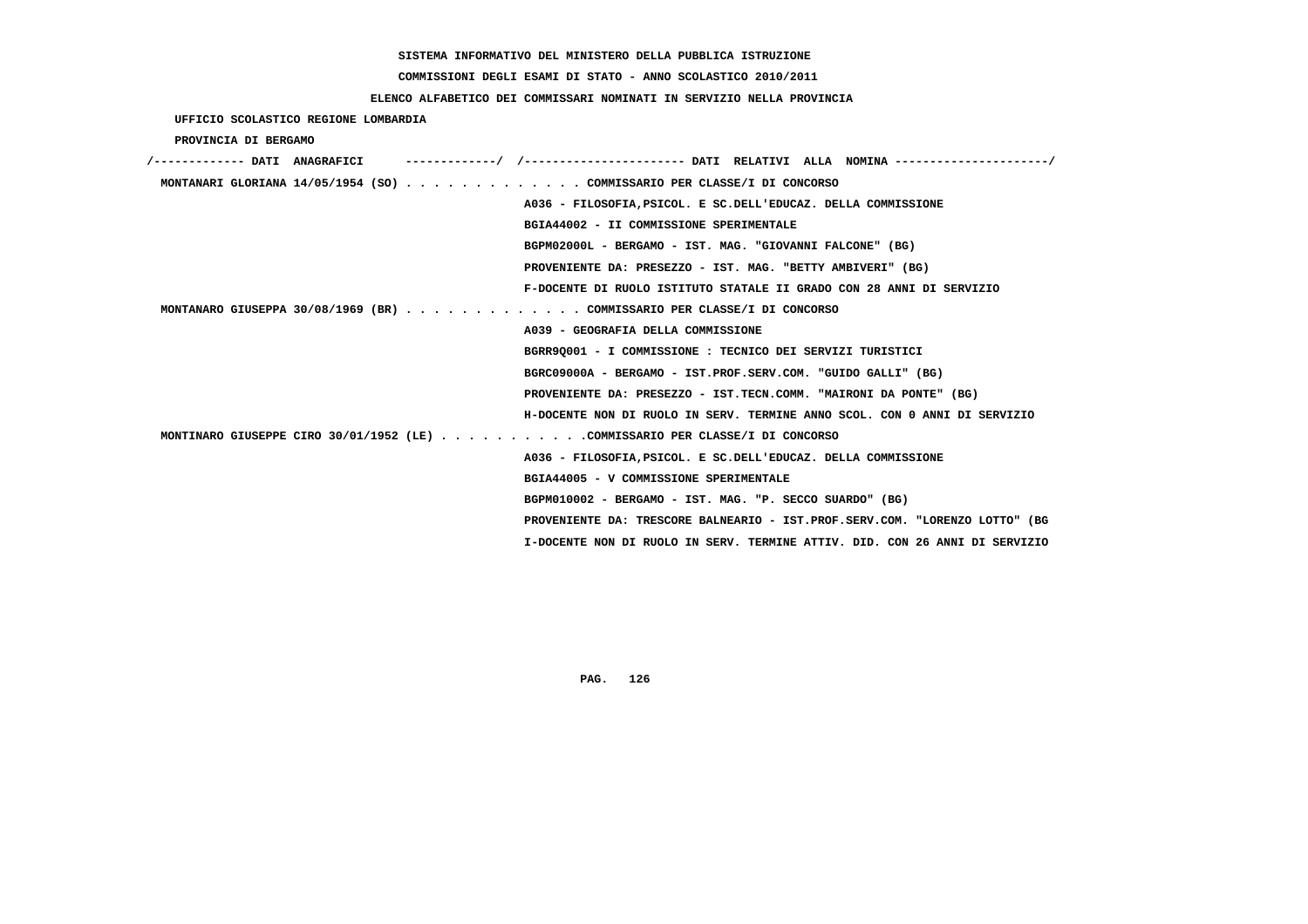SISTEMA INFORMATIVO DEL MINISTERO DELLA PUBBLICA ISTRUZIONE

COMMISSIONI DEGLI ESAMI DI STATO - ANNO SCOLASTICO 2010/2011

ELENCO ALFABETICO DEI COMMISSARI NOMINATI IN SERVIZIO NELLA PROVINCIA

UFFICIO SCOLASTICO REGIONE LOMBARDIA

PROVINCIA DI BERGAMO

/------------- DATI ANAGRAFICI -------------/ /---------------------- DATI RELATIVI ALLA NOMINA ---------------------/

MONTANARI GLORIANA 14/05/1954 (SO) . . . . . . . . . . . . . COMMISSARIO PER CLASSE/I DI CONCORSO
A036 - FILOSOFIA,PSICOL. E SC.DELL'EDUCAZ. DELLA COMMISSIONE
BGIA44002 - II COMMISSIONE SPERIMENTALE
BGPM02000L - BERGAMO - IST. MAG. "GIOVANNI FALCONE" (BG)
PROVENIENTE DA: PRESEZZO - IST. MAG. "BETTY AMBIVERI" (BG)
F-DOCENTE DI RUOLO ISTITUTO STATALE II GRADO CON 28 ANNI DI SERVIZIO

MONTANARO GIUSEPPA 30/08/1969 (BR) . . . . . . . . . . . . . COMMISSARIO PER CLASSE/I DI CONCORSO
A039 - GEOGRAFIA DELLA COMMISSIONE
BGRR9Q001 - I COMMISSIONE : TECNICO DEI SERVIZI TURISTICI
BGRC09000A - BERGAMO - IST.PROF.SERV.COM. "GUIDO GALLI" (BG)
PROVENIENTE DA: PRESEZZO - IST.TECN.COMM. "MAIRONI DA PONTE" (BG)
H-DOCENTE NON DI RUOLO IN SERV. TERMINE ANNO SCOL. CON 0 ANNI DI SERVIZIO

MONTINARO GIUSEPPE CIRO 30/01/1952 (LE) . . . . . . . . . . .COMMISSARIO PER CLASSE/I DI CONCORSO
A036 - FILOSOFIA,PSICOL. E SC.DELL'EDUCAZ. DELLA COMMISSIONE
BGIA44005 - V COMMISSIONE SPERIMENTALE
BGPM010002 - BERGAMO - IST. MAG. "P. SECCO SUARDO" (BG)
PROVENIENTE DA: TRESCORE BALNEARIO - IST.PROF.SERV.COM. "LORENZO LOTTO" (BG
I-DOCENTE NON DI RUOLO IN SERV. TERMINE ATTIV. DID. CON 26 ANNI DI SERVIZIO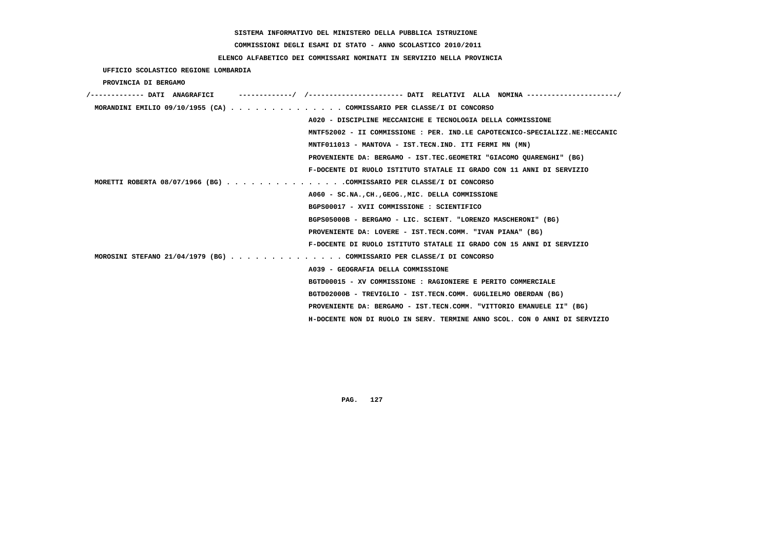SISTEMA INFORMATIVO DEL MINISTERO DELLA PUBBLICA ISTRUZIONE

COMMISSIONI DEGLI ESAMI DI STATO - ANNO SCOLASTICO 2010/2011

ELENCO ALFABETICO DEI COMMISSARI NOMINATI IN SERVIZIO NELLA PROVINCIA

UFFICIO SCOLASTICO REGIONE LOMBARDIA

PROVINCIA DI BERGAMO

/------------- DATI ANAGRAFICI -------------/ /---------------------- DATI RELATIVI ALLA NOMINA ---------------------/

**MORANDINI EMILIO 09/10/1955 (CA)** . . . . . . . . . . . . . . COMMISSARIO PER CLASSE/I DI CONCORSO

A020 - DISCIPLINE MECCANICHE E TECNOLOGIA DELLA COMMISSIONE

MNTF52002 - II COMMISSIONE : PER. IND.LE CAPOTECNICO-SPECIALIZZ.NE:MECCANIC

MNTF011013 - MANTOVA - IST.TECN.IND. ITI FERMI MN (MN)

PROVENIENTE DA: BERGAMO - IST.TEC.GEOMETRI "GIACOMO QUARENGHI" (BG)

F-DOCENTE DI RUOLO ISTITUTO STATALE II GRADO CON 11 ANNI DI SERVIZIO

**MORETTI ROBERTA 08/07/1966 (BG)** . . . . . . . . . . . . . . .COMMISSARIO PER CLASSE/I DI CONCORSO

A060 - SC.NA.,CH.,GEOG.,MIC. DELLA COMMISSIONE

BGPS00017 - XVII COMMISSIONE : SCIENTIFICO

BGPS05000B - BERGAMO - LIC. SCIENT. "LORENZO MASCHERONI" (BG)

PROVENIENTE DA: LOVERE - IST.TECN.COMM. "IVAN PIANA" (BG)

F-DOCENTE DI RUOLO ISTITUTO STATALE II GRADO CON 15 ANNI DI SERVIZIO

**MOROSINI STEFANO 21/04/1979 (BG)** . . . . . . . . . . . . . . COMMISSARIO PER CLASSE/I DI CONCORSO

A039 - GEOGRAFIA DELLA COMMISSIONE

BGTD00015 - XV COMMISSIONE : RAGIONIERE E PERITO COMMERCIALE

BGTD02000B - TREVIGLIO - IST.TECN.COMM. GUGLIELMO OBERDAN (BG)

PROVENIENTE DA: BERGAMO - IST.TECN.COMM. "VITTORIO EMANUELE II" (BG)

H-DOCENTE NON DI RUOLO IN SERV. TERMINE ANNO SCOL. CON 0 ANNI DI SERVIZIO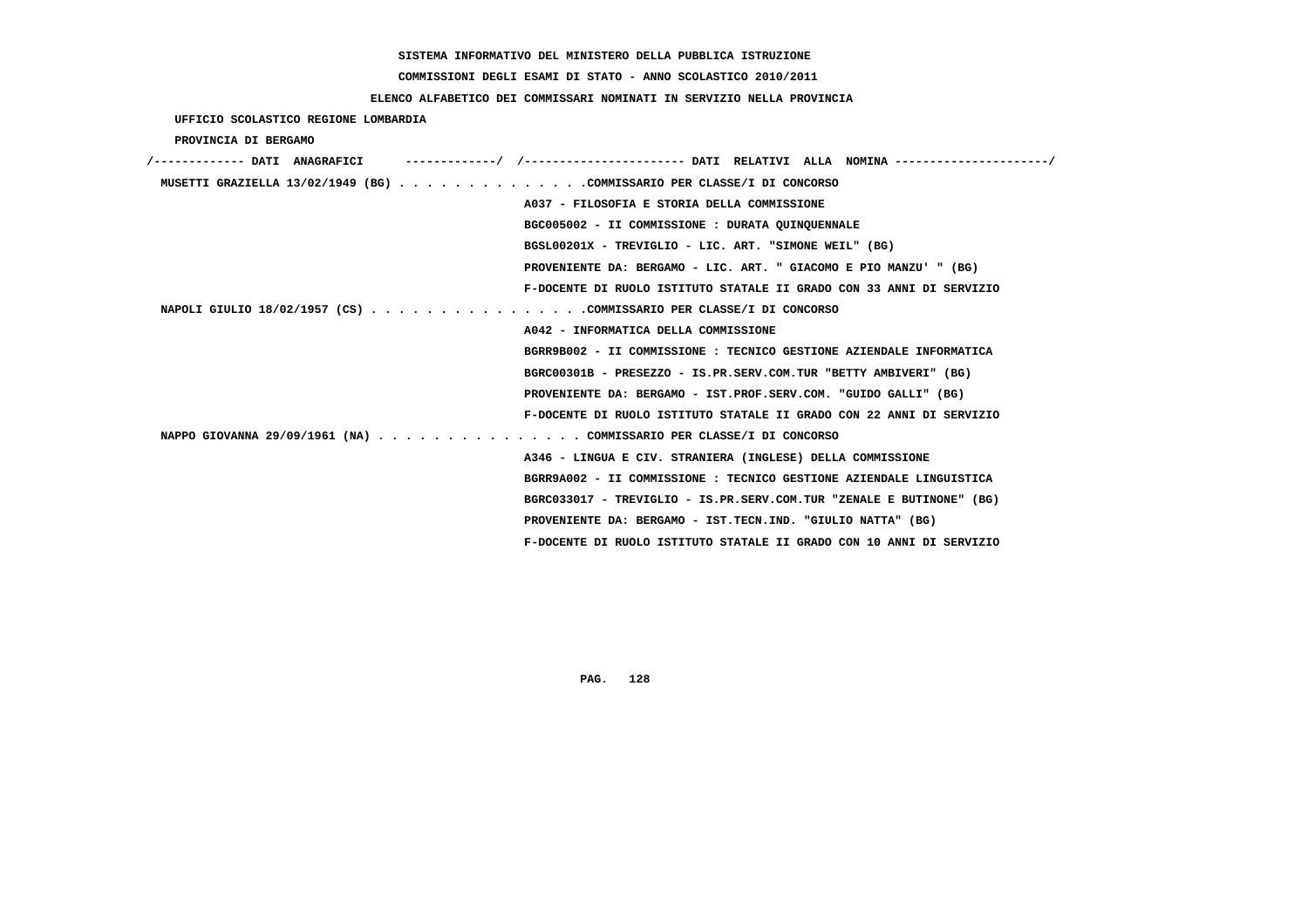SISTEMA INFORMATIVO DEL MINISTERO DELLA PUBBLICA ISTRUZIONE

COMMISSIONI DEGLI ESAMI DI STATO - ANNO SCOLASTICO 2010/2011

ELENCO ALFABETICO DEI COMMISSARI NOMINATI IN SERVIZIO NELLA PROVINCIA

UFFICIO SCOLASTICO REGIONE LOMBARDIA

PROVINCIA DI BERGAMO

```
/------------- DATI  ANAGRAFICI      -------------/  /----------------------- DATI  RELATIVI  ALLA  NOMINA ----------------------/
 MUSETTI GRAZIELLA 13/02/1949 (BG) . . . . . . . . . . . . . .COMMISSARIO PER CLASSE/I DI CONCORSO
                                                     A037 - FILOSOFIA E STORIA DELLA COMMISSIONE
                                                     BGC005002 - II COMMISSIONE : DURATA QUINQUENNALE
                                                     BGSL00201X - TREVIGLIO - LIC. ART. "SIMONE WEIL" (BG)
                                                     PROVENIENTE DA: BERGAMO - LIC. ART. " GIACOMO E PIO MANZU' " (BG)
                                                     F-DOCENTE DI RUOLO ISTITUTO STATALE II GRADO CON 33 ANNI DI SERVIZIO
 NAPOLI GIULIO 18/02/1957 (CS) . . . . . . . . . . . . . . . .COMMISSARIO PER CLASSE/I DI CONCORSO
                                                     A042 - INFORMATICA DELLA COMMISSIONE
                                                     BGRR9B002 - II COMMISSIONE : TECNICO GESTIONE AZIENDALE INFORMATICA
                                                     BGRC00301B - PRESEZZO - IS.PR.SERV.COM.TUR "BETTY AMBIVERI" (BG)
                                                     PROVENIENTE DA: BERGAMO - IST.PROF.SERV.COM. "GUIDO GALLI" (BG)
                                                     F-DOCENTE DI RUOLO ISTITUTO STATALE II GRADO CON 22 ANNI DI SERVIZIO
 NAPPO GIOVANNA 29/09/1961 (NA) . . . . . . . . . . . . . . . COMMISSARIO PER CLASSE/I DI CONCORSO
                                                     A346 - LINGUA E CIV. STRANIERA (INGLESE) DELLA COMMISSIONE
                                                     BGRR9A002 - II COMMISSIONE : TECNICO GESTIONE AZIENDALE LINGUISTICA
                                                     BGRC033017 - TREVIGLIO - IS.PR.SERV.COM.TUR "ZENALE E BUTINONE" (BG)
                                                     PROVENIENTE DA: BERGAMO - IST.TECN.IND. "GIULIO NATTA" (BG)
                                                     F-DOCENTE DI RUOLO ISTITUTO STATALE II GRADO CON 10 ANNI DI SERVIZIO
```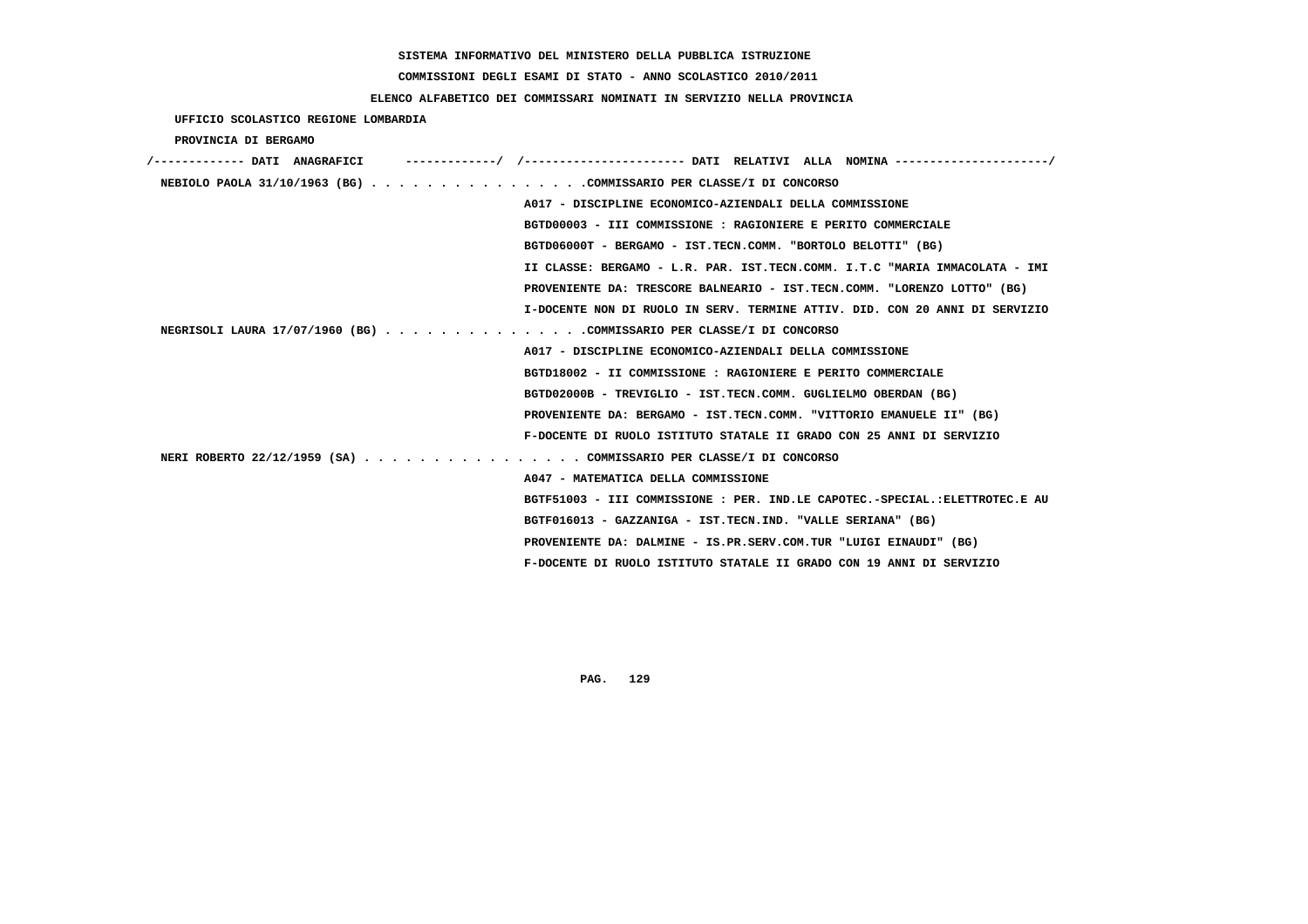SISTEMA INFORMATIVO DEL MINISTERO DELLA PUBBLICA ISTRUZIONE

COMMISSIONI DEGLI ESAMI DI STATO - ANNO SCOLASTICO 2010/2011

ELENCO ALFABETICO DEI COMMISSARI NOMINATI IN SERVIZIO NELLA PROVINCIA

UFFICIO SCOLASTICO REGIONE LOMBARDIA

PROVINCIA DI BERGAMO

```
/------------- DATI  ANAGRAFICI      -------------/  /----------------------- DATI  RELATIVI  ALLA  NOMINA ----------------------/
 NEBIOLO PAOLA 31/10/1963 (BG) . . . . . . . . . . . . . . . .COMMISSARIO PER CLASSE/I DI CONCORSO
                                                   A017 - DISCIPLINE ECONOMICO-AZIENDALI DELLA COMMISSIONE
                                                   BGTD00003 - III COMMISSIONE : RAGIONIERE E PERITO COMMERCIALE
                                                   BGTD06000T - BERGAMO - IST.TECN.COMM. "BORTOLO BELOTTI" (BG)
                                                   II CLASSE: BERGAMO - L.R. PAR. IST.TECN.COMM. I.T.C "MARIA IMMACOLATA - IMI
                                                   PROVENIENTE DA: TRESCORE BALNEARIO - IST.TECN.COMM. "LORENZO LOTTO" (BG)
                                                   I-DOCENTE NON DI RUOLO IN SERV. TERMINE ATTIV. DID. CON 20 ANNI DI SERVIZIO
 NEGRISOLI LAURA 17/07/1960 (BG) . . . . . . . . . . . . . . .COMMISSARIO PER CLASSE/I DI CONCORSO
                                                   A017 - DISCIPLINE ECONOMICO-AZIENDALI DELLA COMMISSIONE
                                                   BGTD18002 - II COMMISSIONE : RAGIONIERE E PERITO COMMERCIALE
                                                   BGTD02000B - TREVIGLIO - IST.TECN.COMM. GUGLIELMO OBERDAN (BG)
                                                   PROVENIENTE DA: BERGAMO - IST.TECN.COMM. "VITTORIO EMANUELE II" (BG)
                                                   F-DOCENTE DI RUOLO ISTITUTO STATALE II GRADO CON 25 ANNI DI SERVIZIO
 NERI ROBERTO 22/12/1959 (SA) . . . . . . . . . . . . . . . . COMMISSARIO PER CLASSE/I DI CONCORSO
                                                   A047 - MATEMATICA DELLA COMMISSIONE
                                                   BGTF51003 - III COMMISSIONE : PER. IND.LE CAPOTEC.-SPECIAL.:ELETTROTEC.E AU
                                                   BGTF016013 - GAZZANIGA - IST.TECN.IND. "VALLE SERIANA" (BG)
                                                   PROVENIENTE DA: DALMINE - IS.PR.SERV.COM.TUR "LUIGI EINAUDI" (BG)
                                                   F-DOCENTE DI RUOLO ISTITUTO STATALE II GRADO CON 19 ANNI DI SERVIZIO
```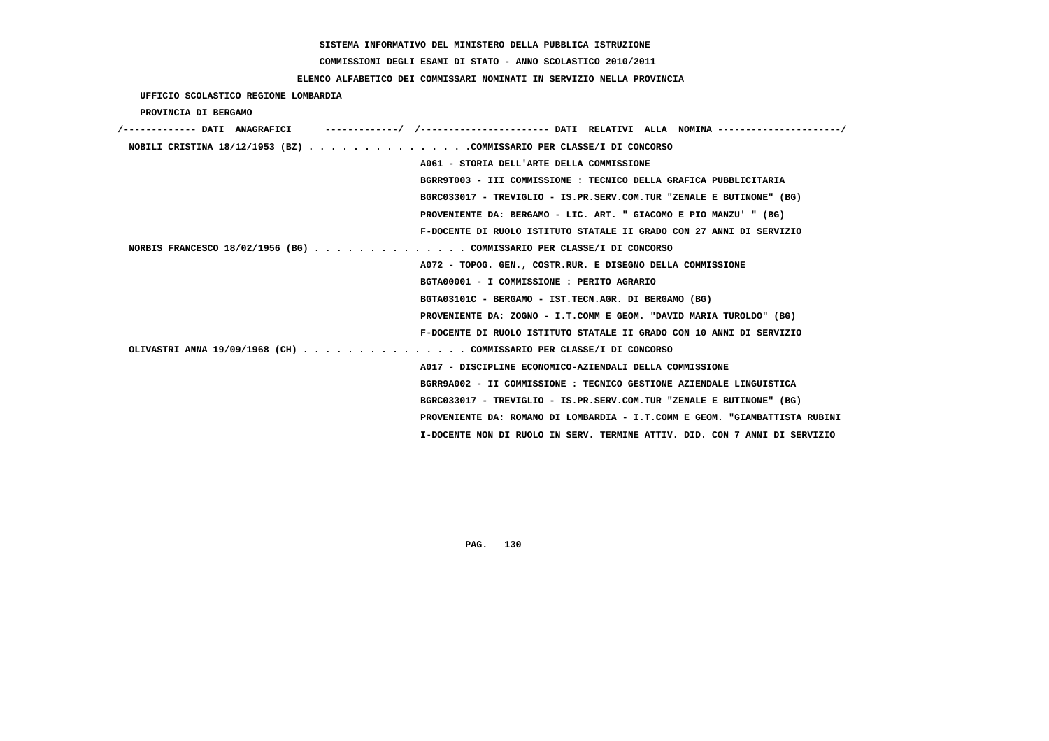SISTEMA INFORMATIVO DEL MINISTERO DELLA PUBBLICA ISTRUZIONE

COMMISSIONI DEGLI ESAMI DI STATO - ANNO SCOLASTICO 2010/2011

ELENCO ALFABETICO DEI COMMISSARI NOMINATI IN SERVIZIO NELLA PROVINCIA

UFFICIO SCOLASTICO REGIONE LOMBARDIA

PROVINCIA DI BERGAMO

```
/------------- DATI  ANAGRAFICI      -------------/  /----------------------- DATI  RELATIVI  ALLA  NOMINA ----------------------/
 NOBILI CRISTINA 18/12/1953 (BZ) . . . . . . . . . . . . . . .COMMISSARIO PER CLASSE/I DI CONCORSO
                                                     A061 - STORIA DELL'ARTE DELLA COMMISSIONE
                                                     BGRR9T003 - III COMMISSIONE : TECNICO DELLA GRAFICA PUBBLICITARIA
                                                     BGRC033017 - TREVIGLIO - IS.PR.SERV.COM.TUR "ZENALE E BUTINONE" (BG)
                                                     PROVENIENTE DA: BERGAMO - LIC. ART. " GIACOMO E PIO MANZU' " (BG)
                                                     F-DOCENTE DI RUOLO ISTITUTO STATALE II GRADO CON 27 ANNI DI SERVIZIO
 NORBIS FRANCESCO 18/02/1956 (BG) . . . . . . . . . . . . . . COMMISSARIO PER CLASSE/I DI CONCORSO
                                                     A072 - TOPOG. GEN., COSTR.RUR. E DISEGNO DELLA COMMISSIONE
                                                     BGTA00001 - I COMMISSIONE : PERITO AGRARIO
                                                     BGTA03101C - BERGAMO - IST.TECN.AGR. DI BERGAMO (BG)
                                                     PROVENIENTE DA: ZOGNO - I.T.COMM E GEOM. "DAVID MARIA TUROLDO" (BG)
                                                     F-DOCENTE DI RUOLO ISTITUTO STATALE II GRADO CON 10 ANNI DI SERVIZIO
 OLIVASTRI ANNA 19/09/1968 (CH) . . . . . . . . . . . . . . . COMMISSARIO PER CLASSE/I DI CONCORSO
                                                     A017 - DISCIPLINE ECONOMICO-AZIENDALI DELLA COMMISSIONE
                                                     BGRR9A002 - II COMMISSIONE : TECNICO GESTIONE AZIENDALE LINGUISTICA
                                                     BGRC033017 - TREVIGLIO - IS.PR.SERV.COM.TUR "ZENALE E BUTINONE" (BG)
                                                     PROVENIENTE DA: ROMANO DI LOMBARDIA - I.T.COMM E GEOM. "GIAMBATTISTA RUBINI
                                                     I-DOCENTE NON DI RUOLO IN SERV. TERMINE ATTIV. DID. CON 7 ANNI DI SERVIZIO
```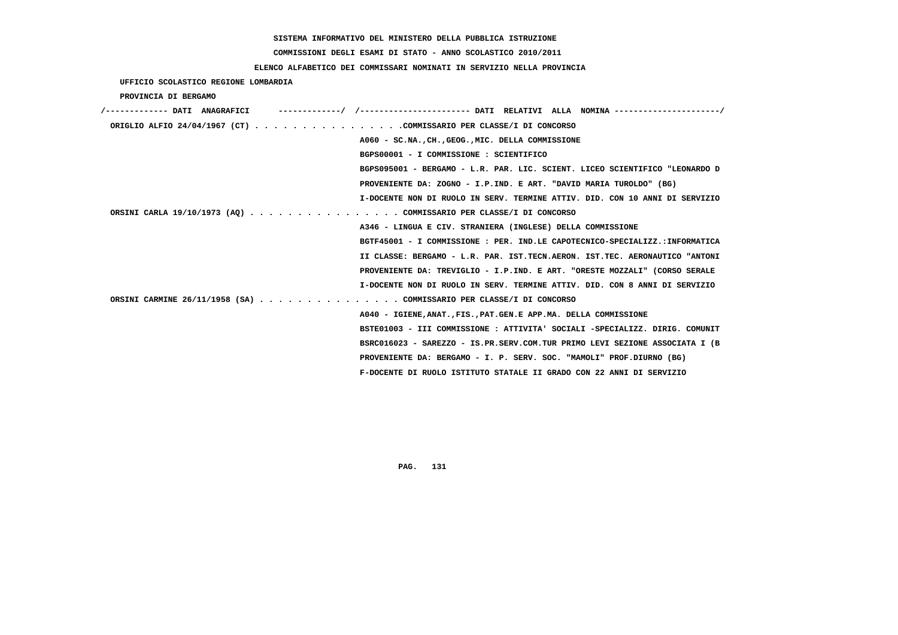SISTEMA INFORMATIVO DEL MINISTERO DELLA PUBBLICA ISTRUZIONE

COMMISSIONI DEGLI ESAMI DI STATO - ANNO SCOLASTICO 2010/2011

ELENCO ALFABETICO DEI COMMISSARI NOMINATI IN SERVIZIO NELLA PROVINCIA

UFFICIO SCOLASTICO REGIONE LOMBARDIA

PROVINCIA DI BERGAMO

```
/------------- DATI  ANAGRAFICI      -------------/  /---------------------- DATI  RELATIVI  ALLA  NOMINA ---------------------/
 ORIGLIO ALFIO 24/04/1967 (CT) . . . . . . . . . . . . . . . .COMMISSARIO PER CLASSE/I DI CONCORSO
                                                   A060 - SC.NA.,CH.,GEOG.,MIC. DELLA COMMISSIONE
                                                   BGPS00001 - I COMMISSIONE : SCIENTIFICO
                                                   BGPS095001 - BERGAMO - L.R. PAR. LIC. SCIENT. LICEO SCIENTIFICO "LEONARDO D
                                                   PROVENIENTE DA: ZOGNO - I.P.IND. E ART. "DAVID MARIA TUROLDO" (BG)
                                                   I-DOCENTE NON DI RUOLO IN SERV. TERMINE ATTIV. DID. CON 10 ANNI DI SERVIZIO
 ORSINI CARLA 19/10/1973 (AQ) . . . . . . . . . . . . . . . . COMMISSARIO PER CLASSE/I DI CONCORSO
                                                   A346 - LINGUA E CIV. STRANIERA (INGLESE) DELLA COMMISSIONE
                                                   BGTF45001 - I COMMISSIONE : PER. IND.LE CAPOTECNICO-SPECIALIZZ.:INFORMATICA
                                                   II CLASSE: BERGAMO - L.R. PAR. IST.TECN.AERON. IST.TEC. AERONAUTICO "ANTONI
                                                   PROVENIENTE DA: TREVIGLIO - I.P.IND. E ART. "ORESTE MOZZALI" (CORSO SERALE
                                                   I-DOCENTE NON DI RUOLO IN SERV. TERMINE ATTIV. DID. CON 8 ANNI DI SERVIZIO
 ORSINI CARMINE 26/11/1958 (SA) . . . . . . . . . . . . . . . COMMISSARIO PER CLASSE/I DI CONCORSO
                                                   A040 - IGIENE,ANAT.,FIS.,PAT.GEN.E APP.MA. DELLA COMMISSIONE
                                                   BSTE01003 - III COMMISSIONE : ATTIVITA' SOCIALI -SPECIALIZZ. DIRIG. COMUNIT
                                                   BSRC016023 - SAREZZO - IS.PR.SERV.COM.TUR PRIMO LEVI SEZIONE ASSOCIATA I (B
                                                   PROVENIENTE DA: BERGAMO - I. P. SERV. SOC. "MAMOLI" PROF.DIURNO (BG)
                                                   F-DOCENTE DI RUOLO ISTITUTO STATALE II GRADO CON 22 ANNI DI SERVIZIO
```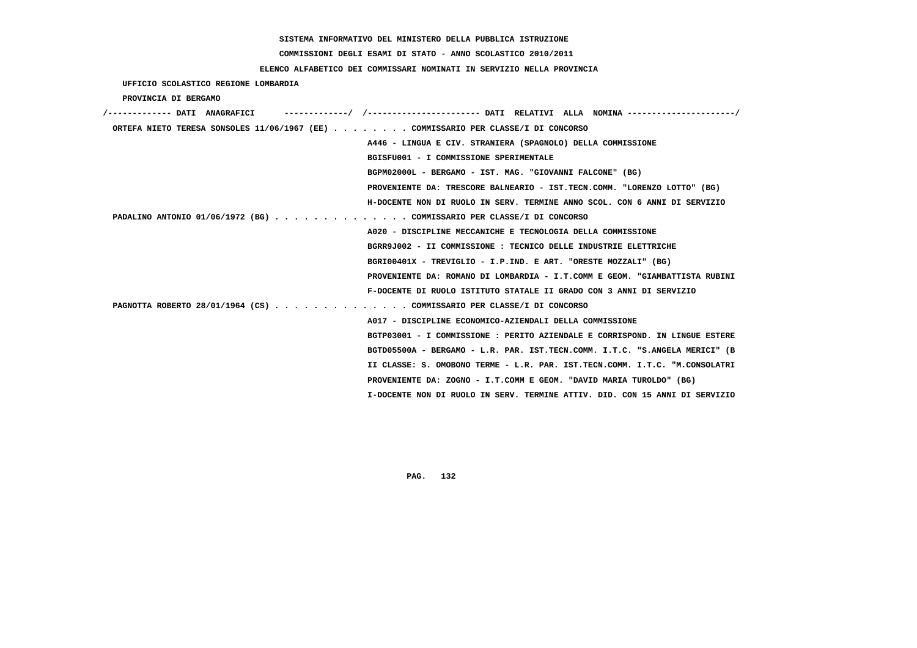SISTEMA INFORMATIVO DEL MINISTERO DELLA PUBBLICA ISTRUZIONE

COMMISSIONI DEGLI ESAMI DI STATO - ANNO SCOLASTICO 2010/2011

ELENCO ALFABETICO DEI COMMISSARI NOMINATI IN SERVIZIO NELLA PROVINCIA

UFFICIO SCOLASTICO REGIONE LOMBARDIA

PROVINCIA DI BERGAMO

```
/------------- DATI  ANAGRAFICI      -------------/  /---------------------- DATI  RELATIVI  ALLA  NOMINA ---------------------/
 ORTEFA NIETO TERESA SONSOLES 11/06/1967 (EE) . . . . . . . . COMMISSARIO PER CLASSE/I DI CONCORSO
                                                      A446 - LINGUA E CIV. STRANIERA (SPAGNOLO) DELLA COMMISSIONE
                                                      BGISFU001 - I COMMISSIONE SPERIMENTALE
                                                      BGPM02000L - BERGAMO - IST. MAG. "GIOVANNI FALCONE" (BG)
                                                      PROVENIENTE DA: TRESCORE BALNEARIO - IST.TECN.COMM. "LORENZO LOTTO" (BG)
                                                      H-DOCENTE NON DI RUOLO IN SERV. TERMINE ANNO SCOL. CON 6 ANNI DI SERVIZIO
 PADALINO ANTONIO 01/06/1972 (BG) . . . . . . . . . . . . . . COMMISSARIO PER CLASSE/I DI CONCORSO
                                                      A020 - DISCIPLINE MECCANICHE E TECNOLOGIA DELLA COMMISSIONE
                                                      BGRR9J002 - II COMMISSIONE : TECNICO DELLE INDUSTRIE ELETTRICHE
                                                      BGRI00401X - TREVIGLIO - I.P.IND. E ART. "ORESTE MOZZALI" (BG)
                                                      PROVENIENTE DA: ROMANO DI LOMBARDIA - I.T.COMM E GEOM. "GIAMBATTISTA RUBINI
                                                      F-DOCENTE DI RUOLO ISTITUTO STATALE II GRADO CON 3 ANNI DI SERVIZIO
 PAGNOTTA ROBERTO 28/01/1964 (CS) . . . . . . . . . . . . . . COMMISSARIO PER CLASSE/I DI CONCORSO
                                                      A017 - DISCIPLINE ECONOMICO-AZIENDALI DELLA COMMISSIONE
                                                      BGTP03001 - I COMMISSIONE : PERITO AZIENDALE E CORRISPOND. IN LINGUE ESTERE
                                                      BGTD05500A - BERGAMO - L.R. PAR. IST.TECN.COMM. I.T.C. "S.ANGELA MERICI" (B
                                                      II CLASSE: S. OMOBONO TERME - L.R. PAR. IST.TECN.COMM. I.T.C. "M.CONSOLATRI
                                                      PROVENIENTE DA: ZOGNO - I.T.COMM E GEOM. "DAVID MARIA TUROLDO" (BG)
                                                      I-DOCENTE NON DI RUOLO IN SERV. TERMINE ATTIV. DID. CON 15 ANNI DI SERVIZIO
```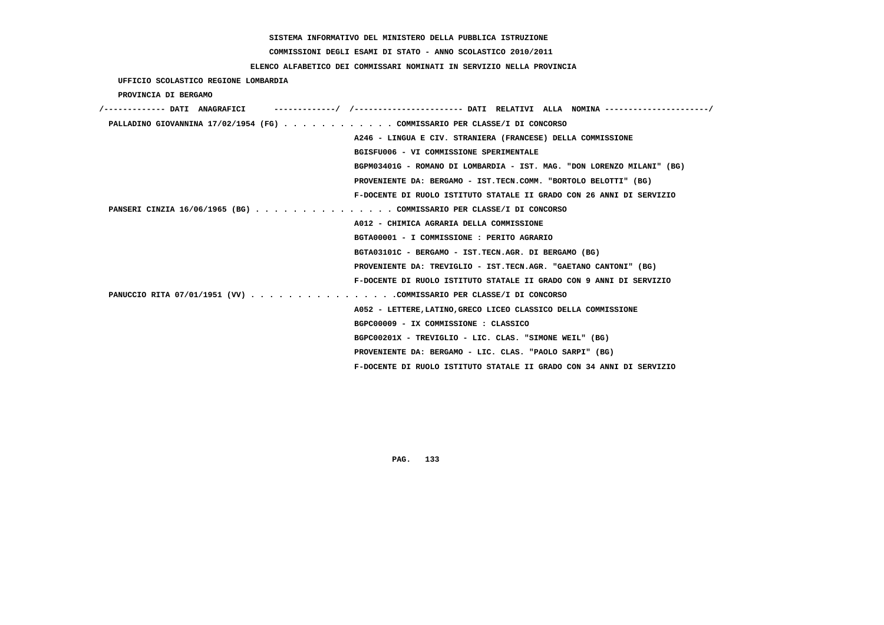SISTEMA INFORMATIVO DEL MINISTERO DELLA PUBBLICA ISTRUZIONE

COMMISSIONI DEGLI ESAMI DI STATO - ANNO SCOLASTICO 2010/2011

ELENCO ALFABETICO DEI COMMISSARI NOMINATI IN SERVIZIO NELLA PROVINCIA

UFFICIO SCOLASTICO REGIONE LOMBARDIA

PROVINCIA DI BERGAMO

/------------- DATI ANAGRAFICI -------------/ /---------------------- DATI RELATIVI ALLA NOMINA ---------------------/

PALLADINO GIOVANNINA 17/02/1954 (FG) . . . . . . . . . . . . COMMISSARIO PER CLASSE/I DI CONCORSO
A246 - LINGUA E CIV. STRANIERA (FRANCESE) DELLA COMMISSIONE
BGISFU006 - VI COMMISSIONE SPERIMENTALE
BGPM03401G - ROMANO DI LOMBARDIA - IST. MAG. "DON LORENZO MILANI" (BG)
PROVENIENTE DA: BERGAMO - IST.TECN.COMM. "BORTOLO BELOTTI" (BG)
F-DOCENTE DI RUOLO ISTITUTO STATALE II GRADO CON 26 ANNI DI SERVIZIO

PANSERI CINZIA 16/06/1965 (BG) . . . . . . . . . . . . . . . COMMISSARIO PER CLASSE/I DI CONCORSO
A012 - CHIMICA AGRARIA DELLA COMMISSIONE
BGTA00001 - I COMMISSIONE : PERITO AGRARIO
BGTA03101C - BERGAMO - IST.TECN.AGR. DI BERGAMO (BG)
PROVENIENTE DA: TREVIGLIO - IST.TECN.AGR. "GAETANO CANTONI" (BG)
F-DOCENTE DI RUOLO ISTITUTO STATALE II GRADO CON 9 ANNI DI SERVIZIO

PANUCCIO RITA 07/01/1951 (VV) . . . . . . . . . . . . . . . .COMMISSARIO PER CLASSE/I DI CONCORSO
A052 - LETTERE,LATINO,GRECO LICEO CLASSICO DELLA COMMISSIONE
BGPC00009 - IX COMMISSIONE : CLASSICO
BGPC00201X - TREVIGLIO - LIC. CLAS. "SIMONE WEIL" (BG)
PROVENIENTE DA: BERGAMO - LIC. CLAS. "PAOLO SARPI" (BG)
F-DOCENTE DI RUOLO ISTITUTO STATALE II GRADO CON 34 ANNI DI SERVIZIO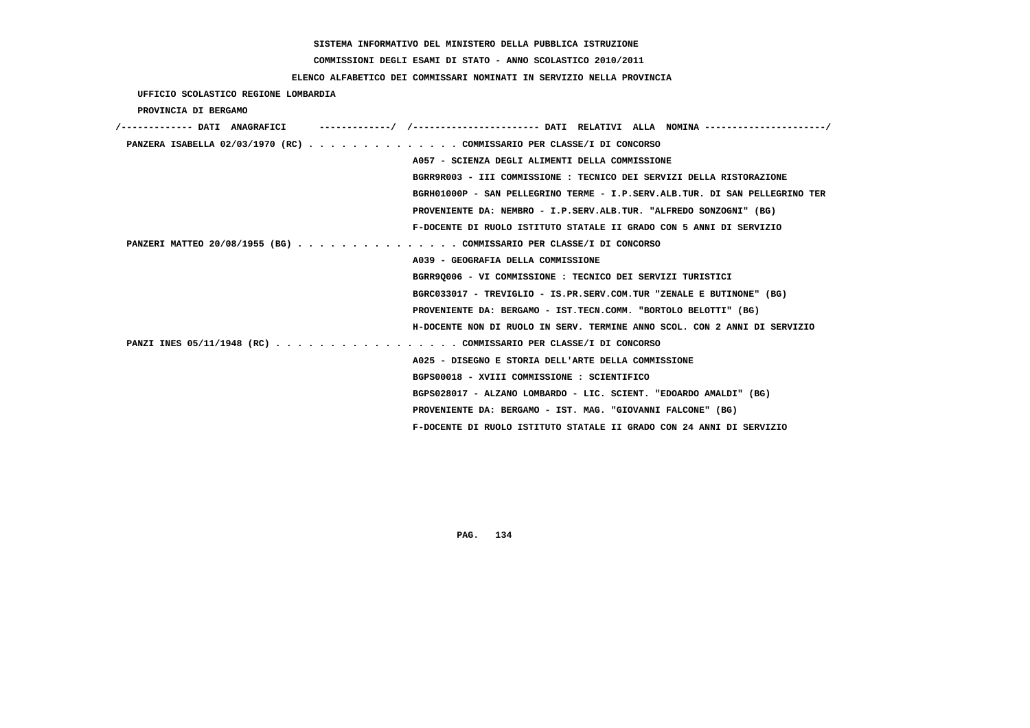SISTEMA INFORMATIVO DEL MINISTERO DELLA PUBBLICA ISTRUZIONE

COMMISSIONI DEGLI ESAMI DI STATO - ANNO SCOLASTICO 2010/2011

ELENCO ALFABETICO DEI COMMISSARI NOMINATI IN SERVIZIO NELLA PROVINCIA

UFFICIO SCOLASTICO REGIONE LOMBARDIA

PROVINCIA DI BERGAMO

/------------- DATI ANAGRAFICI -------------/ /---------------------- DATI RELATIVI ALLA NOMINA ---------------------/

PANZERA ISABELLA 02/03/1970 (RC) . . . . . . . . . . . . . . COMMISSARIO PER CLASSE/I DI CONCORSO
A057 - SCIENZA DEGLI ALIMENTI DELLA COMMISSIONE
BGRR9R003 - III COMMISSIONE : TECNICO DEI SERVIZI DELLA RISTORAZIONE
BGRH01000P - SAN PELLEGRINO TERME - I.P.SERV.ALB.TUR. DI SAN PELLEGRINO TER
PROVENIENTE DA: NEMBRO - I.P.SERV.ALB.TUR. "ALFREDO SONZOGNI" (BG)
F-DOCENTE DI RUOLO ISTITUTO STATALE II GRADO CON 5 ANNI DI SERVIZIO

PANZERI MATTEO 20/08/1955 (BG) . . . . . . . . . . . . . . . COMMISSARIO PER CLASSE/I DI CONCORSO
A039 - GEOGRAFIA DELLA COMMISSIONE
BGRR9Q006 - VI COMMISSIONE : TECNICO DEI SERVIZI TURISTICI
BGRC033017 - TREVIGLIO - IS.PR.SERV.COM.TUR "ZENALE E BUTINONE" (BG)
PROVENIENTE DA: BERGAMO - IST.TECN.COMM. "BORTOLO BELOTTI" (BG)
H-DOCENTE NON DI RUOLO IN SERV. TERMINE ANNO SCOL. CON 2 ANNI DI SERVIZIO

PANZI INES 05/11/1948 (RC) . . . . . . . . . . . . . . . . . COMMISSARIO PER CLASSE/I DI CONCORSO
A025 - DISEGNO E STORIA DELL'ARTE DELLA COMMISSIONE
BGPS00018 - XVIII COMMISSIONE : SCIENTIFICO
BGPS028017 - ALZANO LOMBARDO - LIC. SCIENT. "EDOARDO AMALDI" (BG)
PROVENIENTE DA: BERGAMO - IST. MAG. "GIOVANNI FALCONE" (BG)
F-DOCENTE DI RUOLO ISTITUTO STATALE II GRADO CON 24 ANNI DI SERVIZIO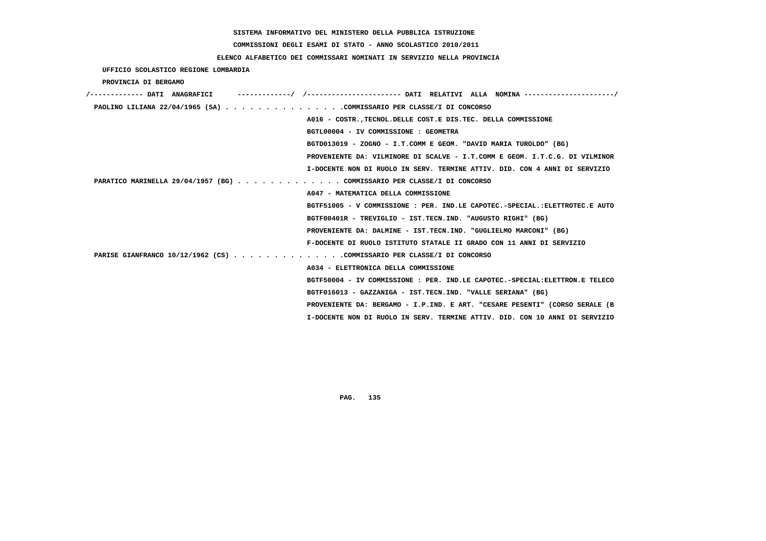**SISTEMA INFORMATIVO DEL MINISTERO DELLA PUBBLICA ISTRUZIONE**

**COMMISSIONI DEGLI ESAMI DI STATO - ANNO SCOLASTICO 2010/2011**

**ELENCO ALFABETICO DEI COMMISSARI NOMINATI IN SERVIZIO NELLA PROVINCIA**

**UFFICIO SCOLASTICO REGIONE LOMBARDIA**

**PROVINCIA DI BERGAMO**

```
/------------- DATI  ANAGRAFICI      -------------/  /----------------------- DATI  RELATIVI  ALLA  NOMINA ----------------------/
 PAOLINO LILIANA 22/04/1965 (SA) . . . . . . . . . . . . . . .COMMISSARIO PER CLASSE/I DI CONCORSO
                                                    A016 - COSTR.,TECNOL.DELLE COST.E DIS.TEC. DELLA COMMISSIONE
                                                    BGTL00004 - IV COMMISSIONE : GEOMETRA
                                                    BGTD013019 - ZOGNO - I.T.COMM E GEOM. "DAVID MARIA TUROLDO" (BG)
                                                    PROVENIENTE DA: VILMINORE DI SCALVE - I.T.COMM E GEOM. I.T.C.G. DI VILMINOR
                                                    I-DOCENTE NON DI RUOLO IN SERV. TERMINE ATTIV. DID. CON 4 ANNI DI SERVIZIO
 PARATICO MARINELLA 29/04/1957 (BG) . . . . . . . . . . . . . COMMISSARIO PER CLASSE/I DI CONCORSO
                                                    A047 - MATEMATICA DELLA COMMISSIONE
                                                    BGTF51005 - V COMMISSIONE : PER. IND.LE CAPOTEC.-SPECIAL.:ELETTROTEC.E AUTO
                                                    BGTF00401R - TREVIGLIO - IST.TECN.IND. "AUGUSTO RIGHI" (BG)
                                                    PROVENIENTE DA: DALMINE - IST.TECN.IND. "GUGLIELMO MARCONI" (BG)
                                                    F-DOCENTE DI RUOLO ISTITUTO STATALE II GRADO CON 11 ANNI DI SERVIZIO
 PARISE GIANFRANCO 10/12/1962 (CS) . . . . . . . . . . . . . .COMMISSARIO PER CLASSE/I DI CONCORSO
                                                    A034 - ELETTRONICA DELLA COMMISSIONE
                                                    BGTF50004 - IV COMMISSIONE : PER. IND.LE CAPOTEC.-SPECIAL:ELETTRON.E TELECO
                                                    BGTF016013 - GAZZANIGA - IST.TECN.IND. "VALLE SERIANA" (BG)
                                                    PROVENIENTE DA: BERGAMO - I.P.IND. E ART. "CESARE PESENTI" (CORSO SERALE (B
                                                    I-DOCENTE NON DI RUOLO IN SERV. TERMINE ATTIV. DID. CON 10 ANNI DI SERVIZIO
```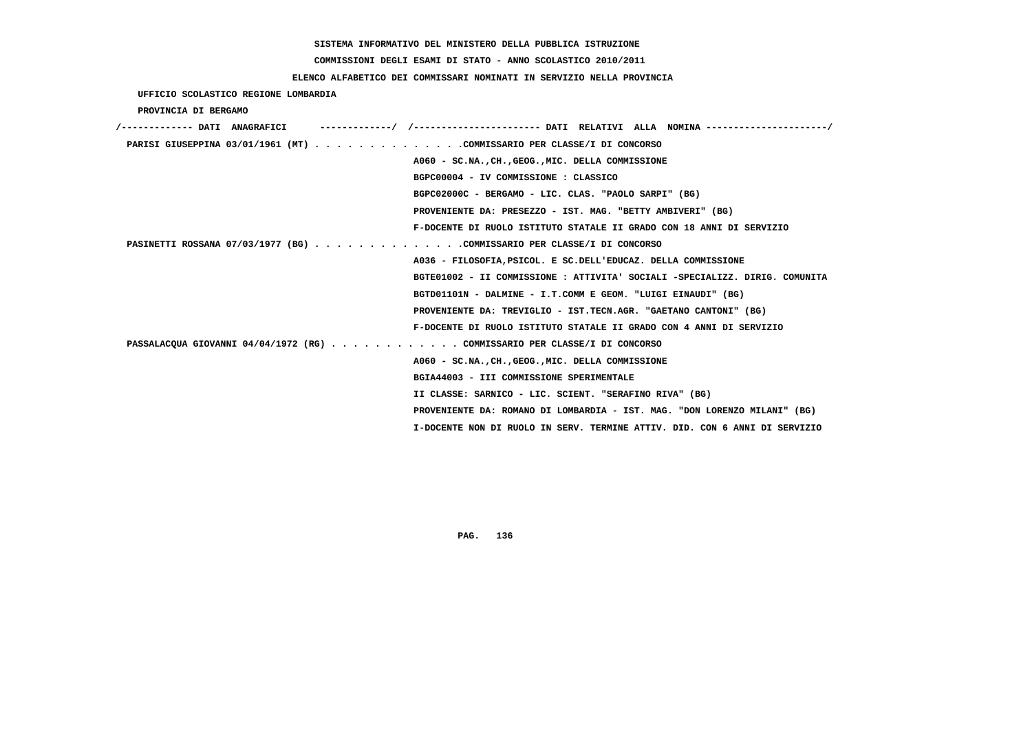SISTEMA INFORMATIVO DEL MINISTERO DELLA PUBBLICA ISTRUZIONE

COMMISSIONI DEGLI ESAMI DI STATO - ANNO SCOLASTICO 2010/2011

ELENCO ALFABETICO DEI COMMISSARI NOMINATI IN SERVIZIO NELLA PROVINCIA

UFFICIO SCOLASTICO REGIONE LOMBARDIA

PROVINCIA DI BERGAMO

```
/------------- DATI  ANAGRAFICI      -------------/  /----------------------- DATI  RELATIVI  ALLA  NOMINA ----------------------/
 PARISI GIUSEPPINA 03/01/1961 (MT) . . . . . . . . . . . . . .COMMISSARIO PER CLASSE/I DI CONCORSO
                                                    A060 - SC.NA.,CH.,GEOG.,MIC. DELLA COMMISSIONE
                                                    BGPC00004 - IV COMMISSIONE : CLASSICO
                                                    BGPC02000C - BERGAMO - LIC. CLAS. "PAOLO SARPI" (BG)
                                                    PROVENIENTE DA: PRESEZZO - IST. MAG. "BETTY AMBIVERI" (BG)
                                                    F-DOCENTE DI RUOLO ISTITUTO STATALE II GRADO CON 18 ANNI DI SERVIZIO
 PASINETTI ROSSANA 07/03/1977 (BG) . . . . . . . . . . . . . .COMMISSARIO PER CLASSE/I DI CONCORSO
                                                    A036 - FILOSOFIA,PSICOL. E SC.DELL'EDUCAZ. DELLA COMMISSIONE
                                                    BGTE01002 - II COMMISSIONE : ATTIVITA' SOCIALI -SPECIALIZZ. DIRIG. COMUNITA
                                                    BGTD01101N - DALMINE - I.T.COMM E GEOM. "LUIGI EINAUDI" (BG)
                                                    PROVENIENTE DA: TREVIGLIO - IST.TECN.AGR. "GAETANO CANTONI" (BG)
                                                    F-DOCENTE DI RUOLO ISTITUTO STATALE II GRADO CON 4 ANNI DI SERVIZIO
 PASSALACQUA GIOVANNI 04/04/1972 (RG) . . . . . . . . . . . . COMMISSARIO PER CLASSE/I DI CONCORSO
                                                    A060 - SC.NA.,CH.,GEOG.,MIC. DELLA COMMISSIONE
                                                    BGIA44003 - III COMMISSIONE SPERIMENTALE
                                                    II CLASSE: SARNICO - LIC. SCIENT. "SERAFINO RIVA" (BG)
                                                    PROVENIENTE DA: ROMANO DI LOMBARDIA - IST. MAG. "DON LORENZO MILANI" (BG)
                                                    I-DOCENTE NON DI RUOLO IN SERV. TERMINE ATTIV. DID. CON 6 ANNI DI SERVIZIO
```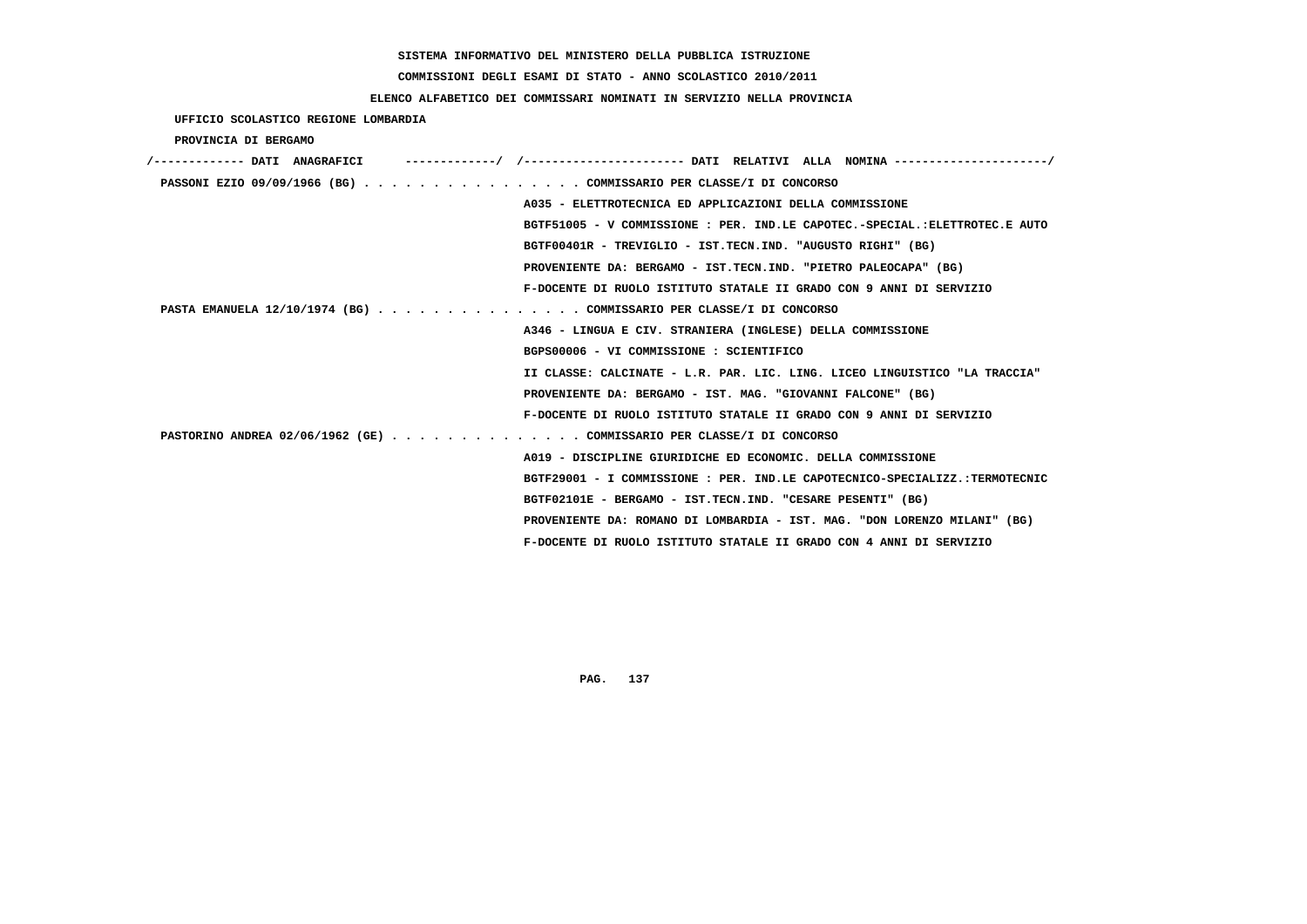SISTEMA INFORMATIVO DEL MINISTERO DELLA PUBBLICA ISTRUZIONE

COMMISSIONI DEGLI ESAMI DI STATO - ANNO SCOLASTICO 2010/2011

ELENCO ALFABETICO DEI COMMISSARI NOMINATI IN SERVIZIO NELLA PROVINCIA

UFFICIO SCOLASTICO REGIONE LOMBARDIA

PROVINCIA DI BERGAMO

```
/------------- DATI  ANAGRAFICI      -------------/  /----------------------- DATI  RELATIVI  ALLA  NOMINA ---------------------/
 PASSONI EZIO 09/09/1966 (BG) . . . . . . . . . . . . . . . . COMMISSARIO PER CLASSE/I DI CONCORSO
                                                    A035 - ELETTROTECNICA ED APPLICAZIONI DELLA COMMISSIONE
                                                    BGTF51005 - V COMMISSIONE : PER. IND.LE CAPOTEC.-SPECIAL.:ELETTROTEC.E AUTO
                                                    BGTF00401R - TREVIGLIO - IST.TECN.IND. "AUGUSTO RIGHI" (BG)
                                                    PROVENIENTE DA: BERGAMO - IST.TECN.IND. "PIETRO PALEOCAPA" (BG)
                                                    F-DOCENTE DI RUOLO ISTITUTO STATALE II GRADO CON 9 ANNI DI SERVIZIO
 PASTA EMANUELA 12/10/1974 (BG) . . . . . . . . . . . . . . . COMMISSARIO PER CLASSE/I DI CONCORSO
                                                    A346 - LINGUA E CIV. STRANIERA (INGLESE) DELLA COMMISSIONE
                                                    BGPS00006 - VI COMMISSIONE : SCIENTIFICO
                                                    II CLASSE: CALCINATE - L.R. PAR. LIC. LING. LICEO LINGUISTICO "LA TRACCIA"
                                                    PROVENIENTE DA: BERGAMO - IST. MAG. "GIOVANNI FALCONE" (BG)
                                                    F-DOCENTE DI RUOLO ISTITUTO STATALE II GRADO CON 9 ANNI DI SERVIZIO
 PASTORINO ANDREA 02/06/1962 (GE) . . . . . . . . . . . . . . COMMISSARIO PER CLASSE/I DI CONCORSO
                                                    A019 - DISCIPLINE GIURIDICHE ED ECONOMIC. DELLA COMMISSIONE
                                                    BGTF29001 - I COMMISSIONE : PER. IND.LE CAPOTECNICO-SPECIALIZZ.:TERMOTECNIC
                                                    BGTF02101E - BERGAMO - IST.TECN.IND. "CESARE PESENTI" (BG)
                                                    PROVENIENTE DA: ROMANO DI LOMBARDIA - IST. MAG. "DON LORENZO MILANI" (BG)
                                                    F-DOCENTE DI RUOLO ISTITUTO STATALE II GRADO CON 4 ANNI DI SERVIZIO
```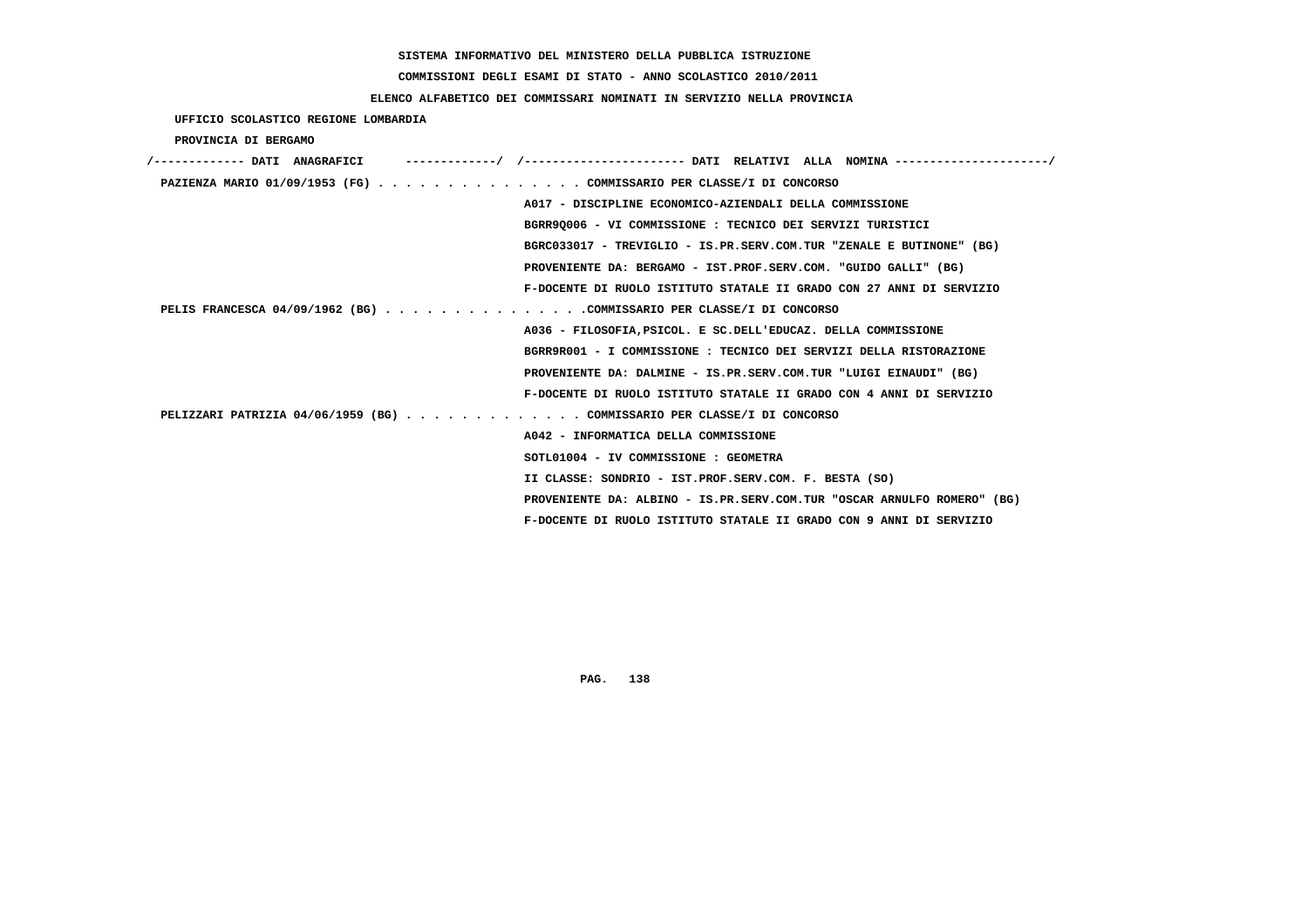SISTEMA INFORMATIVO DEL MINISTERO DELLA PUBBLICA ISTRUZIONE

COMMISSIONI DEGLI ESAMI DI STATO - ANNO SCOLASTICO 2010/2011

ELENCO ALFABETICO DEI COMMISSARI NOMINATI IN SERVIZIO NELLA PROVINCIA

UFFICIO SCOLASTICO REGIONE LOMBARDIA

PROVINCIA DI BERGAMO

/------------- DATI ANAGRAFICI -------------/ /---------------------- DATI RELATIVI ALLA NOMINA ---------------------/

PAZIENZA MARIO 01/09/1953 (FG) . . . . . . . . . . . . . . . COMMISSARIO PER CLASSE/I DI CONCORSO
A017 - DISCIPLINE ECONOMICO-AZIENDALI DELLA COMMISSIONE
BGRR9Q006 - VI COMMISSIONE : TECNICO DEI SERVIZI TURISTICI
BGRC033017 - TREVIGLIO - IS.PR.SERV.COM.TUR "ZENALE E BUTINONE" (BG)
PROVENIENTE DA: BERGAMO - IST.PROF.SERV.COM. "GUIDO GALLI" (BG)
F-DOCENTE DI RUOLO ISTITUTO STATALE II GRADO CON 27 ANNI DI SERVIZIO

PELIS FRANCESCA 04/09/1962 (BG) . . . . . . . . . . . . . . .COMMISSARIO PER CLASSE/I DI CONCORSO
A036 - FILOSOFIA,PSICOL. E SC.DELL'EDUCAZ. DELLA COMMISSIONE
BGRR9R001 - I COMMISSIONE : TECNICO DEI SERVIZI DELLA RISTORAZIONE
PROVENIENTE DA: DALMINE - IS.PR.SERV.COM.TUR "LUIGI EINAUDI" (BG)
F-DOCENTE DI RUOLO ISTITUTO STATALE II GRADO CON 4 ANNI DI SERVIZIO

PELIZZARI PATRIZIA 04/06/1959 (BG) . . . . . . . . . . . . . COMMISSARIO PER CLASSE/I DI CONCORSO
A042 - INFORMATICA DELLA COMMISSIONE
SOTL01004 - IV COMMISSIONE : GEOMETRA
II CLASSE: SONDRIO - IST.PROF.SERV.COM. F. BESTA (SO)
PROVENIENTE DA: ALBINO - IS.PR.SERV.COM.TUR "OSCAR ARNULFO ROMERO" (BG)
F-DOCENTE DI RUOLO ISTITUTO STATALE II GRADO CON 9 ANNI DI SERVIZIO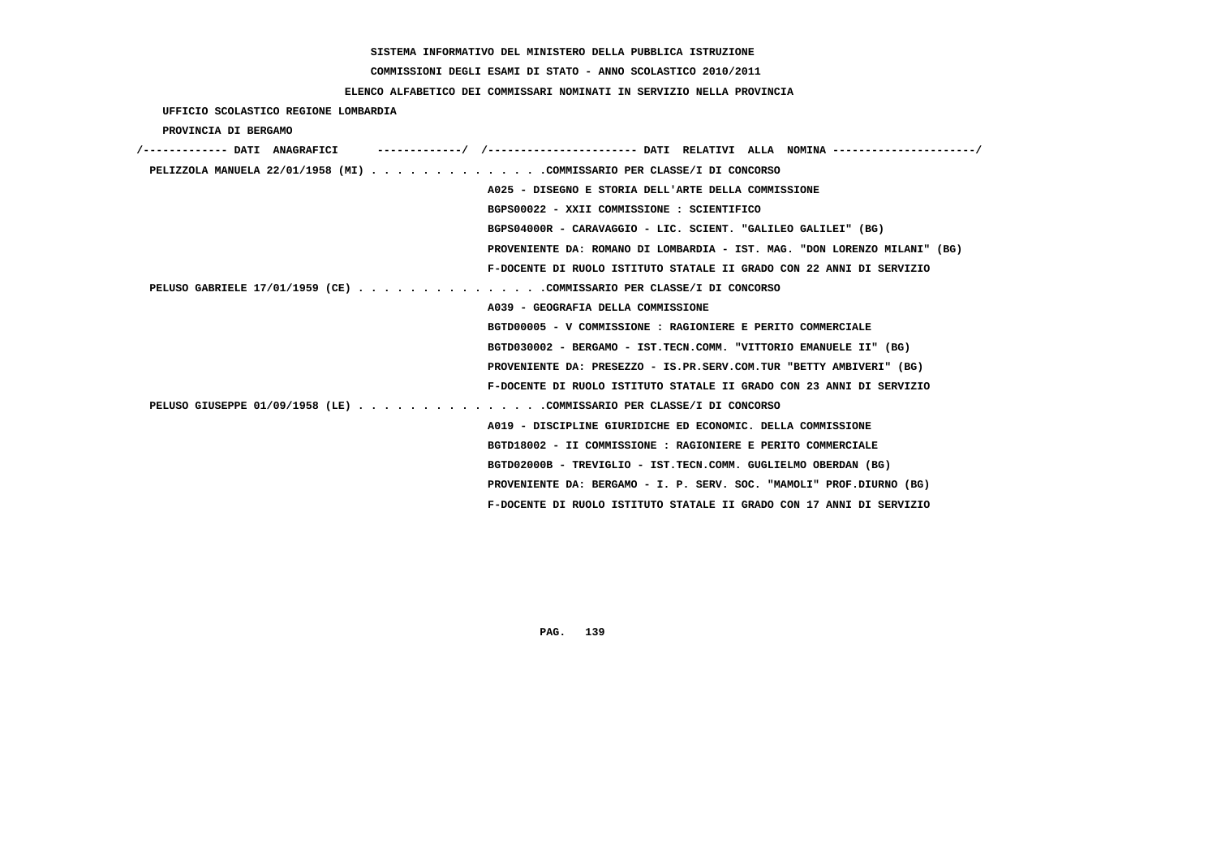SISTEMA INFORMATIVO DEL MINISTERO DELLA PUBBLICA ISTRUZIONE

COMMISSIONI DEGLI ESAMI DI STATO - ANNO SCOLASTICO 2010/2011

ELENCO ALFABETICO DEI COMMISSARI NOMINATI IN SERVIZIO NELLA PROVINCIA

UFFICIO SCOLASTICO REGIONE LOMBARDIA

PROVINCIA DI BERGAMO

```
/------------- DATI  ANAGRAFICI      ------------/  /---------------------- DATI  RELATIVI  ALLA  NOMINA ---------------------/
 PELIZZOLA MANUELA 22/01/1958 (MI) . . . . . . . . . . . . . .COMMISSARIO PER CLASSE/I DI CONCORSO
                                                     A025 - DISEGNO E STORIA DELL'ARTE DELLA COMMISSIONE
                                                     BGPS00022 - XXII COMMISSIONE : SCIENTIFICO
                                                     BGPS04000R - CARAVAGGIO - LIC. SCIENT. "GALILEO GALILEI" (BG)
                                                     PROVENIENTE DA: ROMANO DI LOMBARDIA - IST. MAG. "DON LORENZO MILANI" (BG)
                                                     F-DOCENTE DI RUOLO ISTITUTO STATALE II GRADO CON 22 ANNI DI SERVIZIO
 PELUSO GABRIELE 17/01/1959 (CE) . . . . . . . . . . . . . . .COMMISSARIO PER CLASSE/I DI CONCORSO
                                                     A039 - GEOGRAFIA DELLA COMMISSIONE
                                                     BGTD00005 - V COMMISSIONE : RAGIONIERE E PERITO COMMERCIALE
                                                     BGTD030002 - BERGAMO - IST.TECN.COMM. "VITTORIO EMANUELE II" (BG)
                                                     PROVENIENTE DA: PRESEZZO - IS.PR.SERV.COM.TUR "BETTY AMBIVERI" (BG)
                                                     F-DOCENTE DI RUOLO ISTITUTO STATALE II GRADO CON 23 ANNI DI SERVIZIO
 PELUSO GIUSEPPE 01/09/1958 (LE) . . . . . . . . . . . . . . .COMMISSARIO PER CLASSE/I DI CONCORSO
                                                     A019 - DISCIPLINE GIURIDICHE ED ECONOMIC. DELLA COMMISSIONE
                                                     BGTD18002 - II COMMISSIONE : RAGIONIERE E PERITO COMMERCIALE
                                                     BGTD02000B - TREVIGLIO - IST.TECN.COMM. GUGLIELMO OBERDAN (BG)
                                                     PROVENIENTE DA: BERGAMO - I. P. SERV. SOC. "MAMOLI" PROF.DIURNO (BG)
                                                     F-DOCENTE DI RUOLO ISTITUTO STATALE II GRADO CON 17 ANNI DI SERVIZIO
```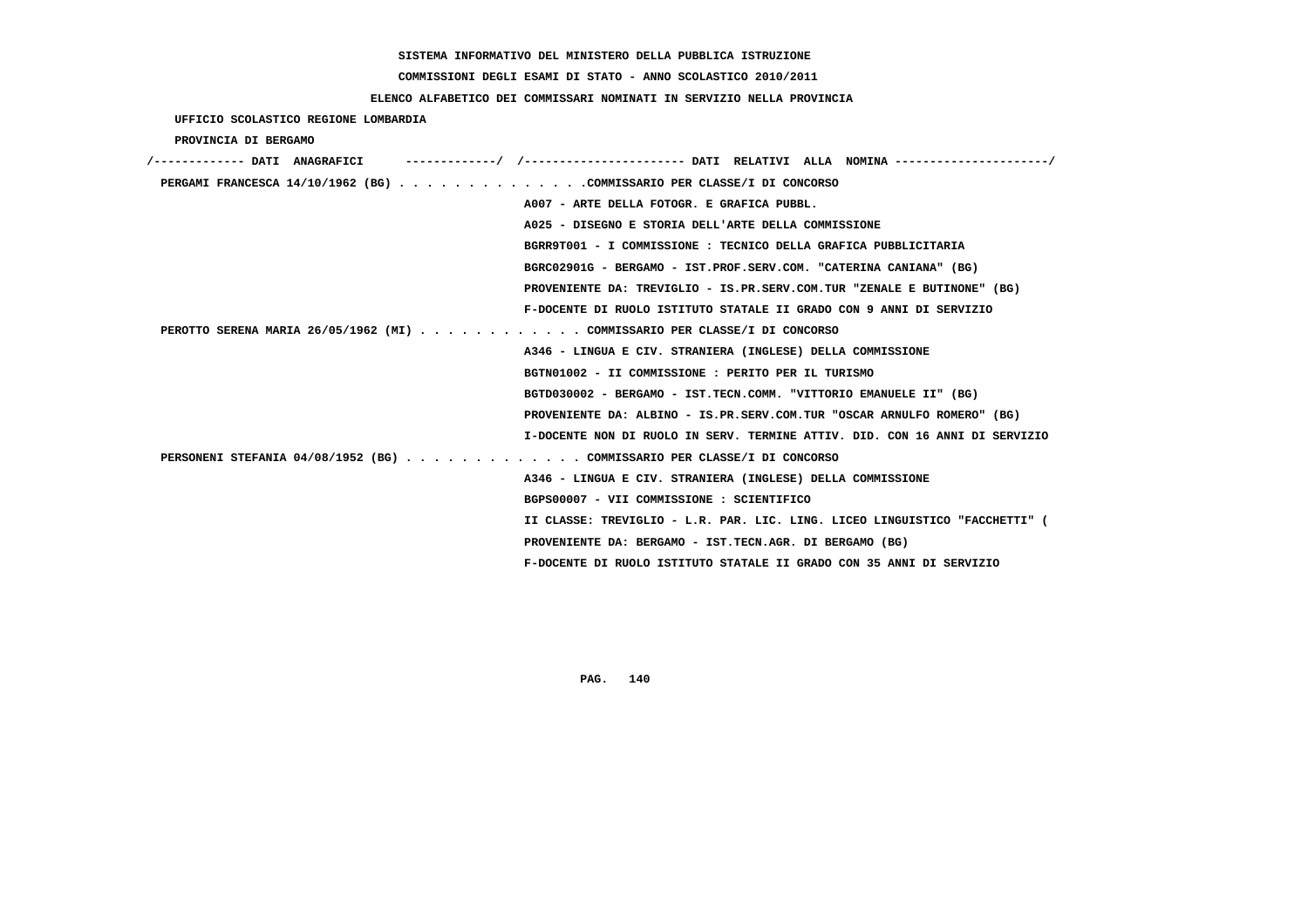SISTEMA INFORMATIVO DEL MINISTERO DELLA PUBBLICA ISTRUZIONE

COMMISSIONI DEGLI ESAMI DI STATO - ANNO SCOLASTICO 2010/2011

ELENCO ALFABETICO DEI COMMISSARI NOMINATI IN SERVIZIO NELLA PROVINCIA

UFFICIO SCOLASTICO REGIONE LOMBARDIA

PROVINCIA DI BERGAMO

```
/------------- DATI  ANAGRAFICI      -------------/  /---------------------- DATI  RELATIVI  ALLA  NOMINA ---------------------/
 PERGAMI FRANCESCA 14/10/1962 (BG) . . . . . . . . . . . . . .COMMISSARIO PER CLASSE/I DI CONCORSO
                                                    A007 - ARTE DELLA FOTOGR. E GRAFICA PUBBL.
                                                    A025 - DISEGNO E STORIA DELL'ARTE DELLA COMMISSIONE
                                                    BGRR9T001 - I COMMISSIONE : TECNICO DELLA GRAFICA PUBBLICITARIA
                                                    BGRC02901G - BERGAMO - IST.PROF.SERV.COM. "CATERINA CANIANA" (BG)
                                                    PROVENIENTE DA: TREVIGLIO - IS.PR.SERV.COM.TUR "ZENALE E BUTINONE" (BG)
                                                    F-DOCENTE DI RUOLO ISTITUTO STATALE II GRADO CON 9 ANNI DI SERVIZIO
 PEROTTO SERENA MARIA 26/05/1962 (MI) . . . . . . . . . . . . COMMISSARIO PER CLASSE/I DI CONCORSO
                                                    A346 - LINGUA E CIV. STRANIERA (INGLESE) DELLA COMMISSIONE
                                                    BGTN01002 - II COMMISSIONE : PERITO PER IL TURISMO
                                                    BGTD030002 - BERGAMO - IST.TECN.COMM. "VITTORIO EMANUELE II" (BG)
                                                    PROVENIENTE DA: ALBINO - IS.PR.SERV.COM.TUR "OSCAR ARNULFO ROMERO" (BG)
                                                    I-DOCENTE NON DI RUOLO IN SERV. TERMINE ATTIV. DID. CON 16 ANNI DI SERVIZIO
 PERSONENI STEFANIA 04/08/1952 (BG) . . . . . . . . . . . . . COMMISSARIO PER CLASSE/I DI CONCORSO
                                                    A346 - LINGUA E CIV. STRANIERA (INGLESE) DELLA COMMISSIONE
                                                    BGPS00007 - VII COMMISSIONE : SCIENTIFICO
                                                    II CLASSE: TREVIGLIO - L.R. PAR. LIC. LING. LICEO LINGUISTICO "FACCHETTI" (
                                                    PROVENIENTE DA: BERGAMO - IST.TECN.AGR. DI BERGAMO (BG)
                                                    F-DOCENTE DI RUOLO ISTITUTO STATALE II GRADO CON 35 ANNI DI SERVIZIO
```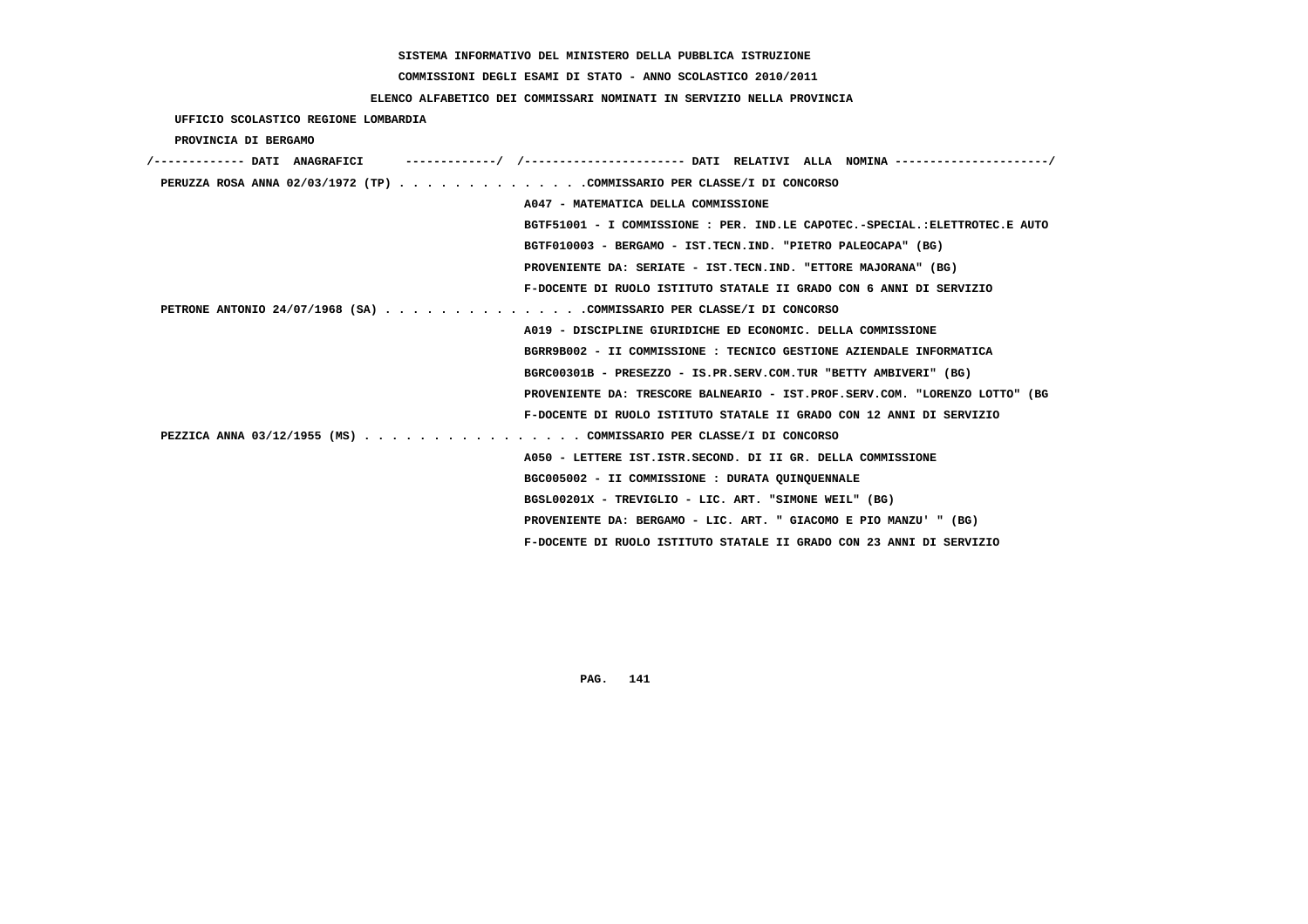SISTEMA INFORMATIVO DEL MINISTERO DELLA PUBBLICA ISTRUZIONE

COMMISSIONI DEGLI ESAMI DI STATO - ANNO SCOLASTICO 2010/2011

ELENCO ALFABETICO DEI COMMISSARI NOMINATI IN SERVIZIO NELLA PROVINCIA

UFFICIO SCOLASTICO REGIONE LOMBARDIA

PROVINCIA DI BERGAMO

```
/------------- DATI  ANAGRAFICI      -------------/  /----------------------- DATI  RELATIVI  ALLA  NOMINA ---------------------/
 PERUZZA ROSA ANNA 02/03/1972 (TP) . . . . . . . . . . . . . .COMMISSARIO PER CLASSE/I DI CONCORSO
                                                    A047 - MATEMATICA DELLA COMMISSIONE
                                                    BGTF51001 - I COMMISSIONE : PER. IND.LE CAPOTEC.-SPECIAL.:ELETTROTEC.E AUTO
                                                    BGTF010003 - BERGAMO - IST.TECN.IND. "PIETRO PALEOCAPA" (BG)
                                                    PROVENIENTE DA: SERIATE - IST.TECN.IND. "ETTORE MAJORANA" (BG)
                                                    F-DOCENTE DI RUOLO ISTITUTO STATALE II GRADO CON 6 ANNI DI SERVIZIO
 PETRONE ANTONIO 24/07/1968 (SA) . . . . . . . . . . . . . . .COMMISSARIO PER CLASSE/I DI CONCORSO
                                                    A019 - DISCIPLINE GIURIDICHE ED ECONOMIC. DELLA COMMISSIONE
                                                    BGRR9B002 - II COMMISSIONE : TECNICO GESTIONE AZIENDALE INFORMATICA
                                                    BGRC00301B - PRESEZZO - IS.PR.SERV.COM.TUR "BETTY AMBIVERI" (BG)
                                                    PROVENIENTE DA: TRESCORE BALNEARIO - IST.PROF.SERV.COM. "LORENZO LOTTO" (BG
                                                    F-DOCENTE DI RUOLO ISTITUTO STATALE II GRADO CON 12 ANNI DI SERVIZIO
 PEZZICA ANNA 03/12/1955 (MS) . . . . . . . . . . . . . . . . COMMISSARIO PER CLASSE/I DI CONCORSO
                                                    A050 - LETTERE IST.ISTR.SECOND. DI II GR. DELLA COMMISSIONE
                                                    BGC005002 - II COMMISSIONE : DURATA QUINQUENNALE
                                                    BGSL00201X - TREVIGLIO - LIC. ART. "SIMONE WEIL" (BG)
                                                    PROVENIENTE DA: BERGAMO - LIC. ART. " GIACOMO E PIO MANZU' " (BG)
                                                    F-DOCENTE DI RUOLO ISTITUTO STATALE II GRADO CON 23 ANNI DI SERVIZIO
```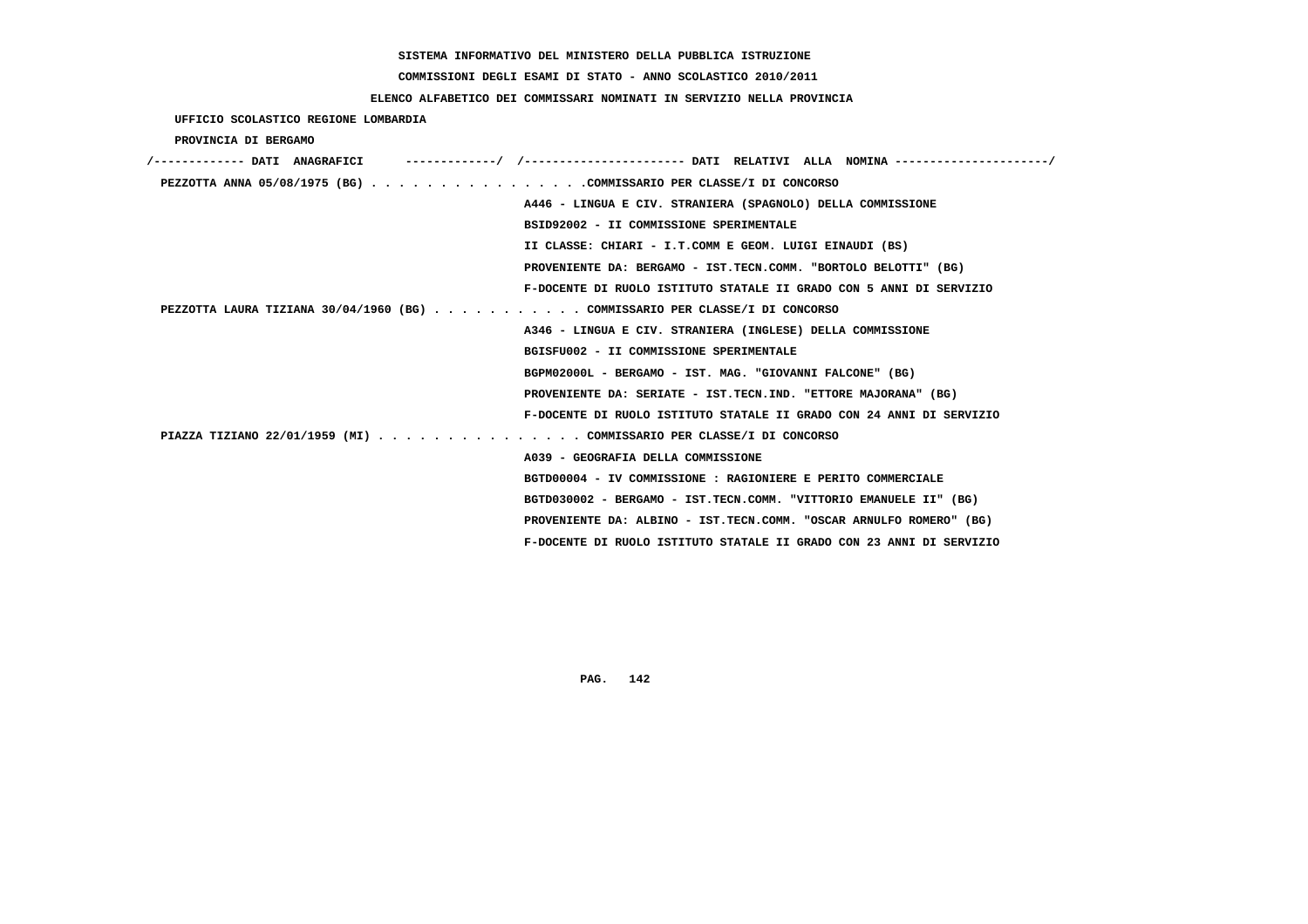SISTEMA INFORMATIVO DEL MINISTERO DELLA PUBBLICA ISTRUZIONE

COMMISSIONI DEGLI ESAMI DI STATO - ANNO SCOLASTICO 2010/2011

ELENCO ALFABETICO DEI COMMISSARI NOMINATI IN SERVIZIO NELLA PROVINCIA

UFFICIO SCOLASTICO REGIONE LOMBARDIA

PROVINCIA DI BERGAMO

/------------- DATI ANAGRAFICI -------------/ /----------------------- DATI RELATIVI ALLA NOMINA ----------------------/

PEZZOTTA ANNA 05/08/1975 (BG) . . . . . . . . . . . . . . . .COMMISSARIO PER CLASSE/I DI CONCORSO

A446 - LINGUA E CIV. STRANIERA (SPAGNOLO) DELLA COMMISSIONE

BSID92002 - II COMMISSIONE SPERIMENTALE

II CLASSE: CHIARI - I.T.COMM E GEOM. LUIGI EINAUDI (BS)

PROVENIENTE DA: BERGAMO - IST.TECN.COMM. "BORTOLO BELOTTI" (BG)

F-DOCENTE DI RUOLO ISTITUTO STATALE II GRADO CON 5 ANNI DI SERVIZIO

PEZZOTTA LAURA TIZIANA 30/04/1960 (BG) . . . . . . . . . . . COMMISSARIO PER CLASSE/I DI CONCORSO

A346 - LINGUA E CIV. STRANIERA (INGLESE) DELLA COMMISSIONE

BGISFU002 - II COMMISSIONE SPERIMENTALE

BGPM02000L - BERGAMO - IST. MAG. "GIOVANNI FALCONE" (BG)

PROVENIENTE DA: SERIATE - IST.TECN.IND. "ETTORE MAJORANA" (BG)

F-DOCENTE DI RUOLO ISTITUTO STATALE II GRADO CON 24 ANNI DI SERVIZIO

PIAZZA TIZIANO 22/01/1959 (MI) . . . . . . . . . . . . . . . COMMISSARIO PER CLASSE/I DI CONCORSO

A039 - GEOGRAFIA DELLA COMMISSIONE

BGTD00004 - IV COMMISSIONE : RAGIONIERE E PERITO COMMERCIALE

BGTD030002 - BERGAMO - IST.TECN.COMM. "VITTORIO EMANUELE II" (BG)

PROVENIENTE DA: ALBINO - IST.TECN.COMM. "OSCAR ARNULFO ROMERO" (BG)

F-DOCENTE DI RUOLO ISTITUTO STATALE II GRADO CON 23 ANNI DI SERVIZIO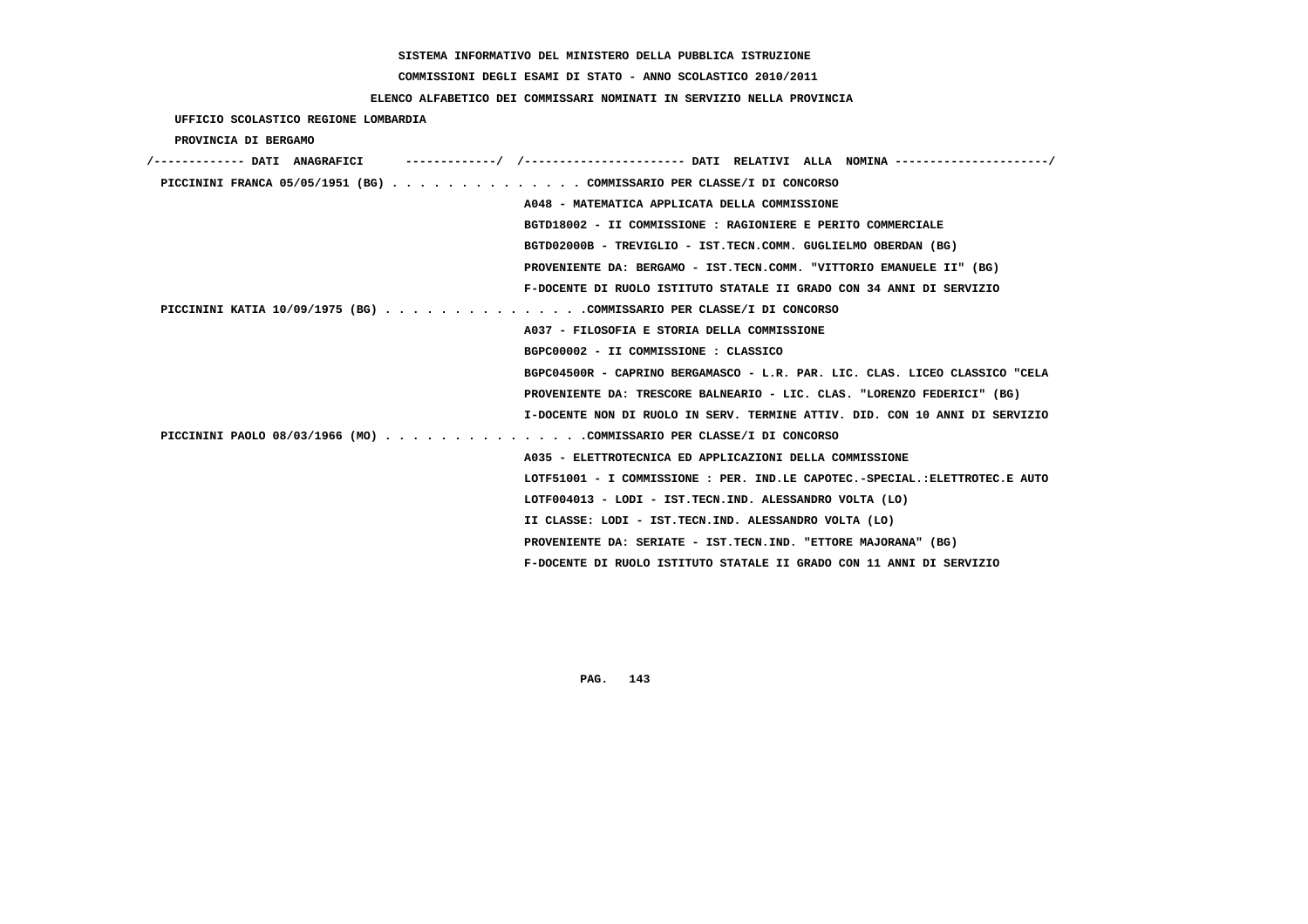SISTEMA INFORMATIVO DEL MINISTERO DELLA PUBBLICA ISTRUZIONE

COMMISSIONI DEGLI ESAMI DI STATO - ANNO SCOLASTICO 2010/2011

ELENCO ALFABETICO DEI COMMISSARI NOMINATI IN SERVIZIO NELLA PROVINCIA

UFFICIO SCOLASTICO REGIONE LOMBARDIA

PROVINCIA DI BERGAMO

```
/------------- DATI  ANAGRAFICI      ------------/  /---------------------- DATI  RELATIVI  ALLA  NOMINA ---------------------/
 PICCININI FRANCA 05/05/1951 (BG) . . . . . . . . . . . . . . COMMISSARIO PER CLASSE/I DI CONCORSO
                                                    A048 - MATEMATICA APPLICATA DELLA COMMISSIONE
                                                    BGTD18002 - II COMMISSIONE : RAGIONIERE E PERITO COMMERCIALE
                                                    BGTD02000B - TREVIGLIO - IST.TECN.COMM. GUGLIELMO OBERDAN (BG)
                                                    PROVENIENTE DA: BERGAMO - IST.TECN.COMM. "VITTORIO EMANUELE II" (BG)
                                                    F-DOCENTE DI RUOLO ISTITUTO STATALE II GRADO CON 34 ANNI DI SERVIZIO
 PICCININI KATIA 10/09/1975 (BG) . . . . . . . . . . . . . . .COMMISSARIO PER CLASSE/I DI CONCORSO
                                                    A037 - FILOSOFIA E STORIA DELLA COMMISSIONE
                                                    BGPC00002 - II COMMISSIONE : CLASSICO
                                                    BGPC04500R - CAPRINO BERGAMASCO - L.R. PAR. LIC. CLAS. LICEO CLASSICO "CELA
                                                    PROVENIENTE DA: TRESCORE BALNEARIO - LIC. CLAS. "LORENZO FEDERICI" (BG)
                                                    I-DOCENTE NON DI RUOLO IN SERV. TERMINE ATTIV. DID. CON 10 ANNI DI SERVIZIO
 PICCININI PAOLO 08/03/1966 (MO) . . . . . . . . . . . . . . .COMMISSARIO PER CLASSE/I DI CONCORSO
                                                    A035 - ELETTROTECNICA ED APPLICAZIONI DELLA COMMISSIONE
                                                    LOTF51001 - I COMMISSIONE : PER. IND.LE CAPOTEC.-SPECIAL.:ELETTROTEC.E AUTO
                                                    LOTF004013 - LODI - IST.TECN.IND. ALESSANDRO VOLTA (LO)
                                                    II CLASSE: LODI - IST.TECN.IND. ALESSANDRO VOLTA (LO)
                                                    PROVENIENTE DA: SERIATE - IST.TECN.IND. "ETTORE MAJORANA" (BG)
                                                    F-DOCENTE DI RUOLO ISTITUTO STATALE II GRADO CON 11 ANNI DI SERVIZIO
```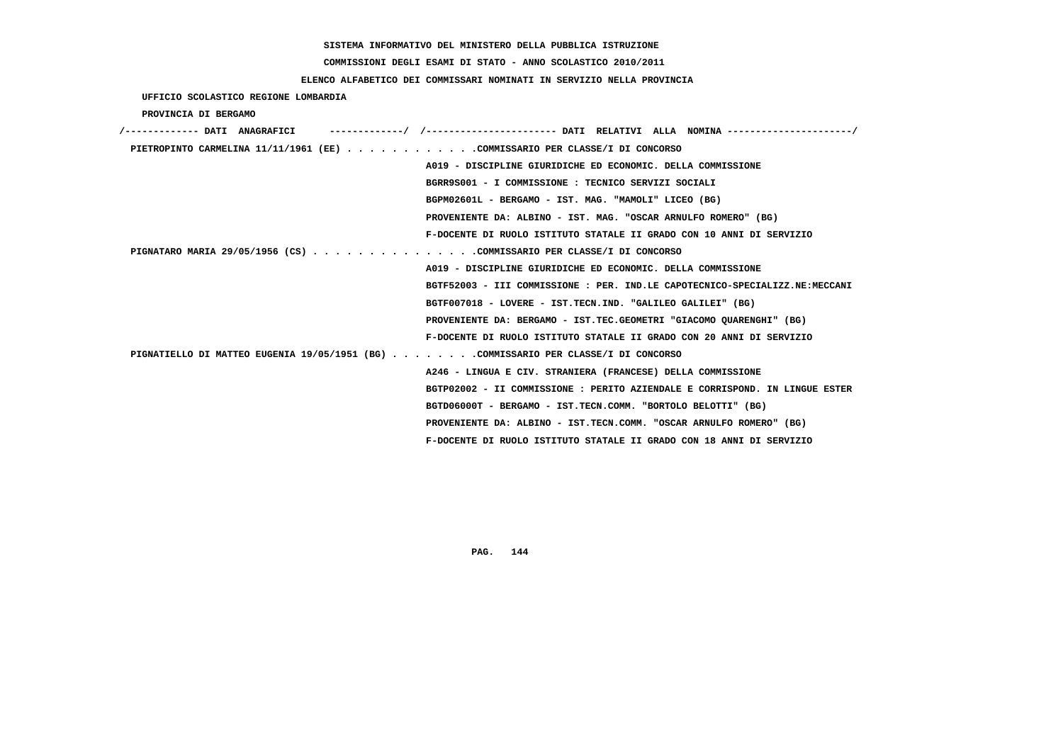SISTEMA INFORMATIVO DEL MINISTERO DELLA PUBBLICA ISTRUZIONE

COMMISSIONI DEGLI ESAMI DI STATO - ANNO SCOLASTICO 2010/2011

ELENCO ALFABETICO DEI COMMISSARI NOMINATI IN SERVIZIO NELLA PROVINCIA

UFFICIO SCOLASTICO REGIONE LOMBARDIA

PROVINCIA DI BERGAMO

```
/------------- DATI  ANAGRAFICI      -------------/  /---------------------- DATI  RELATIVI  ALLA  NOMINA ---------------------/
 PIETROPINTO CARMELINA 11/11/1961 (EE) . . . . . . . . . . . .COMMISSARIO PER CLASSE/I DI CONCORSO
                                                    A019 - DISCIPLINE GIURIDICHE ED ECONOMIC. DELLA COMMISSIONE
                                                    BGRR9S001 - I COMMISSIONE : TECNICO SERVIZI SOCIALI
                                                    BGPM02601L - BERGAMO - IST. MAG. "MAMOLI" LICEO (BG)
                                                    PROVENIENTE DA: ALBINO - IST. MAG. "OSCAR ARNULFO ROMERO" (BG)
                                                    F-DOCENTE DI RUOLO ISTITUTO STATALE II GRADO CON 10 ANNI DI SERVIZIO
 PIGNATARO MARIA 29/05/1956 (CS) . . . . . . . . . . . . . . .COMMISSARIO PER CLASSE/I DI CONCORSO
                                                    A019 - DISCIPLINE GIURIDICHE ED ECONOMIC. DELLA COMMISSIONE
                                                    BGTF52003 - III COMMISSIONE : PER. IND.LE CAPOTECNICO-SPECIALIZZ.NE:MECCANI
                                                    BGTF007018 - LOVERE - IST.TECN.IND. "GALILEO GALILEI" (BG)
                                                    PROVENIENTE DA: BERGAMO - IST.TEC.GEOMETRI "GIACOMO QUARENGHI" (BG)
                                                    F-DOCENTE DI RUOLO ISTITUTO STATALE II GRADO CON 20 ANNI DI SERVIZIO
 PIGNATIELLO DI MATTEO EUGENIA 19/05/1951 (BG) . . . . . . . .COMMISSARIO PER CLASSE/I DI CONCORSO
                                                    A246 - LINGUA E CIV. STRANIERA (FRANCESE) DELLA COMMISSIONE
                                                    BGTP02002 - II COMMISSIONE : PERITO AZIENDALE E CORRISPOND. IN LINGUE ESTER
                                                    BGTD06000T - BERGAMO - IST.TECN.COMM. "BORTOLO BELOTTI" (BG)
                                                    PROVENIENTE DA: ALBINO - IST.TECN.COMM. "OSCAR ARNULFO ROMERO" (BG)
                                                    F-DOCENTE DI RUOLO ISTITUTO STATALE II GRADO CON 18 ANNI DI SERVIZIO
```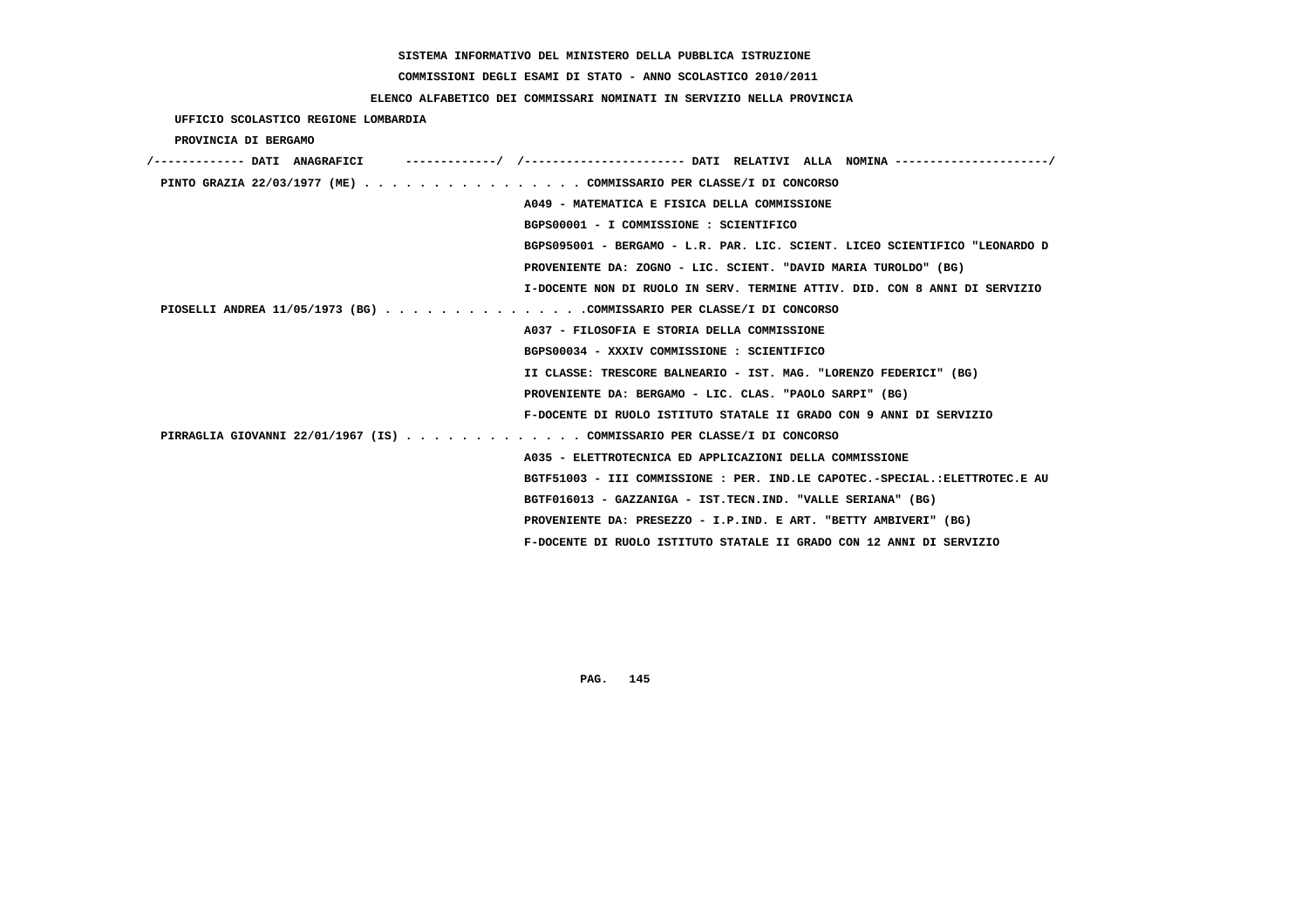SISTEMA INFORMATIVO DEL MINISTERO DELLA PUBBLICA ISTRUZIONE

COMMISSIONI DEGLI ESAMI DI STATO - ANNO SCOLASTICO 2010/2011

ELENCO ALFABETICO DEI COMMISSARI NOMINATI IN SERVIZIO NELLA PROVINCIA

UFFICIO SCOLASTICO REGIONE LOMBARDIA

PROVINCIA DI BERGAMO

/------------- DATI ANAGRAFICI -------------/ /---------------------- DATI RELATIVI ALLA NOMINA ---------------------/

PINTO GRAZIA 22/03/1977 (ME) . . . . . . . . . . . . . . . . COMMISSARIO PER CLASSE/I DI CONCORSO

A049 - MATEMATICA E FISICA DELLA COMMISSIONE

BGPS00001 - I COMMISSIONE : SCIENTIFICO

BGPS095001 - BERGAMO - L.R. PAR. LIC. SCIENT. LICEO SCIENTIFICO "LEONARDO D

PROVENIENTE DA: ZOGNO - LIC. SCIENT. "DAVID MARIA TUROLDO" (BG)

I-DOCENTE NON DI RUOLO IN SERV. TERMINE ATTIV. DID. CON 8 ANNI DI SERVIZIO

PIOSELLI ANDREA 11/05/1973 (BG) . . . . . . . . . . . . . . .COMMISSARIO PER CLASSE/I DI CONCORSO

A037 - FILOSOFIA E STORIA DELLA COMMISSIONE

BGPS00034 - XXXIV COMMISSIONE : SCIENTIFICO

II CLASSE: TRESCORE BALNEARIO - IST. MAG. "LORENZO FEDERICI" (BG)

PROVENIENTE DA: BERGAMO - LIC. CLAS. "PAOLO SARPI" (BG)

F-DOCENTE DI RUOLO ISTITUTO STATALE II GRADO CON 9 ANNI DI SERVIZIO

PIRRAGLIA GIOVANNI 22/01/1967 (IS) . . . . . . . . . . . . . COMMISSARIO PER CLASSE/I DI CONCORSO

A035 - ELETTROTECNICA ED APPLICAZIONI DELLA COMMISSIONE

BGTF51003 - III COMMISSIONE : PER. IND.LE CAPOTEC.-SPECIAL.:ELETTROTEC.E AU

BGTF016013 - GAZZANIGA - IST.TECN.IND. "VALLE SERIANA" (BG)

PROVENIENTE DA: PRESEZZO - I.P.IND. E ART. "BETTY AMBIVERI" (BG)

F-DOCENTE DI RUOLO ISTITUTO STATALE II GRADO CON 12 ANNI DI SERVIZIO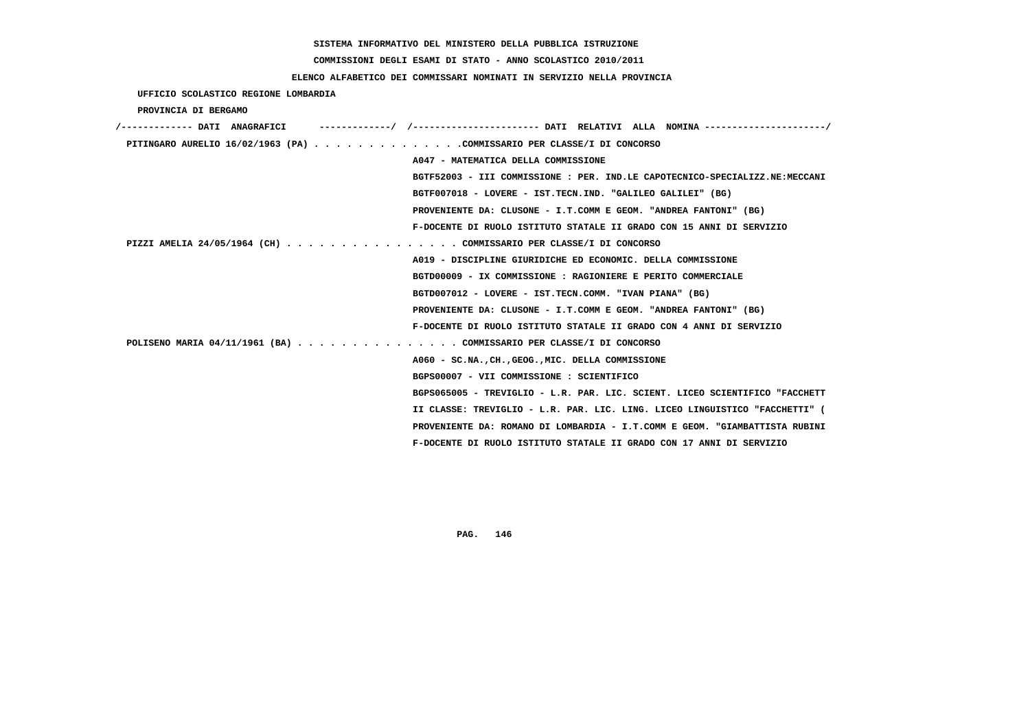SISTEMA INFORMATIVO DEL MINISTERO DELLA PUBBLICA ISTRUZIONE

COMMISSIONI DEGLI ESAMI DI STATO - ANNO SCOLASTICO 2010/2011

ELENCO ALFABETICO DEI COMMISSARI NOMINATI IN SERVIZIO NELLA PROVINCIA

UFFICIO SCOLASTICO REGIONE LOMBARDIA

PROVINCIA DI BERGAMO

/------------- DATI ANAGRAFICI ------------/ /---------------------- DATI RELATIVI ALLA NOMINA ---------------------/

PITINGARO AURELIO 16/02/1963 (PA) . . . . . . . . . . . . . .COMMISSARIO PER CLASSE/I DI CONCORSO
A047 - MATEMATICA DELLA COMMISSIONE
BGTF52003 - III COMMISSIONE : PER. IND.LE CAPOTECNICO-SPECIALIZZ.NE:MECCANI
BGTF007018 - LOVERE - IST.TECN.IND. "GALILEO GALILEI" (BG)
PROVENIENTE DA: CLUSONE - I.T.COMM E GEOM. "ANDREA FANTONI" (BG)
F-DOCENTE DI RUOLO ISTITUTO STATALE II GRADO CON 15 ANNI DI SERVIZIO

PIZZI AMELIA 24/05/1964 (CH) . . . . . . . . . . . . . . . . COMMISSARIO PER CLASSE/I DI CONCORSO
A019 - DISCIPLINE GIURIDICHE ED ECONOMIC. DELLA COMMISSIONE
BGTD00009 - IX COMMISSIONE : RAGIONIERE E PERITO COMMERCIALE
BGTD007012 - LOVERE - IST.TECN.COMM. "IVAN PIANA" (BG)
PROVENIENTE DA: CLUSONE - I.T.COMM E GEOM. "ANDREA FANTONI" (BG)
F-DOCENTE DI RUOLO ISTITUTO STATALE II GRADO CON 4 ANNI DI SERVIZIO

POLISENO MARIA 04/11/1961 (BA) . . . . . . . . . . . . . . . COMMISSARIO PER CLASSE/I DI CONCORSO
A060 - SC.NA.,CH.,GEOG.,MIC. DELLA COMMISSIONE
BGPS00007 - VII COMMISSIONE : SCIENTIFICO
BGPS065005 - TREVIGLIO - L.R. PAR. LIC. SCIENT. LICEO SCIENTIFICO "FACCHETT
II CLASSE: TREVIGLIO - L.R. PAR. LIC. LING. LICEO LINGUISTICO "FACCHETTI" (
PROVENIENTE DA: ROMANO DI LOMBARDIA - I.T.COMM E GEOM. "GIAMBATTISTA RUBINI
F-DOCENTE DI RUOLO ISTITUTO STATALE II GRADO CON 17 ANNI DI SERVIZIO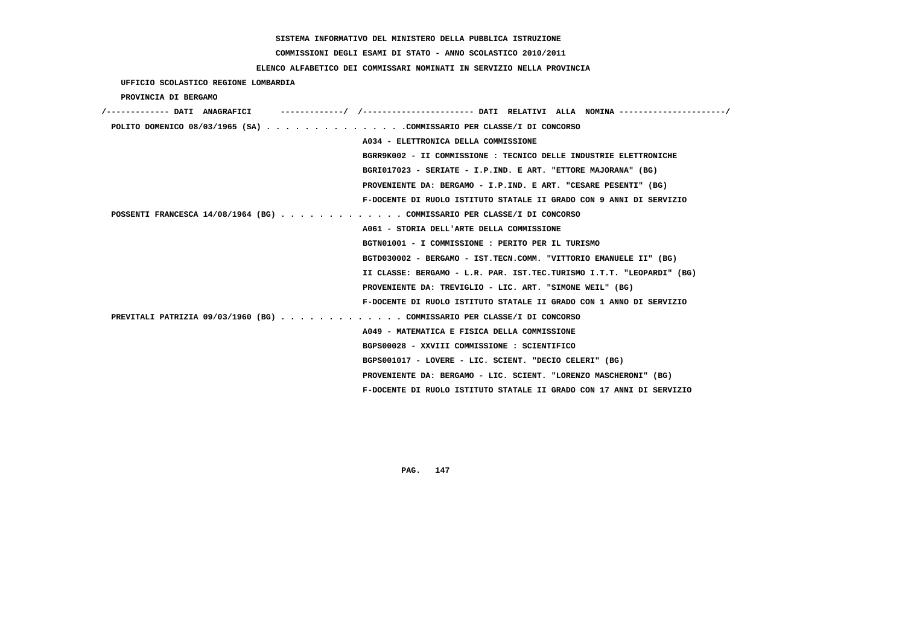SISTEMA INFORMATIVO DEL MINISTERO DELLA PUBBLICA ISTRUZIONE

COMMISSIONI DEGLI ESAMI DI STATO - ANNO SCOLASTICO 2010/2011

ELENCO ALFABETICO DEI COMMISSARI NOMINATI IN SERVIZIO NELLA PROVINCIA

UFFICIO SCOLASTICO REGIONE LOMBARDIA

PROVINCIA DI BERGAMO

/------------- DATI ANAGRAFICI -------------/ /---------------------- DATI RELATIVI ALLA NOMINA ---------------------/

POLITO DOMENICO 08/03/1965 (SA) . . . . . . . . . . . . . . .COMMISSARIO PER CLASSE/I DI CONCORSO
A034 - ELETTRONICA DELLA COMMISSIONE
BGRR9K002 - II COMMISSIONE : TECNICO DELLE INDUSTRIE ELETTRONICHE
BGRI017023 - SERIATE - I.P.IND. E ART. "ETTORE MAJORANA" (BG)
PROVENIENTE DA: BERGAMO - I.P.IND. E ART. "CESARE PESENTI" (BG)
F-DOCENTE DI RUOLO ISTITUTO STATALE II GRADO CON 9 ANNI DI SERVIZIO

POSSENTI FRANCESCA 14/08/1964 (BG) . . . . . . . . . . . . . COMMISSARIO PER CLASSE/I DI CONCORSO
A061 - STORIA DELL'ARTE DELLA COMMISSIONE
BGTN01001 - I COMMISSIONE : PERITO PER IL TURISMO
BGTD030002 - BERGAMO - IST.TECN.COMM. "VITTORIO EMANUELE II" (BG)
II CLASSE: BERGAMO - L.R. PAR. IST.TEC.TURISMO I.T.T. "LEOPARDI" (BG)
PROVENIENTE DA: TREVIGLIO - LIC. ART. "SIMONE WEIL" (BG)
F-DOCENTE DI RUOLO ISTITUTO STATALE II GRADO CON 1 ANNO DI SERVIZIO

PREVITALI PATRIZIA 09/03/1960 (BG) . . . . . . . . . . . . . COMMISSARIO PER CLASSE/I DI CONCORSO
A049 - MATEMATICA E FISICA DELLA COMMISSIONE
BGPS00028 - XXVIII COMMISSIONE : SCIENTIFICO
BGPS001017 - LOVERE - LIC. SCIENT. "DECIO CELERI" (BG)
PROVENIENTE DA: BERGAMO - LIC. SCIENT. "LORENZO MASCHERONI" (BG)
F-DOCENTE DI RUOLO ISTITUTO STATALE II GRADO CON 17 ANNI DI SERVIZIO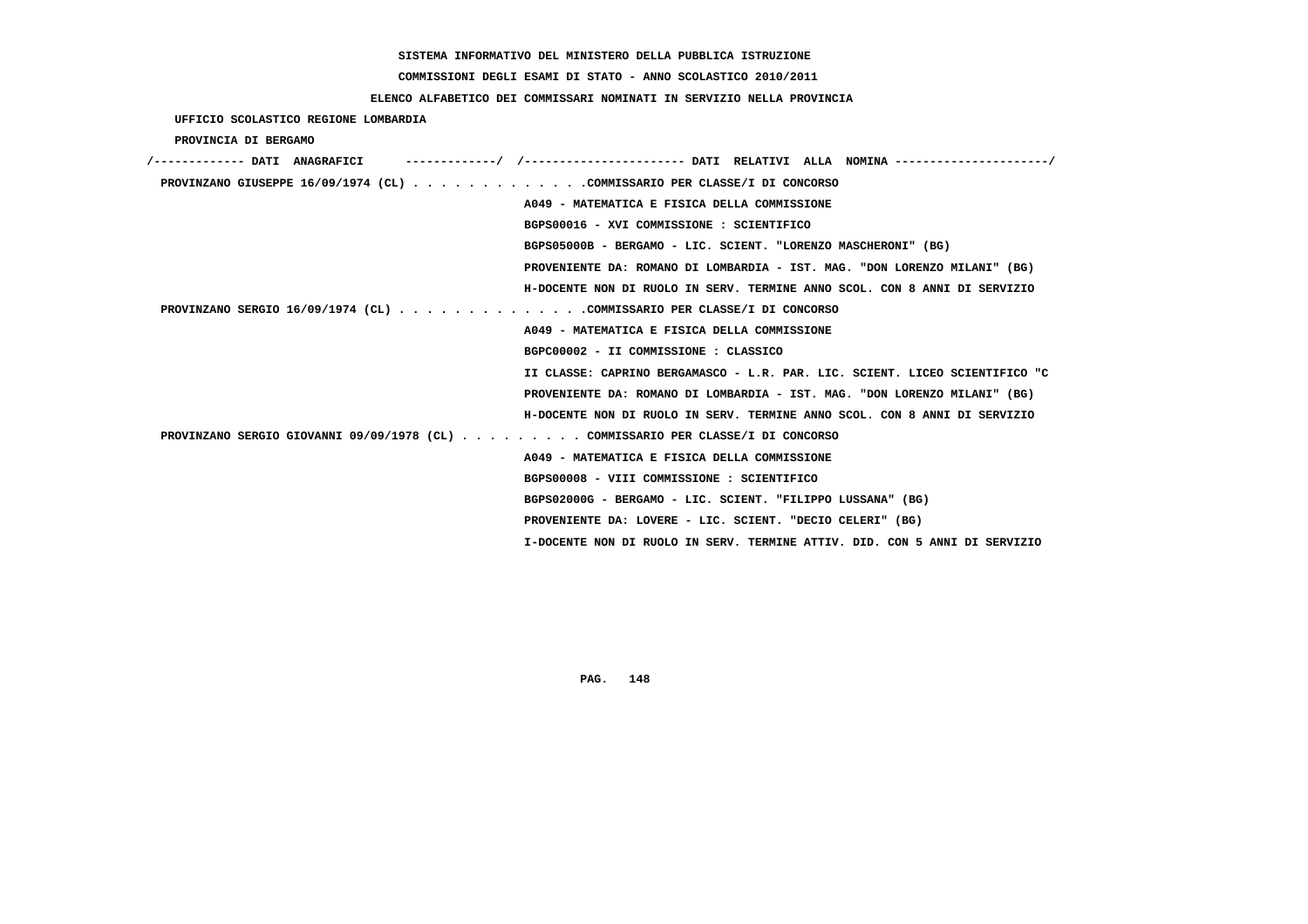SISTEMA INFORMATIVO DEL MINISTERO DELLA PUBBLICA ISTRUZIONE

COMMISSIONI DEGLI ESAMI DI STATO - ANNO SCOLASTICO 2010/2011

ELENCO ALFABETICO DEI COMMISSARI NOMINATI IN SERVIZIO NELLA PROVINCIA

UFFICIO SCOLASTICO REGIONE LOMBARDIA

PROVINCIA DI BERGAMO

```
/------------- DATI  ANAGRAFICI      -------------/  /---------------------- DATI  RELATIVI  ALLA  NOMINA ---------------------/
 PROVINZANO GIUSEPPE 16/09/1974 (CL) . . . . . . . . . . . . .COMMISSARIO PER CLASSE/I DI CONCORSO
                                                   A049 - MATEMATICA E FISICA DELLA COMMISSIONE
                                                   BGPS00016 - XVI COMMISSIONE : SCIENTIFICO
                                                   BGPS05000B - BERGAMO - LIC. SCIENT. "LORENZO MASCHERONI" (BG)
                                                   PROVENIENTE DA: ROMANO DI LOMBARDIA - IST. MAG. "DON LORENZO MILANI" (BG)
                                                   H-DOCENTE NON DI RUOLO IN SERV. TERMINE ANNO SCOL. CON 8 ANNI DI SERVIZIO
 PROVINZANO SERGIO 16/09/1974 (CL) . . . . . . . . . . . . . .COMMISSARIO PER CLASSE/I DI CONCORSO
                                                   A049 - MATEMATICA E FISICA DELLA COMMISSIONE
                                                   BGPC00002 - II COMMISSIONE : CLASSICO
                                                   II CLASSE: CAPRINO BERGAMASCO - L.R. PAR. LIC. SCIENT. LICEO SCIENTIFICO "C
                                                   PROVENIENTE DA: ROMANO DI LOMBARDIA - IST. MAG. "DON LORENZO MILANI" (BG)
                                                   H-DOCENTE NON DI RUOLO IN SERV. TERMINE ANNO SCOL. CON 8 ANNI DI SERVIZIO
 PROVINZANO SERGIO GIOVANNI 09/09/1978 (CL) . . . . . . . . . COMMISSARIO PER CLASSE/I DI CONCORSO
                                                   A049 - MATEMATICA E FISICA DELLA COMMISSIONE
                                                   BGPS00008 - VIII COMMISSIONE : SCIENTIFICO
                                                   BGPS02000G - BERGAMO - LIC. SCIENT. "FILIPPO LUSSANA" (BG)
                                                   PROVENIENTE DA: LOVERE - LIC. SCIENT. "DECIO CELERI" (BG)
                                                   I-DOCENTE NON DI RUOLO IN SERV. TERMINE ATTIV. DID. CON 5 ANNI DI SERVIZIO
```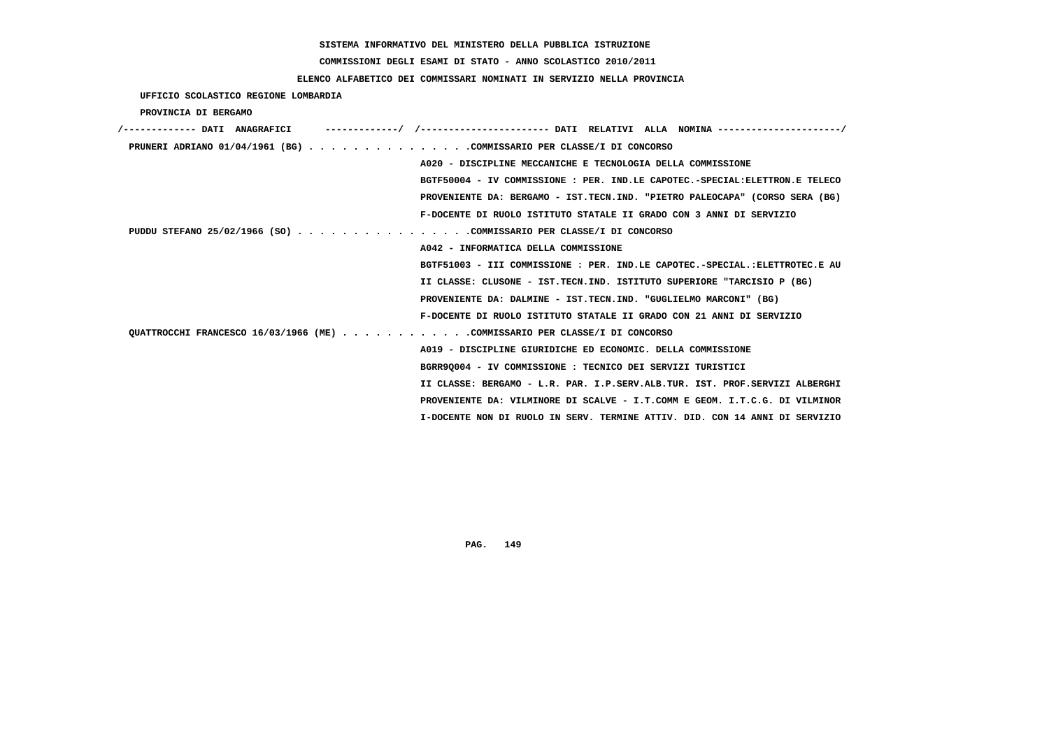**SISTEMA INFORMATIVO DEL MINISTERO DELLA PUBBLICA ISTRUZIONE**

**COMMISSIONI DEGLI ESAMI DI STATO - ANNO SCOLASTICO 2010/2011**

**ELENCO ALFABETICO DEI COMMISSARI NOMINATI IN SERVIZIO NELLA PROVINCIA**

UFFICIO SCOLASTICO REGIONE LOMBARDIA

PROVINCIA DI BERGAMO

```
/------------- DATI  ANAGRAFICI      -------------/  /----------------------- DATI  RELATIVI  ALLA  NOMINA ---------------------/
 PRUNERI ADRIANO 01/04/1961 (BG) . . . . . . . . . . . . . . .COMMISSARIO PER CLASSE/I DI CONCORSO
                                                      A020 - DISCIPLINE MECCANICHE E TECNOLOGIA DELLA COMMISSIONE
                                                      BGTF50004 - IV COMMISSIONE : PER. IND.LE CAPOTEC.-SPECIAL:ELETTRON.E TELECO
                                                      PROVENIENTE DA: BERGAMO - IST.TECN.IND. "PIETRO PALEOCAPA" (CORSO SERA (BG)
                                                      F-DOCENTE DI RUOLO ISTITUTO STATALE II GRADO CON 3 ANNI DI SERVIZIO
 PUDDU STEFANO 25/02/1966 (SO) . . . . . . . . . . . . . . . .COMMISSARIO PER CLASSE/I DI CONCORSO
                                                      A042 - INFORMATICA DELLA COMMISSIONE
                                                      BGTF51003 - III COMMISSIONE : PER. IND.LE CAPOTEC.-SPECIAL.:ELETTROTEC.E AU
                                                      II CLASSE: CLUSONE - IST.TECN.IND. ISTITUTO SUPERIORE "TARCISIO P (BG)
                                                      PROVENIENTE DA: DALMINE - IST.TECN.IND. "GUGLIELMO MARCONI" (BG)
                                                      F-DOCENTE DI RUOLO ISTITUTO STATALE II GRADO CON 21 ANNI DI SERVIZIO
 QUATTROCCHI FRANCESCO 16/03/1966 (ME) . . . . . . . . . . . .COMMISSARIO PER CLASSE/I DI CONCORSO
                                                      A019 - DISCIPLINE GIURIDICHE ED ECONOMIC. DELLA COMMISSIONE
                                                      BGRR9Q004 - IV COMMISSIONE : TECNICO DEI SERVIZI TURISTICI
                                                      II CLASSE: BERGAMO - L.R. PAR. I.P.SERV.ALB.TUR. IST. PROF.SERVIZI ALBERGHI
                                                      PROVENIENTE DA: VILMINORE DI SCALVE - I.T.COMM E GEOM. I.T.C.G. DI VILMINOR
                                                      I-DOCENTE NON DI RUOLO IN SERV. TERMINE ATTIV. DID. CON 14 ANNI DI SERVIZIO
```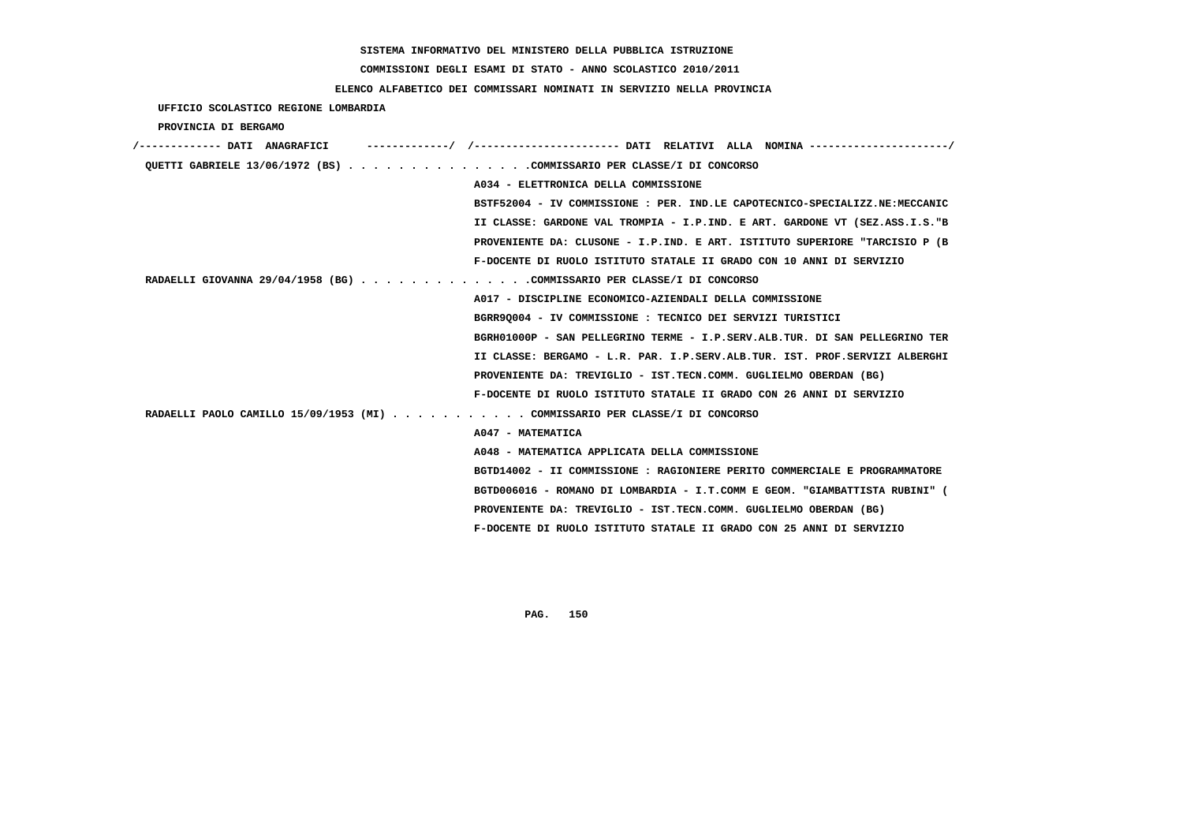SISTEMA INFORMATIVO DEL MINISTERO DELLA PUBBLICA ISTRUZIONE

COMMISSIONI DEGLI ESAMI DI STATO - ANNO SCOLASTICO 2010/2011

ELENCO ALFABETICO DEI COMMISSARI NOMINATI IN SERVIZIO NELLA PROVINCIA

UFFICIO SCOLASTICO REGIONE LOMBARDIA

PROVINCIA DI BERGAMO

/------------- DATI ANAGRAFICI -------------/ /---------------------- DATI RELATIVI ALLA NOMINA ---------------------/

QUETTI GABRIELE 13/06/1972 (BS) . . . . . . . . . . . . . . .COMMISSARIO PER CLASSE/I DI CONCORSO

A034 - ELETTRONICA DELLA COMMISSIONE

BSTF52004 - IV COMMISSIONE : PER. IND.LE CAPOTECNICO-SPECIALIZZ.NE:MECCANIC

II CLASSE: GARDONE VAL TROMPIA - I.P.IND. E ART. GARDONE VT (SEZ.ASS.I.S."B

PROVENIENTE DA: CLUSONE - I.P.IND. E ART. ISTITUTO SUPERIORE "TARCISIO P (B

F-DOCENTE DI RUOLO ISTITUTO STATALE II GRADO CON 10 ANNI DI SERVIZIO

RADAELLI GIOVANNA 29/04/1958 (BG) . . . . . . . . . . . . . .COMMISSARIO PER CLASSE/I DI CONCORSO

A017 - DISCIPLINE ECONOMICO-AZIENDALI DELLA COMMISSIONE

BGRR9Q004 - IV COMMISSIONE : TECNICO DEI SERVIZI TURISTICI

BGRH01000P - SAN PELLEGRINO TERME - I.P.SERV.ALB.TUR. DI SAN PELLEGRINO TER

II CLASSE: BERGAMO - L.R. PAR. I.P.SERV.ALB.TUR. IST. PROF.SERVIZI ALBERGHI

PROVENIENTE DA: TREVIGLIO - IST.TECN.COMM. GUGLIELMO OBERDAN (BG)

F-DOCENTE DI RUOLO ISTITUTO STATALE II GRADO CON 26 ANNI DI SERVIZIO

RADAELLI PAOLO CAMILLO 15/09/1953 (MI) . . . . . . . . . . . COMMISSARIO PER CLASSE/I DI CONCORSO

A047 - MATEMATICA

A048 - MATEMATICA APPLICATA DELLA COMMISSIONE

BGTD14002 - II COMMISSIONE : RAGIONIERE PERITO COMMERCIALE E PROGRAMMATORE

BGTD006016 - ROMANO DI LOMBARDIA - I.T.COMM E GEOM. "GIAMBATTISTA RUBINI" (

PROVENIENTE DA: TREVIGLIO - IST.TECN.COMM. GUGLIELMO OBERDAN (BG)

F-DOCENTE DI RUOLO ISTITUTO STATALE II GRADO CON 25 ANNI DI SERVIZIO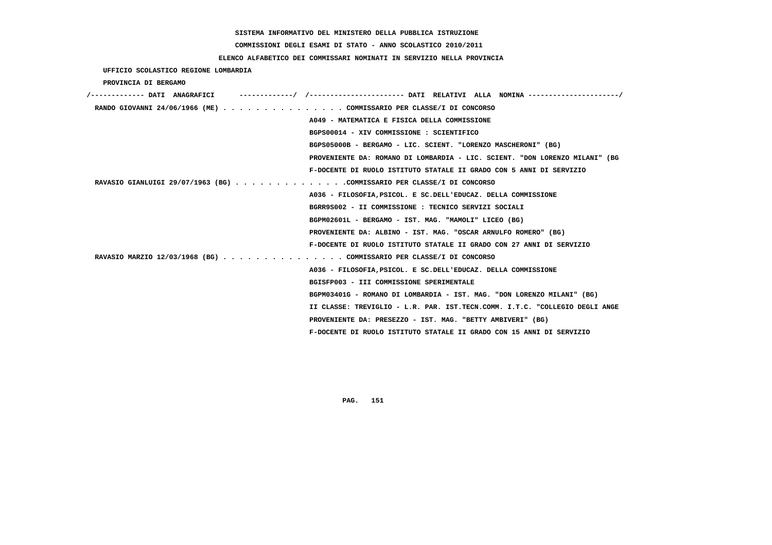SISTEMA INFORMATIVO DEL MINISTERO DELLA PUBBLICA ISTRUZIONE

COMMISSIONI DEGLI ESAMI DI STATO - ANNO SCOLASTICO 2010/2011

ELENCO ALFABETICO DEI COMMISSARI NOMINATI IN SERVIZIO NELLA PROVINCIA

UFFICIO SCOLASTICO REGIONE LOMBARDIA

PROVINCIA DI BERGAMO

```
/------------- DATI  ANAGRAFICI      -------------/  /----------------------- DATI  RELATIVI  ALLA  NOMINA ---------------------/
 RANDO GIOVANNI 24/06/1966 (ME) . . . . . . . . . . . . . . . COMMISSARIO PER CLASSE/I DI CONCORSO
                                                   A049 - MATEMATICA E FISICA DELLA COMMISSIONE
                                                   BGPS00014 - XIV COMMISSIONE : SCIENTIFICO
                                                   BGPS05000B - BERGAMO - LIC. SCIENT. "LORENZO MASCHERONI" (BG)
                                                   PROVENIENTE DA: ROMANO DI LOMBARDIA - LIC. SCIENT. "DON LORENZO MILANI" (BG
                                                   F-DOCENTE DI RUOLO ISTITUTO STATALE II GRADO CON 5 ANNI DI SERVIZIO
 RAVASIO GIANLUIGI 29/07/1963 (BG) . . . . . . . . . . . . . .COMMISSARIO PER CLASSE/I DI CONCORSO
                                                   A036 - FILOSOFIA,PSICOL. E SC.DELL'EDUCAZ. DELLA COMMISSIONE
                                                   BGRR9S002 - II COMMISSIONE : TECNICO SERVIZI SOCIALI
                                                   BGPM02601L - BERGAMO - IST. MAG. "MAMOLI" LICEO (BG)
                                                   PROVENIENTE DA: ALBINO - IST. MAG. "OSCAR ARNULFO ROMERO" (BG)
                                                   F-DOCENTE DI RUOLO ISTITUTO STATALE II GRADO CON 27 ANNI DI SERVIZIO
 RAVASIO MARZIO 12/03/1968 (BG) . . . . . . . . . . . . . . . COMMISSARIO PER CLASSE/I DI CONCORSO
                                                   A036 - FILOSOFIA,PSICOL. E SC.DELL'EDUCAZ. DELLA COMMISSIONE
                                                   BGISFP003 - III COMMISSIONE SPERIMENTALE
                                                   BGPM03401G - ROMANO DI LOMBARDIA - IST. MAG. "DON LORENZO MILANI" (BG)
                                                   II CLASSE: TREVIGLIO - L.R. PAR. IST.TECN.COMM. I.T.C. "COLLEGIO DEGLI ANGE
                                                   PROVENIENTE DA: PRESEZZO - IST. MAG. "BETTY AMBIVERI" (BG)
                                                   F-DOCENTE DI RUOLO ISTITUTO STATALE II GRADO CON 15 ANNI DI SERVIZIO
```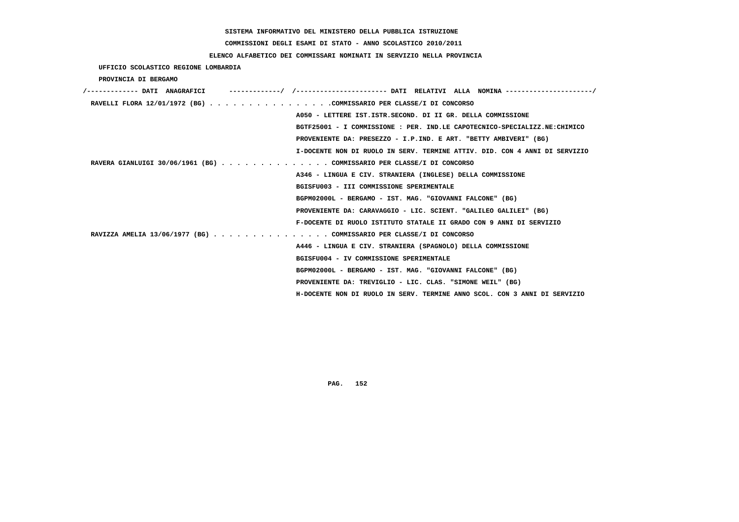SISTEMA INFORMATIVO DEL MINISTERO DELLA PUBBLICA ISTRUZIONE

COMMISSIONI DEGLI ESAMI DI STATO - ANNO SCOLASTICO 2010/2011

ELENCO ALFABETICO DEI COMMISSARI NOMINATI IN SERVIZIO NELLA PROVINCIA

UFFICIO SCOLASTICO REGIONE LOMBARDIA

PROVINCIA DI BERGAMO

```
/------------- DATI  ANAGRAFICI      -------------/  /----------------------- DATI  RELATIVI  ALLA  NOMINA ---------------------/
 RAVELLI FLORA 12/01/1972 (BG) . . . . . . . . . . . . . . . .COMMISSARIO PER CLASSE/I DI CONCORSO
                                                   A050 - LETTERE IST.ISTR.SECOND. DI II GR. DELLA COMMISSIONE
                                                   BGTF25001 - I COMMISSIONE : PER. IND.LE CAPOTECNICO-SPECIALIZZ.NE:CHIMICO
                                                   PROVENIENTE DA: PRESEZZO - I.P.IND. E ART. "BETTY AMBIVERI" (BG)
                                                   I-DOCENTE NON DI RUOLO IN SERV. TERMINE ATTIV. DID. CON 4 ANNI DI SERVIZIO
 RAVERA GIANLUIGI 30/06/1961 (BG) . . . . . . . . . . . . . . COMMISSARIO PER CLASSE/I DI CONCORSO
                                                   A346 - LINGUA E CIV. STRANIERA (INGLESE) DELLA COMMISSIONE
                                                   BGISFU003 - III COMMISSIONE SPERIMENTALE
                                                   BGPM02000L - BERGAMO - IST. MAG. "GIOVANNI FALCONE" (BG)
                                                   PROVENIENTE DA: CARAVAGGIO - LIC. SCIENT. "GALILEO GALILEI" (BG)
                                                   F-DOCENTE DI RUOLO ISTITUTO STATALE II GRADO CON 9 ANNI DI SERVIZIO
 RAVIZZA AMELIA 13/06/1977 (BG) . . . . . . . . . . . . . . . COMMISSARIO PER CLASSE/I DI CONCORSO
                                                   A446 - LINGUA E CIV. STRANIERA (SPAGNOLO) DELLA COMMISSIONE
                                                   BGISFU004 - IV COMMISSIONE SPERIMENTALE
                                                   BGPM02000L - BERGAMO - IST. MAG. "GIOVANNI FALCONE" (BG)
                                                   PROVENIENTE DA: TREVIGLIO - LIC. CLAS. "SIMONE WEIL" (BG)
                                                   H-DOCENTE NON DI RUOLO IN SERV. TERMINE ANNO SCOL. CON 3 ANNI DI SERVIZIO
```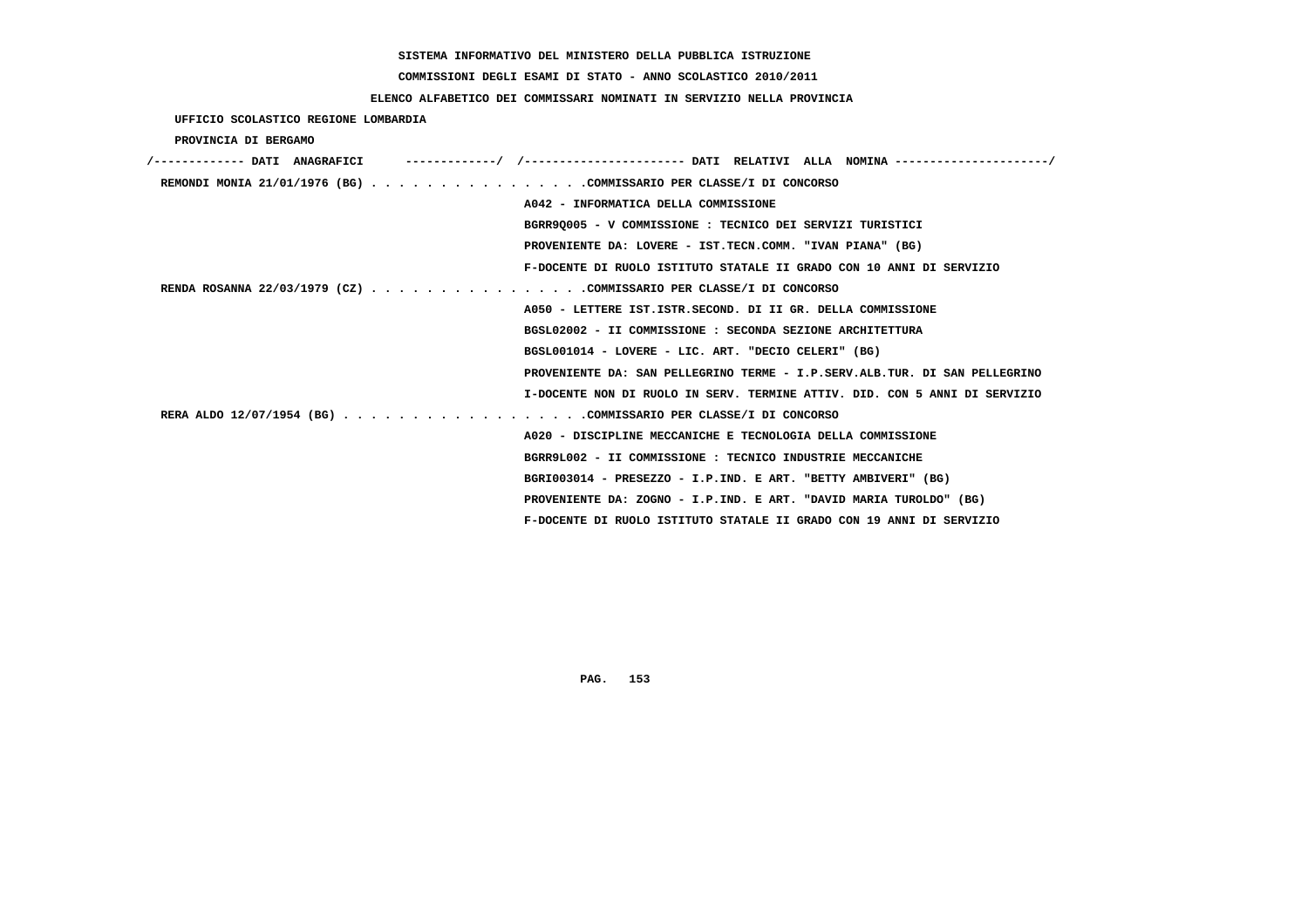SISTEMA INFORMATIVO DEL MINISTERO DELLA PUBBLICA ISTRUZIONE

COMMISSIONI DEGLI ESAMI DI STATO - ANNO SCOLASTICO 2010/2011

ELENCO ALFABETICO DEI COMMISSARI NOMINATI IN SERVIZIO NELLA PROVINCIA

UFFICIO SCOLASTICO REGIONE LOMBARDIA

PROVINCIA DI BERGAMO

/------------- DATI ANAGRAFICI -------------/ /---------------------- DATI RELATIVI ALLA NOMINA ---------------------/

REMONDI MONIA 21/01/1976 (BG) . . . . . . . . . . . . . . . .COMMISSARIO PER CLASSE/I DI CONCORSO
A042 - INFORMATICA DELLA COMMISSIONE
BGRR9Q005 - V COMMISSIONE : TECNICO DEI SERVIZI TURISTICI
PROVENIENTE DA: LOVERE - IST.TECN.COMM. "IVAN PIANA" (BG)
F-DOCENTE DI RUOLO ISTITUTO STATALE II GRADO CON 10 ANNI DI SERVIZIO

RENDA ROSANNA 22/03/1979 (CZ) . . . . . . . . . . . . . . . .COMMISSARIO PER CLASSE/I DI CONCORSO
A050 - LETTERE IST.ISTR.SECOND. DI II GR. DELLA COMMISSIONE
BGSL02002 - II COMMISSIONE : SECONDA SEZIONE ARCHITETTURA
BGSL001014 - LOVERE - LIC. ART. "DECIO CELERI" (BG)
PROVENIENTE DA: SAN PELLEGRINO TERME - I.P.SERV.ALB.TUR. DI SAN PELLEGRINO
I-DOCENTE NON DI RUOLO IN SERV. TERMINE ATTIV. DID. CON 5 ANNI DI SERVIZIO

RERA ALDO 12/07/1954 (BG) . . . . . . . . . . . . . . . . . .COMMISSARIO PER CLASSE/I DI CONCORSO
A020 - DISCIPLINE MECCANICHE E TECNOLOGIA DELLA COMMISSIONE
BGRR9L002 - II COMMISSIONE : TECNICO INDUSTRIE MECCANICHE
BGRI003014 - PRESEZZO - I.P.IND. E ART. "BETTY AMBIVERI" (BG)
PROVENIENTE DA: ZOGNO - I.P.IND. E ART. "DAVID MARIA TUROLDO" (BG)
F-DOCENTE DI RUOLO ISTITUTO STATALE II GRADO CON 19 ANNI DI SERVIZIO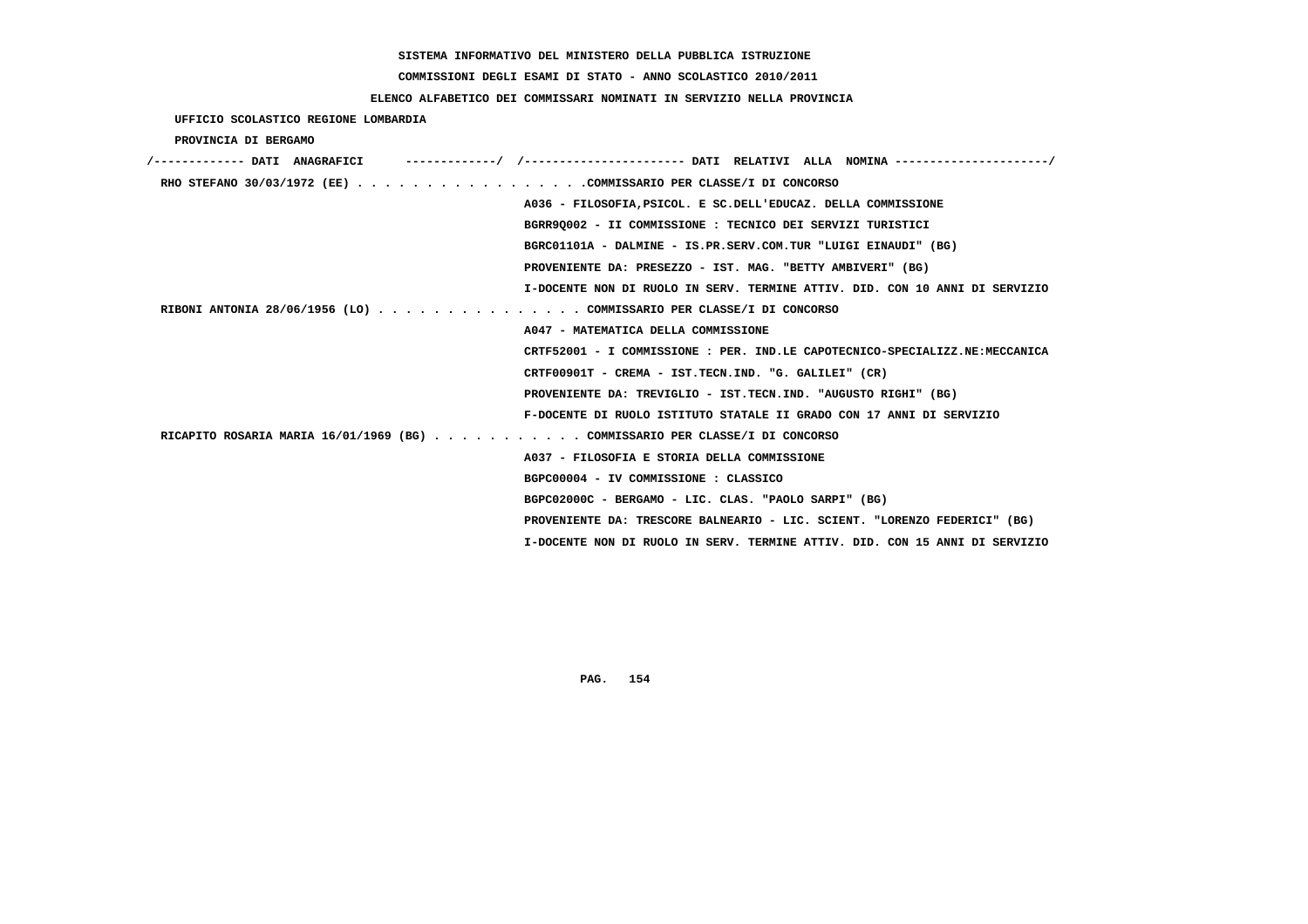SISTEMA INFORMATIVO DEL MINISTERO DELLA PUBBLICA ISTRUZIONE

COMMISSIONI DEGLI ESAMI DI STATO - ANNO SCOLASTICO 2010/2011

ELENCO ALFABETICO DEI COMMISSARI NOMINATI IN SERVIZIO NELLA PROVINCIA

UFFICIO SCOLASTICO REGIONE LOMBARDIA

PROVINCIA DI BERGAMO

```
/------------- DATI  ANAGRAFICI      -------------/  /----------------------- DATI  RELATIVI  ALLA  NOMINA ---------------------/
 RHO STEFANO 30/03/1972 (EE) . . . . . . . . . . . . . . . . .COMMISSARIO PER CLASSE/I DI CONCORSO
                                                  A036 - FILOSOFIA,PSICOL. E SC.DELL'EDUCAZ. DELLA COMMISSIONE
                                                  BGRR9Q002 - II COMMISSIONE : TECNICO DEI SERVIZI TURISTICI
                                                  BGRC01101A - DALMINE - IS.PR.SERV.COM.TUR "LUIGI EINAUDI" (BG)
                                                  PROVENIENTE DA: PRESEZZO - IST. MAG. "BETTY AMBIVERI" (BG)
                                                  I-DOCENTE NON DI RUOLO IN SERV. TERMINE ATTIV. DID. CON 10 ANNI DI SERVIZIO
 RIBONI ANTONIA 28/06/1956 (LO) . . . . . . . . . . . . . . . COMMISSARIO PER CLASSE/I DI CONCORSO
                                                  A047 - MATEMATICA DELLA COMMISSIONE
                                                  CRTF52001 - I COMMISSIONE : PER. IND.LE CAPOTECNICO-SPECIALIZZ.NE:MECCANICA
                                                  CRTF00901T - CREMA - IST.TECN.IND. "G. GALILEI" (CR)
                                                  PROVENIENTE DA: TREVIGLIO - IST.TECN.IND. "AUGUSTO RIGHI" (BG)
                                                  F-DOCENTE DI RUOLO ISTITUTO STATALE II GRADO CON 17 ANNI DI SERVIZIO
 RICAPITO ROSARIA MARIA 16/01/1969 (BG) . . . . . . . . . . . COMMISSARIO PER CLASSE/I DI CONCORSO
                                                  A037 - FILOSOFIA E STORIA DELLA COMMISSIONE
                                                  BGPC00004 - IV COMMISSIONE : CLASSICO
                                                  BGPC02000C - BERGAMO - LIC. CLAS. "PAOLO SARPI" (BG)
                                                  PROVENIENTE DA: TRESCORE BALNEARIO - LIC. SCIENT. "LORENZO FEDERICI" (BG)
                                                  I-DOCENTE NON DI RUOLO IN SERV. TERMINE ATTIV. DID. CON 15 ANNI DI SERVIZIO
```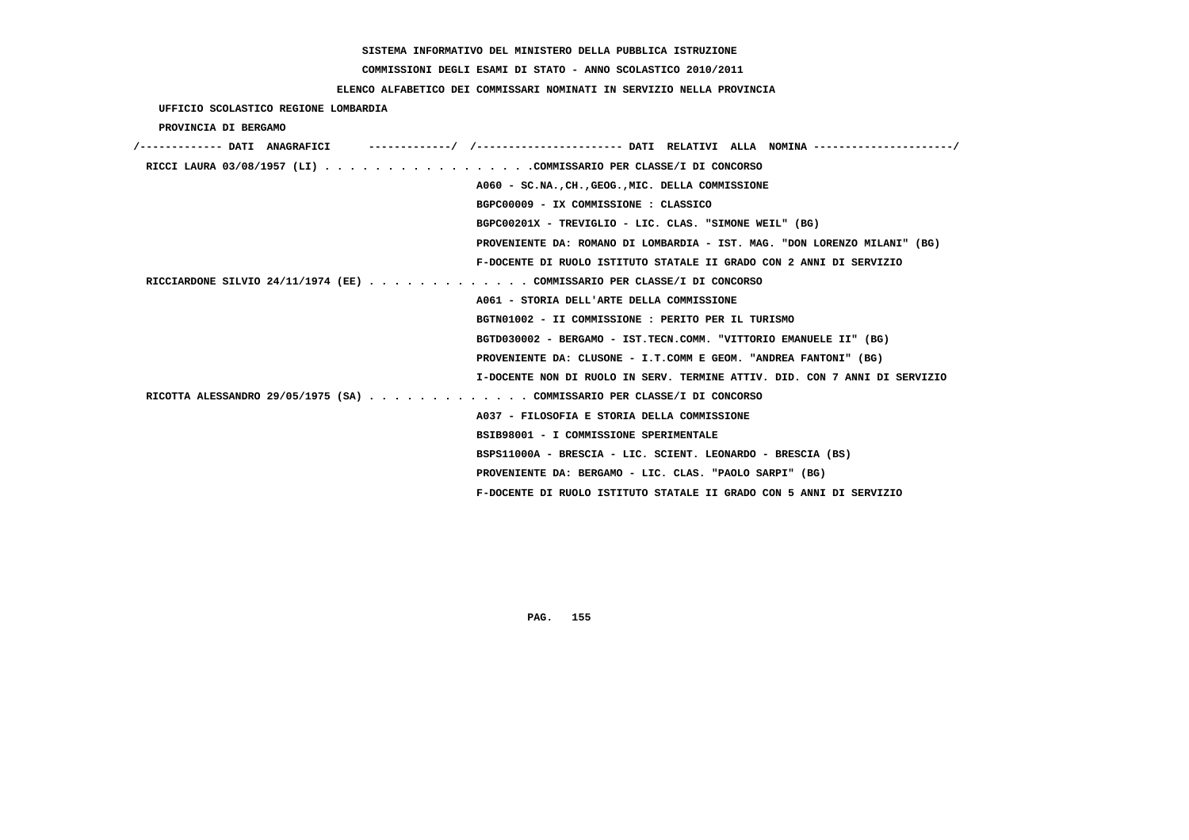SISTEMA INFORMATIVO DEL MINISTERO DELLA PUBBLICA ISTRUZIONE

COMMISSIONI DEGLI ESAMI DI STATO - ANNO SCOLASTICO 2010/2011

ELENCO ALFABETICO DEI COMMISSARI NOMINATI IN SERVIZIO NELLA PROVINCIA

UFFICIO SCOLASTICO REGIONE LOMBARDIA

PROVINCIA DI BERGAMO

| DATI ANAGRAFICI | DATI RELATIVI ALLA NOMINA |
|---|---|
| RICCI LAURA 03/08/1957 (LI) | COMMISSARIO PER CLASSE/I DI CONCORSO |
| | A060 - SC.NA.,CH.,GEOG.,MIC. DELLA COMMISSIONE |
| | BGPC00009 - IX COMMISSIONE : CLASSICO |
| | BGPC00201X - TREVIGLIO - LIC. CLAS. "SIMONE WEIL" (BG) |
| | PROVENIENTE DA: ROMANO DI LOMBARDIA - IST. MAG. "DON LORENZO MILANI" (BG) |
| | F-DOCENTE DI RUOLO ISTITUTO STATALE II GRADO CON 2 ANNI DI SERVIZIO |
| RICCIARDONE SILVIO 24/11/1974 (EE) | COMMISSARIO PER CLASSE/I DI CONCORSO |
| | A061 - STORIA DELL'ARTE DELLA COMMISSIONE |
| | BGTN01002 - II COMMISSIONE : PERITO PER IL TURISMO |
| | BGTD030002 - BERGAMO - IST.TECN.COMM. "VITTORIO EMANUELE II" (BG) |
| | PROVENIENTE DA: CLUSONE - I.T.COMM E GEOM. "ANDREA FANTONI" (BG) |
| | I-DOCENTE NON DI RUOLO IN SERV. TERMINE ATTIV. DID. CON 7 ANNI DI SERVIZIO |
| RICOTTA ALESSANDRO 29/05/1975 (SA) | COMMISSARIO PER CLASSE/I DI CONCORSO |
| | A037 - FILOSOFIA E STORIA DELLA COMMISSIONE |
| | BSIB98001 - I COMMISSIONE SPERIMENTALE |
| | BSPS11000A - BRESCIA - LIC. SCIENT. LEONARDO - BRESCIA (BS) |
| | PROVENIENTE DA: BERGAMO - LIC. CLAS. "PAOLO SARPI" (BG) |
| | F-DOCENTE DI RUOLO ISTITUTO STATALE II GRADO CON 5 ANNI DI SERVIZIO |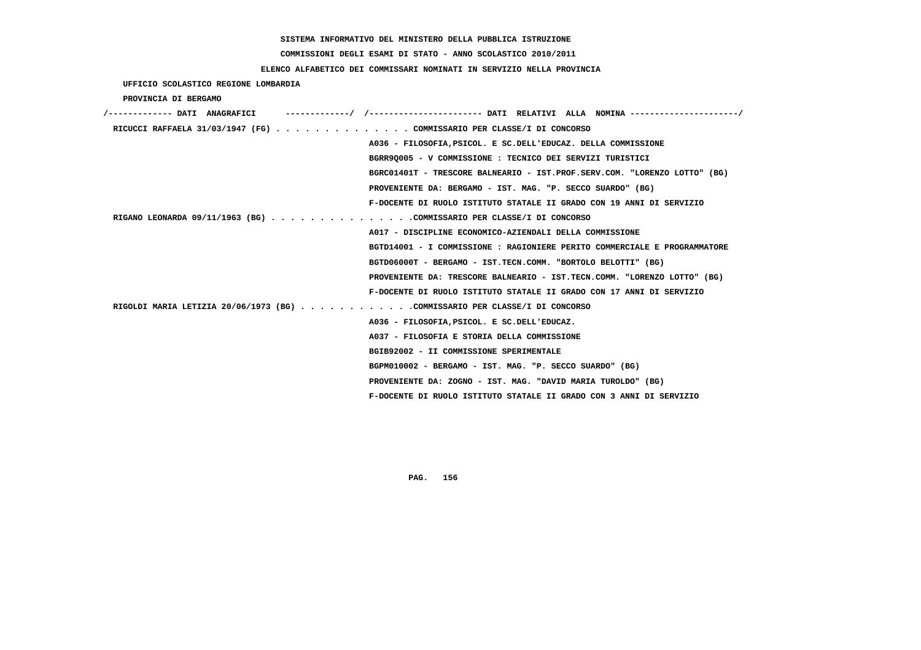SISTEMA INFORMATIVO DEL MINISTERO DELLA PUBBLICA ISTRUZIONE

COMMISSIONI DEGLI ESAMI DI STATO - ANNO SCOLASTICO 2010/2011

ELENCO ALFABETICO DEI COMMISSARI NOMINATI IN SERVIZIO NELLA PROVINCIA

UFFICIO SCOLASTICO REGIONE LOMBARDIA

PROVINCIA DI BERGAMO

/------------- DATI ANAGRAFICI -------------/ /---------------------- DATI RELATIVI ALLA NOMINA ---------------------/

RICUCCI RAFFAELA 31/03/1947 (FG) . . . . . . . . . . . . . . COMMISSARIO PER CLASSE/I DI CONCORSO

A036 - FILOSOFIA,PSICOL. E SC.DELL'EDUCAZ. DELLA COMMISSIONE

BGRR9Q005 - V COMMISSIONE : TECNICO DEI SERVIZI TURISTICI

BGRC01401T - TRESCORE BALNEARIO - IST.PROF.SERV.COM. "LORENZO LOTTO" (BG)

PROVENIENTE DA: BERGAMO - IST. MAG. "P. SECCO SUARDO" (BG)

F-DOCENTE DI RUOLO ISTITUTO STATALE II GRADO CON 19 ANNI DI SERVIZIO

RIGANO LEONARDA 09/11/1963 (BG) . . . . . . . . . . . . . . .COMMISSARIO PER CLASSE/I DI CONCORSO

A017 - DISCIPLINE ECONOMICO-AZIENDALI DELLA COMMISSIONE

BGTD14001 - I COMMISSIONE : RAGIONIERE PERITO COMMERCIALE E PROGRAMMATORE

BGTD06000T - BERGAMO - IST.TECN.COMM. "BORTOLO BELOTTI" (BG)

PROVENIENTE DA: TRESCORE BALNEARIO - IST.TECN.COMM. "LORENZO LOTTO" (BG)

F-DOCENTE DI RUOLO ISTITUTO STATALE II GRADO CON 17 ANNI DI SERVIZIO

RIGOLDI MARIA LETIZIA 20/06/1973 (BG) . . . . . . . . . . . .COMMISSARIO PER CLASSE/I DI CONCORSO

A036 - FILOSOFIA,PSICOL. E SC.DELL'EDUCAZ.

A037 - FILOSOFIA E STORIA DELLA COMMISSIONE

BGIB92002 - II COMMISSIONE SPERIMENTALE

BGPM010002 - BERGAMO - IST. MAG. "P. SECCO SUARDO" (BG)

PROVENIENTE DA: ZOGNO - IST. MAG. "DAVID MARIA TUROLDO" (BG)

F-DOCENTE DI RUOLO ISTITUTO STATALE II GRADO CON 3 ANNI DI SERVIZIO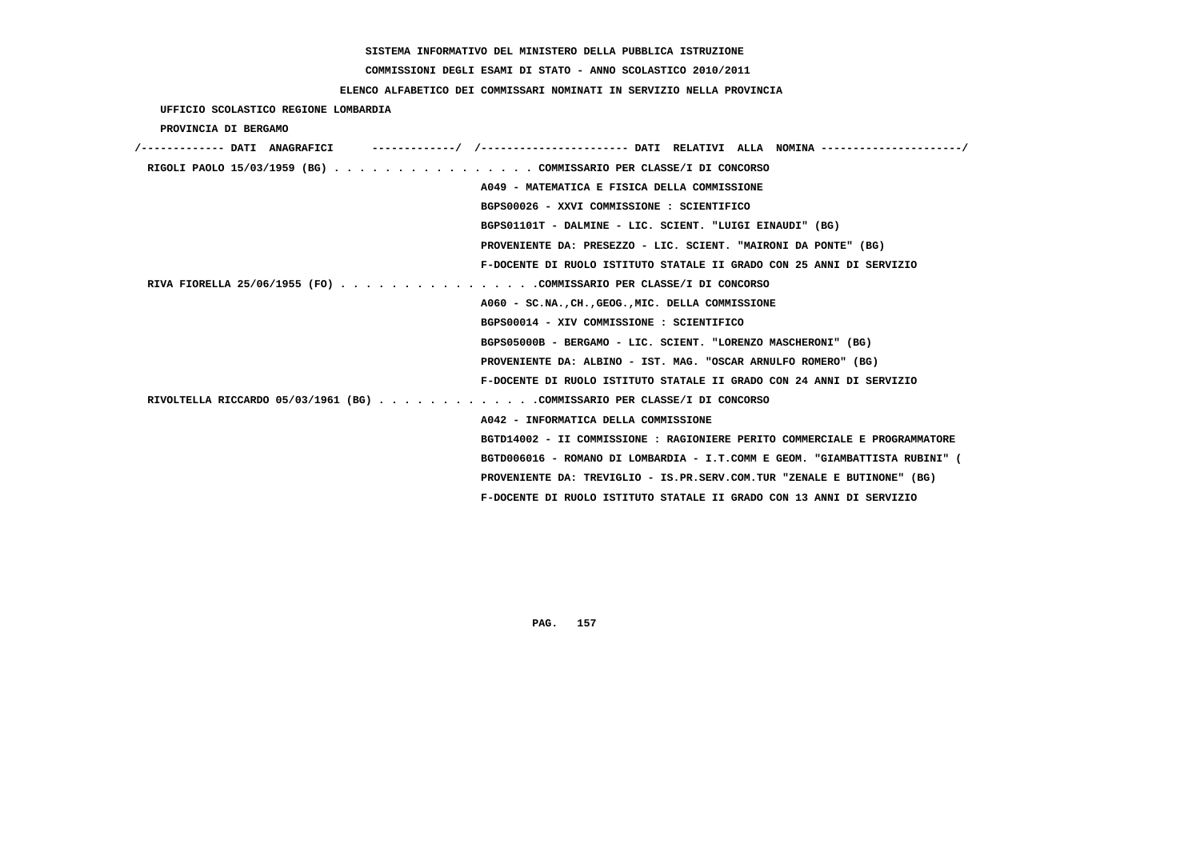SISTEMA INFORMATIVO DEL MINISTERO DELLA PUBBLICA ISTRUZIONE

COMMISSIONI DEGLI ESAMI DI STATO - ANNO SCOLASTICO 2010/2011

ELENCO ALFABETICO DEI COMMISSARI NOMINATI IN SERVIZIO NELLA PROVINCIA

UFFICIO SCOLASTICO REGIONE LOMBARDIA

PROVINCIA DI BERGAMO

```
/------------- DATI  ANAGRAFICI      -------------/  /----------------------- DATI  RELATIVI  ALLA  NOMINA ----------------------/
 RIGOLI PAOLO 15/03/1959 (BG) . . . . . . . . . . . . . . . . COMMISSARIO PER CLASSE/I DI CONCORSO
                                                  A049 - MATEMATICA E FISICA DELLA COMMISSIONE
                                                  BGPS00026 - XXVI COMMISSIONE : SCIENTIFICO
                                                  BGPS01101T - DALMINE - LIC. SCIENT. "LUIGI EINAUDI" (BG)
                                                  PROVENIENTE DA: PRESEZZO - LIC. SCIENT. "MAIRONI DA PONTE" (BG)
                                                  F-DOCENTE DI RUOLO ISTITUTO STATALE II GRADO CON 25 ANNI DI SERVIZIO
 RIVA FIORELLA 25/06/1955 (FO) . . . . . . . . . . . . . . . .COMMISSARIO PER CLASSE/I DI CONCORSO
                                                  A060 - SC.NA.,CH.,GEOG.,MIC. DELLA COMMISSIONE
                                                  BGPS00014 - XIV COMMISSIONE : SCIENTIFICO
                                                  BGPS05000B - BERGAMO - LIC. SCIENT. "LORENZO MASCHERONI" (BG)
                                                  PROVENIENTE DA: ALBINO - IST. MAG. "OSCAR ARNULFO ROMERO" (BG)
                                                  F-DOCENTE DI RUOLO ISTITUTO STATALE II GRADO CON 24 ANNI DI SERVIZIO
 RIVOLTELLA RICCARDO 05/03/1961 (BG) . . . . . . . . . . . . .COMMISSARIO PER CLASSE/I DI CONCORSO
                                                  A042 - INFORMATICA DELLA COMMISSIONE
                                                  BGTD14002 - II COMMISSIONE : RAGIONIERE PERITO COMMERCIALE E PROGRAMMATORE
                                                  BGTD006016 - ROMANO DI LOMBARDIA - I.T.COMM E GEOM. "GIAMBATTISTA RUBINI" (
                                                  PROVENIENTE DA: TREVIGLIO - IS.PR.SERV.COM.TUR "ZENALE E BUTINONE" (BG)
                                                  F-DOCENTE DI RUOLO ISTITUTO STATALE II GRADO CON 13 ANNI DI SERVIZIO
```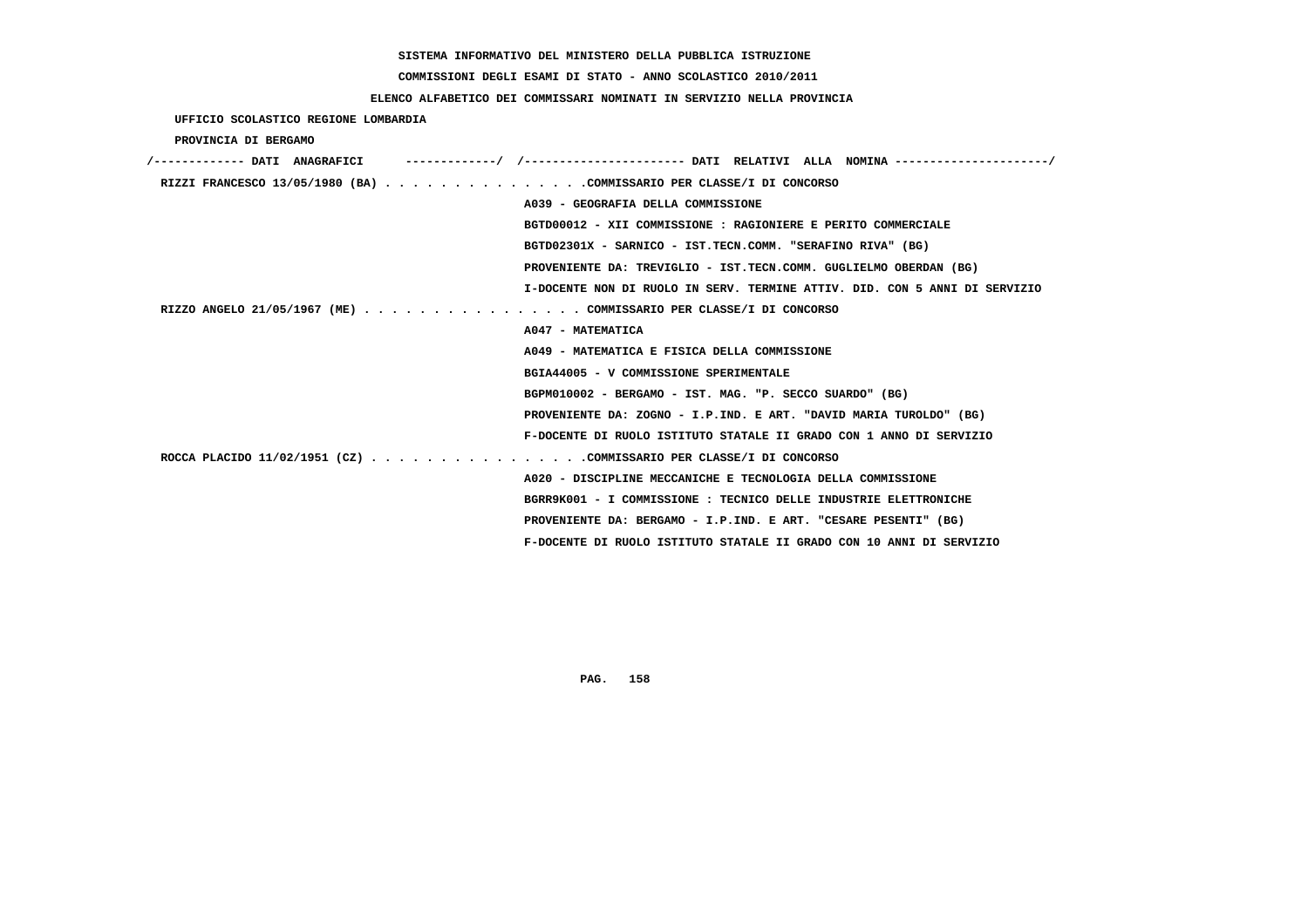SISTEMA INFORMATIVO DEL MINISTERO DELLA PUBBLICA ISTRUZIONE

COMMISSIONI DEGLI ESAMI DI STATO - ANNO SCOLASTICO 2010/2011

ELENCO ALFABETICO DEI COMMISSARI NOMINATI IN SERVIZIO NELLA PROVINCIA

UFFICIO SCOLASTICO REGIONE LOMBARDIA

PROVINCIA DI BERGAMO

/------------- DATI ANAGRAFICI -------------/ /---------------------- DATI RELATIVI ALLA NOMINA ---------------------/

**RIZZI FRANCESCO 13/05/1980 (BA)** . . . . . . . . . . . . . . .COMMISSARIO PER CLASSE/I DI CONCORSO

A039 - GEOGRAFIA DELLA COMMISSIONE

BGTD00012 - XII COMMISSIONE : RAGIONIERE E PERITO COMMERCIALE

BGTD02301X - SARNICO - IST.TECN.COMM. "SERAFINO RIVA" (BG)

PROVENIENTE DA: TREVIGLIO - IST.TECN.COMM. GUGLIELMO OBERDAN (BG)

I-DOCENTE NON DI RUOLO IN SERV. TERMINE ATTIV. DID. CON 5 ANNI DI SERVIZIO

**RIZZO ANGELO 21/05/1967 (ME)** . . . . . . . . . . . . . . . . COMMISSARIO PER CLASSE/I DI CONCORSO

A047 - MATEMATICA

A049 - MATEMATICA E FISICA DELLA COMMISSIONE

BGIA44005 - V COMMISSIONE SPERIMENTALE

BGPM010002 - BERGAMO - IST. MAG. "P. SECCO SUARDO" (BG)

PROVENIENTE DA: ZOGNO - I.P.IND. E ART. "DAVID MARIA TUROLDO" (BG)

F-DOCENTE DI RUOLO ISTITUTO STATALE II GRADO CON 1 ANNO DI SERVIZIO

**ROCCA PLACIDO 11/02/1951 (CZ)** . . . . . . . . . . . . . . . .COMMISSARIO PER CLASSE/I DI CONCORSO

A020 - DISCIPLINE MECCANICHE E TECNOLOGIA DELLA COMMISSIONE

BGRR9K001 - I COMMISSIONE : TECNICO DELLE INDUSTRIE ELETTRONICHE

PROVENIENTE DA: BERGAMO - I.P.IND. E ART. "CESARE PESENTI" (BG)

F-DOCENTE DI RUOLO ISTITUTO STATALE II GRADO CON 10 ANNI DI SERVIZIO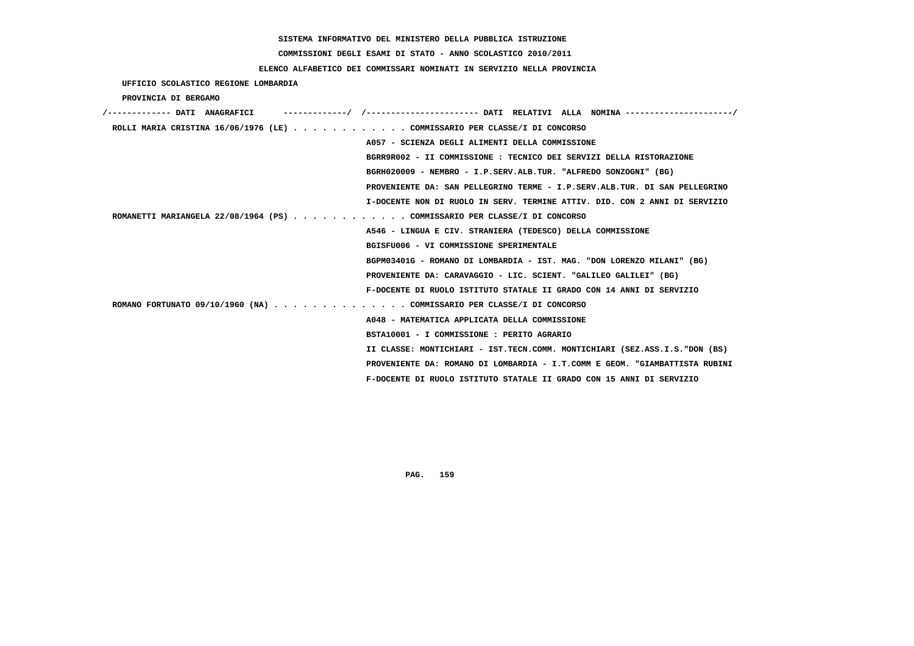SISTEMA INFORMATIVO DEL MINISTERO DELLA PUBBLICA ISTRUZIONE

COMMISSIONI DEGLI ESAMI DI STATO - ANNO SCOLASTICO 2010/2011

ELENCO ALFABETICO DEI COMMISSARI NOMINATI IN SERVIZIO NELLA PROVINCIA

UFFICIO SCOLASTICO REGIONE LOMBARDIA

PROVINCIA DI BERGAMO

/------------- DATI ANAGRAFICI -------------/ /---------------------- DATI RELATIVI ALLA NOMINA ---------------------/

ROLLI MARIA CRISTINA 16/06/1976 (LE) . . . . . . . . . . . . COMMISSARIO PER CLASSE/I DI CONCORSO
A057 - SCIENZA DEGLI ALIMENTI DELLA COMMISSIONE
BGRR9R002 - II COMMISSIONE : TECNICO DEI SERVIZI DELLA RISTORAZIONE
BGRH020009 - NEMBRO - I.P.SERV.ALB.TUR. "ALFREDO SONZOGNI" (BG)
PROVENIENTE DA: SAN PELLEGRINO TERME - I.P.SERV.ALB.TUR. DI SAN PELLEGRINO
I-DOCENTE NON DI RUOLO IN SERV. TERMINE ATTIV. DID. CON 2 ANNI DI SERVIZIO

ROMANETTI MARIANGELA 22/08/1964 (PS) . . . . . . . . . . . . COMMISSARIO PER CLASSE/I DI CONCORSO
A546 - LINGUA E CIV. STRANIERA (TEDESCO) DELLA COMMISSIONE
BGISFU006 - VI COMMISSIONE SPERIMENTALE
BGPM03401G - ROMANO DI LOMBARDIA - IST. MAG. "DON LORENZO MILANI" (BG)
PROVENIENTE DA: CARAVAGGIO - LIC. SCIENT. "GALILEO GALILEI" (BG)
F-DOCENTE DI RUOLO ISTITUTO STATALE II GRADO CON 14 ANNI DI SERVIZIO

ROMANO FORTUNATO 09/10/1960 (NA) . . . . . . . . . . . . . . COMMISSARIO PER CLASSE/I DI CONCORSO
A048 - MATEMATICA APPLICATA DELLA COMMISSIONE
BSTA10001 - I COMMISSIONE : PERITO AGRARIO
II CLASSE: MONTICHIARI - IST.TECN.COMM. MONTICHIARI (SEZ.ASS.I.S."DON (BS)
PROVENIENTE DA: ROMANO DI LOMBARDIA - I.T.COMM E GEOM. "GIAMBATTISTA RUBINI
F-DOCENTE DI RUOLO ISTITUTO STATALE II GRADO CON 15 ANNI DI SERVIZIO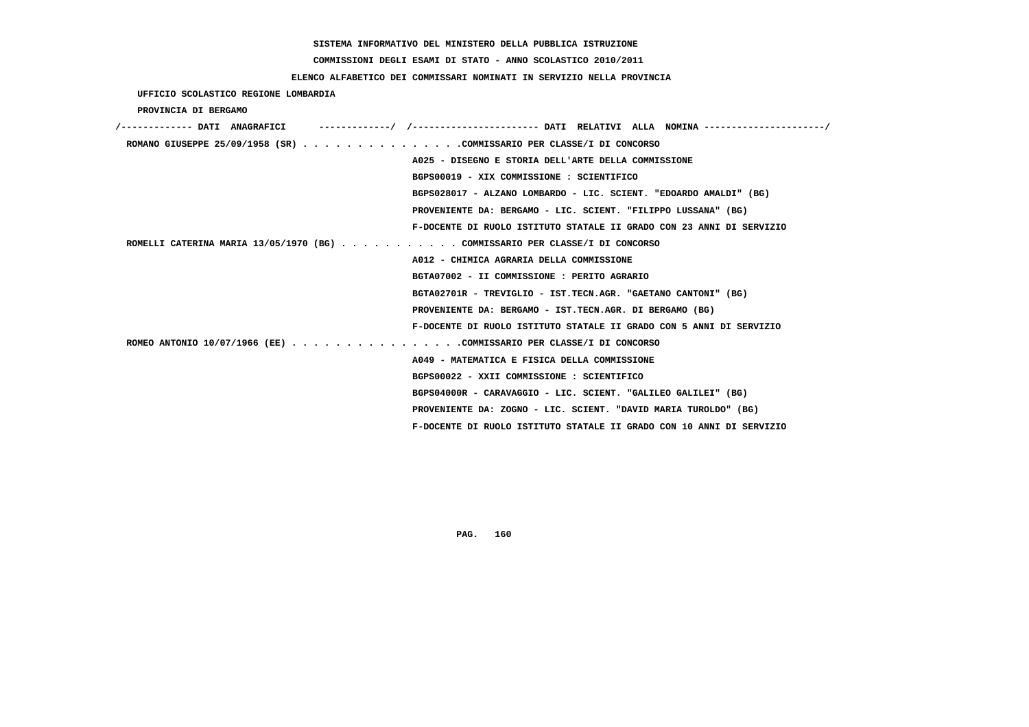SISTEMA INFORMATIVO DEL MINISTERO DELLA PUBBLICA ISTRUZIONE

COMMISSIONI DEGLI ESAMI DI STATO - ANNO SCOLASTICO 2010/2011

ELENCO ALFABETICO DEI COMMISSARI NOMINATI IN SERVIZIO NELLA PROVINCIA

UFFICIO SCOLASTICO REGIONE LOMBARDIA

PROVINCIA DI BERGAMO

/------------- DATI ANAGRAFICI -------------/ /---------------------- DATI RELATIVI ALLA NOMINA ---------------------/

ROMANO GIUSEPPE 25/09/1958 (SR) . . . . . . . . . . . . . . .COMMISSARIO PER CLASSE/I DI CONCORSO

A025 - DISEGNO E STORIA DELL'ARTE DELLA COMMISSIONE

BGPS00019 - XIX COMMISSIONE : SCIENTIFICO

BGPS028017 - ALZANO LOMBARDO - LIC. SCIENT. "EDOARDO AMALDI" (BG)

PROVENIENTE DA: BERGAMO - LIC. SCIENT. "FILIPPO LUSSANA" (BG)

F-DOCENTE DI RUOLO ISTITUTO STATALE II GRADO CON 23 ANNI DI SERVIZIO

ROMELLI CATERINA MARIA 13/05/1970 (BG) . . . . . . . . . . . COMMISSARIO PER CLASSE/I DI CONCORSO

A012 - CHIMICA AGRARIA DELLA COMMISSIONE

BGTA07002 - II COMMISSIONE : PERITO AGRARIO

BGTA02701R - TREVIGLIO - IST.TECN.AGR. "GAETANO CANTONI" (BG)

PROVENIENTE DA: BERGAMO - IST.TECN.AGR. DI BERGAMO (BG)

F-DOCENTE DI RUOLO ISTITUTO STATALE II GRADO CON 5 ANNI DI SERVIZIO

ROMEO ANTONIO 10/07/1966 (EE) . . . . . . . . . . . . . . . .COMMISSARIO PER CLASSE/I DI CONCORSO

A049 - MATEMATICA E FISICA DELLA COMMISSIONE

BGPS00022 - XXII COMMISSIONE : SCIENTIFICO

BGPS04000R - CARAVAGGIO - LIC. SCIENT. "GALILEO GALILEI" (BG)

PROVENIENTE DA: ZOGNO - LIC. SCIENT. "DAVID MARIA TUROLDO" (BG)

F-DOCENTE DI RUOLO ISTITUTO STATALE II GRADO CON 10 ANNI DI SERVIZIO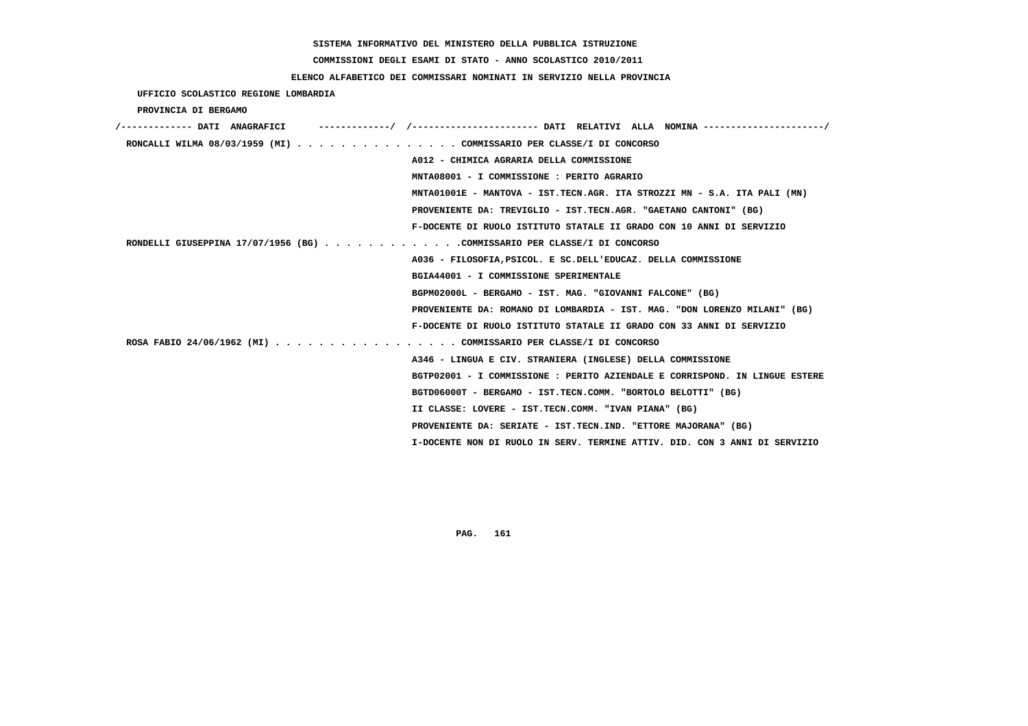SISTEMA INFORMATIVO DEL MINISTERO DELLA PUBBLICA ISTRUZIONE

COMMISSIONI DEGLI ESAMI DI STATO - ANNO SCOLASTICO 2010/2011

ELENCO ALFABETICO DEI COMMISSARI NOMINATI IN SERVIZIO NELLA PROVINCIA

UFFICIO SCOLASTICO REGIONE LOMBARDIA

PROVINCIA DI BERGAMO

/------------- DATI ANAGRAFICI -------------/ /---------------------- DATI RELATIVI ALLA NOMINA ---------------------/

**RONCALLI WILMA 08/03/1959 (MI)** . . . . . . . . . . . . . . . COMMISSARIO PER CLASSE/I DI CONCORSO

A012 - CHIMICA AGRARIA DELLA COMMISSIONE
MNTA08001 - I COMMISSIONE : PERITO AGRARIO
MNTA01001E - MANTOVA - IST.TECN.AGR. ITA STROZZI MN - S.A. ITA PALI (MN)
PROVENIENTE DA: TREVIGLIO - IST.TECN.AGR. "GAETANO CANTONI" (BG)
F-DOCENTE DI RUOLO ISTITUTO STATALE II GRADO CON 10 ANNI DI SERVIZIO

**RONDELLI GIUSEPPINA 17/07/1956 (BG)** . . . . . . . . . . . . .COMMISSARIO PER CLASSE/I DI CONCORSO

A036 - FILOSOFIA,PSICOL. E SC.DELL'EDUCAZ. DELLA COMMISSIONE
BGIA44001 - I COMMISSIONE SPERIMENTALE
BGPM02000L - BERGAMO - IST. MAG. "GIOVANNI FALCONE" (BG)
PROVENIENTE DA: ROMANO DI LOMBARDIA - IST. MAG. "DON LORENZO MILANI" (BG)
F-DOCENTE DI RUOLO ISTITUTO STATALE II GRADO CON 33 ANNI DI SERVIZIO

**ROSA FABIO 24/06/1962 (MI)** . . . . . . . . . . . . . . . . . COMMISSARIO PER CLASSE/I DI CONCORSO

A346 - LINGUA E CIV. STRANIERA (INGLESE) DELLA COMMISSIONE
BGTP02001 - I COMMISSIONE : PERITO AZIENDALE E CORRISPOND. IN LINGUE ESTERE
BGTD06000T - BERGAMO - IST.TECN.COMM. "BORTOLO BELOTTI" (BG)
II CLASSE: LOVERE - IST.TECN.COMM. "IVAN PIANA" (BG)
PROVENIENTE DA: SERIATE - IST.TECN.IND. "ETTORE MAJORANA" (BG)
I-DOCENTE NON DI RUOLO IN SERV. TERMINE ATTIV. DID. CON 3 ANNI DI SERVIZIO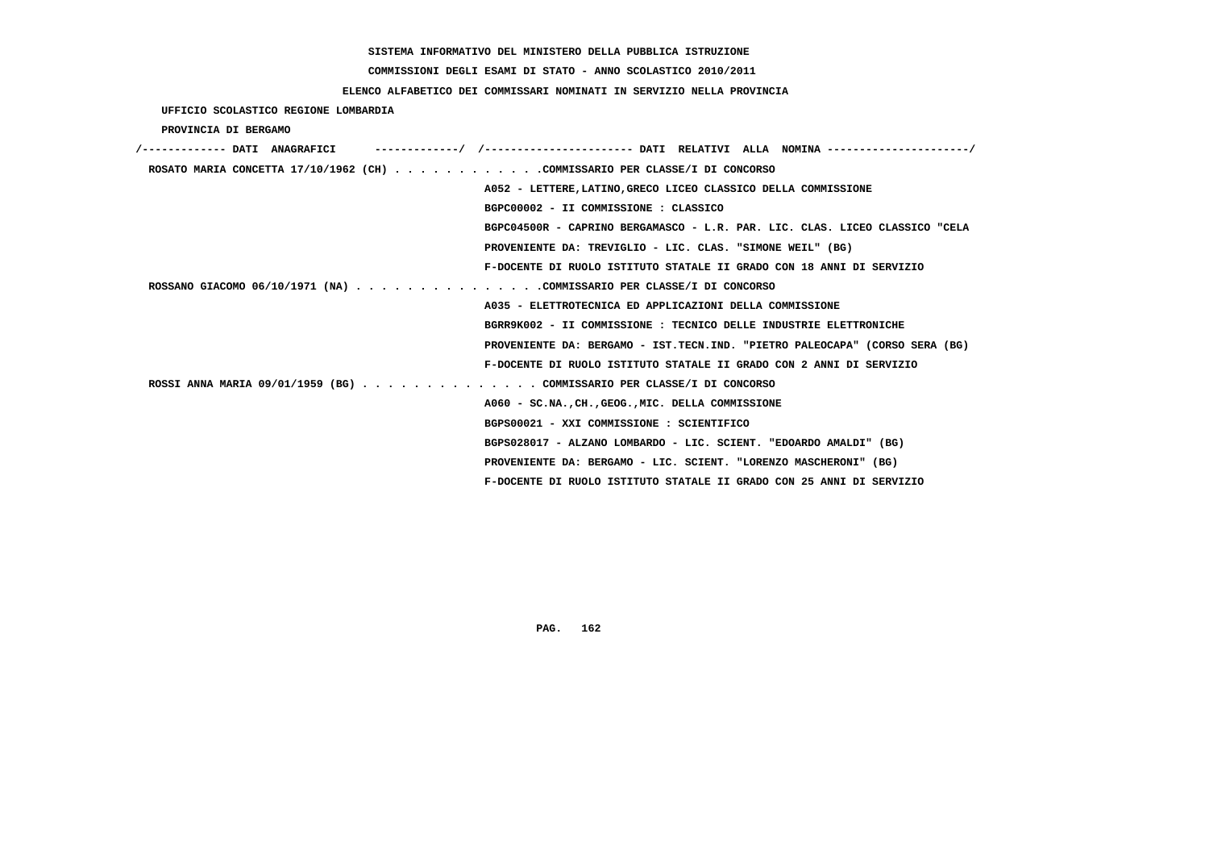SISTEMA INFORMATIVO DEL MINISTERO DELLA PUBBLICA ISTRUZIONE

COMMISSIONI DEGLI ESAMI DI STATO - ANNO SCOLASTICO 2010/2011

ELENCO ALFABETICO DEI COMMISSARI NOMINATI IN SERVIZIO NELLA PROVINCIA

UFFICIO SCOLASTICO REGIONE LOMBARDIA

PROVINCIA DI BERGAMO

/------------- DATI ANAGRAFICI -------------/ /----------------------- DATI RELATIVI ALLA NOMINA ----------------------/

ROSATO MARIA CONCETTA 17/10/1962 (CH) . . . . . . . . . . . .COMMISSARIO PER CLASSE/I DI CONCORSO
A052 - LETTERE,LATINO,GRECO LICEO CLASSICO DELLA COMMISSIONE
BGPC00002 - II COMMISSIONE : CLASSICO
BGPC04500R - CAPRINO BERGAMASCO - L.R. PAR. LIC. CLAS. LICEO CLASSICO "CELA
PROVENIENTE DA: TREVIGLIO - LIC. CLAS. "SIMONE WEIL" (BG)
F-DOCENTE DI RUOLO ISTITUTO STATALE II GRADO CON 18 ANNI DI SERVIZIO

ROSSANO GIACOMO 06/10/1971 (NA) . . . . . . . . . . . . . . .COMMISSARIO PER CLASSE/I DI CONCORSO
A035 - ELETTROTECNICA ED APPLICAZIONI DELLA COMMISSIONE
BGRR9K002 - II COMMISSIONE : TECNICO DELLE INDUSTRIE ELETTRONICHE
PROVENIENTE DA: BERGAMO - IST.TECN.IND. "PIETRO PALEOCAPA" (CORSO SERA (BG)
F-DOCENTE DI RUOLO ISTITUTO STATALE II GRADO CON 2 ANNI DI SERVIZIO

ROSSI ANNA MARIA 09/01/1959 (BG) . . . . . . . . . . . . . . COMMISSARIO PER CLASSE/I DI CONCORSO
A060 - SC.NA.,CH.,GEOG.,MIC. DELLA COMMISSIONE
BGPS00021 - XXI COMMISSIONE : SCIENTIFICO
BGPS028017 - ALZANO LOMBARDO - LIC. SCIENT. "EDOARDO AMALDI" (BG)
PROVENIENTE DA: BERGAMO - LIC. SCIENT. "LORENZO MASCHERONI" (BG)
F-DOCENTE DI RUOLO ISTITUTO STATALE II GRADO CON 25 ANNI DI SERVIZIO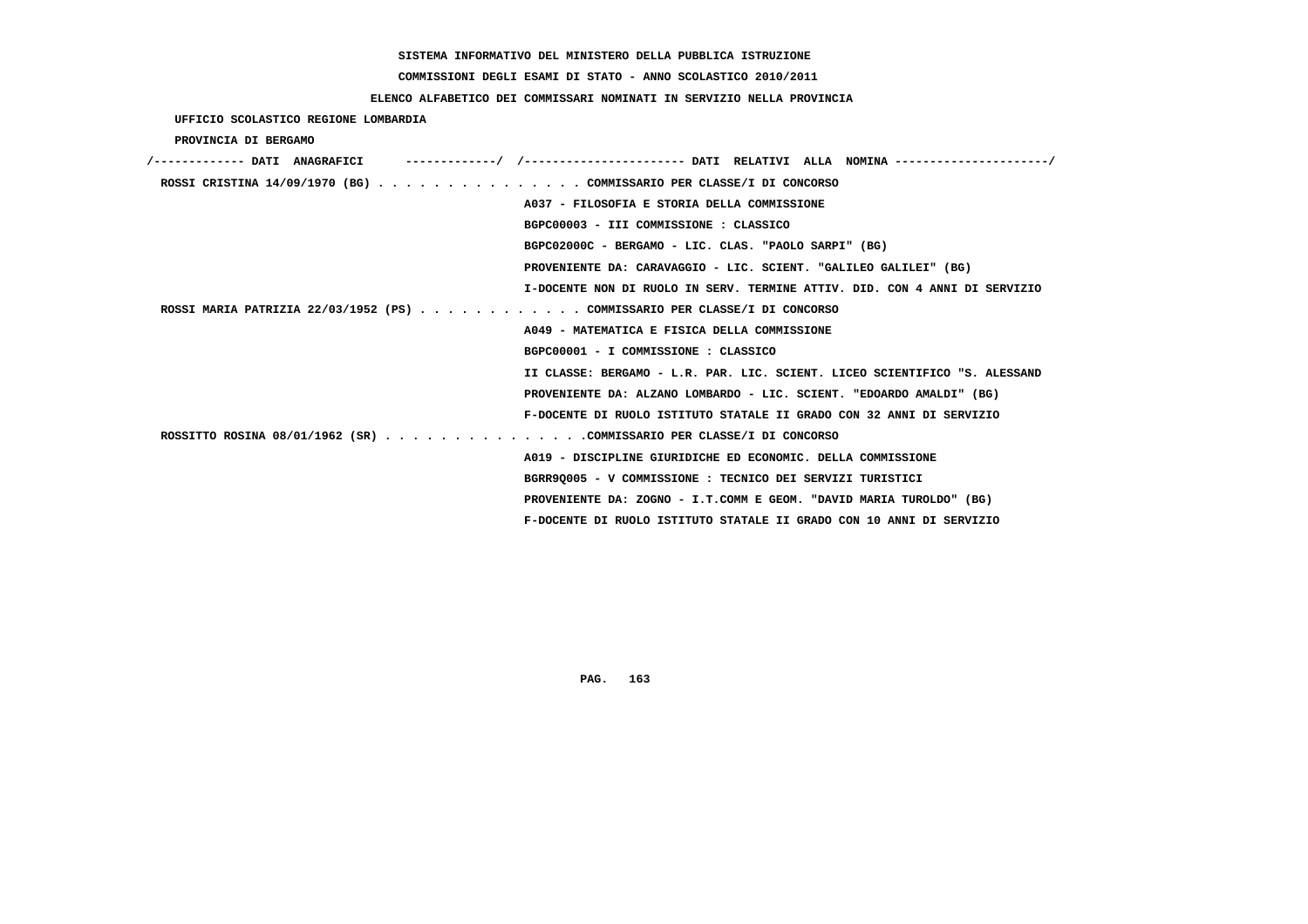SISTEMA INFORMATIVO DEL MINISTERO DELLA PUBBLICA ISTRUZIONE

COMMISSIONI DEGLI ESAMI DI STATO - ANNO SCOLASTICO 2010/2011

ELENCO ALFABETICO DEI COMMISSARI NOMINATI IN SERVIZIO NELLA PROVINCIA

UFFICIO SCOLASTICO REGIONE LOMBARDIA

PROVINCIA DI BERGAMO

| DATI ANAGRAFICI | DATI RELATIVI ALLA NOMINA |
|---|---|
| ROSSI CRISTINA 14/09/1970 (BG) | COMMISSARIO PER CLASSE/I DI CONCORSO |
| | A037 - FILOSOFIA E STORIA DELLA COMMISSIONE |
| | BGPC00003 - III COMMISSIONE : CLASSICO |
| | BGPC02000C - BERGAMO - LIC. CLAS. "PAOLO SARPI" (BG) |
| | PROVENIENTE DA: CARAVAGGIO - LIC. SCIENT. "GALILEO GALILEI" (BG) |
| | I-DOCENTE NON DI RUOLO IN SERV. TERMINE ATTIV. DID. CON 4 ANNI DI SERVIZIO |
| ROSSI MARIA PATRIZIA 22/03/1952 (PS) | COMMISSARIO PER CLASSE/I DI CONCORSO |
| | A049 - MATEMATICA E FISICA DELLA COMMISSIONE |
| | BGPC00001 - I COMMISSIONE : CLASSICO |
| | II CLASSE: BERGAMO - L.R. PAR. LIC. SCIENT. LICEO SCIENTIFICO "S. ALESSAND |
| | PROVENIENTE DA: ALZANO LOMBARDO - LIC. SCIENT. "EDOARDO AMALDI" (BG) |
| | F-DOCENTE DI RUOLO ISTITUTO STATALE II GRADO CON 32 ANNI DI SERVIZIO |
| ROSSITTO ROSINA 08/01/1962 (SR) | COMMISSARIO PER CLASSE/I DI CONCORSO |
| | A019 - DISCIPLINE GIURIDICHE ED ECONOMIC. DELLA COMMISSIONE |
| | BGRR9Q005 - V COMMISSIONE : TECNICO DEI SERVIZI TURISTICI |
| | PROVENIENTE DA: ZOGNO - I.T.COMM E GEOM. "DAVID MARIA TUROLDO" (BG) |
| | F-DOCENTE DI RUOLO ISTITUTO STATALE II GRADO CON 10 ANNI DI SERVIZIO |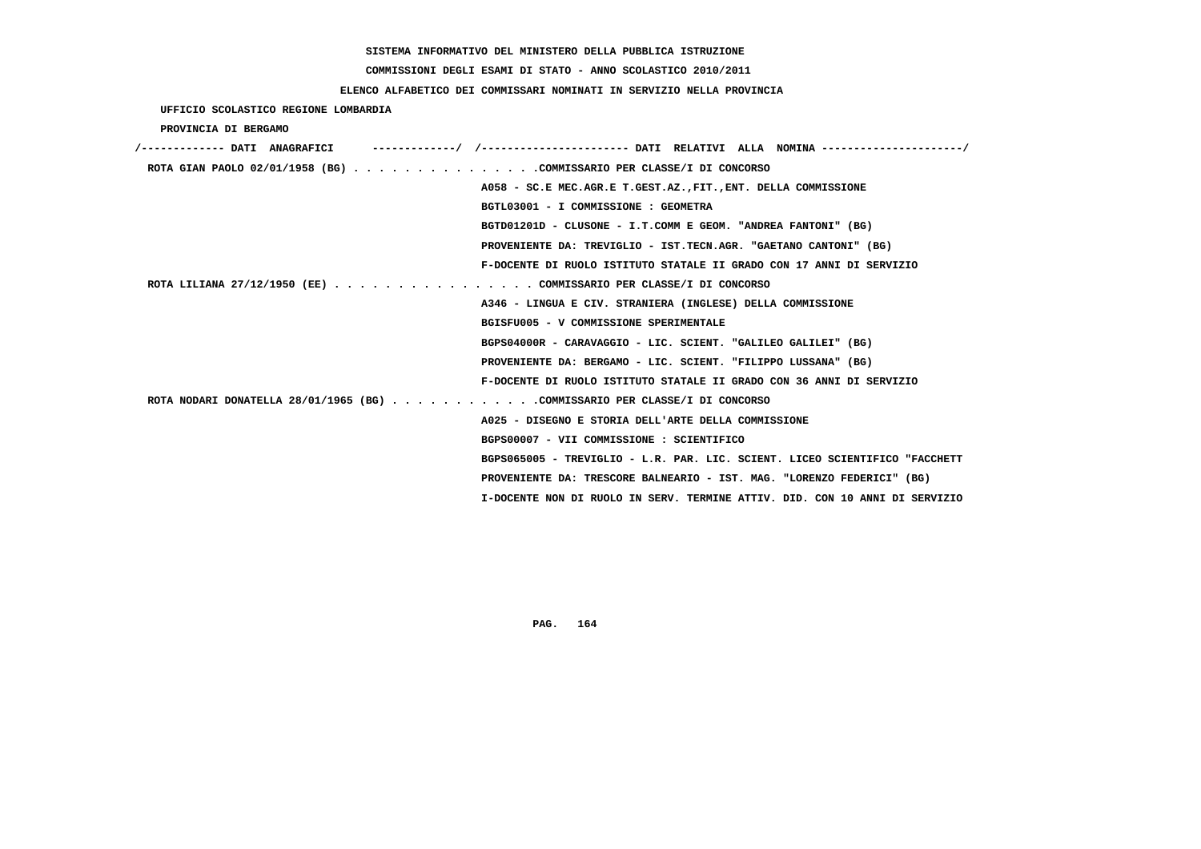SISTEMA INFORMATIVO DEL MINISTERO DELLA PUBBLICA ISTRUZIONE

COMMISSIONI DEGLI ESAMI DI STATO - ANNO SCOLASTICO 2010/2011

ELENCO ALFABETICO DEI COMMISSARI NOMINATI IN SERVIZIO NELLA PROVINCIA

UFFICIO SCOLASTICO REGIONE LOMBARDIA

PROVINCIA DI BERGAMO

/------------- DATI ANAGRAFICI -------------/ /---------------------- DATI RELATIVI ALLA NOMINA ---------------------/

ROTA GIAN PAOLO 02/01/1958 (BG) . . . . . . . . . . . . . . .COMMISSARIO PER CLASSE/I DI CONCORSO
A058 - SC.E MEC.AGR.E T.GEST.AZ.,FIT.,ENT. DELLA COMMISSIONE
BGTL03001 - I COMMISSIONE : GEOMETRA
BGTD01201D - CLUSONE - I.T.COMM E GEOM. "ANDREA FANTONI" (BG)
PROVENIENTE DA: TREVIGLIO - IST.TECN.AGR. "GAETANO CANTONI" (BG)
F-DOCENTE DI RUOLO ISTITUTO STATALE II GRADO CON 17 ANNI DI SERVIZIO

ROTA LILIANA 27/12/1950 (EE) . . . . . . . . . . . . . . . . COMMISSARIO PER CLASSE/I DI CONCORSO
A346 - LINGUA E CIV. STRANIERA (INGLESE) DELLA COMMISSIONE
BGISFU005 - V COMMISSIONE SPERIMENTALE
BGPS04000R - CARAVAGGIO - LIC. SCIENT. "GALILEO GALILEI" (BG)
PROVENIENTE DA: BERGAMO - LIC. SCIENT. "FILIPPO LUSSANA" (BG)
F-DOCENTE DI RUOLO ISTITUTO STATALE II GRADO CON 36 ANNI DI SERVIZIO

ROTA NODARI DONATELLA 28/01/1965 (BG) . . . . . . . . . . . .COMMISSARIO PER CLASSE/I DI CONCORSO
A025 - DISEGNO E STORIA DELL'ARTE DELLA COMMISSIONE
BGPS00007 - VII COMMISSIONE : SCIENTIFICO
BGPS065005 - TREVIGLIO - L.R. PAR. LIC. SCIENT. LICEO SCIENTIFICO "FACCHETT
PROVENIENTE DA: TRESCORE BALNEARIO - IST. MAG. "LORENZO FEDERICI" (BG)
I-DOCENTE NON DI RUOLO IN SERV. TERMINE ATTIV. DID. CON 10 ANNI DI SERVIZIO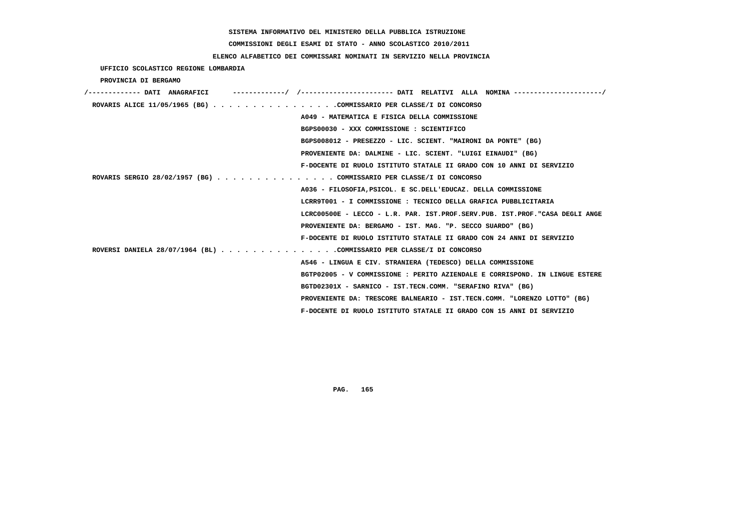SISTEMA INFORMATIVO DEL MINISTERO DELLA PUBBLICA ISTRUZIONE

COMMISSIONI DEGLI ESAMI DI STATO - ANNO SCOLASTICO 2010/2011

ELENCO ALFABETICO DEI COMMISSARI NOMINATI IN SERVIZIO NELLA PROVINCIA

UFFICIO SCOLASTICO REGIONE LOMBARDIA

PROVINCIA DI BERGAMO

/------------- DATI ANAGRAFICI -------------/ /---------------------- DATI RELATIVI ALLA NOMINA ---------------------/

ROVARIS ALICE 11/05/1965 (BG) . . . . . . . . . . . . . . . .COMMISSARIO PER CLASSE/I DI CONCORSO

A049 - MATEMATICA E FISICA DELLA COMMISSIONE
BGPS00030 - XXX COMMISSIONE : SCIENTIFICO
BGPS008012 - PRESEZZO - LIC. SCIENT. "MAIRONI DA PONTE" (BG)
PROVENIENTE DA: DALMINE - LIC. SCIENT. "LUIGI EINAUDI" (BG)
F-DOCENTE DI RUOLO ISTITUTO STATALE II GRADO CON 10 ANNI DI SERVIZIO

ROVARIS SERGIO 28/02/1957 (BG) . . . . . . . . . . . . . . . COMMISSARIO PER CLASSE/I DI CONCORSO

A036 - FILOSOFIA,PSICOL. E SC.DELL'EDUCAZ. DELLA COMMISSIONE
LCRR9T001 - I COMMISSIONE : TECNICO DELLA GRAFICA PUBBLICITARIA
LCRC00500E - LECCO - L.R. PAR. IST.PROF.SERV.PUB. IST.PROF."CASA DEGLI ANGE
PROVENIENTE DA: BERGAMO - IST. MAG. "P. SECCO SUARDO" (BG)
F-DOCENTE DI RUOLO ISTITUTO STATALE II GRADO CON 24 ANNI DI SERVIZIO

ROVERSI DANIELA 28/07/1964 (BL) . . . . . . . . . . . . . . .COMMISSARIO PER CLASSE/I DI CONCORSO

A546 - LINGUA E CIV. STRANIERA (TEDESCO) DELLA COMMISSIONE
BGTP02005 - V COMMISSIONE : PERITO AZIENDALE E CORRISPOND. IN LINGUE ESTERE
BGTD02301X - SARNICO - IST.TECN.COMM. "SERAFINO RIVA" (BG)
PROVENIENTE DA: TRESCORE BALNEARIO - IST.TECN.COMM. "LORENZO LOTTO" (BG)
F-DOCENTE DI RUOLO ISTITUTO STATALE II GRADO CON 15 ANNI DI SERVIZIO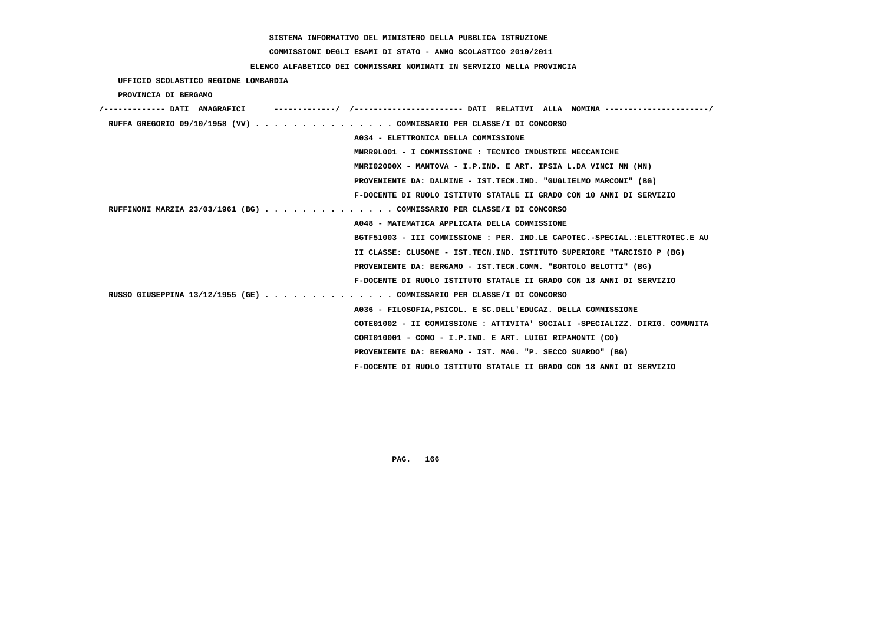SISTEMA INFORMATIVO DEL MINISTERO DELLA PUBBLICA ISTRUZIONE

COMMISSIONI DEGLI ESAMI DI STATO - ANNO SCOLASTICO 2010/2011

ELENCO ALFABETICO DEI COMMISSARI NOMINATI IN SERVIZIO NELLA PROVINCIA

UFFICIO SCOLASTICO REGIONE LOMBARDIA

PROVINCIA DI BERGAMO

/------------- DATI ANAGRAFICI -------------/ /---------------------- DATI RELATIVI ALLA NOMINA ---------------------/

RUFFA GREGORIO 09/10/1958 (VV) . . . . . . . . . . . . . . . COMMISSARIO PER CLASSE/I DI CONCORSO
A034 - ELETTRONICA DELLA COMMISSIONE
MNRR9L001 - I COMMISSIONE : TECNICO INDUSTRIE MECCANICHE
MNRI02000X - MANTOVA - I.P.IND. E ART. IPSIA L.DA VINCI MN (MN)
PROVENIENTE DA: DALMINE - IST.TECN.IND. "GUGLIELMO MARCONI" (BG)
F-DOCENTE DI RUOLO ISTITUTO STATALE II GRADO CON 10 ANNI DI SERVIZIO

RUFFINONI MARZIA 23/03/1961 (BG) . . . . . . . . . . . . . . COMMISSARIO PER CLASSE/I DI CONCORSO
A048 - MATEMATICA APPLICATA DELLA COMMISSIONE
BGTF51003 - III COMMISSIONE : PER. IND.LE CAPOTEC.-SPECIAL.:ELETTROTEC.E AU
II CLASSE: CLUSONE - IST.TECN.IND. ISTITUTO SUPERIORE "TARCISIO P (BG)
PROVENIENTE DA: BERGAMO - IST.TECN.COMM. "BORTOLO BELOTTI" (BG)
F-DOCENTE DI RUOLO ISTITUTO STATALE II GRADO CON 18 ANNI DI SERVIZIO

RUSSO GIUSEPPINA 13/12/1955 (GE) . . . . . . . . . . . . . . COMMISSARIO PER CLASSE/I DI CONCORSO
A036 - FILOSOFIA,PSICOL. E SC.DELL'EDUCAZ. DELLA COMMISSIONE
COTE01002 - II COMMISSIONE : ATTIVITA' SOCIALI -SPECIALIZZ. DIRIG. COMUNITA
CORI010001 - COMO - I.P.IND. E ART. LUIGI RIPAMONTI (CO)
PROVENIENTE DA: BERGAMO - IST. MAG. "P. SECCO SUARDO" (BG)
F-DOCENTE DI RUOLO ISTITUTO STATALE II GRADO CON 18 ANNI DI SERVIZIO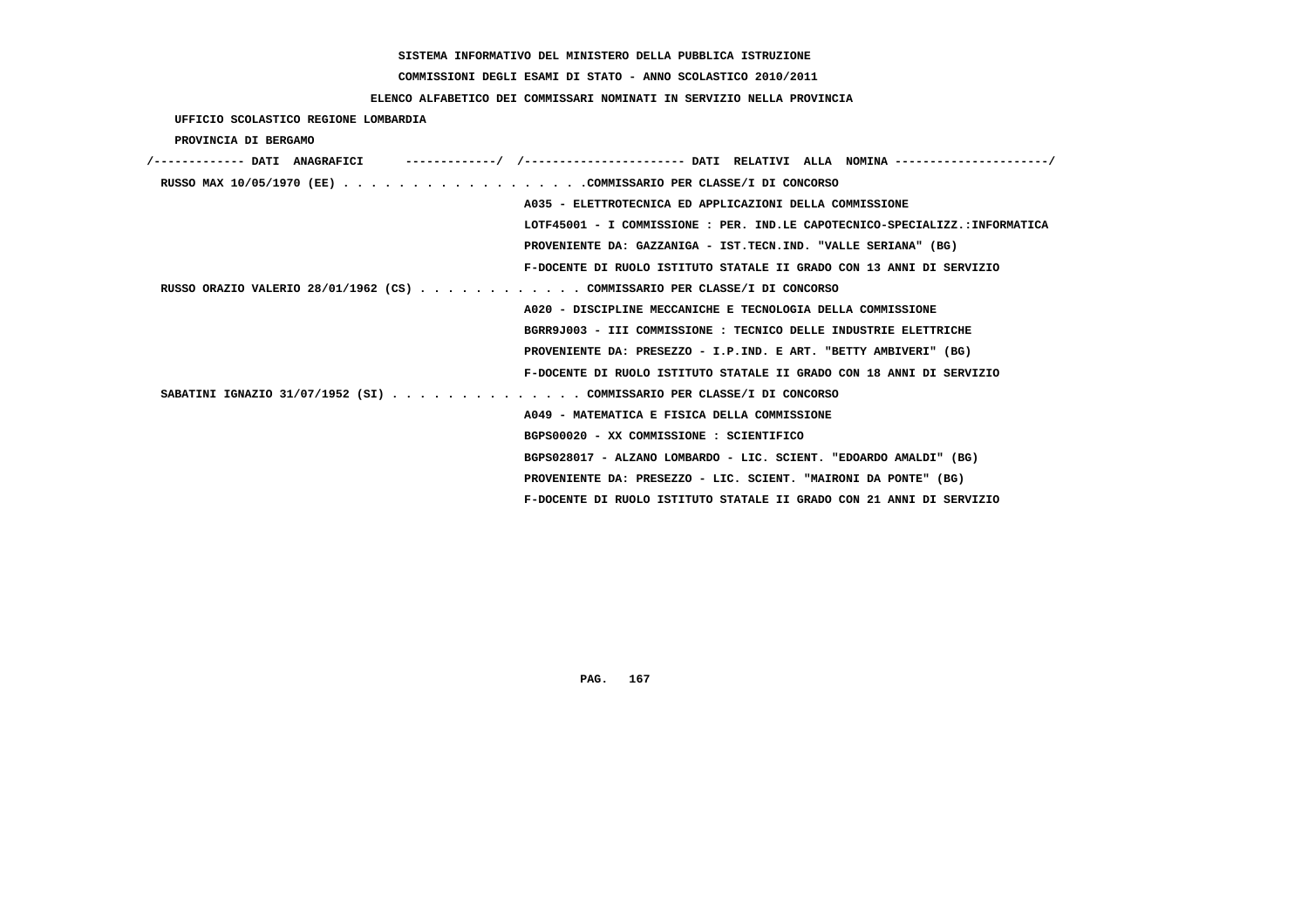SISTEMA INFORMATIVO DEL MINISTERO DELLA PUBBLICA ISTRUZIONE

COMMISSIONI DEGLI ESAMI DI STATO - ANNO SCOLASTICO 2010/2011

ELENCO ALFABETICO DEI COMMISSARI NOMINATI IN SERVIZIO NELLA PROVINCIA

UFFICIO SCOLASTICO REGIONE LOMBARDIA

PROVINCIA DI BERGAMO

/------------- DATI ANAGRAFICI -------------/ /---------------------- DATI RELATIVI ALLA NOMINA ---------------------/

**RUSSO MAX** 10/05/1970 (EE) . . . . . . . . . . . . . . . . . .COMMISSARIO PER CLASSE/I DI CONCORSO
- A035 - ELETTROTECNICA ED APPLICAZIONI DELLA COMMISSIONE
- LOTF45001 - I COMMISSIONE : PER. IND.LE CAPOTECNICO-SPECIALIZZ.:INFORMATICA
- PROVENIENTE DA: GAZZANIGA - IST.TECN.IND. "VALLE SERIANA" (BG)
- F-DOCENTE DI RUOLO ISTITUTO STATALE II GRADO CON 13 ANNI DI SERVIZIO

**RUSSO ORAZIO VALERIO** 28/01/1962 (CS) . . . . . . . . . . . . COMMISSARIO PER CLASSE/I DI CONCORSO
- A020 - DISCIPLINE MECCANICHE E TECNOLOGIA DELLA COMMISSIONE
- BGRR9J003 - III COMMISSIONE : TECNICO DELLE INDUSTRIE ELETTRICHE
- PROVENIENTE DA: PRESEZZO - I.P.IND. E ART. "BETTY AMBIVERI" (BG)
- F-DOCENTE DI RUOLO ISTITUTO STATALE II GRADO CON 18 ANNI DI SERVIZIO

**SABATINI IGNAZIO** 31/07/1952 (SI) . . . . . . . . . . . . . . COMMISSARIO PER CLASSE/I DI CONCORSO
- A049 - MATEMATICA E FISICA DELLA COMMISSIONE
- BGPS00020 - XX COMMISSIONE : SCIENTIFICO
- BGPS028017 - ALZANO LOMBARDO - LIC. SCIENT. "EDOARDO AMALDI" (BG)
- PROVENIENTE DA: PRESEZZO - LIC. SCIENT. "MAIRONI DA PONTE" (BG)
- F-DOCENTE DI RUOLO ISTITUTO STATALE II GRADO CON 21 ANNI DI SERVIZIO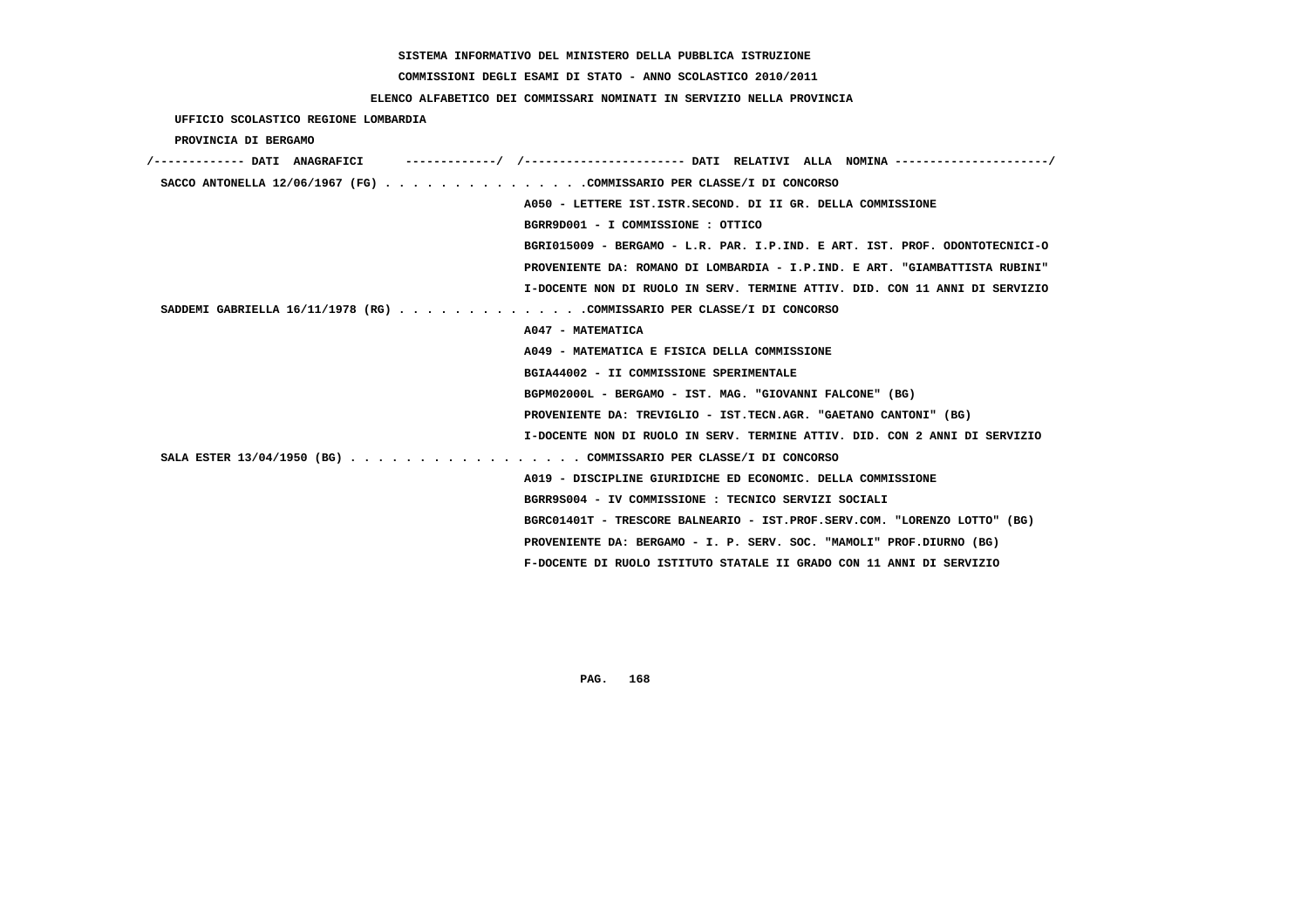SISTEMA INFORMATIVO DEL MINISTERO DELLA PUBBLICA ISTRUZIONE

COMMISSIONI DEGLI ESAMI DI STATO - ANNO SCOLASTICO 2010/2011

ELENCO ALFABETICO DEI COMMISSARI NOMINATI IN SERVIZIO NELLA PROVINCIA

UFFICIO SCOLASTICO REGIONE LOMBARDIA

PROVINCIA DI BERGAMO

```
/------------- DATI  ANAGRAFICI      ------------/  /---------------------- DATI  RELATIVI  ALLA  NOMINA ---------------------/
 SACCO ANTONELLA 12/06/1967 (FG) . . . . . . . . . . . . . . .COMMISSARIO PER CLASSE/I DI CONCORSO
                                                  A050 - LETTERE IST.ISTR.SECOND. DI II GR. DELLA COMMISSIONE
                                                  BGRR9D001 - I COMMISSIONE : OTTICO
                                                  BGRI015009 - BERGAMO - L.R. PAR. I.P.IND. E ART. IST. PROF. ODONTOTECNICI-O
                                                  PROVENIENTE DA: ROMANO DI LOMBARDIA - I.P.IND. E ART. "GIAMBATTISTA RUBINI"
                                                  I-DOCENTE NON DI RUOLO IN SERV. TERMINE ATTIV. DID. CON 11 ANNI DI SERVIZIO
 SADDEMI GABRIELLA 16/11/1978 (RG) . . . . . . . . . . . . . .COMMISSARIO PER CLASSE/I DI CONCORSO
                                                  A047 - MATEMATICA
                                                  A049 - MATEMATICA E FISICA DELLA COMMISSIONE
                                                  BGIA44002 - II COMMISSIONE SPERIMENTALE
                                                  BGPM02000L - BERGAMO - IST. MAG. "GIOVANNI FALCONE" (BG)
                                                  PROVENIENTE DA: TREVIGLIO - IST.TECN.AGR. "GAETANO CANTONI" (BG)
                                                  I-DOCENTE NON DI RUOLO IN SERV. TERMINE ATTIV. DID. CON 2 ANNI DI SERVIZIO
 SALA ESTER 13/04/1950 (BG) . . . . . . . . . . . . . . . . . COMMISSARIO PER CLASSE/I DI CONCORSO
                                                  A019 - DISCIPLINE GIURIDICHE ED ECONOMIC. DELLA COMMISSIONE
                                                  BGRR9S004 - IV COMMISSIONE : TECNICO SERVIZI SOCIALI
                                                  BGRC01401T - TRESCORE BALNEARIO - IST.PROF.SERV.COM. "LORENZO LOTTO" (BG)
                                                  PROVENIENTE DA: BERGAMO - I. P. SERV. SOC. "MAMOLI" PROF.DIURNO (BG)
                                                  F-DOCENTE DI RUOLO ISTITUTO STATALE II GRADO CON 11 ANNI DI SERVIZIO
```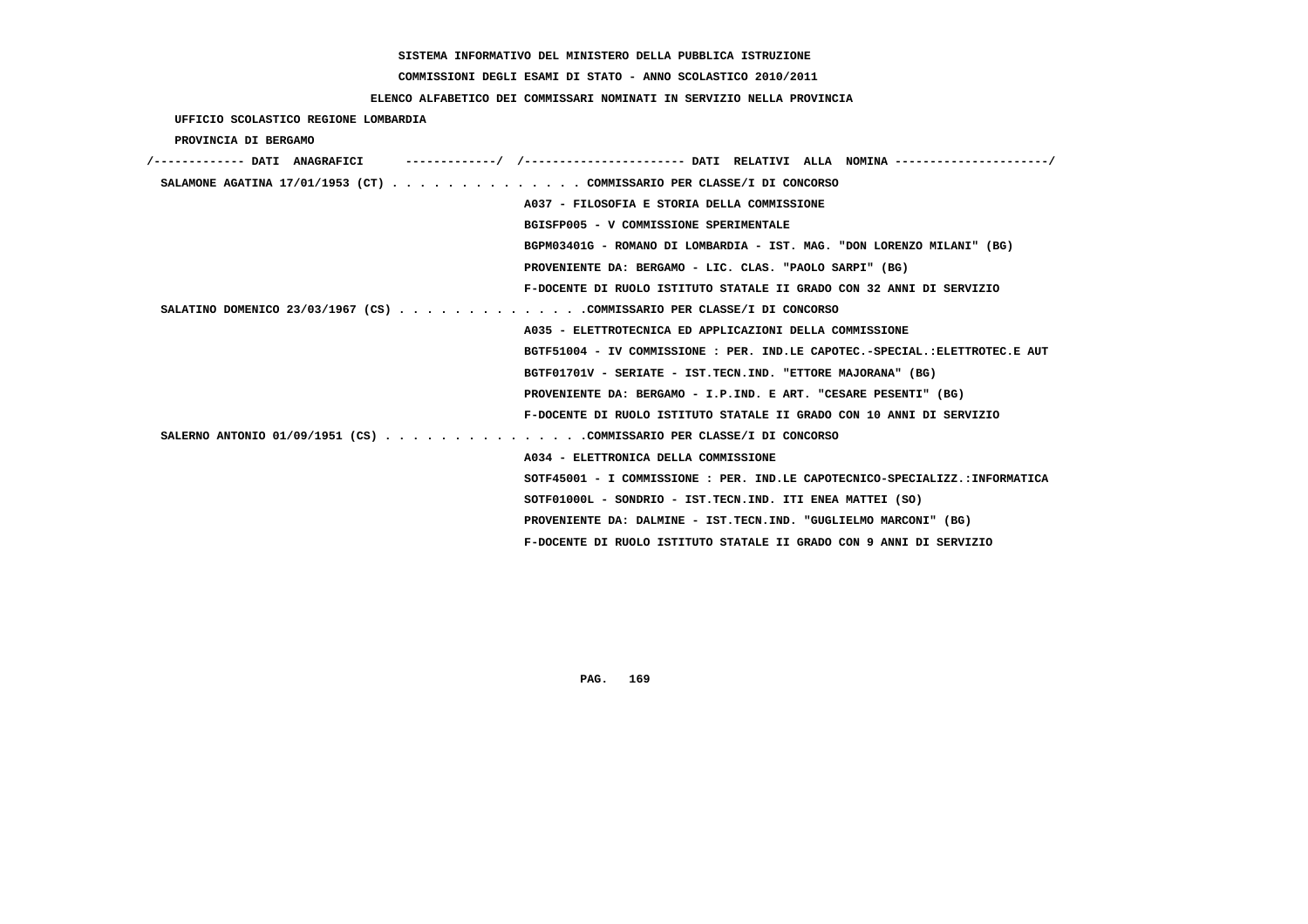SISTEMA INFORMATIVO DEL MINISTERO DELLA PUBBLICA ISTRUZIONE

COMMISSIONI DEGLI ESAMI DI STATO - ANNO SCOLASTICO 2010/2011

ELENCO ALFABETICO DEI COMMISSARI NOMINATI IN SERVIZIO NELLA PROVINCIA

UFFICIO SCOLASTICO REGIONE LOMBARDIA

PROVINCIA DI BERGAMO

/------------- DATI ANAGRAFICI -------------/ /---------------------- DATI RELATIVI ALLA NOMINA ---------------------/

SALAMONE AGATINA 17/01/1953 (CT) . . . . . . . . . . . . . . COMMISSARIO PER CLASSE/I DI CONCORSO

A037 - FILOSOFIA E STORIA DELLA COMMISSIONE

BGISFP005 - V COMMISSIONE SPERIMENTALE

BGPM03401G - ROMANO DI LOMBARDIA - IST. MAG. "DON LORENZO MILANI" (BG)

PROVENIENTE DA: BERGAMO - LIC. CLAS. "PAOLO SARPI" (BG)

F-DOCENTE DI RUOLO ISTITUTO STATALE II GRADO CON 32 ANNI DI SERVIZIO

SALATINO DOMENICO 23/03/1967 (CS) . . . . . . . . . . . . . .COMMISSARIO PER CLASSE/I DI CONCORSO

A035 - ELETTROTECNICA ED APPLICAZIONI DELLA COMMISSIONE

BGTF51004 - IV COMMISSIONE : PER. IND.LE CAPOTEC.-SPECIAL.:ELETTROTEC.E AUT

BGTF01701V - SERIATE - IST.TECN.IND. "ETTORE MAJORANA" (BG)

PROVENIENTE DA: BERGAMO - I.P.IND. E ART. "CESARE PESENTI" (BG)

F-DOCENTE DI RUOLO ISTITUTO STATALE II GRADO CON 10 ANNI DI SERVIZIO

SALERNO ANTONIO 01/09/1951 (CS) . . . . . . . . . . . . . . .COMMISSARIO PER CLASSE/I DI CONCORSO

A034 - ELETTRONICA DELLA COMMISSIONE

SOTF45001 - I COMMISSIONE : PER. IND.LE CAPOTECNICO-SPECIALIZZ.:INFORMATICA

SOTF01000L - SONDRIO - IST.TECN.IND. ITI ENEA MATTEI (SO)

PROVENIENTE DA: DALMINE - IST.TECN.IND. "GUGLIELMO MARCONI" (BG)

F-DOCENTE DI RUOLO ISTITUTO STATALE II GRADO CON 9 ANNI DI SERVIZIO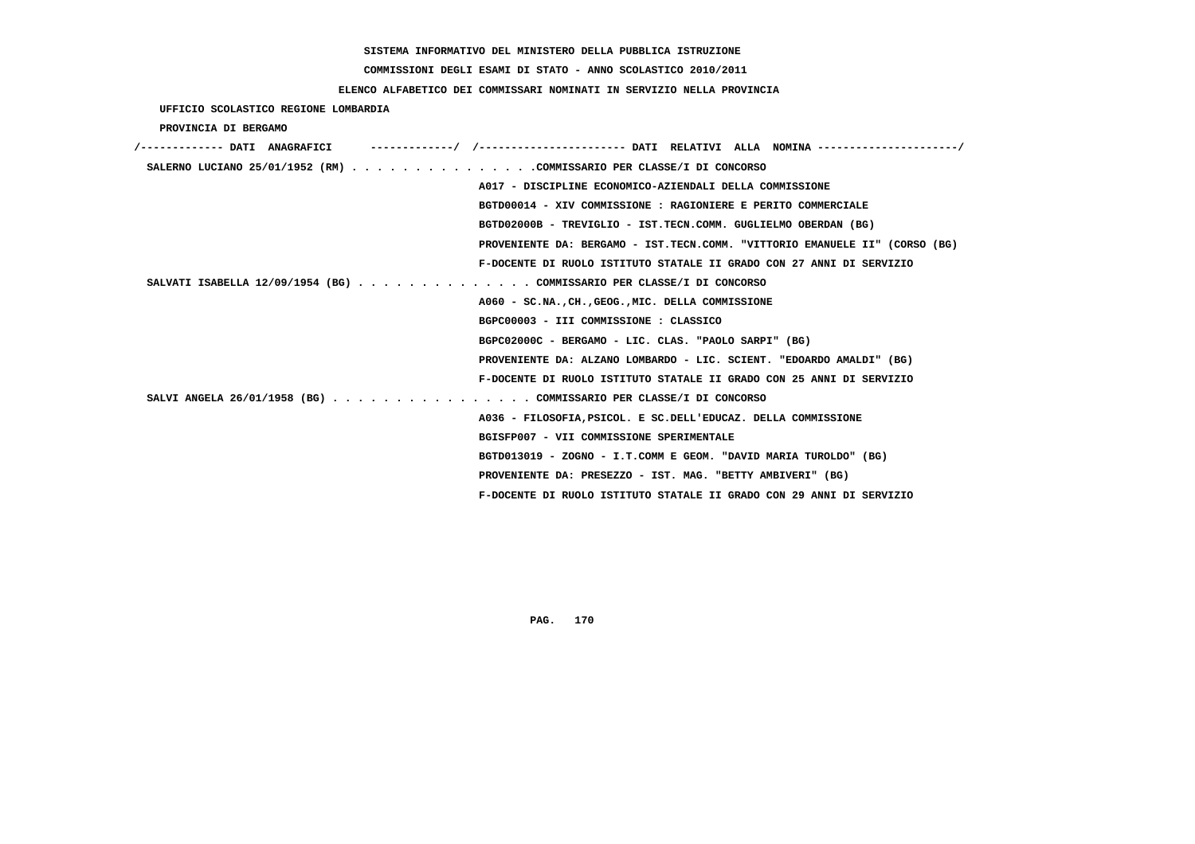SISTEMA INFORMATIVO DEL MINISTERO DELLA PUBBLICA ISTRUZIONE

COMMISSIONI DEGLI ESAMI DI STATO - ANNO SCOLASTICO 2010/2011

ELENCO ALFABETICO DEI COMMISSARI NOMINATI IN SERVIZIO NELLA PROVINCIA

UFFICIO SCOLASTICO REGIONE LOMBARDIA

PROVINCIA DI BERGAMO

/------------- DATI ANAGRAFICI -------------/ /---------------------- DATI RELATIVI ALLA NOMINA ---------------------/

SALERNO LUCIANO 25/01/1952 (RM) . . . . . . . . . . . . . . .COMMISSARIO PER CLASSE/I DI CONCORSO
A017 - DISCIPLINE ECONOMICO-AZIENDALI DELLA COMMISSIONE
BGTD00014 - XIV COMMISSIONE : RAGIONIERE E PERITO COMMERCIALE
BGTD02000B - TREVIGLIO - IST.TECN.COMM. GUGLIELMO OBERDAN (BG)
PROVENIENTE DA: BERGAMO - IST.TECN.COMM. "VITTORIO EMANUELE II" (CORSO (BG)
F-DOCENTE DI RUOLO ISTITUTO STATALE II GRADO CON 27 ANNI DI SERVIZIO

SALVATI ISABELLA 12/09/1954 (BG) . . . . . . . . . . . . . . COMMISSARIO PER CLASSE/I DI CONCORSO
A060 - SC.NA.,CH.,GEOG.,MIC. DELLA COMMISSIONE
BGPC00003 - III COMMISSIONE : CLASSICO
BGPC02000C - BERGAMO - LIC. CLAS. "PAOLO SARPI" (BG)
PROVENIENTE DA: ALZANO LOMBARDO - LIC. SCIENT. "EDOARDO AMALDI" (BG)
F-DOCENTE DI RUOLO ISTITUTO STATALE II GRADO CON 25 ANNI DI SERVIZIO

SALVI ANGELA 26/01/1958 (BG) . . . . . . . . . . . . . . . . COMMISSARIO PER CLASSE/I DI CONCORSO
A036 - FILOSOFIA,PSICOL. E SC.DELL'EDUCAZ. DELLA COMMISSIONE
BGISFP007 - VII COMMISSIONE SPERIMENTALE
BGTD013019 - ZOGNO - I.T.COMM E GEOM. "DAVID MARIA TUROLDO" (BG)
PROVENIENTE DA: PRESEZZO - IST. MAG. "BETTY AMBIVERI" (BG)
F-DOCENTE DI RUOLO ISTITUTO STATALE II GRADO CON 29 ANNI DI SERVIZIO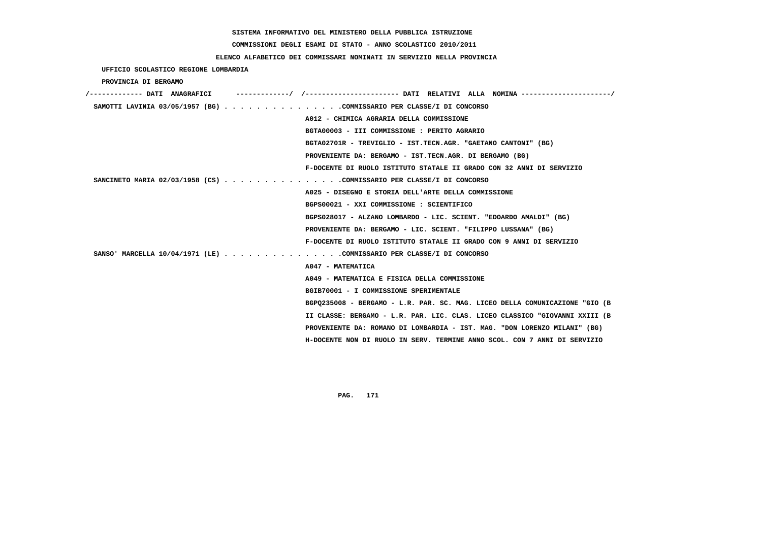SISTEMA INFORMATIVO DEL MINISTERO DELLA PUBBLICA ISTRUZIONE

COMMISSIONI DEGLI ESAMI DI STATO - ANNO SCOLASTICO 2010/2011

ELENCO ALFABETICO DEI COMMISSARI NOMINATI IN SERVIZIO NELLA PROVINCIA

UFFICIO SCOLASTICO REGIONE LOMBARDIA

PROVINCIA DI BERGAMO

/------------- DATI ANAGRAFICI -------------/ /---------------------- DATI RELATIVI ALLA NOMINA ---------------------/

SAMOTTI LAVINIA 03/05/1957 (BG) . . . . . . . . . . . . . . .COMMISSARIO PER CLASSE/I DI CONCORSO
A012 - CHIMICA AGRARIA DELLA COMMISSIONE
BGTA00003 - III COMMISSIONE : PERITO AGRARIO
BGTA02701R - TREVIGLIO - IST.TECN.AGR. "GAETANO CANTONI" (BG)
PROVENIENTE DA: BERGAMO - IST.TECN.AGR. DI BERGAMO (BG)
F-DOCENTE DI RUOLO ISTITUTO STATALE II GRADO CON 32 ANNI DI SERVIZIO

SANCINETO MARIA 02/03/1958 (CS) . . . . . . . . . . . . . . .COMMISSARIO PER CLASSE/I DI CONCORSO
A025 - DISEGNO E STORIA DELL'ARTE DELLA COMMISSIONE
BGPS00021 - XXI COMMISSIONE : SCIENTIFICO
BGPS028017 - ALZANO LOMBARDO - LIC. SCIENT. "EDOARDO AMALDI" (BG)
PROVENIENTE DA: BERGAMO - LIC. SCIENT. "FILIPPO LUSSANA" (BG)
F-DOCENTE DI RUOLO ISTITUTO STATALE II GRADO CON 9 ANNI DI SERVIZIO

SANSO' MARCELLA 10/04/1971 (LE) . . . . . . . . . . . . . . .COMMISSARIO PER CLASSE/I DI CONCORSO
A047 - MATEMATICA
A049 - MATEMATICA E FISICA DELLA COMMISSIONE
BGIB70001 - I COMMISSIONE SPERIMENTALE
BGPQ235008 - BERGAMO - L.R. PAR. SC. MAG. LICEO DELLA COMUNICAZIONE "GIO (B
II CLASSE: BERGAMO - L.R. PAR. LIC. CLAS. LICEO CLASSICO "GIOVANNI XXIII (B
PROVENIENTE DA: ROMANO DI LOMBARDIA - IST. MAG. "DON LORENZO MILANI" (BG)
H-DOCENTE NON DI RUOLO IN SERV. TERMINE ANNO SCOL. CON 7 ANNI DI SERVIZIO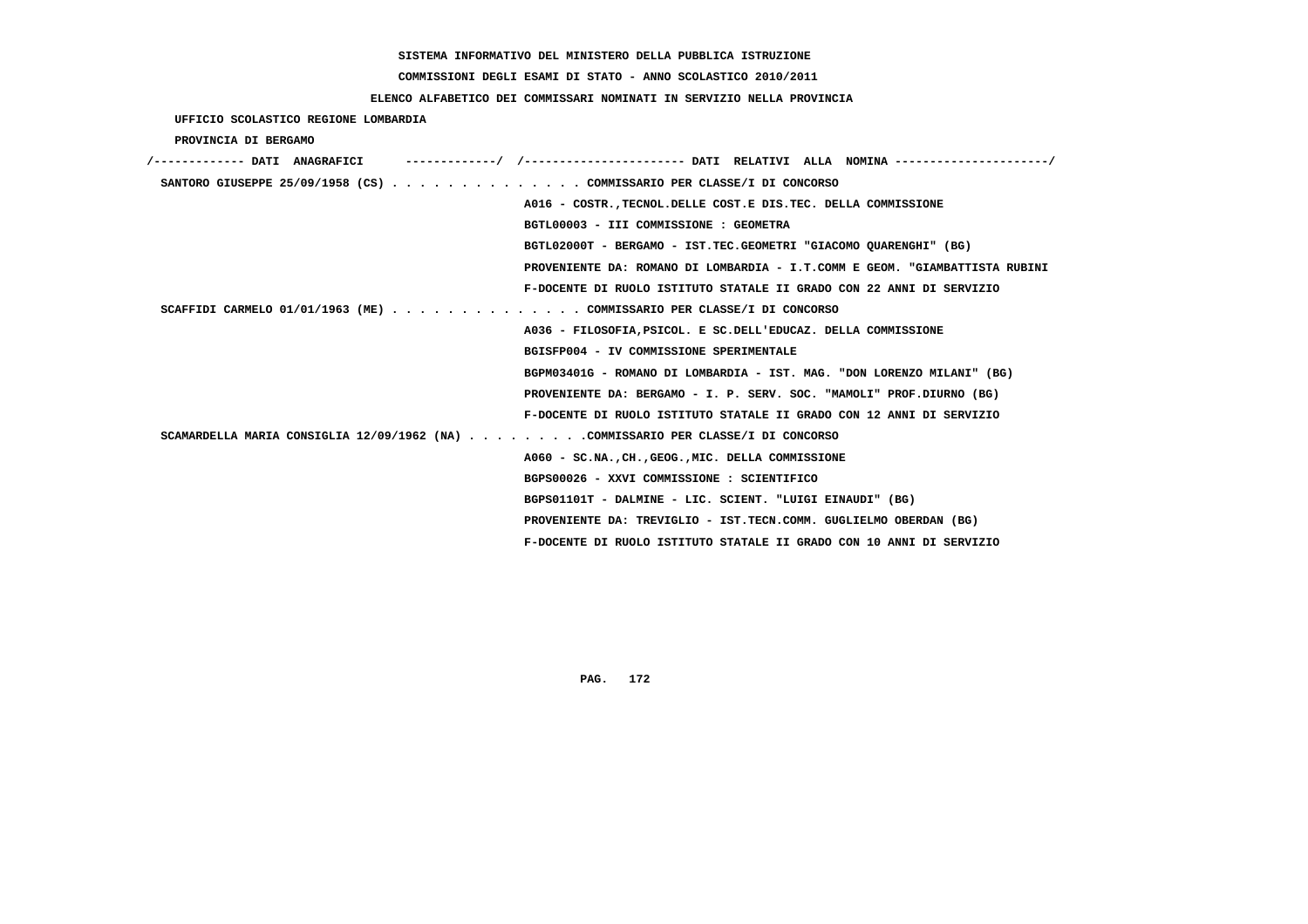SISTEMA INFORMATIVO DEL MINISTERO DELLA PUBBLICA ISTRUZIONE

COMMISSIONI DEGLI ESAMI DI STATO - ANNO SCOLASTICO 2010/2011

ELENCO ALFABETICO DEI COMMISSARI NOMINATI IN SERVIZIO NELLA PROVINCIA

UFFICIO SCOLASTICO REGIONE LOMBARDIA

PROVINCIA DI BERGAMO

/------------- DATI ANAGRAFICI -------------/ /---------------------- DATI RELATIVI ALLA NOMINA ---------------------/

SANTORO GIUSEPPE 25/09/1958 (CS) . . . . . . . . . . . . . . COMMISSARIO PER CLASSE/I DI CONCORSO
A016 - COSTR.,TECNOL.DELLE COST.E DIS.TEC. DELLA COMMISSIONE
BGTL00003 - III COMMISSIONE : GEOMETRA
BGTL02000T - BERGAMO - IST.TEC.GEOMETRI "GIACOMO QUARENGHI" (BG)
PROVENIENTE DA: ROMANO DI LOMBARDIA - I.T.COMM E GEOM. "GIAMBATTISTA RUBINI
F-DOCENTE DI RUOLO ISTITUTO STATALE II GRADO CON 22 ANNI DI SERVIZIO

SCAFFIDI CARMELO 01/01/1963 (ME) . . . . . . . . . . . . . . COMMISSARIO PER CLASSE/I DI CONCORSO
A036 - FILOSOFIA,PSICOL. E SC.DELL'EDUCAZ. DELLA COMMISSIONE
BGISFP004 - IV COMMISSIONE SPERIMENTALE
BGPM03401G - ROMANO DI LOMBARDIA - IST. MAG. "DON LORENZO MILANI" (BG)
PROVENIENTE DA: BERGAMO - I. P. SERV. SOC. "MAMOLI" PROF.DIURNO (BG)
F-DOCENTE DI RUOLO ISTITUTO STATALE II GRADO CON 12 ANNI DI SERVIZIO

SCAMARDELLA MARIA CONSIGLIA 12/09/1962 (NA) . . . . . . . . .COMMISSARIO PER CLASSE/I DI CONCORSO
A060 - SC.NA.,CH.,GEOG.,MIC. DELLA COMMISSIONE
BGPS00026 - XXVI COMMISSIONE : SCIENTIFICO
BGPS01101T - DALMINE - LIC. SCIENT. "LUIGI EINAUDI" (BG)
PROVENIENTE DA: TREVIGLIO - IST.TECN.COMM. GUGLIELMO OBERDAN (BG)
F-DOCENTE DI RUOLO ISTITUTO STATALE II GRADO CON 10 ANNI DI SERVIZIO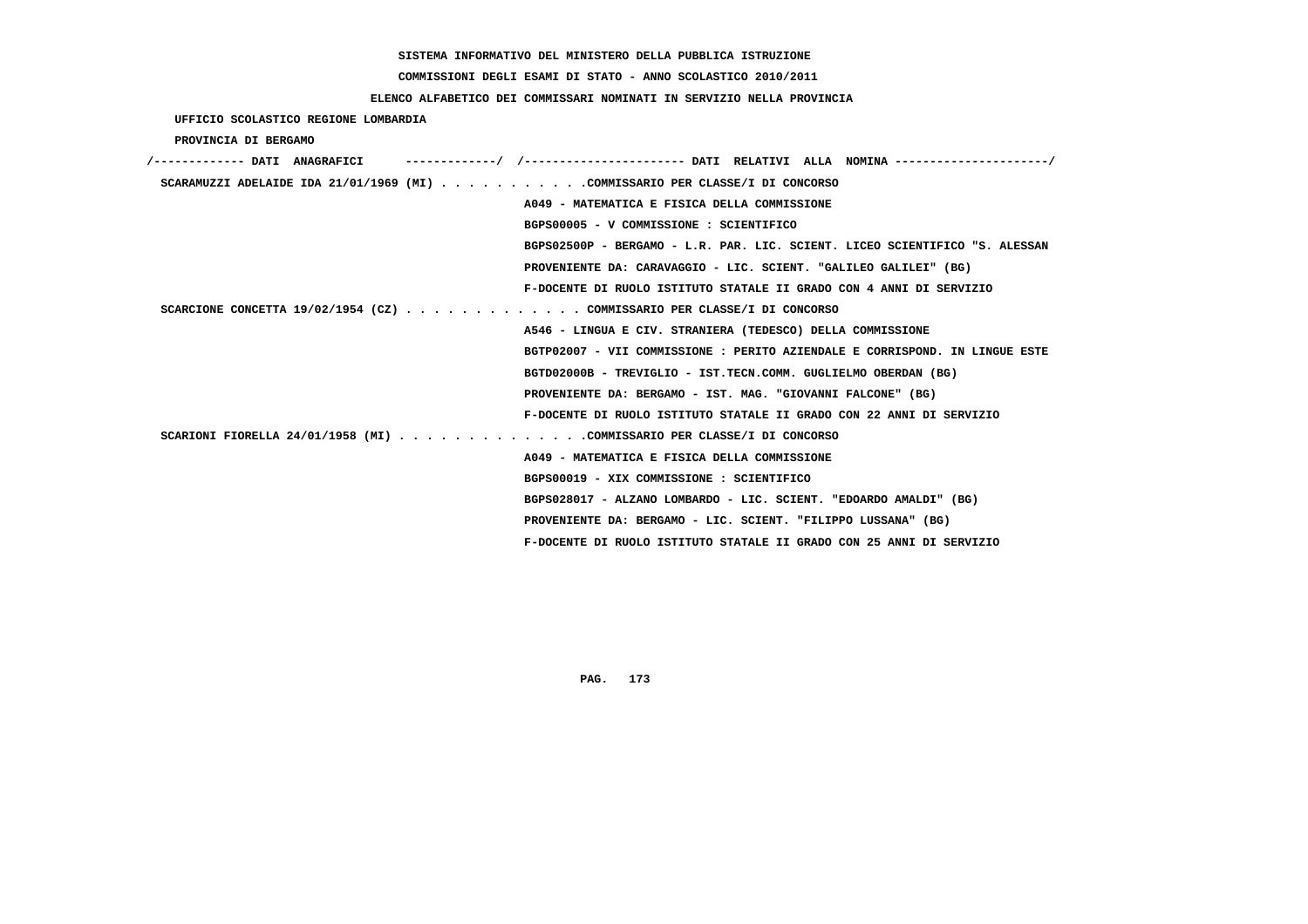SISTEMA INFORMATIVO DEL MINISTERO DELLA PUBBLICA ISTRUZIONE

COMMISSIONI DEGLI ESAMI DI STATO - ANNO SCOLASTICO 2010/2011

ELENCO ALFABETICO DEI COMMISSARI NOMINATI IN SERVIZIO NELLA PROVINCIA

UFFICIO SCOLASTICO REGIONE LOMBARDIA

PROVINCIA DI BERGAMO

/------------- DATI ANAGRAFICI ------------/ /---------------------- DATI RELATIVI ALLA NOMINA ---------------------/

SCARAMUZZI ADELAIDE IDA 21/01/1969 (MI) . . . . . . . . . . .COMMISSARIO PER CLASSE/I DI CONCORSO

A049 - MATEMATICA E FISICA DELLA COMMISSIONE

BGPS00005 - V COMMISSIONE : SCIENTIFICO

BGPS02500P - BERGAMO - L.R. PAR. LIC. SCIENT. LICEO SCIENTIFICO "S. ALESSAN

PROVENIENTE DA: CARAVAGGIO - LIC. SCIENT. "GALILEO GALILEI" (BG)

F-DOCENTE DI RUOLO ISTITUTO STATALE II GRADO CON 4 ANNI DI SERVIZIO

SCARCIONE CONCETTA 19/02/1954 (CZ) . . . . . . . . . . . . . COMMISSARIO PER CLASSE/I DI CONCORSO

A546 - LINGUA E CIV. STRANIERA (TEDESCO) DELLA COMMISSIONE

BGTP02007 - VII COMMISSIONE : PERITO AZIENDALE E CORRISPOND. IN LINGUE ESTE

BGTD02000B - TREVIGLIO - IST.TECN.COMM. GUGLIELMO OBERDAN (BG)

PROVENIENTE DA: BERGAMO - IST. MAG. "GIOVANNI FALCONE" (BG)

F-DOCENTE DI RUOLO ISTITUTO STATALE II GRADO CON 22 ANNI DI SERVIZIO

SCARIONI FIORELLA 24/01/1958 (MI) . . . . . . . . . . . . . .COMMISSARIO PER CLASSE/I DI CONCORSO

A049 - MATEMATICA E FISICA DELLA COMMISSIONE

BGPS00019 - XIX COMMISSIONE : SCIENTIFICO

BGPS028017 - ALZANO LOMBARDO - LIC. SCIENT. "EDOARDO AMALDI" (BG)

PROVENIENTE DA: BERGAMO - LIC. SCIENT. "FILIPPO LUSSANA" (BG)

F-DOCENTE DI RUOLO ISTITUTO STATALE II GRADO CON 25 ANNI DI SERVIZIO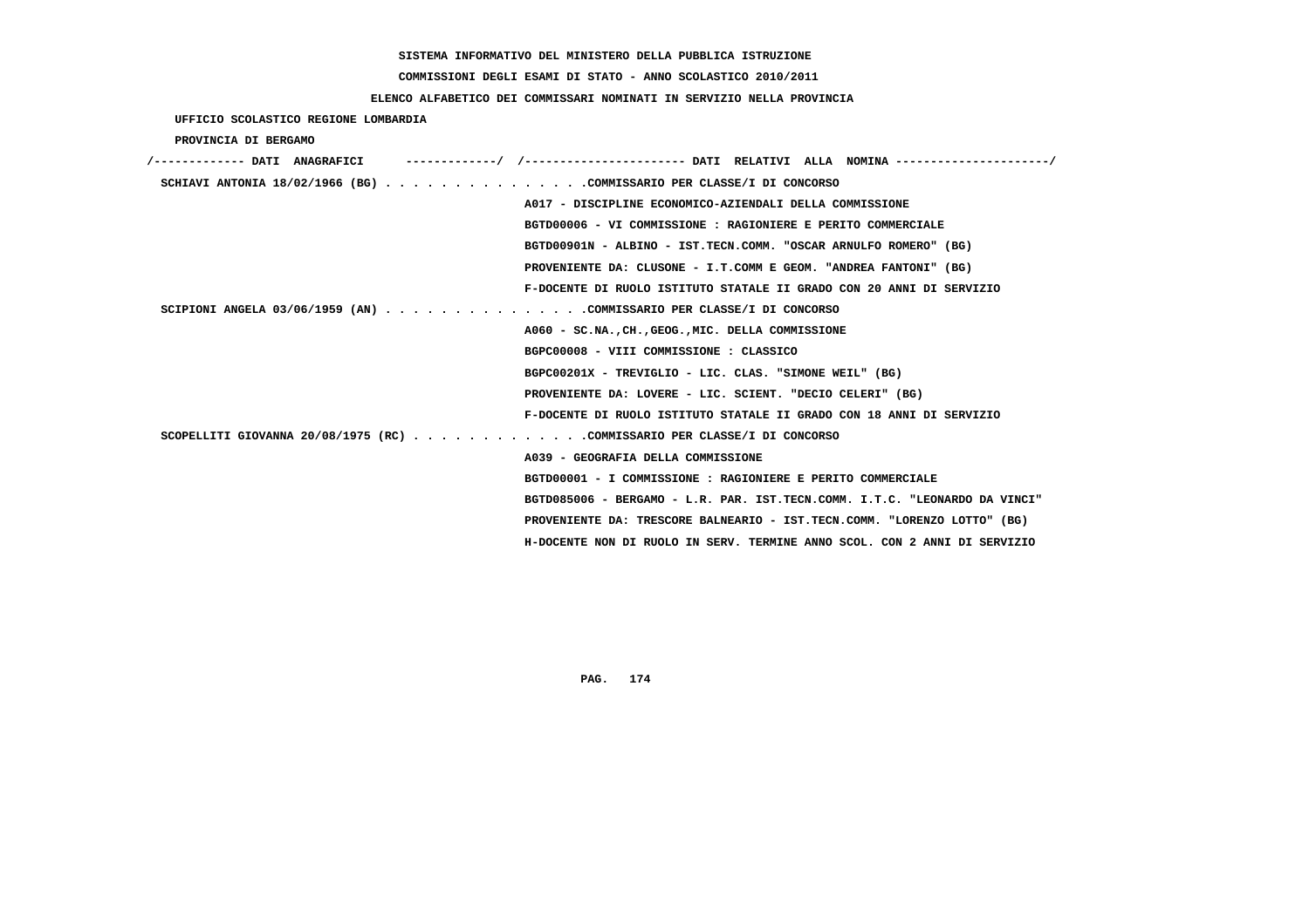SISTEMA INFORMATIVO DEL MINISTERO DELLA PUBBLICA ISTRUZIONE

COMMISSIONI DEGLI ESAMI DI STATO - ANNO SCOLASTICO 2010/2011

ELENCO ALFABETICO DEI COMMISSARI NOMINATI IN SERVIZIO NELLA PROVINCIA

UFFICIO SCOLASTICO REGIONE LOMBARDIA

PROVINCIA DI BERGAMO

/------------- DATI ANAGRAFICI -------------/ /---------------------- DATI RELATIVI ALLA NOMINA ---------------------/

SCHIAVI ANTONIA 18/02/1966 (BG) . . . . . . . . . . . . . . .COMMISSARIO PER CLASSE/I DI CONCORSO
A017 - DISCIPLINE ECONOMICO-AZIENDALI DELLA COMMISSIONE
BGTD00006 - VI COMMISSIONE : RAGIONIERE E PERITO COMMERCIALE
BGTD00901N - ALBINO - IST.TECN.COMM. "OSCAR ARNULFO ROMERO" (BG)
PROVENIENTE DA: CLUSONE - I.T.COMM E GEOM. "ANDREA FANTONI" (BG)
F-DOCENTE DI RUOLO ISTITUTO STATALE II GRADO CON 20 ANNI DI SERVIZIO

SCIPIONI ANGELA 03/06/1959 (AN) . . . . . . . . . . . . . . .COMMISSARIO PER CLASSE/I DI CONCORSO
A060 - SC.NA.,CH.,GEOG.,MIC. DELLA COMMISSIONE
BGPC00008 - VIII COMMISSIONE : CLASSICO
BGPC00201X - TREVIGLIO - LIC. CLAS. "SIMONE WEIL" (BG)
PROVENIENTE DA: LOVERE - LIC. SCIENT. "DECIO CELERI" (BG)
F-DOCENTE DI RUOLO ISTITUTO STATALE II GRADO CON 18 ANNI DI SERVIZIO

SCOPELLITI GIOVANNA 20/08/1975 (RC) . . . . . . . . . . . . .COMMISSARIO PER CLASSE/I DI CONCORSO
A039 - GEOGRAFIA DELLA COMMISSIONE
BGTD00001 - I COMMISSIONE : RAGIONIERE E PERITO COMMERCIALE
BGTD085006 - BERGAMO - L.R. PAR. IST.TECN.COMM. I.T.C. "LEONARDO DA VINCI"
PROVENIENTE DA: TRESCORE BALNEARIO - IST.TECN.COMM. "LORENZO LOTTO" (BG)
H-DOCENTE NON DI RUOLO IN SERV. TERMINE ANNO SCOL. CON 2 ANNI DI SERVIZIO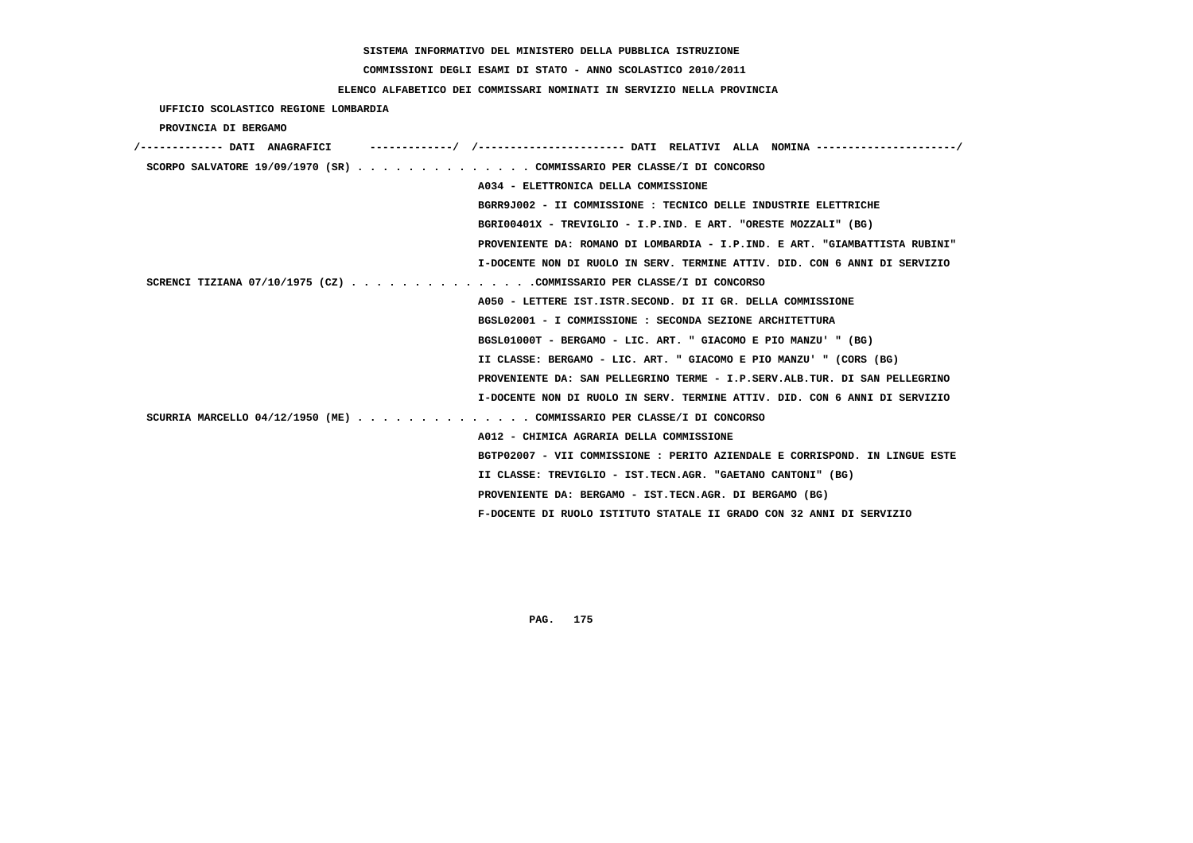SISTEMA INFORMATIVO DEL MINISTERO DELLA PUBBLICA ISTRUZIONE

COMMISSIONI DEGLI ESAMI DI STATO - ANNO SCOLASTICO 2010/2011

ELENCO ALFABETICO DEI COMMISSARI NOMINATI IN SERVIZIO NELLA PROVINCIA

UFFICIO SCOLASTICO REGIONE LOMBARDIA

PROVINCIA DI BERGAMO

```
/------------- DATI  ANAGRAFICI      -------------/  /----------------------- DATI  RELATIVI  ALLA  NOMINA ---------------------/
 SCORPO SALVATORE 19/09/1970 (SR) . . . . . . . . . . . . . . COMMISSARIO PER CLASSE/I DI CONCORSO
                                                   A034 - ELETTRONICA DELLA COMMISSIONE
                                                   BGRR9J002 - II COMMISSIONE : TECNICO DELLE INDUSTRIE ELETTRICHE
                                                   BGRI00401X - TREVIGLIO - I.P.IND. E ART. "ORESTE MOZZALI" (BG)
                                                   PROVENIENTE DA: ROMANO DI LOMBARDIA - I.P.IND. E ART. "GIAMBATTISTA RUBINI"
                                                   I-DOCENTE NON DI RUOLO IN SERV. TERMINE ATTIV. DID. CON 6 ANNI DI SERVIZIO
 SCRENCI TIZIANA 07/10/1975 (CZ) . . . . . . . . . . . . . . .COMMISSARIO PER CLASSE/I DI CONCORSO
                                                   A050 - LETTERE IST.ISTR.SECOND. DI II GR. DELLA COMMISSIONE
                                                   BGSL02001 - I COMMISSIONE : SECONDA SEZIONE ARCHITETTURA
                                                   BGSL01000T - BERGAMO - LIC. ART. " GIACOMO E PIO MANZU' " (BG)
                                                   II CLASSE: BERGAMO - LIC. ART. " GIACOMO E PIO MANZU' " (CORS (BG)
                                                   PROVENIENTE DA: SAN PELLEGRINO TERME - I.P.SERV.ALB.TUR. DI SAN PELLEGRINO
                                                   I-DOCENTE NON DI RUOLO IN SERV. TERMINE ATTIV. DID. CON 6 ANNI DI SERVIZIO
 SCURRIA MARCELLO 04/12/1950 (ME) . . . . . . . . . . . . . . COMMISSARIO PER CLASSE/I DI CONCORSO
                                                   A012 - CHIMICA AGRARIA DELLA COMMISSIONE
                                                   BGTP02007 - VII COMMISSIONE : PERITO AZIENDALE E CORRISPOND. IN LINGUE ESTE
                                                   II CLASSE: TREVIGLIO - IST.TECN.AGR. "GAETANO CANTONI" (BG)
                                                   PROVENIENTE DA: BERGAMO - IST.TECN.AGR. DI BERGAMO (BG)
                                                   F-DOCENTE DI RUOLO ISTITUTO STATALE II GRADO CON 32 ANNI DI SERVIZIO
```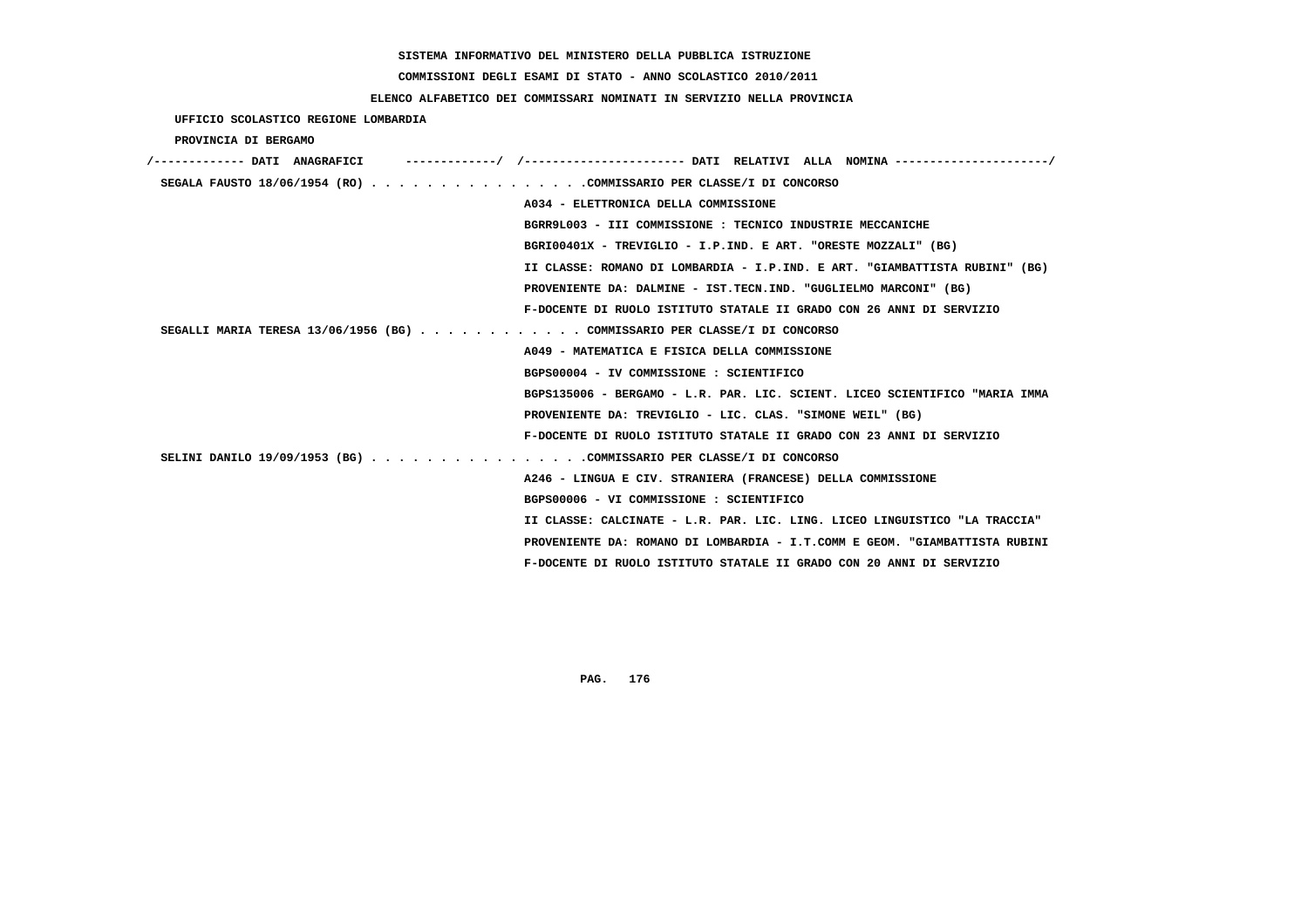SISTEMA INFORMATIVO DEL MINISTERO DELLA PUBBLICA ISTRUZIONE

COMMISSIONI DEGLI ESAMI DI STATO - ANNO SCOLASTICO 2010/2011

ELENCO ALFABETICO DEI COMMISSARI NOMINATI IN SERVIZIO NELLA PROVINCIA

UFFICIO SCOLASTICO REGIONE LOMBARDIA

PROVINCIA DI BERGAMO

/------------- DATI ANAGRAFICI -------------/ /---------------------- DATI RELATIVI ALLA NOMINA ---------------------/

SEGALA FAUSTO 18/06/1954 (RO) . . . . . . . . . . . . . . . .COMMISSARIO PER CLASSE/I DI CONCORSO
A034 - ELETTRONICA DELLA COMMISSIONE
BGRR9L003 - III COMMISSIONE : TECNICO INDUSTRIE MECCANICHE
BGRI00401X - TREVIGLIO - I.P.IND. E ART. "ORESTE MOZZALI" (BG)
II CLASSE: ROMANO DI LOMBARDIA - I.P.IND. E ART. "GIAMBATTISTA RUBINI" (BG)
PROVENIENTE DA: DALMINE - IST.TECN.IND. "GUGLIELMO MARCONI" (BG)
F-DOCENTE DI RUOLO ISTITUTO STATALE II GRADO CON 26 ANNI DI SERVIZIO

SEGALLI MARIA TERESA 13/06/1956 (BG) . . . . . . . . . . . . COMMISSARIO PER CLASSE/I DI CONCORSO
A049 - MATEMATICA E FISICA DELLA COMMISSIONE
BGPS00004 - IV COMMISSIONE : SCIENTIFICO
BGPS135006 - BERGAMO - L.R. PAR. LIC. SCIENT. LICEO SCIENTIFICO "MARIA IMMA
PROVENIENTE DA: TREVIGLIO - LIC. CLAS. "SIMONE WEIL" (BG)
F-DOCENTE DI RUOLO ISTITUTO STATALE II GRADO CON 23 ANNI DI SERVIZIO

SELINI DANILO 19/09/1953 (BG) . . . . . . . . . . . . . . . .COMMISSARIO PER CLASSE/I DI CONCORSO
A246 - LINGUA E CIV. STRANIERA (FRANCESE) DELLA COMMISSIONE
BGPS00006 - VI COMMISSIONE : SCIENTIFICO
II CLASSE: CALCINATE - L.R. PAR. LIC. LING. LICEO LINGUISTICO "LA TRACCIA"
PROVENIENTE DA: ROMANO DI LOMBARDIA - I.T.COMM E GEOM. "GIAMBATTISTA RUBINI
F-DOCENTE DI RUOLO ISTITUTO STATALE II GRADO CON 20 ANNI DI SERVIZIO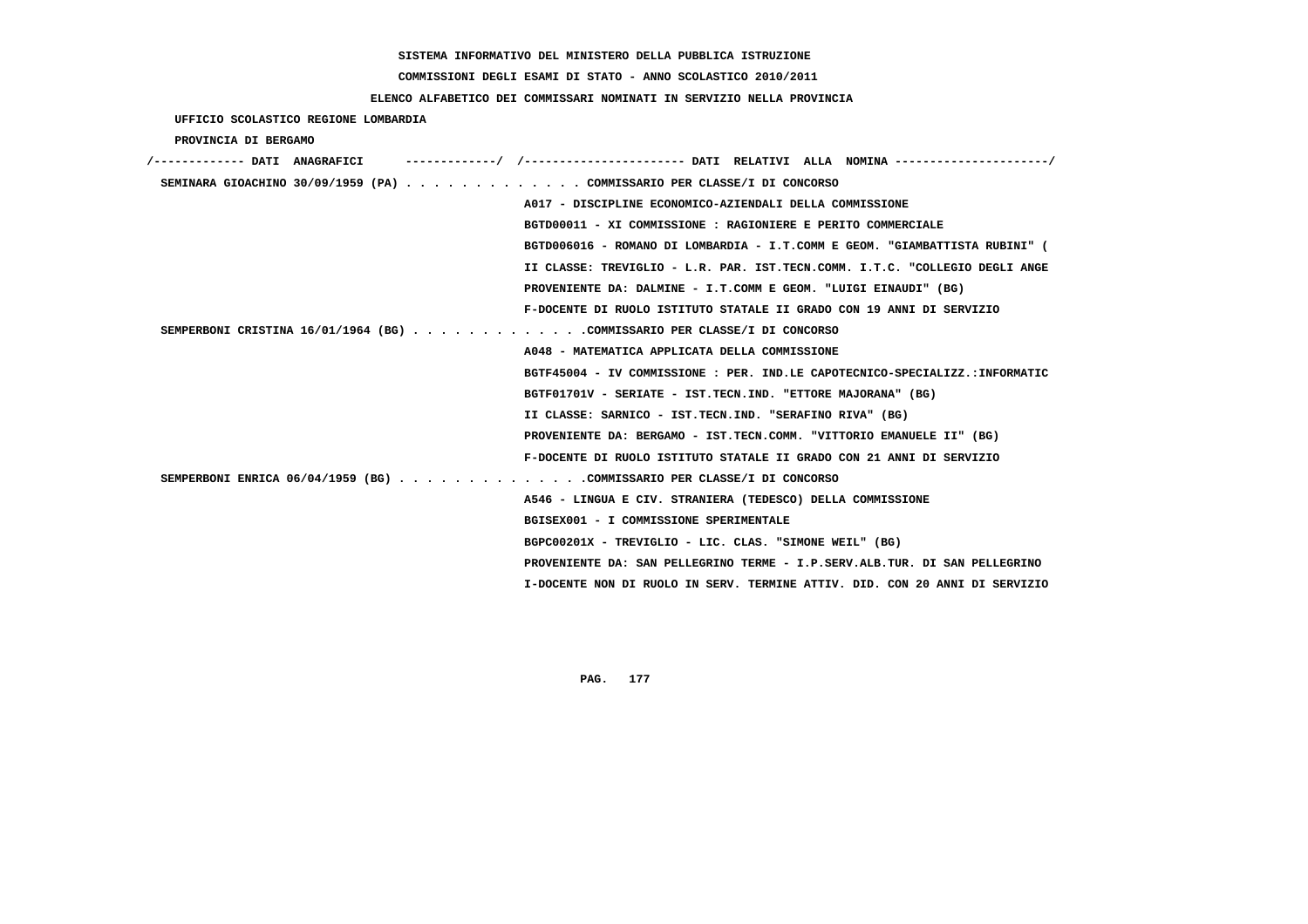SISTEMA INFORMATIVO DEL MINISTERO DELLA PUBBLICA ISTRUZIONE

COMMISSIONI DEGLI ESAMI DI STATO - ANNO SCOLASTICO 2010/2011

ELENCO ALFABETICO DEI COMMISSARI NOMINATI IN SERVIZIO NELLA PROVINCIA

UFFICIO SCOLASTICO REGIONE LOMBARDIA

PROVINCIA DI BERGAMO

/------------- DATI ANAGRAFICI -------------/ /---------------------- DATI RELATIVI ALLA NOMINA ---------------------/

**SEMINARA GIOACHINO 30/09/1959 (PA)** . . . . . . . . . . . . . COMMISSARIO PER CLASSE/I DI CONCORSO

A017 - DISCIPLINE ECONOMICO-AZIENDALI DELLA COMMISSIONE
BGTD00011 - XI COMMISSIONE : RAGIONIERE E PERITO COMMERCIALE
BGTD006016 - ROMANO DI LOMBARDIA - I.T.COMM E GEOM. "GIAMBATTISTA RUBINI" (
II CLASSE: TREVIGLIO - L.R. PAR. IST.TECN.COMM. I.T.C. "COLLEGIO DEGLI ANGE
PROVENIENTE DA: DALMINE - I.T.COMM E GEOM. "LUIGI EINAUDI" (BG)
F-DOCENTE DI RUOLO ISTITUTO STATALE II GRADO CON 19 ANNI DI SERVIZIO

**SEMPERBONI CRISTINA 16/01/1964 (BG)** . . . . . . . . . . . . .COMMISSARIO PER CLASSE/I DI CONCORSO

A048 - MATEMATICA APPLICATA DELLA COMMISSIONE
BGTF45004 - IV COMMISSIONE : PER. IND.LE CAPOTECNICO-SPECIALIZZ.:INFORMATIC
BGTF01701V - SERIATE - IST.TECN.IND. "ETTORE MAJORANA" (BG)
II CLASSE: SARNICO - IST.TECN.IND. "SERAFINO RIVA" (BG)
PROVENIENTE DA: BERGAMO - IST.TECN.COMM. "VITTORIO EMANUELE II" (BG)
F-DOCENTE DI RUOLO ISTITUTO STATALE II GRADO CON 21 ANNI DI SERVIZIO

**SEMPERBONI ENRICA 06/04/1959 (BG)** . . . . . . . . . . . . . .COMMISSARIO PER CLASSE/I DI CONCORSO

A546 - LINGUA E CIV. STRANIERA (TEDESCO) DELLA COMMISSIONE
BGISEX001 - I COMMISSIONE SPERIMENTALE
BGPC00201X - TREVIGLIO - LIC. CLAS. "SIMONE WEIL" (BG)
PROVENIENTE DA: SAN PELLEGRINO TERME - I.P.SERV.ALB.TUR. DI SAN PELLEGRINO
I-DOCENTE NON DI RUOLO IN SERV. TERMINE ATTIV. DID. CON 20 ANNI DI SERVIZIO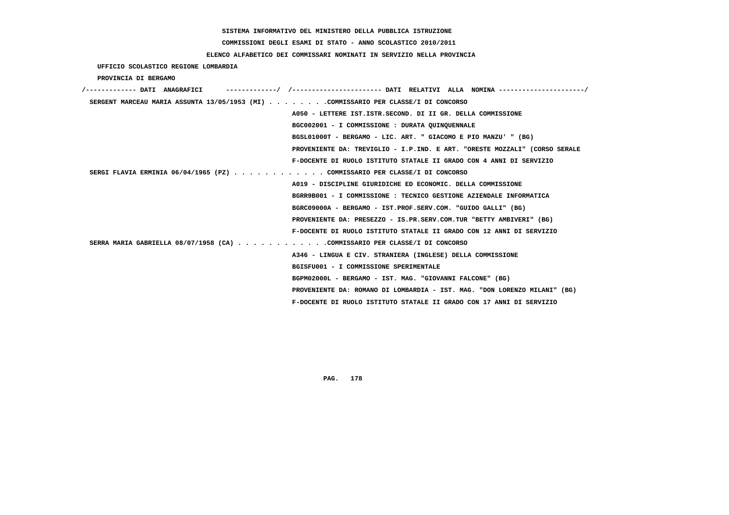SISTEMA INFORMATIVO DEL MINISTERO DELLA PUBBLICA ISTRUZIONE

COMMISSIONI DEGLI ESAMI DI STATO - ANNO SCOLASTICO 2010/2011

ELENCO ALFABETICO DEI COMMISSARI NOMINATI IN SERVIZIO NELLA PROVINCIA

UFFICIO SCOLASTICO REGIONE LOMBARDIA

PROVINCIA DI BERGAMO

```
/------------- DATI  ANAGRAFICI      -------------/  /----------------------- DATI  RELATIVI  ALLA  NOMINA ----------------------/
 SERGENT MARCEAU MARIA ASSUNTA 13/05/1953 (MI) . . . . . . . .COMMISSARIO PER CLASSE/I DI CONCORSO
                                                      A050 - LETTERE IST.ISTR.SECOND. DI II GR. DELLA COMMISSIONE
                                                      BGC002001 - I COMMISSIONE : DURATA QUINQUENNALE
                                                      BGSL01000T - BERGAMO - LIC. ART. " GIACOMO E PIO MANZU' " (BG)
                                                      PROVENIENTE DA: TREVIGLIO - I.P.IND. E ART. "ORESTE MOZZALI" (CORSO SERALE
                                                      F-DOCENTE DI RUOLO ISTITUTO STATALE II GRADO CON 4 ANNI DI SERVIZIO
 SERGI FLAVIA ERMINIA 06/04/1965 (PZ) . . . . . . . . . . . . COMMISSARIO PER CLASSE/I DI CONCORSO
                                                      A019 - DISCIPLINE GIURIDICHE ED ECONOMIC. DELLA COMMISSIONE
                                                      BGRR9B001 - I COMMISSIONE : TECNICO GESTIONE AZIENDALE INFORMATICA
                                                      BGRC09000A - BERGAMO - IST.PROF.SERV.COM. "GUIDO GALLI" (BG)
                                                      PROVENIENTE DA: PRESEZZO - IS.PR.SERV.COM.TUR "BETTY AMBIVERI" (BG)
                                                      F-DOCENTE DI RUOLO ISTITUTO STATALE II GRADO CON 12 ANNI DI SERVIZIO
 SERRA MARIA GABRIELLA 08/07/1958 (CA) . . . . . . . . . . . .COMMISSARIO PER CLASSE/I DI CONCORSO
                                                      A346 - LINGUA E CIV. STRANIERA (INGLESE) DELLA COMMISSIONE
                                                      BGISFU001 - I COMMISSIONE SPERIMENTALE
                                                      BGPM02000L - BERGAMO - IST. MAG. "GIOVANNI FALCONE" (BG)
                                                      PROVENIENTE DA: ROMANO DI LOMBARDIA - IST. MAG. "DON LORENZO MILANI" (BG)
                                                      F-DOCENTE DI RUOLO ISTITUTO STATALE II GRADO CON 17 ANNI DI SERVIZIO
```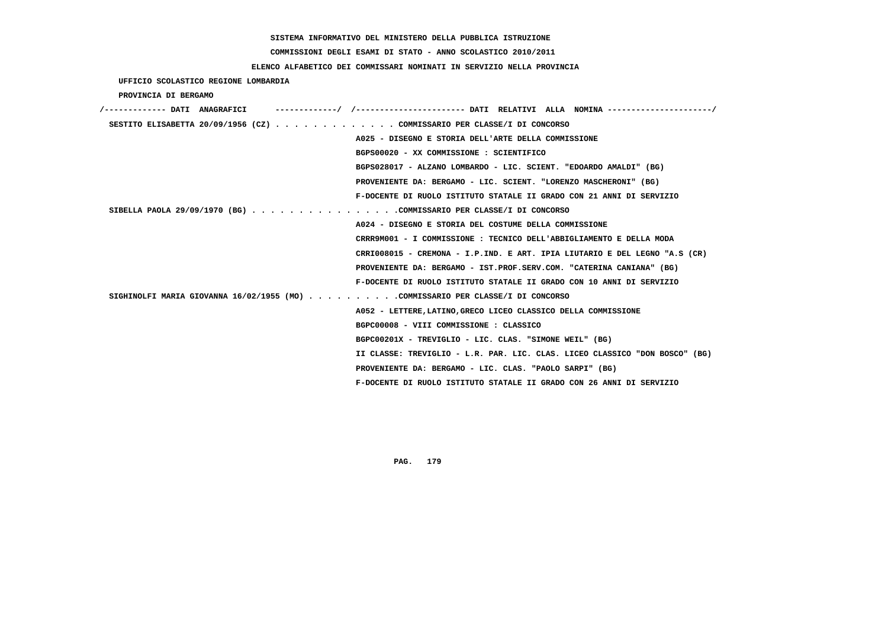SISTEMA INFORMATIVO DEL MINISTERO DELLA PUBBLICA ISTRUZIONE

COMMISSIONI DEGLI ESAMI DI STATO - ANNO SCOLASTICO 2010/2011

ELENCO ALFABETICO DEI COMMISSARI NOMINATI IN SERVIZIO NELLA PROVINCIA

UFFICIO SCOLASTICO REGIONE LOMBARDIA

PROVINCIA DI BERGAMO

| DATI ANAGRAFICI | DATI RELATIVI ALLA NOMINA |
|---|---|
| SESTITO ELISABETTA 20/09/1956 (CZ) | COMMISSARIO PER CLASSE/I DI CONCORSO |
| | A025 - DISEGNO E STORIA DELL'ARTE DELLA COMMISSIONE |
| | BGPS00020 - XX COMMISSIONE : SCIENTIFICO |
| | BGPS028017 - ALZANO LOMBARDO - LIC. SCIENT. "EDOARDO AMALDI" (BG) |
| | PROVENIENTE DA: BERGAMO - LIC. SCIENT. "LORENZO MASCHERONI" (BG) |
| | F-DOCENTE DI RUOLO ISTITUTO STATALE II GRADO CON 21 ANNI DI SERVIZIO |
| SIBELLA PAOLA 29/09/1970 (BG) | COMMISSARIO PER CLASSE/I DI CONCORSO |
| | A024 - DISEGNO E STORIA DEL COSTUME DELLA COMMISSIONE |
| | CRRR9M001 - I COMMISSIONE : TECNICO DELL'ABBIGLIAMENTO E DELLA MODA |
| | CRRI008015 - CREMONA - I.P.IND. E ART. IPIA LIUTARIO E DEL LEGNO "A.S (CR) |
| | PROVENIENTE DA: BERGAMO - IST.PROF.SERV.COM. "CATERINA CANIANA" (BG) |
| | F-DOCENTE DI RUOLO ISTITUTO STATALE II GRADO CON 10 ANNI DI SERVIZIO |
| SIGHINOLFI MARIA GIOVANNA 16/02/1955 (MO) | COMMISSARIO PER CLASSE/I DI CONCORSO |
| | A052 - LETTERE,LATINO,GRECO LICEO CLASSICO DELLA COMMISSIONE |
| | BGPC00008 - VIII COMMISSIONE : CLASSICO |
| | BGPC00201X - TREVIGLIO - LIC. CLAS. "SIMONE WEIL" (BG) |
| | II CLASSE: TREVIGLIO - L.R. PAR. LIC. CLAS. LICEO CLASSICO "DON BOSCO" (BG) |
| | PROVENIENTE DA: BERGAMO - LIC. CLAS. "PAOLO SARPI" (BG) |
| | F-DOCENTE DI RUOLO ISTITUTO STATALE II GRADO CON 26 ANNI DI SERVIZIO |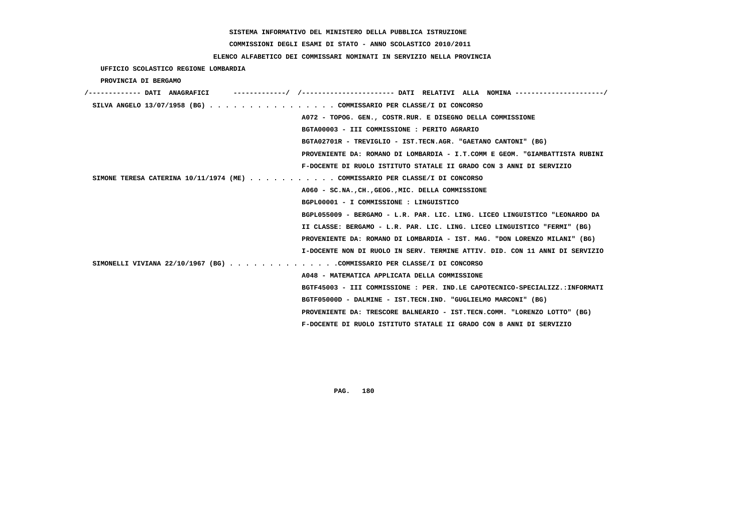SISTEMA INFORMATIVO DEL MINISTERO DELLA PUBBLICA ISTRUZIONE

COMMISSIONI DEGLI ESAMI DI STATO - ANNO SCOLASTICO 2010/2011

ELENCO ALFABETICO DEI COMMISSARI NOMINATI IN SERVIZIO NELLA PROVINCIA

UFFICIO SCOLASTICO REGIONE LOMBARDIA

PROVINCIA DI BERGAMO

```
/------------- DATI  ANAGRAFICI      -------------/  /---------------------- DATI  RELATIVI  ALLA  NOMINA ---------------------/
 SILVA ANGELO 13/07/1958 (BG) . . . . . . . . . . . . . . . . COMMISSARIO PER CLASSE/I DI CONCORSO
                                                    A072 - TOPOG. GEN., COSTR.RUR. E DISEGNO DELLA COMMISSIONE
                                                    BGTA00003 - III COMMISSIONE : PERITO AGRARIO
                                                    BGTA02701R - TREVIGLIO - IST.TECN.AGR. "GAETANO CANTONI" (BG)
                                                    PROVENIENTE DA: ROMANO DI LOMBARDIA - I.T.COMM E GEOM. "GIAMBATTISTA RUBINI
                                                    F-DOCENTE DI RUOLO ISTITUTO STATALE II GRADO CON 3 ANNI DI SERVIZIO
 SIMONE TERESA CATERINA 10/11/1974 (ME) . . . . . . . . . . . COMMISSARIO PER CLASSE/I DI CONCORSO
                                                    A060 - SC.NA.,CH.,GEOG.,MIC. DELLA COMMISSIONE
                                                    BGPL00001 - I COMMISSIONE : LINGUISTICO
                                                    BGPL055009 - BERGAMO - L.R. PAR. LIC. LING. LICEO LINGUISTICO "LEONARDO DA
                                                    II CLASSE: BERGAMO - L.R. PAR. LIC. LING. LICEO LINGUISTICO "FERMI" (BG)
                                                    PROVENIENTE DA: ROMANO DI LOMBARDIA - IST. MAG. "DON LORENZO MILANI" (BG)
                                                    I-DOCENTE NON DI RUOLO IN SERV. TERMINE ATTIV. DID. CON 11 ANNI DI SERVIZIO
 SIMONELLI VIVIANA 22/10/1967 (BG) . . . . . . . . . . . . . .COMMISSARIO PER CLASSE/I DI CONCORSO
                                                    A048 - MATEMATICA APPLICATA DELLA COMMISSIONE
                                                    BGTF45003 - III COMMISSIONE : PER. IND.LE CAPOTECNICO-SPECIALIZZ.:INFORMATI
                                                    BGTF05000D - DALMINE - IST.TECN.IND. "GUGLIELMO MARCONI" (BG)
                                                    PROVENIENTE DA: TRESCORE BALNEARIO - IST.TECN.COMM. "LORENZO LOTTO" (BG)
                                                    F-DOCENTE DI RUOLO ISTITUTO STATALE II GRADO CON 8 ANNI DI SERVIZIO
```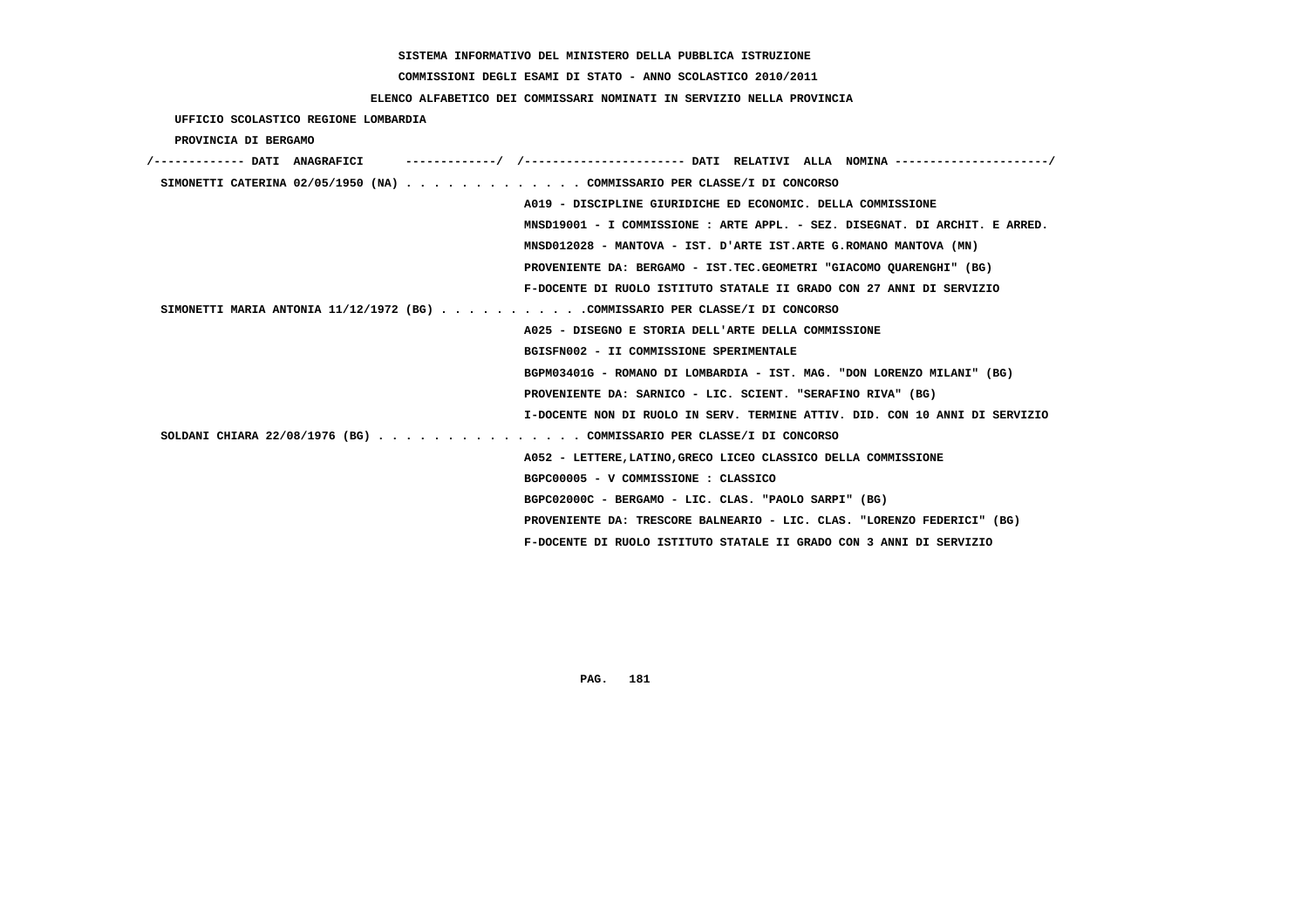**SISTEMA INFORMATIVO DEL MINISTERO DELLA PUBBLICA ISTRUZIONE**

**COMMISSIONI DEGLI ESAMI DI STATO - ANNO SCOLASTICO 2010/2011**

**ELENCO ALFABETICO DEI COMMISSARI NOMINATI IN SERVIZIO NELLA PROVINCIA**

**UFFICIO SCOLASTICO REGIONE LOMBARDIA**

**PROVINCIA DI BERGAMO**

```
/------------- DATI  ANAGRAFICI      -------------/  /----------------------- DATI  RELATIVI  ALLA  NOMINA ----------------------/
 SIMONETTI CATERINA 02/05/1950 (NA) . . . . . . . . . . . . . COMMISSARIO PER CLASSE/I DI CONCORSO
                                                      A019 - DISCIPLINE GIURIDICHE ED ECONOMIC. DELLA COMMISSIONE
                                                      MNSD19001 - I COMMISSIONE : ARTE APPL. - SEZ. DISEGNAT. DI ARCHIT. E ARRED.
                                                      MNSD012028 - MANTOVA - IST. D'ARTE IST.ARTE G.ROMANO MANTOVA (MN)
                                                      PROVENIENTE DA: BERGAMO - IST.TEC.GEOMETRI "GIACOMO QUARENGHI" (BG)
                                                      F-DOCENTE DI RUOLO ISTITUTO STATALE II GRADO CON 27 ANNI DI SERVIZIO
 SIMONETTI MARIA ANTONIA 11/12/1972 (BG) . . . . . . . . . . .COMMISSARIO PER CLASSE/I DI CONCORSO
                                                      A025 - DISEGNO E STORIA DELL'ARTE DELLA COMMISSIONE
                                                      BGISFN002 - II COMMISSIONE SPERIMENTALE
                                                      BGPM03401G - ROMANO DI LOMBARDIA - IST. MAG. "DON LORENZO MILANI" (BG)
                                                      PROVENIENTE DA: SARNICO - LIC. SCIENT. "SERAFINO RIVA" (BG)
                                                      I-DOCENTE NON DI RUOLO IN SERV. TERMINE ATTIV. DID. CON 10 ANNI DI SERVIZIO
 SOLDANI CHIARA 22/08/1976 (BG) . . . . . . . . . . . . . . . COMMISSARIO PER CLASSE/I DI CONCORSO
                                                      A052 - LETTERE,LATINO,GRECO LICEO CLASSICO DELLA COMMISSIONE
                                                      BGPC00005 - V COMMISSIONE : CLASSICO
                                                      BGPC02000C - BERGAMO - LIC. CLAS. "PAOLO SARPI" (BG)
                                                      PROVENIENTE DA: TRESCORE BALNEARIO - LIC. CLAS. "LORENZO FEDERICI" (BG)
                                                      F-DOCENTE DI RUOLO ISTITUTO STATALE II GRADO CON 3 ANNI DI SERVIZIO
```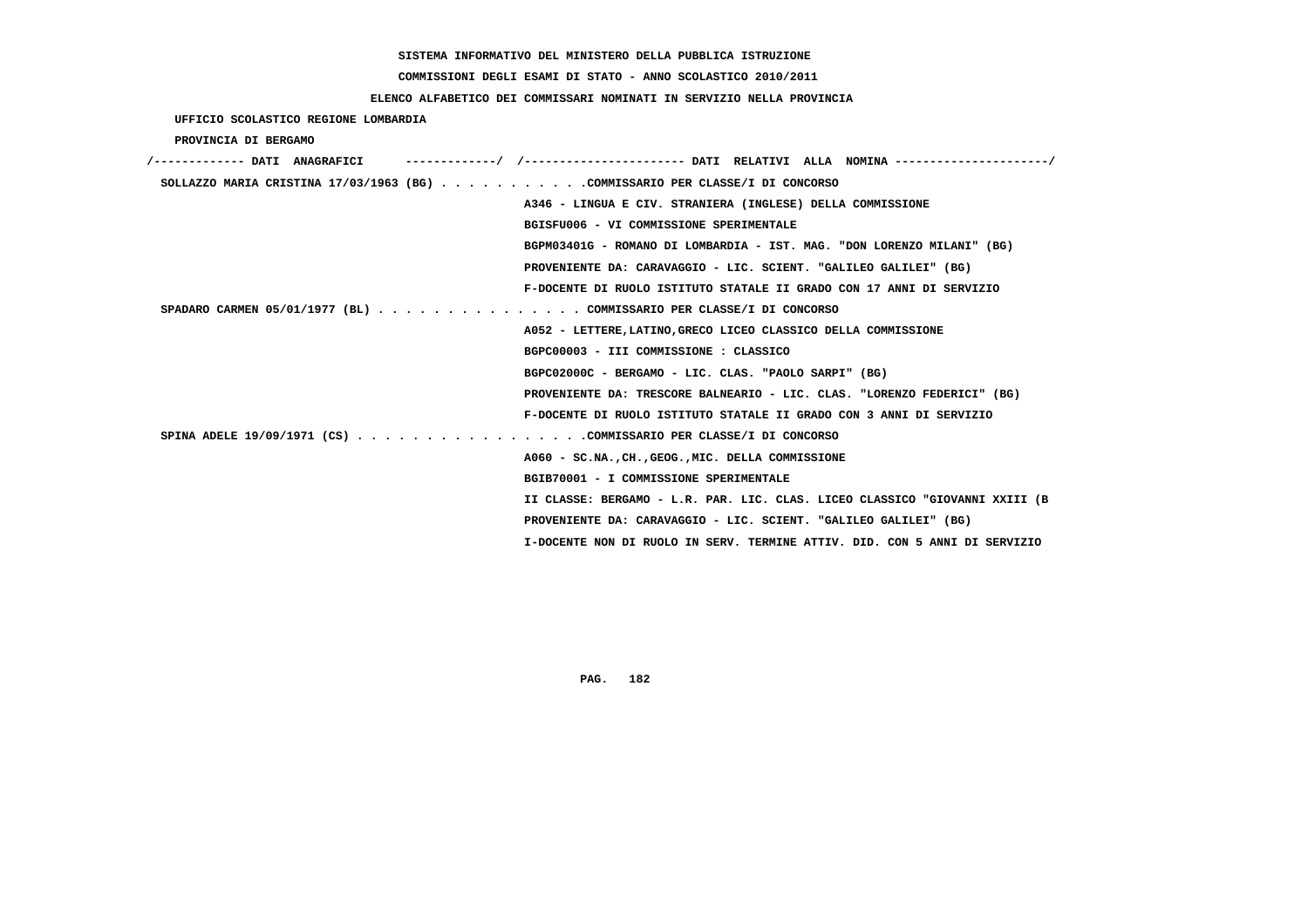SISTEMA INFORMATIVO DEL MINISTERO DELLA PUBBLICA ISTRUZIONE

COMMISSIONI DEGLI ESAMI DI STATO - ANNO SCOLASTICO 2010/2011

ELENCO ALFABETICO DEI COMMISSARI NOMINATI IN SERVIZIO NELLA PROVINCIA

UFFICIO SCOLASTICO REGIONE LOMBARDIA

PROVINCIA DI BERGAMO

```
/------------- DATI  ANAGRAFICI      -------------/  /----------------------- DATI  RELATIVI  ALLA  NOMINA ---------------------/
 SOLLAZZO MARIA CRISTINA 17/03/1963 (BG) . . . . . . . . . . .COMMISSARIO PER CLASSE/I DI CONCORSO
                                                     A346 - LINGUA E CIV. STRANIERA (INGLESE) DELLA COMMISSIONE
                                                     BGISFU006 - VI COMMISSIONE SPERIMENTALE
                                                     BGPM03401G - ROMANO DI LOMBARDIA - IST. MAG. "DON LORENZO MILANI" (BG)
                                                     PROVENIENTE DA: CARAVAGGIO - LIC. SCIENT. "GALILEO GALILEI" (BG)
                                                     F-DOCENTE DI RUOLO ISTITUTO STATALE II GRADO CON 17 ANNI DI SERVIZIO
 SPADARO CARMEN 05/01/1977 (BL) . . . . . . . . . . . . . . . COMMISSARIO PER CLASSE/I DI CONCORSO
                                                     A052 - LETTERE,LATINO,GRECO LICEO CLASSICO DELLA COMMISSIONE
                                                     BGPC00003 - III COMMISSIONE : CLASSICO
                                                     BGPC02000C - BERGAMO - LIC. CLAS. "PAOLO SARPI" (BG)
                                                     PROVENIENTE DA: TRESCORE BALNEARIO - LIC. CLAS. "LORENZO FEDERICI" (BG)
                                                     F-DOCENTE DI RUOLO ISTITUTO STATALE II GRADO CON 3 ANNI DI SERVIZIO
 SPINA ADELE 19/09/1971 (CS) . . . . . . . . . . . . . . . . .COMMISSARIO PER CLASSE/I DI CONCORSO
                                                     A060 - SC.NA.,CH.,GEOG.,MIC. DELLA COMMISSIONE
                                                     BGIB70001 - I COMMISSIONE SPERIMENTALE
                                                     II CLASSE: BERGAMO - L.R. PAR. LIC. CLAS. LICEO CLASSICO "GIOVANNI XXIII (B
                                                     PROVENIENTE DA: CARAVAGGIO - LIC. SCIENT. "GALILEO GALILEI" (BG)
                                                     I-DOCENTE NON DI RUOLO IN SERV. TERMINE ATTIV. DID. CON 5 ANNI DI SERVIZIO
```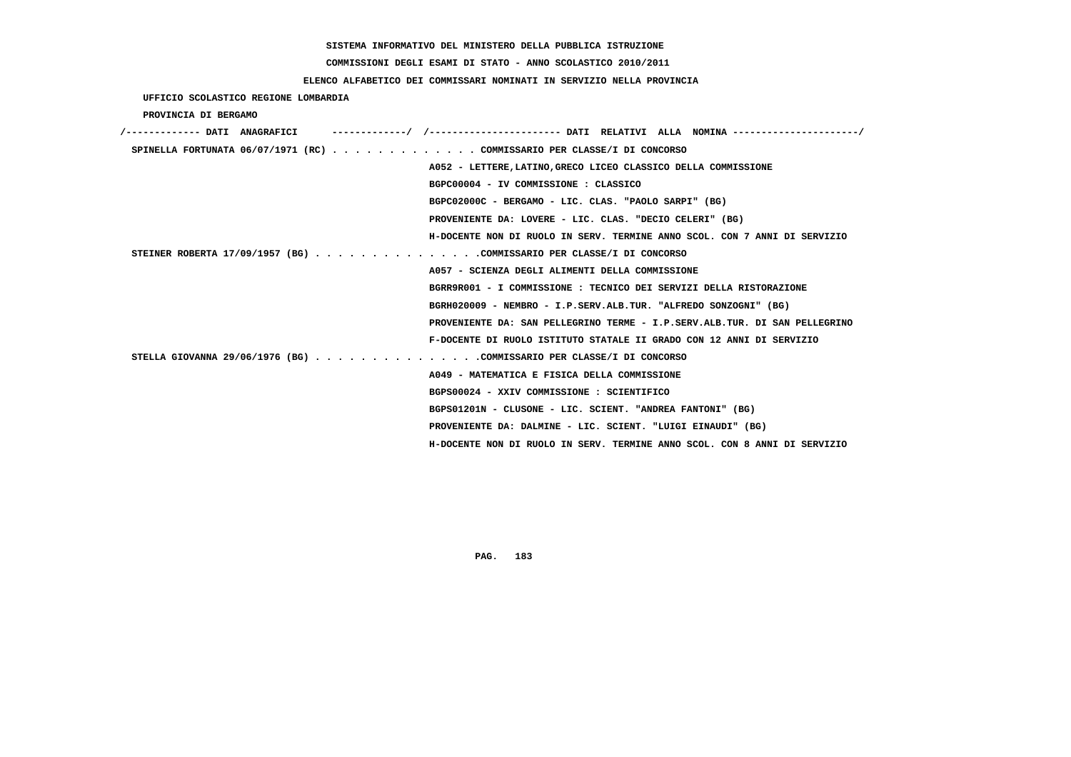SISTEMA INFORMATIVO DEL MINISTERO DELLA PUBBLICA ISTRUZIONE

COMMISSIONI DEGLI ESAMI DI STATO - ANNO SCOLASTICO 2010/2011

ELENCO ALFABETICO DEI COMMISSARI NOMINATI IN SERVIZIO NELLA PROVINCIA

UFFICIO SCOLASTICO REGIONE LOMBARDIA

PROVINCIA DI BERGAMO

/------------- DATI ANAGRAFICI -------------/ /---------------------- DATI RELATIVI ALLA NOMINA ---------------------/

SPINELLA FORTUNATA 06/07/1971 (RC) . . . . . . . . . . . . . COMMISSARIO PER CLASSE/I DI CONCORSO
A052 - LETTERE,LATINO,GRECO LICEO CLASSICO DELLA COMMISSIONE
BGPC00004 - IV COMMISSIONE : CLASSICO
BGPC02000C - BERGAMO - LIC. CLAS. "PAOLO SARPI" (BG)
PROVENIENTE DA: LOVERE - LIC. CLAS. "DECIO CELERI" (BG)
H-DOCENTE NON DI RUOLO IN SERV. TERMINE ANNO SCOL. CON 7 ANNI DI SERVIZIO

STEINER ROBERTA 17/09/1957 (BG) . . . . . . . . . . . . . . .COMMISSARIO PER CLASSE/I DI CONCORSO
A057 - SCIENZA DEGLI ALIMENTI DELLA COMMISSIONE
BGRR9R001 - I COMMISSIONE : TECNICO DEI SERVIZI DELLA RISTORAZIONE
BGRH020009 - NEMBRO - I.P.SERV.ALB.TUR. "ALFREDO SONZOGNI" (BG)
PROVENIENTE DA: SAN PELLEGRINO TERME - I.P.SERV.ALB.TUR. DI SAN PELLEGRINO
F-DOCENTE DI RUOLO ISTITUTO STATALE II GRADO CON 12 ANNI DI SERVIZIO

STELLA GIOVANNA 29/06/1976 (BG) . . . . . . . . . . . . . . .COMMISSARIO PER CLASSE/I DI CONCORSO
A049 - MATEMATICA E FISICA DELLA COMMISSIONE
BGPS00024 - XXIV COMMISSIONE : SCIENTIFICO
BGPS01201N - CLUSONE - LIC. SCIENT. "ANDREA FANTONI" (BG)
PROVENIENTE DA: DALMINE - LIC. SCIENT. "LUIGI EINAUDI" (BG)
H-DOCENTE NON DI RUOLO IN SERV. TERMINE ANNO SCOL. CON 8 ANNI DI SERVIZIO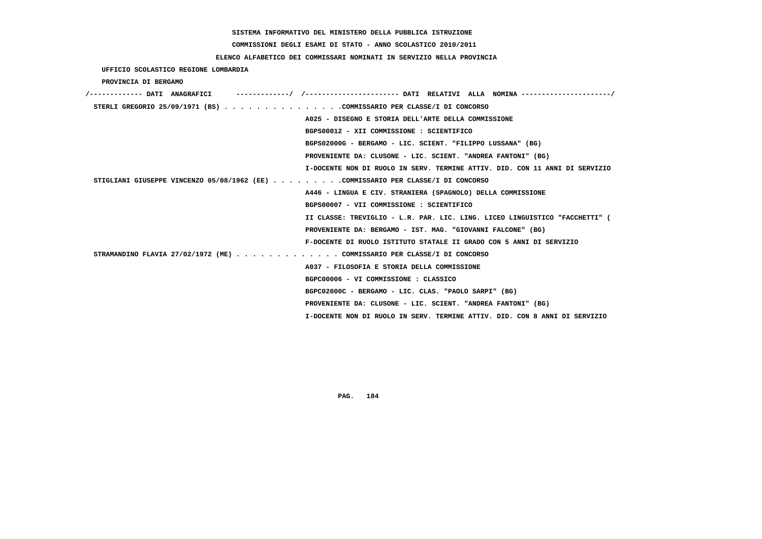SISTEMA INFORMATIVO DEL MINISTERO DELLA PUBBLICA ISTRUZIONE

COMMISSIONI DEGLI ESAMI DI STATO - ANNO SCOLASTICO 2010/2011

ELENCO ALFABETICO DEI COMMISSARI NOMINATI IN SERVIZIO NELLA PROVINCIA

UFFICIO SCOLASTICO REGIONE LOMBARDIA

PROVINCIA DI BERGAMO

```
/------------- DATI  ANAGRAFICI      -------------/  /----------------------- DATI  RELATIVI  ALLA  NOMINA ---------------------/
 STERLI GREGORIO 25/09/1971 (BS) . . . . . . . . . . . . . . .COMMISSARIO PER CLASSE/I DI CONCORSO
                                                  A025 - DISEGNO E STORIA DELL'ARTE DELLA COMMISSIONE
                                                  BGPS00012 - XII COMMISSIONE : SCIENTIFICO
                                                  BGPS02000G - BERGAMO - LIC. SCIENT. "FILIPPO LUSSANA" (BG)
                                                  PROVENIENTE DA: CLUSONE - LIC. SCIENT. "ANDREA FANTONI" (BG)
                                                  I-DOCENTE NON DI RUOLO IN SERV. TERMINE ATTIV. DID. CON 11 ANNI DI SERVIZIO
 STIGLIANI GIUSEPPE VINCENZO 05/08/1962 (EE) . . . . . . . . .COMMISSARIO PER CLASSE/I DI CONCORSO
                                                  A446 - LINGUA E CIV. STRANIERA (SPAGNOLO) DELLA COMMISSIONE
                                                  BGPS00007 - VII COMMISSIONE : SCIENTIFICO
                                                  II CLASSE: TREVIGLIO - L.R. PAR. LIC. LING. LICEO LINGUISTICO "FACCHETTI" (
                                                  PROVENIENTE DA: BERGAMO - IST. MAG. "GIOVANNI FALCONE" (BG)
                                                  F-DOCENTE DI RUOLO ISTITUTO STATALE II GRADO CON 5 ANNI DI SERVIZIO
 STRAMANDINO FLAVIA 27/02/1972 (ME) . . . . . . . . . . . . . COMMISSARIO PER CLASSE/I DI CONCORSO
                                                  A037 - FILOSOFIA E STORIA DELLA COMMISSIONE
                                                  BGPC00006 - VI COMMISSIONE : CLASSICO
                                                  BGPC02000C - BERGAMO - LIC. CLAS. "PAOLO SARPI" (BG)
                                                  PROVENIENTE DA: CLUSONE - LIC. SCIENT. "ANDREA FANTONI" (BG)
                                                  I-DOCENTE NON DI RUOLO IN SERV. TERMINE ATTIV. DID. CON 8 ANNI DI SERVIZIO
```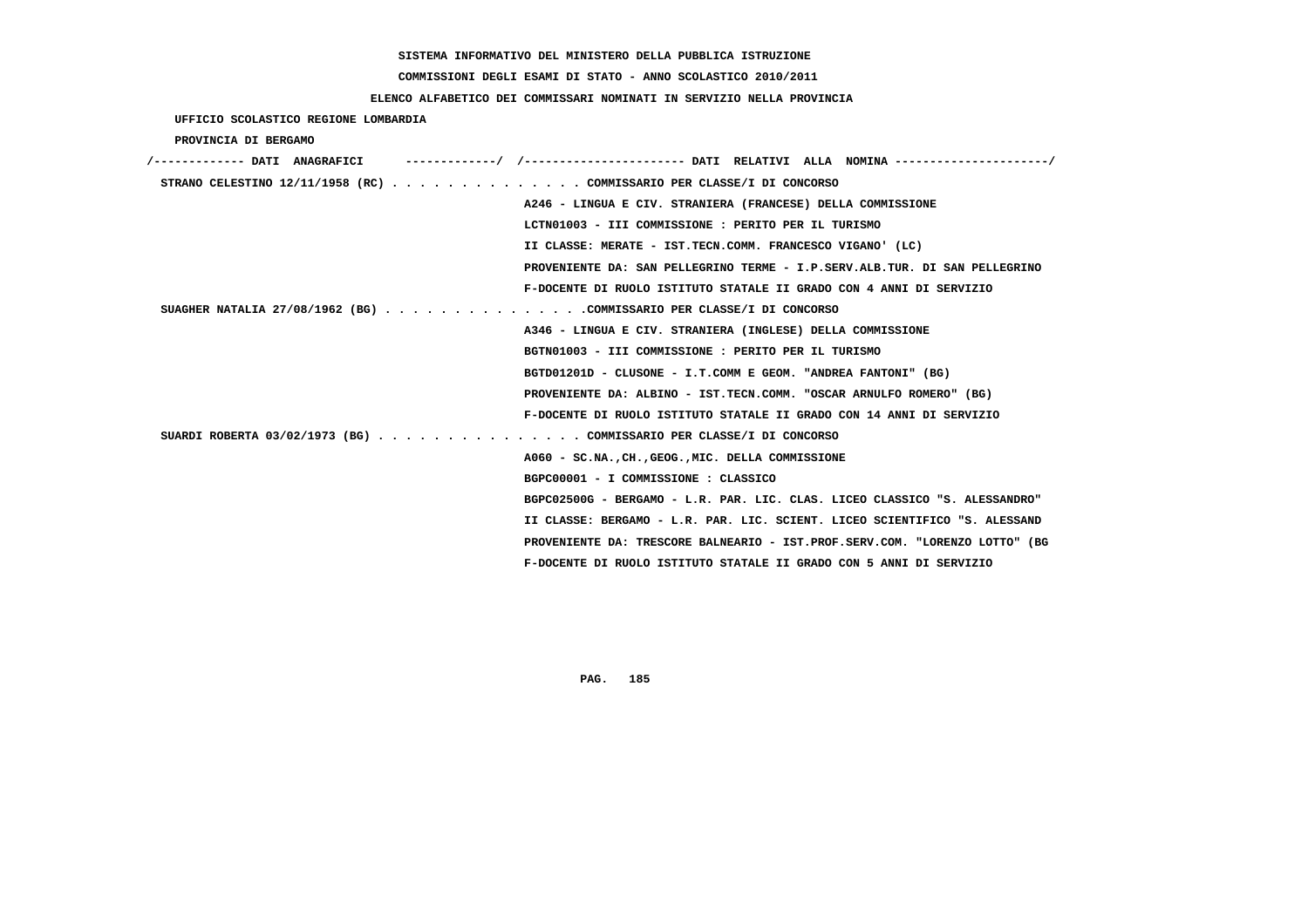SISTEMA INFORMATIVO DEL MINISTERO DELLA PUBBLICA ISTRUZIONE

COMMISSIONI DEGLI ESAMI DI STATO - ANNO SCOLASTICO 2010/2011

ELENCO ALFABETICO DEI COMMISSARI NOMINATI IN SERVIZIO NELLA PROVINCIA

UFFICIO SCOLASTICO REGIONE LOMBARDIA

PROVINCIA DI BERGAMO

```
/------------- DATI  ANAGRAFICI      -------------/  /----------------------- DATI  RELATIVI  ALLA  NOMINA ----------------------/
 STRANO CELESTINO 12/11/1958 (RC) . . . . . . . . . . . . . . COMMISSARIO PER CLASSE/I DI CONCORSO
                                                    A246 - LINGUA E CIV. STRANIERA (FRANCESE) DELLA COMMISSIONE
                                                    LCTN01003 - III COMMISSIONE : PERITO PER IL TURISMO
                                                    II CLASSE: MERATE - IST.TECN.COMM. FRANCESCO VIGANO' (LC)
                                                    PROVENIENTE DA: SAN PELLEGRINO TERME - I.P.SERV.ALB.TUR. DI SAN PELLEGRINO
                                                    F-DOCENTE DI RUOLO ISTITUTO STATALE II GRADO CON 4 ANNI DI SERVIZIO
 SUAGHER NATALIA 27/08/1962 (BG) . . . . . . . . . . . . . . .COMMISSARIO PER CLASSE/I DI CONCORSO
                                                    A346 - LINGUA E CIV. STRANIERA (INGLESE) DELLA COMMISSIONE
                                                    BGTN01003 - III COMMISSIONE : PERITO PER IL TURISMO
                                                    BGTD01201D - CLUSONE - I.T.COMM E GEOM. "ANDREA FANTONI" (BG)
                                                    PROVENIENTE DA: ALBINO - IST.TECN.COMM. "OSCAR ARNULFO ROMERO" (BG)
                                                    F-DOCENTE DI RUOLO ISTITUTO STATALE II GRADO CON 14 ANNI DI SERVIZIO
 SUARDI ROBERTA 03/02/1973 (BG) . . . . . . . . . . . . . . . COMMISSARIO PER CLASSE/I DI CONCORSO
                                                    A060 - SC.NA.,CH.,GEOG.,MIC. DELLA COMMISSIONE
                                                    BGPC00001 - I COMMISSIONE : CLASSICO
                                                    BGPC02500G - BERGAMO - L.R. PAR. LIC. CLAS. LICEO CLASSICO "S. ALESSANDRO"
                                                    II CLASSE: BERGAMO - L.R. PAR. LIC. SCIENT. LICEO SCIENTIFICO "S. ALESSAND
                                                    PROVENIENTE DA: TRESCORE BALNEARIO - IST.PROF.SERV.COM. "LORENZO LOTTO" (BG
                                                    F-DOCENTE DI RUOLO ISTITUTO STATALE II GRADO CON 5 ANNI DI SERVIZIO
```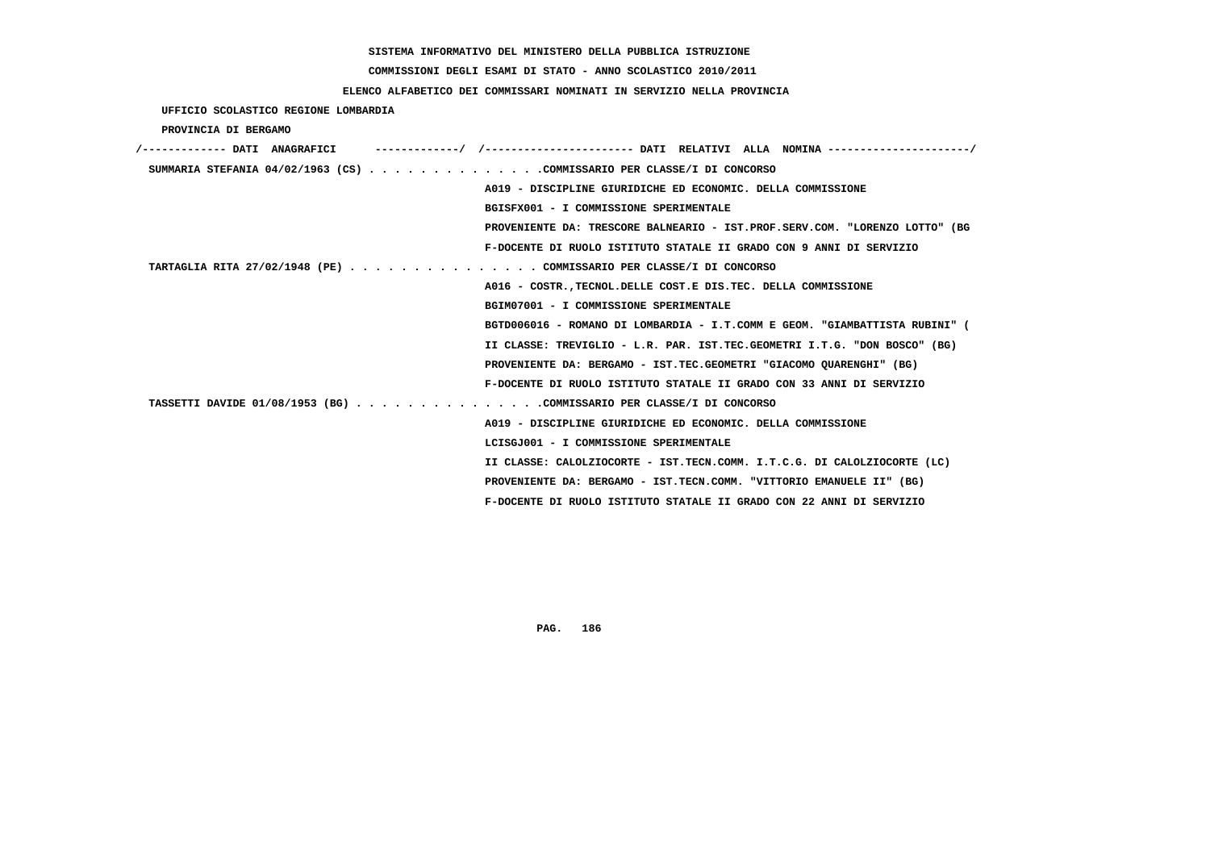SISTEMA INFORMATIVO DEL MINISTERO DELLA PUBBLICA ISTRUZIONE

COMMISSIONI DEGLI ESAMI DI STATO - ANNO SCOLASTICO 2010/2011

ELENCO ALFABETICO DEI COMMISSARI NOMINATI IN SERVIZIO NELLA PROVINCIA

UFFICIO SCOLASTICO REGIONE LOMBARDIA

PROVINCIA DI BERGAMO

/------------- DATI ANAGRAFICI -------------/ /---------------------- DATI RELATIVI ALLA NOMINA ---------------------/

SUMMARIA STEFANIA 04/02/1963 (CS) . . . . . . . . . . . . . .COMMISSARIO PER CLASSE/I DI CONCORSO
A019 - DISCIPLINE GIURIDICHE ED ECONOMIC. DELLA COMMISSIONE
BGISFX001 - I COMMISSIONE SPERIMENTALE
PROVENIENTE DA: TRESCORE BALNEARIO - IST.PROF.SERV.COM. "LORENZO LOTTO" (BG
F-DOCENTE DI RUOLO ISTITUTO STATALE II GRADO CON 9 ANNI DI SERVIZIO

TARTAGLIA RITA 27/02/1948 (PE) . . . . . . . . . . . . . . . COMMISSARIO PER CLASSE/I DI CONCORSO
A016 - COSTR.,TECNOL.DELLE COST.E DIS.TEC. DELLA COMMISSIONE
BGIM07001 - I COMMISSIONE SPERIMENTALE
BGTD006016 - ROMANO DI LOMBARDIA - I.T.COMM E GEOM. "GIAMBATTISTA RUBINI" (
II CLASSE: TREVIGLIO - L.R. PAR. IST.TEC.GEOMETRI I.T.G. "DON BOSCO" (BG)
PROVENIENTE DA: BERGAMO - IST.TEC.GEOMETRI "GIACOMO QUARENGHI" (BG)
F-DOCENTE DI RUOLO ISTITUTO STATALE II GRADO CON 33 ANNI DI SERVIZIO

TASSETTI DAVIDE 01/08/1953 (BG) . . . . . . . . . . . . . . .COMMISSARIO PER CLASSE/I DI CONCORSO
A019 - DISCIPLINE GIURIDICHE ED ECONOMIC. DELLA COMMISSIONE
LCISGJ001 - I COMMISSIONE SPERIMENTALE
II CLASSE: CALOLZIOCORTE - IST.TECN.COMM. I.T.C.G. DI CALOLZIOCORTE (LC)
PROVENIENTE DA: BERGAMO - IST.TECN.COMM. "VITTORIO EMANUELE II" (BG)
F-DOCENTE DI RUOLO ISTITUTO STATALE II GRADO CON 22 ANNI DI SERVIZIO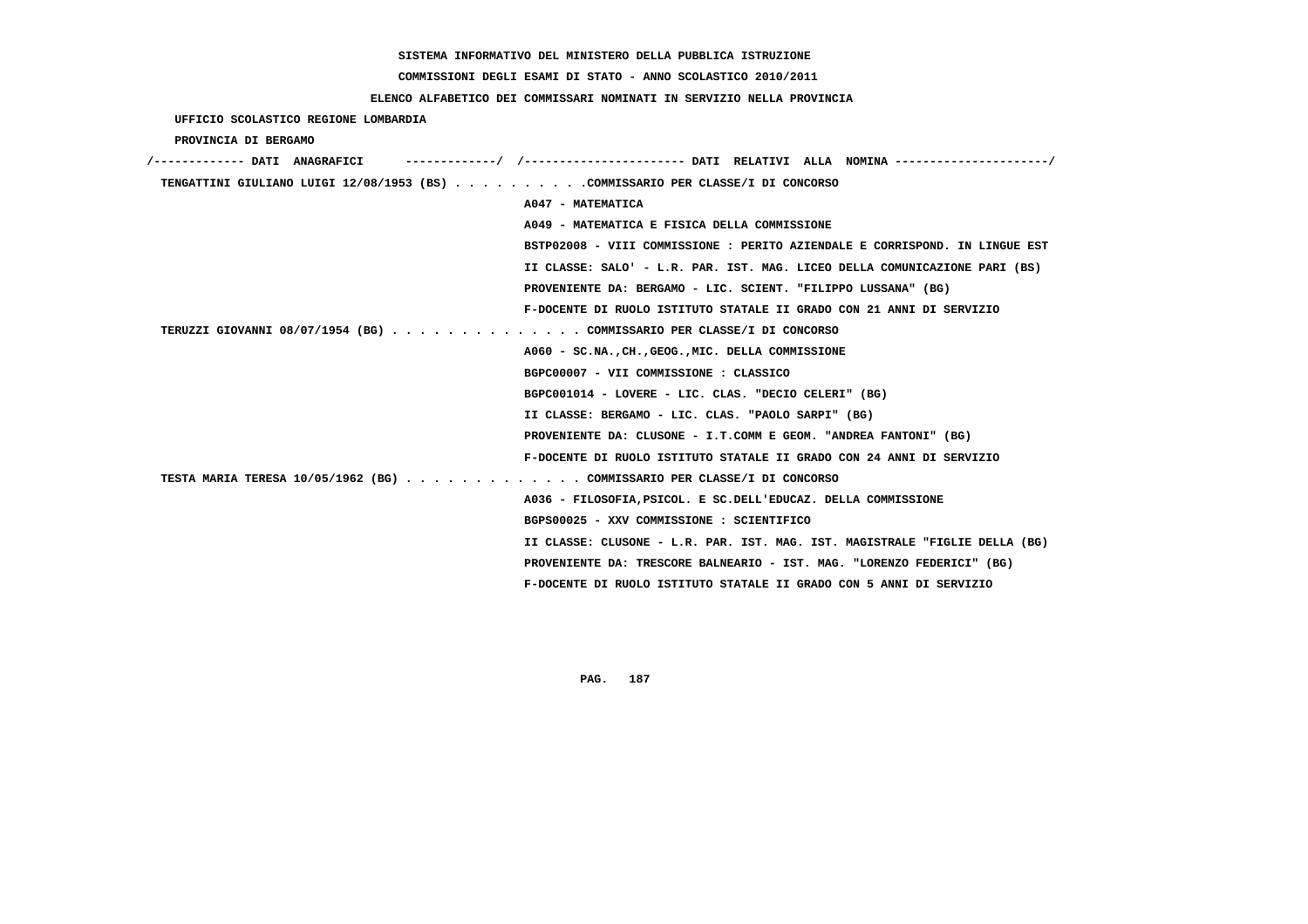SISTEMA INFORMATIVO DEL MINISTERO DELLA PUBBLICA ISTRUZIONE

COMMISSIONI DEGLI ESAMI DI STATO - ANNO SCOLASTICO 2010/2011

ELENCO ALFABETICO DEI COMMISSARI NOMINATI IN SERVIZIO NELLA PROVINCIA

UFFICIO SCOLASTICO REGIONE LOMBARDIA

PROVINCIA DI BERGAMO

```
/------------- DATI  ANAGRAFICI      -------------/  /----------------------- DATI  RELATIVI  ALLA  NOMINA ---------------------/
 TENGATTINI GIULIANO LUIGI 12/08/1953 (BS) . . . . . . . . . .COMMISSARIO PER CLASSE/I DI CONCORSO
                                                       A047 - MATEMATICA
                                                       A049 - MATEMATICA E FISICA DELLA COMMISSIONE
                                                       BSTP02008 - VIII COMMISSIONE : PERITO AZIENDALE E CORRISPOND. IN LINGUE EST
                                                       II CLASSE: SALO' - L.R. PAR. IST. MAG. LICEO DELLA COMUNICAZIONE PARI (BS)
                                                       PROVENIENTE DA: BERGAMO - LIC. SCIENT. "FILIPPO LUSSANA" (BG)
                                                       F-DOCENTE DI RUOLO ISTITUTO STATALE II GRADO CON 21 ANNI DI SERVIZIO
 TERUZZI GIOVANNI 08/07/1954 (BG) . . . . . . . . . . . . . . COMMISSARIO PER CLASSE/I DI CONCORSO
                                                       A060 - SC.NA.,CH.,GEOG.,MIC. DELLA COMMISSIONE
                                                       BGPC00007 - VII COMMISSIONE : CLASSICO
                                                       BGPC001014 - LOVERE - LIC. CLAS. "DECIO CELERI" (BG)
                                                       II CLASSE: BERGAMO - LIC. CLAS. "PAOLO SARPI" (BG)
                                                       PROVENIENTE DA: CLUSONE - I.T.COMM E GEOM. "ANDREA FANTONI" (BG)
                                                       F-DOCENTE DI RUOLO ISTITUTO STATALE II GRADO CON 24 ANNI DI SERVIZIO
 TESTA MARIA TERESA 10/05/1962 (BG) . . . . . . . . . . . . . COMMISSARIO PER CLASSE/I DI CONCORSO
                                                       A036 - FILOSOFIA,PSICOL. E SC.DELL'EDUCAZ. DELLA COMMISSIONE
                                                       BGPS00025 - XXV COMMISSIONE : SCIENTIFICO
                                                       II CLASSE: CLUSONE - L.R. PAR. IST. MAG. IST. MAGISTRALE "FIGLIE DELLA (BG)
                                                       PROVENIENTE DA: TRESCORE BALNEARIO - IST. MAG. "LORENZO FEDERICI" (BG)
                                                       F-DOCENTE DI RUOLO ISTITUTO STATALE II GRADO CON 5 ANNI DI SERVIZIO
```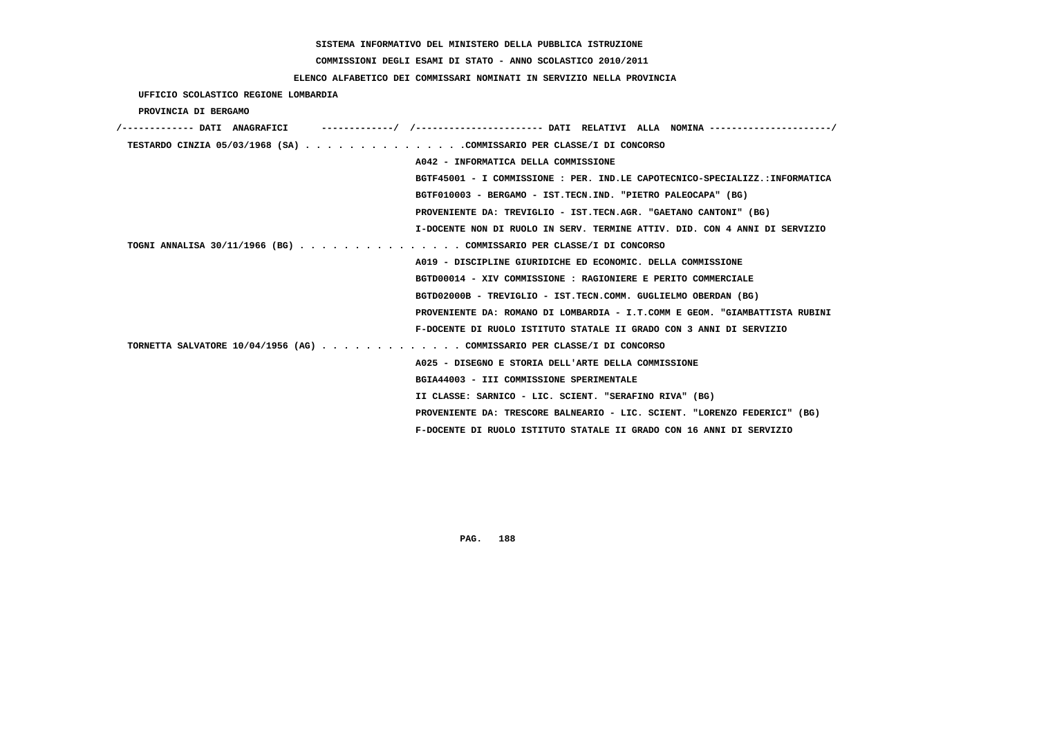**SISTEMA INFORMATIVO DEL MINISTERO DELLA PUBBLICA ISTRUZIONE**

**COMMISSIONI DEGLI ESAMI DI STATO - ANNO SCOLASTICO 2010/2011**

**ELENCO ALFABETICO DEI COMMISSARI NOMINATI IN SERVIZIO NELLA PROVINCIA**

**UFFICIO SCOLASTICO REGIONE LOMBARDIA**

**PROVINCIA DI BERGAMO**

```
/------------- DATI  ANAGRAFICI      -------------/  /----------------------- DATI  RELATIVI  ALLA  NOMINA ---------------------/
 TESTARDO CINZIA 05/03/1968 (SA) . . . . . . . . . . . . . . .COMMISSARIO PER CLASSE/I DI CONCORSO
                                                    A042 - INFORMATICA DELLA COMMISSIONE
                                                    BGTF45001 - I COMMISSIONE : PER. IND.LE CAPOTECNICO-SPECIALIZZ.:INFORMATICA
                                                    BGTF010003 - BERGAMO - IST.TECN.IND. "PIETRO PALEOCAPA" (BG)
                                                    PROVENIENTE DA: TREVIGLIO - IST.TECN.AGR. "GAETANO CANTONI" (BG)
                                                    I-DOCENTE NON DI RUOLO IN SERV. TERMINE ATTIV. DID. CON 4 ANNI DI SERVIZIO
 TOGNI ANNALISA 30/11/1966 (BG) . . . . . . . . . . . . . . . COMMISSARIO PER CLASSE/I DI CONCORSO
                                                    A019 - DISCIPLINE GIURIDICHE ED ECONOMIC. DELLA COMMISSIONE
                                                    BGTD00014 - XIV COMMISSIONE : RAGIONIERE E PERITO COMMERCIALE
                                                    BGTD02000B - TREVIGLIO - IST.TECN.COMM. GUGLIELMO OBERDAN (BG)
                                                    PROVENIENTE DA: ROMANO DI LOMBARDIA - I.T.COMM E GEOM. "GIAMBATTISTA RUBINI
                                                    F-DOCENTE DI RUOLO ISTITUTO STATALE II GRADO CON 3 ANNI DI SERVIZIO
 TORNETTA SALVATORE 10/04/1956 (AG) . . . . . . . . . . . . . COMMISSARIO PER CLASSE/I DI CONCORSO
                                                    A025 - DISEGNO E STORIA DELL'ARTE DELLA COMMISSIONE
                                                    BGIA44003 - III COMMISSIONE SPERIMENTALE
                                                    II CLASSE: SARNICO - LIC. SCIENT. "SERAFINO RIVA" (BG)
                                                    PROVENIENTE DA: TRESCORE BALNEARIO - LIC. SCIENT. "LORENZO FEDERICI" (BG)
                                                    F-DOCENTE DI RUOLO ISTITUTO STATALE II GRADO CON 16 ANNI DI SERVIZIO
```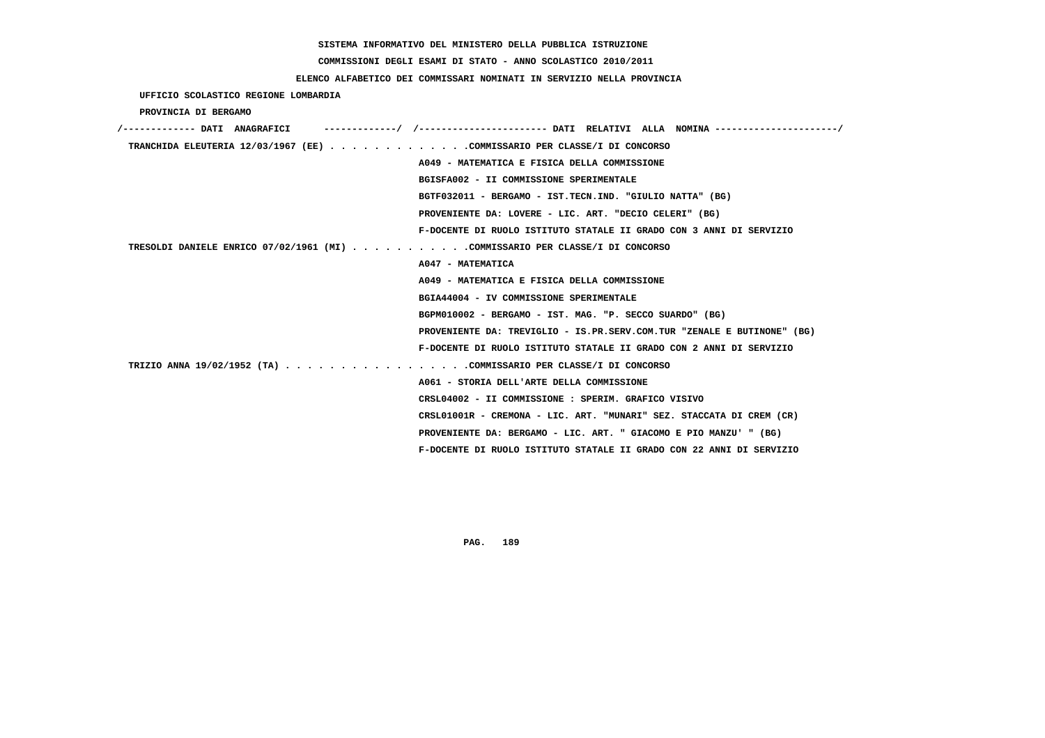SISTEMA INFORMATIVO DEL MINISTERO DELLA PUBBLICA ISTRUZIONE

COMMISSIONI DEGLI ESAMI DI STATO - ANNO SCOLASTICO 2010/2011

ELENCO ALFABETICO DEI COMMISSARI NOMINATI IN SERVIZIO NELLA PROVINCIA

UFFICIO SCOLASTICO REGIONE LOMBARDIA

PROVINCIA DI BERGAMO

/------------- DATI ANAGRAFICI -------------/ /---------------------- DATI RELATIVI ALLA NOMINA ---------------------/

TRANCHIDA ELEUTERIA 12/03/1967 (EE) . . . . . . . . . . . . .COMMISSARIO PER CLASSE/I DI CONCORSO
A049 - MATEMATICA E FISICA DELLA COMMISSIONE
BGISFA002 - II COMMISSIONE SPERIMENTALE
BGTF032011 - BERGAMO - IST.TECN.IND. "GIULIO NATTA" (BG)
PROVENIENTE DA: LOVERE - LIC. ART. "DECIO CELERI" (BG)
F-DOCENTE DI RUOLO ISTITUTO STATALE II GRADO CON 3 ANNI DI SERVIZIO

TRESOLDI DANIELE ENRICO 07/02/1961 (MI) . . . . . . . . . . .COMMISSARIO PER CLASSE/I DI CONCORSO
A047 - MATEMATICA
A049 - MATEMATICA E FISICA DELLA COMMISSIONE
BGIA44004 - IV COMMISSIONE SPERIMENTALE
BGPM010002 - BERGAMO - IST. MAG. "P. SECCO SUARDO" (BG)
PROVENIENTE DA: TREVIGLIO - IS.PR.SERV.COM.TUR "ZENALE E BUTINONE" (BG)
F-DOCENTE DI RUOLO ISTITUTO STATALE II GRADO CON 2 ANNI DI SERVIZIO

TRIZIO ANNA 19/02/1952 (TA) . . . . . . . . . . . . . . . . .COMMISSARIO PER CLASSE/I DI CONCORSO
A061 - STORIA DELL'ARTE DELLA COMMISSIONE
CRSL04002 - II COMMISSIONE : SPERIM. GRAFICO VISIVO
CRSL01001R - CREMONA - LIC. ART. "MUNARI" SEZ. STACCATA DI CREM (CR)
PROVENIENTE DA: BERGAMO - LIC. ART. " GIACOMO E PIO MANZU' " (BG)
F-DOCENTE DI RUOLO ISTITUTO STATALE II GRADO CON 22 ANNI DI SERVIZIO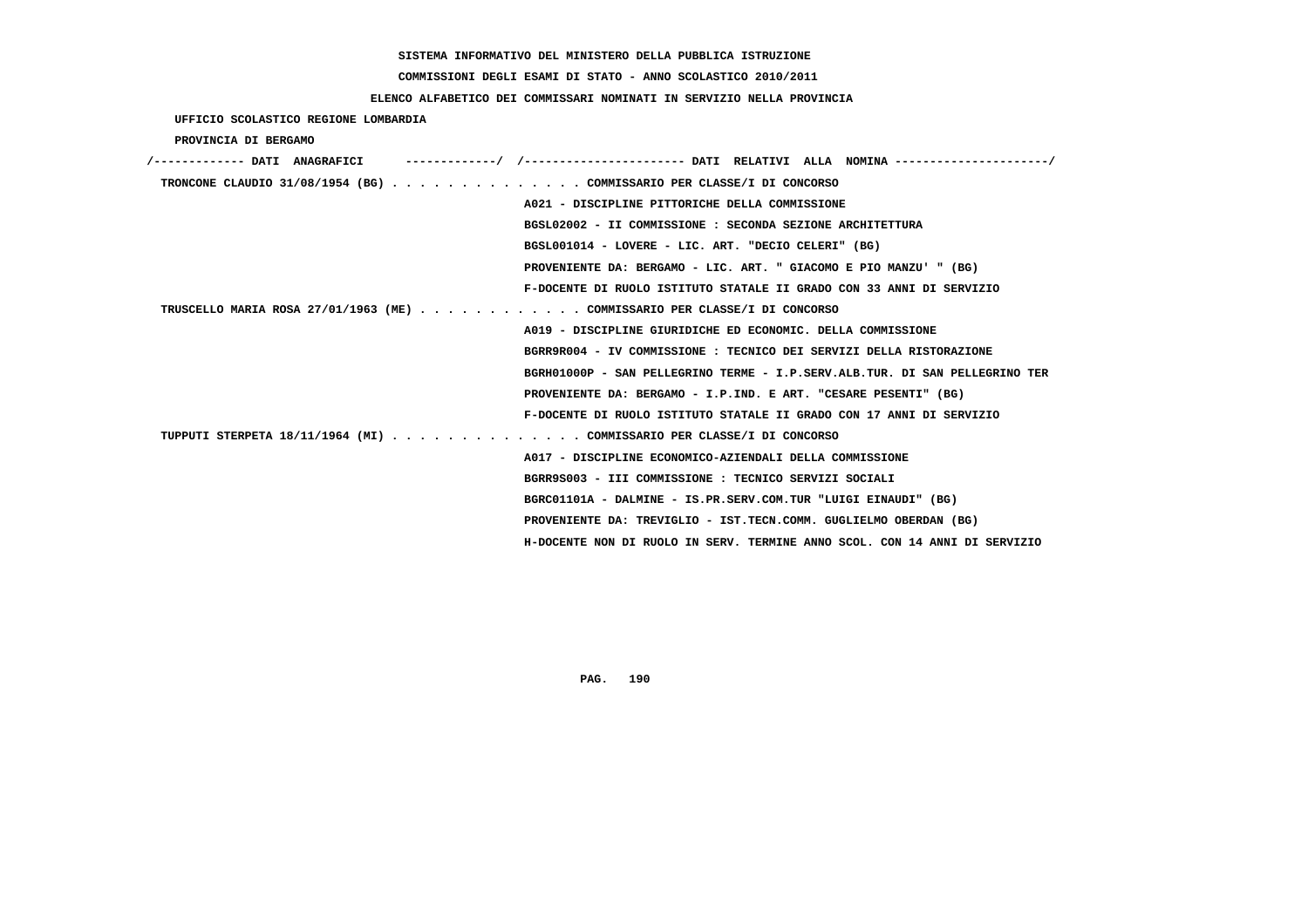SISTEMA INFORMATIVO DEL MINISTERO DELLA PUBBLICA ISTRUZIONE

COMMISSIONI DEGLI ESAMI DI STATO - ANNO SCOLASTICO 2010/2011

ELENCO ALFABETICO DEI COMMISSARI NOMINATI IN SERVIZIO NELLA PROVINCIA

UFFICIO SCOLASTICO REGIONE LOMBARDIA

PROVINCIA DI BERGAMO

| DATI ANAGRAFICI | DATI RELATIVI ALLA NOMINA |
|---|---|
| TRONCONE CLAUDIO 31/08/1954 (BG) | COMMISSARIO PER CLASSE/I DI CONCORSO |
| | A021 - DISCIPLINE PITTORICHE DELLA COMMISSIONE |
| | BGSL02002 - II COMMISSIONE : SECONDA SEZIONE ARCHITETTURA |
| | BGSL001014 - LOVERE - LIC. ART. "DECIO CELERI" (BG) |
| | PROVENIENTE DA: BERGAMO - LIC. ART. " GIACOMO E PIO MANZU' " (BG) |
| | F-DOCENTE DI RUOLO ISTITUTO STATALE II GRADO CON 33 ANNI DI SERVIZIO |
| TRUSCELLO MARIA ROSA 27/01/1963 (ME) | COMMISSARIO PER CLASSE/I DI CONCORSO |
| | A019 - DISCIPLINE GIURIDICHE ED ECONOMIC. DELLA COMMISSIONE |
| | BGRR9R004 - IV COMMISSIONE : TECNICO DEI SERVIZI DELLA RISTORAZIONE |
| | BGRH01000P - SAN PELLEGRINO TERME - I.P.SERV.ALB.TUR. DI SAN PELLEGRINO TER |
| | PROVENIENTE DA: BERGAMO - I.P.IND. E ART. "CESARE PESENTI" (BG) |
| | F-DOCENTE DI RUOLO ISTITUTO STATALE II GRADO CON 17 ANNI DI SERVIZIO |
| TUPPUTI STERPETA 18/11/1964 (MI) | COMMISSARIO PER CLASSE/I DI CONCORSO |
| | A017 - DISCIPLINE ECONOMICO-AZIENDALI DELLA COMMISSIONE |
| | BGRR9S003 - III COMMISSIONE : TECNICO SERVIZI SOCIALI |
| | BGRC01101A - DALMINE - IS.PR.SERV.COM.TUR "LUIGI EINAUDI" (BG) |
| | PROVENIENTE DA: TREVIGLIO - IST.TECN.COMM. GUGLIELMO OBERDAN (BG) |
| | H-DOCENTE NON DI RUOLO IN SERV. TERMINE ANNO SCOL. CON 14 ANNI DI SERVIZIO |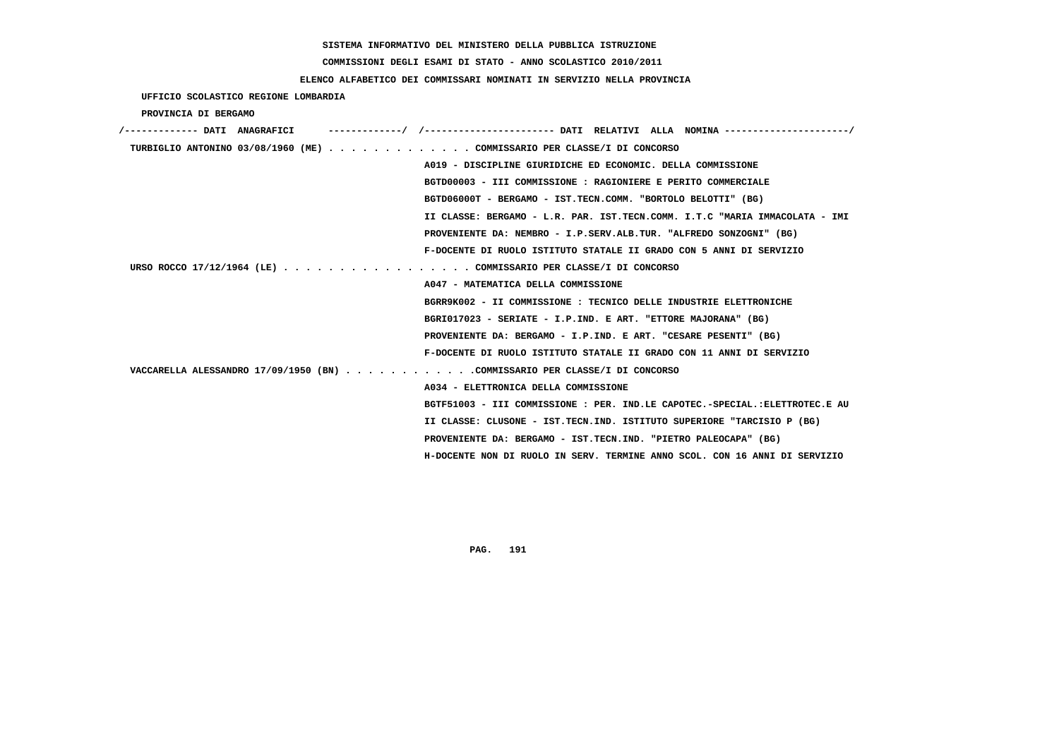SISTEMA INFORMATIVO DEL MINISTERO DELLA PUBBLICA ISTRUZIONE

COMMISSIONI DEGLI ESAMI DI STATO - ANNO SCOLASTICO 2010/2011

ELENCO ALFABETICO DEI COMMISSARI NOMINATI IN SERVIZIO NELLA PROVINCIA

UFFICIO SCOLASTICO REGIONE LOMBARDIA

PROVINCIA DI BERGAMO

```
/------------- DATI  ANAGRAFICI      -------------/  /----------------------- DATI  RELATIVI  ALLA  NOMINA ----------------------/
 TURBIGLIO ANTONINO 03/08/1960 (ME) . . . . . . . . . . . . . COMMISSARIO PER CLASSE/I DI CONCORSO
                                                     A019 - DISCIPLINE GIURIDICHE ED ECONOMIC. DELLA COMMISSIONE
                                                     BGTD00003 - III COMMISSIONE : RAGIONIERE E PERITO COMMERCIALE
                                                     BGTD06000T - BERGAMO - IST.TECN.COMM. "BORTOLO BELOTTI" (BG)
                                                     II CLASSE: BERGAMO - L.R. PAR. IST.TECN.COMM. I.T.C "MARIA IMMACOLATA - IMI
                                                     PROVENIENTE DA: NEMBRO - I.P.SERV.ALB.TUR. "ALFREDO SONZOGNI" (BG)
                                                     F-DOCENTE DI RUOLO ISTITUTO STATALE II GRADO CON 5 ANNI DI SERVIZIO
 URSO ROCCO 17/12/1964 (LE) . . . . . . . . . . . . . . . . . COMMISSARIO PER CLASSE/I DI CONCORSO
                                                     A047 - MATEMATICA DELLA COMMISSIONE
                                                     BGRR9K002 - II COMMISSIONE : TECNICO DELLE INDUSTRIE ELETTRONICHE
                                                     BGRI017023 - SERIATE - I.P.IND. E ART. "ETTORE MAJORANA" (BG)
                                                     PROVENIENTE DA: BERGAMO - I.P.IND. E ART. "CESARE PESENTI" (BG)
                                                     F-DOCENTE DI RUOLO ISTITUTO STATALE II GRADO CON 11 ANNI DI SERVIZIO
 VACCARELLA ALESSANDRO 17/09/1950 (BN) . . . . . . . . . . . .COMMISSARIO PER CLASSE/I DI CONCORSO
                                                     A034 - ELETTRONICA DELLA COMMISSIONE
                                                     BGTF51003 - III COMMISSIONE : PER. IND.LE CAPOTEC.-SPECIAL.:ELETTROTEC.E AU
                                                     II CLASSE: CLUSONE - IST.TECN.IND. ISTITUTO SUPERIORE "TARCISIO P (BG)
                                                     PROVENIENTE DA: BERGAMO - IST.TECN.IND. "PIETRO PALEOCAPA" (BG)
                                                     H-DOCENTE NON DI RUOLO IN SERV. TERMINE ANNO SCOL. CON 16 ANNI DI SERVIZIO
```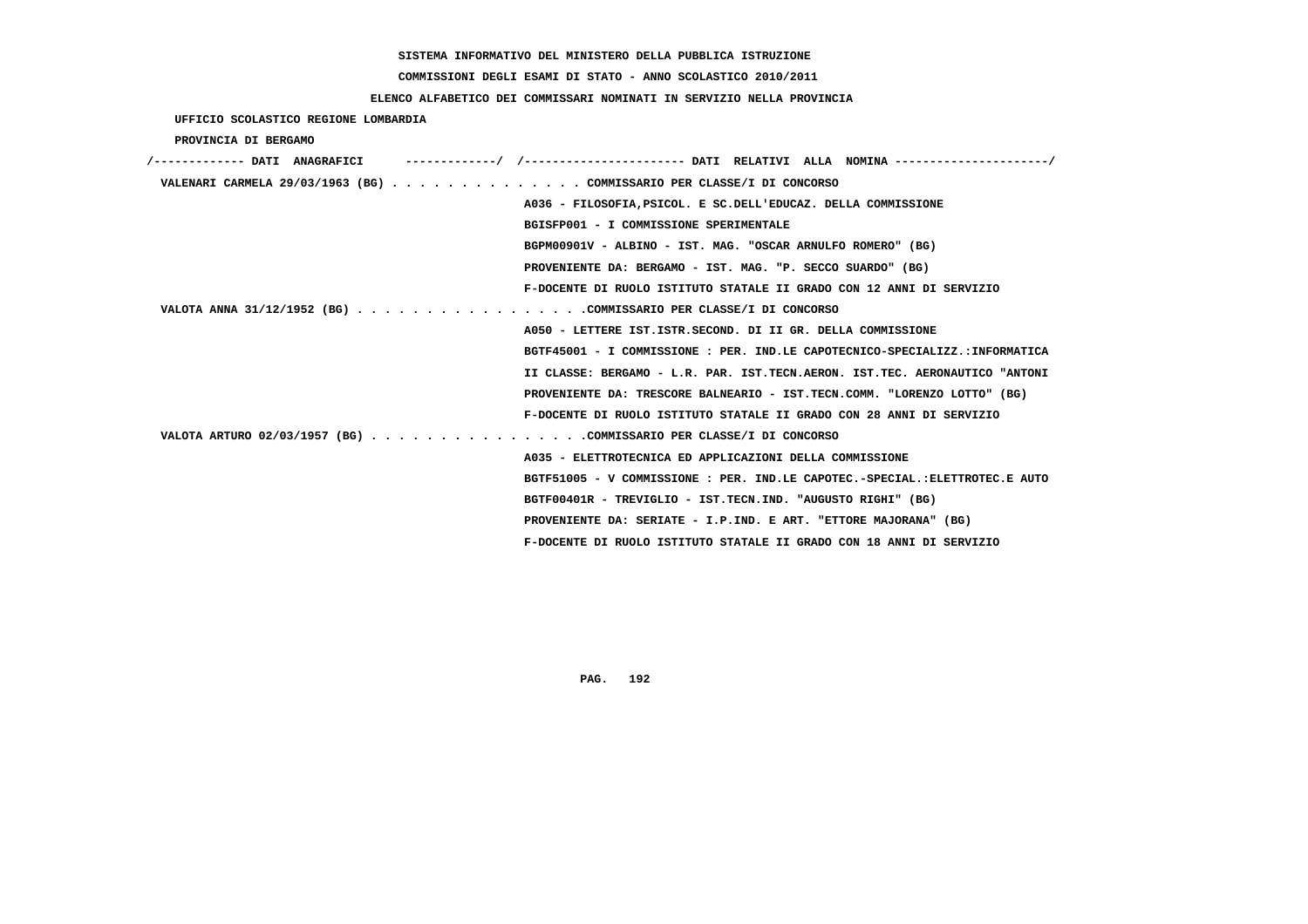**SISTEMA INFORMATIVO DEL MINISTERO DELLA PUBBLICA ISTRUZIONE**

**COMMISSIONI DEGLI ESAMI DI STATO - ANNO SCOLASTICO 2010/2011**

**ELENCO ALFABETICO DEI COMMISSARI NOMINATI IN SERVIZIO NELLA PROVINCIA**

**UFFICIO SCOLASTICO REGIONE LOMBARDIA**

**PROVINCIA DI BERGAMO**

```
/------------- DATI  ANAGRAFICI      -------------/  /----------------------- DATI  RELATIVI  ALLA  NOMINA ----------------------/
 VALENARI CARMELA 29/03/1963 (BG) . . . . . . . . . . . . . . COMMISSARIO PER CLASSE/I DI CONCORSO
                                                    A036 - FILOSOFIA,PSICOL. E SC.DELL'EDUCAZ. DELLA COMMISSIONE
                                                    BGISFP001 - I COMMISSIONE SPERIMENTALE
                                                    BGPM00901V - ALBINO - IST. MAG. "OSCAR ARNULFO ROMERO" (BG)
                                                    PROVENIENTE DA: BERGAMO - IST. MAG. "P. SECCO SUARDO" (BG)
                                                    F-DOCENTE DI RUOLO ISTITUTO STATALE II GRADO CON 12 ANNI DI SERVIZIO
 VALOTA ANNA 31/12/1952 (BG) . . . . . . . . . . . . . . . . .COMMISSARIO PER CLASSE/I DI CONCORSO
                                                    A050 - LETTERE IST.ISTR.SECOND. DI II GR. DELLA COMMISSIONE
                                                    BGTF45001 - I COMMISSIONE : PER. IND.LE CAPOTECNICO-SPECIALIZZ.:INFORMATICA
                                                    II CLASSE: BERGAMO - L.R. PAR. IST.TECN.AERON. IST.TEC. AERONAUTICO "ANTONI
                                                    PROVENIENTE DA: TRESCORE BALNEARIO - IST.TECN.COMM. "LORENZO LOTTO" (BG)
                                                    F-DOCENTE DI RUOLO ISTITUTO STATALE II GRADO CON 28 ANNI DI SERVIZIO
 VALOTA ARTURO 02/03/1957 (BG) . . . . . . . . . . . . . . . .COMMISSARIO PER CLASSE/I DI CONCORSO
                                                    A035 - ELETTROTECNICA ED APPLICAZIONI DELLA COMMISSIONE
                                                    BGTF51005 - V COMMISSIONE : PER. IND.LE CAPOTEC.-SPECIAL.:ELETTROTEC.E AUTO
                                                    BGTF00401R - TREVIGLIO - IST.TECN.IND. "AUGUSTO RIGHI" (BG)
                                                    PROVENIENTE DA: SERIATE - I.P.IND. E ART. "ETTORE MAJORANA" (BG)
                                                    F-DOCENTE DI RUOLO ISTITUTO STATALE II GRADO CON 18 ANNI DI SERVIZIO
```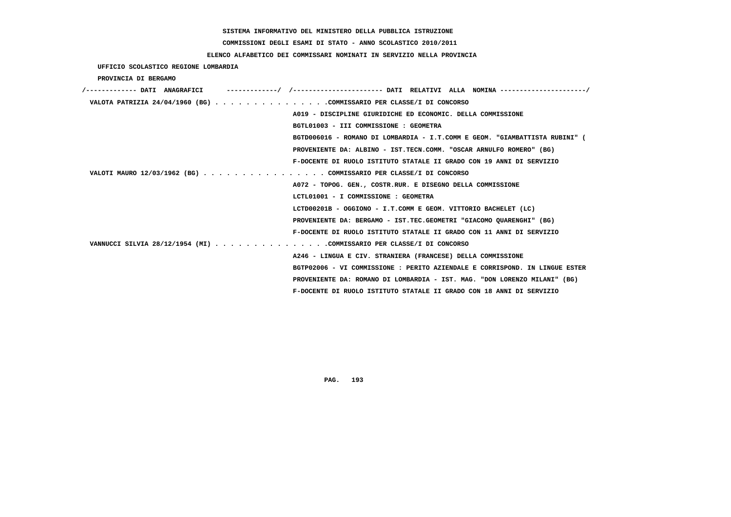SISTEMA INFORMATIVO DEL MINISTERO DELLA PUBBLICA ISTRUZIONE

COMMISSIONI DEGLI ESAMI DI STATO - ANNO SCOLASTICO 2010/2011

ELENCO ALFABETICO DEI COMMISSARI NOMINATI IN SERVIZIO NELLA PROVINCIA

UFFICIO SCOLASTICO REGIONE LOMBARDIA

PROVINCIA DI BERGAMO

/------------- DATI ANAGRAFICI -------------/ /---------------------- DATI RELATIVI ALLA NOMINA ---------------------/

VALOTA PATRIZIA 24/04/1960 (BG) . . . . . . . . . . . . . . .COMMISSARIO PER CLASSE/I DI CONCORSO
A019 - DISCIPLINE GIURIDICHE ED ECONOMIC. DELLA COMMISSIONE
BGTL01003 - III COMMISSIONE : GEOMETRA
BGTD006016 - ROMANO DI LOMBARDIA - I.T.COMM E GEOM. "GIAMBATTISTA RUBINI" (
PROVENIENTE DA: ALBINO - IST.TECN.COMM. "OSCAR ARNULFO ROMERO" (BG)
F-DOCENTE DI RUOLO ISTITUTO STATALE II GRADO CON 19 ANNI DI SERVIZIO

VALOTI MAURO 12/03/1962 (BG) . . . . . . . . . . . . . . . . COMMISSARIO PER CLASSE/I DI CONCORSO
A072 - TOPOG. GEN., COSTR.RUR. E DISEGNO DELLA COMMISSIONE
LCTL01001 - I COMMISSIONE : GEOMETRA
LCTD00201B - OGGIONO - I.T.COMM E GEOM. VITTORIO BACHELET (LC)
PROVENIENTE DA: BERGAMO - IST.TEC.GEOMETRI "GIACOMO QUARENGHI" (BG)
F-DOCENTE DI RUOLO ISTITUTO STATALE II GRADO CON 11 ANNI DI SERVIZIO

VANNUCCI SILVIA 28/12/1954 (MI) . . . . . . . . . . . . . . .COMMISSARIO PER CLASSE/I DI CONCORSO
A246 - LINGUA E CIV. STRANIERA (FRANCESE) DELLA COMMISSIONE
BGTP02006 - VI COMMISSIONE : PERITO AZIENDALE E CORRISPOND. IN LINGUE ESTER
PROVENIENTE DA: ROMANO DI LOMBARDIA - IST. MAG. "DON LORENZO MILANI" (BG)
F-DOCENTE DI RUOLO ISTITUTO STATALE II GRADO CON 18 ANNI DI SERVIZIO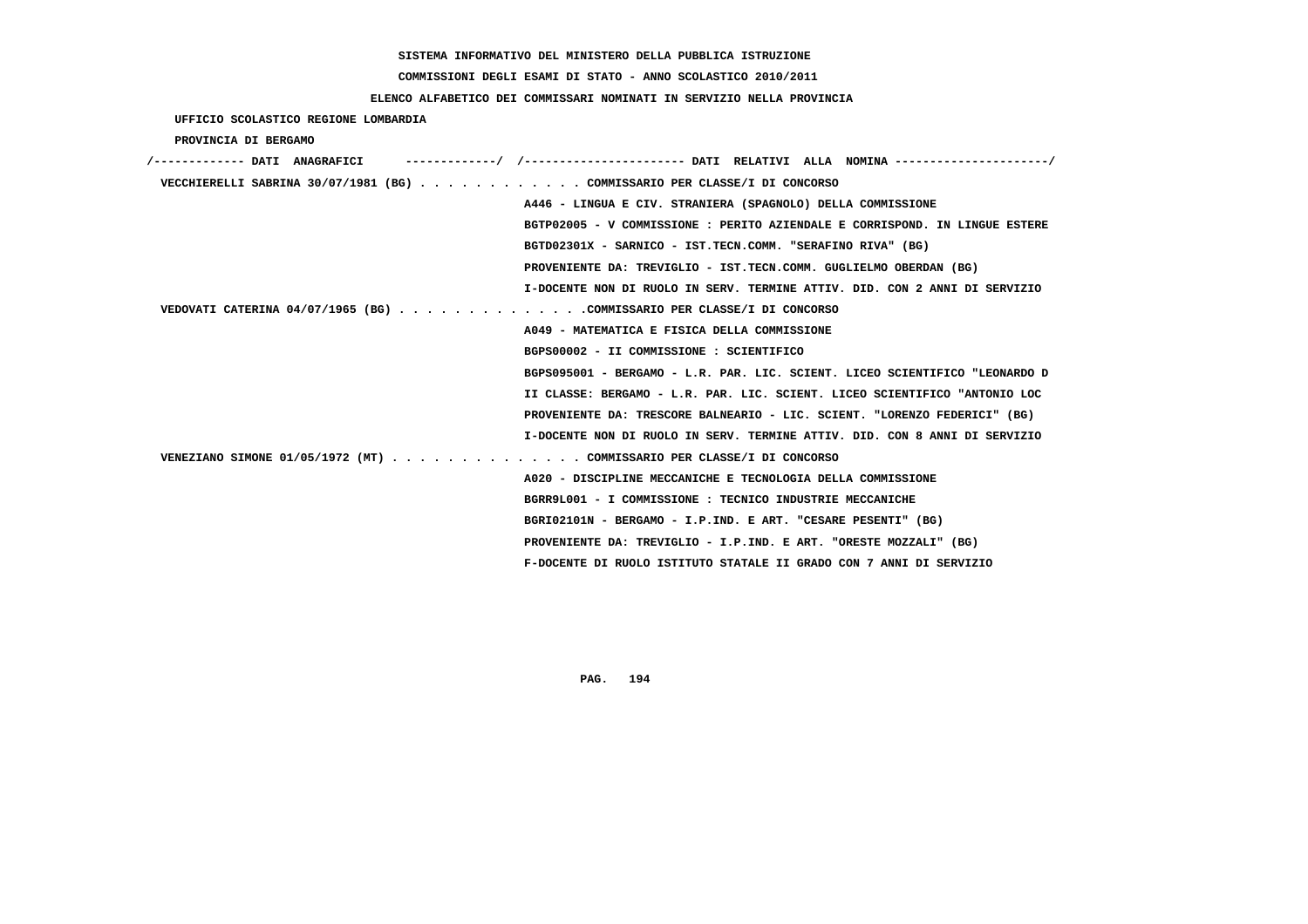SISTEMA INFORMATIVO DEL MINISTERO DELLA PUBBLICA ISTRUZIONE

COMMISSIONI DEGLI ESAMI DI STATO - ANNO SCOLASTICO 2010/2011

ELENCO ALFABETICO DEI COMMISSARI NOMINATI IN SERVIZIO NELLA PROVINCIA

UFFICIO SCOLASTICO REGIONE LOMBARDIA

PROVINCIA DI BERGAMO

/------------- DATI ANAGRAFICI -------------/ /---------------------- DATI RELATIVI ALLA NOMINA ---------------------/

VECCHIERELLI SABRINA 30/07/1981 (BG) . . . . . . . . . . . . COMMISSARIO PER CLASSE/I DI CONCORSO
A446 - LINGUA E CIV. STRANIERA (SPAGNOLO) DELLA COMMISSIONE
BGTP02005 - V COMMISSIONE : PERITO AZIENDALE E CORRISPOND. IN LINGUE ESTERE
BGTD02301X - SARNICO - IST.TECN.COMM. "SERAFINO RIVA" (BG)
PROVENIENTE DA: TREVIGLIO - IST.TECN.COMM. GUGLIELMO OBERDAN (BG)
I-DOCENTE NON DI RUOLO IN SERV. TERMINE ATTIV. DID. CON 2 ANNI DI SERVIZIO

VEDOVATI CATERINA 04/07/1965 (BG) . . . . . . . . . . . . . .COMMISSARIO PER CLASSE/I DI CONCORSO
A049 - MATEMATICA E FISICA DELLA COMMISSIONE
BGPS00002 - II COMMISSIONE : SCIENTIFICO
BGPS095001 - BERGAMO - L.R. PAR. LIC. SCIENT. LICEO SCIENTIFICO "LEONARDO D
II CLASSE: BERGAMO - L.R. PAR. LIC. SCIENT. LICEO SCIENTIFICO "ANTONIO LOC
PROVENIENTE DA: TRESCORE BALNEARIO - LIC. SCIENT. "LORENZO FEDERICI" (BG)
I-DOCENTE NON DI RUOLO IN SERV. TERMINE ATTIV. DID. CON 8 ANNI DI SERVIZIO

VENEZIANO SIMONE 01/05/1972 (MT) . . . . . . . . . . . . . . COMMISSARIO PER CLASSE/I DI CONCORSO
A020 - DISCIPLINE MECCANICHE E TECNOLOGIA DELLA COMMISSIONE
BGRR9L001 - I COMMISSIONE : TECNICO INDUSTRIE MECCANICHE
BGRI02101N - BERGAMO - I.P.IND. E ART. "CESARE PESENTI" (BG)
PROVENIENTE DA: TREVIGLIO - I.P.IND. E ART. "ORESTE MOZZALI" (BG)
F-DOCENTE DI RUOLO ISTITUTO STATALE II GRADO CON 7 ANNI DI SERVIZIO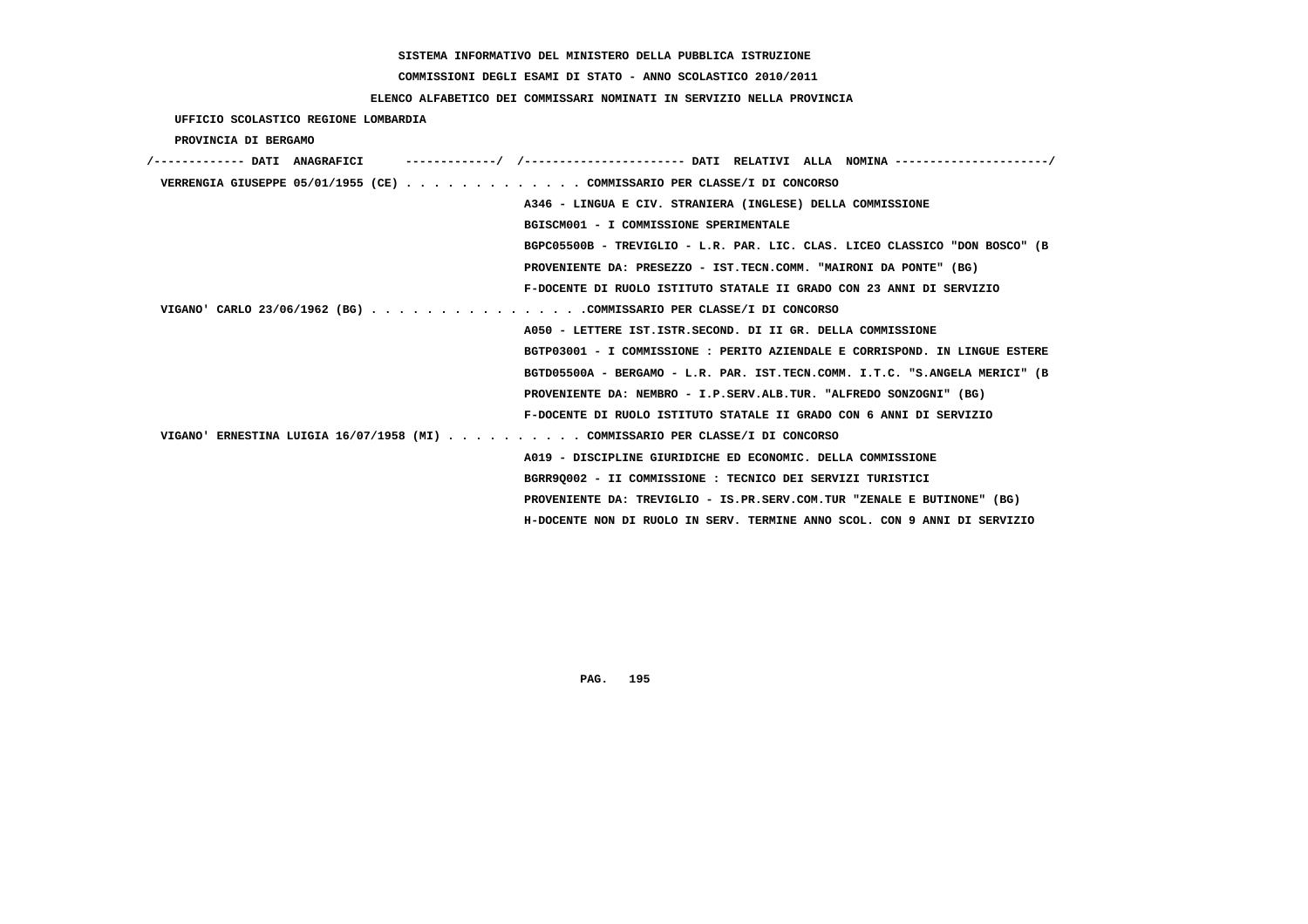SISTEMA INFORMATIVO DEL MINISTERO DELLA PUBBLICA ISTRUZIONE

COMMISSIONI DEGLI ESAMI DI STATO - ANNO SCOLASTICO 2010/2011

ELENCO ALFABETICO DEI COMMISSARI NOMINATI IN SERVIZIO NELLA PROVINCIA

UFFICIO SCOLASTICO REGIONE LOMBARDIA

PROVINCIA DI BERGAMO

```
/------------- DATI  ANAGRAFICI      -------------/  /---------------------- DATI  RELATIVI  ALLA  NOMINA ---------------------/
 VERRENGIA GIUSEPPE 05/01/1955 (CE) . . . . . . . . . . . . . COMMISSARIO PER CLASSE/I DI CONCORSO
                                                     A346 - LINGUA E CIV. STRANIERA (INGLESE) DELLA COMMISSIONE
                                                     BGISCM001 - I COMMISSIONE SPERIMENTALE
                                                     BGPC05500B - TREVIGLIO - L.R. PAR. LIC. CLAS. LICEO CLASSICO "DON BOSCO" (B
                                                     PROVENIENTE DA: PRESEZZO - IST.TECN.COMM. "MAIRONI DA PONTE" (BG)
                                                     F-DOCENTE DI RUOLO ISTITUTO STATALE II GRADO CON 23 ANNI DI SERVIZIO
 VIGANO' CARLO 23/06/1962 (BG) . . . . . . . . . . . . . . . .COMMISSARIO PER CLASSE/I DI CONCORSO
                                                     A050 - LETTERE IST.ISTR.SECOND. DI II GR. DELLA COMMISSIONE
                                                     BGTP03001 - I COMMISSIONE : PERITO AZIENDALE E CORRISPOND. IN LINGUE ESTERE
                                                     BGTD05500A - BERGAMO - L.R. PAR. IST.TECN.COMM. I.T.C. "S.ANGELA MERICI" (B
                                                     PROVENIENTE DA: NEMBRO - I.P.SERV.ALB.TUR. "ALFREDO SONZOGNI" (BG)
                                                     F-DOCENTE DI RUOLO ISTITUTO STATALE II GRADO CON 6 ANNI DI SERVIZIO
 VIGANO' ERNESTINA LUIGIA 16/07/1958 (MI) . . . . . . . . . . COMMISSARIO PER CLASSE/I DI CONCORSO
                                                     A019 - DISCIPLINE GIURIDICHE ED ECONOMIC. DELLA COMMISSIONE
                                                     BGRR9Q002 - II COMMISSIONE : TECNICO DEI SERVIZI TURISTICI
                                                     PROVENIENTE DA: TREVIGLIO - IS.PR.SERV.COM.TUR "ZENALE E BUTINONE" (BG)
                                                     H-DOCENTE NON DI RUOLO IN SERV. TERMINE ANNO SCOL. CON 9 ANNI DI SERVIZIO
```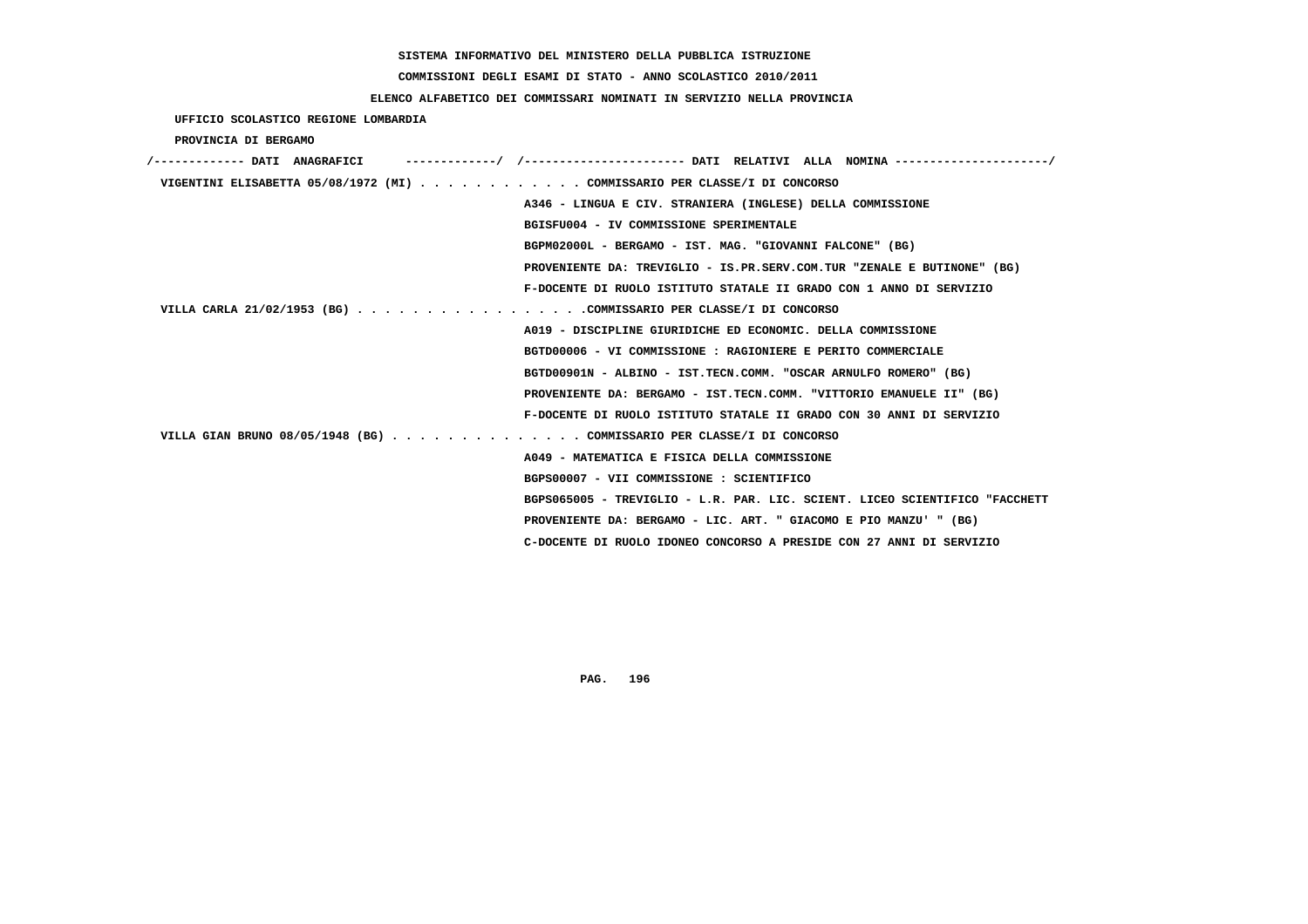SISTEMA INFORMATIVO DEL MINISTERO DELLA PUBBLICA ISTRUZIONE

COMMISSIONI DEGLI ESAMI DI STATO - ANNO SCOLASTICO 2010/2011

ELENCO ALFABETICO DEI COMMISSARI NOMINATI IN SERVIZIO NELLA PROVINCIA

UFFICIO SCOLASTICO REGIONE LOMBARDIA

PROVINCIA DI BERGAMO

```
/------------- DATI  ANAGRAFICI      -------------/  /----------------------- DATI  RELATIVI  ALLA  NOMINA ---------------------/
 VIGENTINI ELISABETTA 05/08/1972 (MI) . . . . . . . . . . . . COMMISSARIO PER CLASSE/I DI CONCORSO
                                                     A346 - LINGUA E CIV. STRANIERA (INGLESE) DELLA COMMISSIONE
                                                     BGISFU004 - IV COMMISSIONE SPERIMENTALE
                                                     BGPM02000L - BERGAMO - IST. MAG. "GIOVANNI FALCONE" (BG)
                                                     PROVENIENTE DA: TREVIGLIO - IS.PR.SERV.COM.TUR "ZENALE E BUTINONE" (BG)
                                                     F-DOCENTE DI RUOLO ISTITUTO STATALE II GRADO CON 1 ANNO DI SERVIZIO
 VILLA CARLA 21/02/1953 (BG) . . . . . . . . . . . . . . . . .COMMISSARIO PER CLASSE/I DI CONCORSO
                                                     A019 - DISCIPLINE GIURIDICHE ED ECONOMIC. DELLA COMMISSIONE
                                                     BGTD00006 - VI COMMISSIONE : RAGIONIERE E PERITO COMMERCIALE
                                                     BGTD00901N - ALBINO - IST.TECN.COMM. "OSCAR ARNULFO ROMERO" (BG)
                                                     PROVENIENTE DA: BERGAMO - IST.TECN.COMM. "VITTORIO EMANUELE II" (BG)
                                                     F-DOCENTE DI RUOLO ISTITUTO STATALE II GRADO CON 30 ANNI DI SERVIZIO
 VILLA GIAN BRUNO 08/05/1948 (BG) . . . . . . . . . . . . . . COMMISSARIO PER CLASSE/I DI CONCORSO
                                                     A049 - MATEMATICA E FISICA DELLA COMMISSIONE
                                                     BGPS00007 - VII COMMISSIONE : SCIENTIFICO
                                                     BGPS065005 - TREVIGLIO - L.R. PAR. LIC. SCIENT. LICEO SCIENTIFICO "FACCHETT
                                                     PROVENIENTE DA: BERGAMO - LIC. ART. " GIACOMO E PIO MANZU' " (BG)
                                                     C-DOCENTE DI RUOLO IDONEO CONCORSO A PRESIDE CON 27 ANNI DI SERVIZIO
```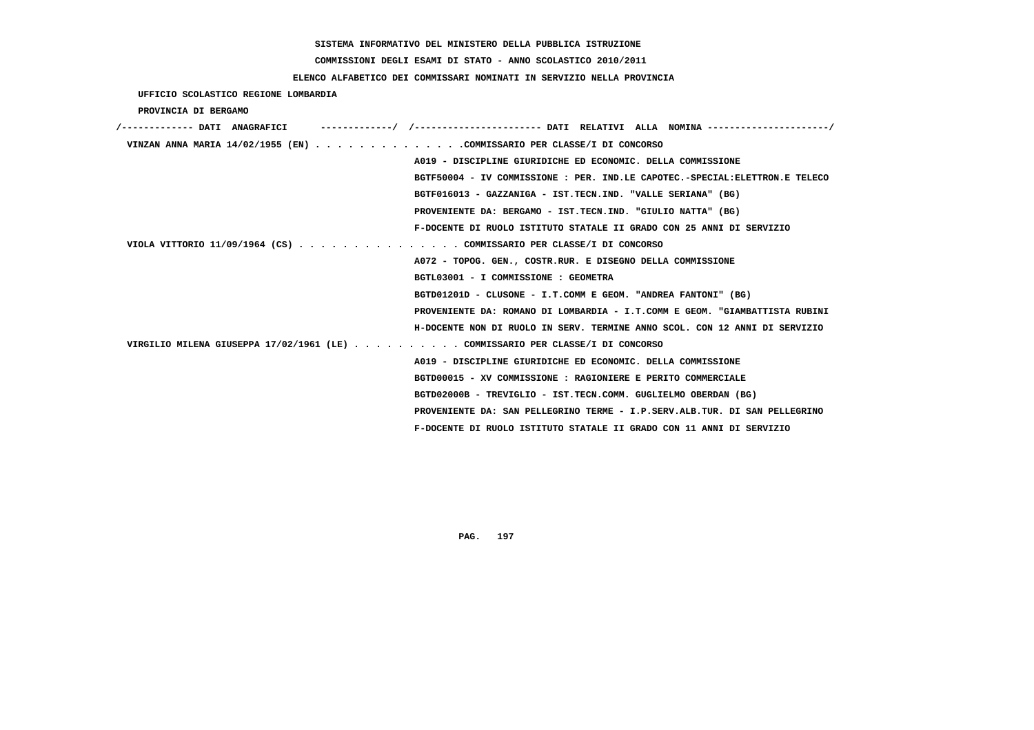SISTEMA INFORMATIVO DEL MINISTERO DELLA PUBBLICA ISTRUZIONE

COMMISSIONI DEGLI ESAMI DI STATO - ANNO SCOLASTICO 2010/2011

ELENCO ALFABETICO DEI COMMISSARI NOMINATI IN SERVIZIO NELLA PROVINCIA

UFFICIO SCOLASTICO REGIONE LOMBARDIA

PROVINCIA DI BERGAMO

/------------- DATI ANAGRAFICI -------------/ /---------------------- DATI RELATIVI ALLA NOMINA ---------------------/

VINZAN ANNA MARIA 14/02/1955 (EN) . . . . . . . . . . . . . .COMMISSARIO PER CLASSE/I DI CONCORSO

A019 - DISCIPLINE GIURIDICHE ED ECONOMIC. DELLA COMMISSIONE

BGTF50004 - IV COMMISSIONE : PER. IND.LE CAPOTEC.-SPECIAL:ELETTRON.E TELECO

BGTF016013 - GAZZANIGA - IST.TECN.IND. "VALLE SERIANA" (BG)

PROVENIENTE DA: BERGAMO - IST.TECN.IND. "GIULIO NATTA" (BG)

F-DOCENTE DI RUOLO ISTITUTO STATALE II GRADO CON 25 ANNI DI SERVIZIO

VIOLA VITTORIO 11/09/1964 (CS) . . . . . . . . . . . . . . . COMMISSARIO PER CLASSE/I DI CONCORSO

A072 - TOPOG. GEN., COSTR.RUR. E DISEGNO DELLA COMMISSIONE

BGTL03001 - I COMMISSIONE : GEOMETRA

BGTD01201D - CLUSONE - I.T.COMM E GEOM. "ANDREA FANTONI" (BG)

PROVENIENTE DA: ROMANO DI LOMBARDIA - I.T.COMM E GEOM. "GIAMBATTISTA RUBINI

H-DOCENTE NON DI RUOLO IN SERV. TERMINE ANNO SCOL. CON 12 ANNI DI SERVIZIO

VIRGILIO MILENA GIUSEPPA 17/02/1961 (LE) . . . . . . . . . . COMMISSARIO PER CLASSE/I DI CONCORSO

A019 - DISCIPLINE GIURIDICHE ED ECONOMIC. DELLA COMMISSIONE

BGTD00015 - XV COMMISSIONE : RAGIONIERE E PERITO COMMERCIALE

BGTD02000B - TREVIGLIO - IST.TECN.COMM. GUGLIELMO OBERDAN (BG)

PROVENIENTE DA: SAN PELLEGRINO TERME - I.P.SERV.ALB.TUR. DI SAN PELLEGRINO

F-DOCENTE DI RUOLO ISTITUTO STATALE II GRADO CON 11 ANNI DI SERVIZIO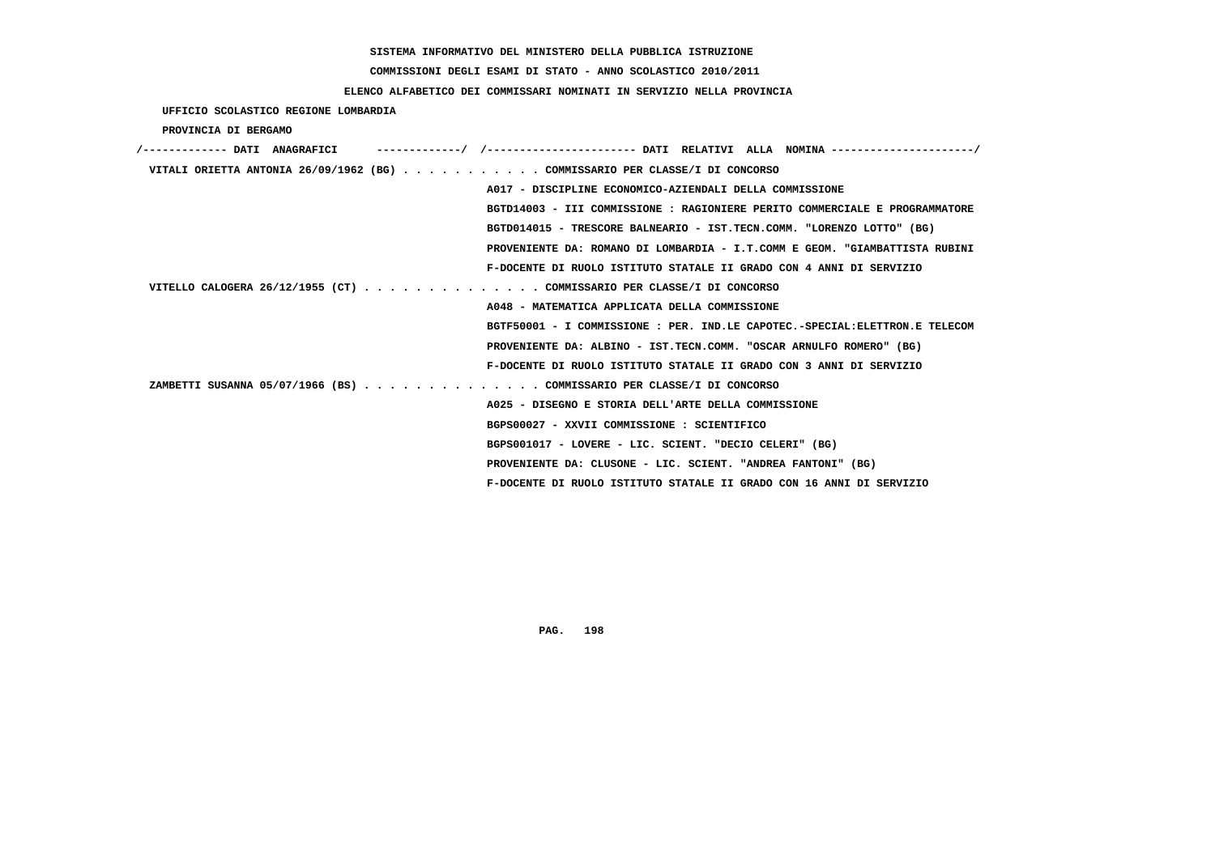SISTEMA INFORMATIVO DEL MINISTERO DELLA PUBBLICA ISTRUZIONE

COMMISSIONI DEGLI ESAMI DI STATO - ANNO SCOLASTICO 2010/2011

ELENCO ALFABETICO DEI COMMISSARI NOMINATI IN SERVIZIO NELLA PROVINCIA

UFFICIO SCOLASTICO REGIONE LOMBARDIA

PROVINCIA DI BERGAMO

/------------- DATI ANAGRAFICI -------------/ /---------------------- DATI RELATIVI ALLA NOMINA ---------------------/

VITALI ORIETTA ANTONIA 26/09/1962 (BG) . . . . . . . . . . . COMMISSARIO PER CLASSE/I DI CONCORSO

A017 - DISCIPLINE ECONOMICO-AZIENDALI DELLA COMMISSIONE

BGTD14003 - III COMMISSIONE : RAGIONIERE PERITO COMMERCIALE E PROGRAMMATORE

BGTD014015 - TRESCORE BALNEARIO - IST.TECN.COMM. "LORENZO LOTTO" (BG)

PROVENIENTE DA: ROMANO DI LOMBARDIA - I.T.COMM E GEOM. "GIAMBATTISTA RUBINI

F-DOCENTE DI RUOLO ISTITUTO STATALE II GRADO CON 4 ANNI DI SERVIZIO

VITELLO CALOGERA 26/12/1955 (CT) . . . . . . . . . . . . . . COMMISSARIO PER CLASSE/I DI CONCORSO

A048 - MATEMATICA APPLICATA DELLA COMMISSIONE

BGTF50001 - I COMMISSIONE : PER. IND.LE CAPOTEC.-SPECIAL:ELETTRON.E TELECOM

PROVENIENTE DA: ALBINO - IST.TECN.COMM. "OSCAR ARNULFO ROMERO" (BG)

F-DOCENTE DI RUOLO ISTITUTO STATALE II GRADO CON 3 ANNI DI SERVIZIO

ZAMBETTI SUSANNA 05/07/1966 (BS) . . . . . . . . . . . . . . COMMISSARIO PER CLASSE/I DI CONCORSO

A025 - DISEGNO E STORIA DELL'ARTE DELLA COMMISSIONE

BGPS00027 - XXVII COMMISSIONE : SCIENTIFICO

BGPS001017 - LOVERE - LIC. SCIENT. "DECIO CELERI" (BG)

PROVENIENTE DA: CLUSONE - LIC. SCIENT. "ANDREA FANTONI" (BG)

F-DOCENTE DI RUOLO ISTITUTO STATALE II GRADO CON 16 ANNI DI SERVIZIO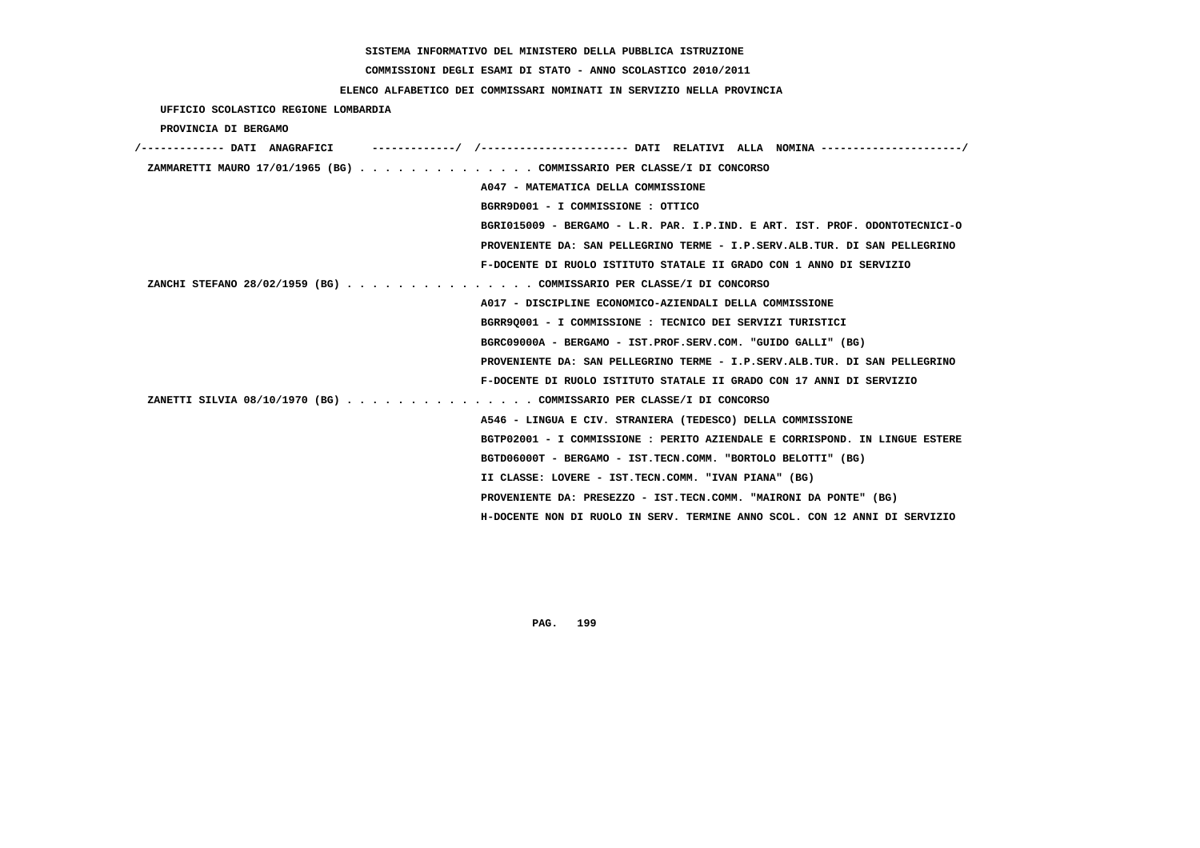SISTEMA INFORMATIVO DEL MINISTERO DELLA PUBBLICA ISTRUZIONE

COMMISSIONI DEGLI ESAMI DI STATO - ANNO SCOLASTICO 2010/2011

ELENCO ALFABETICO DEI COMMISSARI NOMINATI IN SERVIZIO NELLA PROVINCIA

UFFICIO SCOLASTICO REGIONE LOMBARDIA

PROVINCIA DI BERGAMO

/------------- DATI ANAGRAFICI -------------/ /---------------------- DATI RELATIVI ALLA NOMINA ---------------------/

ZAMMARETTI MAURO 17/01/1965 (BG) . . . . . . . . . . . . . . COMMISSARIO PER CLASSE/I DI CONCORSO

A047 - MATEMATICA DELLA COMMISSIONE

BGRR9D001 - I COMMISSIONE : OTTICO

BGRI015009 - BERGAMO - L.R. PAR. I.P.IND. E ART. IST. PROF. ODONTOTECNICI-O

PROVENIENTE DA: SAN PELLEGRINO TERME - I.P.SERV.ALB.TUR. DI SAN PELLEGRINO

F-DOCENTE DI RUOLO ISTITUTO STATALE II GRADO CON 1 ANNO DI SERVIZIO

ZANCHI STEFANO 28/02/1959 (BG) . . . . . . . . . . . . . . . COMMISSARIO PER CLASSE/I DI CONCORSO

A017 - DISCIPLINE ECONOMICO-AZIENDALI DELLA COMMISSIONE

BGRR9Q001 - I COMMISSIONE : TECNICO DEI SERVIZI TURISTICI

BGRC09000A - BERGAMO - IST.PROF.SERV.COM. "GUIDO GALLI" (BG)

PROVENIENTE DA: SAN PELLEGRINO TERME - I.P.SERV.ALB.TUR. DI SAN PELLEGRINO

F-DOCENTE DI RUOLO ISTITUTO STATALE II GRADO CON 17 ANNI DI SERVIZIO

ZANETTI SILVIA 08/10/1970 (BG) . . . . . . . . . . . . . . . COMMISSARIO PER CLASSE/I DI CONCORSO

A546 - LINGUA E CIV. STRANIERA (TEDESCO) DELLA COMMISSIONE

BGTP02001 - I COMMISSIONE : PERITO AZIENDALE E CORRISPOND. IN LINGUE ESTERE

BGTD06000T - BERGAMO - IST.TECN.COMM. "BORTOLO BELOTTI" (BG)

II CLASSE: LOVERE - IST.TECN.COMM. "IVAN PIANA" (BG)

PROVENIENTE DA: PRESEZZO - IST.TECN.COMM. "MAIRONI DA PONTE" (BG)

H-DOCENTE NON DI RUOLO IN SERV. TERMINE ANNO SCOL. CON 12 ANNI DI SERVIZIO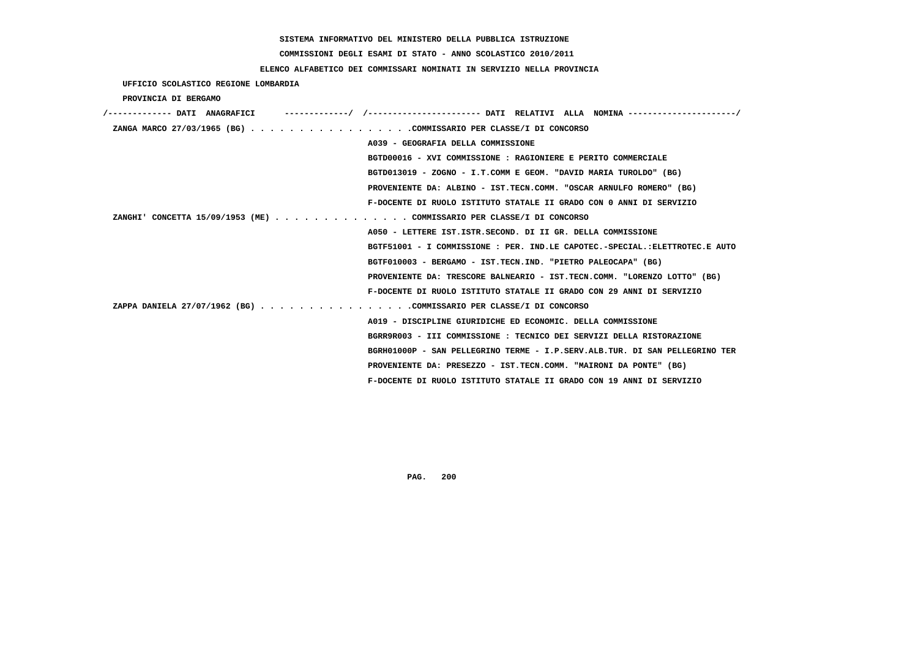SISTEMA INFORMATIVO DEL MINISTERO DELLA PUBBLICA ISTRUZIONE

COMMISSIONI DEGLI ESAMI DI STATO - ANNO SCOLASTICO 2010/2011

ELENCO ALFABETICO DEI COMMISSARI NOMINATI IN SERVIZIO NELLA PROVINCIA

UFFICIO SCOLASTICO REGIONE LOMBARDIA

PROVINCIA DI BERGAMO

/------------- DATI ANAGRAFICI -------------/ /---------------------- DATI RELATIVI ALLA NOMINA ---------------------/

ZANGA MARCO 27/03/1965 (BG) . . . . . . . . . . . . . . . . .COMMISSARIO PER CLASSE/I DI CONCORSO

A039 - GEOGRAFIA DELLA COMMISSIONE

BGTD00016 - XVI COMMISSIONE : RAGIONIERE E PERITO COMMERCIALE

BGTD013019 - ZOGNO - I.T.COMM E GEOM. "DAVID MARIA TUROLDO" (BG)

PROVENIENTE DA: ALBINO - IST.TECN.COMM. "OSCAR ARNULFO ROMERO" (BG)

F-DOCENTE DI RUOLO ISTITUTO STATALE II GRADO CON 0 ANNI DI SERVIZIO

ZANGHI' CONCETTA 15/09/1953 (ME) . . . . . . . . . . . . . . COMMISSARIO PER CLASSE/I DI CONCORSO

A050 - LETTERE IST.ISTR.SECOND. DI II GR. DELLA COMMISSIONE

BGTF51001 - I COMMISSIONE : PER. IND.LE CAPOTEC.-SPECIAL.:ELETTROTEC.E AUTO

BGTF010003 - BERGAMO - IST.TECN.IND. "PIETRO PALEOCAPA" (BG)

PROVENIENTE DA: TRESCORE BALNEARIO - IST.TECN.COMM. "LORENZO LOTTO" (BG)

F-DOCENTE DI RUOLO ISTITUTO STATALE II GRADO CON 29 ANNI DI SERVIZIO

ZAPPA DANIELA 27/07/1962 (BG) . . . . . . . . . . . . . . . .COMMISSARIO PER CLASSE/I DI CONCORSO

A019 - DISCIPLINE GIURIDICHE ED ECONOMIC. DELLA COMMISSIONE

BGRR9R003 - III COMMISSIONE : TECNICO DEI SERVIZI DELLA RISTORAZIONE

BGRH01000P - SAN PELLEGRINO TERME - I.P.SERV.ALB.TUR. DI SAN PELLEGRINO TER

PROVENIENTE DA: PRESEZZO - IST.TECN.COMM. "MAIRONI DA PONTE" (BG)

F-DOCENTE DI RUOLO ISTITUTO STATALE II GRADO CON 19 ANNI DI SERVIZIO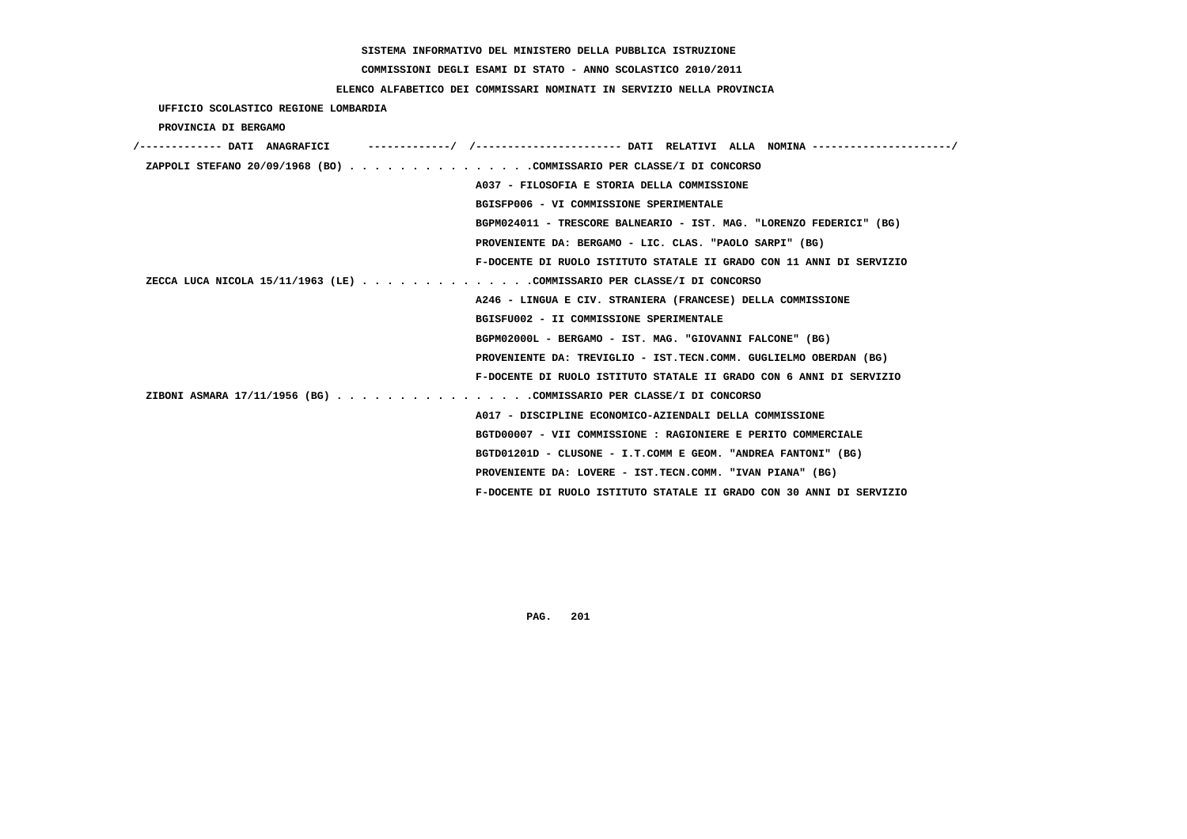SISTEMA INFORMATIVO DEL MINISTERO DELLA PUBBLICA ISTRUZIONE

COMMISSIONI DEGLI ESAMI DI STATO - ANNO SCOLASTICO 2010/2011

ELENCO ALFABETICO DEI COMMISSARI NOMINATI IN SERVIZIO NELLA PROVINCIA

UFFICIO SCOLASTICO REGIONE LOMBARDIA

PROVINCIA DI BERGAMO

| DATI ANAGRAFICI | DATI RELATIVI ALLA NOMINA |
|---|---|
| ZAPPOLI STEFANO 20/09/1968 (BO) | COMMISSARIO PER CLASSE/I DI CONCORSO |
| | A037 - FILOSOFIA E STORIA DELLA COMMISSIONE |
| | BGISFP006 - VI COMMISSIONE SPERIMENTALE |
| | BGPM024011 - TRESCORE BALNEARIO - IST. MAG. "LORENZO FEDERICI" (BG) |
| | PROVENIENTE DA: BERGAMO - LIC. CLAS. "PAOLO SARPI" (BG) |
| | F-DOCENTE DI RUOLO ISTITUTO STATALE II GRADO CON 11 ANNI DI SERVIZIO |
| ZECCA LUCA NICOLA 15/11/1963 (LE) | COMMISSARIO PER CLASSE/I DI CONCORSO |
| | A246 - LINGUA E CIV. STRANIERA (FRANCESE) DELLA COMMISSIONE |
| | BGISFU002 - II COMMISSIONE SPERIMENTALE |
| | BGPM02000L - BERGAMO - IST. MAG. "GIOVANNI FALCONE" (BG) |
| | PROVENIENTE DA: TREVIGLIO - IST.TECN.COMM. GUGLIELMO OBERDAN (BG) |
| | F-DOCENTE DI RUOLO ISTITUTO STATALE II GRADO CON 6 ANNI DI SERVIZIO |
| ZIBONI ASMARA 17/11/1956 (BG) | COMMISSARIO PER CLASSE/I DI CONCORSO |
| | A017 - DISCIPLINE ECONOMICO-AZIENDALI DELLA COMMISSIONE |
| | BGTD00007 - VII COMMISSIONE : RAGIONIERE E PERITO COMMERCIALE |
| | BGTD01201D - CLUSONE - I.T.COMM E GEOM. "ANDREA FANTONI" (BG) |
| | PROVENIENTE DA: LOVERE - IST.TECN.COMM. "IVAN PIANA" (BG) |
| | F-DOCENTE DI RUOLO ISTITUTO STATALE II GRADO CON 30 ANNI DI SERVIZIO |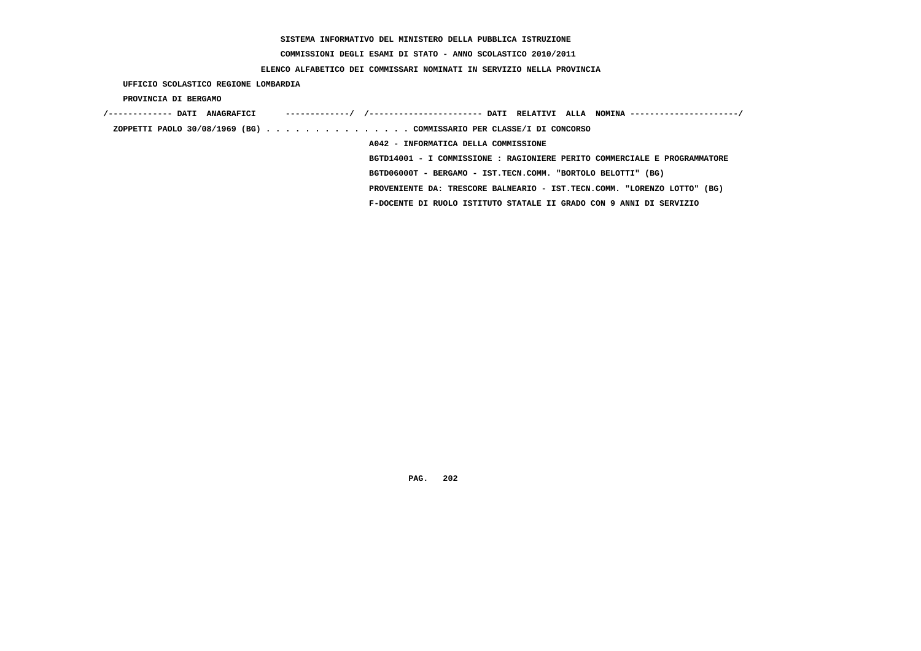SISTEMA INFORMATIVO DEL MINISTERO DELLA PUBBLICA ISTRUZIONE

COMMISSIONI DEGLI ESAMI DI STATO - ANNO SCOLASTICO 2010/2011

ELENCO ALFABETICO DEI COMMISSARI NOMINATI IN SERVIZIO NELLA PROVINCIA

UFFICIO SCOLASTICO REGIONE LOMBARDIA

PROVINCIA DI BERGAMO

/------------- DATI ANAGRAFICI -------------/ /---------------------- DATI RELATIVI ALLA NOMINA ---------------------/

ZOPPETTI PAOLO 30/08/1969 (BG) . . . . . . . . . . . . . . . COMMISSARIO PER CLASSE/I DI CONCORSO

A042 - INFORMATICA DELLA COMMISSIONE

BGTD14001 - I COMMISSIONE : RAGIONIERE PERITO COMMERCIALE E PROGRAMMATORE

BGTD06000T - BERGAMO - IST.TECN.COMM. "BORTOLO BELOTTI" (BG)

PROVENIENTE DA: TRESCORE BALNEARIO - IST.TECN.COMM. "LORENZO LOTTO" (BG)

F-DOCENTE DI RUOLO ISTITUTO STATALE II GRADO CON 9 ANNI DI SERVIZIO